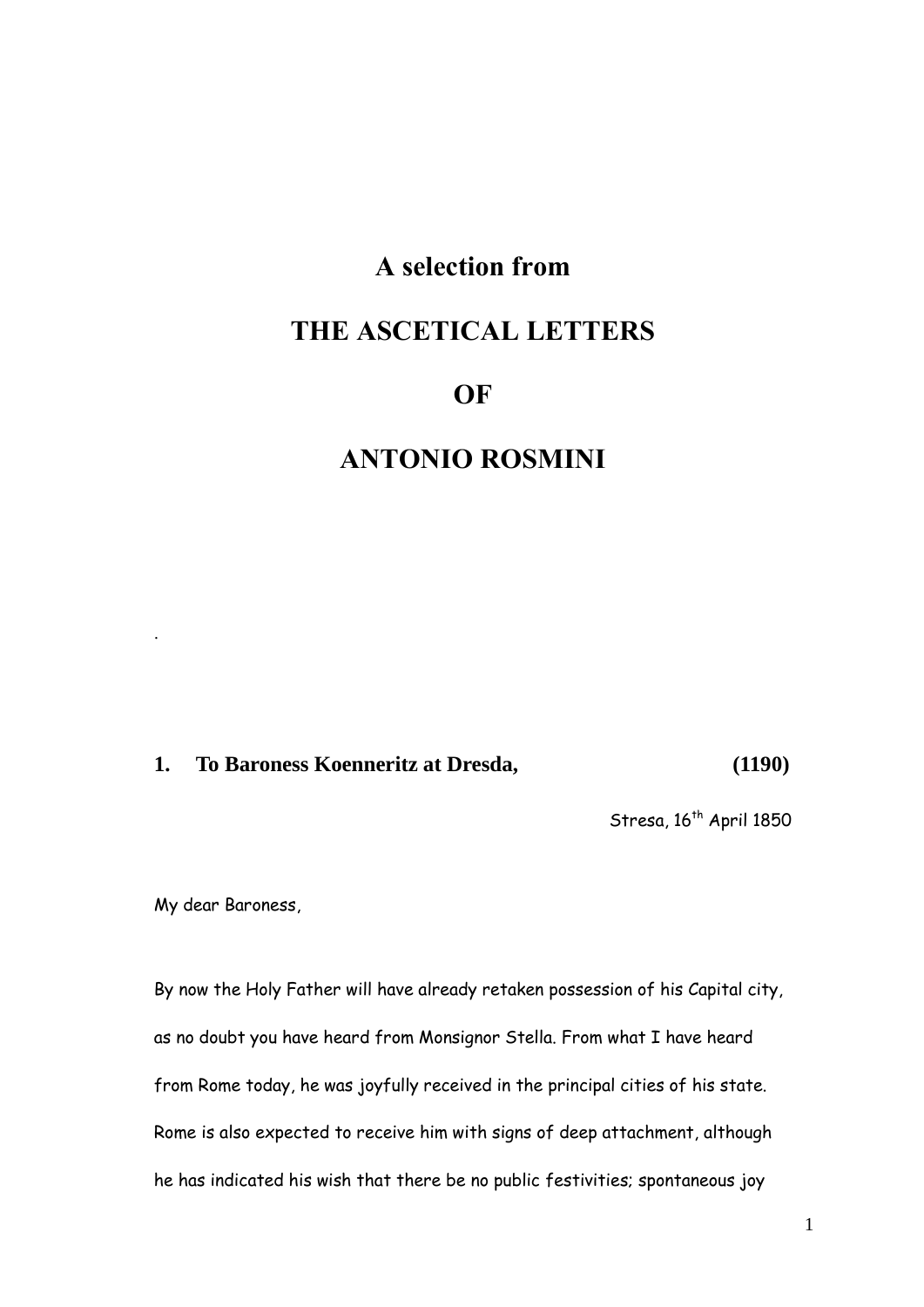# A selection from

# THE ASCETICAL LETTERS

# OF

# ANTONIO ROSMINI

.

### 1. To Baroness Koenneritz at Dresda, (1190)

Stresa, 16th April 1850

My dear Baroness,

By now the Holy Father will have already retaken possession of his Capital city, as no doubt you have heard from Monsignor Stella. From what I have heard from Rome today, he was joyfully received in the principal cities of his state. Rome is also expected to receive him with signs of deep attachment, although he has indicated his wish that there be no public festivities; spontaneous joy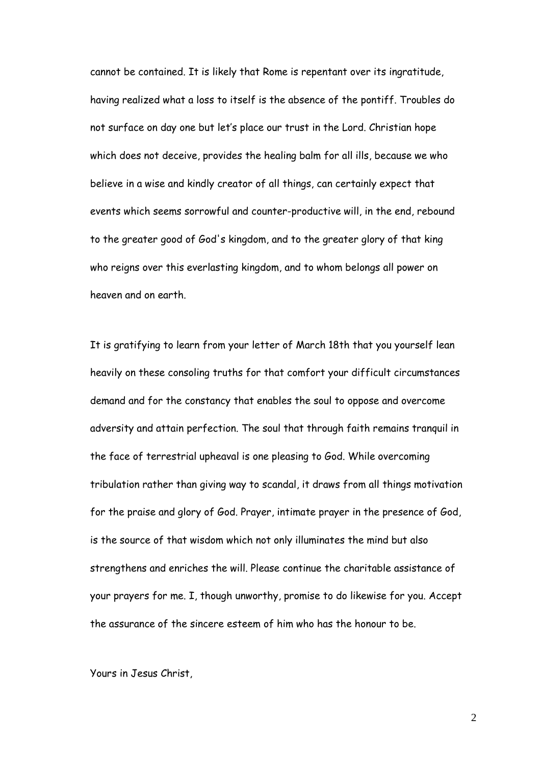cannot be contained. It is likely that Rome is repentant over its ingratitude, having realized what a loss to itself is the absence of the pontiff. Troubles do not surface on day one but let's place our trust in the Lord. Christian hope which does not deceive, provides the healing balm for all ills, because we who believe in a wise and kindly creator of all things, can certainly expect that events which seems sorrowful and counter-productive will, in the end, rebound to the greater good of God's kingdom, and to the greater glory of that king who reigns over this everlasting kingdom, and to whom belongs all power on heaven and on earth.

It is gratifying to learn from your letter of March 18th that you yourself lean heavily on these consoling truths for that comfort your difficult circumstances demand and for the constancy that enables the soul to oppose and overcome adversity and attain perfection. The soul that through faith remains tranquil in the face of terrestrial upheaval is one pleasing to God. While overcoming tribulation rather than giving way to scandal, it draws from all things motivation for the praise and glory of God. Prayer, intimate prayer in the presence of God, is the source of that wisdom which not only illuminates the mind but also strengthens and enriches the will. Please continue the charitable assistance of your prayers for me. I, though unworthy, promise to do likewise for you. Accept the assurance of the sincere esteem of him who has the honour to be.

Yours in Jesus Christ,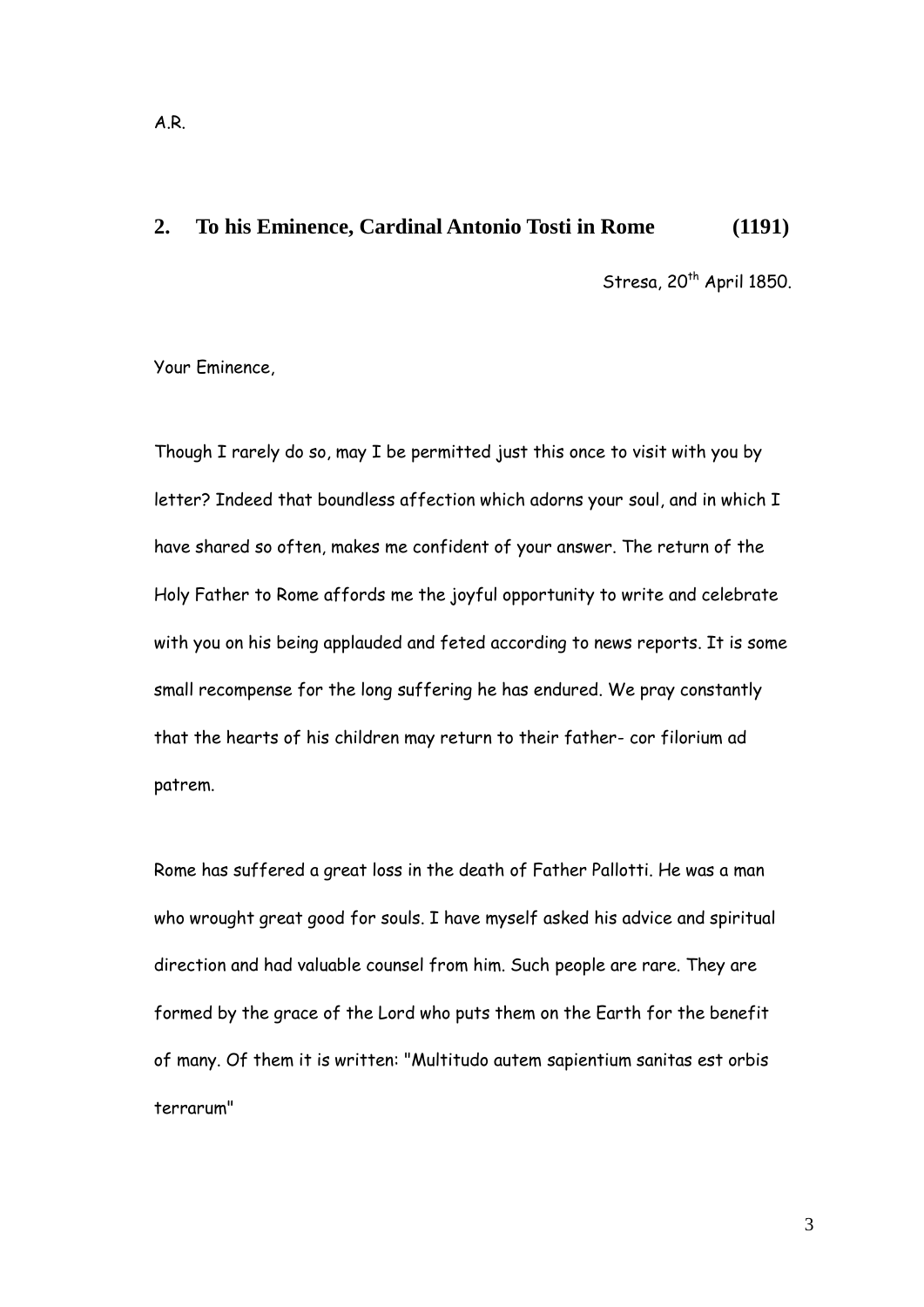A.R.

## 2. To his Eminence, Cardinal Antonio Tosti in Rome (1191)

Stresa, 20th April 1850.

Your Eminence,

Though I rarely do so, may I be permitted just this once to visit with you by letter? Indeed that boundless affection which adorns your soul, and in which I have shared so often, makes me confident of your answer. The return of the Holy Father to Rome affords me the joyful opportunity to write and celebrate with you on his being applauded and feted according to news reports. It is some small recompense for the long suffering he has endured. We pray constantly that the hearts of his children may return to their father- cor filorium ad patrem.

Rome has suffered a great loss in the death of Father Pallotti. He was a man who wrought great good for souls. I have myself asked his advice and spiritual direction and had valuable counsel from him. Such people are rare. They are formed by the grace of the Lord who puts them on the Earth for the benefit of many. Of them it is written: "Multitudo autem sapientium sanitas est orbis terrarum"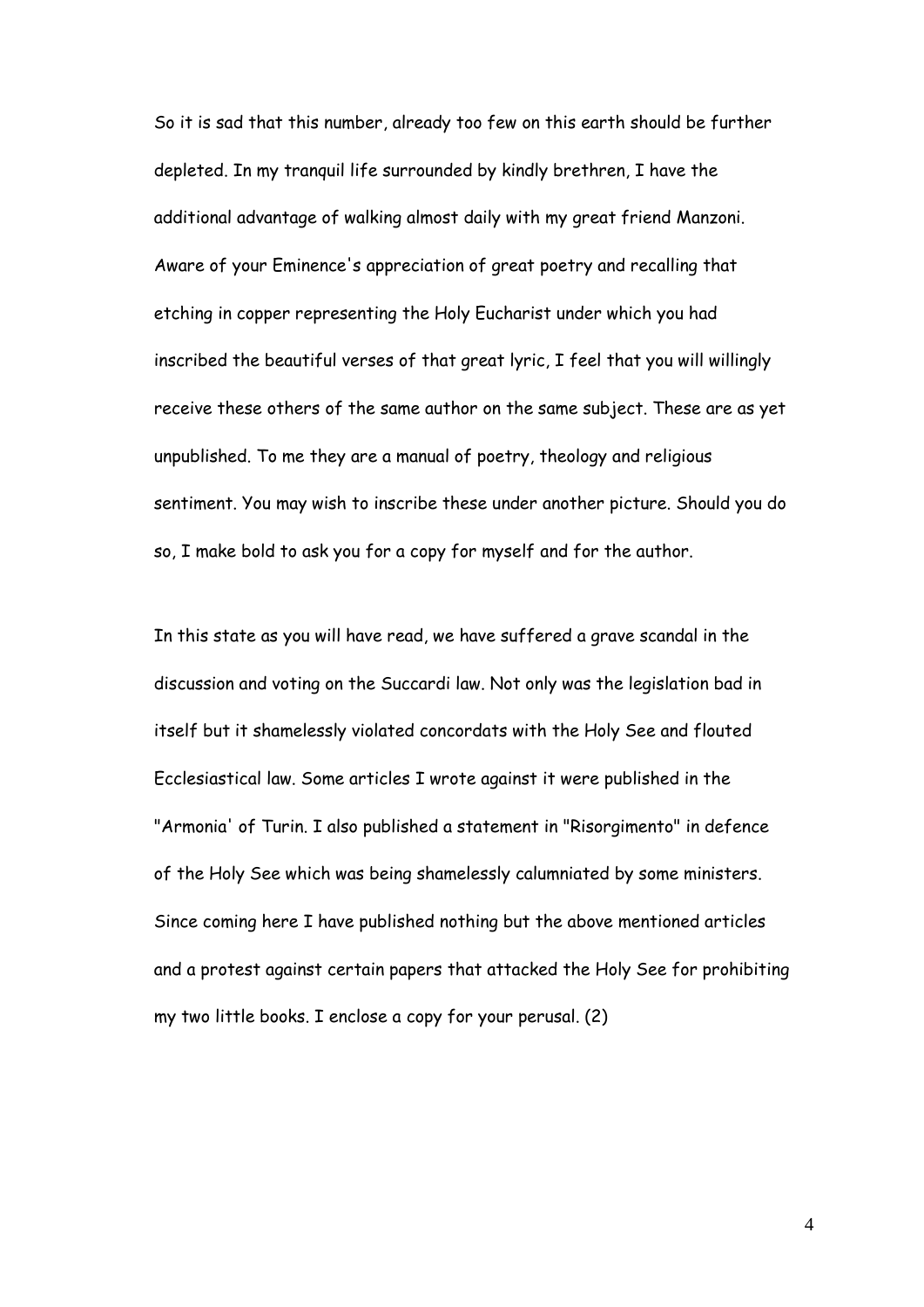So it is sad that this number, already too few on this earth should be further depleted. In my tranquil life surrounded by kindly brethren, I have the additional advantage of walking almost daily with my great friend Manzoni. Aware of your Eminence's appreciation of great poetry and recalling that etching in copper representing the Holy Eucharist under which you had inscribed the beautiful verses of that great lyric, I feel that you will willingly receive these others of the same author on the same subject. These are as yet unpublished. To me they are a manual of poetry, theology and religious sentiment. You may wish to inscribe these under another picture. Should you do so, I make bold to ask you for a copy for myself and for the author.

In this state as you will have read, we have suffered a grave scandal in the discussion and voting on the Succardi law. Not only was the legislation bad in itself but it shamelessly violated concordats with the Holy See and flouted Ecclesiastical law. Some articles I wrote against it were published in the "Armonia' of Turin. I also published a statement in "Risorgimento" in defence of the Holy See which was being shamelessly calumniated by some ministers. Since coming here I have published nothing but the above mentioned articles and a protest against certain papers that attacked the Holy See for prohibiting my two little books. I enclose a copy for your perusal. (2)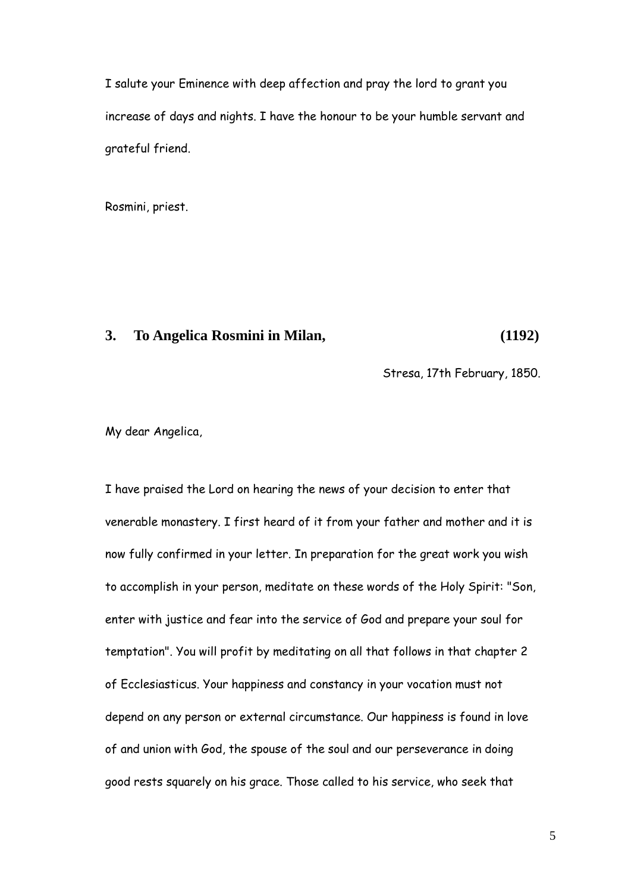I salute your Eminence with deep affection and pray the lord to grant you increase of days and nights. I have the honour to be your humble servant and grateful friend.

Rosmini, priest.

### 3. To Angelica Rosmini in Milan, (1192)

Stresa, 17th February, 1850.

My dear Angelica,

I have praised the Lord on hearing the news of your decision to enter that venerable monastery. I first heard of it from your father and mother and it is now fully confirmed in your letter. In preparation for the great work you wish to accomplish in your person, meditate on these words of the Holy Spirit: "Son, enter with justice and fear into the service of God and prepare your soul for temptation". You will profit by meditating on all that follows in that chapter 2 of Ecclesiasticus. Your happiness and constancy in your vocation must not depend on any person or external circumstance. Our happiness is found in love of and union with God, the spouse of the soul and our perseverance in doing good rests squarely on his grace. Those called to his service, who seek that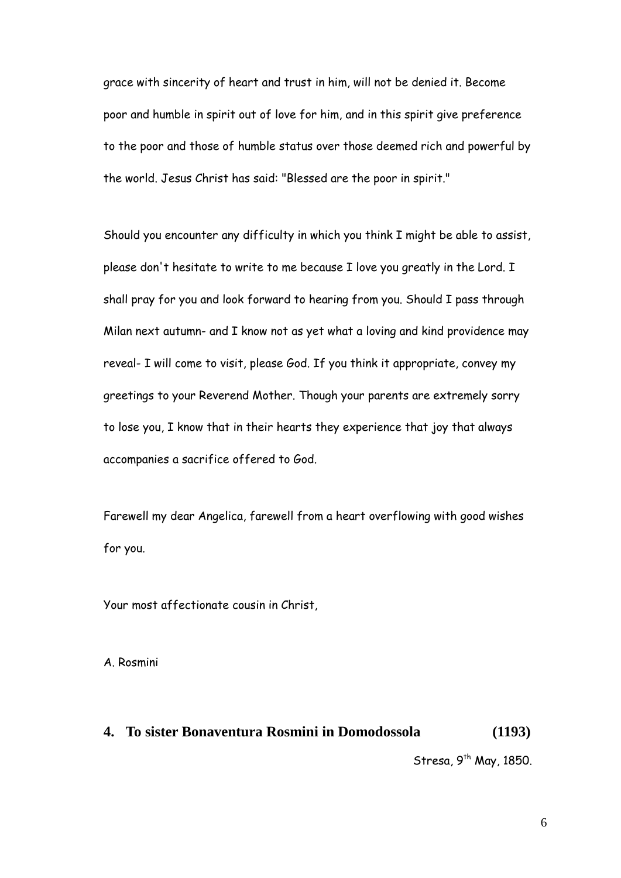grace with sincerity of heart and trust in him, will not be denied it. Become poor and humble in spirit out of love for him, and in this spirit give preference to the poor and those of humble status over those deemed rich and powerful by the world. Jesus Christ has said: "Blessed are the poor in spirit."

Should you encounter any difficulty in which you think I might be able to assist, please don't hesitate to write to me because I love you greatly in the Lord. I shall pray for you and look forward to hearing from you. Should I pass through Milan next autumn- and I know not as yet what a loving and kind providence may reveal- I will come to visit, please God. If you think it appropriate, convey my greetings to your Reverend Mother. Though your parents are extremely sorry to lose you, I know that in their hearts they experience that joy that always accompanies a sacrifice offered to God.

Farewell my dear Angelica, farewell from a heart overflowing with good wishes for you.

Your most affectionate cousin in Christ,

A. Rosmini

## 4. To sister Bonaventura Rosmini in Domodossola (1193)

Stresa, 9th May, 1850.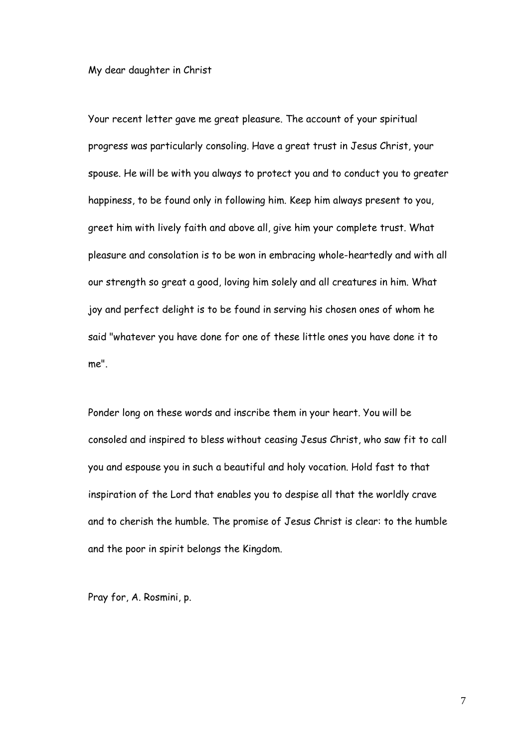My dear daughter in Christ

Your recent letter gave me great pleasure. The account of your spiritual progress was particularly consoling. Have a great trust in Jesus Christ, your spouse. He will be with you always to protect you and to conduct you to greater happiness, to be found only in following him. Keep him always present to you, greet him with lively faith and above all, give him your complete trust. What pleasure and consolation is to be won in embracing whole-heartedly and with all our strength so great a good, loving him solely and all creatures in him. What joy and perfect delight is to be found in serving his chosen ones of whom he said "whatever you have done for one of these little ones you have done it to me".

Ponder long on these words and inscribe them in your heart. You will be consoled and inspired to bless without ceasing Jesus Christ, who saw fit to call you and espouse you in such a beautiful and holy vocation. Hold fast to that inspiration of the Lord that enables you to despise all that the worldly crave and to cherish the humble. The promise of Jesus Christ is clear: to the humble and the poor in spirit belongs the Kingdom.

Pray for, A. Rosmini, p.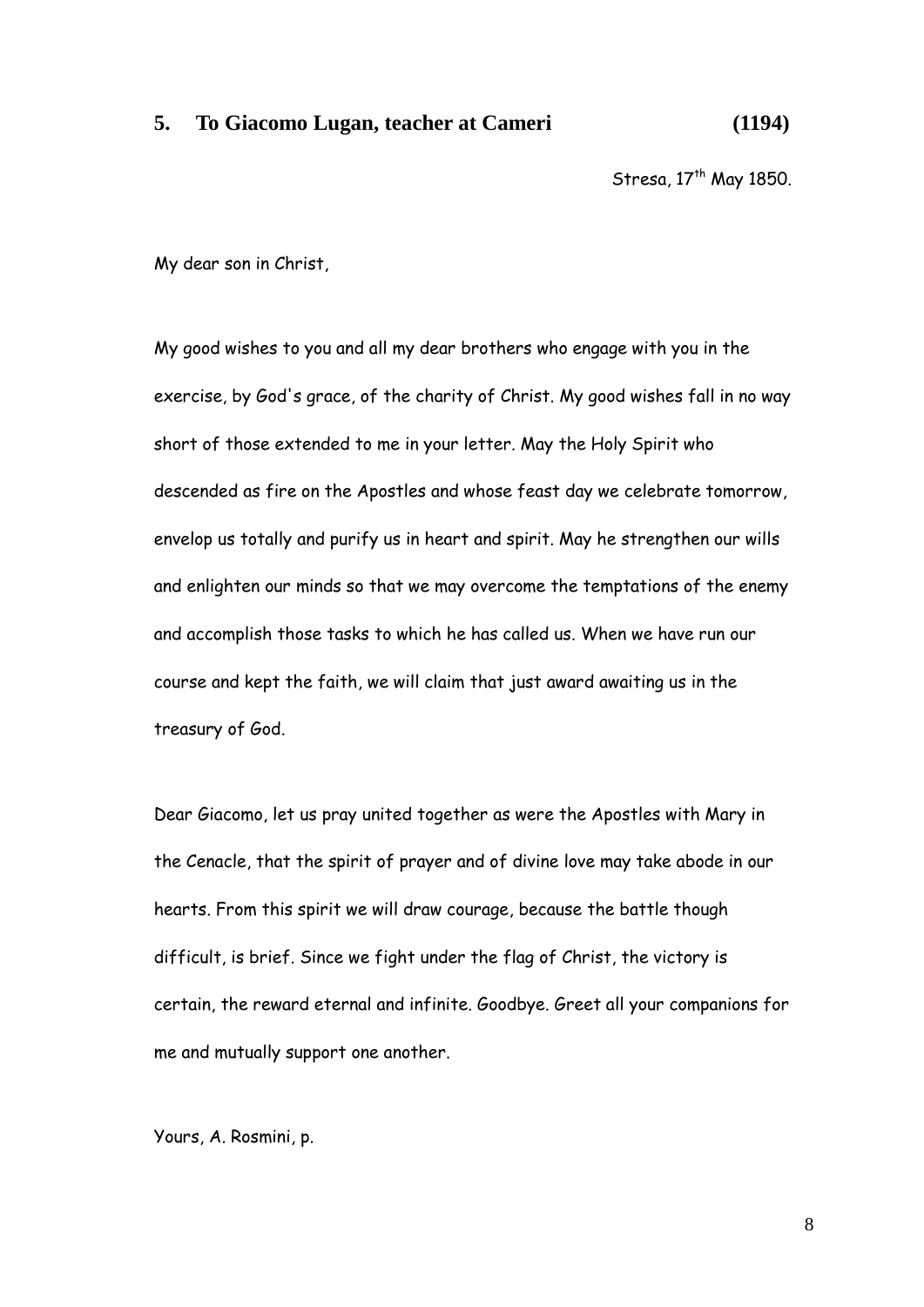## 5. To Giacomo Lugan, teacher at Cameri (1194)

Stresa, 17th May 1850.

My dear son in Christ,

My good wishes to you and all my dear brothers who engage with you in the exercise, by God's grace, of the charity of Christ. My good wishes fall in no way short of those extended to me in your letter. May the Holy Spirit who descended as fire on the Apostles and whose feast day we celebrate tomorrow, envelop us totally and purify us in heart and spirit. May he strengthen our wills and enlighten our minds so that we may overcome the temptations of the enemy and accomplish those tasks to which he has called us. When we have run our course and kept the faith, we will claim that just award awaiting us in the treasury of God.

Dear Giacomo, let us pray united together as were the Apostles with Mary in the Cenacle, that the spirit of prayer and of divine love may take abode in our hearts. From this spirit we will draw courage, because the battle though difficult, is brief. Since we fight under the flag of Christ, the victory is certain, the reward eternal and infinite. Goodbye. Greet all your companions for me and mutually support one another.

Yours, A. Rosmini, p.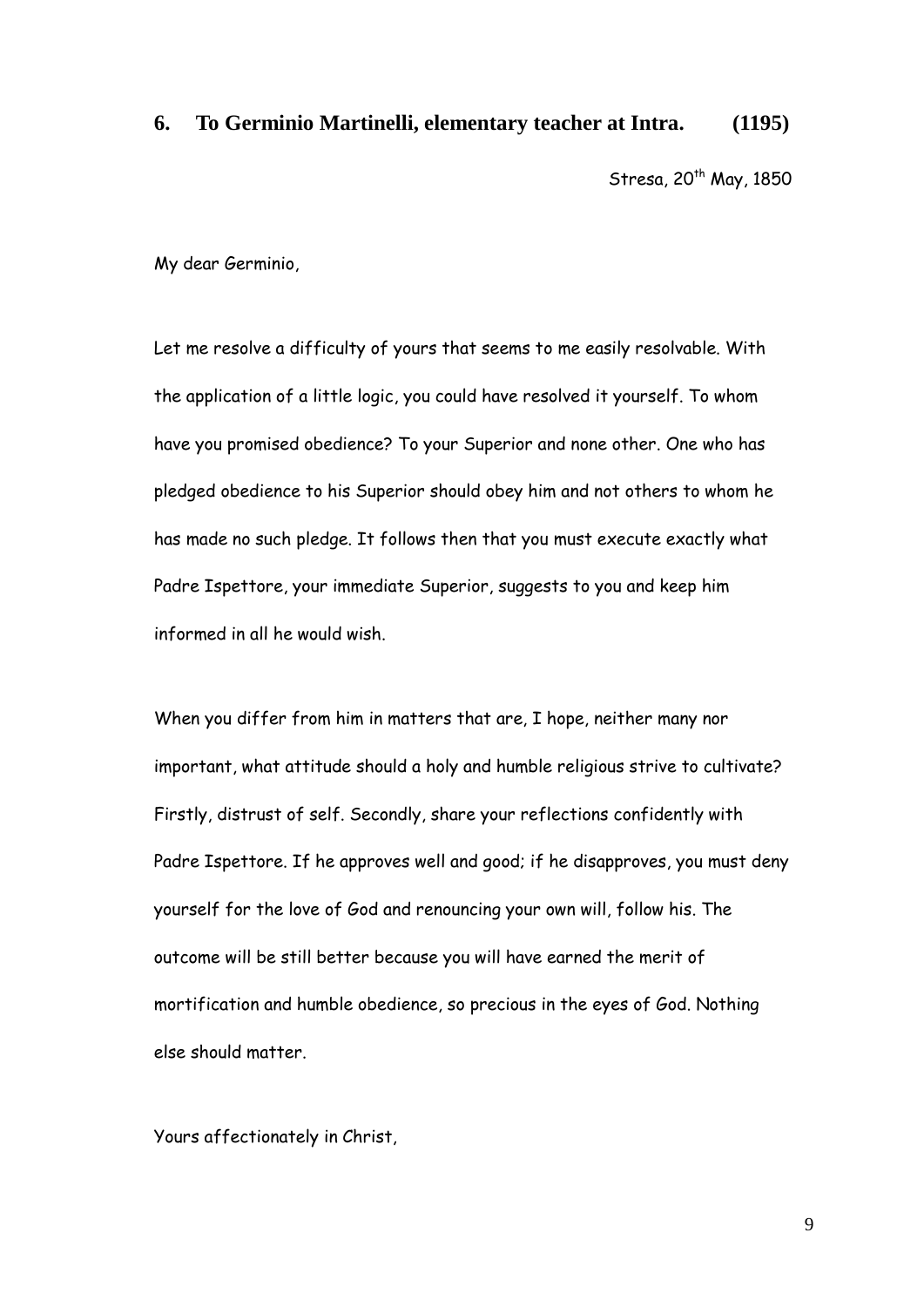## 6. To Germinio Martinelli, elementary teacher at Intra. (1195)

Stresa, 20th May, 1850

My dear Germinio,

Let me resolve a difficulty of yours that seems to me easily resolvable. With the application of a little logic, you could have resolved it yourself. To whom have you promised obedience? To your Superior and none other. One who has pledged obedience to his Superior should obey him and not others to whom he has made no such pledge. It follows then that you must execute exactly what Padre Ispettore, your immediate Superior, suggests to you and keep him informed in all he would wish.

When you differ from him in matters that are, I hope, neither many nor important, what attitude should a holy and humble religious strive to cultivate? Firstly, distrust of self. Secondly, share your reflections confidently with Padre Ispettore. If he approves well and good; if he disapproves, you must deny yourself for the love of God and renouncing your own will, follow his. The outcome will be still better because you will have earned the merit of mortification and humble obedience, so precious in the eyes of God. Nothing else should matter.

Yours affectionately in Christ,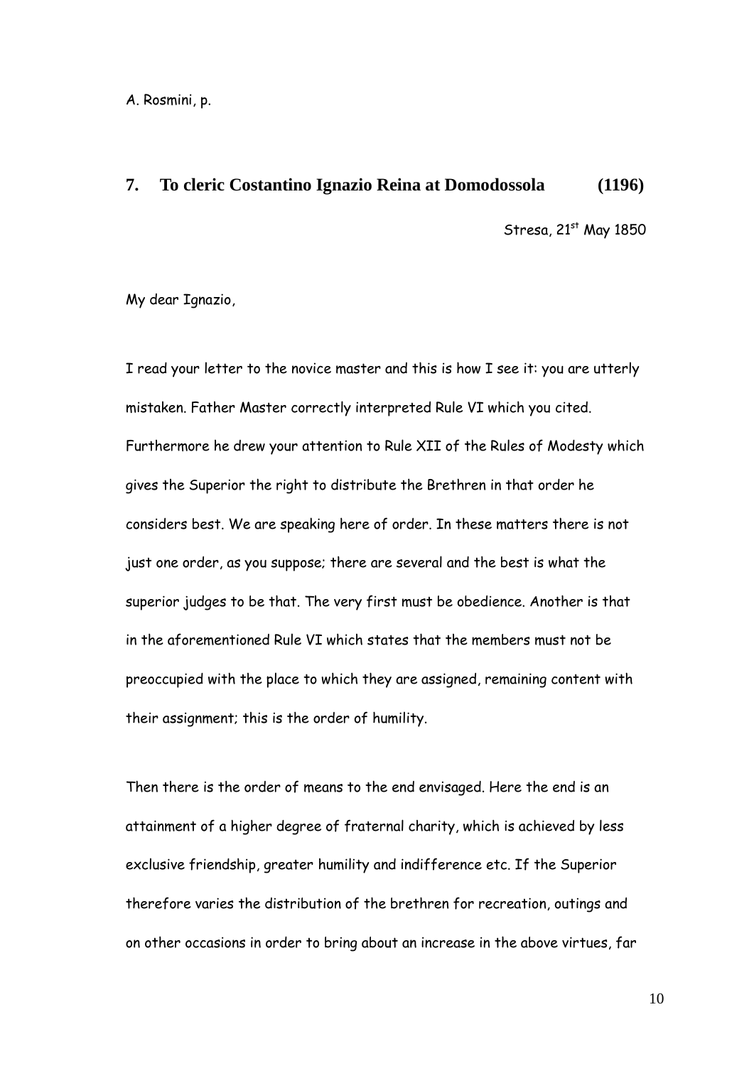A. Rosmini, p.

## 7. To cleric Costantino Ignazio Reina at Domodossola (1196)

Stresa, 21st May 1850

My dear Ignazio,

I read your letter to the novice master and this is how I see it: you are utterly mistaken. Father Master correctly interpreted Rule VI which you cited. Furthermore he drew your attention to Rule XII of the Rules of Modesty which gives the Superior the right to distribute the Brethren in that order he considers best. We are speaking here of order. In these matters there is not just one order, as you suppose; there are several and the best is what the superior judges to be that. The very first must be obedience. Another is that in the aforementioned Rule VI which states that the members must not be preoccupied with the place to which they are assigned, remaining content with their assignment; this is the order of humility.

Then there is the order of means to the end envisaged. Here the end is an attainment of a higher degree of fraternal charity, which is achieved by less exclusive friendship, greater humility and indifference etc. If the Superior therefore varies the distribution of the brethren for recreation, outings and on other occasions in order to bring about an increase in the above virtues, far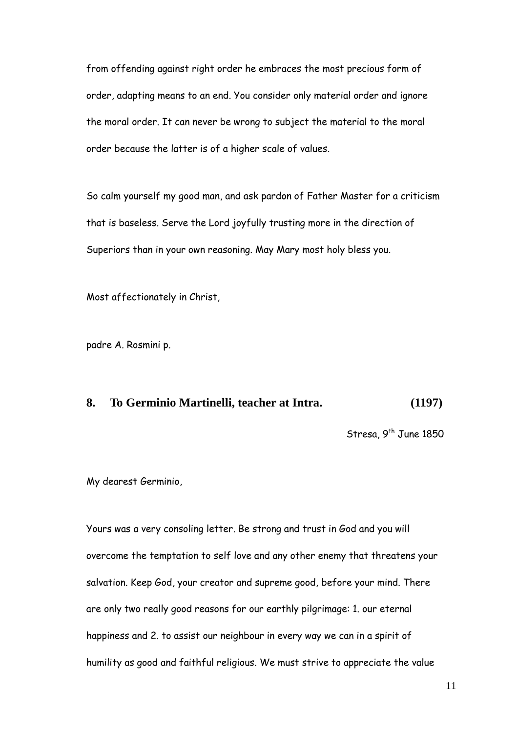from offending against right order he embraces the most precious form of order, adapting means to an end. You consider only material order and ignore the moral order. It can never be wrong to subject the material to the moral order because the latter is of a higher scale of values.

So calm yourself my good man, and ask pardon of Father Master for a criticism that is baseless. Serve the Lord joyfully trusting more in the direction of Superiors than in your own reasoning. May Mary most holy bless you.

Most affectionately in Christ,

padre A. Rosmini p.

## 8. To Germinio Martinelli, teacher at Intra. (1197)

Stresa, 9th June 1850

My dearest Germinio,

Yours was a very consoling letter. Be strong and trust in God and you will overcome the temptation to self love and any other enemy that threatens your salvation. Keep God, your creator and supreme good, before your mind. There are only two really good reasons for our earthly pilgrimage: 1. our eternal happiness and 2. to assist our neighbour in every way we can in a spirit of humility as good and faithful religious. We must strive to appreciate the value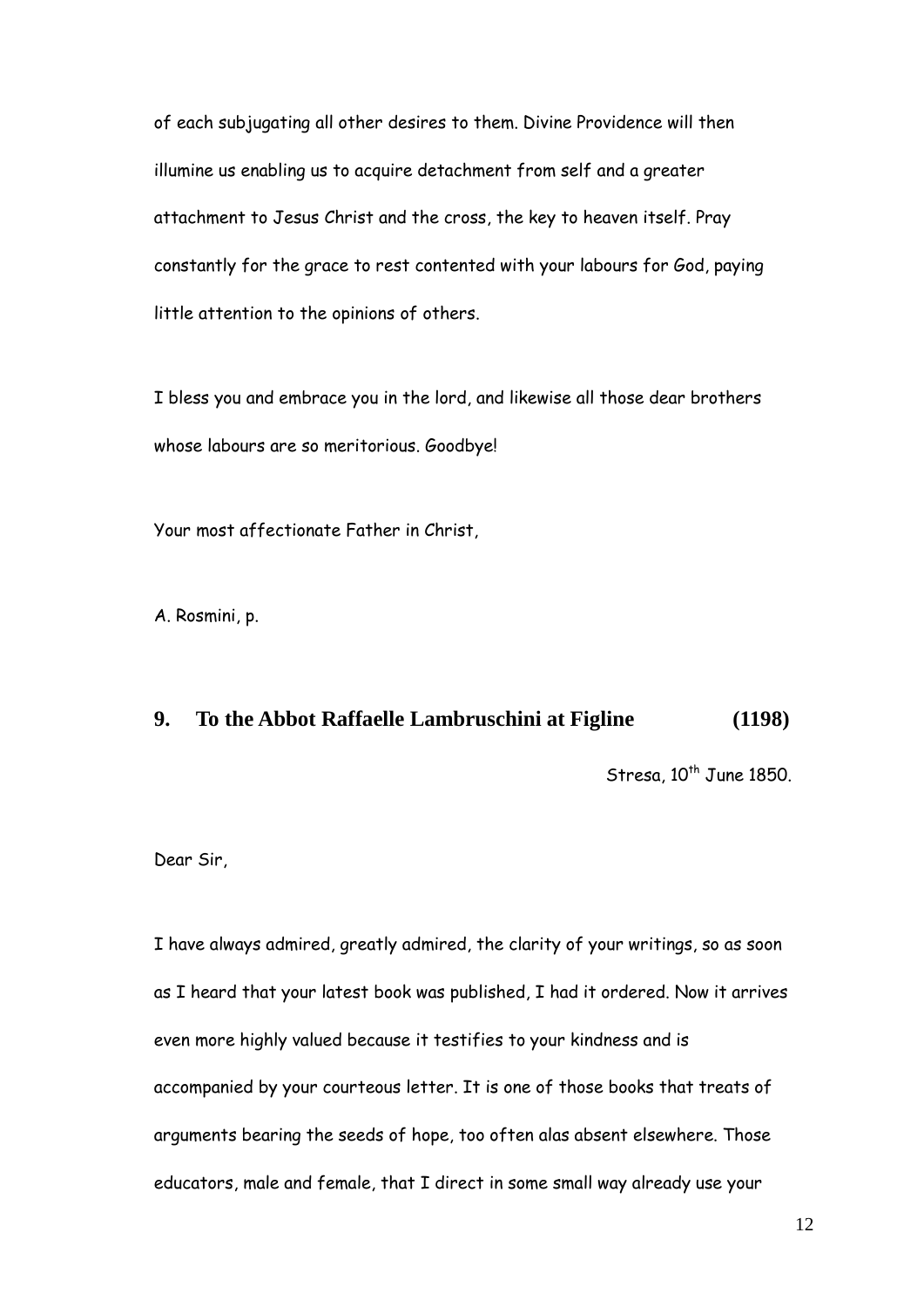of each subjugating all other desires to them. Divine Providence will then illumine us enabling us to acquire detachment from self and a greater attachment to Jesus Christ and the cross, the key to heaven itself. Pray constantly for the grace to rest contented with your labours for God, paying little attention to the opinions of others.

I bless you and embrace you in the lord, and likewise all those dear brothers whose labours are so meritorious. Goodbye!

Your most affectionate Father in Christ,

A. Rosmini, p.

## 9. To the Abbot Raffaelle Lambruschini at Figline (1198)

Stresa, 10th June 1850.

Dear Sir,

I have always admired, greatly admired, the clarity of your writings, so as soon as I heard that your latest book was published, I had it ordered. Now it arrives even more highly valued because it testifies to your kindness and is accompanied by your courteous letter. It is one of those books that treats of arguments bearing the seeds of hope, too often alas absent elsewhere. Those educators, male and female, that I direct in some small way already use your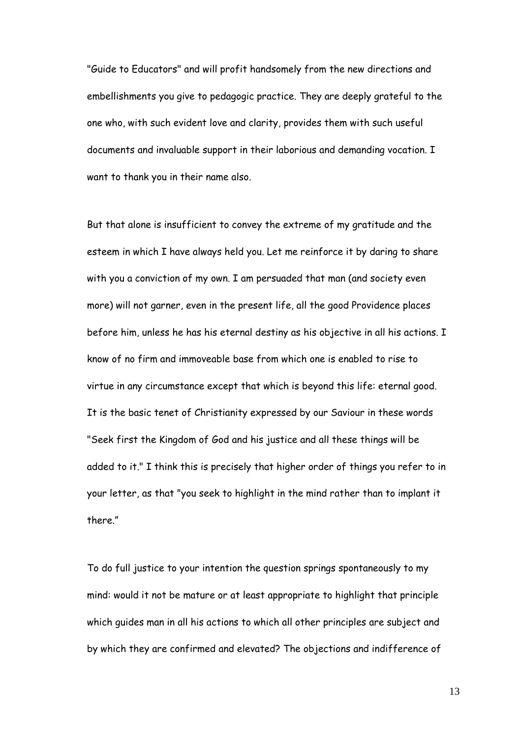"Guide to Educators" and will profit handsomely from the new directions and embellishments you give to pedagogic practice. They are deeply grateful to the one who, with such evident love and clarity, provides them with such useful documents and invaluable support in their laborious and demanding vocation. I want to thank you in their name also.

But that alone is insufficient to convey the extreme of my gratitude and the esteem in which I have always held you. Let me reinforce it by daring to share with you a conviction of my own. I am persuaded that man (and society even more) will not garner, even in the present life, all the good Providence places before him, unless he has his eternal destiny as his objective in all his actions. I know of no firm and immoveable base from which one is enabled to rise to virtue in any circumstance except that which is beyond this life: eternal good. It is the basic tenet of Christianity expressed by our Saviour in these words "Seek first the Kingdom of God and his justice and all these things will be added to it." I think this is precisely that higher order of things you refer to in your letter, as that "you seek to highlight in the mind rather than to implant it there."

To do full justice to your intention the question springs spontaneously to my mind: would it not be mature or at least appropriate to highlight that principle which guides man in all his actions to which all other principles are subject and by which they are confirmed and elevated? The objections and indifference of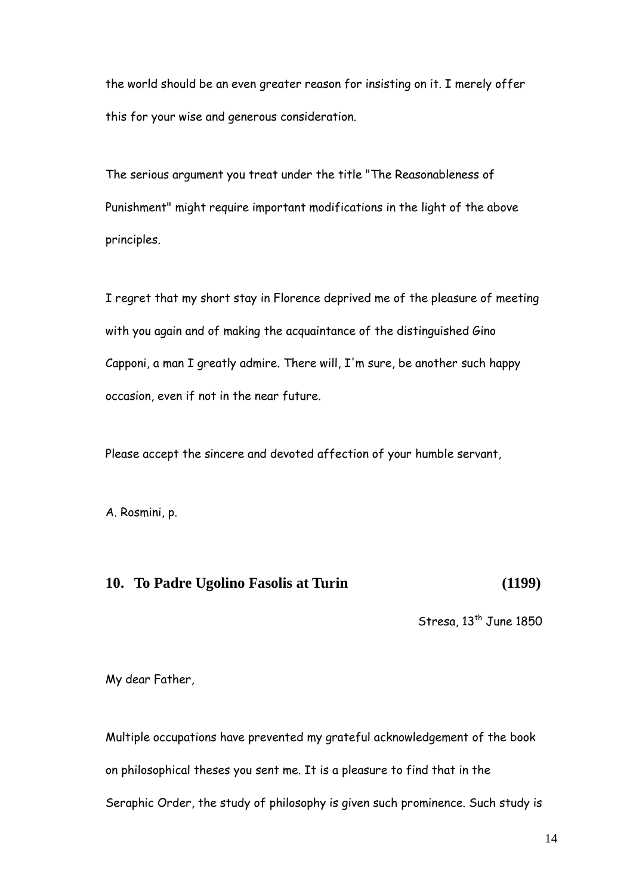the world should be an even greater reason for insisting on it. I merely offer this for your wise and generous consideration.

The serious argument you treat under the title "The Reasonableness of Punishment" might require important modifications in the light of the above principles.

I regret that my short stay in Florence deprived me of the pleasure of meeting with you again and of making the acquaintance of the distinguished Gino Capponi, a man I greatly admire. There will, I'm sure, be another such happy occasion, even if not in the near future.

Please accept the sincere and devoted affection of your humble servant,

A. Rosmini, p.

## 10. To Padre Ugolino Fasolis at Turin (1199)

Stresa, 13th June 1850

My dear Father,

Multiple occupations have prevented my grateful acknowledgement of the book on philosophical theses you sent me. It is a pleasure to find that in the Seraphic Order, the study of philosophy is given such prominence. Such study is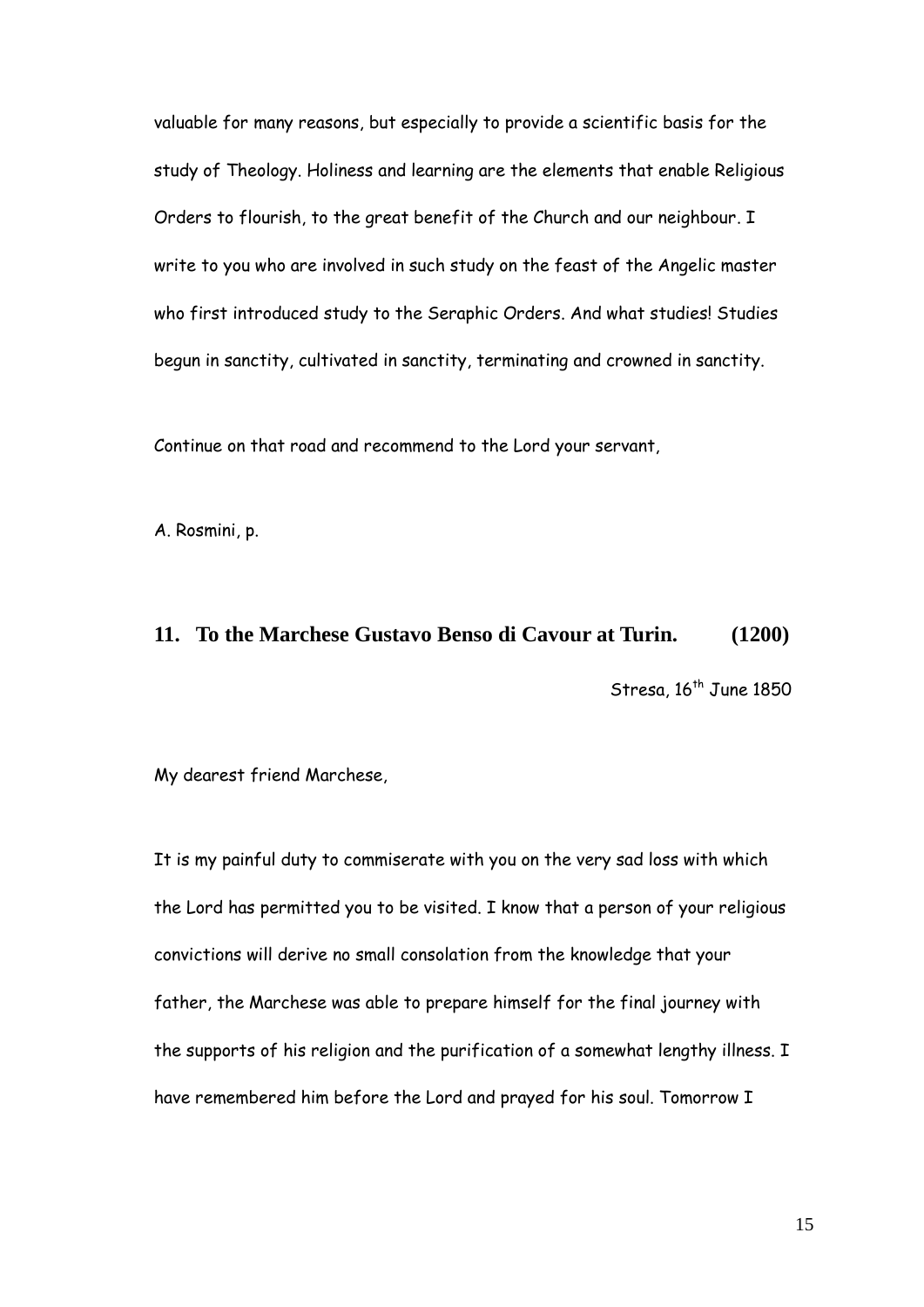valuable for many reasons, but especially to provide a scientific basis for the study of Theology. Holiness and learning are the elements that enable Religious Orders to flourish, to the great benefit of the Church and our neighbour. I write to you who are involved in such study on the feast of the Angelic master who first introduced study to the Seraphic Orders. And what studies! Studies begun in sanctity, cultivated in sanctity, terminating and crowned in sanctity.

Continue on that road and recommend to the Lord your servant,

A. Rosmini, p.

## 11. To the Marchese Gustavo Benso di Cavour at Turin. (1200)

Stresa, 16th June 1850

My dearest friend Marchese,

It is my painful duty to commiserate with you on the very sad loss with which the Lord has permitted you to be visited. I know that a person of your religious convictions will derive no small consolation from the knowledge that your father, the Marchese was able to prepare himself for the final journey with the supports of his religion and the purification of a somewhat lengthy illness. I have remembered him before the Lord and prayed for his soul. Tomorrow I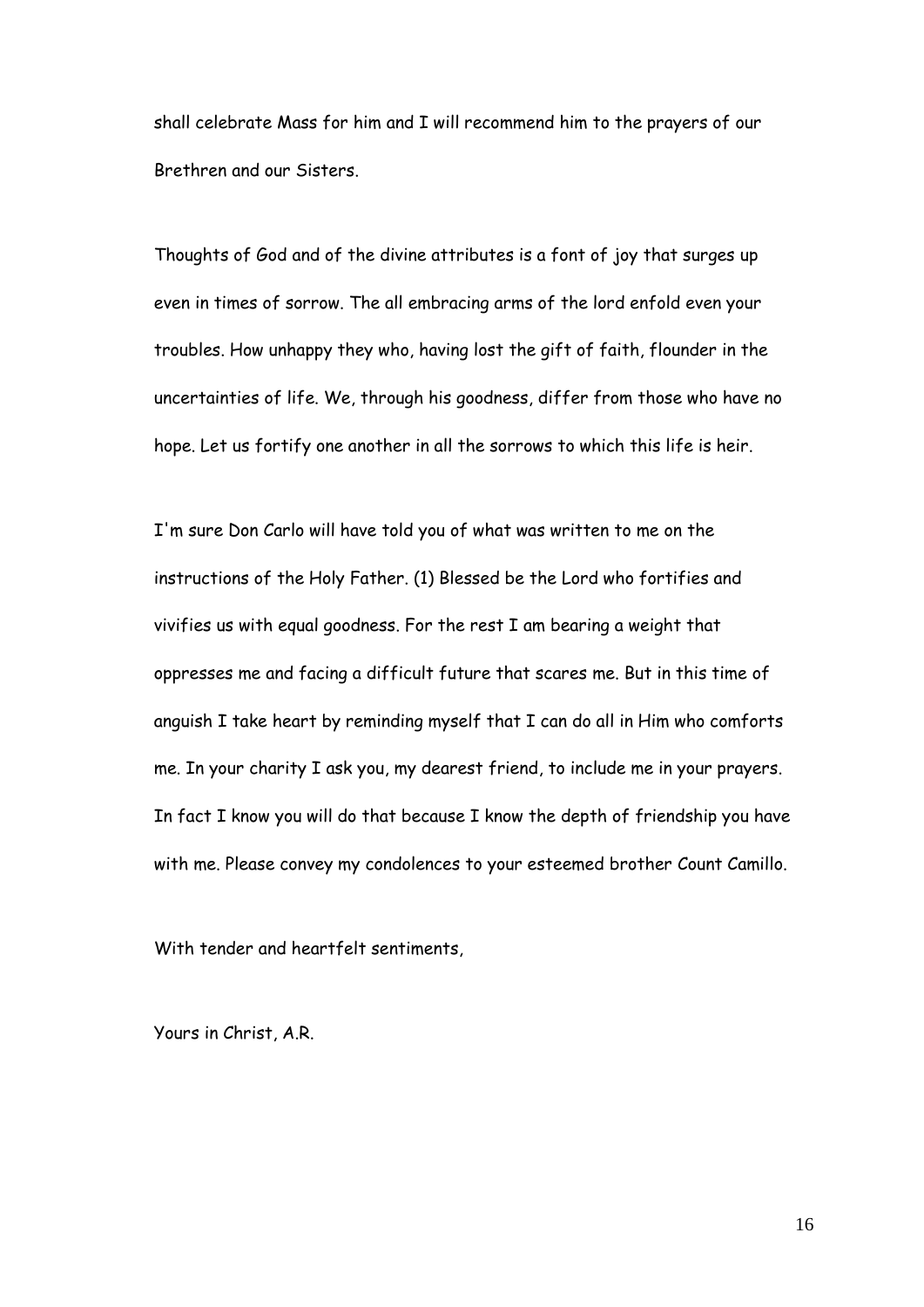shall celebrate Mass for him and I will recommend him to the prayers of our Brethren and our Sisters.

Thoughts of God and of the divine attributes is a font of joy that surges up even in times of sorrow. The all embracing arms of the lord enfold even your troubles. How unhappy they who, having lost the gift of faith, flounder in the uncertainties of life. We, through his goodness, differ from those who have no hope. Let us fortify one another in all the sorrows to which this life is heir.

I'm sure Don Carlo will have told you of what was written to me on the instructions of the Holy Father. (1) Blessed be the Lord who fortifies and vivifies us with equal goodness. For the rest I am bearing a weight that oppresses me and facing a difficult future that scares me. But in this time of anguish I take heart by reminding myself that I can do all in Him who comforts me. In your charity I ask you, my dearest friend, to include me in your prayers. In fact I know you will do that because I know the depth of friendship you have with me. Please convey my condolences to your esteemed brother Count Camillo.

With tender and heartfelt sentiments,

Yours in Christ, A.R.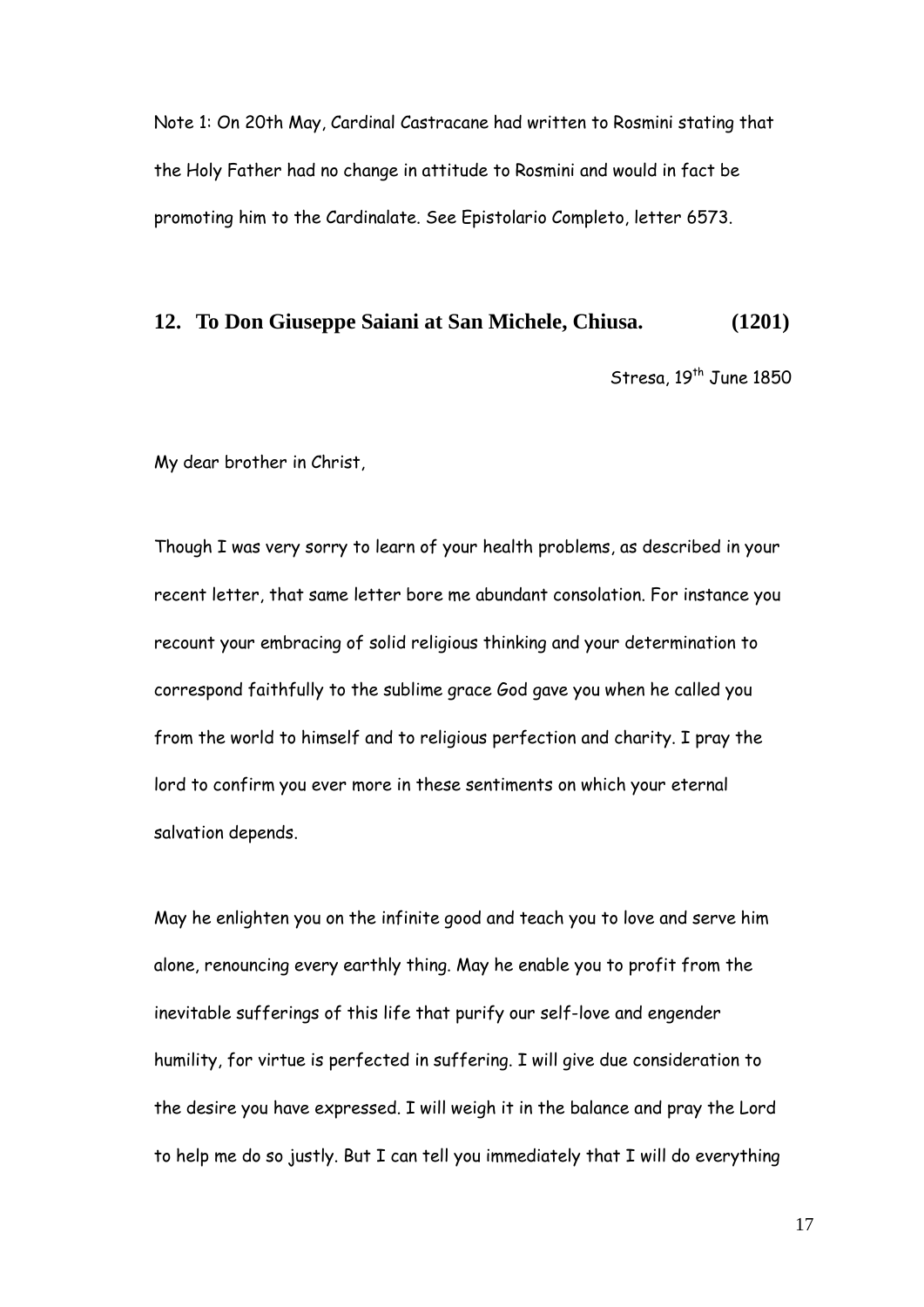Note 1: On 20th May, Cardinal Castracane had written to Rosmini stating that the Holy Father had no change in attitude to Rosmini and would in fact be promoting him to the Cardinalate. See Epistolario Completo, letter 6573.

## 12. To Don Giuseppe Saiani at San Michele, Chiusa. (1201)

Stresa, 19th June 1850

My dear brother in Christ,

Though I was very sorry to learn of your health problems, as described in your recent letter, that same letter bore me abundant consolation. For instance you recount your embracing of solid religious thinking and your determination to correspond faithfully to the sublime grace God gave you when he called you from the world to himself and to religious perfection and charity. I pray the lord to confirm you ever more in these sentiments on which your eternal salvation depends.

May he enlighten you on the infinite good and teach you to love and serve him alone, renouncing every earthly thing. May he enable you to profit from the inevitable sufferings of this life that purify our self-love and engender humility, for virtue is perfected in suffering. I will give due consideration to the desire you have expressed. I will weigh it in the balance and pray the Lord to help me do so justly. But I can tell you immediately that I will do everything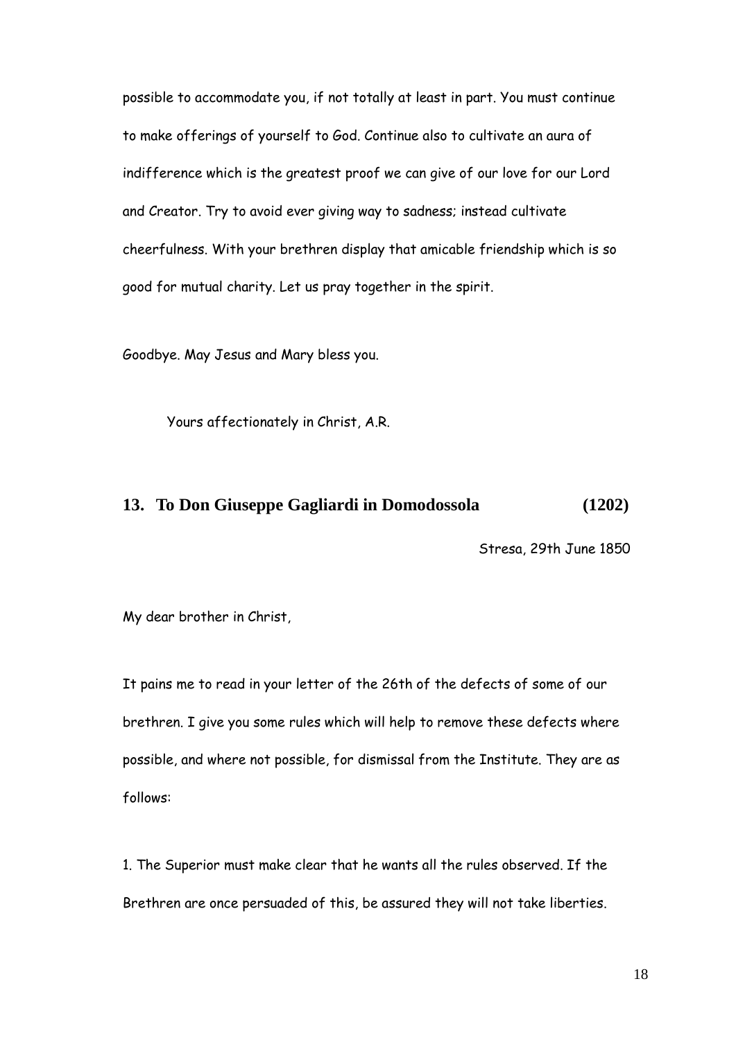possible to accommodate you, if not totally at least in part. You must continue to make offerings of yourself to God. Continue also to cultivate an aura of indifference which is the greatest proof we can give of our love for our Lord and Creator. Try to avoid ever giving way to sadness; instead cultivate cheerfulness. With your brethren display that amicable friendship which is so good for mutual charity. Let us pray together in the spirit.

Goodbye. May Jesus and Mary bless you.

Yours affectionately in Christ, A.R.

## 13. To Don Giuseppe Gagliardi in Domodossola (1202)

Stresa, 29th June 1850

My dear brother in Christ,

It pains me to read in your letter of the 26th of the defects of some of our brethren. I give you some rules which will help to remove these defects where possible, and where not possible, for dismissal from the Institute. They are as follows:

1. The Superior must make clear that he wants all the rules observed. If the Brethren are once persuaded of this, be assured they will not take liberties.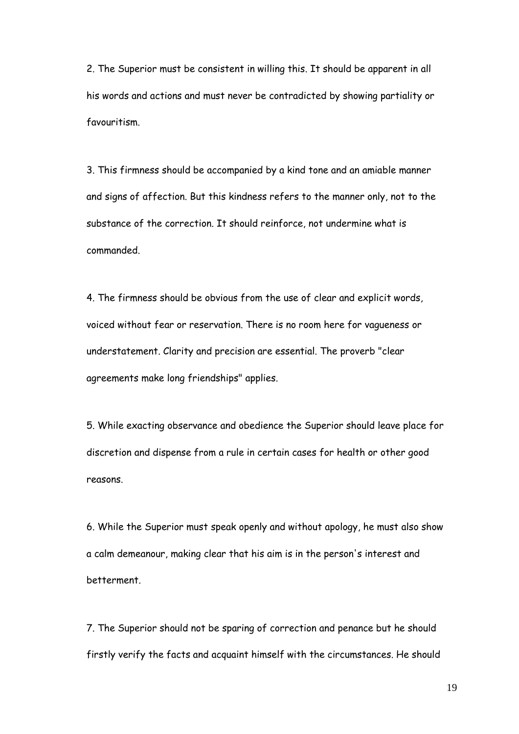2. The Superior must be consistent in willing this. It should be apparent in all his words and actions and must never be contradicted by showing partiality or favouritism.

3. This firmness should be accompanied by a kind tone and an amiable manner and signs of affection. But this kindness refers to the manner only, not to the substance of the correction. It should reinforce, not undermine what is commanded.

4. The firmness should be obvious from the use of clear and explicit words, voiced without fear or reservation. There is no room here for vagueness or understatement. Clarity and precision are essential. The proverb "clear agreements make long friendships" applies.

5. While exacting observance and obedience the Superior should leave place for discretion and dispense from a rule in certain cases for health or other good reasons.

6. While the Superior must speak openly and without apology, he must also show a calm demeanour, making clear that his aim is in the person's interest and betterment.

7. The Superior should not be sparing of correction and penance but he should firstly verify the facts and acquaint himself with the circumstances. He should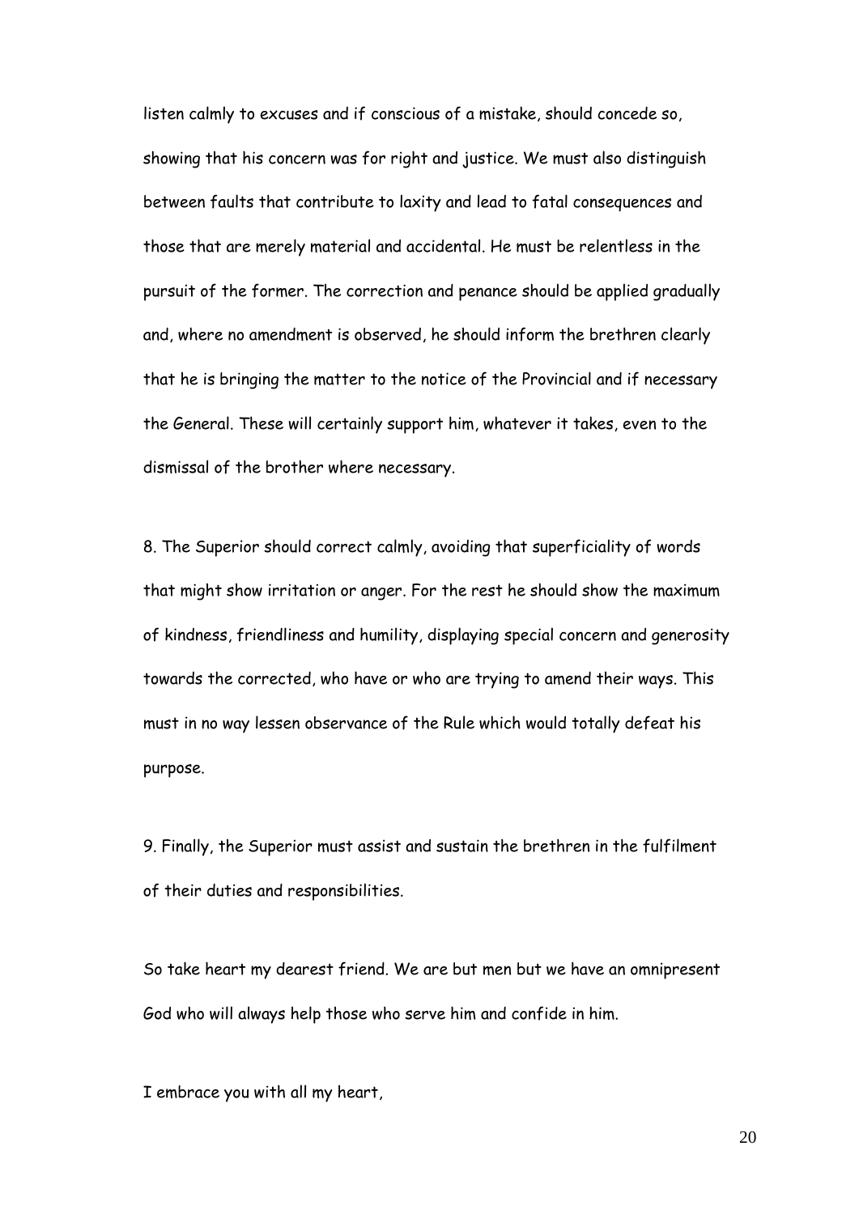listen calmly to excuses and if conscious of a mistake, should concede so, showing that his concern was for right and justice. We must also distinguish between faults that contribute to laxity and lead to fatal consequences and those that are merely material and accidental. He must be relentless in the pursuit of the former. The correction and penance should be applied gradually and, where no amendment is observed, he should inform the brethren clearly that he is bringing the matter to the notice of the Provincial and if necessary the General. These will certainly support him, whatever it takes, even to the dismissal of the brother where necessary.

8. The Superior should correct calmly, avoiding that superficiality of words that might show irritation or anger. For the rest he should show the maximum of kindness, friendliness and humility, displaying special concern and generosity towards the corrected, who have or who are trying to amend their ways. This must in no way lessen observance of the Rule which would totally defeat his purpose.

9. Finally, the Superior must assist and sustain the brethren in the fulfilment of their duties and responsibilities.

So take heart my dearest friend. We are but men but we have an omnipresent God who will always help those who serve him and confide in him.

I embrace you with all my heart,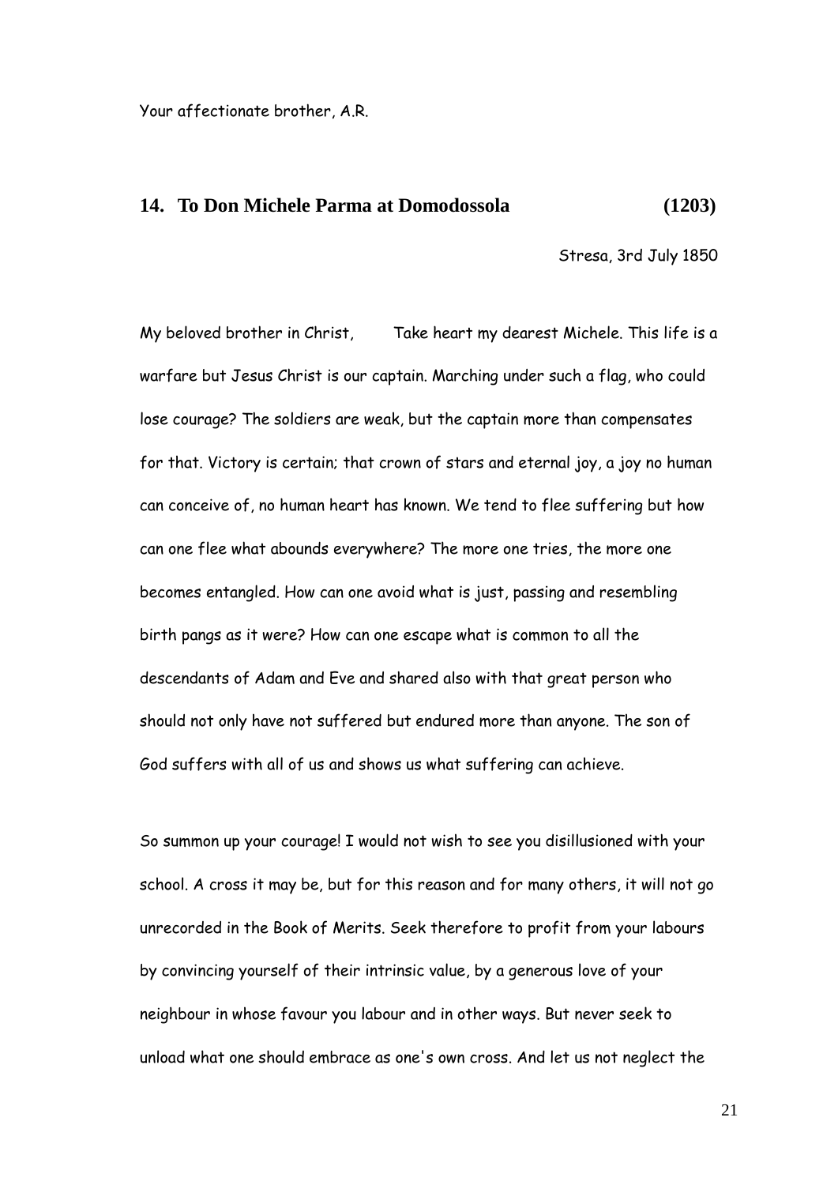Your affectionate brother, A.R.

## 14. To Don Michele Parma at Domodossola (1203)

Stresa, 3rd July 1850

My beloved brother in Christ, Take heart my dearest Michele. This life is a warfare but Jesus Christ is our captain. Marching under such a flag, who could lose courage? The soldiers are weak, but the captain more than compensates for that. Victory is certain; that crown of stars and eternal joy, a joy no human can conceive of, no human heart has known. We tend to flee suffering but how can one flee what abounds everywhere? The more one tries, the more one becomes entangled. How can one avoid what is just, passing and resembling birth pangs as it were? How can one escape what is common to all the descendants of Adam and Eve and shared also with that great person who should not only have not suffered but endured more than anyone. The son of God suffers with all of us and shows us what suffering can achieve.

So summon up your courage! I would not wish to see you disillusioned with your school. A cross it may be, but for this reason and for many others, it will not go unrecorded in the Book of Merits. Seek therefore to profit from your labours by convincing yourself of their intrinsic value, by a generous love of your neighbour in whose favour you labour and in other ways. But never seek to unload what one should embrace as one's own cross. And let us not neglect the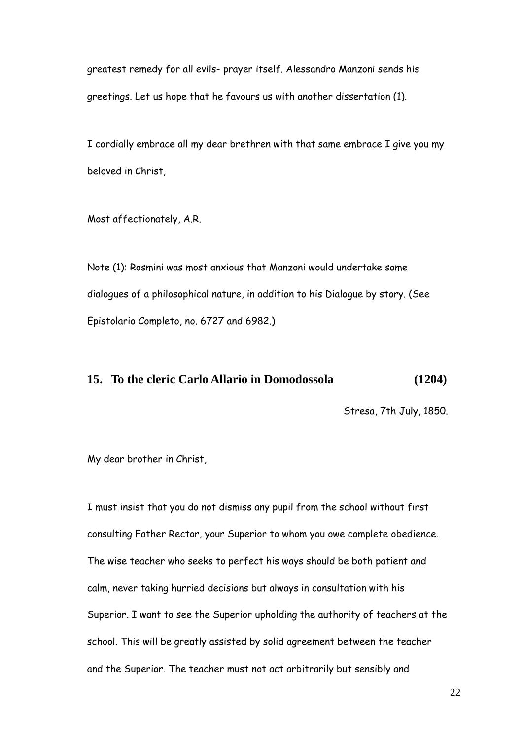greatest remedy for all evils- prayer itself. Alessandro Manzoni sends his greetings. Let us hope that he favours us with another dissertation (1).

I cordially embrace all my dear brethren with that same embrace I give you my beloved in Christ,

Most affectionately, A.R.

Note (1): Rosmini was most anxious that Manzoni would undertake some dialogues of a philosophical nature, in addition to his Dialogue by story. (See Epistolario Completo, no. 6727 and 6982.)

## 15. To the cleric Carlo Allario in Domodossola (1204)

Stresa, 7th July, 1850.

My dear brother in Christ,

I must insist that you do not dismiss any pupil from the school without first consulting Father Rector, your Superior to whom you owe complete obedience. The wise teacher who seeks to perfect his ways should be both patient and calm, never taking hurried decisions but always in consultation with his Superior. I want to see the Superior upholding the authority of teachers at the school. This will be greatly assisted by solid agreement between the teacher and the Superior. The teacher must not act arbitrarily but sensibly and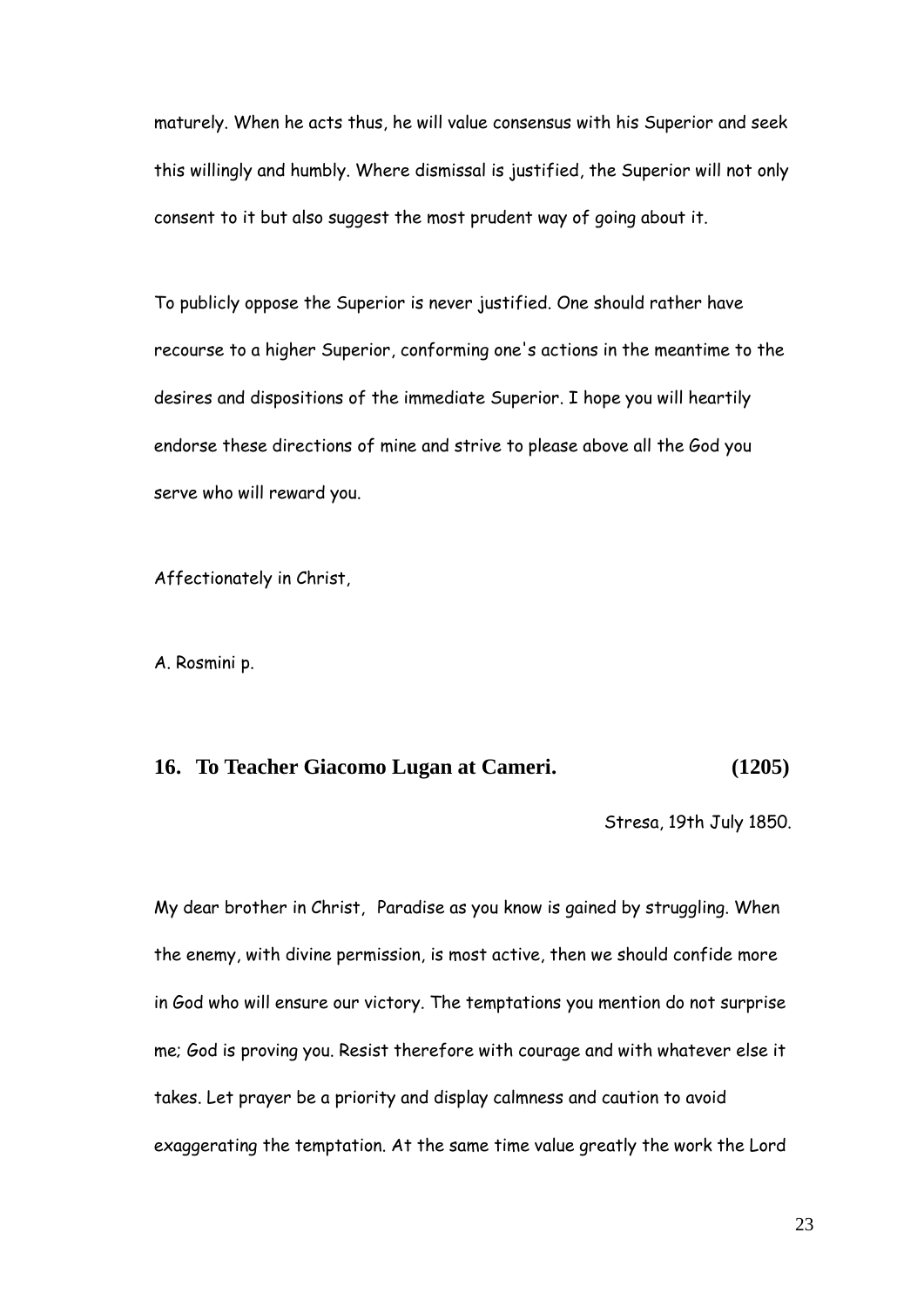maturely. When he acts thus, he will value consensus with his Superior and seek this willingly and humbly. Where dismissal is justified, the Superior will not only consent to it but also suggest the most prudent way of going about it.

To publicly oppose the Superior is never justified. One should rather have recourse to a higher Superior, conforming one's actions in the meantime to the desires and dispositions of the immediate Superior. I hope you will heartily endorse these directions of mine and strive to please above all the God you serve who will reward you.

Affectionately in Christ,

A. Rosmini p.

## 16. To Teacher Giacomo Lugan at Cameri. (1205)

Stresa, 19th July 1850.

My dear brother in Christ, Paradise as you know is gained by struggling. When the enemy, with divine permission, is most active, then we should confide more in God who will ensure our victory. The temptations you mention do not surprise me; God is proving you. Resist therefore with courage and with whatever else it takes. Let prayer be a priority and display calmness and caution to avoid exaggerating the temptation. At the same time value greatly the work the Lord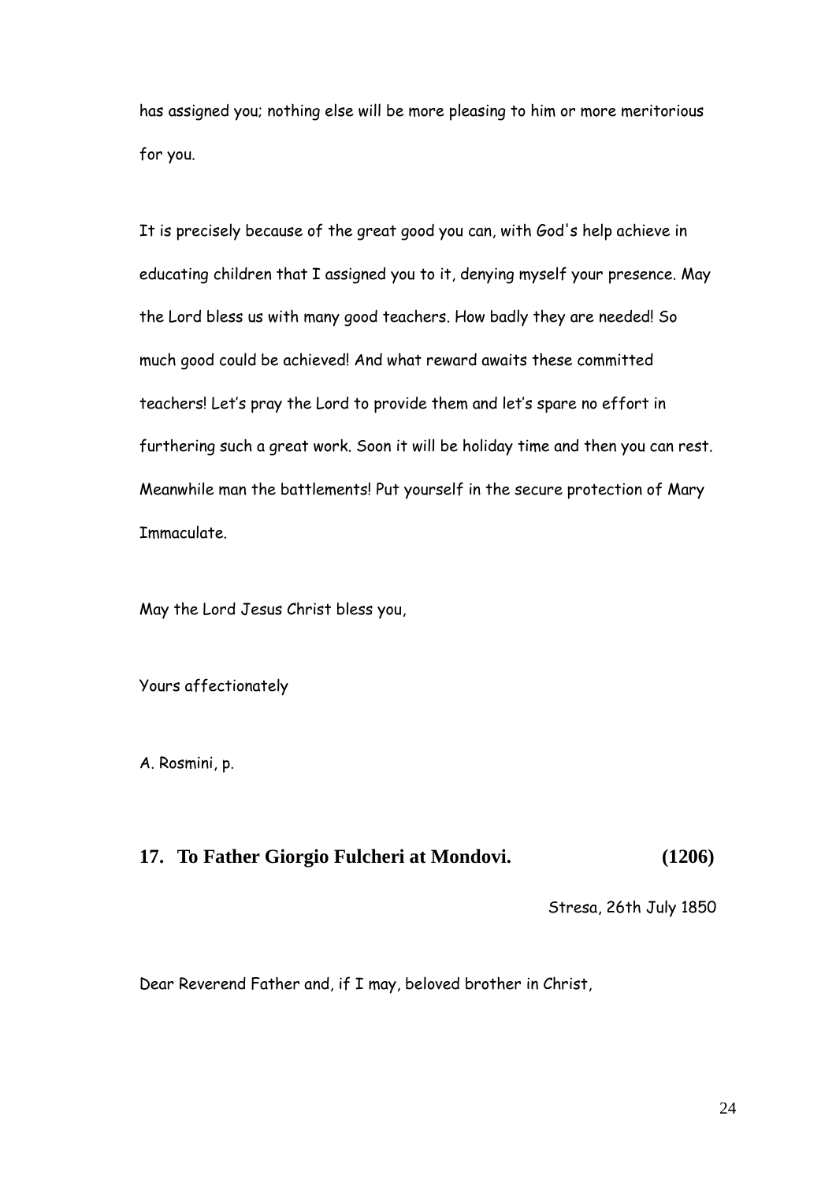has assigned you; nothing else will be more pleasing to him or more meritorious for you.

It is precisely because of the great good you can, with God's help achieve in educating children that I assigned you to it, denying myself your presence. May the Lord bless us with many good teachers. How badly they are needed! So much good could be achieved! And what reward awaits these committed teachers! Let's pray the Lord to provide them and let's spare no effort in furthering such a great work. Soon it will be holiday time and then you can rest. Meanwhile man the battlements! Put yourself in the secure protection of Mary Immaculate.

May the Lord Jesus Christ bless you,

Yours affectionately

A. Rosmini, p.

## 17. To Father Giorgio Fulcheri at Mondovi. (1206)

Stresa, 26th July 1850

Dear Reverend Father and, if I may, beloved brother in Christ,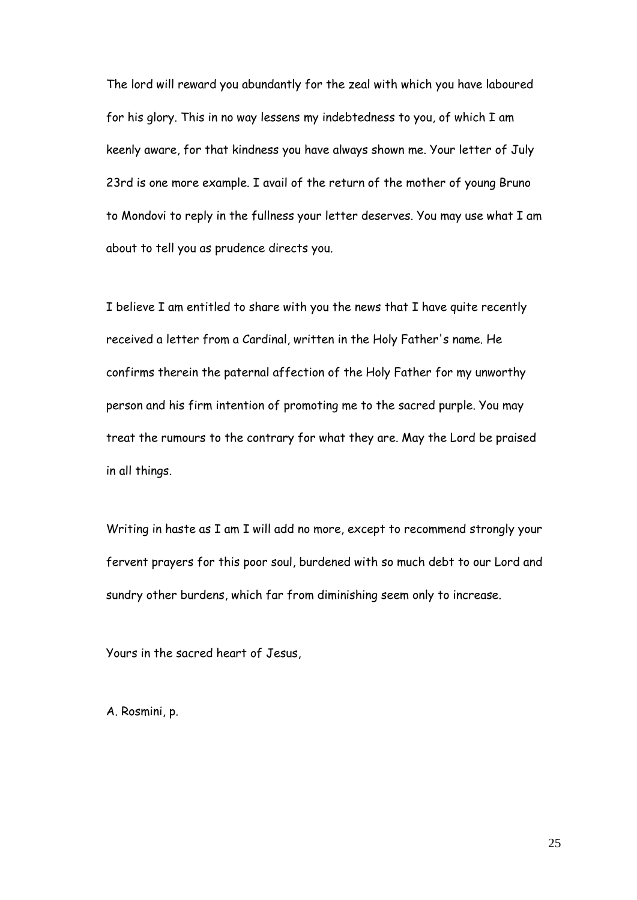The lord will reward you abundantly for the zeal with which you have laboured for his glory. This in no way lessens my indebtedness to you, of which I am keenly aware, for that kindness you have always shown me. Your letter of July 23rd is one more example. I avail of the return of the mother of young Bruno to Mondovi to reply in the fullness your letter deserves. You may use what I am about to tell you as prudence directs you.

I believe I am entitled to share with you the news that I have quite recently received a letter from a Cardinal, written in the Holy Father's name. He confirms therein the paternal affection of the Holy Father for my unworthy person and his firm intention of promoting me to the sacred purple. You may treat the rumours to the contrary for what they are. May the Lord be praised in all things.

Writing in haste as I am I will add no more, except to recommend strongly your fervent prayers for this poor soul, burdened with so much debt to our Lord and sundry other burdens, which far from diminishing seem only to increase.

Yours in the sacred heart of Jesus,

A. Rosmini, p.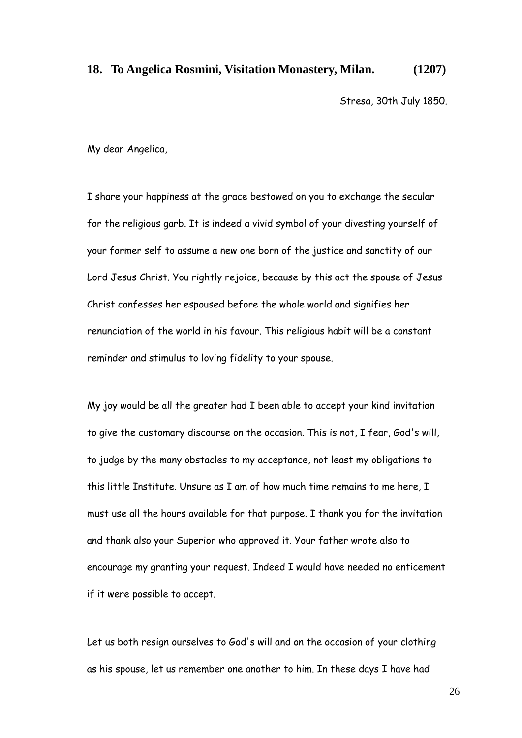### 18. To Angelica Rosmini, Visitation Monastery, Milan. (1207)

Stresa, 30th July 1850.

My dear Angelica,

I share your happiness at the grace bestowed on you to exchange the secular for the religious garb. It is indeed a vivid symbol of your divesting yourself of your former self to assume a new one born of the justice and sanctity of our Lord Jesus Christ. You rightly rejoice, because by this act the spouse of Jesus Christ confesses her espoused before the whole world and signifies her renunciation of the world in his favour. This religious habit will be a constant reminder and stimulus to loving fidelity to your spouse.

My joy would be all the greater had I been able to accept your kind invitation to give the customary discourse on the occasion. This is not, I fear, God's will, to judge by the many obstacles to my acceptance, not least my obligations to this little Institute. Unsure as I am of how much time remains to me here, I must use all the hours available for that purpose. I thank you for the invitation and thank also your Superior who approved it. Your father wrote also to encourage my granting your request. Indeed I would have needed no enticement if it were possible to accept.

Let us both resign ourselves to God's will and on the occasion of your clothing as his spouse, let us remember one another to him. In these days I have had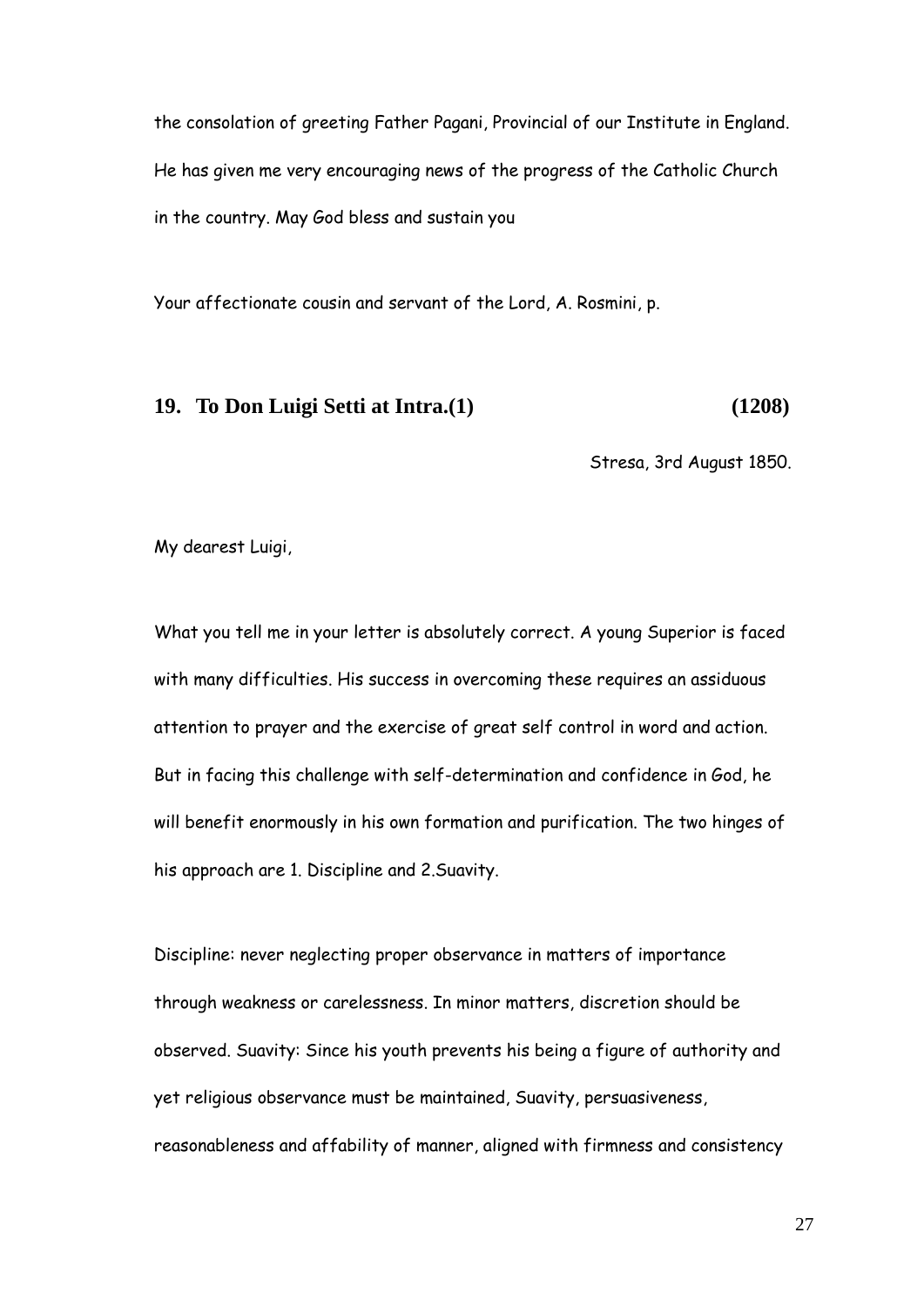the consolation of greeting Father Pagani, Provincial of our Institute in England. He has given me very encouraging news of the progress of the Catholic Church in the country. May God bless and sustain you

Your affectionate cousin and servant of the Lord, A. Rosmini, p.

## 19. To Don Luigi Setti at Intra.(1) (1208)

Stresa, 3rd August 1850.

My dearest Luigi,

What you tell me in your letter is absolutely correct. A young Superior is faced with many difficulties. His success in overcoming these requires an assiduous attention to prayer and the exercise of great self control in word and action. But in facing this challenge with self-determination and confidence in God, he will benefit enormously in his own formation and purification. The two hinges of his approach are 1. Discipline and 2.Suavity.

Discipline: never neglecting proper observance in matters of importance through weakness or carelessness. In minor matters, discretion should be observed. Suavity: Since his youth prevents his being a figure of authority and yet religious observance must be maintained, Suavity, persuasiveness, reasonableness and affability of manner, aligned with firmness and consistency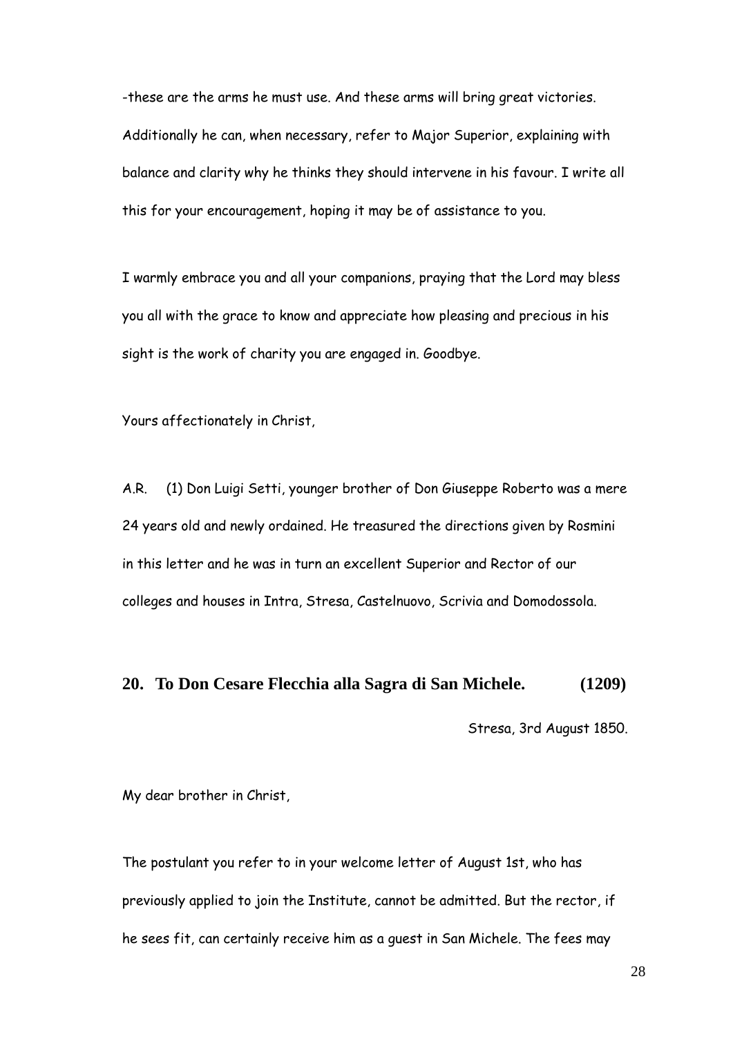-these are the arms he must use. And these arms will bring great victories. Additionally he can, when necessary, refer to Major Superior, explaining with balance and clarity why he thinks they should intervene in his favour. I write all this for your encouragement, hoping it may be of assistance to you.

I warmly embrace you and all your companions, praying that the Lord may bless you all with the grace to know and appreciate how pleasing and precious in his sight is the work of charity you are engaged in. Goodbye.

Yours affectionately in Christ,

A.R. (1) Don Luigi Setti, younger brother of Don Giuseppe Roberto was a mere 24 years old and newly ordained. He treasured the directions given by Rosmini in this letter and he was in turn an excellent Superior and Rector of our colleges and houses in Intra, Stresa, Castelnuovo, Scrivia and Domodossola.

## 20. To Don Cesare Flecchia alla Sagra di San Michele. (1209)

Stresa, 3rd August 1850.

My dear brother in Christ,

The postulant you refer to in your welcome letter of August 1st, who has previously applied to join the Institute, cannot be admitted. But the rector, if he sees fit, can certainly receive him as a guest in San Michele. The fees may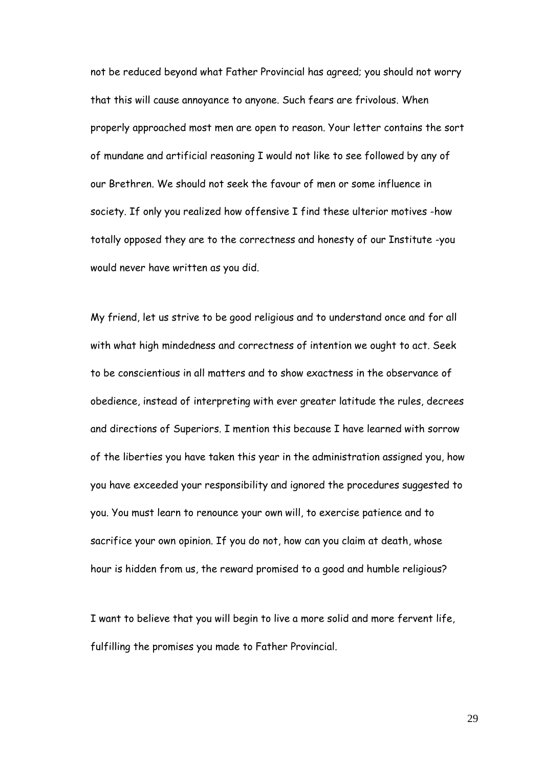not be reduced beyond what Father Provincial has agreed; you should not worry that this will cause annoyance to anyone. Such fears are frivolous. When properly approached most men are open to reason. Your letter contains the sort of mundane and artificial reasoning I would not like to see followed by any of our Brethren. We should not seek the favour of men or some influence in society. If only you realized how offensive I find these ulterior motives -how totally opposed they are to the correctness and honesty of our Institute -you would never have written as you did.

My friend, let us strive to be good religious and to understand once and for all with what high mindedness and correctness of intention we ought to act. Seek to be conscientious in all matters and to show exactness in the observance of obedience, instead of interpreting with ever greater latitude the rules, decrees and directions of Superiors. I mention this because I have learned with sorrow of the liberties you have taken this year in the administration assigned you, how you have exceeded your responsibility and ignored the procedures suggested to you. You must learn to renounce your own will, to exercise patience and to sacrifice your own opinion. If you do not, how can you claim at death, whose hour is hidden from us, the reward promised to a good and humble religious?

I want to believe that you will begin to live a more solid and more fervent life, fulfilling the promises you made to Father Provincial.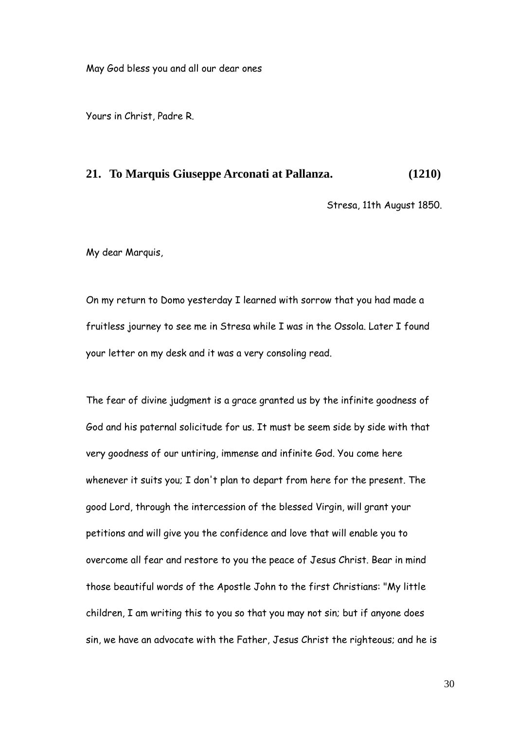May God bless you and all our dear ones

Yours in Christ, Padre R.

## 21. To Marquis Giuseppe Arconati at Pallanza. (1210)

Stresa, 11th August 1850.

My dear Marquis,

On my return to Domo yesterday I learned with sorrow that you had made a fruitless journey to see me in Stresa while I was in the Ossola. Later I found your letter on my desk and it was a very consoling read.

The fear of divine judgment is a grace granted us by the infinite goodness of God and his paternal solicitude for us. It must be seem side by side with that very goodness of our untiring, immense and infinite God. You come here whenever it suits you; I don't plan to depart from here for the present. The good Lord, through the intercession of the blessed Virgin, will grant your petitions and will give you the confidence and love that will enable you to overcome all fear and restore to you the peace of Jesus Christ. Bear in mind those beautiful words of the Apostle John to the first Christians: "My little children, I am writing this to you so that you may not sin; but if anyone does sin, we have an advocate with the Father, Jesus Christ the righteous; and he is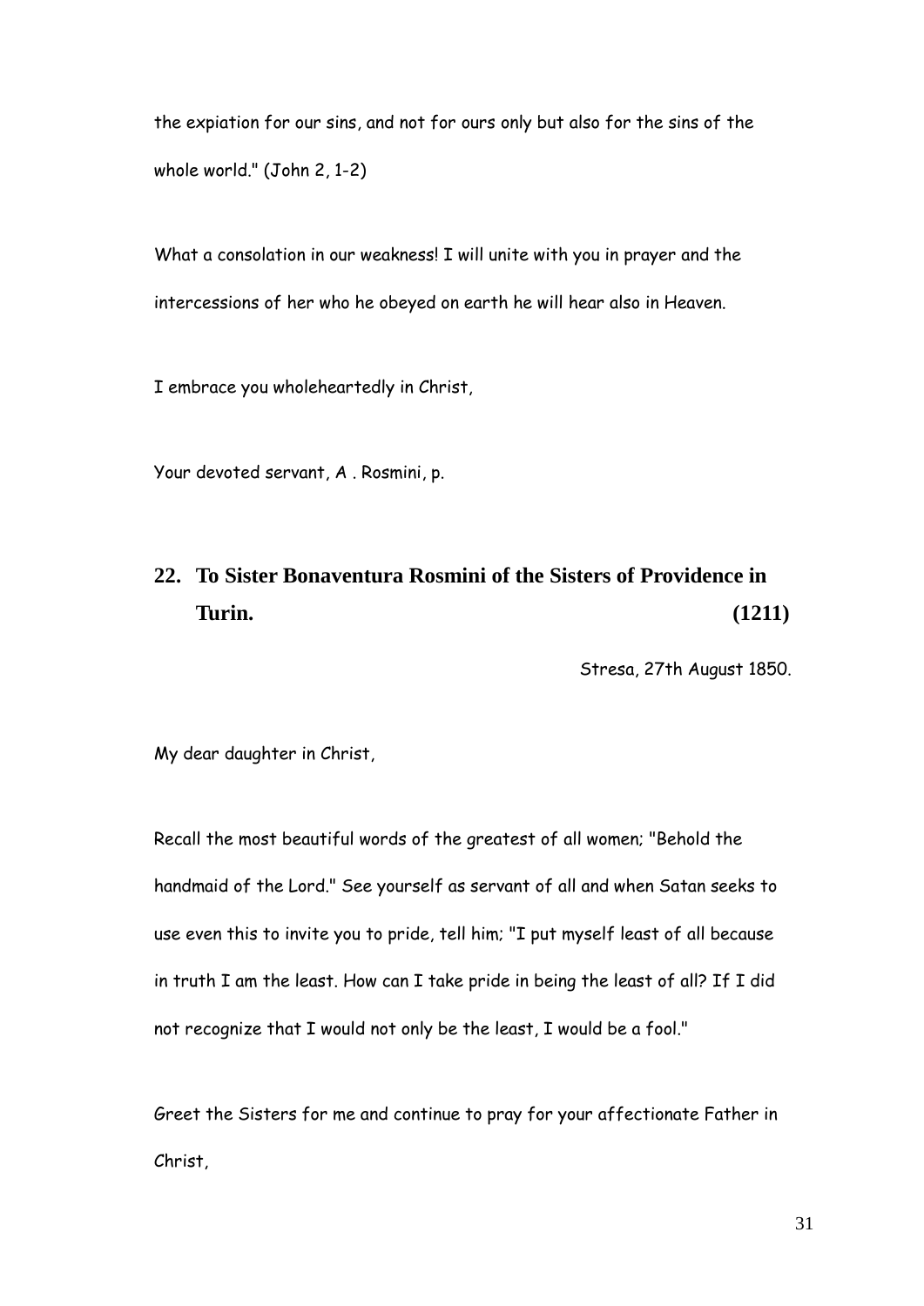the expiation for our sins, and not for ours only but also for the sins of the whole world." (John 2, 1-2)

What a consolation in our weakness! I will unite with you in prayer and the intercessions of her who he obeyed on earth he will hear also in Heaven.

I embrace you wholeheartedly in Christ,

Your devoted servant, A . Rosmini, p.

## 22. To Sister Bonaventura Rosmini of the Sisters of Providence in Turin. (1211)

Stresa, 27th August 1850.

My dear daughter in Christ,

Recall the most beautiful words of the greatest of all women; "Behold the handmaid of the Lord." See yourself as servant of all and when Satan seeks to use even this to invite you to pride, tell him; "I put myself least of all because in truth I am the least. How can I take pride in being the least of all? If I did not recognize that I would not only be the least, I would be a fool."

Greet the Sisters for me and continue to pray for your affectionate Father in Christ,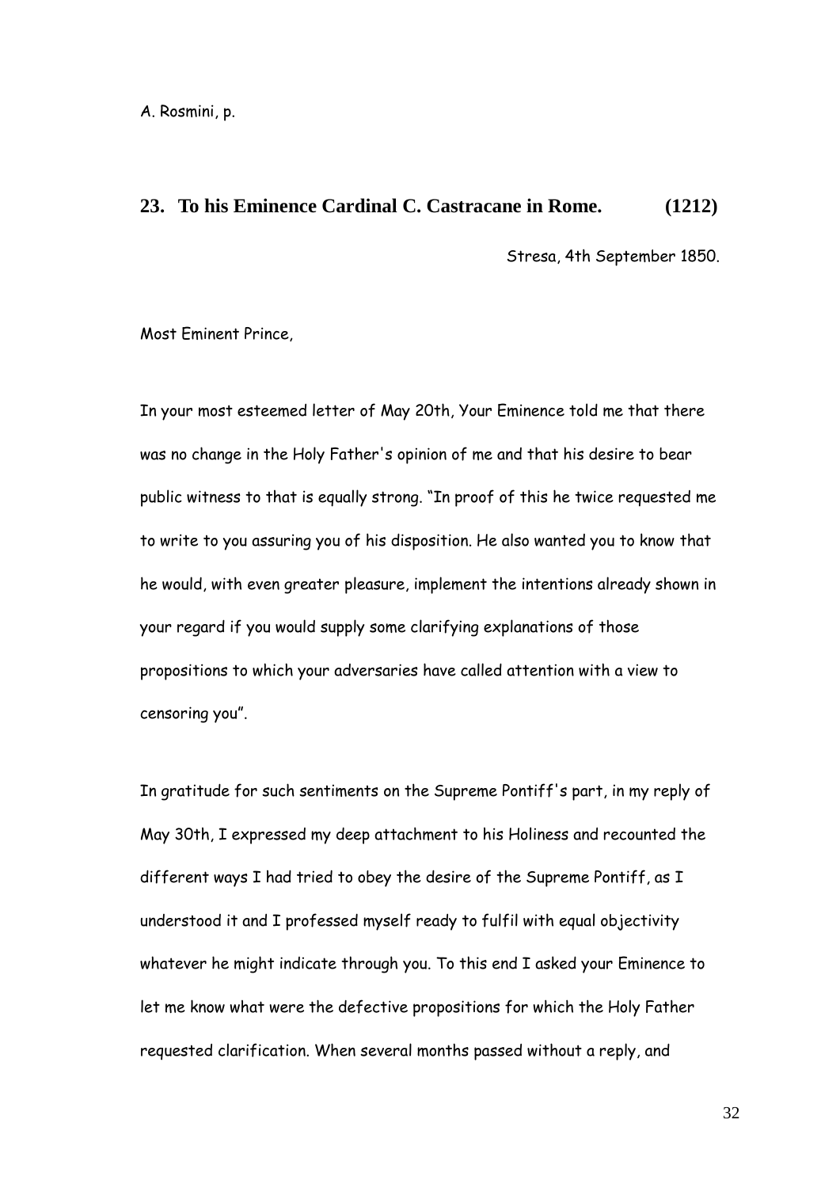A. Rosmini, p.

## 23. To his Eminence Cardinal C. Castracane in Rome. (1212)

Stresa, 4th September 1850.

Most Eminent Prince,

In your most esteemed letter of May 20th, Your Eminence told me that there was no change in the Holy Father's opinion of me and that his desire to bear public witness to that is equally strong. "In proof of this he twice requested me to write to you assuring you of his disposition. He also wanted you to know that he would, with even greater pleasure, implement the intentions already shown in your regard if you would supply some clarifying explanations of those propositions to which your adversaries have called attention with a view to censoring you".

In gratitude for such sentiments on the Supreme Pontiff's part, in my reply of May 30th, I expressed my deep attachment to his Holiness and recounted the different ways I had tried to obey the desire of the Supreme Pontiff, as I understood it and I professed myself ready to fulfil with equal objectivity whatever he might indicate through you. To this end I asked your Eminence to let me know what were the defective propositions for which the Holy Father requested clarification. When several months passed without a reply, and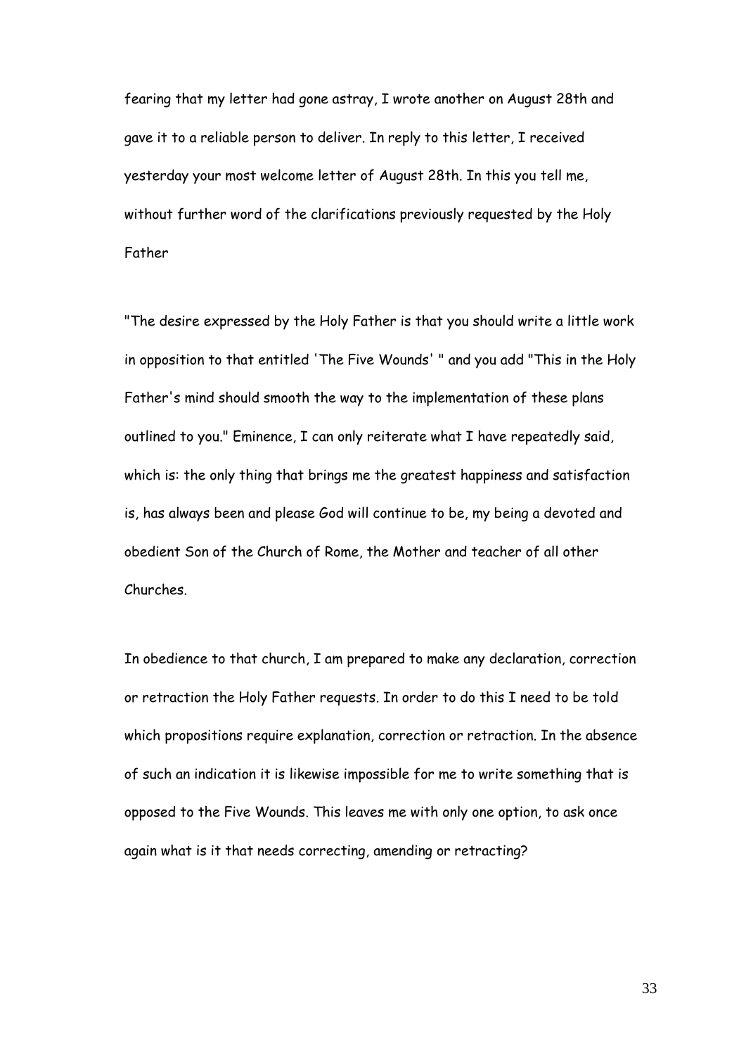fearing that my letter had gone astray, I wrote another on August 28th and gave it to a reliable person to deliver. In reply to this letter, I received yesterday your most welcome letter of August 28th. In this you tell me, without further word of the clarifications previously requested by the Holy Father

"The desire expressed by the Holy Father is that you should write a little work in opposition to that entitled 'The Five Wounds' " and you add "This in the Holy Father's mind should smooth the way to the implementation of these plans outlined to you." Eminence, I can only reiterate what I have repeatedly said, which is: the only thing that brings me the greatest happiness and satisfaction is, has always been and please God will continue to be, my being a devoted and obedient Son of the Church of Rome, the Mother and teacher of all other Churches.

In obedience to that church, I am prepared to make any declaration, correction or retraction the Holy Father requests. In order to do this I need to be told which propositions require explanation, correction or retraction. In the absence of such an indication it is likewise impossible for me to write something that is opposed to the Five Wounds. This leaves me with only one option, to ask once again what is it that needs correcting, amending or retracting?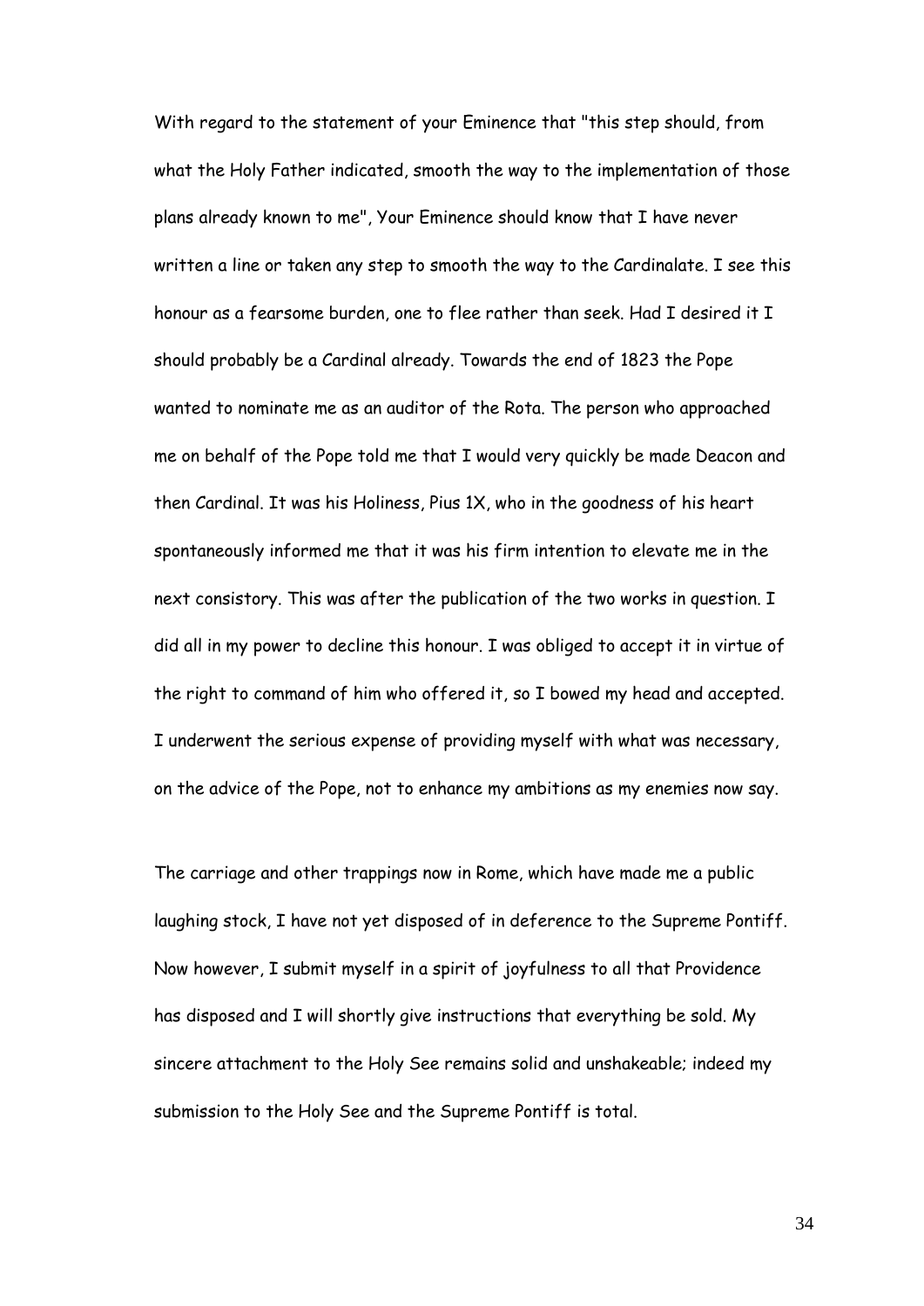With regard to the statement of your Eminence that "this step should, from what the Holy Father indicated, smooth the way to the implementation of those plans already known to me", Your Eminence should know that I have never written a line or taken any step to smooth the way to the Cardinalate. I see this honour as a fearsome burden, one to flee rather than seek. Had I desired it I should probably be a Cardinal already. Towards the end of 1823 the Pope wanted to nominate me as an auditor of the Rota. The person who approached me on behalf of the Pope told me that I would very quickly be made Deacon and then Cardinal. It was his Holiness, Pius 1X, who in the goodness of his heart spontaneously informed me that it was his firm intention to elevate me in the next consistory. This was after the publication of the two works in question. I did all in my power to decline this honour. I was obliged to accept it in virtue of the right to command of him who offered it, so I bowed my head and accepted. I underwent the serious expense of providing myself with what was necessary, on the advice of the Pope, not to enhance my ambitions as my enemies now say.

The carriage and other trappings now in Rome, which have made me a public laughing stock, I have not yet disposed of in deference to the Supreme Pontiff. Now however, I submit myself in a spirit of joyfulness to all that Providence has disposed and I will shortly give instructions that everything be sold. My sincere attachment to the Holy See remains solid and unshakeable; indeed my submission to the Holy See and the Supreme Pontiff is total.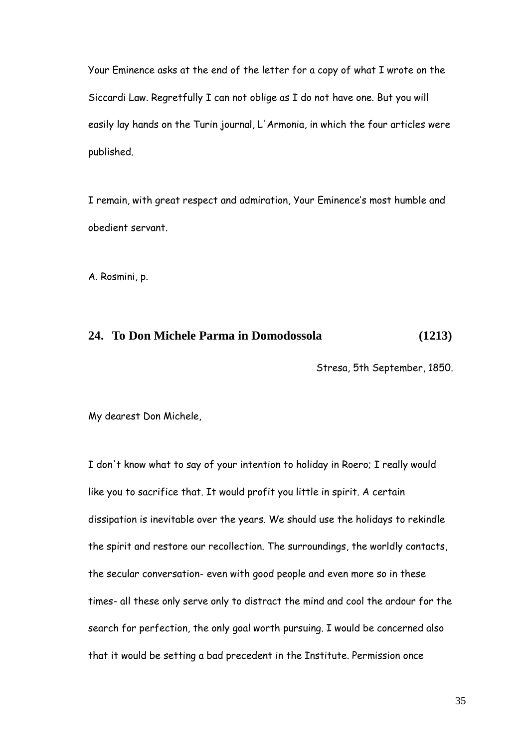Your Eminence asks at the end of the letter for a copy of what I wrote on the Siccardi Law. Regretfully I can not oblige as I do not have one. But you will easily lay hands on the Turin journal, L'Armonia, in which the four articles were published.

I remain, with great respect and admiration, Your Eminence's most humble and obedient servant.

A. Rosmini, p.

### 24. To Don Michele Parma in Domodossola (1213)

Stresa, 5th September, 1850.

My dearest Don Michele,

I don't know what to say of your intention to holiday in Roero; I really would like you to sacrifice that. It would profit you little in spirit. A certain dissipation is inevitable over the years. We should use the holidays to rekindle the spirit and restore our recollection. The surroundings, the worldly contacts, the secular conversation- even with good people and even more so in these times- all these only serve only to distract the mind and cool the ardour for the search for perfection, the only goal worth pursuing. I would be concerned also that it would be setting a bad precedent in the Institute. Permission once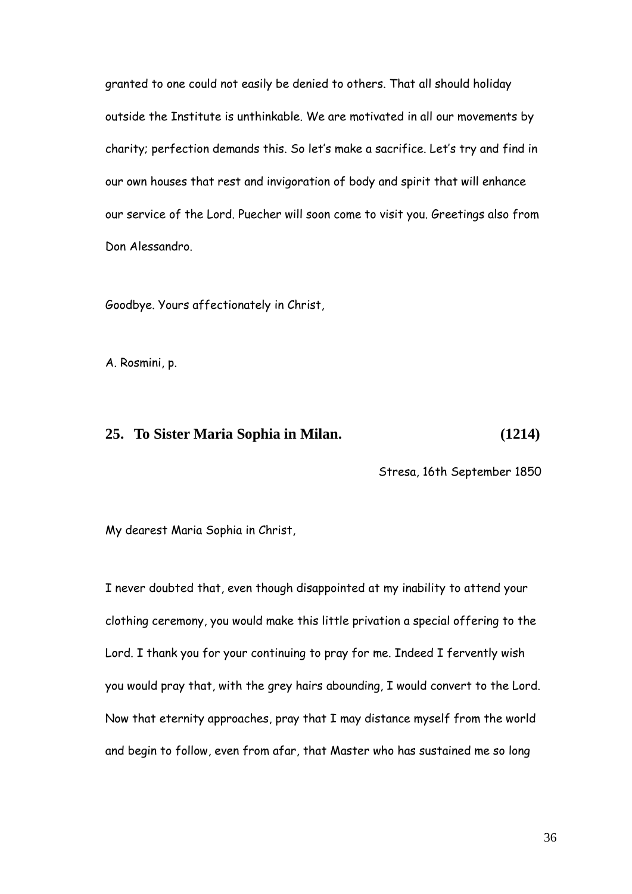granted to one could not easily be denied to others. That all should holiday outside the Institute is unthinkable. We are motivated in all our movements by charity; perfection demands this. So let's make a sacrifice. Let's try and find in our own houses that rest and invigoration of body and spirit that will enhance our service of the Lord. Puecher will soon come to visit you. Greetings also from Don Alessandro.

Goodbye. Yours affectionately in Christ,

A. Rosmini, p.

## 25. To Sister Maria Sophia in Milan. (1214)

Stresa, 16th September 1850

My dearest Maria Sophia in Christ,

I never doubted that, even though disappointed at my inability to attend your clothing ceremony, you would make this little privation a special offering to the Lord. I thank you for your continuing to pray for me. Indeed I fervently wish you would pray that, with the grey hairs abounding, I would convert to the Lord. Now that eternity approaches, pray that I may distance myself from the world and begin to follow, even from afar, that Master who has sustained me so long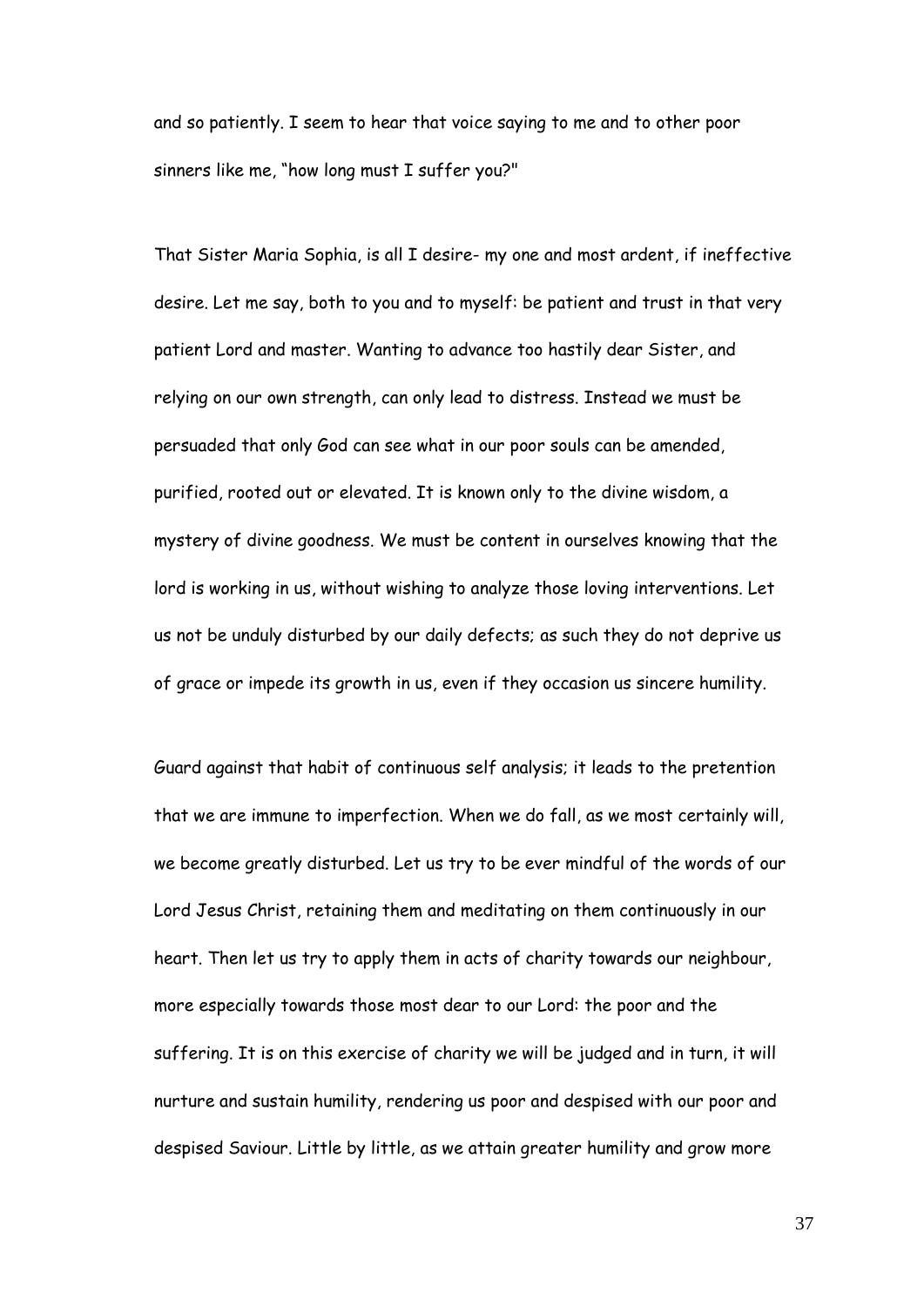and so patiently. I seem to hear that voice saying to me and to other poor sinners like me, “how long must I suffer you?"

That Sister Maria Sophia, is all I desire- my one and most ardent, if ineffective desire. Let me say, both to you and to myself: be patient and trust in that very patient Lord and master. Wanting to advance too hastily dear Sister, and relying on our own strength, can only lead to distress. Instead we must be persuaded that only God can see what in our poor souls can be amended, purified, rooted out or elevated. It is known only to the divine wisdom, a mystery of divine goodness. We must be content in ourselves knowing that the lord is working in us, without wishing to analyze those loving interventions. Let us not be unduly disturbed by our daily defects; as such they do not deprive us of grace or impede its growth in us, even if they occasion us sincere humility.

Guard against that habit of continuous self analysis; it leads to the pretention that we are immune to imperfection. When we do fall, as we most certainly will, we become greatly disturbed. Let us try to be ever mindful of the words of our Lord Jesus Christ, retaining them and meditating on them continuously in our heart. Then let us try to apply them in acts of charity towards our neighbour, more especially towards those most dear to our Lord: the poor and the suffering. It is on this exercise of charity we will be judged and in turn, it will nurture and sustain humility, rendering us poor and despised with our poor and despised Saviour. Little by little, as we attain greater humility and grow more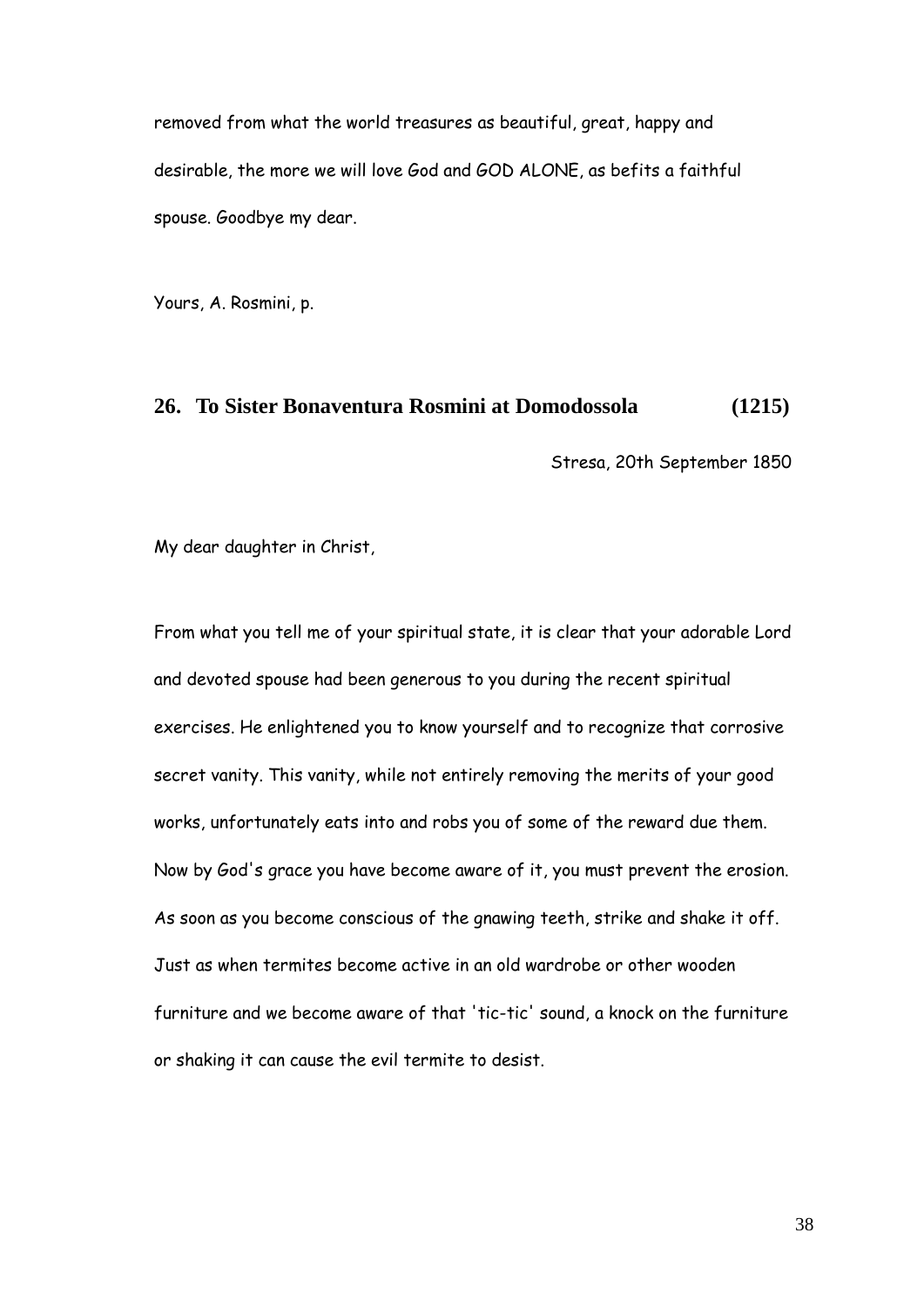removed from what the world treasures as beautiful, great, happy and desirable, the more we will love God and GOD ALONE, as befits a faithful spouse. Goodbye my dear.

Yours, A. Rosmini, p.

## 26. To Sister Bonaventura Rosmini at Domodossola (1215)

Stresa, 20th September 1850

My dear daughter in Christ,

From what you tell me of your spiritual state, it is clear that your adorable Lord and devoted spouse had been generous to you during the recent spiritual exercises. He enlightened you to know yourself and to recognize that corrosive secret vanity. This vanity, while not entirely removing the merits of your good works, unfortunately eats into and robs you of some of the reward due them. Now by God's grace you have become aware of it, you must prevent the erosion. As soon as you become conscious of the gnawing teeth, strike and shake it off. Just as when termites become active in an old wardrobe or other wooden furniture and we become aware of that 'tic-tic' sound, a knock on the furniture or shaking it can cause the evil termite to desist.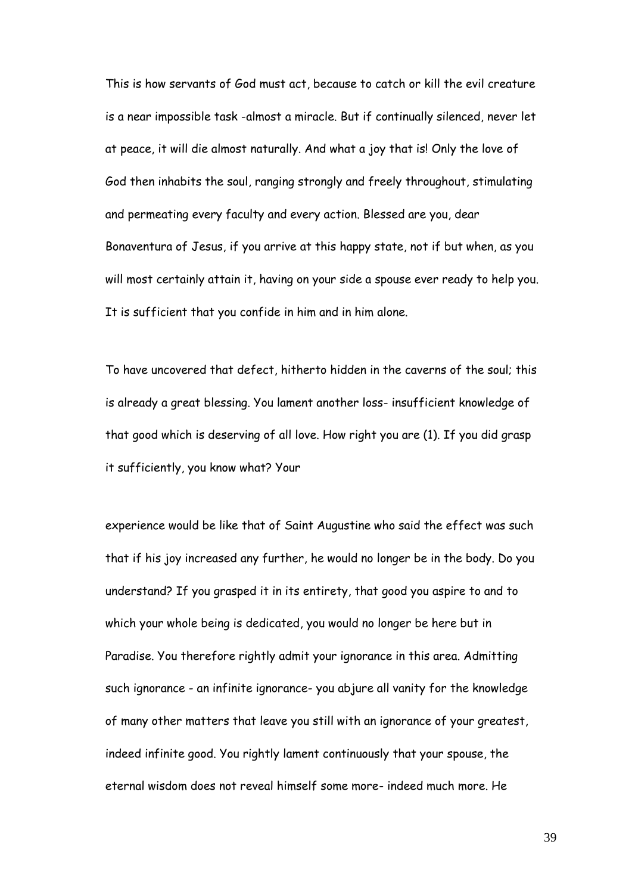This is how servants of God must act, because to catch or kill the evil creature is a near impossible task -almost a miracle. But if continually silenced, never let at peace, it will die almost naturally. And what a joy that is! Only the love of God then inhabits the soul, ranging strongly and freely throughout, stimulating and permeating every faculty and every action. Blessed are you, dear Bonaventura of Jesus, if you arrive at this happy state, not if but when, as you will most certainly attain it, having on your side a spouse ever ready to help you. It is sufficient that you confide in him and in him alone.

To have uncovered that defect, hitherto hidden in the caverns of the soul; this is already a great blessing. You lament another loss- insufficient knowledge of that good which is deserving of all love. How right you are (1). If you did grasp it sufficiently, you know what? Your experience would be like that of Saint Augustine who said the effect was such that if his joy increased any further, he would no longer be in the body. Do you understand? If you grasped it in its entirety, that good you aspire to and to which your whole being is dedicated, you would no longer be here but in Paradise. You therefore rightly admit your ignorance in this area. Admitting such ignorance - an infinite ignorance- you abjure all vanity for the knowledge of many other matters that leave you still with an ignorance of your greatest, indeed infinite good. You rightly lament continuously that your spouse, the eternal wisdom does not reveal himself some more- indeed much more. He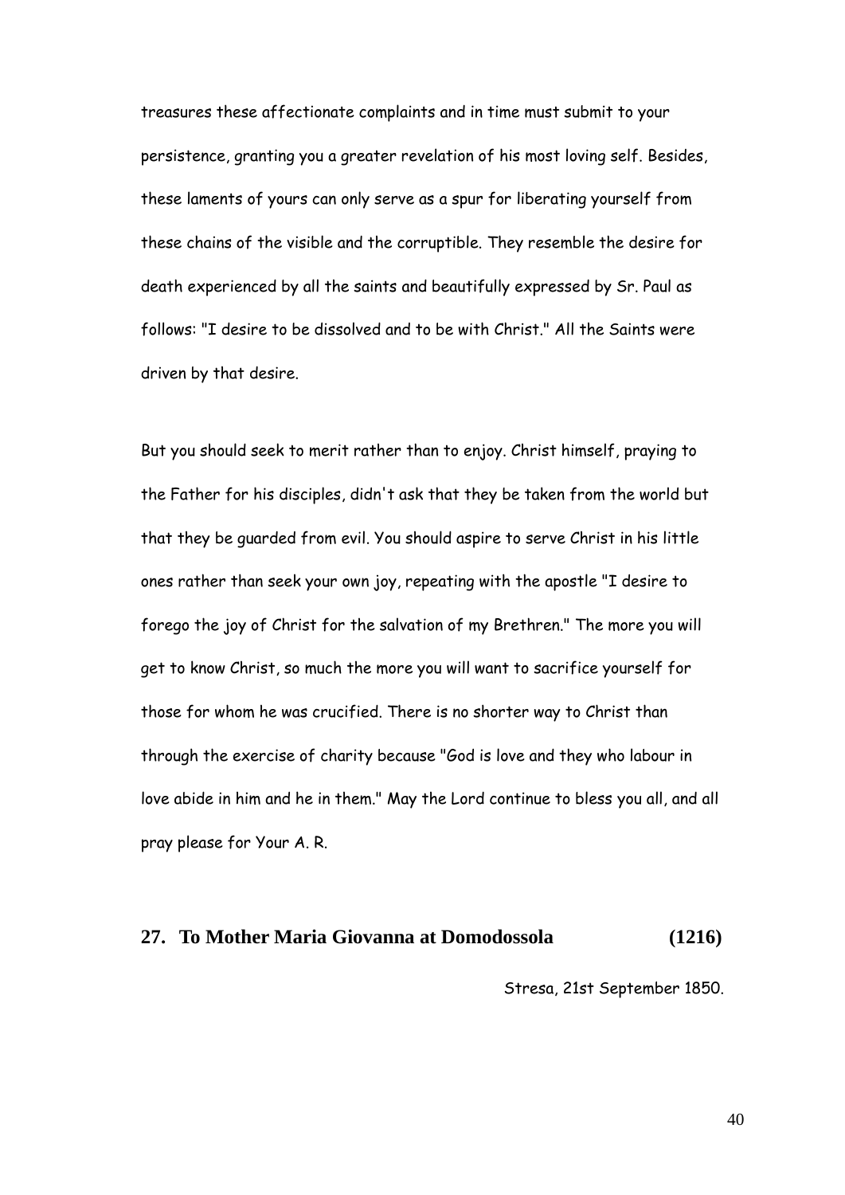treasures these affectionate complaints and in time must submit to your persistence, granting you a greater revelation of his most loving self. Besides, these laments of yours can only serve as a spur for liberating yourself from these chains of the visible and the corruptible. They resemble the desire for death experienced by all the saints and beautifully expressed by Sr. Paul as follows: "I desire to be dissolved and to be with Christ." All the Saints were driven by that desire.

But you should seek to merit rather than to enjoy. Christ himself, praying to the Father for his disciples, didn't ask that they be taken from the world but that they be guarded from evil. You should aspire to serve Christ in his little ones rather than seek your own joy, repeating with the apostle "I desire to forego the joy of Christ for the salvation of my Brethren." The more you will get to know Christ, so much the more you will want to sacrifice yourself for those for whom he was crucified. There is no shorter way to Christ than through the exercise of charity because "God is love and they who labour in love abide in him and he in them." May the Lord continue to bless you all, and all pray please for Your A. R.

## 27. To Mother Maria Giovanna at Domodossola (1216)

Stresa, 21st September 1850.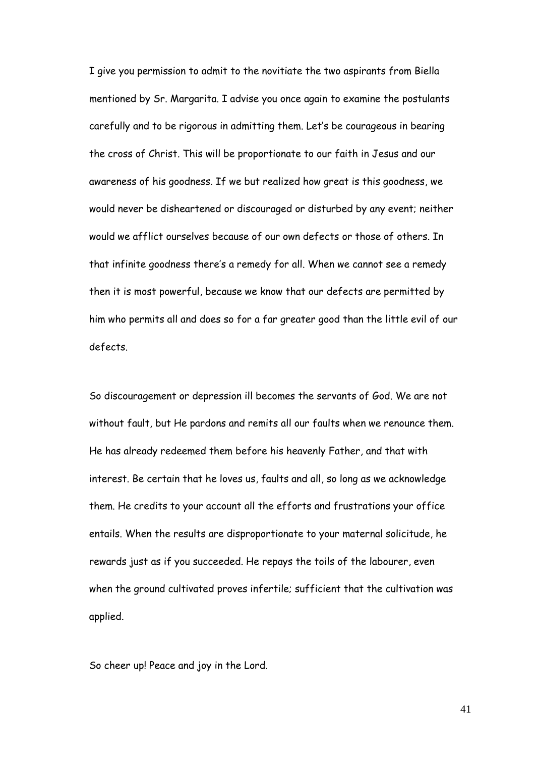I give you permission to admit to the novitiate the two aspirants from Biella mentioned by Sr. Margarita. I advise you once again to examine the postulants carefully and to be rigorous in admitting them. Let's be courageous in bearing the cross of Christ. This will be proportionate to our faith in Jesus and our awareness of his goodness. If we but realized how great is this goodness, we would never be disheartened or discouraged or disturbed by any event; neither would we afflict ourselves because of our own defects or those of others. In that infinite goodness there's a remedy for all. When we cannot see a remedy then it is most powerful, because we know that our defects are permitted by him who permits all and does so for a far greater good than the little evil of our defects.

So discouragement or depression ill becomes the servants of God. We are not without fault, but He pardons and remits all our faults when we renounce them. He has already redeemed them before his heavenly Father, and that with interest. Be certain that he loves us, faults and all, so long as we acknowledge them. He credits to your account all the efforts and frustrations your office entails. When the results are disproportionate to your maternal solicitude, he rewards just as if you succeeded. He repays the toils of the labourer, even when the ground cultivated proves infertile; sufficient that the cultivation was applied.

So cheer up! Peace and joy in the Lord.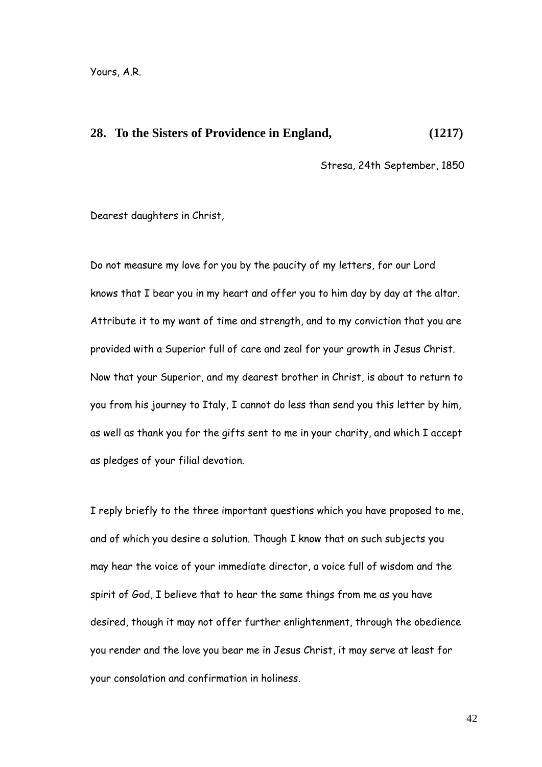Yours, A.R.

## 28. To the Sisters of Providence in England, (1217)

Stresa, 24th September, 1850

Dearest daughters in Christ,

Do not measure my love for you by the paucity of my letters, for our Lord knows that I bear you in my heart and offer you to him day by day at the altar. Attribute it to my want of time and strength, and to my conviction that you are provided with a Superior full of care and zeal for your growth in Jesus Christ. Now that your Superior, and my dearest brother in Christ, is about to return to you from his journey to Italy, I cannot do less than send you this letter by him, as well as thank you for the gifts sent to me in your charity, and which I accept as pledges of your filial devotion.

I reply briefly to the three important questions which you have proposed to me, and of which you desire a solution. Though I know that on such subjects you may hear the voice of your immediate director, a voice full of wisdom and the spirit of God, I believe that to hear the same things from me as you have desired, though it may not offer further enlightenment, through the obedience you render and the love you bear me in Jesus Christ, it may serve at least for your consolation and confirmation in holiness.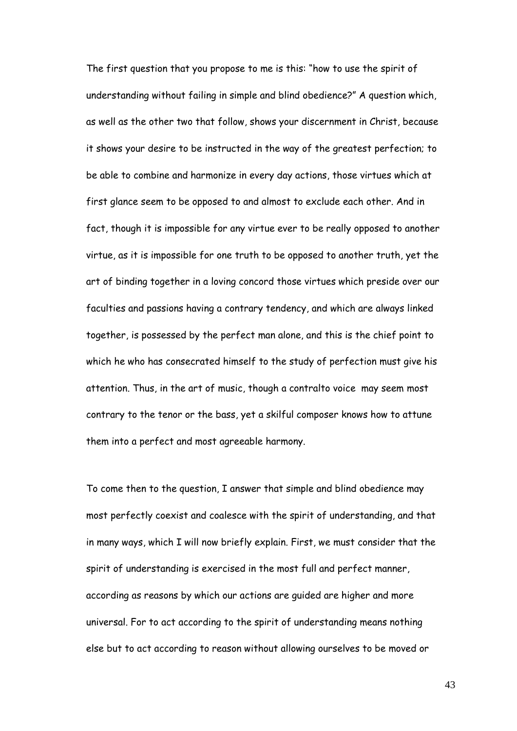The first question that you propose to me is this: "how to use the spirit of understanding without failing in simple and blind obedience?" A question which, as well as the other two that follow, shows your discernment in Christ, because it shows your desire to be instructed in the way of the greatest perfection; to be able to combine and harmonize in every day actions, those virtues which at first glance seem to be opposed to and almost to exclude each other. And in fact, though it is impossible for any virtue ever to be really opposed to another virtue, as it is impossible for one truth to be opposed to another truth, yet the art of binding together in a loving concord those virtues which preside over our faculties and passions having a contrary tendency, and which are always linked together, is possessed by the perfect man alone, and this is the chief point to which he who has consecrated himself to the study of perfection must give his attention. Thus, in the art of music, though a contralto voice may seem most contrary to the tenor or the bass, yet a skilful composer knows how to attune them into a perfect and most agreeable harmony.

To come then to the question, I answer that simple and blind obedience may most perfectly coexist and coalesce with the spirit of understanding, and that in many ways, which I will now briefly explain. First, we must consider that the spirit of understanding is exercised in the most full and perfect manner, according as reasons by which our actions are guided are higher and more universal. For to act according to the spirit of understanding means nothing else but to act according to reason without allowing ourselves to be moved or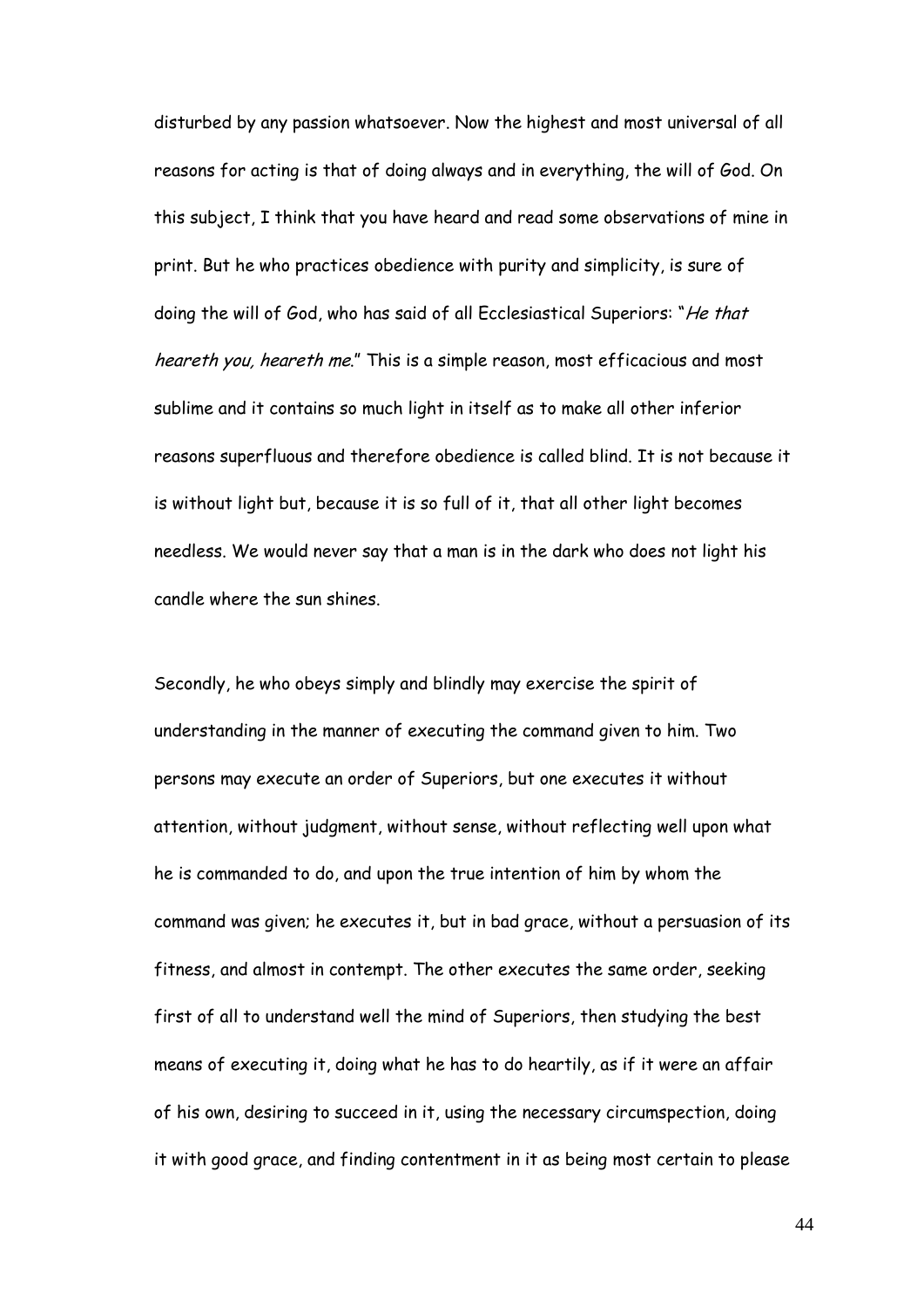disturbed by any passion whatsoever. Now the highest and most universal of all reasons for acting is that of doing always and in everything, the will of God. On this subject, I think that you have heard and read some observations of mine in print. But he who practices obedience with purity and simplicity, is sure of doing the will of God, who has said of all Ecclesiastical Superiors: "*He that heareth you, heareth me*." This is a simple reason, most efficacious and most sublime and it contains so much light in itself as to make all other inferior reasons superfluous and therefore obedience is called blind. It is not because it is without light but, because it is so full of it, that all other light becomes needless. We would never say that a man is in the dark who does not light his candle where the sun shines.

Secondly, he who obeys simply and blindly may exercise the spirit of understanding in the manner of executing the command given to him. Two persons may execute an order of Superiors, but one executes it without attention, without judgment, without sense, without reflecting well upon what he is commanded to do, and upon the true intention of him by whom the command was given; he executes it, but in bad grace, without a persuasion of its fitness, and almost in contempt. The other executes the same order, seeking first of all to understand well the mind of Superiors, then studying the best means of executing it, doing what he has to do heartily, as if it were an affair of his own, desiring to succeed in it, using the necessary circumspection, doing it with good grace, and finding contentment in it as being most certain to please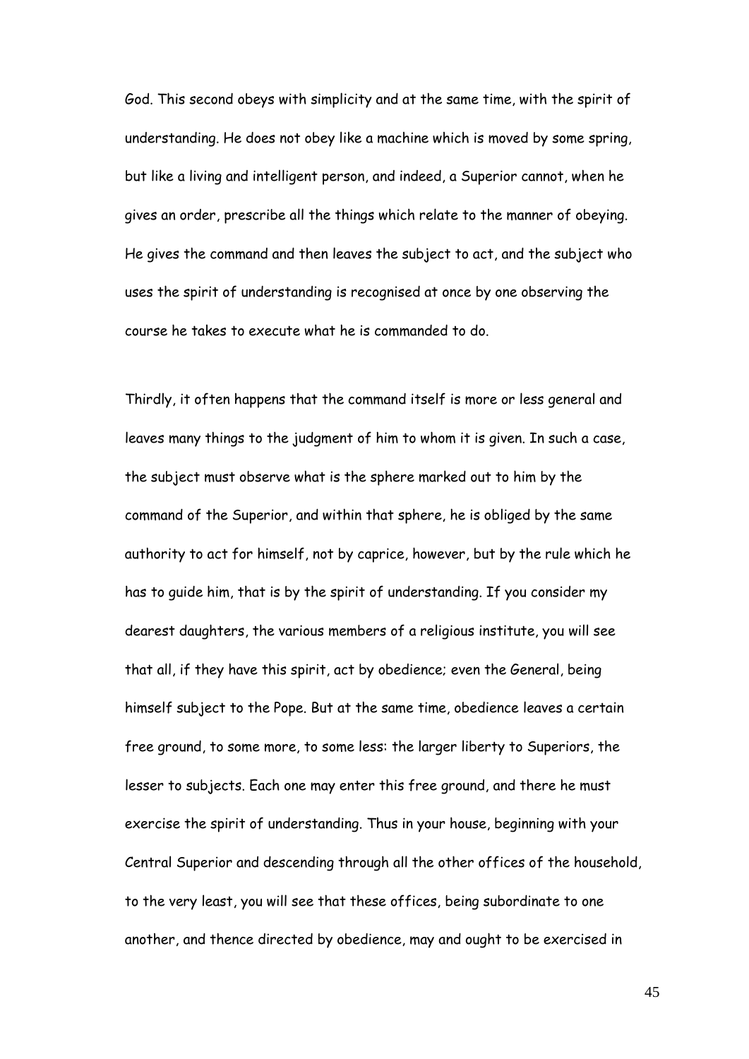God. This second obeys with simplicity and at the same time, with the spirit of understanding. He does not obey like a machine which is moved by some spring, but like a living and intelligent person, and indeed, a Superior cannot, when he gives an order, prescribe all the things which relate to the manner of obeying. He gives the command and then leaves the subject to act, and the subject who uses the spirit of understanding is recognised at once by one observing the course he takes to execute what he is commanded to do.

Thirdly, it often happens that the command itself is more or less general and leaves many things to the judgment of him to whom it is given. In such a case, the subject must observe what is the sphere marked out to him by the command of the Superior, and within that sphere, he is obliged by the same authority to act for himself, not by caprice, however, but by the rule which he has to guide him, that is by the spirit of understanding. If you consider my dearest daughters, the various members of a religious institute, you will see that all, if they have this spirit, act by obedience; even the General, being himself subject to the Pope. But at the same time, obedience leaves a certain free ground, to some more, to some less: the larger liberty to Superiors, the lesser to subjects. Each one may enter this free ground, and there he must exercise the spirit of understanding. Thus in your house, beginning with your Central Superior and descending through all the other offices of the household, to the very least, you will see that these offices, being subordinate to one another, and thence directed by obedience, may and ought to be exercised in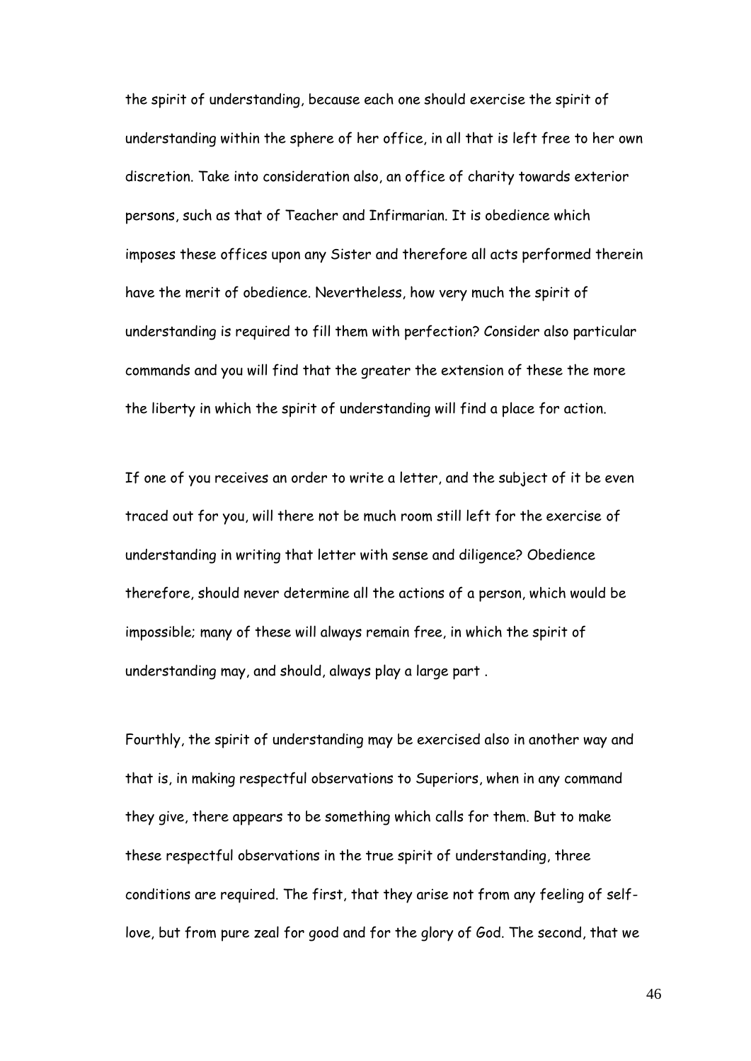the spirit of understanding, because each one should exercise the spirit of understanding within the sphere of her office, in all that is left free to her own discretion. Take into consideration also, an office of charity towards exterior persons, such as that of Teacher and Infirmarian. It is obedience which imposes these offices upon any Sister and therefore all acts performed therein have the merit of obedience. Nevertheless, how very much the spirit of understanding is required to fill them with perfection? Consider also particular commands and you will find that the greater the extension of these the more the liberty in which the spirit of understanding will find a place for action.

If one of you receives an order to write a letter, and the subject of it be even traced out for you, will there not be much room still left for the exercise of understanding in writing that letter with sense and diligence? Obedience therefore, should never determine all the actions of a person, which would be impossible; many of these will always remain free, in which the spirit of understanding may, and should, always play a large part .

Fourthly, the spirit of understanding may be exercised also in another way and that is, in making respectful observations to Superiors, when in any command they give, there appears to be something which calls for them. But to make these respectful observations in the true spirit of understanding, three conditions are required. The first, that they arise not from any feeling of self-love, but from pure zeal for good and for the glory of God. The second, that we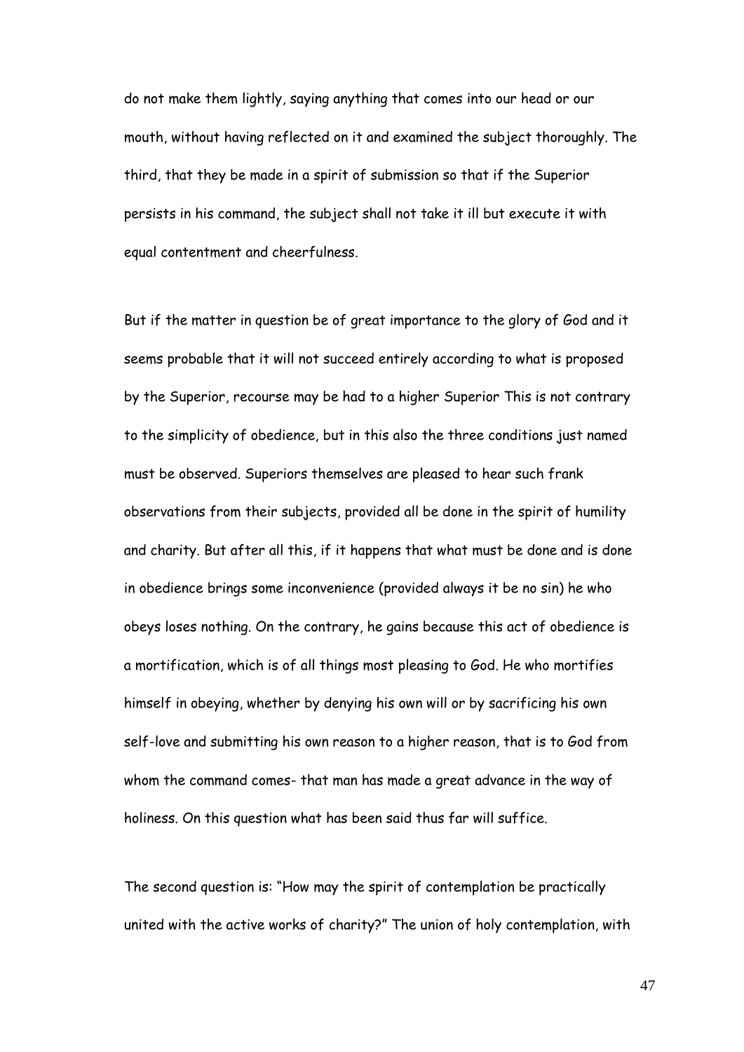do not make them lightly, saying anything that comes into our head or our mouth, without having reflected on it and examined the subject thoroughly. The third, that they be made in a spirit of submission so that if the Superior persists in his command, the subject shall not take it ill but execute it with equal contentment and cheerfulness.

But if the matter in question be of great importance to the glory of God and it seems probable that it will not succeed entirely according to what is proposed by the Superior, recourse may be had to a higher Superior This is not contrary to the simplicity of obedience, but in this also the three conditions just named must be observed. Superiors themselves are pleased to hear such frank observations from their subjects, provided all be done in the spirit of humility and charity. But after all this, if it happens that what must be done and is done in obedience brings some inconvenience (provided always it be no sin) he who obeys loses nothing. On the contrary, he gains because this act of obedience is a mortification, which is of all things most pleasing to God. He who mortifies himself in obeying, whether by denying his own will or by sacrificing his own self-love and submitting his own reason to a higher reason, that is to God from whom the command comes- that man has made a great advance in the way of holiness. On this question what has been said thus far will suffice.

The second question is: "How may the spirit of contemplation be practically united with the active works of charity?" The union of holy contemplation, with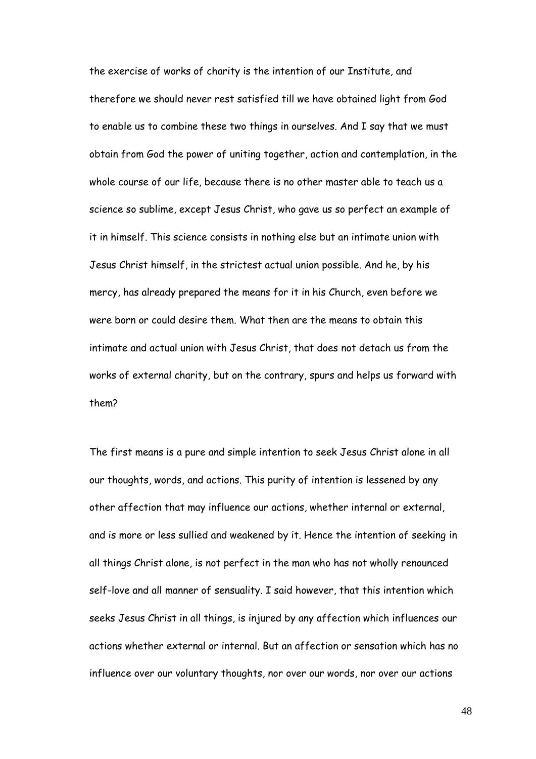the exercise of works of charity is the intention of our Institute, and therefore we should never rest satisfied till we have obtained light from God to enable us to combine these two things in ourselves. And I say that we must obtain from God the power of uniting together, action and contemplation, in the whole course of our life, because there is no other master able to teach us a science so sublime, except Jesus Christ, who gave us so perfect an example of it in himself. This science consists in nothing else but an intimate union with Jesus Christ himself, in the strictest actual union possible. And he, by his mercy, has already prepared the means for it in his Church, even before we were born or could desire them. What then are the means to obtain this intimate and actual union with Jesus Christ, that does not detach us from the works of external charity, but on the contrary, spurs and helps us forward with them?

The first means is a pure and simple intention to seek Jesus Christ alone in all our thoughts, words, and actions. This purity of intention is lessened by any other affection that may influence our actions, whether internal or external, and is more or less sullied and weakened by it. Hence the intention of seeking in all things Christ alone, is not perfect in the man who has not wholly renounced self-love and all manner of sensuality. I said however, that this intention which seeks Jesus Christ in all things, is injured by any affection which influences our actions whether external or internal. But an affection or sensation which has no influence over our voluntary thoughts, nor over our words, nor over our actions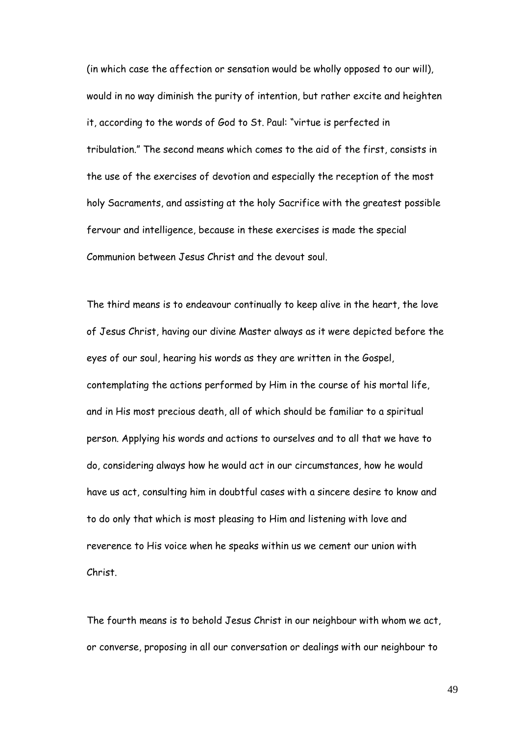(in which case the affection or sensation would be wholly opposed to our will), would in no way diminish the purity of intention, but rather excite and heighten it, according to the words of God to St. Paul: "virtue is perfected in tribulation." The second means which comes to the aid of the first, consists in the use of the exercises of devotion and especially the reception of the most holy Sacraments, and assisting at the holy Sacrifice with the greatest possible fervour and intelligence, because in these exercises is made the special Communion between Jesus Christ and the devout soul.

The third means is to endeavour continually to keep alive in the heart, the love of Jesus Christ, having our divine Master always as it were depicted before the eyes of our soul, hearing his words as they are written in the Gospel, contemplating the actions performed by Him in the course of his mortal life, and in His most precious death, all of which should be familiar to a spiritual person. Applying his words and actions to ourselves and to all that we have to do, considering always how he would act in our circumstances, how he would have us act, consulting him in doubtful cases with a sincere desire to know and to do only that which is most pleasing to Him and listening with love and reverence to His voice when he speaks within us we cement our union with Christ.

The fourth means is to behold Jesus Christ in our neighbour with whom we act, or converse, proposing in all our conversation or dealings with our neighbour to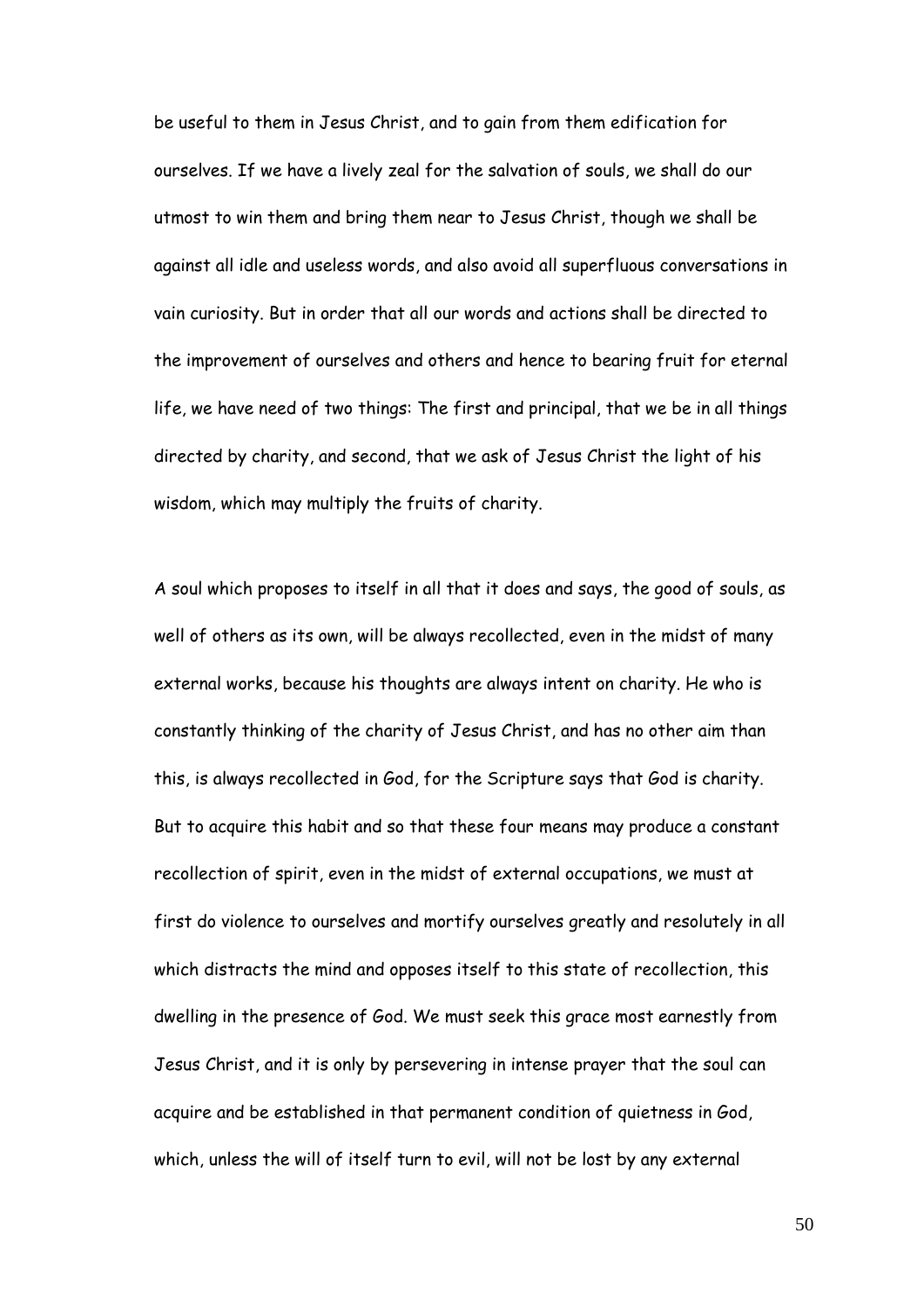be useful to them in Jesus Christ, and to gain from them edification for ourselves. If we have a lively zeal for the salvation of souls, we shall do our utmost to win them and bring them near to Jesus Christ, though we shall be against all idle and useless words, and also avoid all superfluous conversations in vain curiosity. But in order that all our words and actions shall be directed to the improvement of ourselves and others and hence to bearing fruit for eternal life, we have need of two things: The first and principal, that we be in all things directed by charity, and second, that we ask of Jesus Christ the light of his wisdom, which may multiply the fruits of charity.

A soul which proposes to itself in all that it does and says, the good of souls, as well of others as its own, will be always recollected, even in the midst of many external works, because his thoughts are always intent on charity. He who is constantly thinking of the charity of Jesus Christ, and has no other aim than this, is always recollected in God, for the Scripture says that God is charity. But to acquire this habit and so that these four means may produce a constant recollection of spirit, even in the midst of external occupations, we must at first do violence to ourselves and mortify ourselves greatly and resolutely in all which distracts the mind and opposes itself to this state of recollection, this dwelling in the presence of God. We must seek this grace most earnestly from Jesus Christ, and it is only by persevering in intense prayer that the soul can acquire and be established in that permanent condition of quietness in God, which, unless the will of itself turn to evil, will not be lost by any external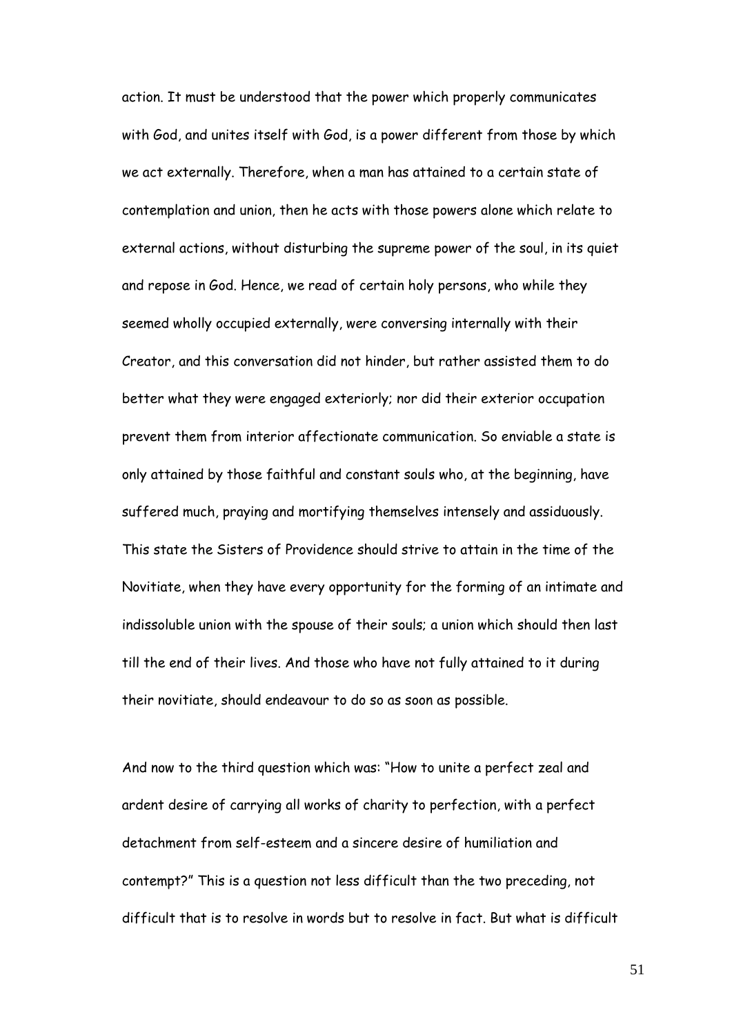action. It must be understood that the power which properly communicates with God, and unites itself with God, is a power different from those by which we act externally. Therefore, when a man has attained to a certain state of contemplation and union, then he acts with those powers alone which relate to external actions, without disturbing the supreme power of the soul, in its quiet and repose in God. Hence, we read of certain holy persons, who while they seemed wholly occupied externally, were conversing internally with their Creator, and this conversation did not hinder, but rather assisted them to do better what they were engaged exteriorly; nor did their exterior occupation prevent them from interior affectionate communication. So enviable a state is only attained by those faithful and constant souls who, at the beginning, have suffered much, praying and mortifying themselves intensely and assiduously. This state the Sisters of Providence should strive to attain in the time of the Novitiate, when they have every opportunity for the forming of an intimate and indissoluble union with the spouse of their souls; a union which should then last till the end of their lives. And those who have not fully attained to it during their novitiate, should endeavour to do so as soon as possible.

And now to the third question which was: "How to unite a perfect zeal and ardent desire of carrying all works of charity to perfection, with a perfect detachment from self-esteem and a sincere desire of humiliation and contempt?" This is a question not less difficult than the two preceding, not difficult that is to resolve in words but to resolve in fact. But what is difficult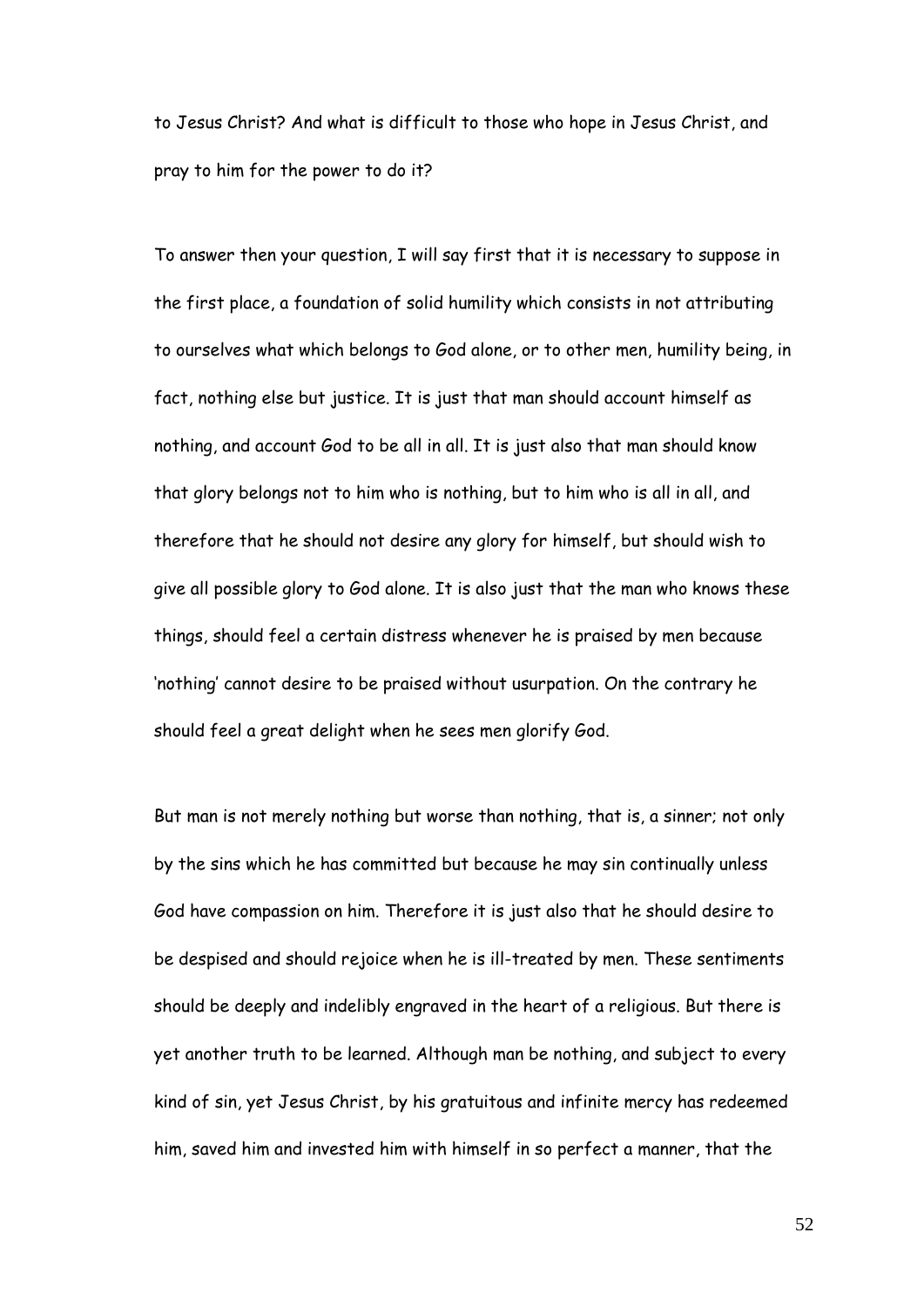to Jesus Christ? And what is difficult to those who hope in Jesus Christ, and pray to him for the power to do it?

To answer then your question, I will say first that it is necessary to suppose in the first place, a foundation of solid humility which consists in not attributing to ourselves what which belongs to God alone, or to other men, humility being, in fact, nothing else but justice. It is just that man should account himself as nothing, and account God to be all in all. It is just also that man should know that glory belongs not to him who is nothing, but to him who is all in all, and therefore that he should not desire any glory for himself, but should wish to give all possible glory to God alone. It is also just that the man who knows these things, should feel a certain distress whenever he is praised by men because 'nothing' cannot desire to be praised without usurpation. On the contrary he should feel a great delight when he sees men glorify God.

But man is not merely nothing but worse than nothing, that is, a sinner; not only by the sins which he has committed but because he may sin continually unless God have compassion on him. Therefore it is just also that he should desire to be despised and should rejoice when he is ill-treated by men. These sentiments should be deeply and indelibly engraved in the heart of a religious. But there is yet another truth to be learned. Although man be nothing, and subject to every kind of sin, yet Jesus Christ, by his gratuitous and infinite mercy has redeemed him, saved him and invested him with himself in so perfect a manner, that the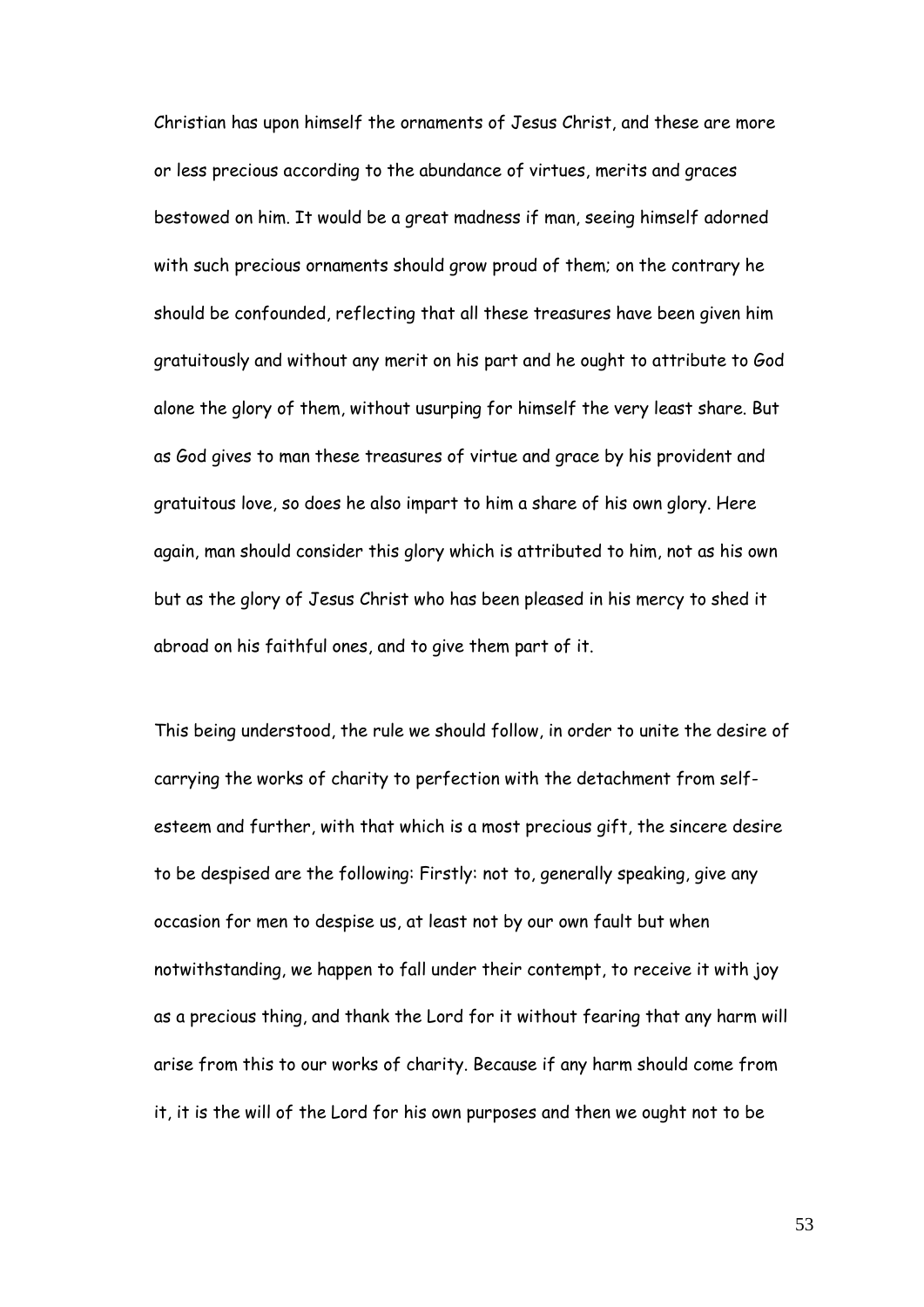Christian has upon himself the ornaments of Jesus Christ, and these are more or less precious according to the abundance of virtues, merits and graces bestowed on him. It would be a great madness if man, seeing himself adorned with such precious ornaments should grow proud of them; on the contrary he should be confounded, reflecting that all these treasures have been given him gratuitously and without any merit on his part and he ought to attribute to God alone the glory of them, without usurping for himself the very least share. But as God gives to man these treasures of virtue and grace by his provident and gratuitous love, so does he also impart to him a share of his own glory. Here again, man should consider this glory which is attributed to him, not as his own but as the glory of Jesus Christ who has been pleased in his mercy to shed it abroad on his faithful ones, and to give them part of it.

This being understood, the rule we should follow, in order to unite the desire of carrying the works of charity to perfection with the detachment from self-esteem and further, with that which is a most precious gift, the sincere desire to be despised are the following: Firstly: not to, generally speaking, give any occasion for men to despise us, at least not by our own fault but when notwithstanding, we happen to fall under their contempt, to receive it with joy as a precious thing, and thank the Lord for it without fearing that any harm will arise from this to our works of charity. Because if any harm should come from it, it is the will of the Lord for his own purposes and then we ought not to be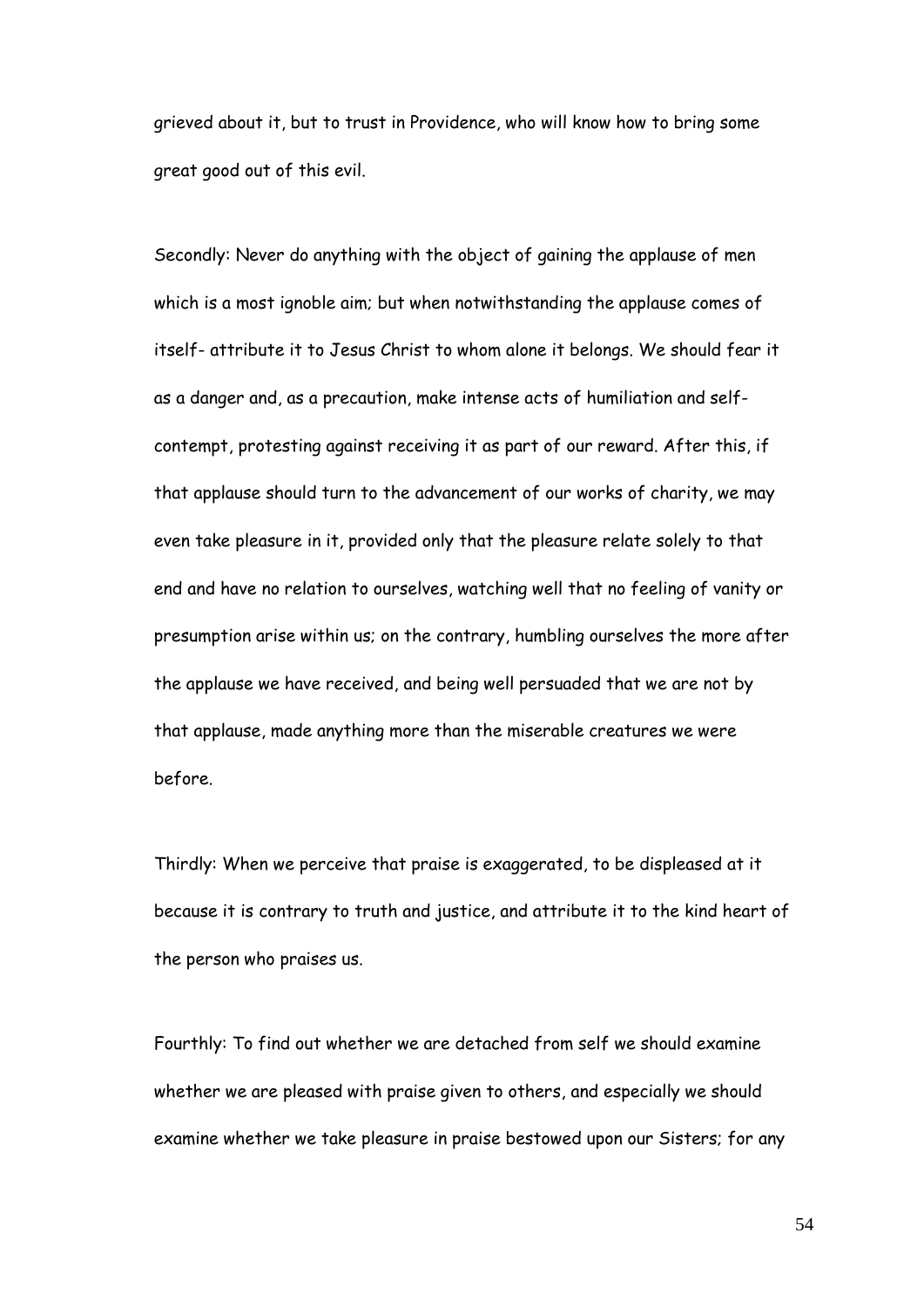grieved about it, but to trust in Providence, who will know how to bring some great good out of this evil.

Secondly: Never do anything with the object of gaining the applause of men which is a most ignoble aim; but when notwithstanding the applause comes of itself- attribute it to Jesus Christ to whom alone it belongs. We should fear it as a danger and, as a precaution, make intense acts of humiliation and self-contempt, protesting against receiving it as part of our reward. After this, if that applause should turn to the advancement of our works of charity, we may even take pleasure in it, provided only that the pleasure relate solely to that end and have no relation to ourselves, watching well that no feeling of vanity or presumption arise within us; on the contrary, humbling ourselves the more after the applause we have received, and being well persuaded that we are not by that applause, made anything more than the miserable creatures we were before.

Thirdly: When we perceive that praise is exaggerated, to be displeased at it because it is contrary to truth and justice, and attribute it to the kind heart of the person who praises us.

Fourthly: To find out whether we are detached from self we should examine whether we are pleased with praise given to others, and especially we should examine whether we take pleasure in praise bestowed upon our Sisters; for any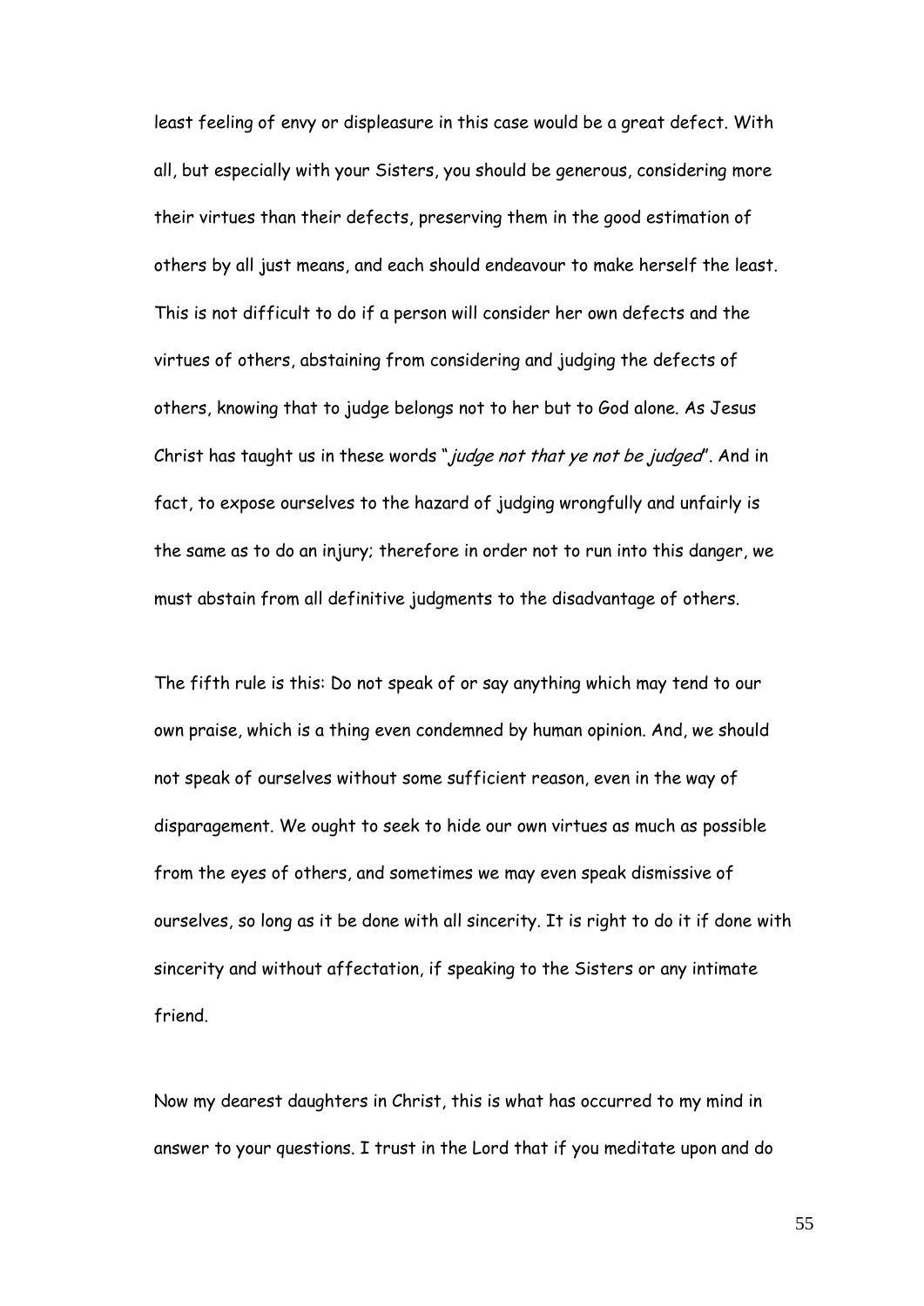least feeling of envy or displeasure in this case would be a great defect. With all, but especially with your Sisters, you should be generous, considering more their virtues than their defects, preserving them in the good estimation of others by all just means, and each should endeavour to make herself the least. This is not difficult to do if a person will consider her own defects and the virtues of others, abstaining from considering and judging the defects of others, knowing that to judge belongs not to her but to God alone. As Jesus Christ has taught us in these words "*judge not that ye not be judged*". And in fact, to expose ourselves to the hazard of judging wrongfully and unfairly is the same as to do an injury; therefore in order not to run into this danger, we must abstain from all definitive judgments to the disadvantage of others.

The fifth rule is this: Do not speak of or say anything which may tend to our own praise, which is a thing even condemned by human opinion. And, we should not speak of ourselves without some sufficient reason, even in the way of disparagement. We ought to seek to hide our own virtues as much as possible from the eyes of others, and sometimes we may even speak dismissive of ourselves, so long as it be done with all sincerity. It is right to do it if done with sincerity and without affectation, if speaking to the Sisters or any intimate friend.

Now my dearest daughters in Christ, this is what has occurred to my mind in answer to your questions. I trust in the Lord that if you meditate upon and do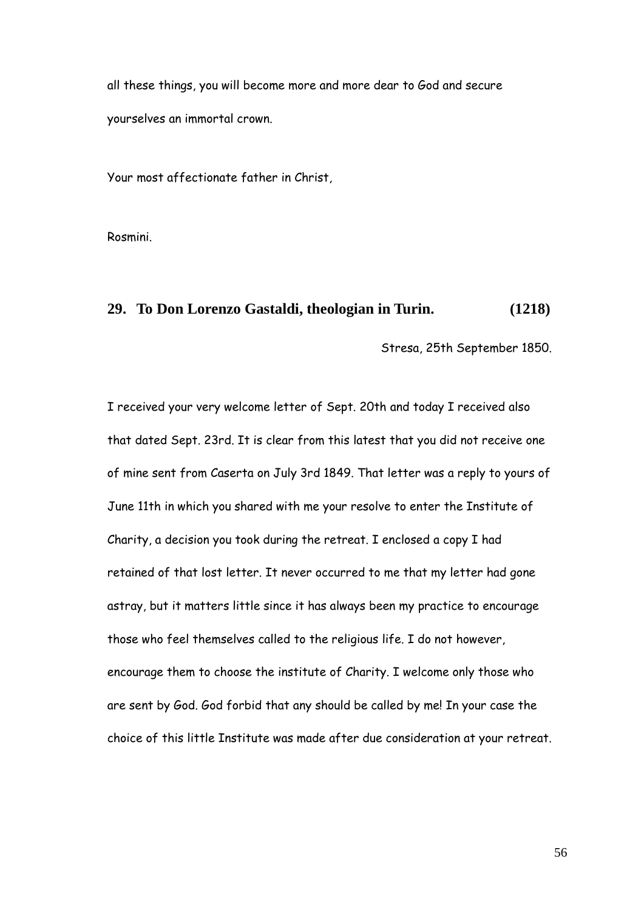all these things, you will become more and more dear to God and secure yourselves an immortal crown.

Your most affectionate father in Christ,

Rosmini.

## 29. To Don Lorenzo Gastaldi, theologian in Turin. (1218)

Stresa, 25th September 1850.

I received your very welcome letter of Sept. 20th and today I received also that dated Sept. 23rd. It is clear from this latest that you did not receive one of mine sent from Caserta on July 3rd 1849. That letter was a reply to yours of June 11th in which you shared with me your resolve to enter the Institute of Charity, a decision you took during the retreat. I enclosed a copy I had retained of that lost letter. It never occurred to me that my letter had gone astray, but it matters little since it has always been my practice to encourage those who feel themselves called to the religious life. I do not however, encourage them to choose the institute of Charity. I welcome only those who are sent by God. God forbid that any should be called by me! In your case the choice of this little Institute was made after due consideration at your retreat.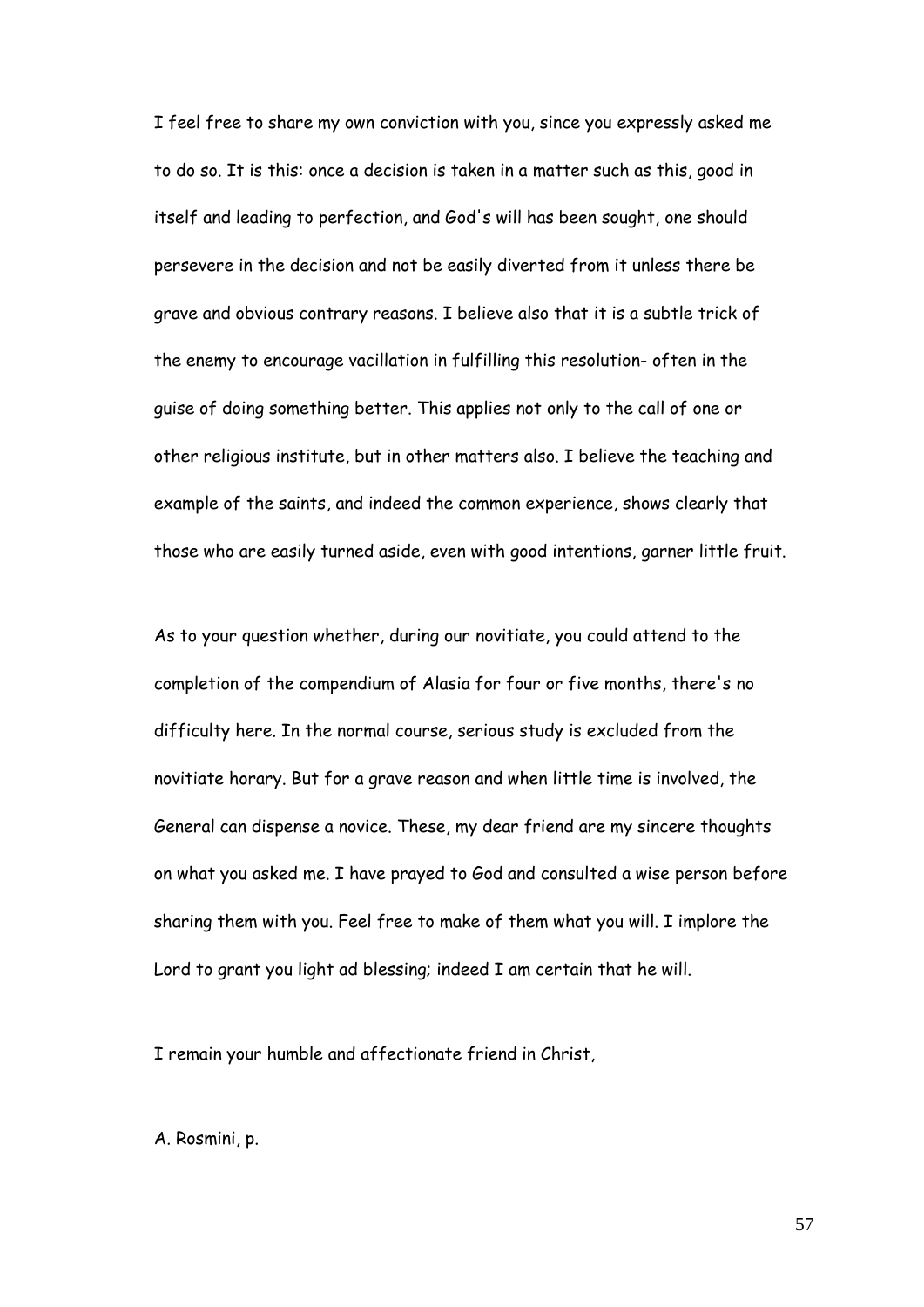I feel free to share my own conviction with you, since you expressly asked me to do so. It is this: once a decision is taken in a matter such as this, good in itself and leading to perfection, and God's will has been sought, one should persevere in the decision and not be easily diverted from it unless there be grave and obvious contrary reasons. I believe also that it is a subtle trick of the enemy to encourage vacillation in fulfilling this resolution- often in the guise of doing something better. This applies not only to the call of one or other religious institute, but in other matters also. I believe the teaching and example of the saints, and indeed the common experience, shows clearly that those who are easily turned aside, even with good intentions, garner little fruit.

As to your question whether, during our novitiate, you could attend to the completion of the compendium of Alasia for four or five months, there's no difficulty here. In the normal course, serious study is excluded from the novitiate horary. But for a grave reason and when little time is involved, the General can dispense a novice. These, my dear friend are my sincere thoughts on what you asked me. I have prayed to God and consulted a wise person before sharing them with you. Feel free to make of them what you will. I implore the Lord to grant you light ad blessing; indeed I am certain that he will.

I remain your humble and affectionate friend in Christ,

A. Rosmini, p.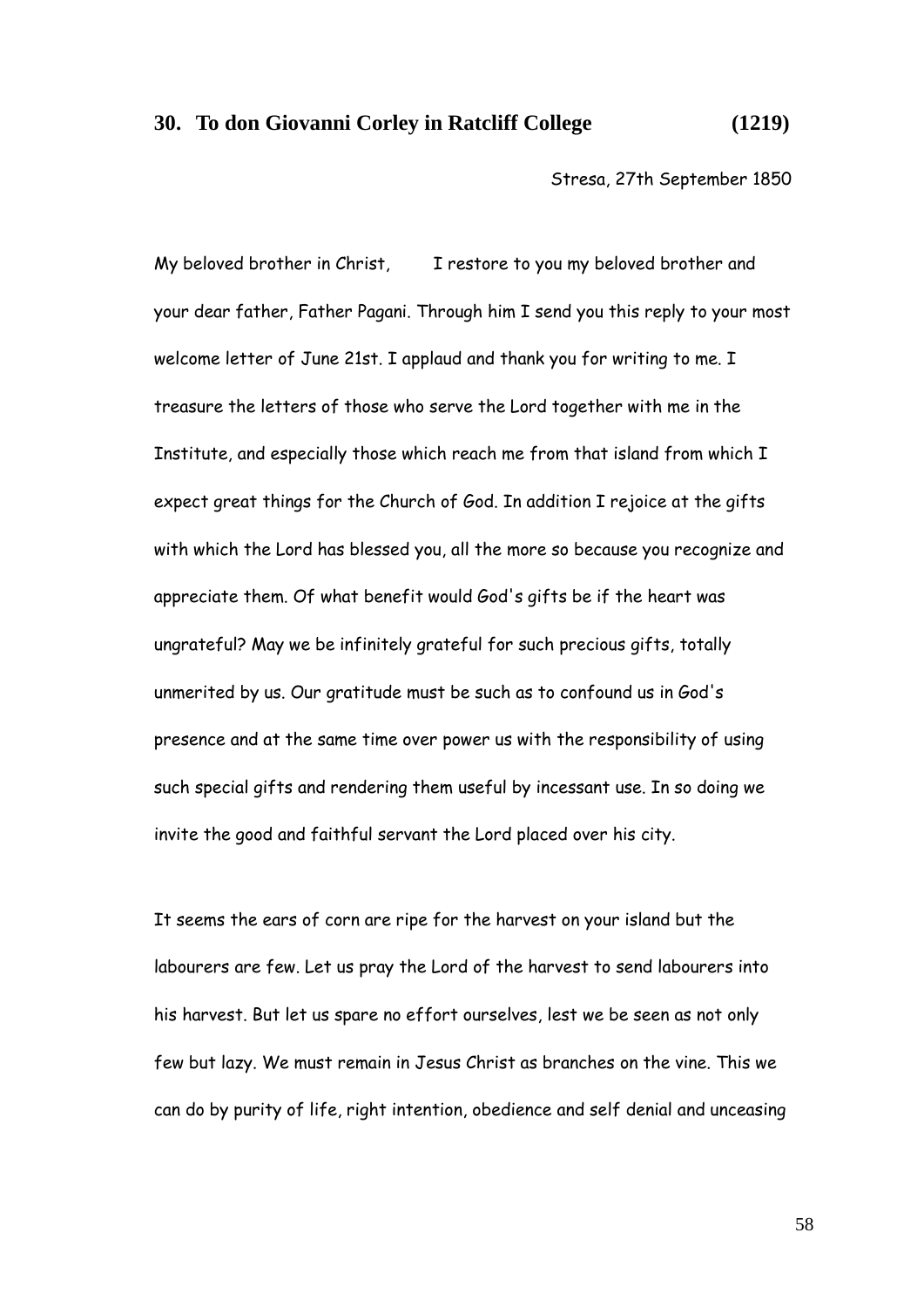## 30. To don Giovanni Corley in Ratcliff College (1219)

Stresa, 27th September 1850

My beloved brother in Christ, I restore to you my beloved brother and your dear father, Father Pagani. Through him I send you this reply to your most welcome letter of June 21st. I applaud and thank you for writing to me. I treasure the letters of those who serve the Lord together with me in the Institute, and especially those which reach me from that island from which I expect great things for the Church of God. In addition I rejoice at the gifts with which the Lord has blessed you, all the more so because you recognize and appreciate them. Of what benefit would God's gifts be if the heart was ungrateful? May we be infinitely grateful for such precious gifts, totally unmerited by us. Our gratitude must be such as to confound us in God's presence and at the same time over power us with the responsibility of using such special gifts and rendering them useful by incessant use. In so doing we invite the good and faithful servant the Lord placed over his city.

It seems the ears of corn are ripe for the harvest on your island but the labourers are few. Let us pray the Lord of the harvest to send labourers into his harvest. But let us spare no effort ourselves, lest we be seen as not only few but lazy. We must remain in Jesus Christ as branches on the vine. This we can do by purity of life, right intention, obedience and self denial and unceasing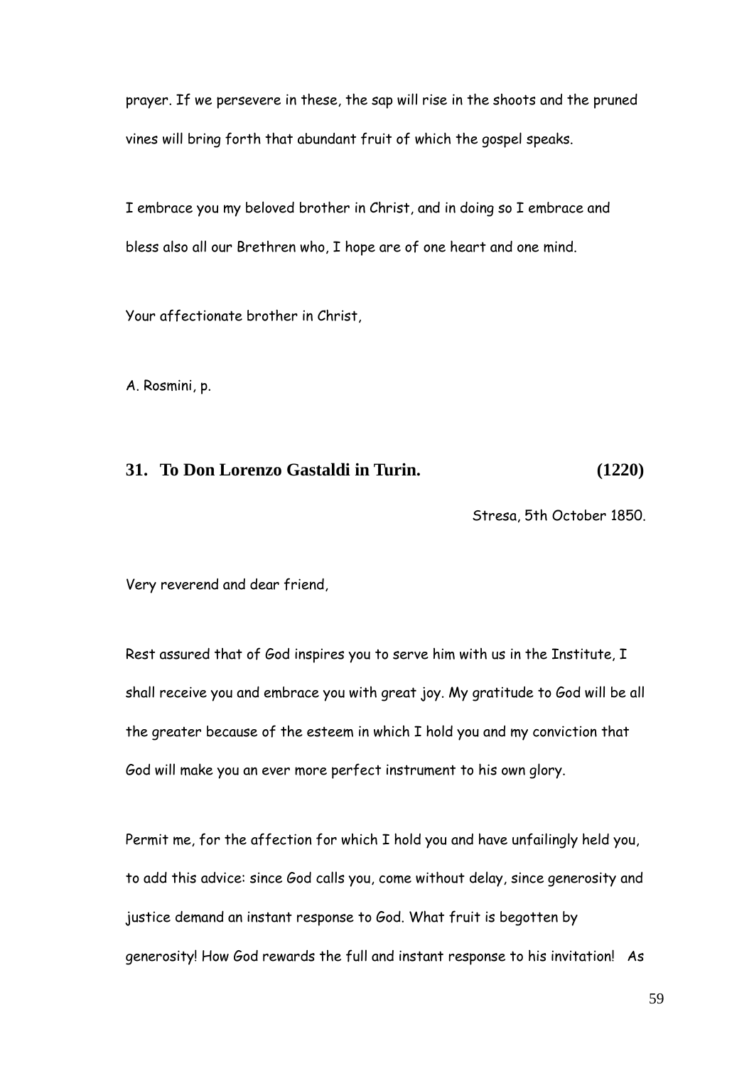prayer. If we persevere in these, the sap will rise in the shoots and the pruned vines will bring forth that abundant fruit of which the gospel speaks.

I embrace you my beloved brother in Christ, and in doing so I embrace and bless also all our Brethren who, I hope are of one heart and one mind.

Your affectionate brother in Christ,

A. Rosmini, p.

## 31. To Don Lorenzo Gastaldi in Turin. (1220)

Stresa, 5th October 1850.

Very reverend and dear friend,

Rest assured that of God inspires you to serve him with us in the Institute, I shall receive you and embrace you with great joy. My gratitude to God will be all the greater because of the esteem in which I hold you and my conviction that God will make you an ever more perfect instrument to his own glory.

Permit me, for the affection for which I hold you and have unfailingly held you, to add this advice: since God calls you, come without delay, since generosity and justice demand an instant response to God. What fruit is begotten by generosity! How God rewards the full and instant response to his invitation! As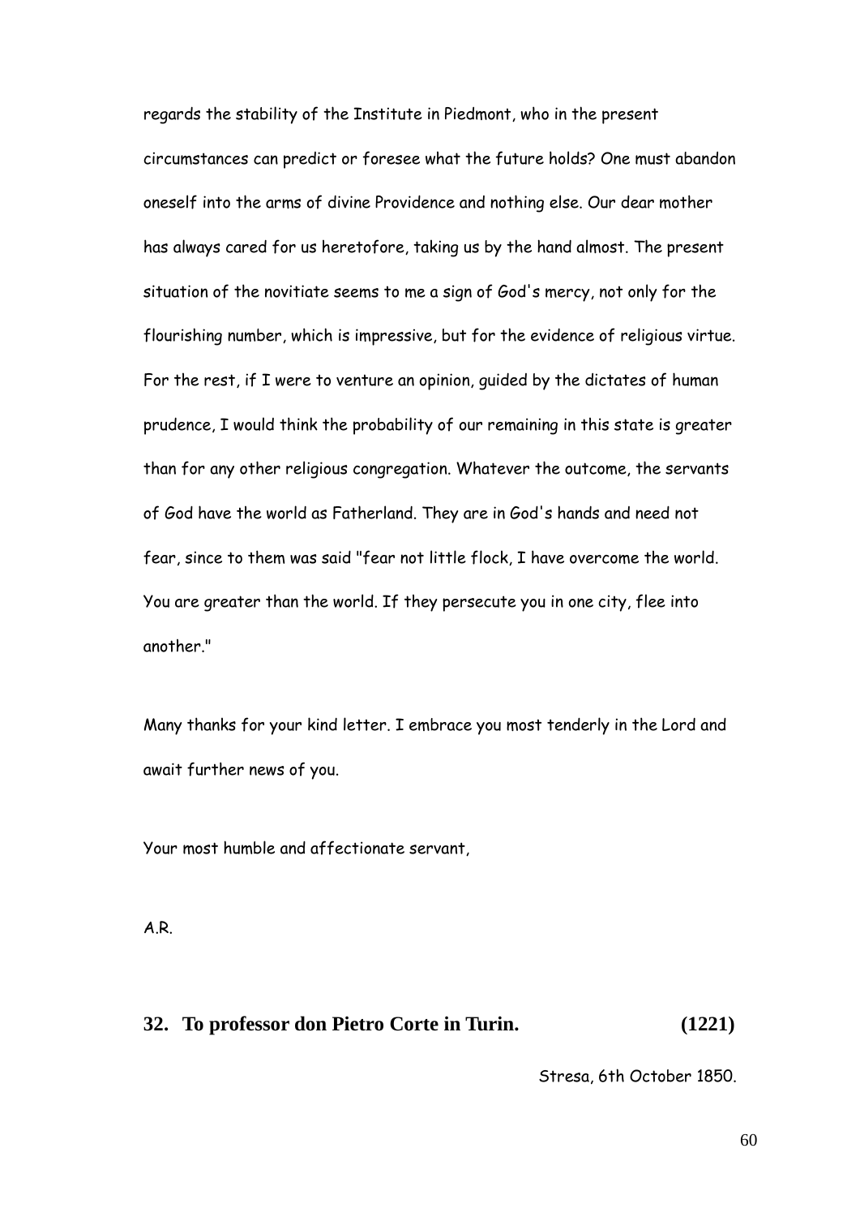regards the stability of the Institute in Piedmont, who in the present circumstances can predict or foresee what the future holds? One must abandon oneself into the arms of divine Providence and nothing else. Our dear mother has always cared for us heretofore, taking us by the hand almost. The present situation of the novitiate seems to me a sign of God's mercy, not only for the flourishing number, which is impressive, but for the evidence of religious virtue. For the rest, if I were to venture an opinion, guided by the dictates of human prudence, I would think the probability of our remaining in this state is greater than for any other religious congregation. Whatever the outcome, the servants of God have the world as Fatherland. They are in God's hands and need not fear, since to them was said "fear not little flock, I have overcome the world. You are greater than the world. If they persecute you in one city, flee into another."

Many thanks for your kind letter. I embrace you most tenderly in the Lord and await further news of you.

Your most humble and affectionate servant,

A.R.

### 32. To professor don Pietro Corte in Turin. (1221)

Stresa, 6th October 1850.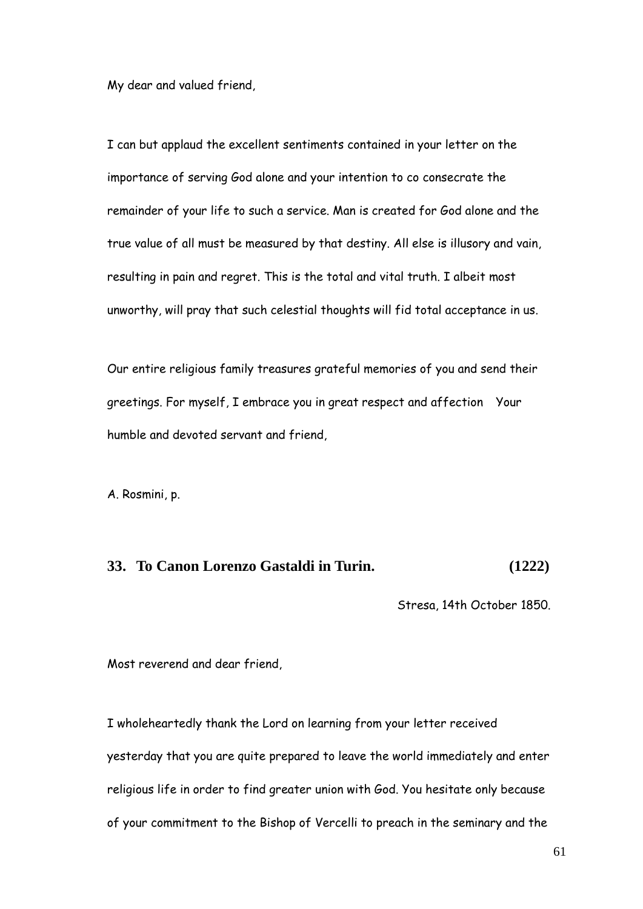My dear and valued friend,

I can but applaud the excellent sentiments contained in your letter on the importance of serving God alone and your intention to co consecrate the remainder of your life to such a service. Man is created for God alone and the true value of all must be measured by that destiny. All else is illusory and vain, resulting in pain and regret. This is the total and vital truth. I albeit most unworthy, will pray that such celestial thoughts will fid total acceptance in us.

Our entire religious family treasures grateful memories of you and send their greetings. For myself, I embrace you in great respect and affection  Your humble and devoted servant and friend,

A. Rosmini, p.

### 33. To Canon Lorenzo Gastaldi in Turin. (1222)

Stresa, 14th October 1850.

Most reverend and dear friend,

I wholeheartedly thank the Lord on learning from your letter received yesterday that you are quite prepared to leave the world immediately and enter religious life in order to find greater union with God. You hesitate only because of your commitment to the Bishop of Vercelli to preach in the seminary and the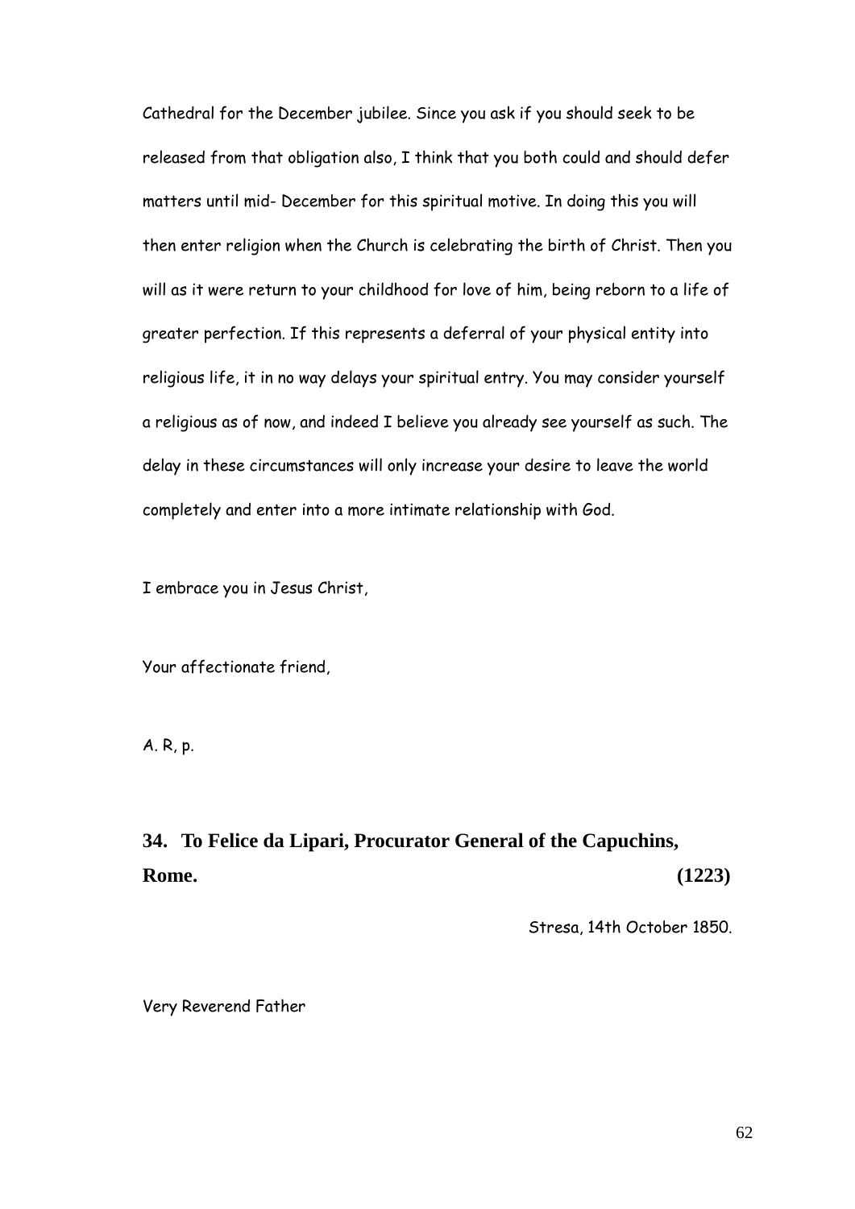Cathedral for the December jubilee. Since you ask if you should seek to be released from that obligation also, I think that you both could and should defer matters until mid- December for this spiritual motive. In doing this you will then enter religion when the Church is celebrating the birth of Christ. Then you will as it were return to your childhood for love of him, being reborn to a life of greater perfection. If this represents a deferral of your physical entity into religious life, it in no way delays your spiritual entry. You may consider yourself a religious as of now, and indeed I believe you already see yourself as such. The delay in these circumstances will only increase your desire to leave the world completely and enter into a more intimate relationship with God.

I embrace you in Jesus Christ,

Your affectionate friend,

A. R, p.

## 34. To Felice da Lipari, Procurator General of the Capuchins, Rome. (1223)

Stresa, 14th October 1850.

Very Reverend Father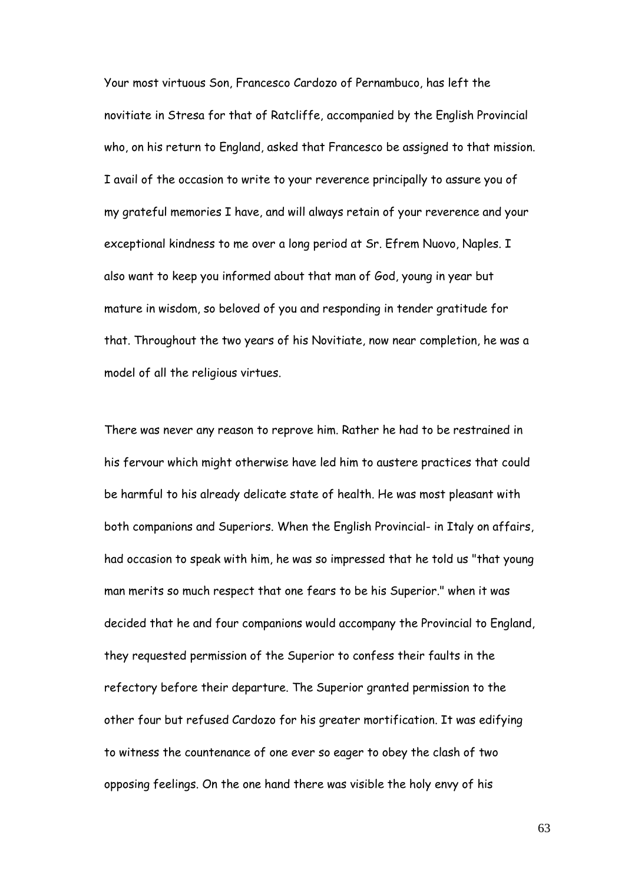Your most virtuous Son, Francesco Cardozo of Pernambuco, has left the novitiate in Stresa for that of Ratcliffe, accompanied by the English Provincial who, on his return to England, asked that Francesco be assigned to that mission. I avail of the occasion to write to your reverence principally to assure you of my grateful memories I have, and will always retain of your reverence and your exceptional kindness to me over a long period at Sr. Efrem Nuovo, Naples. I also want to keep you informed about that man of God, young in year but mature in wisdom, so beloved of you and responding in tender gratitude for that. Throughout the two years of his Novitiate, now near completion, he was a model of all the religious virtues.

There was never any reason to reprove him. Rather he had to be restrained in his fervour which might otherwise have led him to austere practices that could be harmful to his already delicate state of health. He was most pleasant with both companions and Superiors. When the English Provincial- in Italy on affairs, had occasion to speak with him, he was so impressed that he told us "that young man merits so much respect that one fears to be his Superior." when it was decided that he and four companions would accompany the Provincial to England, they requested permission of the Superior to confess their faults in the refectory before their departure. The Superior granted permission to the other four but refused Cardozo for his greater mortification. It was edifying to witness the countenance of one ever so eager to obey the clash of two opposing feelings. On the one hand there was visible the holy envy of his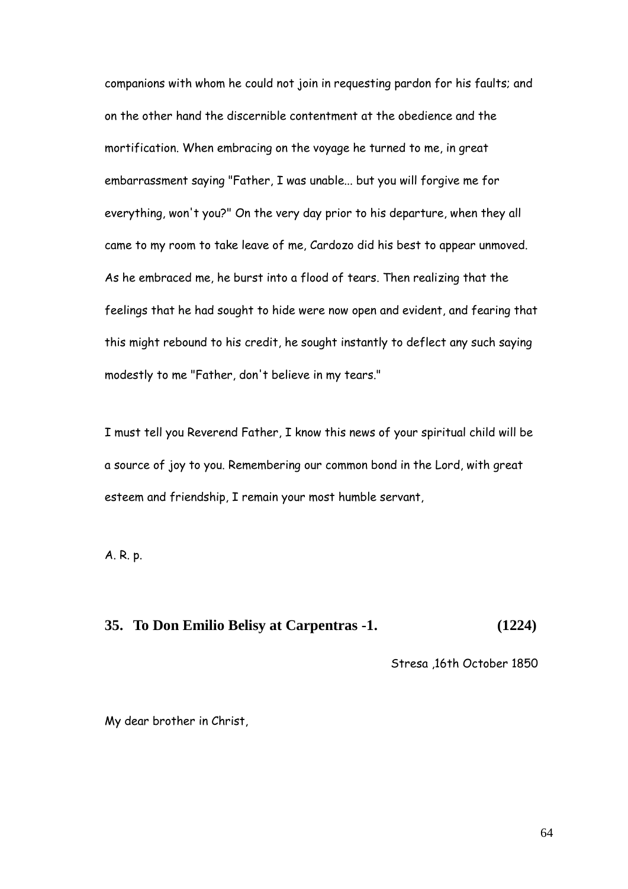companions with whom he could not join in requesting pardon for his faults; and on the other hand the discernible contentment at the obedience and the mortification. When embracing on the voyage he turned to me, in great embarrassment saying "Father, I was unable... but you will forgive me for everything, won't you?" On the very day prior to his departure, when they all came to my room to take leave of me, Cardozo did his best to appear unmoved. As he embraced me, he burst into a flood of tears. Then realizing that the feelings that he had sought to hide were now open and evident, and fearing that this might rebound to his credit, he sought instantly to deflect any such saying modestly to me "Father, don't believe in my tears."

I must tell you Reverend Father, I know this news of your spiritual child will be a source of joy to you. Remembering our common bond in the Lord, with great esteem and friendship, I remain your most humble servant,

A. R. p.

## 35. To Don Emilio Belisy at Carpentras -1. (1224)

Stresa ,16th October 1850

My dear brother in Christ,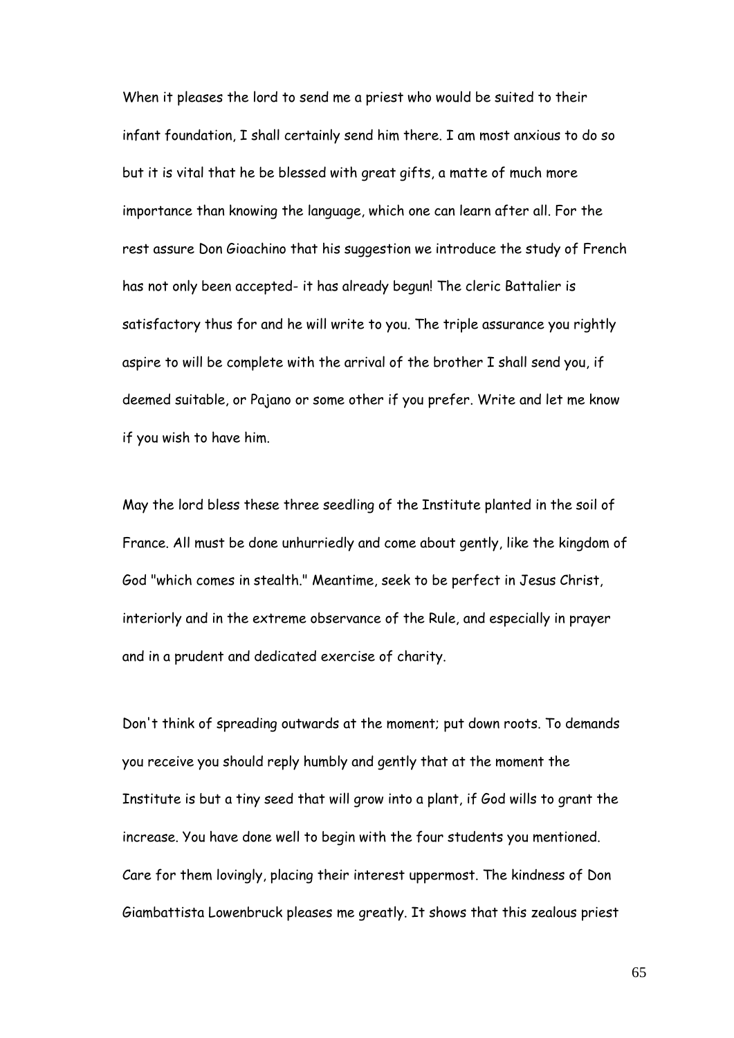When it pleases the lord to send me a priest who would be suited to their infant foundation, I shall certainly send him there. I am most anxious to do so but it is vital that he be blessed with great gifts, a matte of much more importance than knowing the language, which one can learn after all. For the rest assure Don Gioachino that his suggestion we introduce the study of French has not only been accepted- it has already begun! The cleric Battalier is satisfactory thus for and he will write to you. The triple assurance you rightly aspire to will be complete with the arrival of the brother I shall send you, if deemed suitable, or Pajano or some other if you prefer. Write and let me know if you wish to have him.

May the lord bless these three seedling of the Institute planted in the soil of France. All must be done unhurriedly and come about gently, like the kingdom of God "which comes in stealth." Meantime, seek to be perfect in Jesus Christ, interiorly and in the extreme observance of the Rule, and especially in prayer and in a prudent and dedicated exercise of charity.

Don't think of spreading outwards at the moment; put down roots. To demands you receive you should reply humbly and gently that at the moment the Institute is but a tiny seed that will grow into a plant, if God wills to grant the increase. You have done well to begin with the four students you mentioned. Care for them lovingly, placing their interest uppermost. The kindness of Don Giambattista Lowenbruck pleases me greatly. It shows that this zealous priest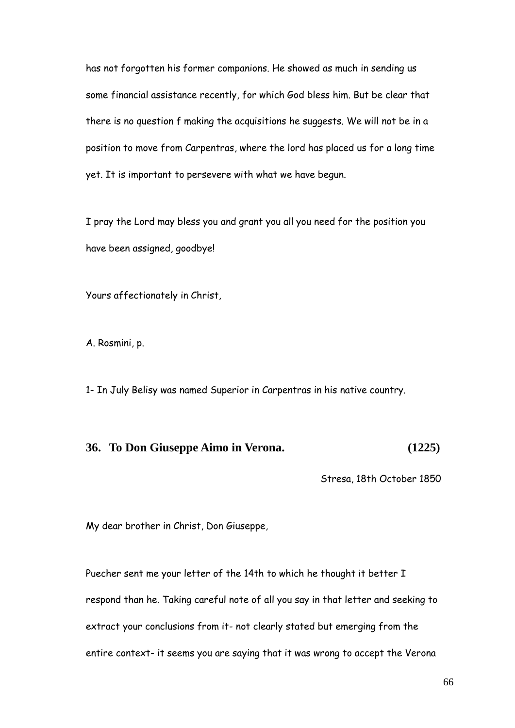has not forgotten his former companions. He showed as much in sending us some financial assistance recently, for which God bless him. But be clear that there is no question f making the acquisitions he suggests. We will not be in a position to move from Carpentras, where the lord has placed us for a long time yet. It is important to persevere with what we have begun.

I pray the Lord may bless you and grant you all you need for the position you have been assigned, goodbye!

Yours affectionately in Christ,

A. Rosmini, p.

1- In July Belisy was named Superior in Carpentras in his native country.

### 36. To Don Giuseppe Aimo in Verona. (1225)

Stresa, 18th October 1850

My dear brother in Christ, Don Giuseppe,

Puecher sent me your letter of the 14th to which he thought it better I respond than he. Taking careful note of all you say in that letter and seeking to extract your conclusions from it- not clearly stated but emerging from the entire context- it seems you are saying that it was wrong to accept the Verona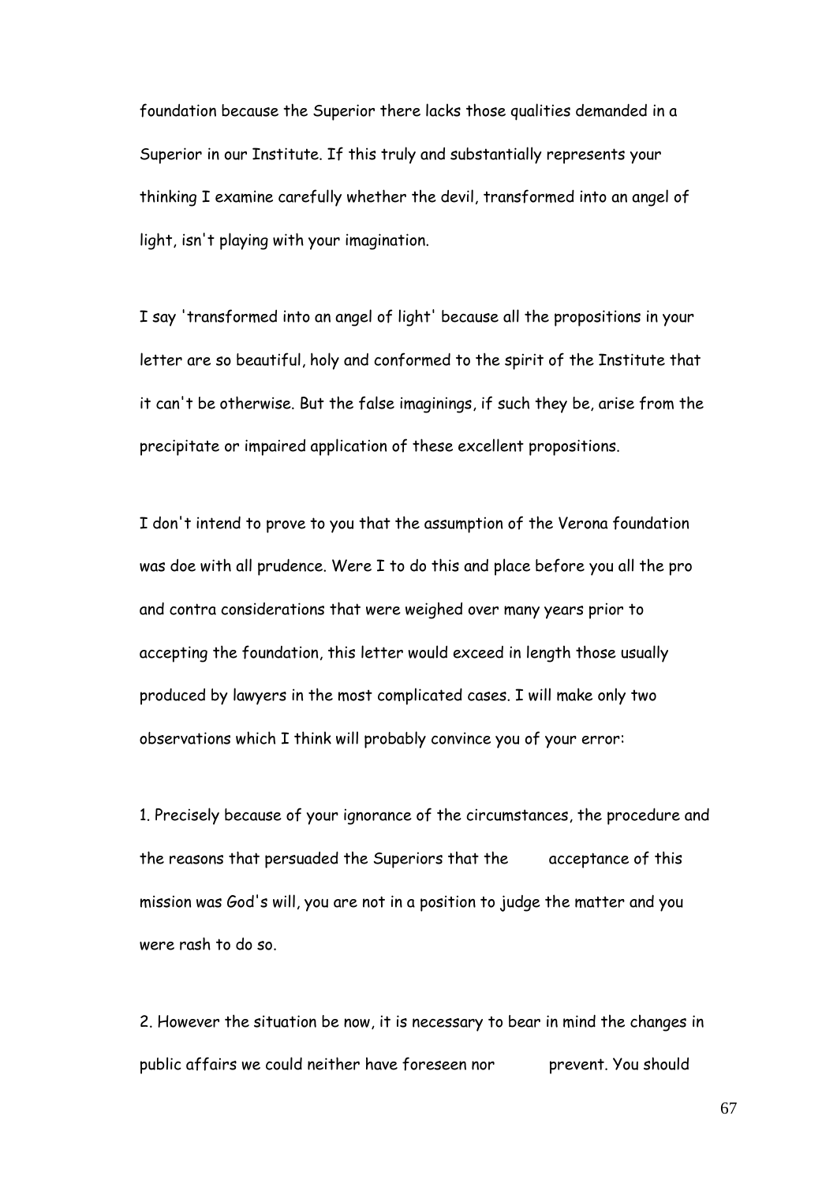foundation because the Superior there lacks those qualities demanded in a Superior in our Institute. If this truly and substantially represents your thinking I examine carefully whether the devil, transformed into an angel of light, isn't playing with your imagination.

I say 'transformed into an angel of light' because all the propositions in your letter are so beautiful, holy and conformed to the spirit of the Institute that it can't be otherwise. But the false imaginings, if such they be, arise from the precipitate or impaired application of these excellent propositions.

I don't intend to prove to you that the assumption of the Verona foundation was doe with all prudence. Were I to do this and place before you all the pro and contra considerations that were weighed over many years prior to accepting the foundation, this letter would exceed in length those usually produced by lawyers in the most complicated cases. I will make only two observations which I think will probably convince you of your error:

1. Precisely because of your ignorance of the circumstances, the procedure and the reasons that persuaded the Superiors that the acceptance of this mission was God's will, you are not in a position to judge the matter and you were rash to do so.

2. However the situation be now, it is necessary to bear in mind the changes in public affairs we could neither have foreseen nor prevent. You should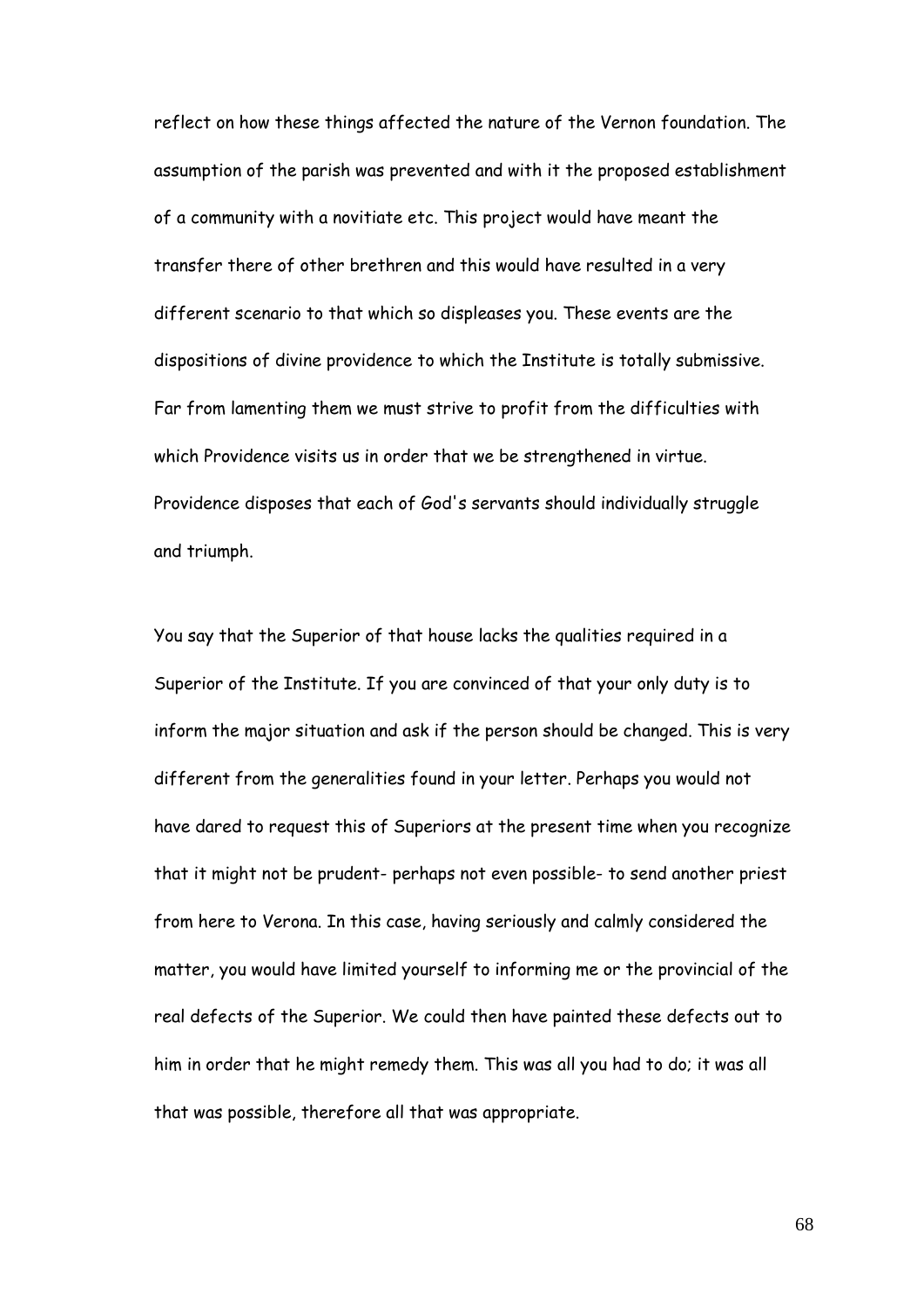reflect on how these things affected the nature of the Vernon foundation. The assumption of the parish was prevented and with it the proposed establishment of a community with a novitiate etc. This project would have meant the transfer there of other brethren and this would have resulted in a very different scenario to that which so displeases you. These events are the dispositions of divine providence to which the Institute is totally submissive. Far from lamenting them we must strive to profit from the difficulties with which Providence visits us in order that we be strengthened in virtue. Providence disposes that each of God's servants should individually struggle and triumph.

You say that the Superior of that house lacks the qualities required in a Superior of the Institute. If you are convinced of that your only duty is to inform the major situation and ask if the person should be changed. This is very different from the generalities found in your letter. Perhaps you would not have dared to request this of Superiors at the present time when you recognize that it might not be prudent- perhaps not even possible- to send another priest from here to Verona. In this case, having seriously and calmly considered the matter, you would have limited yourself to informing me or the provincial of the real defects of the Superior. We could then have painted these defects out to him in order that he might remedy them. This was all you had to do; it was all that was possible, therefore all that was appropriate.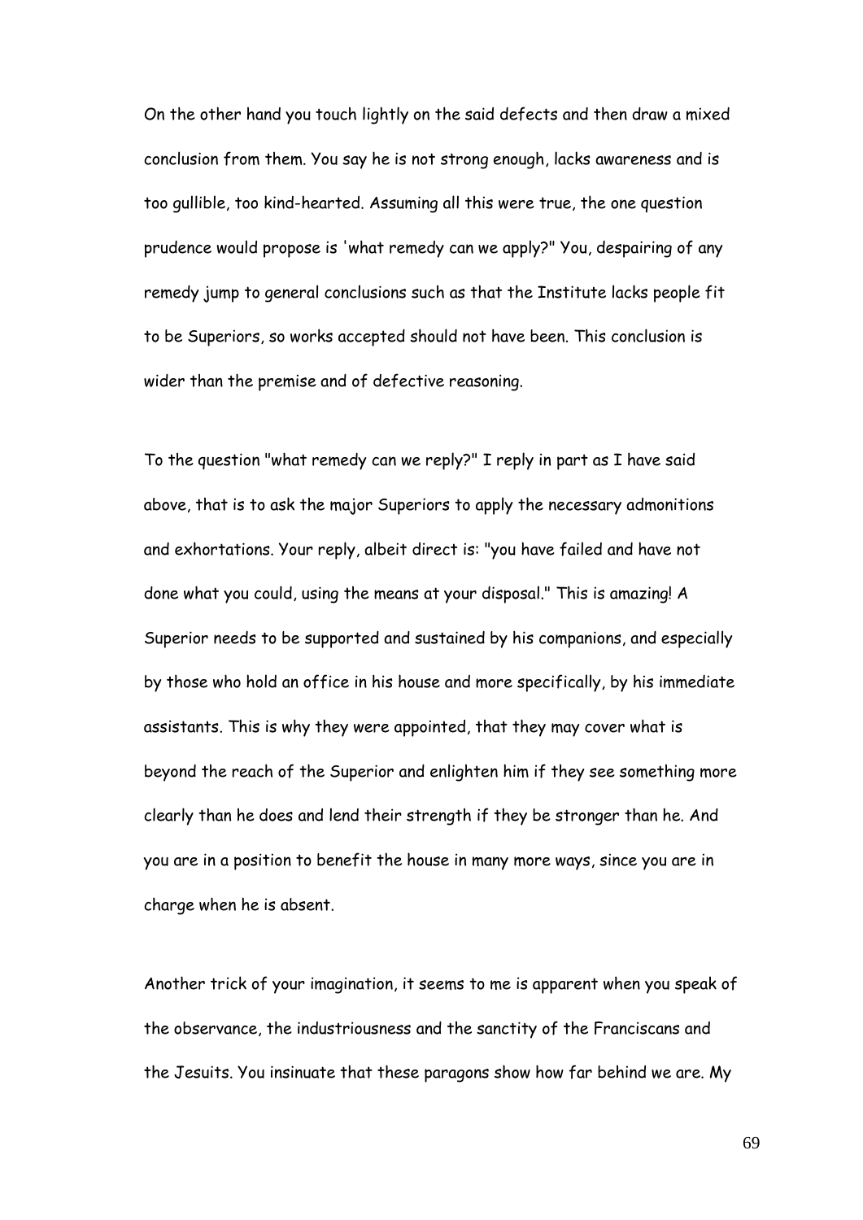On the other hand you touch lightly on the said defects and then draw a mixed conclusion from them. You say he is not strong enough, lacks awareness and is too gullible, too kind-hearted. Assuming all this were true, the one question prudence would propose is 'what remedy can we apply?" You, despairing of any remedy jump to general conclusions such as that the Institute lacks people fit to be Superiors, so works accepted should not have been. This conclusion is wider than the premise and of defective reasoning.

To the question "what remedy can we reply?" I reply in part as I have said above, that is to ask the major Superiors to apply the necessary admonitions and exhortations. Your reply, albeit direct is: "you have failed and have not done what you could, using the means at your disposal." This is amazing! A Superior needs to be supported and sustained by his companions, and especially by those who hold an office in his house and more specifically, by his immediate assistants. This is why they were appointed, that they may cover what is beyond the reach of the Superior and enlighten him if they see something more clearly than he does and lend their strength if they be stronger than he. And you are in a position to benefit the house in many more ways, since you are in charge when he is absent.

Another trick of your imagination, it seems to me is apparent when you speak of the observance, the industriousness and the sanctity of the Franciscans and the Jesuits. You insinuate that these paragons show how far behind we are. My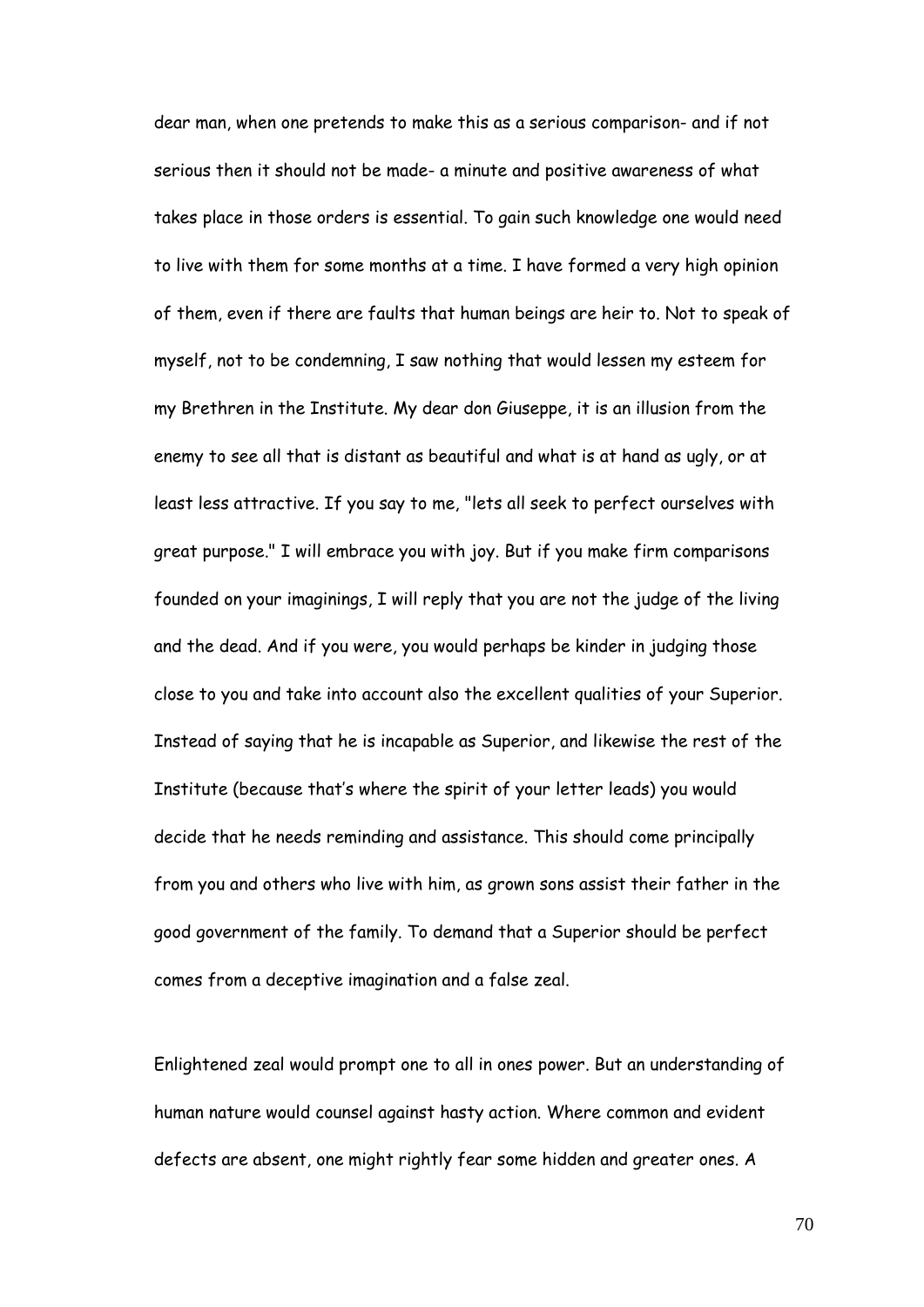dear man, when one pretends to make this as a serious comparison- and if not serious then it should not be made- a minute and positive awareness of what takes place in those orders is essential. To gain such knowledge one would need to live with them for some months at a time. I have formed a very high opinion of them, even if there are faults that human beings are heir to. Not to speak of myself, not to be condemning, I saw nothing that would lessen my esteem for my Brethren in the Institute. My dear don Giuseppe, it is an illusion from the enemy to see all that is distant as beautiful and what is at hand as ugly, or at least less attractive. If you say to me, "lets all seek to perfect ourselves with great purpose." I will embrace you with joy. But if you make firm comparisons founded on your imaginings, I will reply that you are not the judge of the living and the dead. And if you were, you would perhaps be kinder in judging those close to you and take into account also the excellent qualities of your Superior. Instead of saying that he is incapable as Superior, and likewise the rest of the Institute (because that's where the spirit of your letter leads) you would decide that he needs reminding and assistance. This should come principally from you and others who live with him, as grown sons assist their father in the good government of the family. To demand that a Superior should be perfect comes from a deceptive imagination and a false zeal.

Enlightened zeal would prompt one to all in ones power. But an understanding of human nature would counsel against hasty action. Where common and evident defects are absent, one might rightly fear some hidden and greater ones. A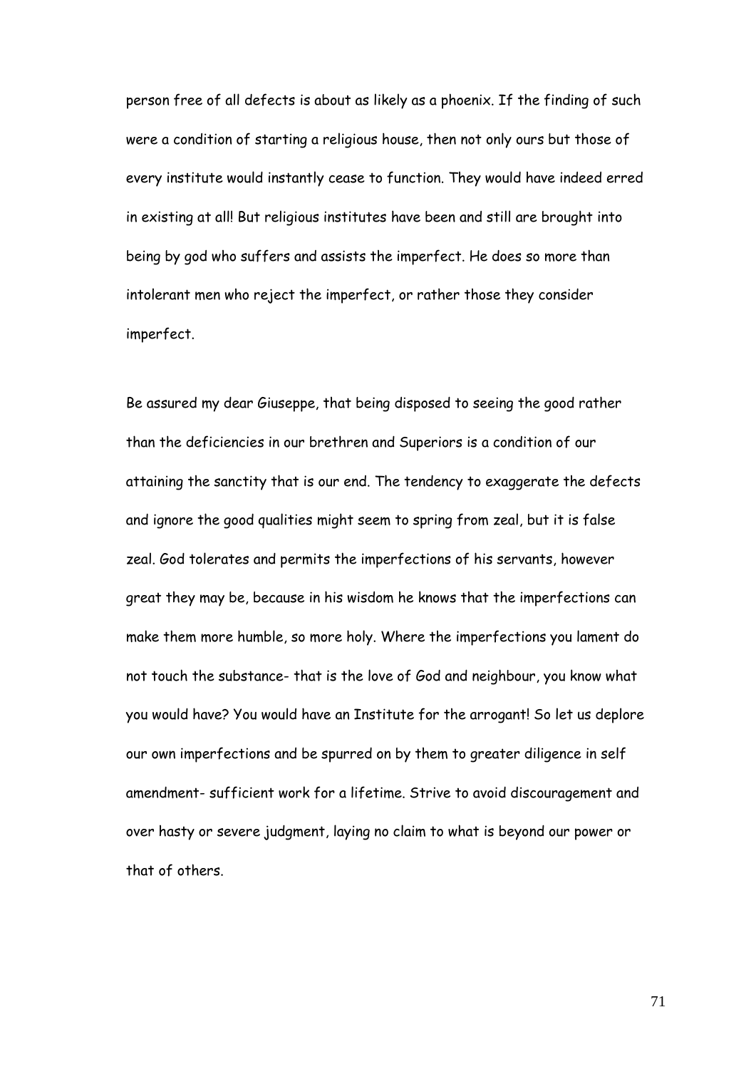person free of all defects is about as likely as a phoenix. If the finding of such were a condition of starting a religious house, then not only ours but those of every institute would instantly cease to function. They would have indeed erred in existing at all! But religious institutes have been and still are brought into being by god who suffers and assists the imperfect. He does so more than intolerant men who reject the imperfect, or rather those they consider imperfect.

Be assured my dear Giuseppe, that being disposed to seeing the good rather than the deficiencies in our brethren and Superiors is a condition of our attaining the sanctity that is our end. The tendency to exaggerate the defects and ignore the good qualities might seem to spring from zeal, but it is false zeal. God tolerates and permits the imperfections of his servants, however great they may be, because in his wisdom he knows that the imperfections can make them more humble, so more holy. Where the imperfections you lament do not touch the substance- that is the love of God and neighbour, you know what you would have? You would have an Institute for the arrogant! So let us deplore our own imperfections and be spurred on by them to greater diligence in self amendment- sufficient work for a lifetime. Strive to avoid discouragement and over hasty or severe judgment, laying no claim to what is beyond our power or that of others.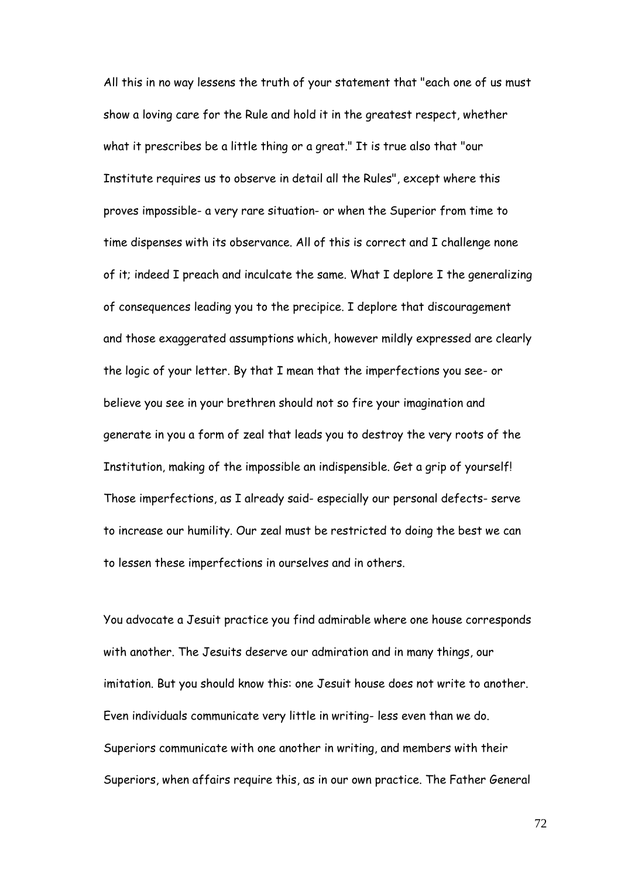All this in no way lessens the truth of your statement that "each one of us must show a loving care for the Rule and hold it in the greatest respect, whether what it prescribes be a little thing or a great." It is true also that "our Institute requires us to observe in detail all the Rules", except where this proves impossible- a very rare situation- or when the Superior from time to time dispenses with its observance. All of this is correct and I challenge none of it; indeed I preach and inculcate the same. What I deplore I the generalizing of consequences leading you to the precipice. I deplore that discouragement and those exaggerated assumptions which, however mildly expressed are clearly the logic of your letter. By that I mean that the imperfections you see- or believe you see in your brethren should not so fire your imagination and generate in you a form of zeal that leads you to destroy the very roots of the Institution, making of the impossible an indispensible. Get a grip of yourself! Those imperfections, as I already said- especially our personal defects- serve to increase our humility. Our zeal must be restricted to doing the best we can to lessen these imperfections in ourselves and in others.

You advocate a Jesuit practice you find admirable where one house corresponds with another. The Jesuits deserve our admiration and in many things, our imitation. But you should know this: one Jesuit house does not write to another. Even individuals communicate very little in writing- less even than we do. Superiors communicate with one another in writing, and members with their Superiors, when affairs require this, as in our own practice. The Father General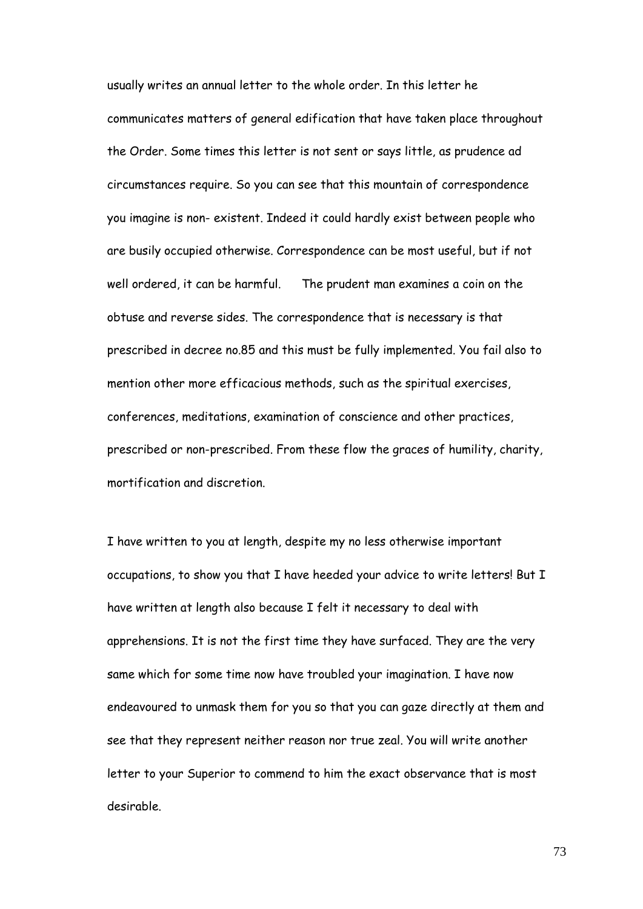usually writes an annual letter to the whole order. In this letter he communicates matters of general edification that have taken place throughout the Order. Some times this letter is not sent or says little, as prudence ad circumstances require. So you can see that this mountain of correspondence you imagine is non- existent. Indeed it could hardly exist between people who are busily occupied otherwise. Correspondence can be most useful, but if not well ordered, it can be harmful. The prudent man examines a coin on the obtuse and reverse sides. The correspondence that is necessary is that prescribed in decree no.85 and this must be fully implemented. You fail also to mention other more efficacious methods, such as the spiritual exercises, conferences, meditations, examination of conscience and other practices, prescribed or non-prescribed. From these flow the graces of humility, charity, mortification and discretion.

I have written to you at length, despite my no less otherwise important occupations, to show you that I have heeded your advice to write letters! But I have written at length also because I felt it necessary to deal with apprehensions. It is not the first time they have surfaced. They are the very same which for some time now have troubled your imagination. I have now endeavoured to unmask them for you so that you can gaze directly at them and see that they represent neither reason nor true zeal. You will write another letter to your Superior to commend to him the exact observance that is most desirable.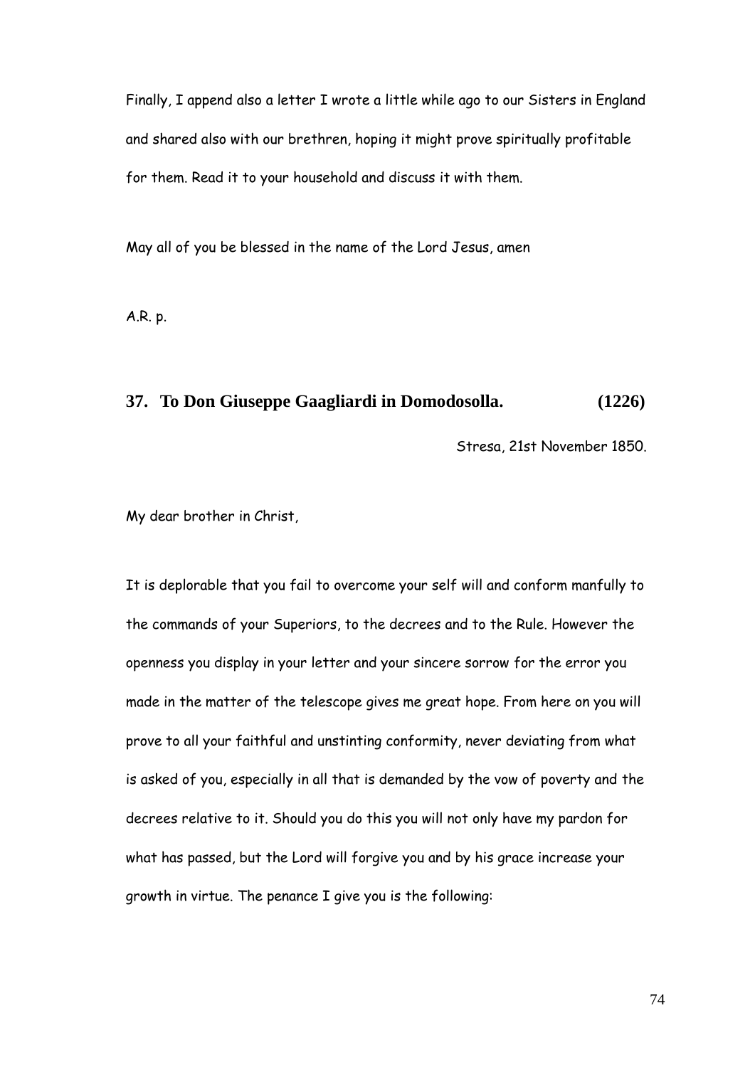Finally, I append also a letter I wrote a little while ago to our Sisters in England and shared also with our brethren, hoping it might prove spiritually profitable for them. Read it to your household and discuss it with them.

May all of you be blessed in the name of the Lord Jesus, amen

A.R. p.

## 37. To Don Giuseppe Gaagliardi in Domodosolla. (1226)

Stresa, 21st November 1850.

My dear brother in Christ,

It is deplorable that you fail to overcome your self will and conform manfully to the commands of your Superiors, to the decrees and to the Rule. However the openness you display in your letter and your sincere sorrow for the error you made in the matter of the telescope gives me great hope. From here on you will prove to all your faithful and unstinting conformity, never deviating from what is asked of you, especially in all that is demanded by the vow of poverty and the decrees relative to it. Should you do this you will not only have my pardon for what has passed, but the Lord will forgive you and by his grace increase your growth in virtue. The penance I give you is the following: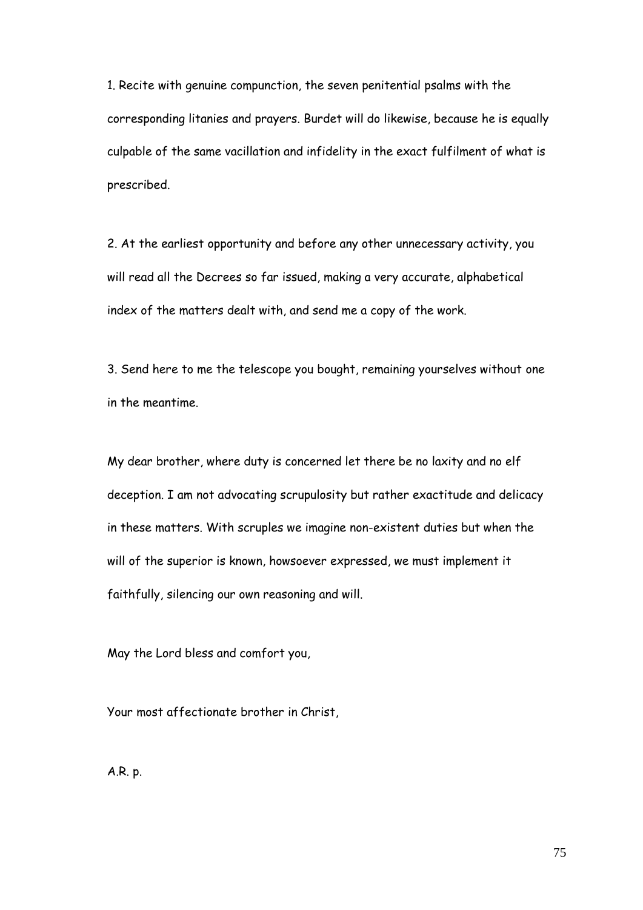1. Recite with genuine compunction, the seven penitential psalms with the corresponding litanies and prayers. Burdet will do likewise, because he is equally culpable of the same vacillation and infidelity in the exact fulfilment of what is prescribed.

2. At the earliest opportunity and before any other unnecessary activity, you will read all the Decrees so far issued, making a very accurate, alphabetical index of the matters dealt with, and send me a copy of the work.

3. Send here to me the telescope you bought, remaining yourselves without one in the meantime.

My dear brother, where duty is concerned let there be no laxity and no elf deception. I am not advocating scrupulosity but rather exactitude and delicacy in these matters. With scruples we imagine non-existent duties but when the will of the superior is known, howsoever expressed, we must implement it faithfully, silencing our own reasoning and will.

May the Lord bless and comfort you,

Your most affectionate brother in Christ,

A.R. p.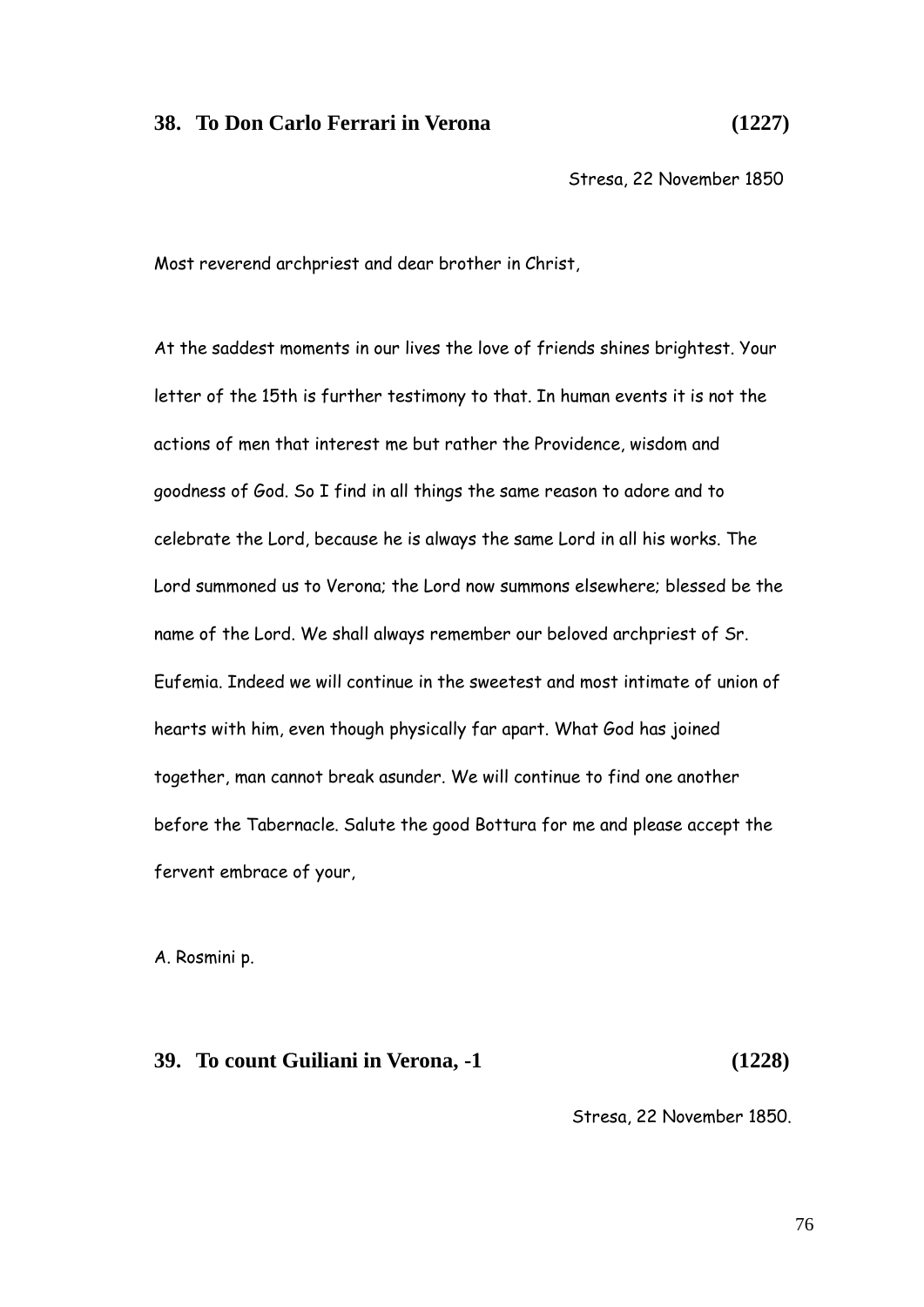### 38. To Don Carlo Ferrari in Verona (1227)

Stresa, 22 November 1850

Most reverend archpriest and dear brother in Christ,

At the saddest moments in our lives the love of friends shines brightest. Your letter of the 15th is further testimony to that. In human events it is not the actions of men that interest me but rather the Providence, wisdom and goodness of God. So I find in all things the same reason to adore and to celebrate the Lord, because he is always the same Lord in all his works. The Lord summoned us to Verona; the Lord now summons elsewhere; blessed be the name of the Lord. We shall always remember our beloved archpriest of Sr. Eufemia. Indeed we will continue in the sweetest and most intimate of union of hearts with him, even though physically far apart. What God has joined together, man cannot break asunder. We will continue to find one another before the Tabernacle. Salute the good Bottura for me and please accept the fervent embrace of your,

A. Rosmini p.

### 39. To count Guiliani in Verona, -1 (1228)

Stresa, 22 November 1850.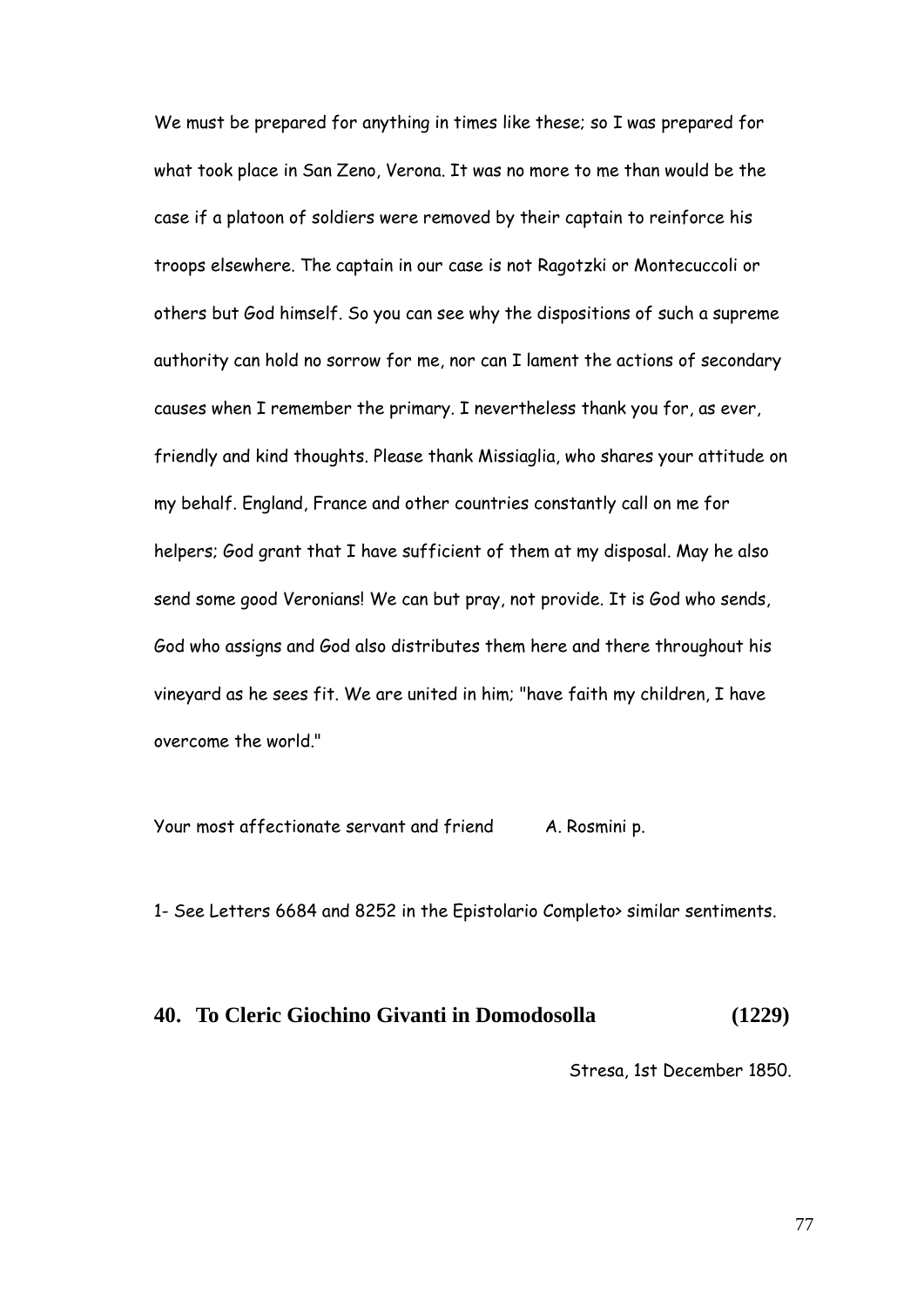We must be prepared for anything in times like these; so I was prepared for what took place in San Zeno, Verona. It was no more to me than would be the case if a platoon of soldiers were removed by their captain to reinforce his troops elsewhere. The captain in our case is not Ragotzki or Montecuccoli or others but God himself. So you can see why the dispositions of such a supreme authority can hold no sorrow for me, nor can I lament the actions of secondary causes when I remember the primary. I nevertheless thank you for, as ever, friendly and kind thoughts. Please thank Missiaglia, who shares your attitude on my behalf. England, France and other countries constantly call on me for helpers; God grant that I have sufficient of them at my disposal. May he also send some good Veronians! We can but pray, not provide. It is God who sends, God who assigns and God also distributes them here and there throughout his vineyard as he sees fit. We are united in him; "have faith my children, I have overcome the world."

Your most affectionate servant and friend          A. Rosmini p.

1- See Letters 6684 and 8252 in the Epistolario Completo> similar sentiments.

## 40. To Cleric Giochino Givanti in Domodosolla (1229)

Stresa, 1st December 1850.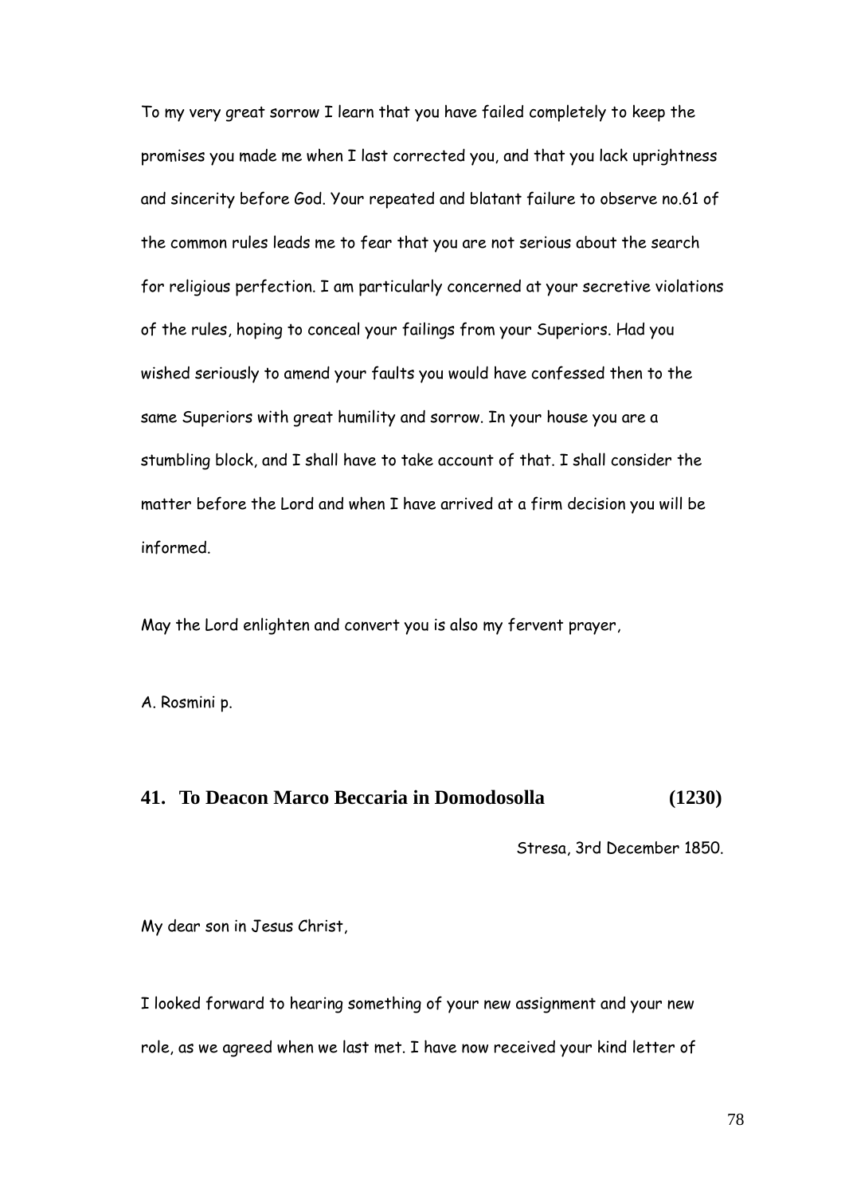To my very great sorrow I learn that you have failed completely to keep the promises you made me when I last corrected you, and that you lack uprightness and sincerity before God. Your repeated and blatant failure to observe no.61 of the common rules leads me to fear that you are not serious about the search for religious perfection. I am particularly concerned at your secretive violations of the rules, hoping to conceal your failings from your Superiors. Had you wished seriously to amend your faults you would have confessed then to the same Superiors with great humility and sorrow. In your house you are a stumbling block, and I shall have to take account of that. I shall consider the matter before the Lord and when I have arrived at a firm decision you will be informed.

May the Lord enlighten and convert you is also my fervent prayer,

A. Rosmini p.

## 41. To Deacon Marco Beccaria in Domodosolla (1230)

Stresa, 3rd December 1850.

My dear son in Jesus Christ,

I looked forward to hearing something of your new assignment and your new role, as we agreed when we last met. I have now received your kind letter of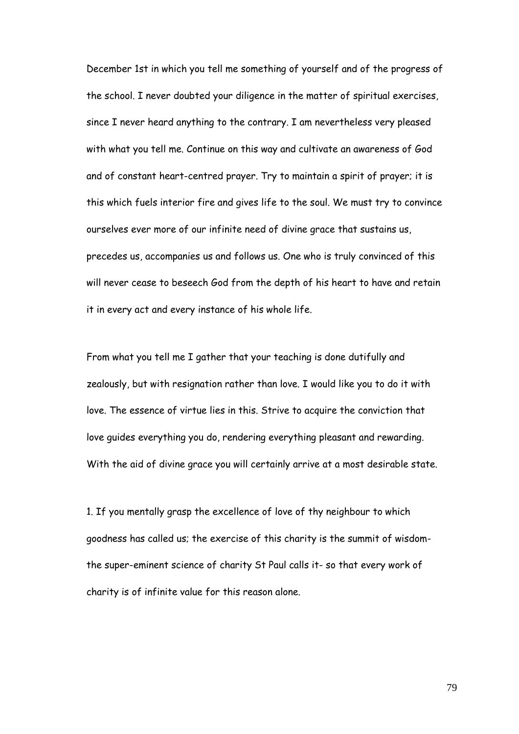December 1st in which you tell me something of yourself and of the progress of the school. I never doubted your diligence in the matter of spiritual exercises, since I never heard anything to the contrary. I am nevertheless very pleased with what you tell me. Continue on this way and cultivate an awareness of God and of constant heart-centred prayer. Try to maintain a spirit of prayer; it is this which fuels interior fire and gives life to the soul. We must try to convince ourselves ever more of our infinite need of divine grace that sustains us, precedes us, accompanies us and follows us. One who is truly convinced of this will never cease to beseech God from the depth of his heart to have and retain it in every act and every instance of his whole life.

From what you tell me I gather that your teaching is done dutifully and zealously, but with resignation rather than love. I would like you to do it with love. The essence of virtue lies in this. Strive to acquire the conviction that love guides everything you do, rendering everything pleasant and rewarding. With the aid of divine grace you will certainly arrive at a most desirable state.

1. If you mentally grasp the excellence of love of thy neighbour to which goodness has called us; the exercise of this charity is the summit of wisdom- the super-eminent science of charity St Paul calls it- so that every work of charity is of infinite value for this reason alone.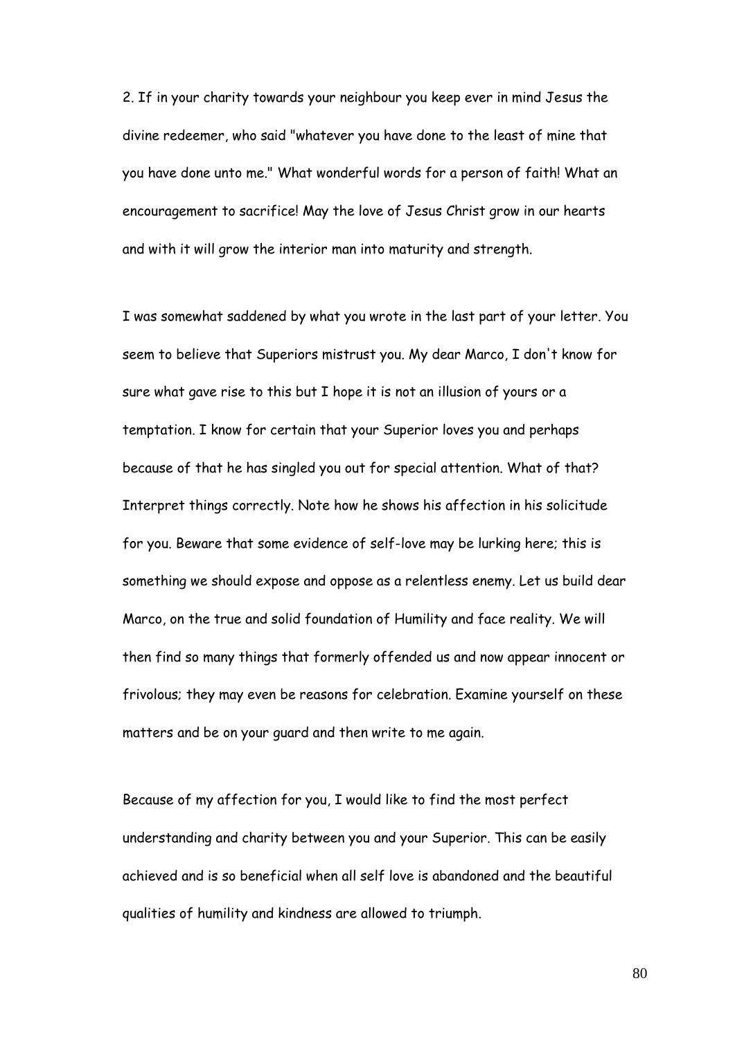2. If in your charity towards your neighbour you keep ever in mind Jesus the divine redeemer, who said "whatever you have done to the least of mine that you have done unto me." What wonderful words for a person of faith! What an encouragement to sacrifice! May the love of Jesus Christ grow in our hearts and with it will grow the interior man into maturity and strength.

I was somewhat saddened by what you wrote in the last part of your letter. You seem to believe that Superiors mistrust you. My dear Marco, I don't know for sure what gave rise to this but I hope it is not an illusion of yours or a temptation. I know for certain that your Superior loves you and perhaps because of that he has singled you out for special attention. What of that? Interpret things correctly. Note how he shows his affection in his solicitude for you. Beware that some evidence of self-love may be lurking here; this is something we should expose and oppose as a relentless enemy. Let us build dear Marco, on the true and solid foundation of Humility and face reality. We will then find so many things that formerly offended us and now appear innocent or frivolous; they may even be reasons for celebration. Examine yourself on these matters and be on your guard and then write to me again.

Because of my affection for you, I would like to find the most perfect understanding and charity between you and your Superior. This can be easily achieved and is so beneficial when all self love is abandoned and the beautiful qualities of humility and kindness are allowed to triumph.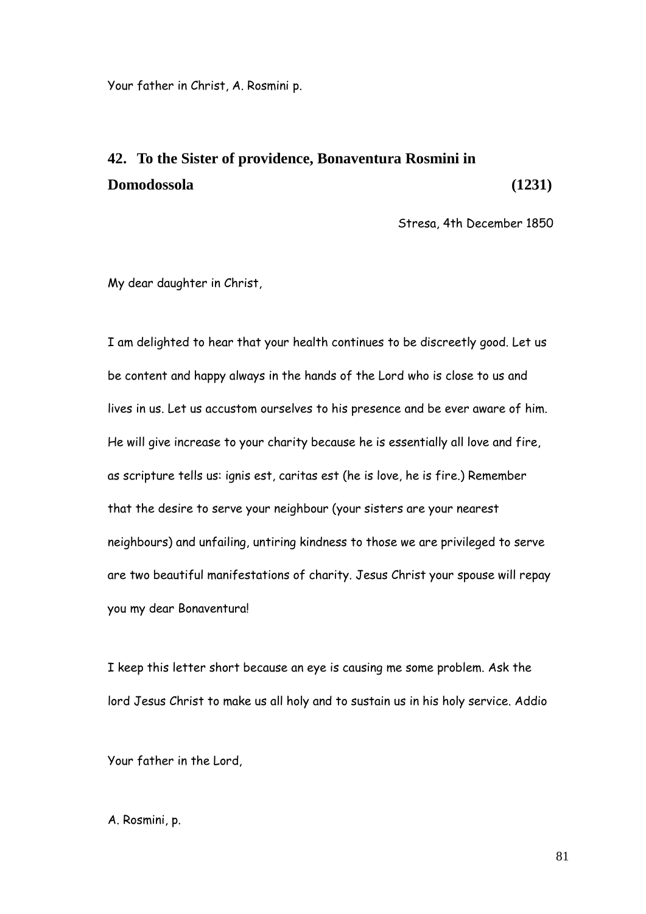Your father in Christ, A. Rosmini p.

## 42. To the Sister of providence, Bonaventura Rosmini in Domodossola (1231)

Stresa, 4th December 1850

My dear daughter in Christ,

I am delighted to hear that your health continues to be discreetly good. Let us be content and happy always in the hands of the Lord who is close to us and lives in us. Let us accustom ourselves to his presence and be ever aware of him. He will give increase to your charity because he is essentially all love and fire, as scripture tells us: ignis est, caritas est (he is love, he is fire.) Remember that the desire to serve your neighbour (your sisters are your nearest neighbours) and unfailing, untiring kindness to those we are privileged to serve are two beautiful manifestations of charity. Jesus Christ your spouse will repay you my dear Bonaventura!

I keep this letter short because an eye is causing me some problem. Ask the lord Jesus Christ to make us all holy and to sustain us in his holy service. Addio

Your father in the Lord,

A. Rosmini, p.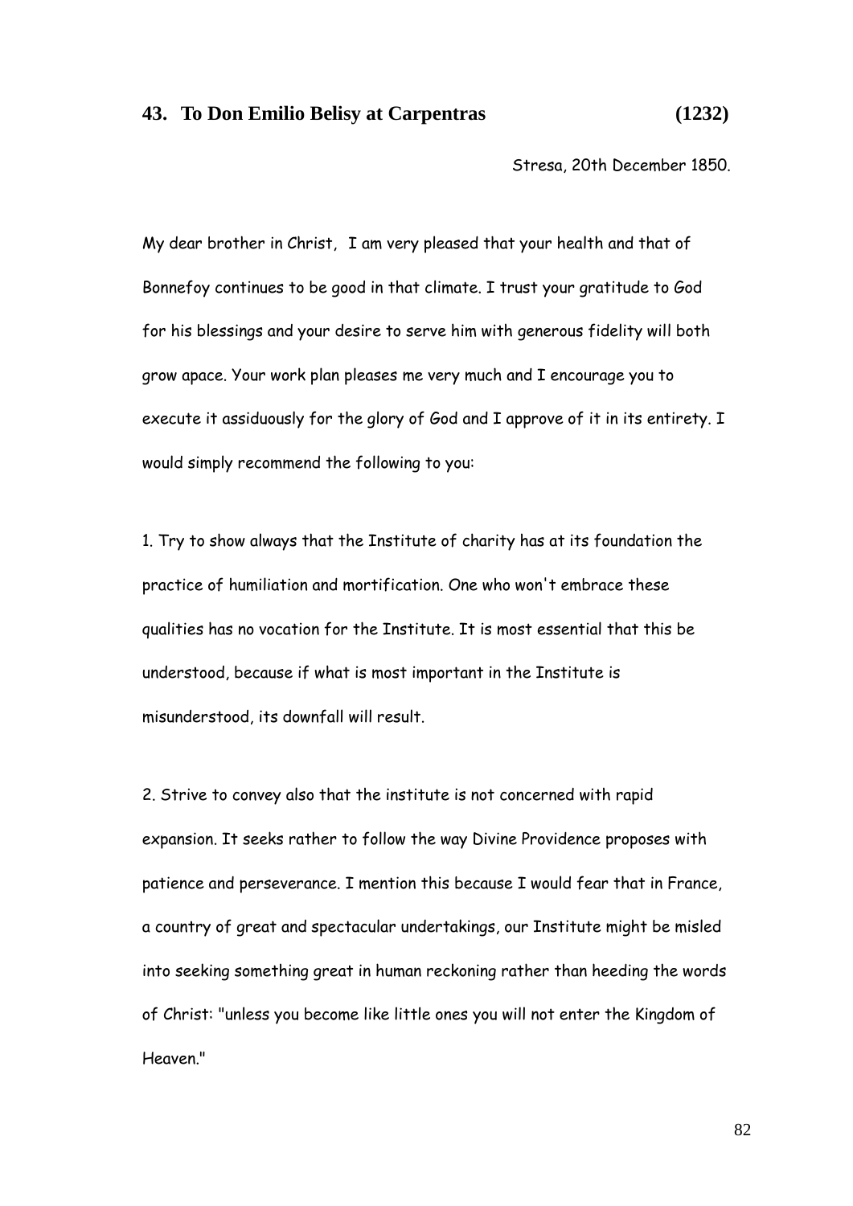## 43. To Don Emilio Belisy at Carpentras (1232)

Stresa, 20th December 1850.

My dear brother in Christ, I am very pleased that your health and that of Bonnefoy continues to be good in that climate. I trust your gratitude to God for his blessings and your desire to serve him with generous fidelity will both grow apace. Your work plan pleases me very much and I encourage you to execute it assiduously for the glory of God and I approve of it in its entirety. I would simply recommend the following to you:

1. Try to show always that the Institute of charity has at its foundation the practice of humiliation and mortification. One who won't embrace these qualities has no vocation for the Institute. It is most essential that this be understood, because if what is most important in the Institute is misunderstood, its downfall will result.

2. Strive to convey also that the institute is not concerned with rapid expansion. It seeks rather to follow the way Divine Providence proposes with patience and perseverance. I mention this because I would fear that in France, a country of great and spectacular undertakings, our Institute might be misled into seeking something great in human reckoning rather than heeding the words of Christ: "unless you become like little ones you will not enter the Kingdom of Heaven."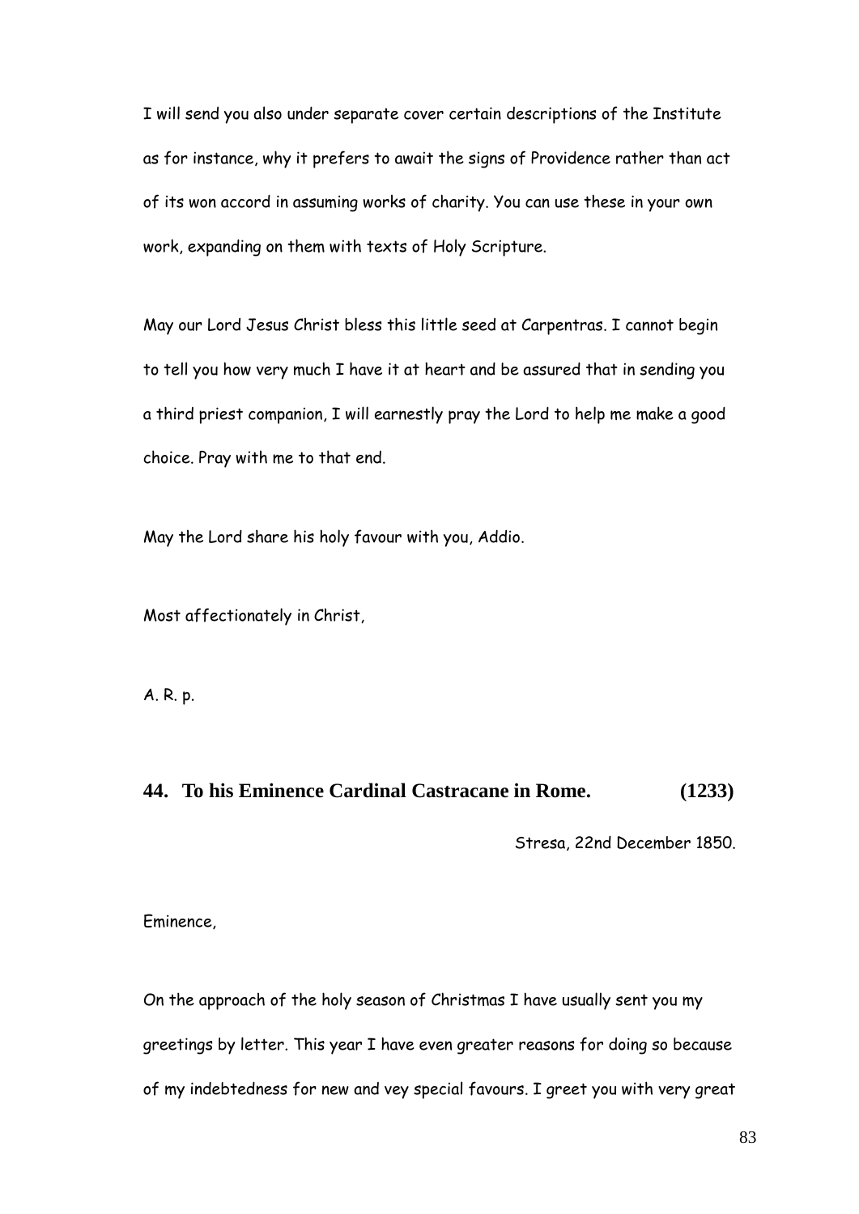I will send you also under separate cover certain descriptions of the Institute as for instance, why it prefers to await the signs of Providence rather than act of its won accord in assuming works of charity. You can use these in your own work, expanding on them with texts of Holy Scripture.

May our Lord Jesus Christ bless this little seed at Carpentras. I cannot begin to tell you how very much I have it at heart and be assured that in sending you a third priest companion, I will earnestly pray the Lord to help me make a good choice. Pray with me to that end.

May the Lord share his holy favour with you, Addio.

Most affectionately in Christ,

A. R. p.

## 44. To his Eminence Cardinal Castracane in Rome. (1233)

Stresa, 22nd December 1850.

Eminence,

On the approach of the holy season of Christmas I have usually sent you my greetings by letter. This year I have even greater reasons for doing so because of my indebtedness for new and vey special favours. I greet you with very great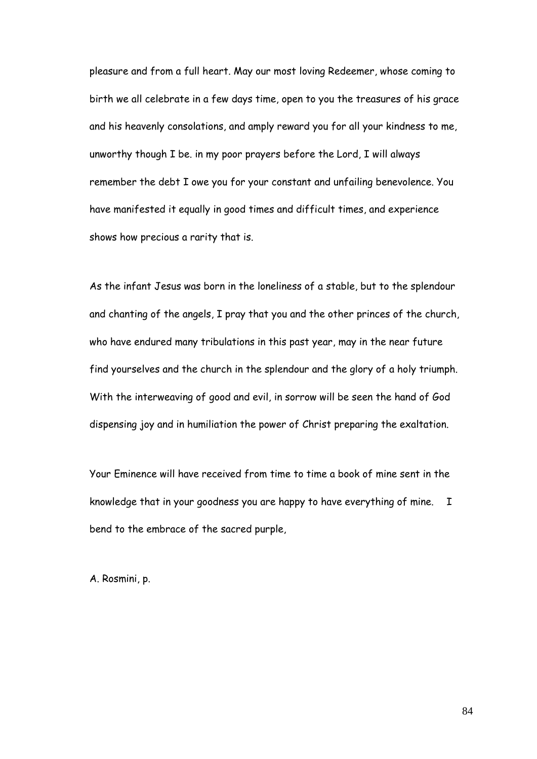pleasure and from a full heart. May our most loving Redeemer, whose coming to birth we all celebrate in a few days time, open to you the treasures of his grace and his heavenly consolations, and amply reward you for all your kindness to me, unworthy though I be. in my poor prayers before the Lord, I will always remember the debt I owe you for your constant and unfailing benevolence. You have manifested it equally in good times and difficult times, and experience shows how precious a rarity that is.

As the infant Jesus was born in the loneliness of a stable, but to the splendour and chanting of the angels, I pray that you and the other princes of the church, who have endured many tribulations in this past year, may in the near future find yourselves and the church in the splendour and the glory of a holy triumph. With the interweaving of good and evil, in sorrow will be seen the hand of God dispensing joy and in humiliation the power of Christ preparing the exaltation.

Your Eminence will have received from time to time a book of mine sent in the knowledge that in your goodness you are happy to have everything of mine. I bend to the embrace of the sacred purple,

A. Rosmini, p.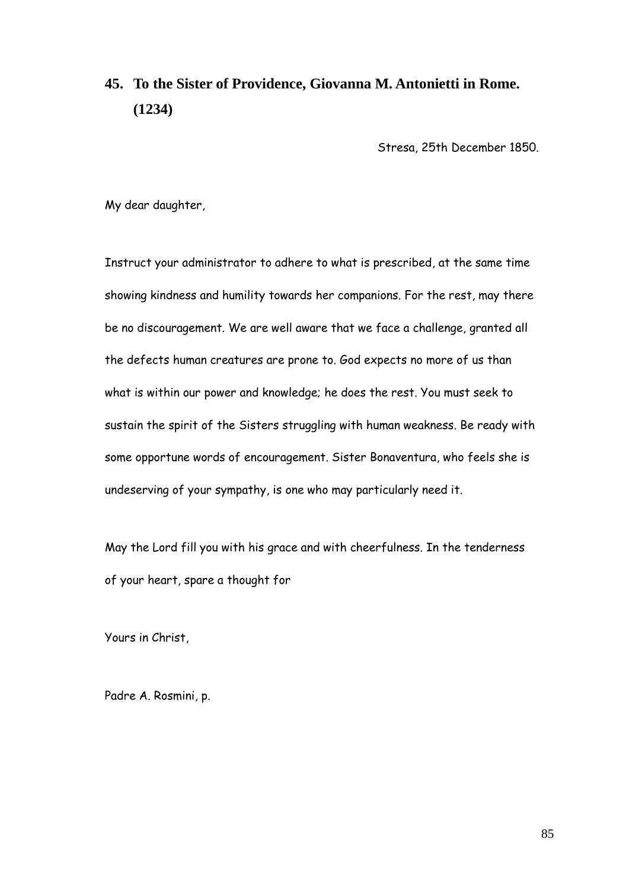## 45. To the Sister of Providence, Giovanna M. Antonietti in Rome. (1234)

Stresa, 25th December 1850.

My dear daughter,

Instruct your administrator to adhere to what is prescribed, at the same time showing kindness and humility towards her companions. For the rest, may there be no discouragement. We are well aware that we face a challenge, granted all the defects human creatures are prone to. God expects no more of us than what is within our power and knowledge; he does the rest. You must seek to sustain the spirit of the Sisters struggling with human weakness. Be ready with some opportune words of encouragement. Sister Bonaventura, who feels she is undeserving of your sympathy, is one who may particularly need it.

May the Lord fill you with his grace and with cheerfulness. In the tenderness of your heart, spare a thought for

Yours in Christ,

Padre A. Rosmini, p.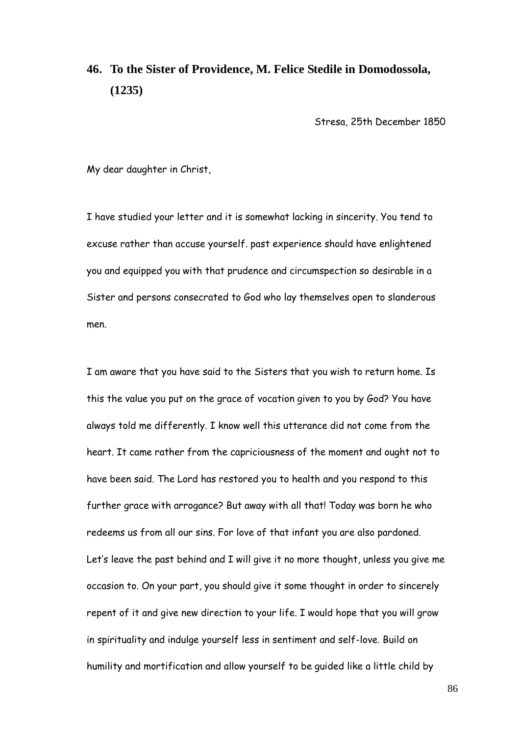## 46. To the Sister of Providence, M. Felice Stedile in Domodossola, (1235)

Stresa, 25th December 1850

My dear daughter in Christ,

I have studied your letter and it is somewhat lacking in sincerity. You tend to excuse rather than accuse yourself. past experience should have enlightened you and equipped you with that prudence and circumspection so desirable in a Sister and persons consecrated to God who lay themselves open to slanderous men.

I am aware that you have said to the Sisters that you wish to return home. Is this the value you put on the grace of vocation given to you by God? You have always told me differently. I know well this utterance did not come from the heart. It came rather from the capriciousness of the moment and ought not to have been said. The Lord has restored you to health and you respond to this further grace with arrogance? But away with all that! Today was born he who redeems us from all our sins. For love of that infant you are also pardoned. Let's leave the past behind and I will give it no more thought, unless you give me occasion to. On your part, you should give it some thought in order to sincerely repent of it and give new direction to your life. I would hope that you will grow in spirituality and indulge yourself less in sentiment and self-love. Build on humility and mortification and allow yourself to be guided like a little child by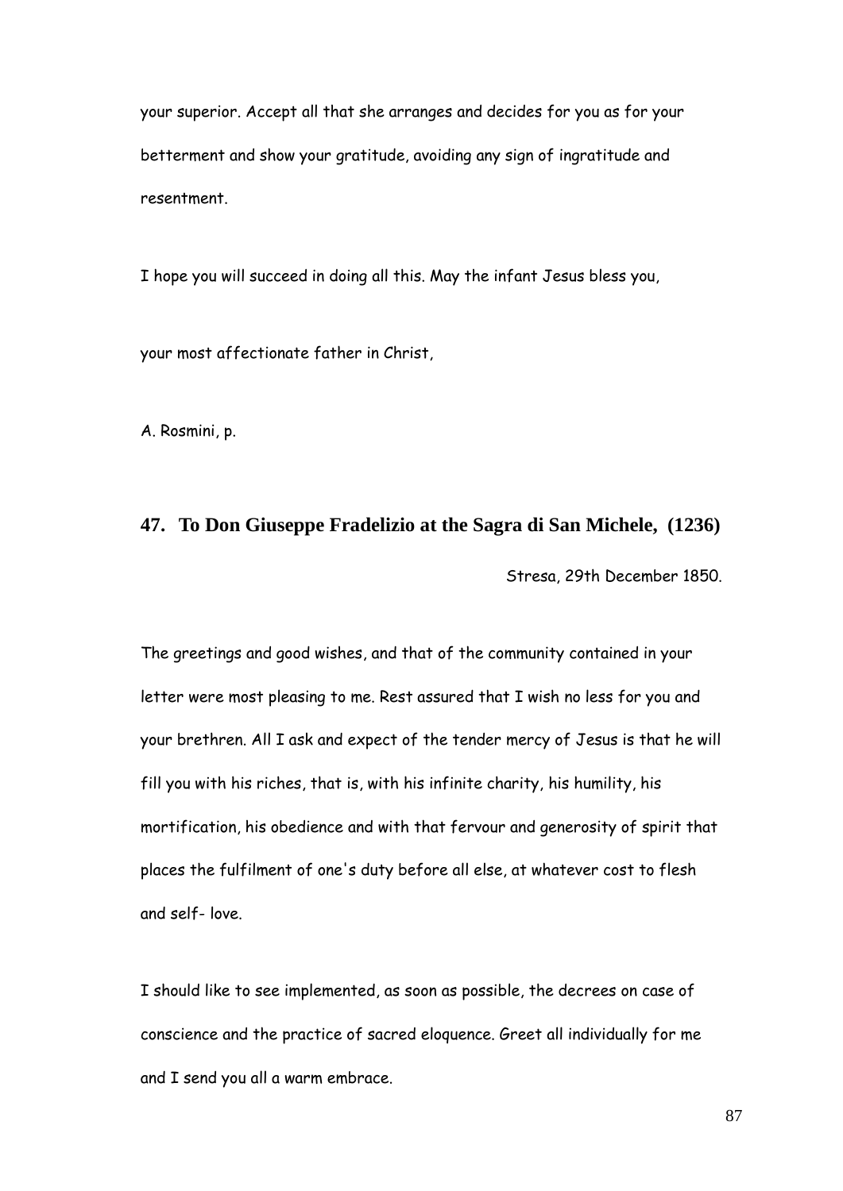your superior. Accept all that she arranges and decides for you as for your betterment and show your gratitude, avoiding any sign of ingratitude and resentment.

I hope you will succeed in doing all this. May the infant Jesus bless you,

your most affectionate father in Christ,

A. Rosmini, p.

## 47. To Don Giuseppe Fradelizio at the Sagra di San Michele, (1236)

Stresa, 29th December 1850.

The greetings and good wishes, and that of the community contained in your letter were most pleasing to me. Rest assured that I wish no less for you and your brethren. All I ask and expect of the tender mercy of Jesus is that he will fill you with his riches, that is, with his infinite charity, his humility, his mortification, his obedience and with that fervour and generosity of spirit that places the fulfilment of one's duty before all else, at whatever cost to flesh and self- love.

I should like to see implemented, as soon as possible, the decrees on case of conscience and the practice of sacred eloquence. Greet all individually for me and I send you all a warm embrace.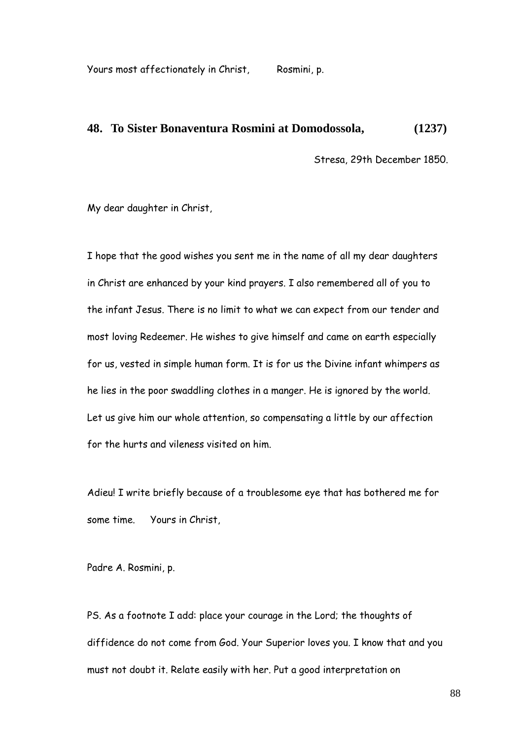Yours most affectionately in Christ,    Rosmini, p.

### 48. To Sister Bonaventura Rosmini at Domodossola, (1237)

Stresa, 29th December 1850.

My dear daughter in Christ,

I hope that the good wishes you sent me in the name of all my dear daughters in Christ are enhanced by your kind prayers. I also remembered all of you to the infant Jesus. There is no limit to what we can expect from our tender and most loving Redeemer. He wishes to give himself and came on earth especially for us, vested in simple human form. It is for us the Divine infant whimpers as he lies in the poor swaddling clothes in a manger. He is ignored by the world. Let us give him our whole attention, so compensating a little by our affection for the hurts and vileness visited on him.

Adieu! I write briefly because of a troublesome eye that has bothered me for some time.    Yours in Christ,

Padre A. Rosmini, p.

PS. As a footnote I add: place your courage in the Lord; the thoughts of diffidence do not come from God. Your Superior loves you. I know that and you must not doubt it. Relate easily with her. Put a good interpretation on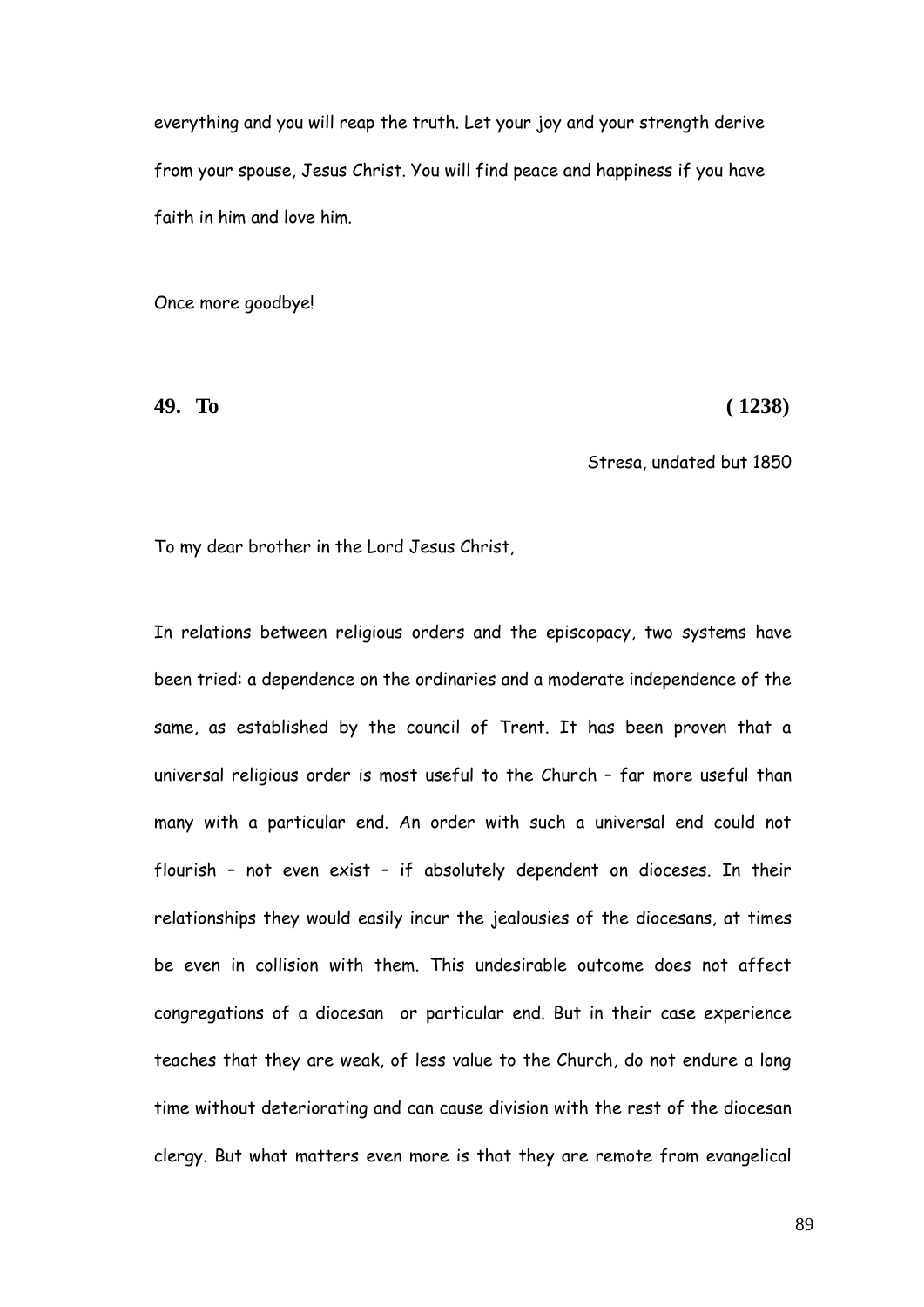everything and you will reap the truth. Let your joy and your strength derive from your spouse, Jesus Christ. You will find peace and happiness if you have faith in him and love him.

Once more goodbye!

**49. To ( 1238)**

Stresa, undated but 1850

To my dear brother in the Lord Jesus Christ,

In relations between religious orders and the episcopacy, two systems have been tried: a dependence on the ordinaries and a moderate independence of the same, as established by the council of Trent. It has been proven that a universal religious order is most useful to the Church – far more useful than many with a particular end. An order with such a universal end could not flourish – not even exist – if absolutely dependent on dioceses. In their relationships they would easily incur the jealousies of the diocesans, at times be even in collision with them. This undesirable outcome does not affect congregations of a diocesan or particular end. But in their case experience teaches that they are weak, of less value to the Church, do not endure a long time without deteriorating and can cause division with the rest of the diocesan clergy. But what matters even more is that they are remote from evangelical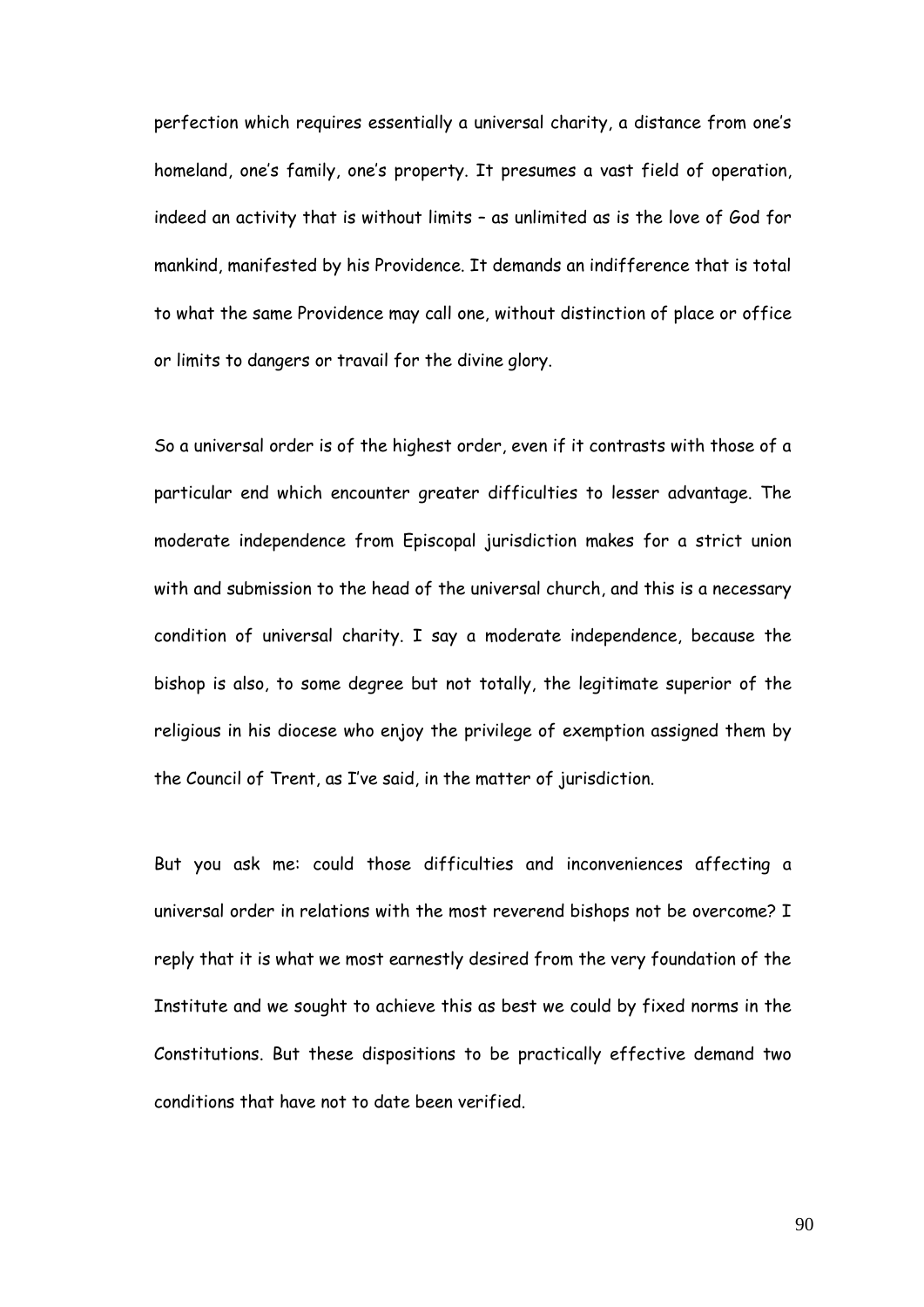perfection which requires essentially a universal charity, a distance from one's homeland, one's family, one's property. It presumes a vast field of operation, indeed an activity that is without limits – as unlimited as is the love of God for mankind, manifested by his Providence. It demands an indifference that is total to what the same Providence may call one, without distinction of place or office or limits to dangers or travail for the divine glory.

So a universal order is of the highest order, even if it contrasts with those of a particular end which encounter greater difficulties to lesser advantage. The moderate independence from Episcopal jurisdiction makes for a strict union with and submission to the head of the universal church, and this is a necessary condition of universal charity. I say a moderate independence, because the bishop is also, to some degree but not totally, the legitimate superior of the religious in his diocese who enjoy the privilege of exemption assigned them by the Council of Trent, as I've said, in the matter of jurisdiction.

But you ask me: could those difficulties and inconveniences affecting a universal order in relations with the most reverend bishops not be overcome? I reply that it is what we most earnestly desired from the very foundation of the Institute and we sought to achieve this as best we could by fixed norms in the Constitutions. But these dispositions to be practically effective demand two conditions that have not to date been verified.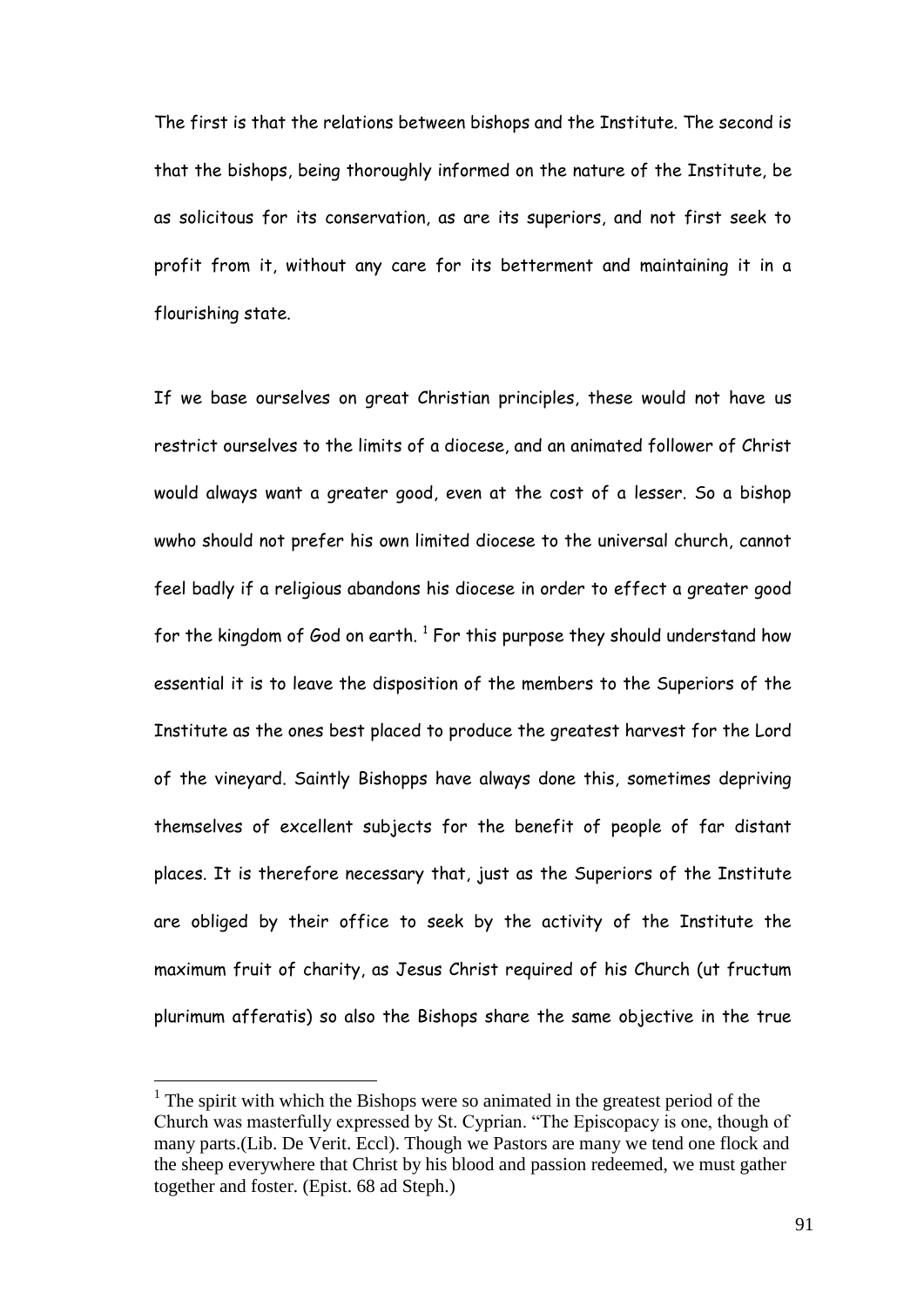The first is that the relations between bishops and the Institute. The second is that the bishops, being thoroughly informed on the nature of the Institute, be as solicitous for its conservation, as are its superiors, and not first seek to profit from it, without any care for its betterment and maintaining it in a flourishing state.

If we base ourselves on great Christian principles, these would not have us restrict ourselves to the limits of a diocese, and an animated follower of Christ would always want a greater good, even at the cost of a lesser. So a bishop wwho should not prefer his own limited diocese to the universal church, cannot feel badly if a religious abandons his diocese in order to effect a greater good for the kingdom of God on earth. [1] For this purpose they should understand how essential it is to leave the disposition of the members to the Superiors of the Institute as the ones best placed to produce the greatest harvest for the Lord of the vineyard. Saintly Bishopps have always done this, sometimes depriving themselves of excellent subjects for the benefit of people of far distant places. It is therefore necessary that, just as the Superiors of the Institute are obliged by their office to seek by the activity of the Institute the maximum fruit of charity, as Jesus Christ required of his Church (ut fructum plurimum afferatis) so also the Bishops share the same objective in the true

---

[1] The spirit with which the Bishops were so animated in the greatest period of the Church was masterfully expressed by St. Cyprian. "The Episcopacy is one, though of many parts.(Lib. De Verit. Eccl). Though we Pastors are many we tend one flock and the sheep everywhere that Christ by his blood and passion redeemed, we must gather together and foster. (Epist. 68 ad Steph.)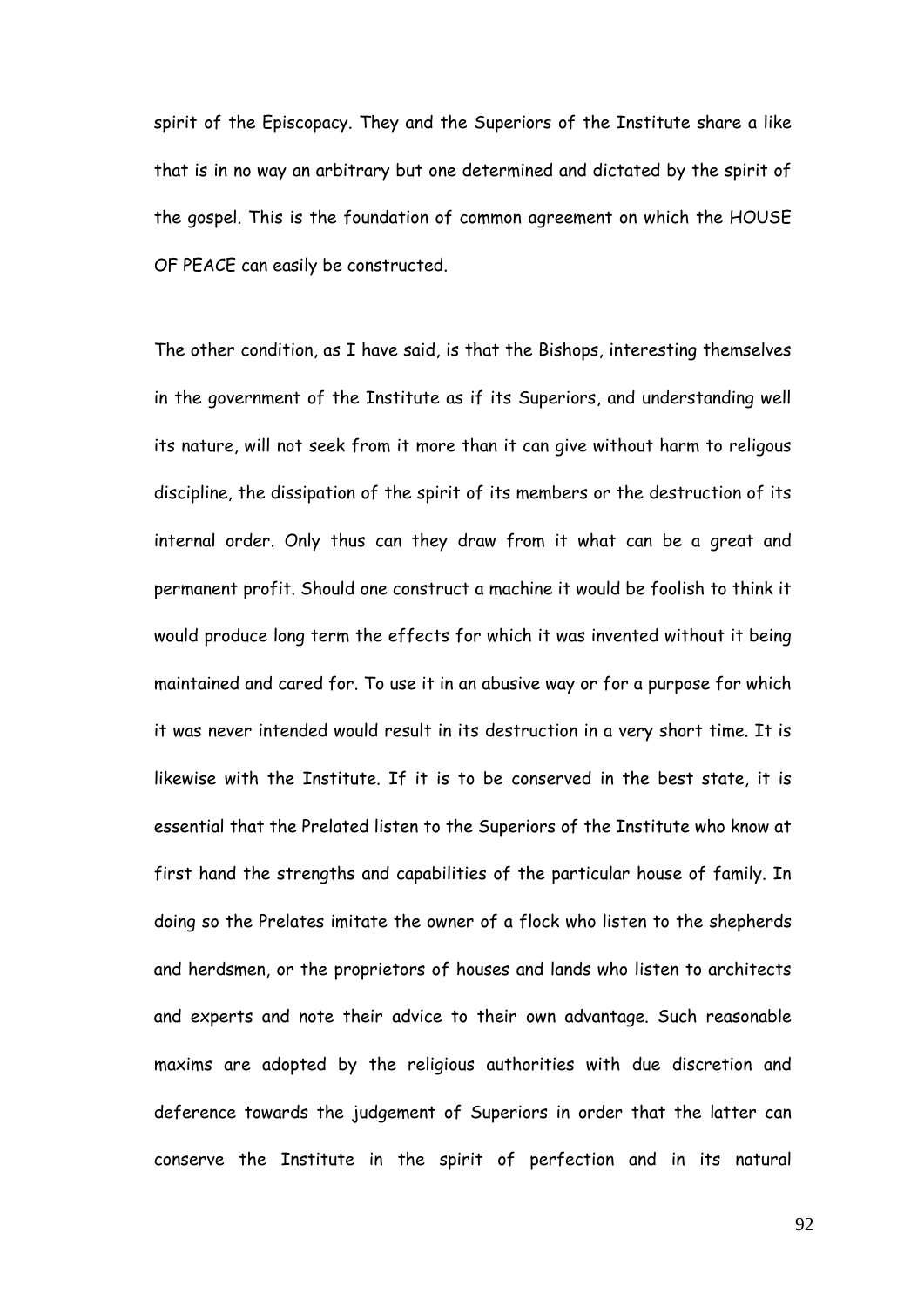spirit of the Episcopacy. They and the Superiors of the Institute share a like that is in no way an arbitrary but one determined and dictated by the spirit of the gospel. This is the foundation of common agreement on which the HOUSE OF PEACE can easily be constructed.

The other condition, as I have said, is that the Bishops, interesting themselves in the government of the Institute as if its Superiors, and understanding well its nature, will not seek from it more than it can give without harm to religous discipline, the dissipation of the spirit of its members or the destruction of its internal order. Only thus can they draw from it what can be a great and permanent profit. Should one construct a machine it would be foolish to think it would produce long term the effects for which it was invented without it being maintained and cared for. To use it in an abusive way or for a purpose for which it was never intended would result in its destruction in a very short time. It is likewise with the Institute. If it is to be conserved in the best state, it is essential that the Prelated listen to the Superiors of the Institute who know at first hand the strengths and capabilities of the particular house of family. In doing so the Prelates imitate the owner of a flock who listen to the shepherds and herdsmen, or the proprietors of houses and lands who listen to architects and experts and note their advice to their own advantage. Such reasonable maxims are adopted by the religious authorities with due discretion and deference towards the judgement of Superiors in order that the latter can conserve the Institute in the spirit of perfection and in its natural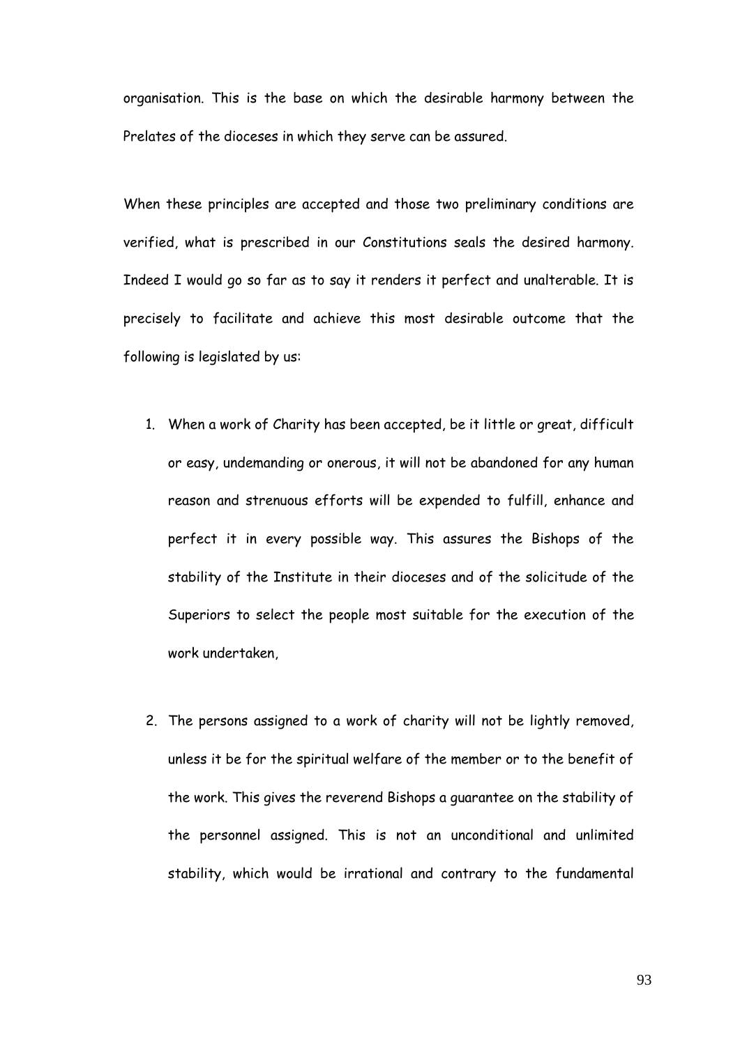organisation. This is the base on which the desirable harmony between the Prelates of the dioceses in which they serve can be assured.

When these principles are accepted and those two preliminary conditions are verified, what is prescribed in our Constitutions seals the desired harmony. Indeed I would go so far as to say it renders it perfect and unalterable. It is precisely to facilitate and achieve this most desirable outcome that the following is legislated by us:

1. When a work of Charity has been accepted, be it little or great, difficult or easy, undemanding or onerous, it will not be abandoned for any human reason and strenuous efforts will be expended to fulfill, enhance and perfect it in every possible way. This assures the Bishops of the stability of the Institute in their dioceses and of the solicitude of the Superiors to select the people most suitable for the execution of the work undertaken,

2. The persons assigned to a work of charity will not be lightly removed, unless it be for the spiritual welfare of the member or to the benefit of the work. This gives the reverend Bishops a guarantee on the stability of the personnel assigned. This is not an unconditional and unlimited stability, which would be irrational and contrary to the fundamental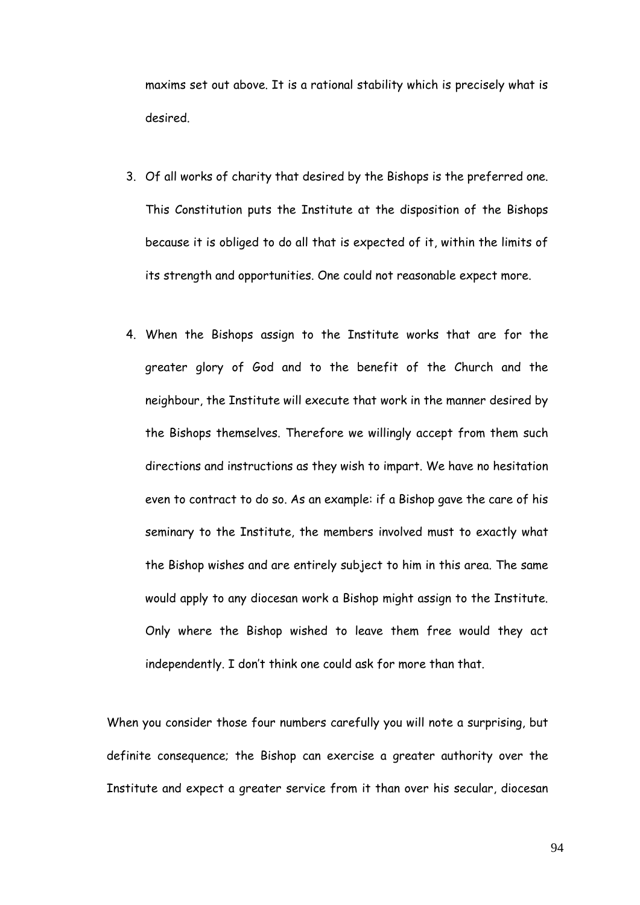maxims set out above. It is a rational stability which is precisely what is desired.

3. Of all works of charity that desired by the Bishops is the preferred one. This Constitution puts the Institute at the disposition of the Bishops because it is obliged to do all that is expected of it, within the limits of its strength and opportunities. One could not reasonable expect more.

4. When the Bishops assign to the Institute works that are for the greater glory of God and to the benefit of the Church and the neighbour, the Institute will execute that work in the manner desired by the Bishops themselves. Therefore we willingly accept from them such directions and instructions as they wish to impart. We have no hesitation even to contract to do so. As an example: if a Bishop gave the care of his seminary to the Institute, the members involved must to exactly what the Bishop wishes and are entirely subject to him in this area. The same would apply to any diocesan work a Bishop might assign to the Institute. Only where the Bishop wished to leave them free would they act independently. I don't think one could ask for more than that.

When you consider those four numbers carefully you will note a surprising, but definite consequence; the Bishop can exercise a greater authority over the Institute and expect a greater service from it than over his secular, diocesan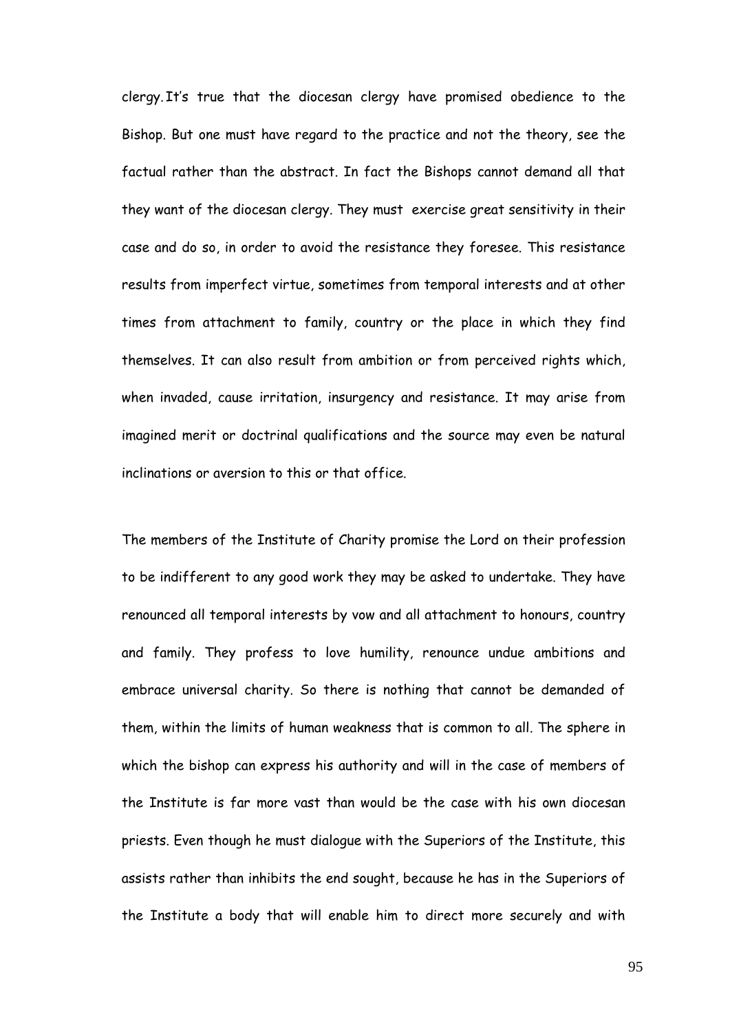clergy. It's true that the diocesan clergy have promised obedience to the Bishop. But one must have regard to the practice and not the theory, see the factual rather than the abstract. In fact the Bishops cannot demand all that they want of the diocesan clergy. They must exercise great sensitivity in their case and do so, in order to avoid the resistance they foresee. This resistance results from imperfect virtue, sometimes from temporal interests and at other times from attachment to family, country or the place in which they find themselves. It can also result from ambition or from perceived rights which, when invaded, cause irritation, insurgency and resistance. It may arise from imagined merit or doctrinal qualifications and the source may even be natural inclinations or aversion to this or that office.

The members of the Institute of Charity promise the Lord on their profession to be indifferent to any good work they may be asked to undertake. They have renounced all temporal interests by vow and all attachment to honours, country and family. They profess to love humility, renounce undue ambitions and embrace universal charity. So there is nothing that cannot be demanded of them, within the limits of human weakness that is common to all. The sphere in which the bishop can express his authority and will in the case of members of the Institute is far more vast than would be the case with his own diocesan priests. Even though he must dialogue with the Superiors of the Institute, this assists rather than inhibits the end sought, because he has in the Superiors of the Institute a body that will enable him to direct more securely and with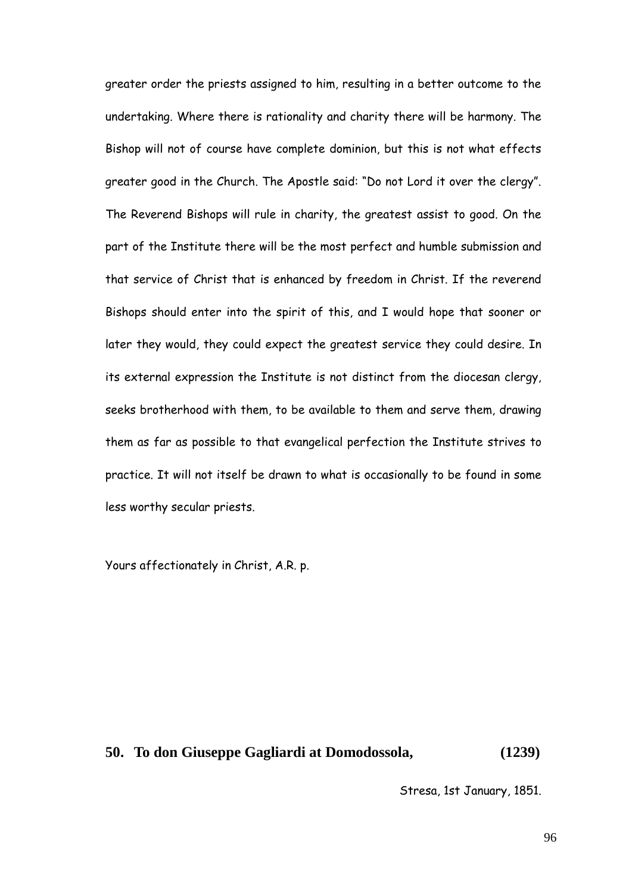greater order the priests assigned to him, resulting in a better outcome to the undertaking. Where there is rationality and charity there will be harmony. The Bishop will not of course have complete dominion, but this is not what effects greater good in the Church. The Apostle said: "Do not Lord it over the clergy". The Reverend Bishops will rule in charity, the greatest assist to good. On the part of the Institute there will be the most perfect and humble submission and that service of Christ that is enhanced by freedom in Christ. If the reverend Bishops should enter into the spirit of this, and I would hope that sooner or later they would, they could expect the greatest service they could desire. In its external expression the Institute is not distinct from the diocesan clergy, seeks brotherhood with them, to be available to them and serve them, drawing them as far as possible to that evangelical perfection the Institute strives to practice. It will not itself be drawn to what is occasionally to be found in some less worthy secular priests.

Yours affectionately in Christ, A.R. p.

## 50. To don Giuseppe Gagliardi at Domodossola, (1239)

Stresa, 1st January, 1851.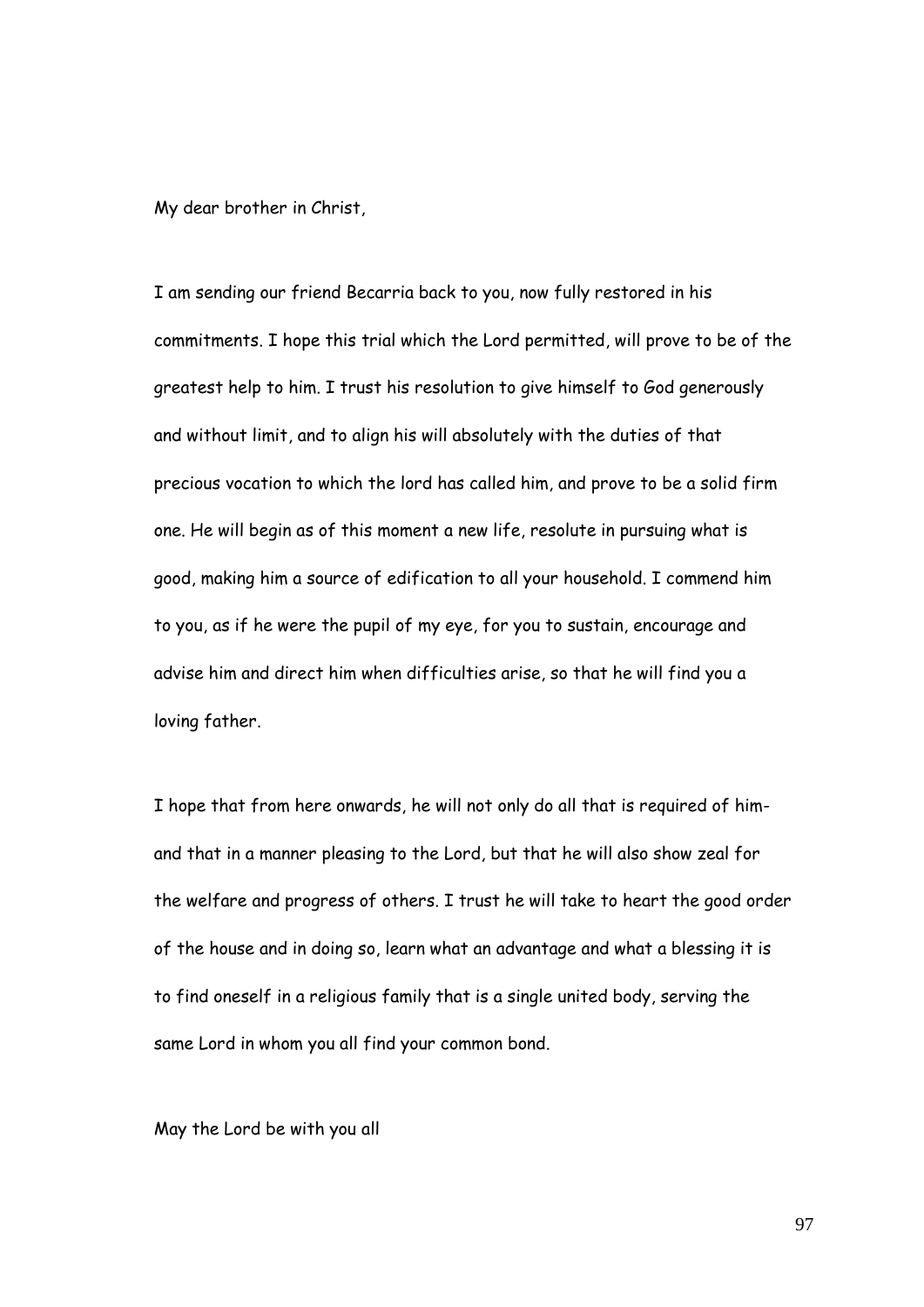My dear brother in Christ,

I am sending our friend Becarria back to you, now fully restored in his commitments. I hope this trial which the Lord permitted, will prove to be of the greatest help to him. I trust his resolution to give himself to God generously and without limit, and to align his will absolutely with the duties of that precious vocation to which the lord has called him, and prove to be a solid firm one. He will begin as of this moment a new life, resolute in pursuing what is good, making him a source of edification to all your household. I commend him to you, as if he were the pupil of my eye, for you to sustain, encourage and advise him and direct him when difficulties arise, so that he will find you a loving father.

I hope that from here onwards, he will not only do all that is required of him- and that in a manner pleasing to the Lord, but that he will also show zeal for the welfare and progress of others. I trust he will take to heart the good order of the house and in doing so, learn what an advantage and what a blessing it is to find oneself in a religious family that is a single united body, serving the same Lord in whom you all find your common bond.

May the Lord be with you all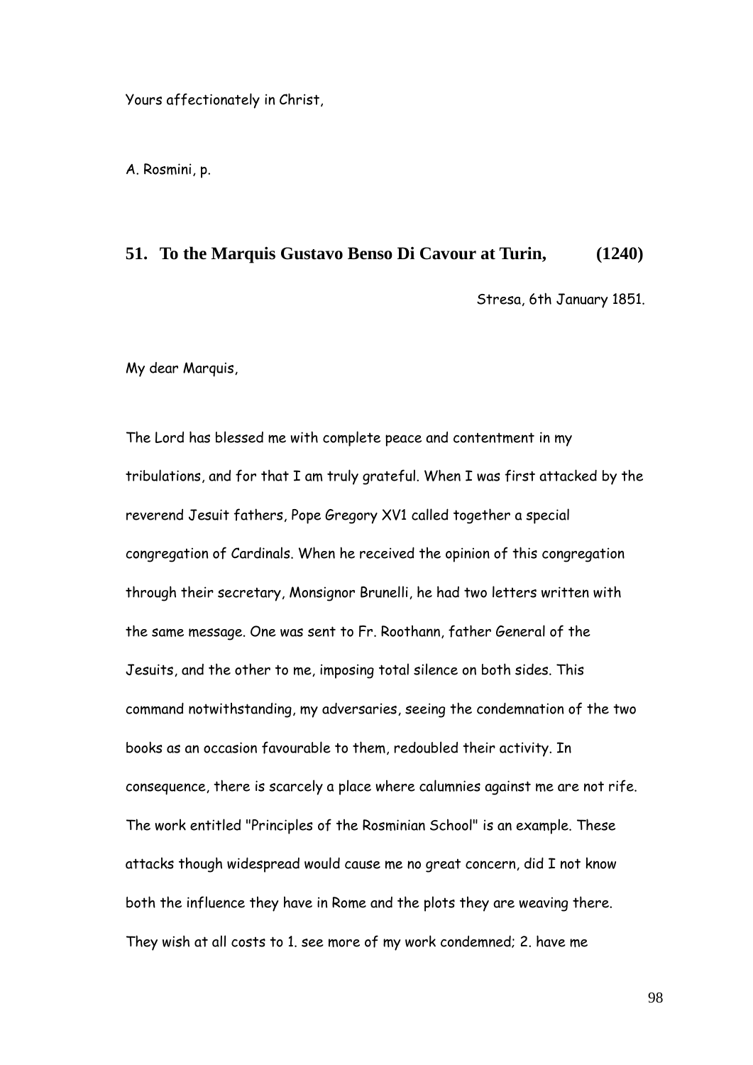Yours affectionately in Christ,

A. Rosmini, p.

## 51. To the Marquis Gustavo Benso Di Cavour at Turin, (1240)

Stresa, 6th January 1851.

My dear Marquis,

The Lord has blessed me with complete peace and contentment in my tribulations, and for that I am truly grateful. When I was first attacked by the reverend Jesuit fathers, Pope Gregory XV1 called together a special congregation of Cardinals. When he received the opinion of this congregation through their secretary, Monsignor Brunelli, he had two letters written with the same message. One was sent to Fr. Roothann, father General of the Jesuits, and the other to me, imposing total silence on both sides. This command notwithstanding, my adversaries, seeing the condemnation of the two books as an occasion favourable to them, redoubled their activity. In consequence, there is scarcely a place where calumnies against me are not rife. The work entitled "Principles of the Rosminian School" is an example. These attacks though widespread would cause me no great concern, did I not know both the influence they have in Rome and the plots they are weaving there. They wish at all costs to 1. see more of my work condemned; 2. have me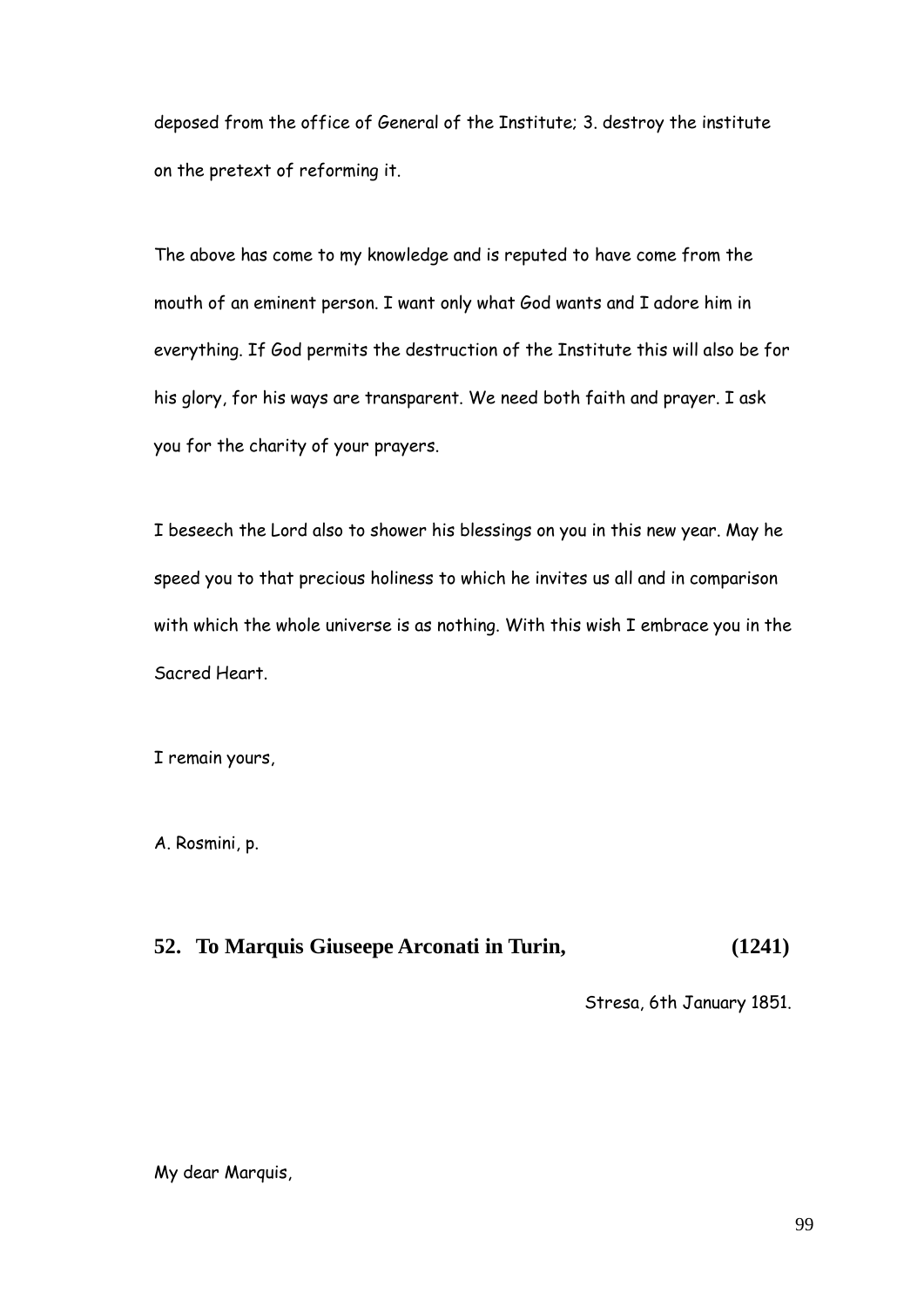deposed from the office of General of the Institute; 3. destroy the institute on the pretext of reforming it.

The above has come to my knowledge and is reputed to have come from the mouth of an eminent person. I want only what God wants and I adore him in everything. If God permits the destruction of the Institute this will also be for his glory, for his ways are transparent. We need both faith and prayer. I ask you for the charity of your prayers.

I beseech the Lord also to shower his blessings on you in this new year. May he speed you to that precious holiness to which he invites us all and in comparison with which the whole universe is as nothing. With this wish I embrace you in the Sacred Heart.

I remain yours,

A. Rosmini, p.

## 52. To Marquis Giuseepe Arconati in Turin, (1241)

Stresa, 6th January 1851.

My dear Marquis,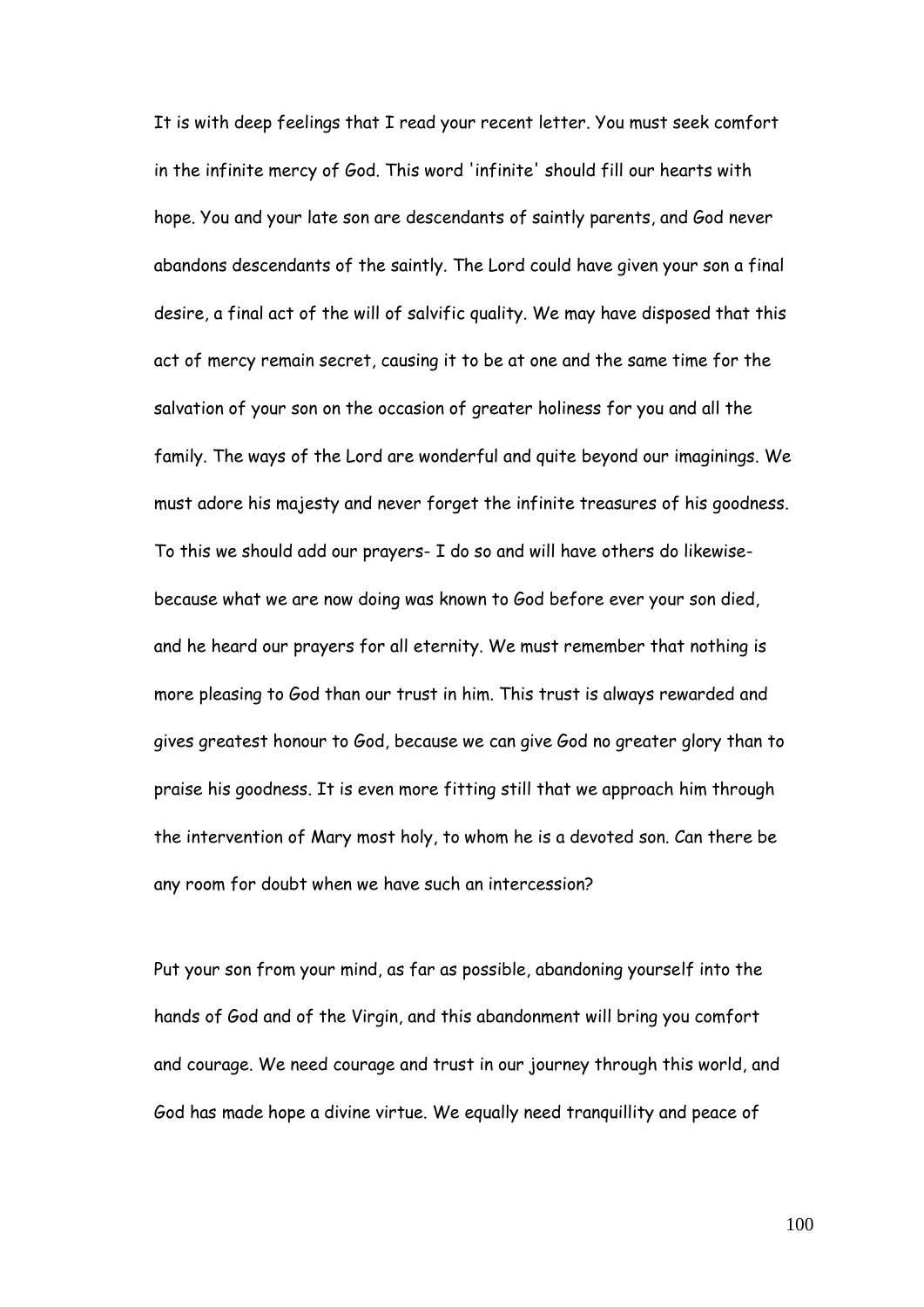It is with deep feelings that I read your recent letter. You must seek comfort in the infinite mercy of God. This word 'infinite' should fill our hearts with hope. You and your late son are descendants of saintly parents, and God never abandons descendants of the saintly. The Lord could have given your son a final desire, a final act of the will of salvific quality. We may have disposed that this act of mercy remain secret, causing it to be at one and the same time for the salvation of your son on the occasion of greater holiness for you and all the family. The ways of the Lord are wonderful and quite beyond our imaginings. We must adore his majesty and never forget the infinite treasures of his goodness. To this we should add our prayers- I do so and will have others do likewise- because what we are now doing was known to God before ever your son died, and he heard our prayers for all eternity. We must remember that nothing is more pleasing to God than our trust in him. This trust is always rewarded and gives greatest honour to God, because we can give God no greater glory than to praise his goodness. It is even more fitting still that we approach him through the intervention of Mary most holy, to whom he is a devoted son. Can there be any room for doubt when we have such an intercession?

Put your son from your mind, as far as possible, abandoning yourself into the hands of God and of the Virgin, and this abandonment will bring you comfort and courage. We need courage and trust in our journey through this world, and God has made hope a divine virtue. We equally need tranquillity and peace of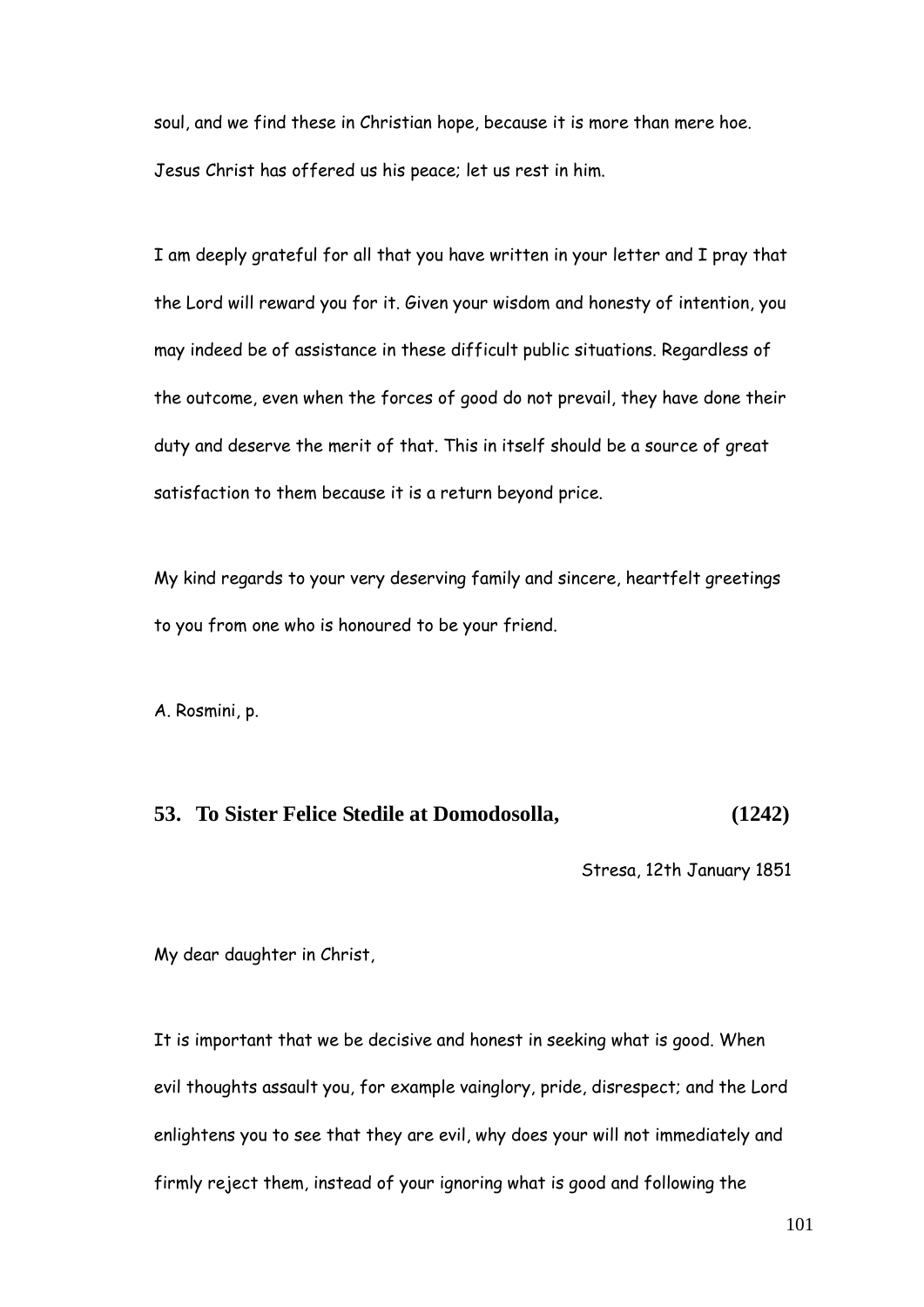soul, and we find these in Christian hope, because it is more than mere hoe. Jesus Christ has offered us his peace; let us rest in him.

I am deeply grateful for all that you have written in your letter and I pray that the Lord will reward you for it. Given your wisdom and honesty of intention, you may indeed be of assistance in these difficult public situations. Regardless of the outcome, even when the forces of good do not prevail, they have done their duty and deserve the merit of that. This in itself should be a source of great satisfaction to them because it is a return beyond price.

My kind regards to your very deserving family and sincere, heartfelt greetings to you from one who is honoured to be your friend.

A. Rosmini, p.

## 53. To Sister Felice Stedile at Domodosolla, (1242)

Stresa, 12th January 1851

My dear daughter in Christ,

It is important that we be decisive and honest in seeking what is good. When evil thoughts assault you, for example vainglory, pride, disrespect; and the Lord enlightens you to see that they are evil, why does your will not immediately and firmly reject them, instead of your ignoring what is good and following the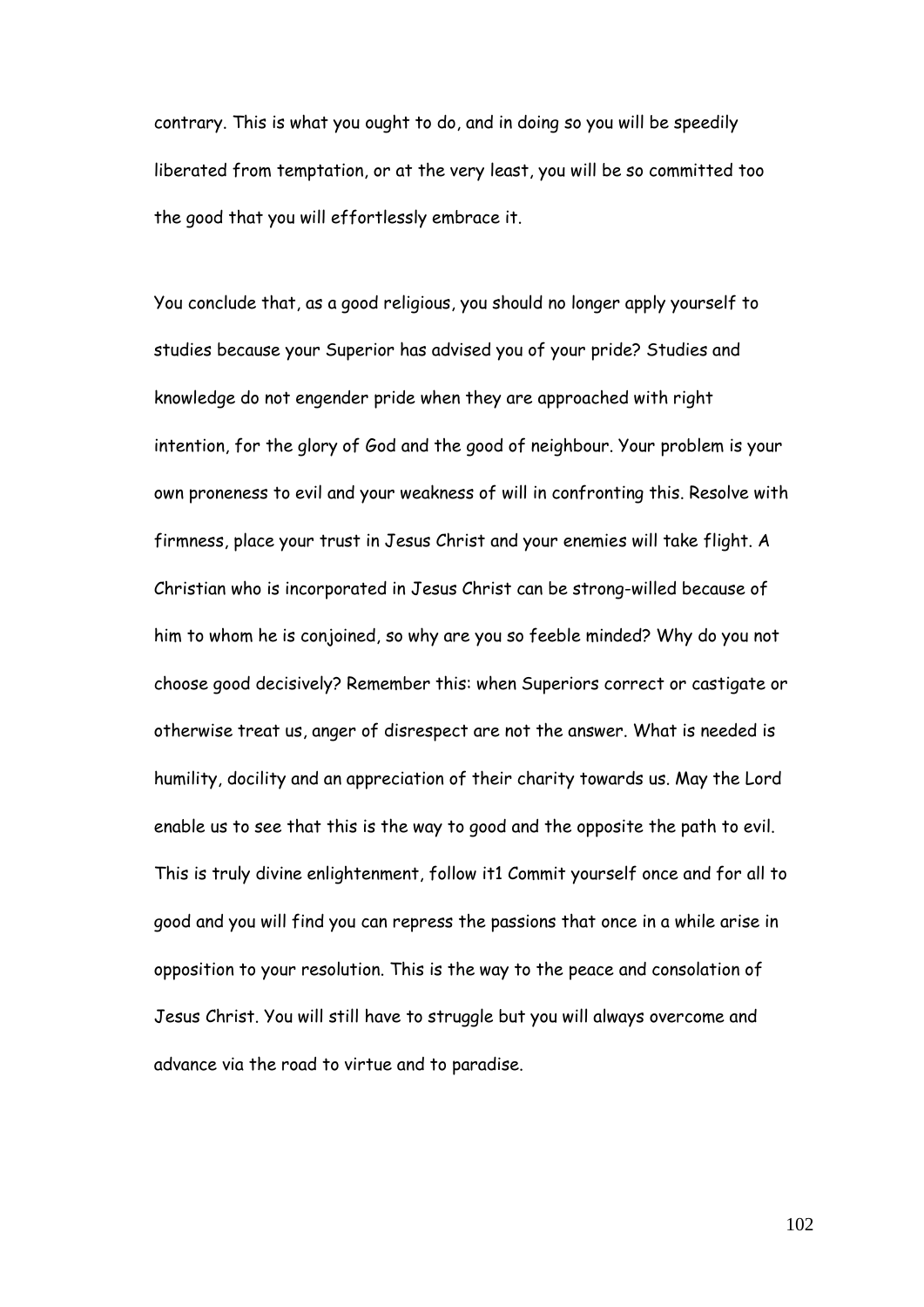contrary. This is what you ought to do, and in doing so you will be speedily liberated from temptation, or at the very least, you will be so committed too the good that you will effortlessly embrace it.

You conclude that, as a good religious, you should no longer apply yourself to studies because your Superior has advised you of your pride? Studies and knowledge do not engender pride when they are approached with right intention, for the glory of God and the good of neighbour. Your problem is your own proneness to evil and your weakness of will in confronting this. Resolve with firmness, place your trust in Jesus Christ and your enemies will take flight. A Christian who is incorporated in Jesus Christ can be strong-willed because of him to whom he is conjoined, so why are you so feeble minded? Why do you not choose good decisively? Remember this: when Superiors correct or castigate or otherwise treat us, anger of disrespect are not the answer. What is needed is humility, docility and an appreciation of their charity towards us. May the Lord enable us to see that this is the way to good and the opposite the path to evil. This is truly divine enlightenment, follow it1 Commit yourself once and for all to good and you will find you can repress the passions that once in a while arise in opposition to your resolution. This is the way to the peace and consolation of Jesus Christ. You will still have to struggle but you will always overcome and advance via the road to virtue and to paradise.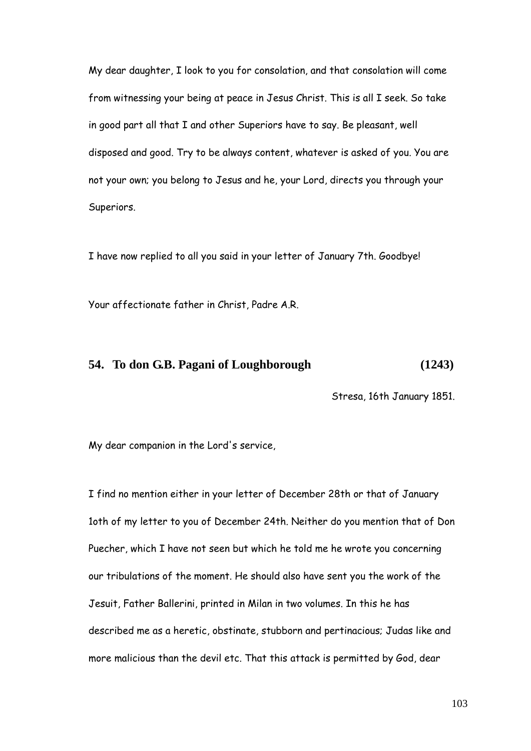My dear daughter, I look to you for consolation, and that consolation will come from witnessing your being at peace in Jesus Christ. This is all I seek. So take in good part all that I and other Superiors have to say. Be pleasant, well disposed and good. Try to be always content, whatever is asked of you. You are not your own; you belong to Jesus and he, your Lord, directs you through your Superiors.

I have now replied to all you said in your letter of January 7th. Goodbye!

Your affectionate father in Christ, Padre A.R.

## 54. To don G.B. Pagani of Loughborough (1243)

Stresa, 16th January 1851.

My dear companion in the Lord's service,

I find no mention either in your letter of December 28th or that of January 1oth of my letter to you of December 24th. Neither do you mention that of Don Puecher, which I have not seen but which he told me he wrote you concerning our tribulations of the moment. He should also have sent you the work of the Jesuit, Father Ballerini, printed in Milan in two volumes. In this he has described me as a heretic, obstinate, stubborn and pertinacious; Judas like and more malicious than the devil etc. That this attack is permitted by God, dear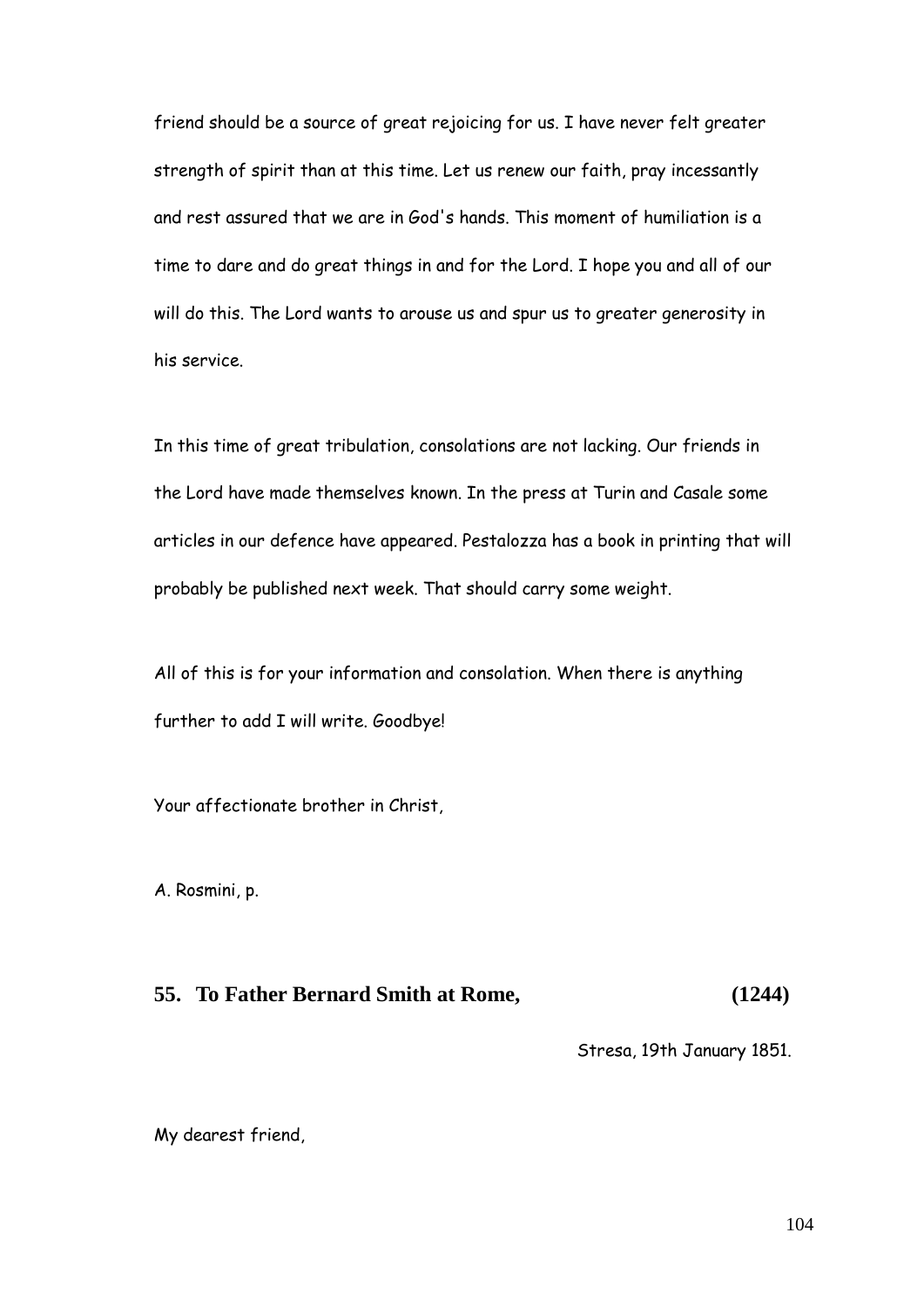friend should be a source of great rejoicing for us. I have never felt greater strength of spirit than at this time. Let us renew our faith, pray incessantly and rest assured that we are in God's hands. This moment of humiliation is a time to dare and do great things in and for the Lord. I hope you and all of our will do this. The Lord wants to arouse us and spur us to greater generosity in his service.

In this time of great tribulation, consolations are not lacking. Our friends in the Lord have made themselves known. In the press at Turin and Casale some articles in our defence have appeared. Pestalozza has a book in printing that will probably be published next week. That should carry some weight.

All of this is for your information and consolation. When there is anything further to add I will write. Goodbye!

Your affectionate brother in Christ,

A. Rosmini, p.

## 55. To Father Bernard Smith at Rome, (1244)

Stresa, 19th January 1851.

My dearest friend,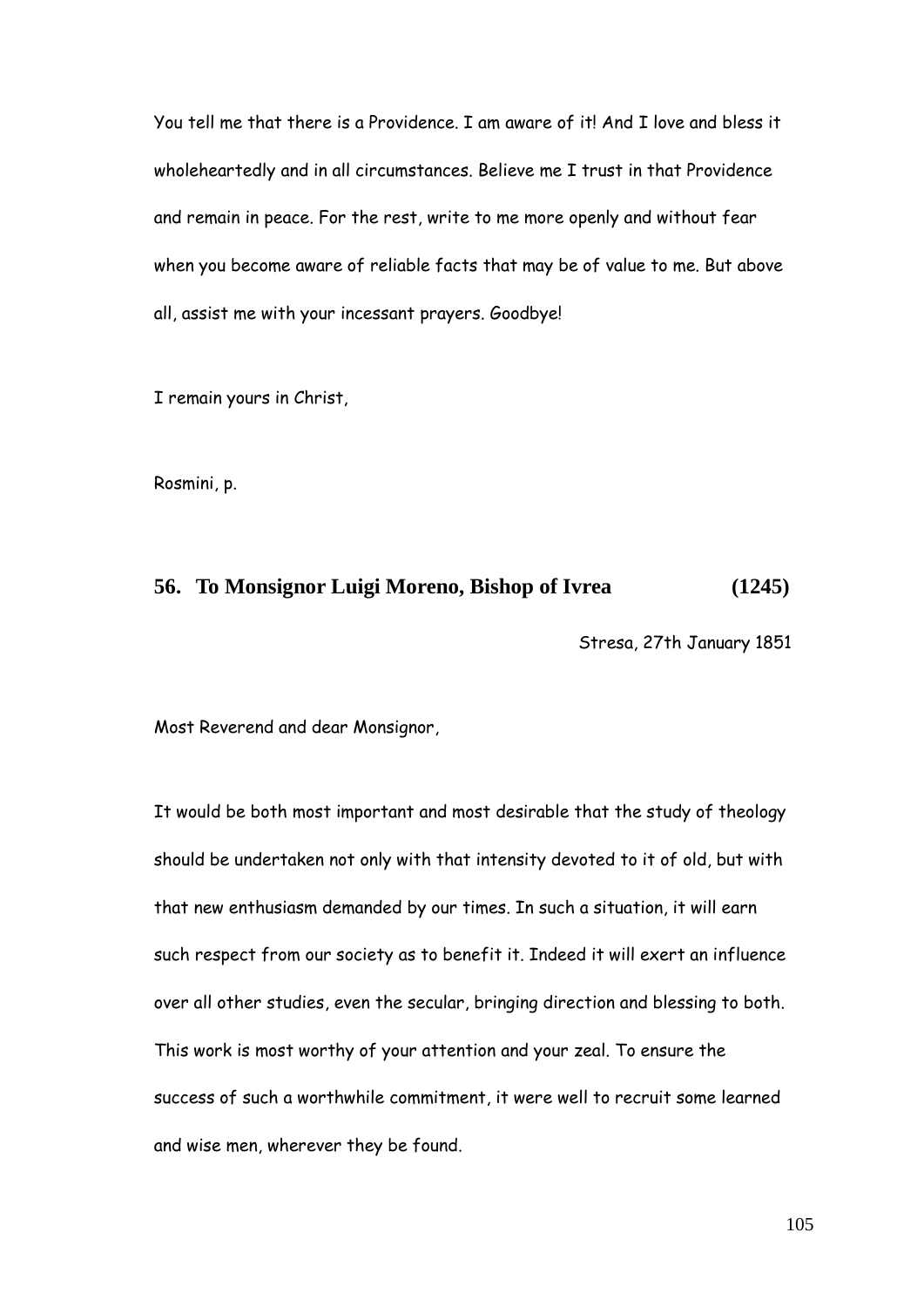You tell me that there is a Providence. I am aware of it! And I love and bless it wholeheartedly and in all circumstances. Believe me I trust in that Providence and remain in peace. For the rest, write to me more openly and without fear when you become aware of reliable facts that may be of value to me. But above all, assist me with your incessant prayers. Goodbye!

I remain yours in Christ,

Rosmini, p.

## 56. To Monsignor Luigi Moreno, Bishop of Ivrea (1245)

Stresa, 27th January 1851

Most Reverend and dear Monsignor,

It would be both most important and most desirable that the study of theology should be undertaken not only with that intensity devoted to it of old, but with that new enthusiasm demanded by our times. In such a situation, it will earn such respect from our society as to benefit it. Indeed it will exert an influence over all other studies, even the secular, bringing direction and blessing to both. This work is most worthy of your attention and your zeal. To ensure the success of such a worthwhile commitment, it were well to recruit some learned and wise men, wherever they be found.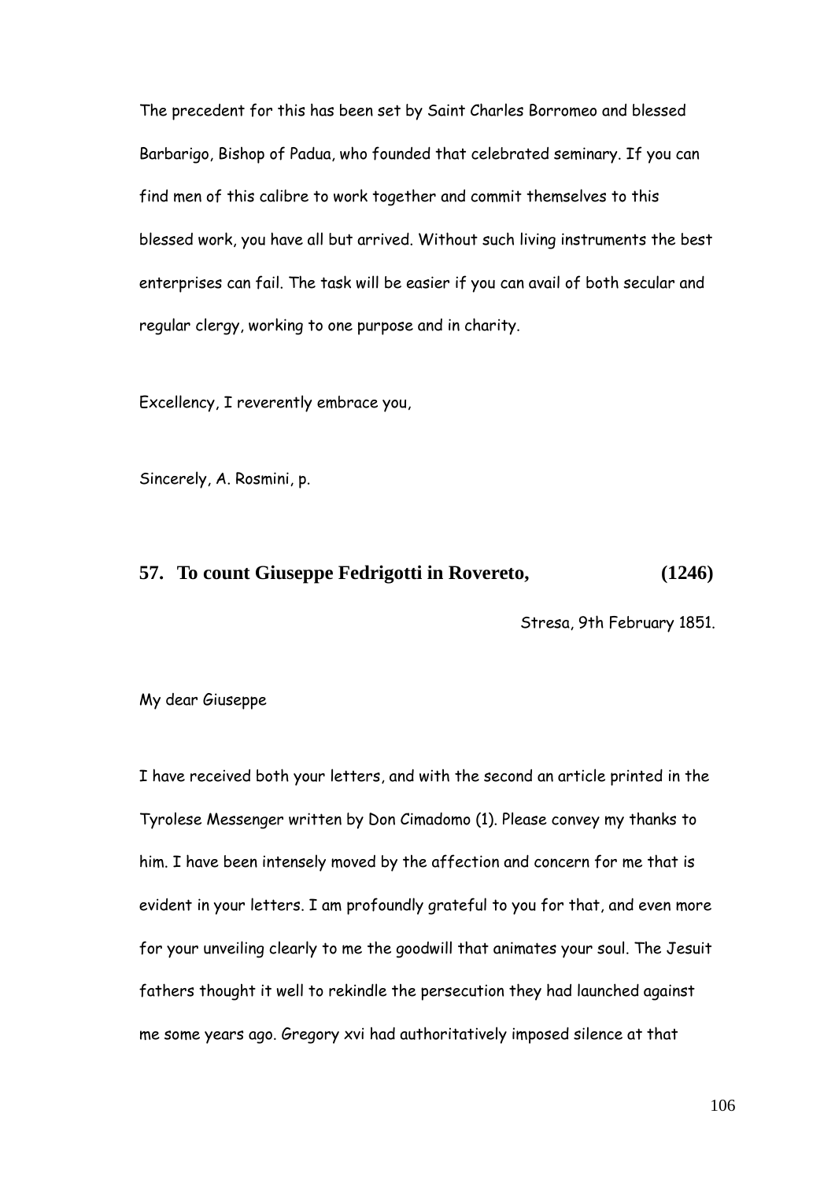The precedent for this has been set by Saint Charles Borromeo and blessed Barbarigo, Bishop of Padua, who founded that celebrated seminary. If you can find men of this calibre to work together and commit themselves to this blessed work, you have all but arrived. Without such living instruments the best enterprises can fail. The task will be easier if you can avail of both secular and regular clergy, working to one purpose and in charity.

Excellency, I reverently embrace you,

Sincerely, A. Rosmini, p.

## 57. To count Giuseppe Fedrigotti in Rovereto, (1246)

Stresa, 9th February 1851.

My dear Giuseppe

I have received both your letters, and with the second an article printed in the Tyrolese Messenger written by Don Cimadomo (1). Please convey my thanks to him. I have been intensely moved by the affection and concern for me that is evident in your letters. I am profoundly grateful to you for that, and even more for your unveiling clearly to me the goodwill that animates your soul. The Jesuit fathers thought it well to rekindle the persecution they had launched against me some years ago. Gregory xvi had authoritatively imposed silence at that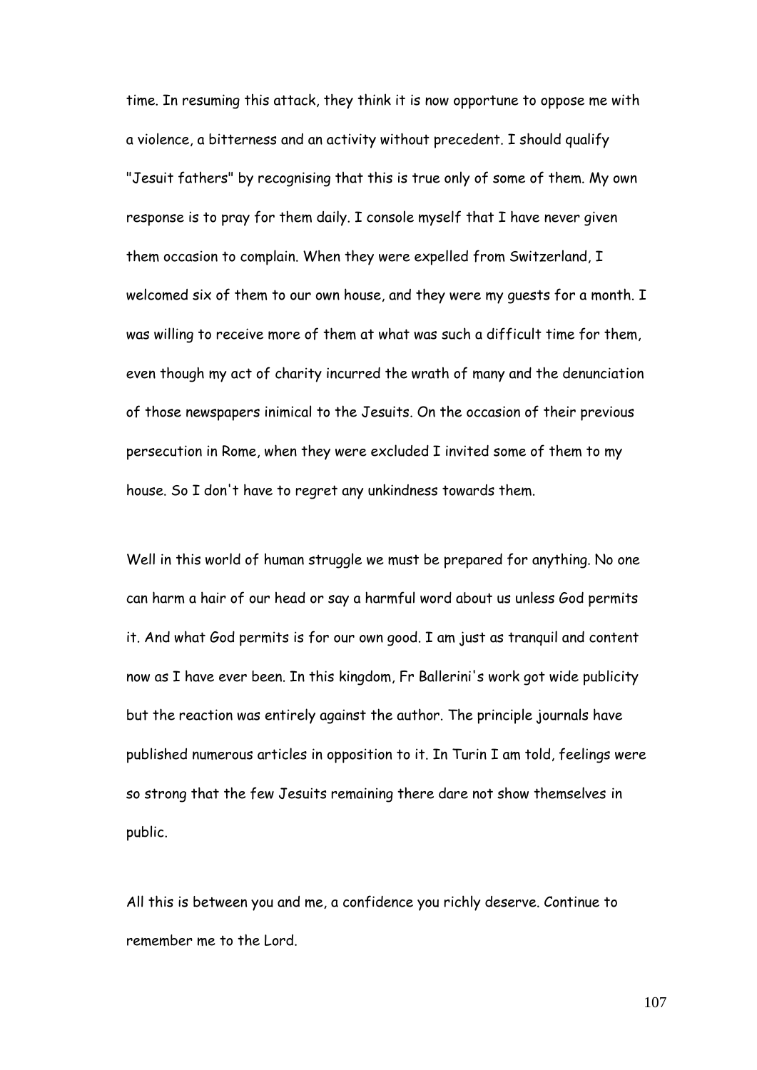time. In resuming this attack, they think it is now opportune to oppose me with a violence, a bitterness and an activity without precedent. I should qualify "Jesuit fathers" by recognising that this is true only of some of them. My own response is to pray for them daily. I console myself that I have never given them occasion to complain. When they were expelled from Switzerland, I welcomed six of them to our own house, and they were my guests for a month. I was willing to receive more of them at what was such a difficult time for them, even though my act of charity incurred the wrath of many and the denunciation of those newspapers inimical to the Jesuits. On the occasion of their previous persecution in Rome, when they were excluded I invited some of them to my house. So I don't have to regret any unkindness towards them.

Well in this world of human struggle we must be prepared for anything. No one can harm a hair of our head or say a harmful word about us unless God permits it. And what God permits is for our own good. I am just as tranquil and content now as I have ever been. In this kingdom, Fr Ballerini's work got wide publicity but the reaction was entirely against the author. The principle journals have published numerous articles in opposition to it. In Turin I am told, feelings were so strong that the few Jesuits remaining there dare not show themselves in public.

All this is between you and me, a confidence you richly deserve. Continue to remember me to the Lord.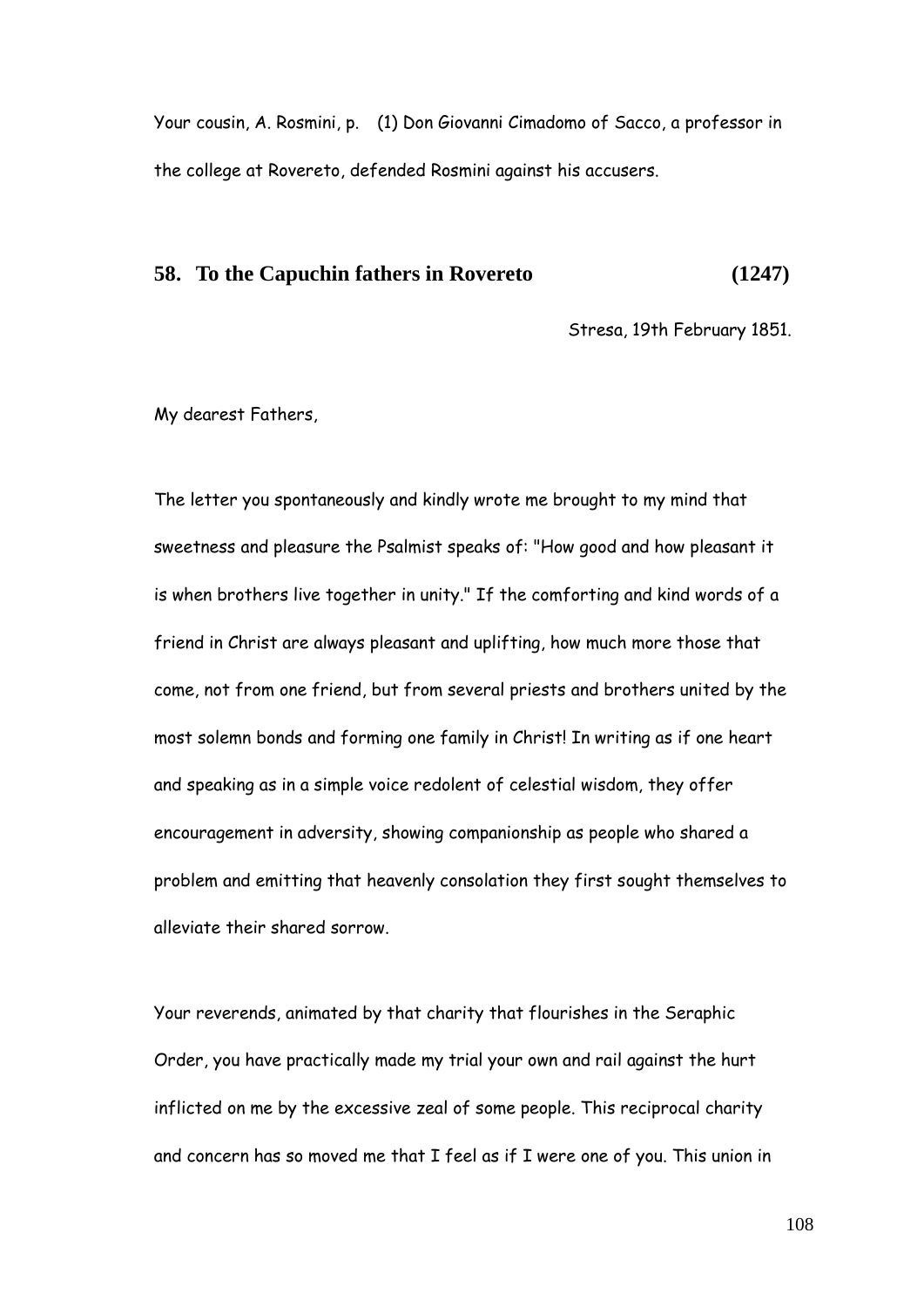Your cousin, A. Rosmini, p. (1) Don Giovanni Cimadomo of Sacco, a professor in the college at Rovereto, defended Rosmini against his accusers.

## 58. To the Capuchin fathers in Rovereto (1247)

Stresa, 19th February 1851.

My dearest Fathers,

The letter you spontaneously and kindly wrote me brought to my mind that sweetness and pleasure the Psalmist speaks of: "How good and how pleasant it is when brothers live together in unity." If the comforting and kind words of a friend in Christ are always pleasant and uplifting, how much more those that come, not from one friend, but from several priests and brothers united by the most solemn bonds and forming one family in Christ! In writing as if one heart and speaking as in a simple voice redolent of celestial wisdom, they offer encouragement in adversity, showing companionship as people who shared a problem and emitting that heavenly consolation they first sought themselves to alleviate their shared sorrow.

Your reverends, animated by that charity that flourishes in the Seraphic Order, you have practically made my trial your own and rail against the hurt inflicted on me by the excessive zeal of some people. This reciprocal charity and concern has so moved me that I feel as if I were one of you. This union in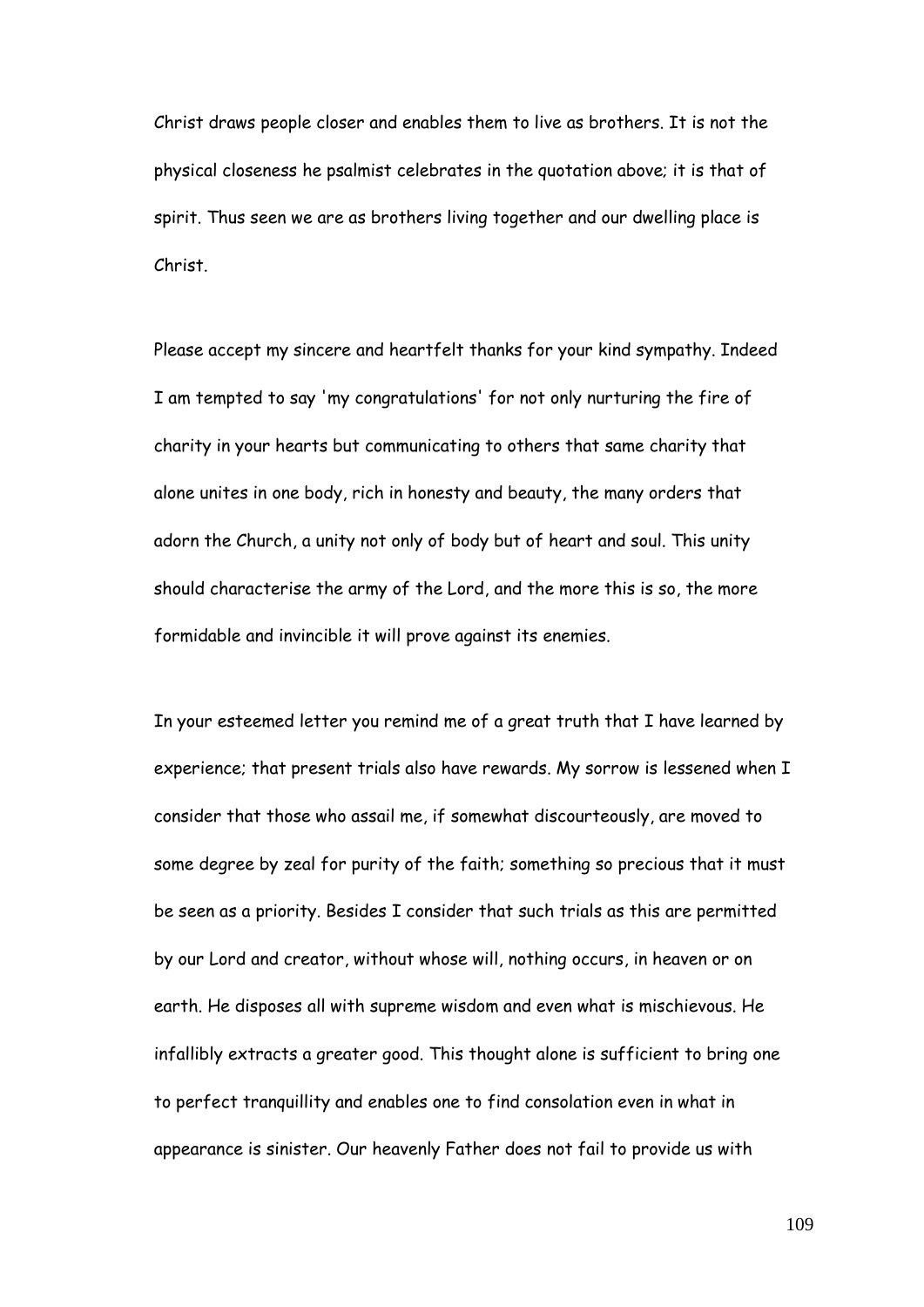Christ draws people closer and enables them to live as brothers. It is not the physical closeness he psalmist celebrates in the quotation above; it is that of spirit. Thus seen we are as brothers living together and our dwelling place is Christ.

Please accept my sincere and heartfelt thanks for your kind sympathy. Indeed I am tempted to say 'my congratulations' for not only nurturing the fire of charity in your hearts but communicating to others that same charity that alone unites in one body, rich in honesty and beauty, the many orders that adorn the Church, a unity not only of body but of heart and soul. This unity should characterise the army of the Lord, and the more this is so, the more formidable and invincible it will prove against its enemies.

In your esteemed letter you remind me of a great truth that I have learned by experience; that present trials also have rewards. My sorrow is lessened when I consider that those who assail me, if somewhat discourteously, are moved to some degree by zeal for purity of the faith; something so precious that it must be seen as a priority. Besides I consider that such trials as this are permitted by our Lord and creator, without whose will, nothing occurs, in heaven or on earth. He disposes all with supreme wisdom and even what is mischievous. He infallibly extracts a greater good. This thought alone is sufficient to bring one to perfect tranquillity and enables one to find consolation even in what in appearance is sinister. Our heavenly Father does not fail to provide us with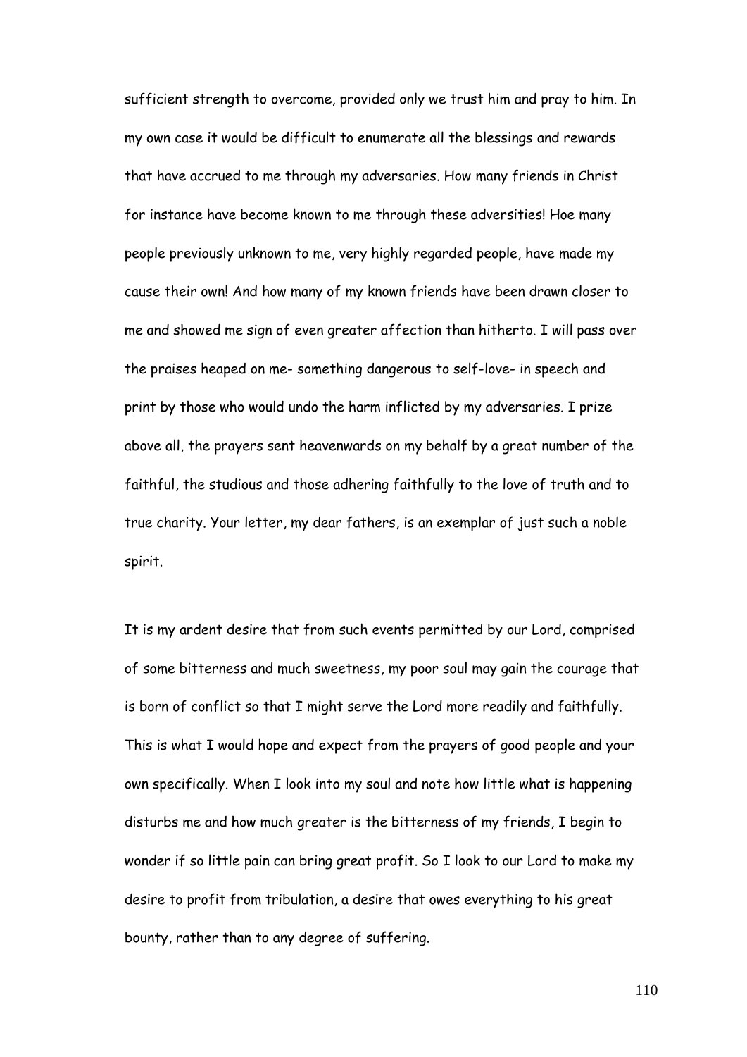sufficient strength to overcome, provided only we trust him and pray to him. In my own case it would be difficult to enumerate all the blessings and rewards that have accrued to me through my adversaries. How many friends in Christ for instance have become known to me through these adversities! Hoe many people previously unknown to me, very highly regarded people, have made my cause their own! And how many of my known friends have been drawn closer to me and showed me sign of even greater affection than hitherto. I will pass over the praises heaped on me- something dangerous to self-love- in speech and print by those who would undo the harm inflicted by my adversaries. I prize above all, the prayers sent heavenwards on my behalf by a great number of the faithful, the studious and those adhering faithfully to the love of truth and to true charity. Your letter, my dear fathers, is an exemplar of just such a noble spirit.

It is my ardent desire that from such events permitted by our Lord, comprised of some bitterness and much sweetness, my poor soul may gain the courage that is born of conflict so that I might serve the Lord more readily and faithfully. This is what I would hope and expect from the prayers of good people and your own specifically. When I look into my soul and note how little what is happening disturbs me and how much greater is the bitterness of my friends, I begin to wonder if so little pain can bring great profit. So I look to our Lord to make my desire to profit from tribulation, a desire that owes everything to his great bounty, rather than to any degree of suffering.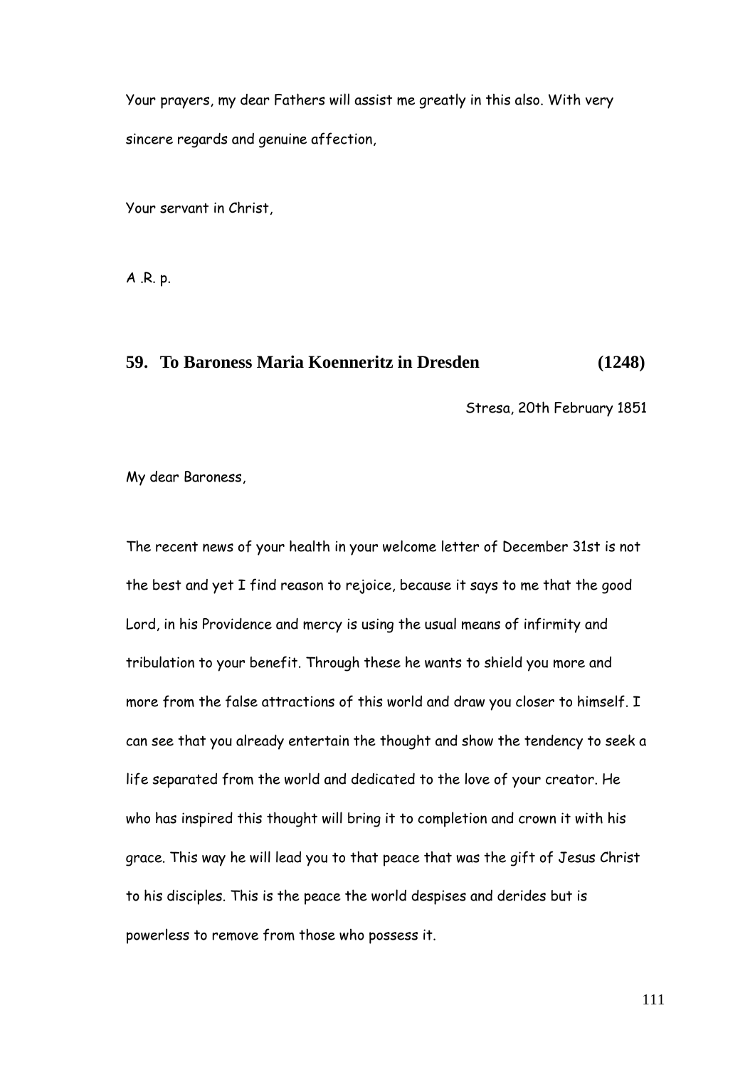Your prayers, my dear Fathers will assist me greatly in this also. With very sincere regards and genuine affection,

Your servant in Christ,

A .R. p.

### 59. To Baroness Maria Koenneritz in Dresden (1248)

Stresa, 20th February 1851

My dear Baroness,

The recent news of your health in your welcome letter of December 31st is not the best and yet I find reason to rejoice, because it says to me that the good Lord, in his Providence and mercy is using the usual means of infirmity and tribulation to your benefit. Through these he wants to shield you more and more from the false attractions of this world and draw you closer to himself. I can see that you already entertain the thought and show the tendency to seek a life separated from the world and dedicated to the love of your creator. He who has inspired this thought will bring it to completion and crown it with his grace. This way he will lead you to that peace that was the gift of Jesus Christ to his disciples. This is the peace the world despises and derides but is powerless to remove from those who possess it.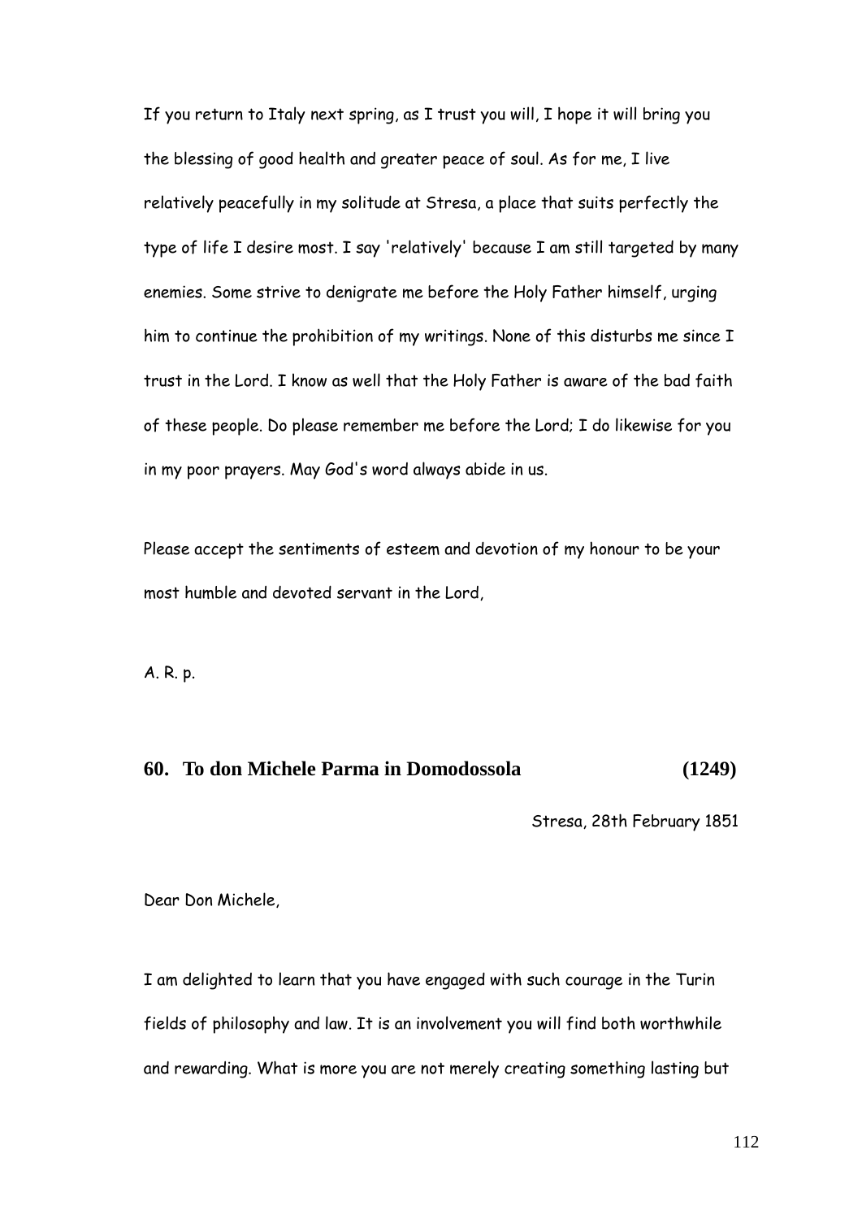If you return to Italy next spring, as I trust you will, I hope it will bring you the blessing of good health and greater peace of soul. As for me, I live relatively peacefully in my solitude at Stresa, a place that suits perfectly the type of life I desire most. I say 'relatively' because I am still targeted by many enemies. Some strive to denigrate me before the Holy Father himself, urging him to continue the prohibition of my writings. None of this disturbs me since I trust in the Lord. I know as well that the Holy Father is aware of the bad faith of these people. Do please remember me before the Lord; I do likewise for you in my poor prayers. May God's word always abide in us.

Please accept the sentiments of esteem and devotion of my honour to be your most humble and devoted servant in the Lord,

A. R. p.

## 60. To don Michele Parma in Domodossola (1249)

Stresa, 28th February 1851

Dear Don Michele,

I am delighted to learn that you have engaged with such courage in the Turin fields of philosophy and law. It is an involvement you will find both worthwhile and rewarding. What is more you are not merely creating something lasting but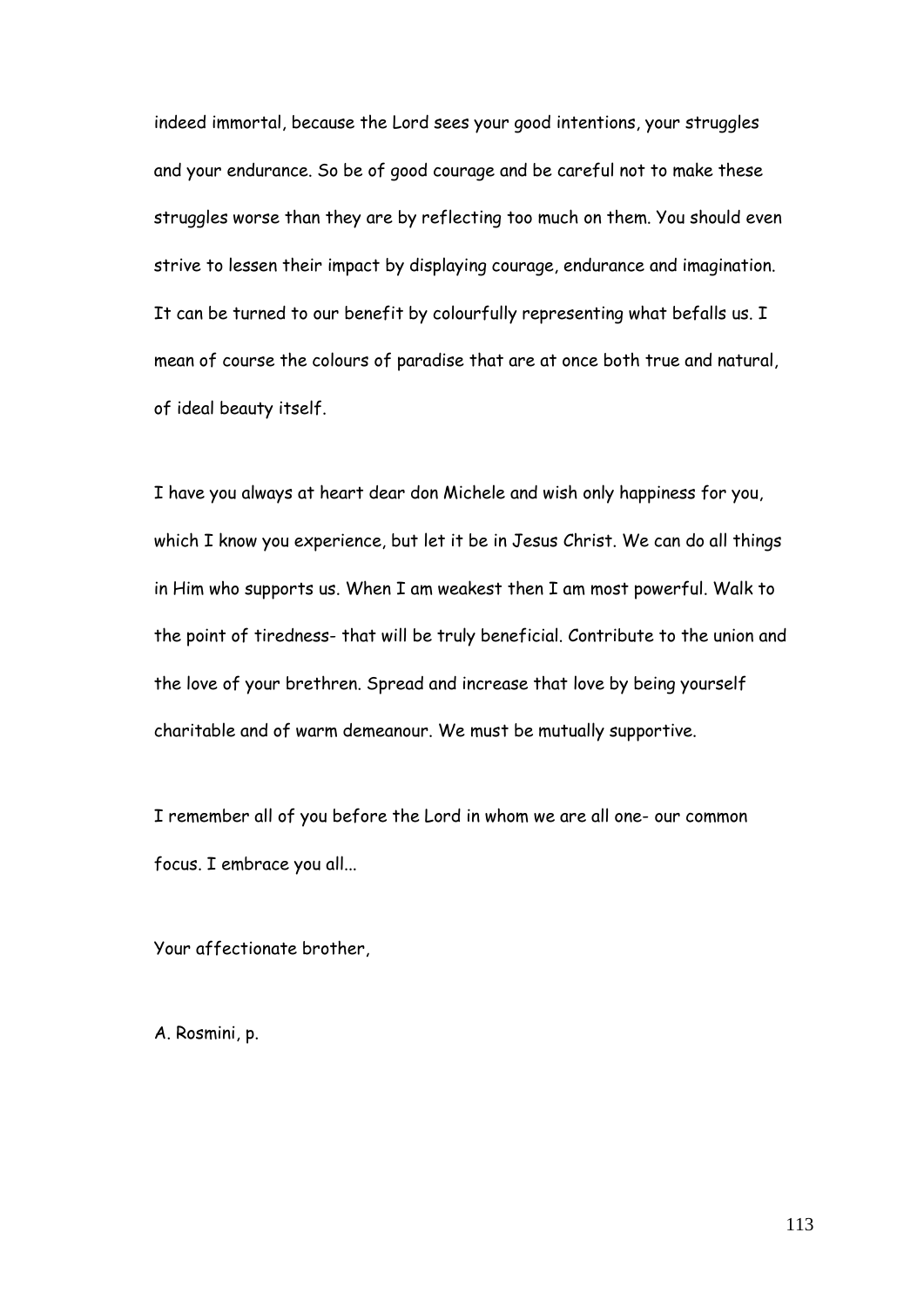indeed immortal, because the Lord sees your good intentions, your struggles and your endurance. So be of good courage and be careful not to make these struggles worse than they are by reflecting too much on them. You should even strive to lessen their impact by displaying courage, endurance and imagination. It can be turned to our benefit by colourfully representing what befalls us. I mean of course the colours of paradise that are at once both true and natural, of ideal beauty itself.

I have you always at heart dear don Michele and wish only happiness for you, which I know you experience, but let it be in Jesus Christ. We can do all things in Him who supports us. When I am weakest then I am most powerful. Walk to the point of tiredness- that will be truly beneficial. Contribute to the union and the love of your brethren. Spread and increase that love by being yourself charitable and of warm demeanour. We must be mutually supportive.

I remember all of you before the Lord in whom we are all one- our common focus. I embrace you all...

Your affectionate brother,

A. Rosmini, p.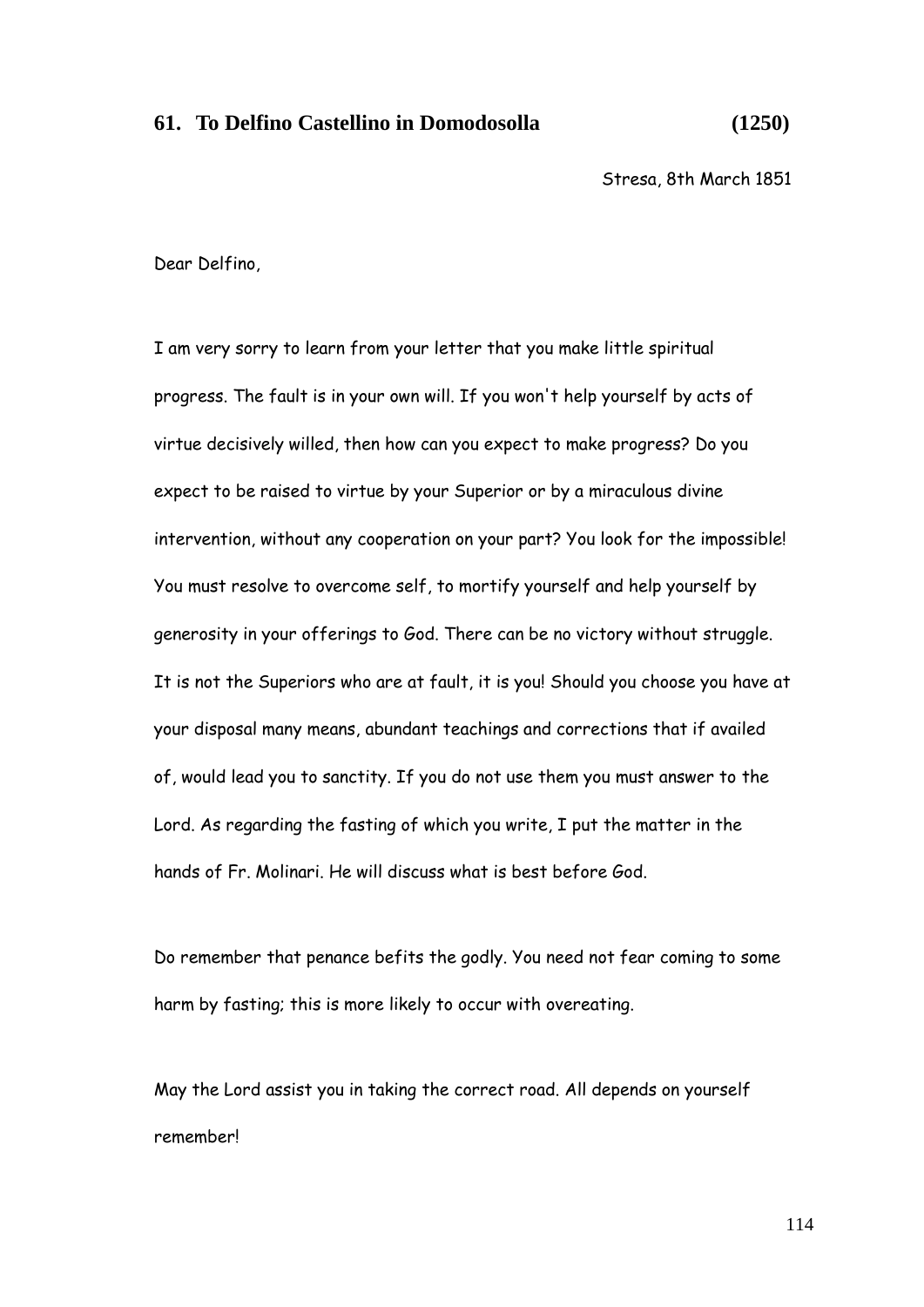## 61. To Delfino Castellino in Domodosolla (1250)

Stresa, 8th March 1851

Dear Delfino,

I am very sorry to learn from your letter that you make little spiritual progress. The fault is in your own will. If you won't help yourself by acts of virtue decisively willed, then how can you expect to make progress? Do you expect to be raised to virtue by your Superior or by a miraculous divine intervention, without any cooperation on your part? You look for the impossible! You must resolve to overcome self, to mortify yourself and help yourself by generosity in your offerings to God. There can be no victory without struggle. It is not the Superiors who are at fault, it is you! Should you choose you have at your disposal many means, abundant teachings and corrections that if availed of, would lead you to sanctity. If you do not use them you must answer to the Lord. As regarding the fasting of which you write, I put the matter in the hands of Fr. Molinari. He will discuss what is best before God.

Do remember that penance befits the godly. You need not fear coming to some harm by fasting; this is more likely to occur with overeating.

May the Lord assist you in taking the correct road. All depends on yourself remember!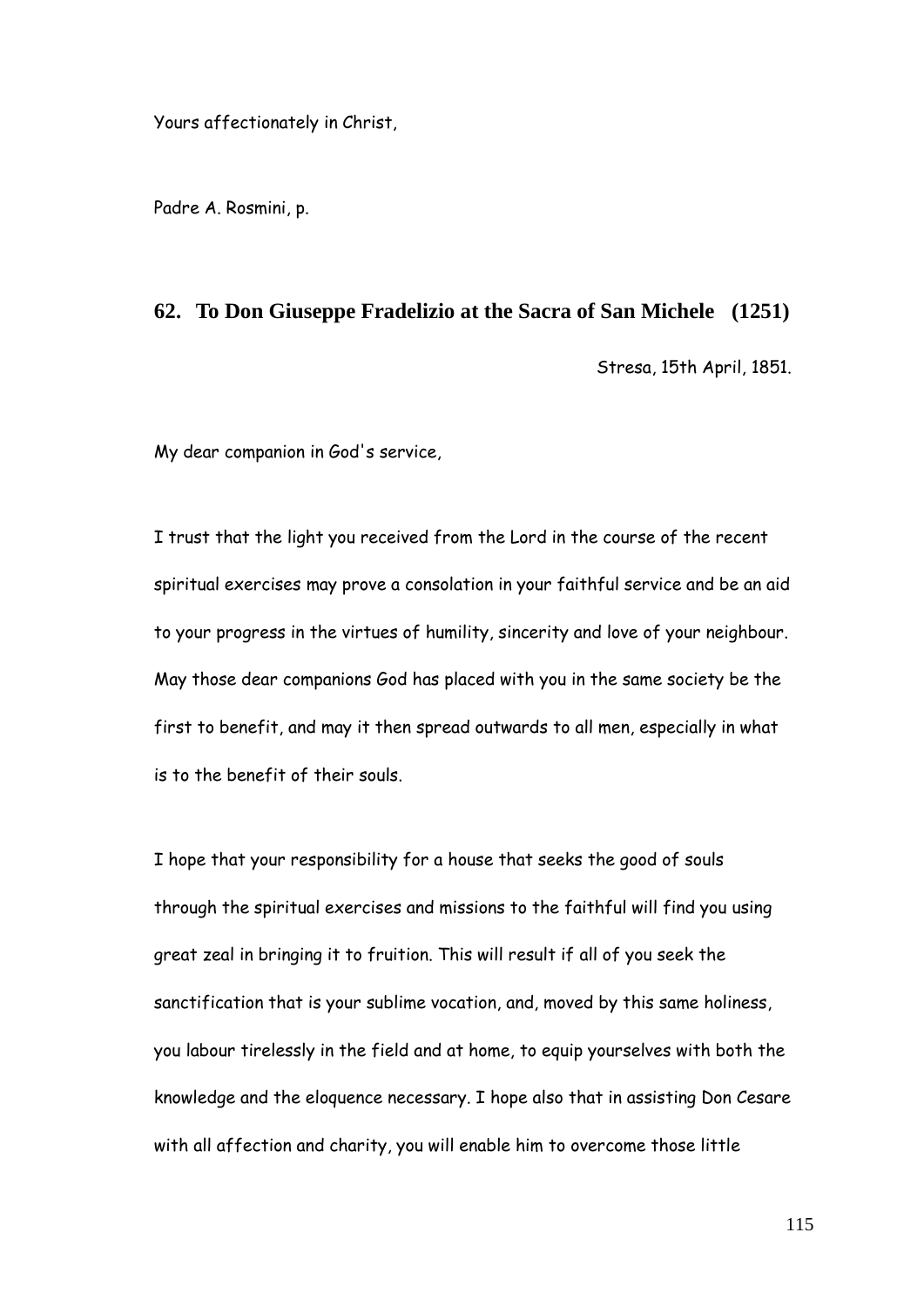Yours affectionately in Christ,

Padre A. Rosmini, p.

## 62. To Don Giuseppe Fradelizio at the Sacra of San Michele (1251)

Stresa, 15th April, 1851.

My dear companion in God's service,

I trust that the light you received from the Lord in the course of the recent spiritual exercises may prove a consolation in your faithful service and be an aid to your progress in the virtues of humility, sincerity and love of your neighbour. May those dear companions God has placed with you in the same society be the first to benefit, and may it then spread outwards to all men, especially in what is to the benefit of their souls.

I hope that your responsibility for a house that seeks the good of souls through the spiritual exercises and missions to the faithful will find you using great zeal in bringing it to fruition. This will result if all of you seek the sanctification that is your sublime vocation, and, moved by this same holiness, you labour tirelessly in the field and at home, to equip yourselves with both the knowledge and the eloquence necessary. I hope also that in assisting Don Cesare with all affection and charity, you will enable him to overcome those little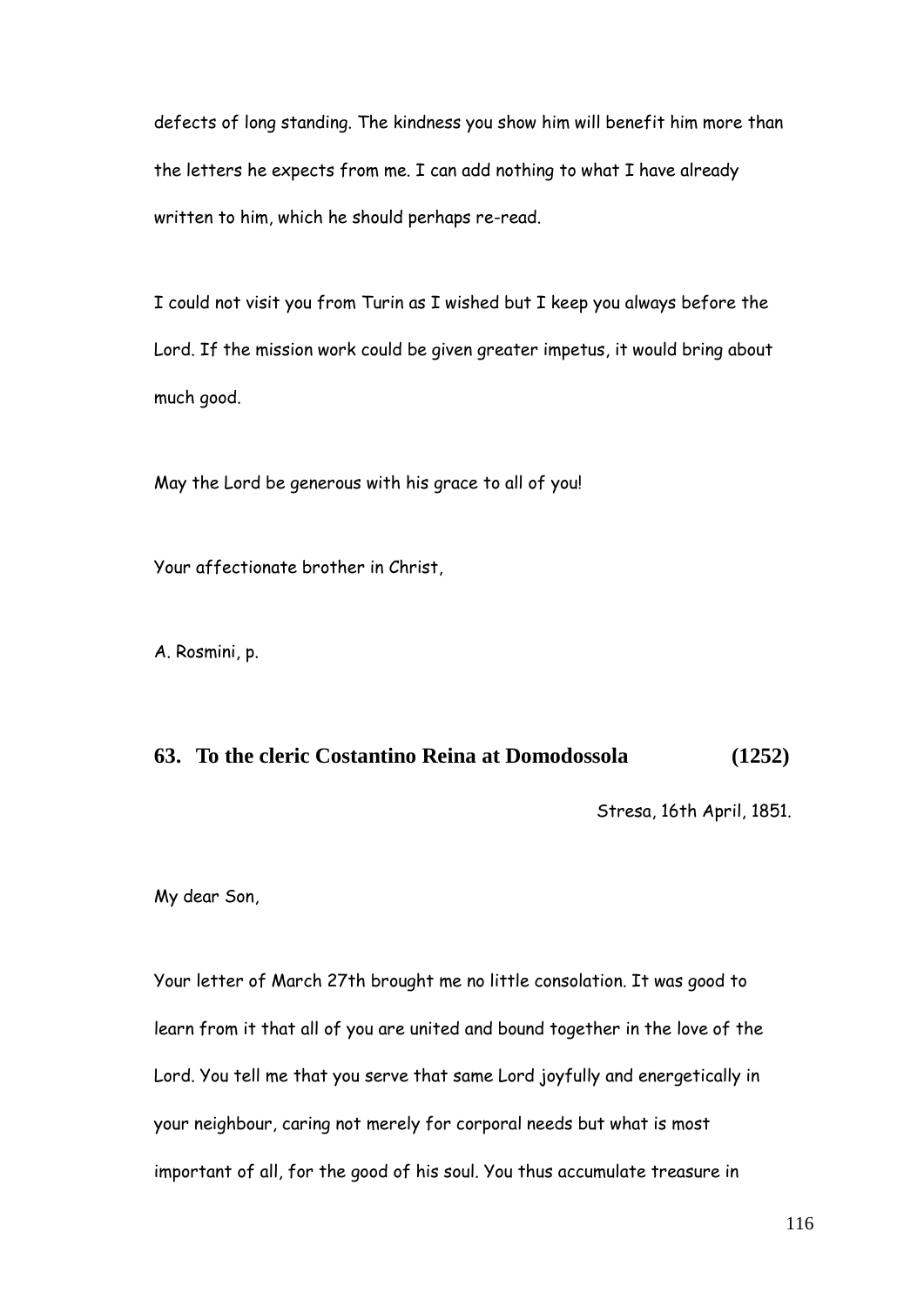defects of long standing. The kindness you show him will benefit him more than the letters he expects from me. I can add nothing to what I have already written to him, which he should perhaps re-read.

I could not visit you from Turin as I wished but I keep you always before the Lord. If the mission work could be given greater impetus, it would bring about much good.

May the Lord be generous with his grace to all of you!

Your affectionate brother in Christ,

A. Rosmini, p.

## 63. To the cleric Costantino Reina at Domodossola (1252)

Stresa, 16th April, 1851.

My dear Son,

Your letter of March 27th brought me no little consolation. It was good to learn from it that all of you are united and bound together in the love of the Lord. You tell me that you serve that same Lord joyfully and energetically in your neighbour, caring not merely for corporal needs but what is most important of all, for the good of his soul. You thus accumulate treasure in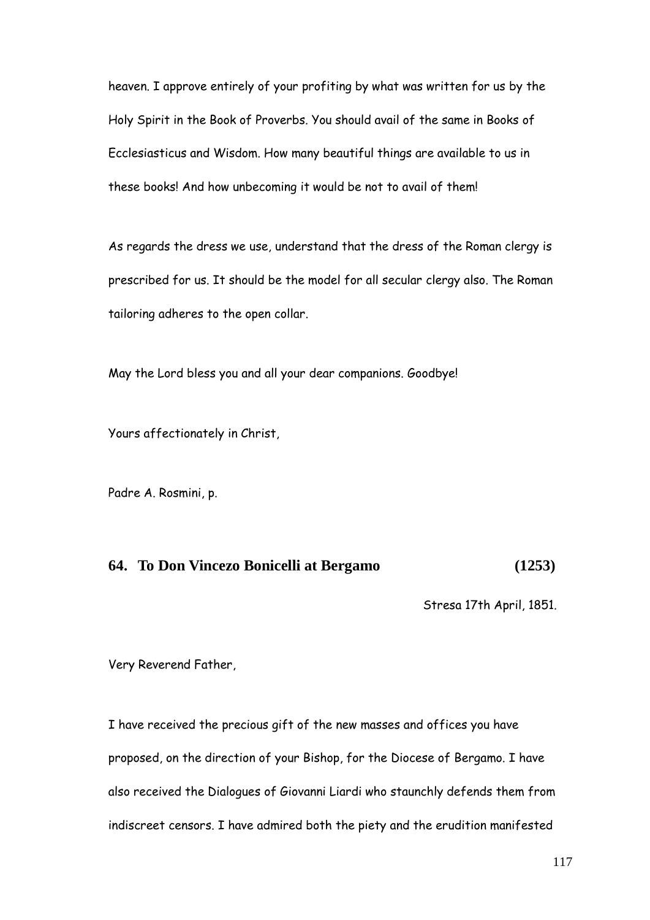heaven. I approve entirely of your profiting by what was written for us by the Holy Spirit in the Book of Proverbs. You should avail of the same in Books of Ecclesiasticus and Wisdom. How many beautiful things are available to us in these books! And how unbecoming it would be not to avail of them!

As regards the dress we use, understand that the dress of the Roman clergy is prescribed for us. It should be the model for all secular clergy also. The Roman tailoring adheres to the open collar.

May the Lord bless you and all your dear companions. Goodbye!

Yours affectionately in Christ,

Padre A. Rosmini, p.

## 64. To Don Vincezo Bonicelli at Bergamo (1253)

Stresa 17th April, 1851.

Very Reverend Father,

I have received the precious gift of the new masses and offices you have proposed, on the direction of your Bishop, for the Diocese of Bergamo. I have also received the Dialogues of Giovanni Liardi who staunchly defends them from indiscreet censors. I have admired both the piety and the erudition manifested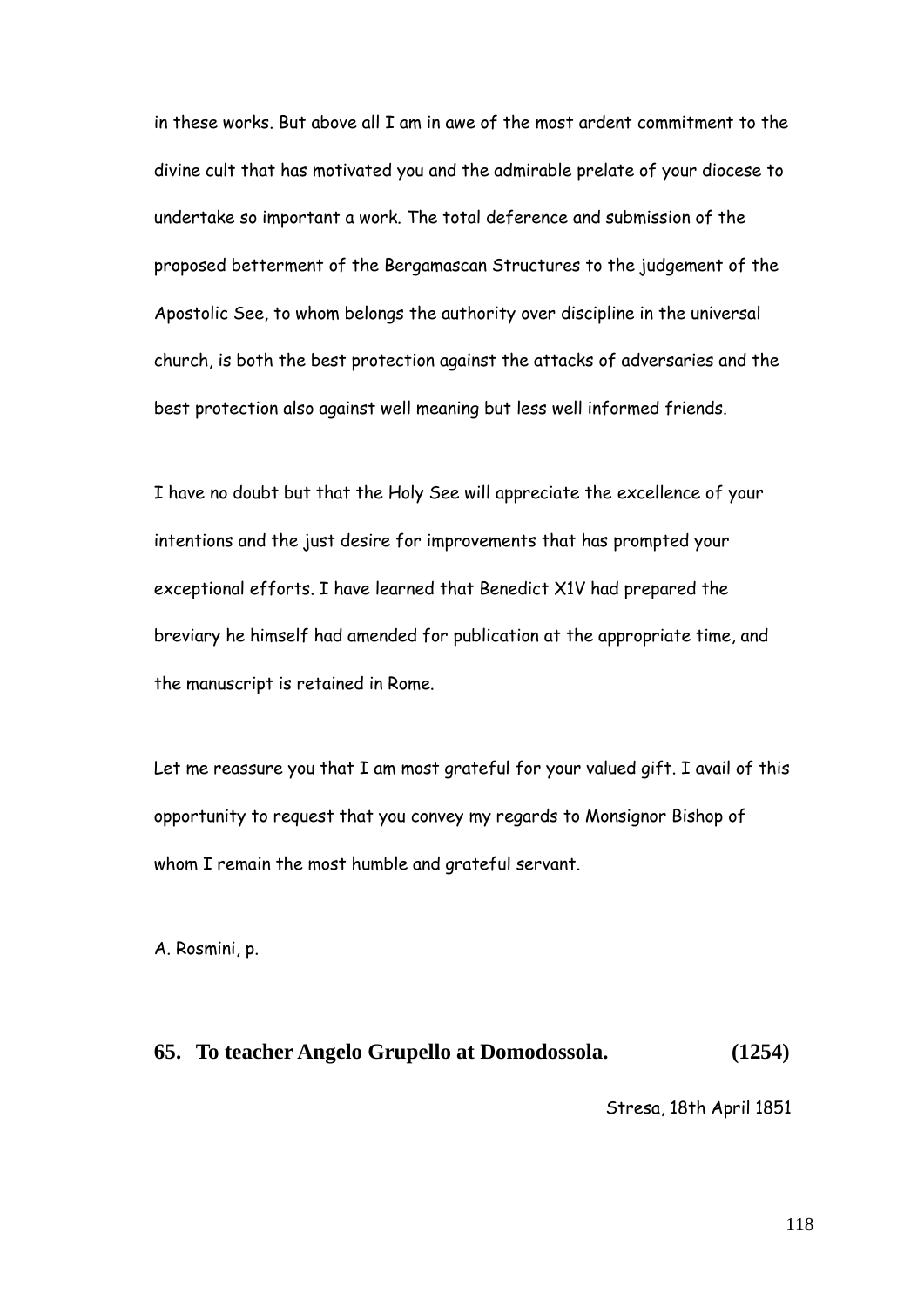in these works. But above all I am in awe of the most ardent commitment to the divine cult that has motivated you and the admirable prelate of your diocese to undertake so important a work. The total deference and submission of the proposed betterment of the Bergamascan Structures to the judgement of the Apostolic See, to whom belongs the authority over discipline in the universal church, is both the best protection against the attacks of adversaries and the best protection also against well meaning but less well informed friends.

I have no doubt but that the Holy See will appreciate the excellence of your intentions and the just desire for improvements that has prompted your exceptional efforts. I have learned that Benedict X1V had prepared the breviary he himself had amended for publication at the appropriate time, and the manuscript is retained in Rome.

Let me reassure you that I am most grateful for your valued gift. I avail of this opportunity to request that you convey my regards to Monsignor Bishop of whom I remain the most humble and grateful servant.

A. Rosmini, p.

## 65. To teacher Angelo Grupello at Domodossola. (1254)

Stresa, 18th April 1851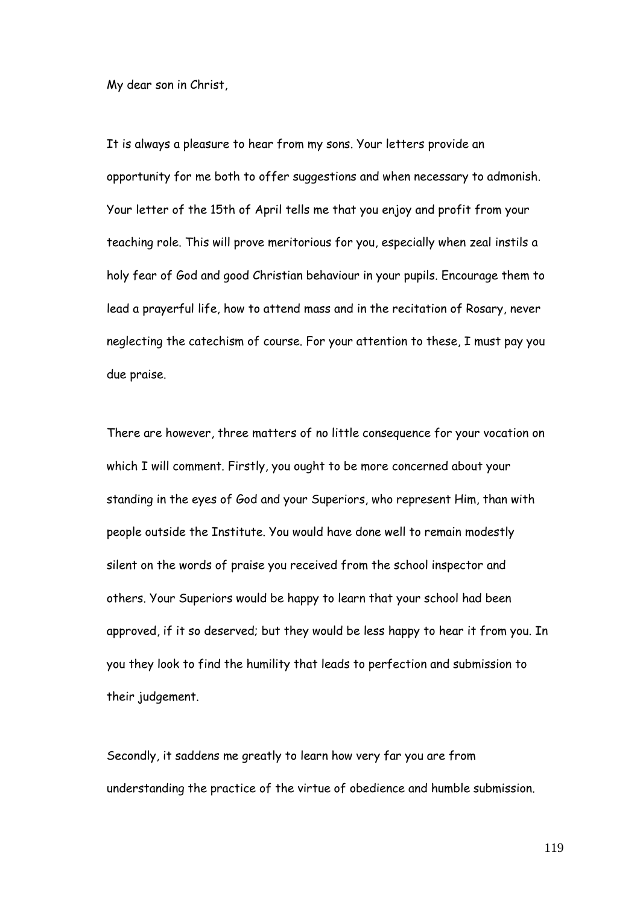My dear son in Christ,

It is always a pleasure to hear from my sons. Your letters provide an opportunity for me both to offer suggestions and when necessary to admonish. Your letter of the 15th of April tells me that you enjoy and profit from your teaching role. This will prove meritorious for you, especially when zeal instils a holy fear of God and good Christian behaviour in your pupils. Encourage them to lead a prayerful life, how to attend mass and in the recitation of Rosary, never neglecting the catechism of course. For your attention to these, I must pay you due praise.

There are however, three matters of no little consequence for your vocation on which I will comment. Firstly, you ought to be more concerned about your standing in the eyes of God and your Superiors, who represent Him, than with people outside the Institute. You would have done well to remain modestly silent on the words of praise you received from the school inspector and others. Your Superiors would be happy to learn that your school had been approved, if it so deserved; but they would be less happy to hear it from you. In you they look to find the humility that leads to perfection and submission to their judgement.

Secondly, it saddens me greatly to learn how very far you are from understanding the practice of the virtue of obedience and humble submission.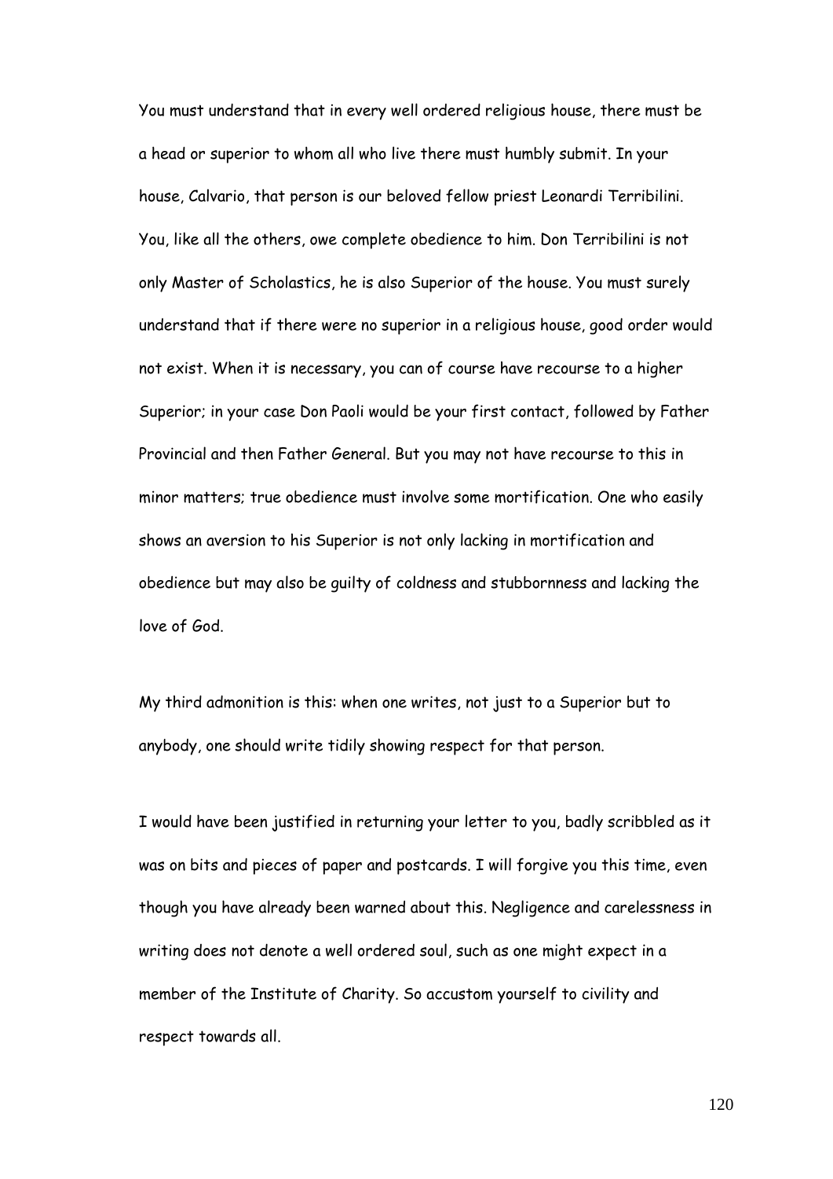You must understand that in every well ordered religious house, there must be a head or superior to whom all who live there must humbly submit. In your house, Calvario, that person is our beloved fellow priest Leonardi Terribilini. You, like all the others, owe complete obedience to him. Don Terribilini is not only Master of Scholastics, he is also Superior of the house. You must surely understand that if there were no superior in a religious house, good order would not exist. When it is necessary, you can of course have recourse to a higher Superior; in your case Don Paoli would be your first contact, followed by Father Provincial and then Father General. But you may not have recourse to this in minor matters; true obedience must involve some mortification. One who easily shows an aversion to his Superior is not only lacking in mortification and obedience but may also be guilty of coldness and stubbornness and lacking the love of God.

My third admonition is this: when one writes, not just to a Superior but to anybody, one should write tidily showing respect for that person.

I would have been justified in returning your letter to you, badly scribbled as it was on bits and pieces of paper and postcards. I will forgive you this time, even though you have already been warned about this. Negligence and carelessness in writing does not denote a well ordered soul, such as one might expect in a member of the Institute of Charity. So accustom yourself to civility and respect towards all.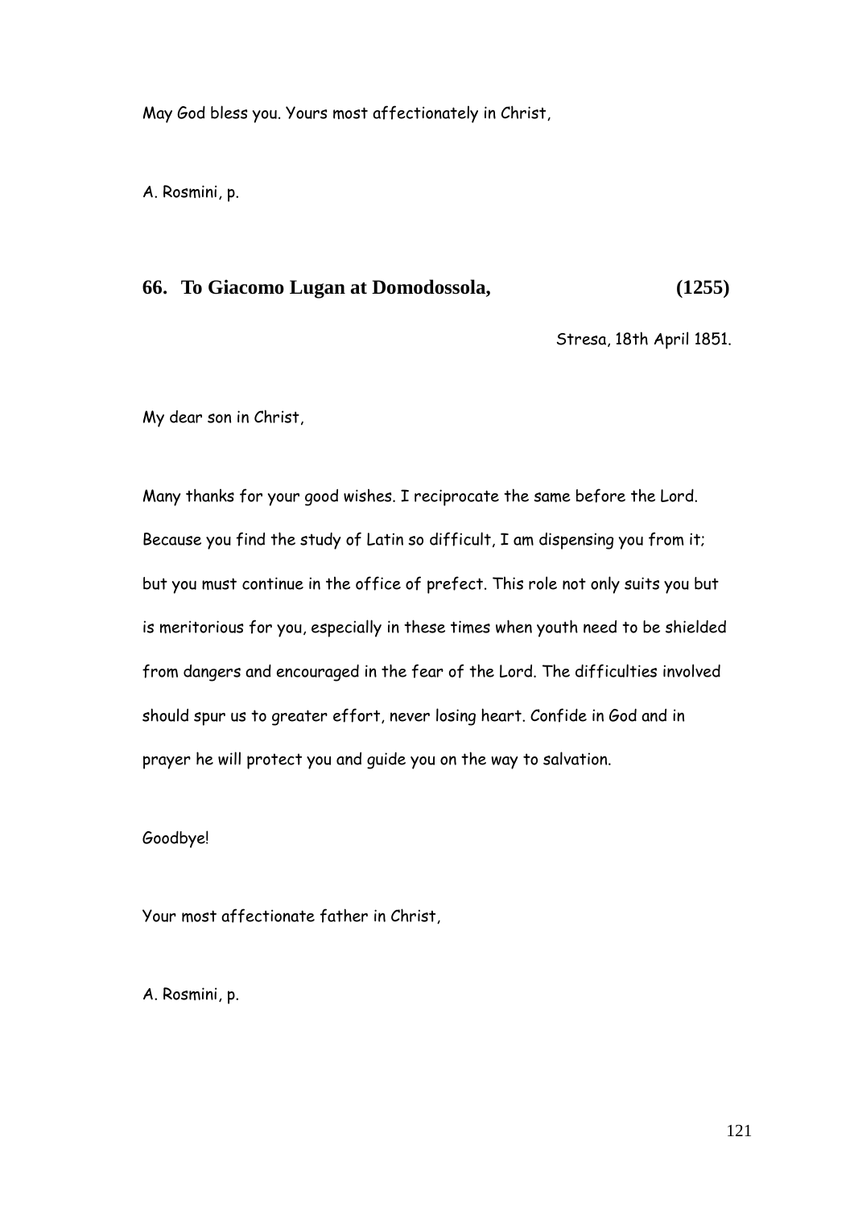May God bless you. Yours most affectionately in Christ,

A. Rosmini, p.

## 66. To Giacomo Lugan at Domodossola, (1255)

Stresa, 18th April 1851.

My dear son in Christ,

Many thanks for your good wishes. I reciprocate the same before the Lord. Because you find the study of Latin so difficult, I am dispensing you from it; but you must continue in the office of prefect. This role not only suits you but is meritorious for you, especially in these times when youth need to be shielded from dangers and encouraged in the fear of the Lord. The difficulties involved should spur us to greater effort, never losing heart. Confide in God and in prayer he will protect you and guide you on the way to salvation.

Goodbye!

Your most affectionate father in Christ,

A. Rosmini, p.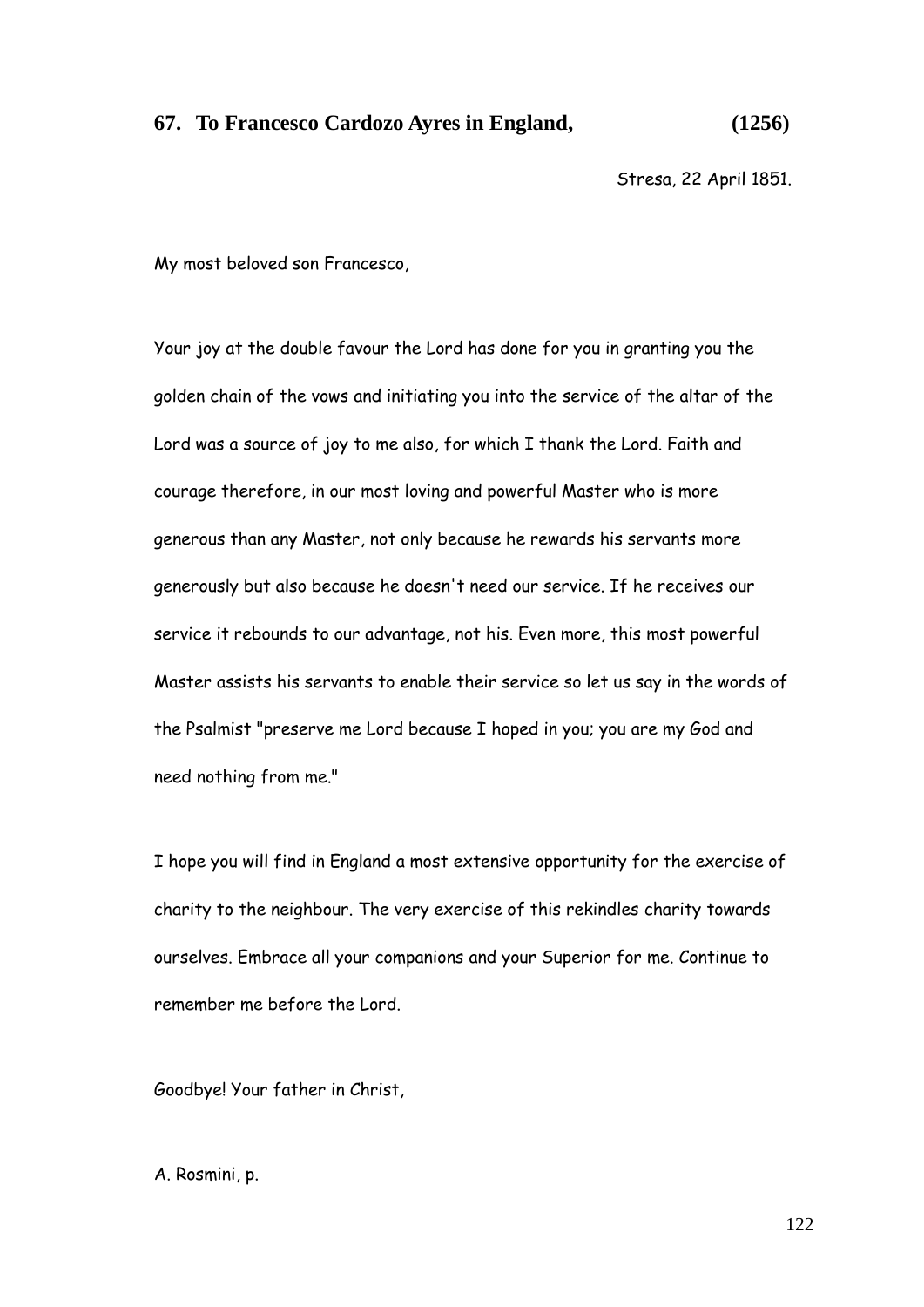## 67. To Francesco Cardozo Ayres in England, (1256)

Stresa, 22 April 1851.

My most beloved son Francesco,

Your joy at the double favour the Lord has done for you in granting you the golden chain of the vows and initiating you into the service of the altar of the Lord was a source of joy to me also, for which I thank the Lord. Faith and courage therefore, in our most loving and powerful Master who is more generous than any Master, not only because he rewards his servants more generously but also because he doesn't need our service. If he receives our service it rebounds to our advantage, not his. Even more, this most powerful Master assists his servants to enable their service so let us say in the words of the Psalmist "preserve me Lord because I hoped in you; you are my God and need nothing from me."

I hope you will find in England a most extensive opportunity for the exercise of charity to the neighbour. The very exercise of this rekindles charity towards ourselves. Embrace all your companions and your Superior for me. Continue to remember me before the Lord.

Goodbye! Your father in Christ,

A. Rosmini, p.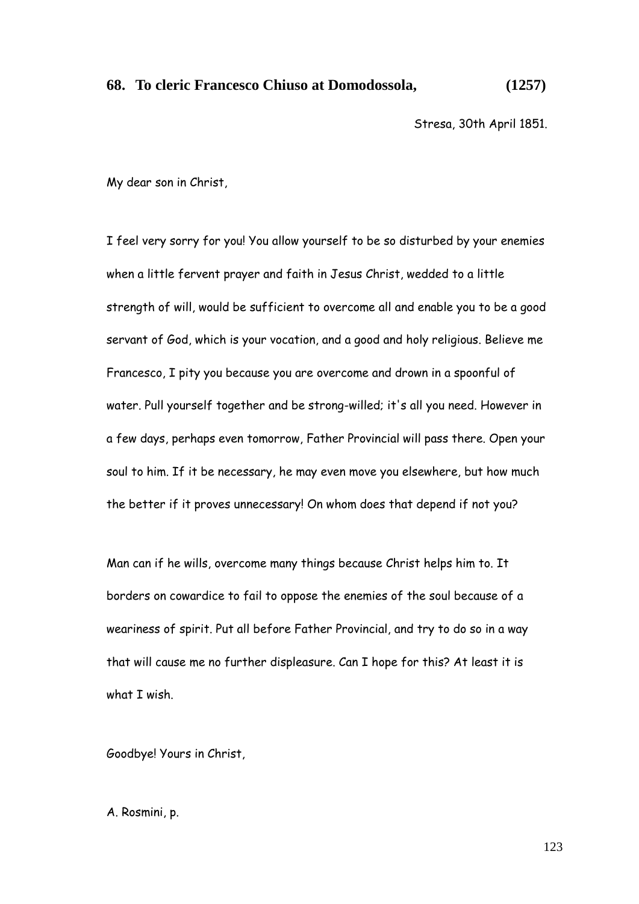## 68. To cleric Francesco Chiuso at Domodossola, (1257)

Stresa, 30th April 1851.

My dear son in Christ,

I feel very sorry for you! You allow yourself to be so disturbed by your enemies when a little fervent prayer and faith in Jesus Christ, wedded to a little strength of will, would be sufficient to overcome all and enable you to be a good servant of God, which is your vocation, and a good and holy religious. Believe me Francesco, I pity you because you are overcome and drown in a spoonful of water. Pull yourself together and be strong-willed; it's all you need. However in a few days, perhaps even tomorrow, Father Provincial will pass there. Open your soul to him. If it be necessary, he may even move you elsewhere, but how much the better if it proves unnecessary! On whom does that depend if not you?

Man can if he wills, overcome many things because Christ helps him to. It borders on cowardice to fail to oppose the enemies of the soul because of a weariness of spirit. Put all before Father Provincial, and try to do so in a way that will cause me no further displeasure. Can I hope for this? At least it is what I wish.

Goodbye! Yours in Christ,

A. Rosmini, p.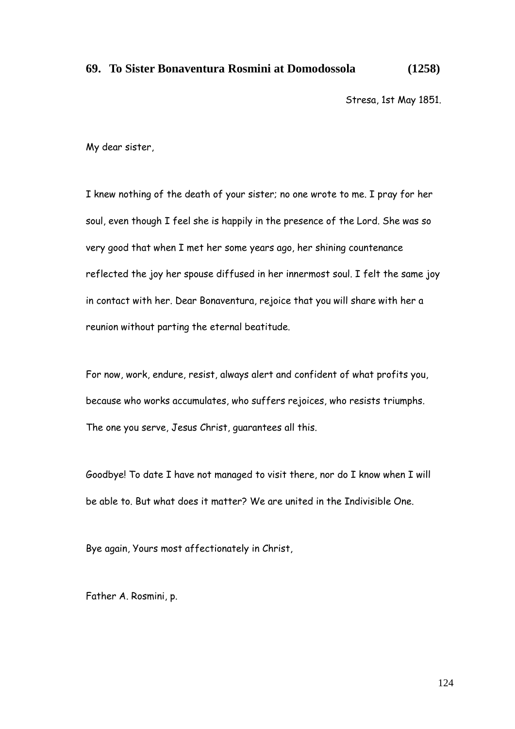### 69. To Sister Bonaventura Rosmini at Domodossola (1258)

Stresa, 1st May 1851.

My dear sister,

I knew nothing of the death of your sister; no one wrote to me. I pray for her soul, even though I feel she is happily in the presence of the Lord. She was so very good that when I met her some years ago, her shining countenance reflected the joy her spouse diffused in her innermost soul. I felt the same joy in contact with her. Dear Bonaventura, rejoice that you will share with her a reunion without parting the eternal beatitude.

For now, work, endure, resist, always alert and confident of what profits you, because who works accumulates, who suffers rejoices, who resists triumphs. The one you serve, Jesus Christ, guarantees all this.

Goodbye! To date I have not managed to visit there, nor do I know when I will be able to. But what does it matter? We are united in the Indivisible One.

Bye again, Yours most affectionately in Christ,

Father A. Rosmini, p.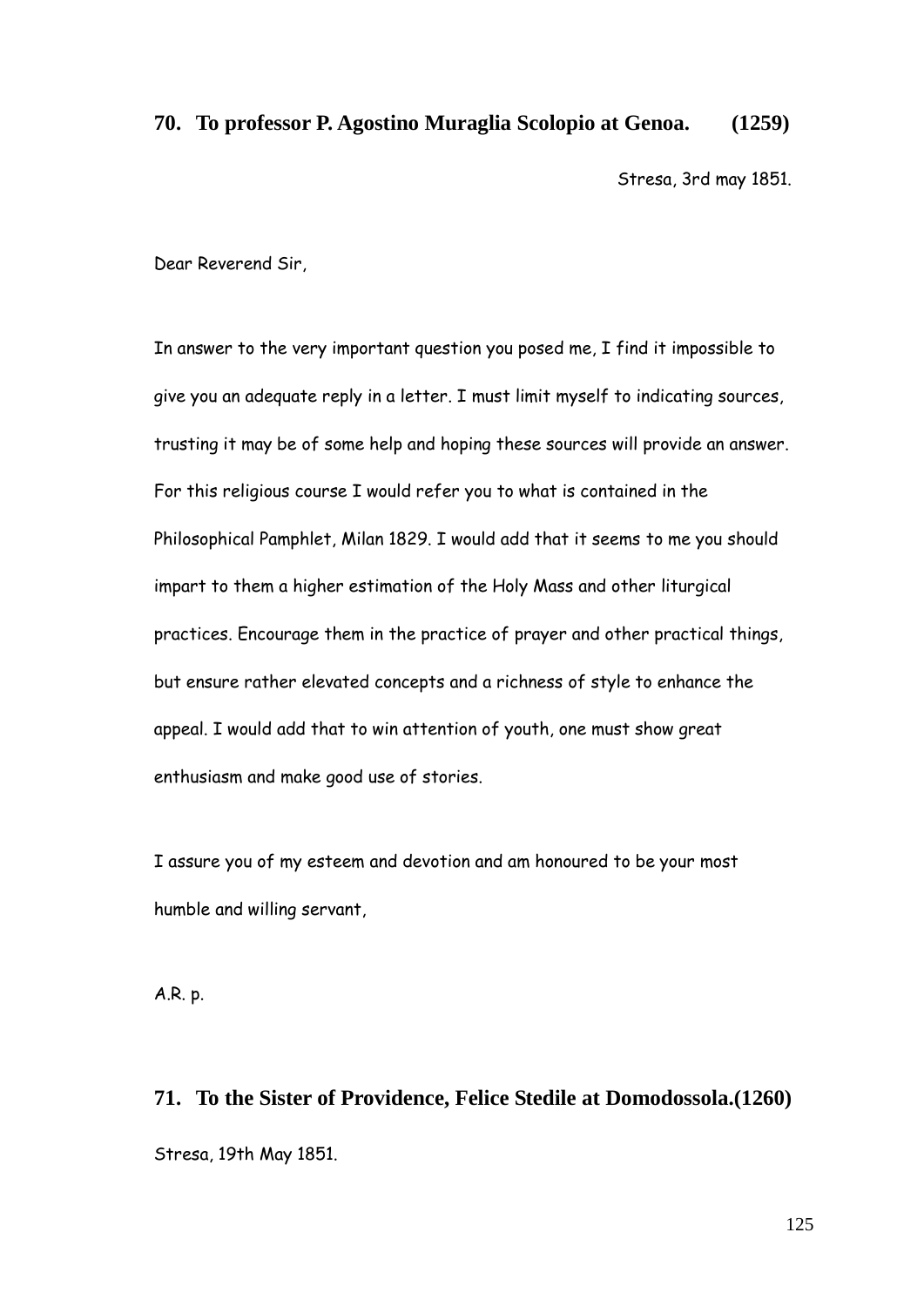## 70. To professor P. Agostino Muraglia Scolopio at Genoa. (1259)

Stresa, 3rd may 1851.

Dear Reverend Sir,

In answer to the very important question you posed me, I find it impossible to give you an adequate reply in a letter. I must limit myself to indicating sources, trusting it may be of some help and hoping these sources will provide an answer. For this religious course I would refer you to what is contained in the Philosophical Pamphlet, Milan 1829. I would add that it seems to me you should impart to them a higher estimation of the Holy Mass and other liturgical practices. Encourage them in the practice of prayer and other practical things, but ensure rather elevated concepts and a richness of style to enhance the appeal. I would add that to win attention of youth, one must show great enthusiasm and make good use of stories.

I assure you of my esteem and devotion and am honoured to be your most humble and willing servant,

A.R. p.

## 71. To the Sister of Providence, Felice Stedile at Domodossola.(1260)

Stresa, 19th May 1851.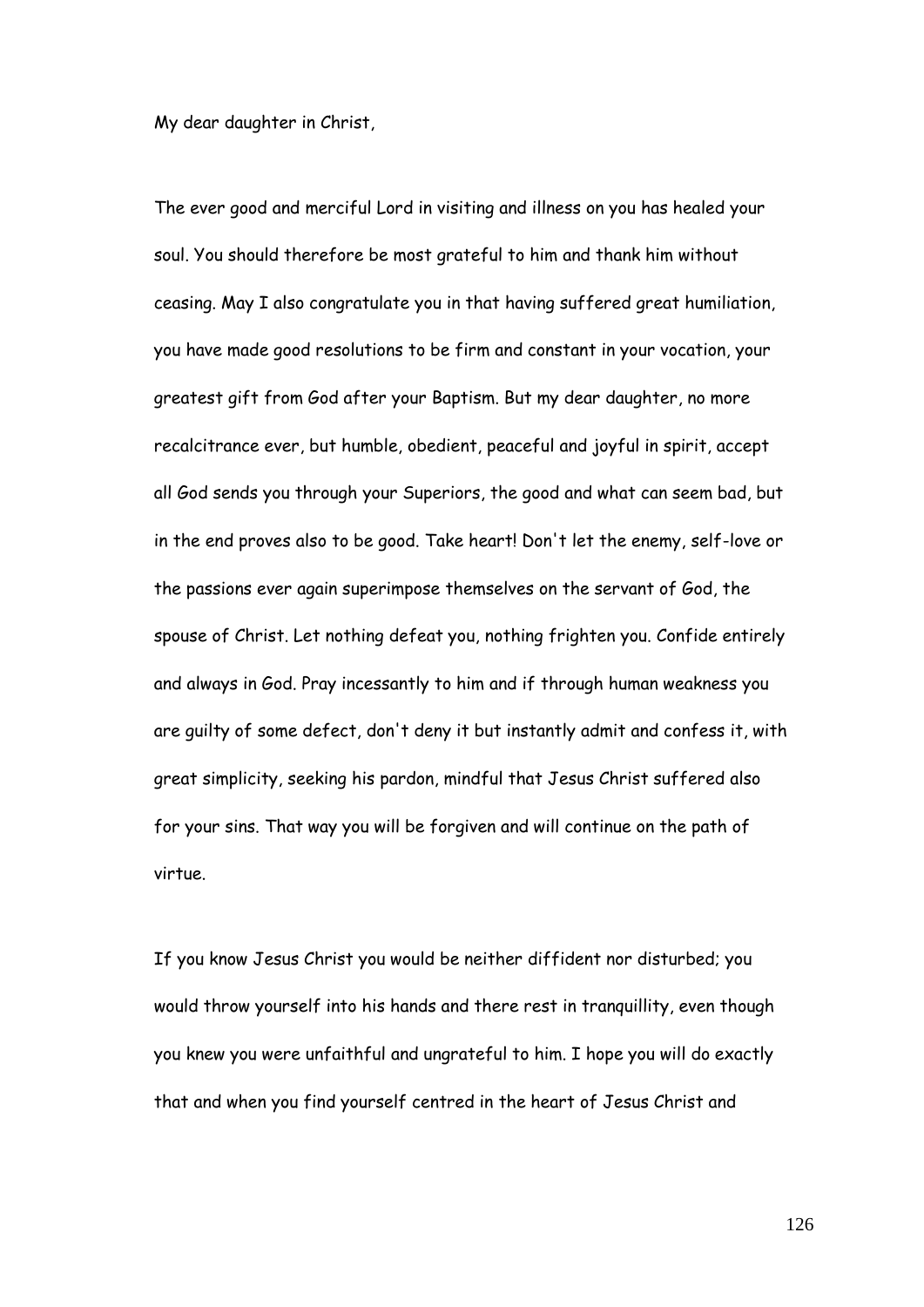My dear daughter in Christ,

The ever good and merciful Lord in visiting and illness on you has healed your soul. You should therefore be most grateful to him and thank him without ceasing. May I also congratulate you in that having suffered great humiliation, you have made good resolutions to be firm and constant in your vocation, your greatest gift from God after your Baptism. But my dear daughter, no more recalcitrance ever, but humble, obedient, peaceful and joyful in spirit, accept all God sends you through your Superiors, the good and what can seem bad, but in the end proves also to be good. Take heart! Don't let the enemy, self-love or the passions ever again superimpose themselves on the servant of God, the spouse of Christ. Let nothing defeat you, nothing frighten you. Confide entirely and always in God. Pray incessantly to him and if through human weakness you are guilty of some defect, don't deny it but instantly admit and confess it, with great simplicity, seeking his pardon, mindful that Jesus Christ suffered also for your sins. That way you will be forgiven and will continue on the path of virtue.

If you know Jesus Christ you would be neither diffident nor disturbed; you would throw yourself into his hands and there rest in tranquillity, even though you knew you were unfaithful and ungrateful to him. I hope you will do exactly that and when you find yourself centred in the heart of Jesus Christ and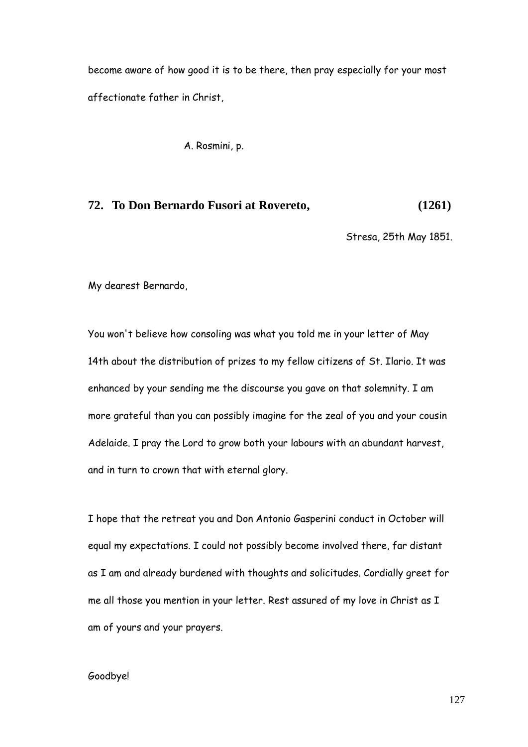become aware of how good it is to be there, then pray especially for your most affectionate father in Christ,

A. Rosmini, p.

## 72. To Don Bernardo Fusori at Rovereto, (1261)

Stresa, 25th May 1851.

My dearest Bernardo,

You won't believe how consoling was what you told me in your letter of May 14th about the distribution of prizes to my fellow citizens of St. Ilario. It was enhanced by your sending me the discourse you gave on that solemnity. I am more grateful than you can possibly imagine for the zeal of you and your cousin Adelaide. I pray the Lord to grow both your labours with an abundant harvest, and in turn to crown that with eternal glory.

I hope that the retreat you and Don Antonio Gasperini conduct in October will equal my expectations. I could not possibly become involved there, far distant as I am and already burdened with thoughts and solicitudes. Cordially greet for me all those you mention in your letter. Rest assured of my love in Christ as I am of yours and your prayers.

Goodbye!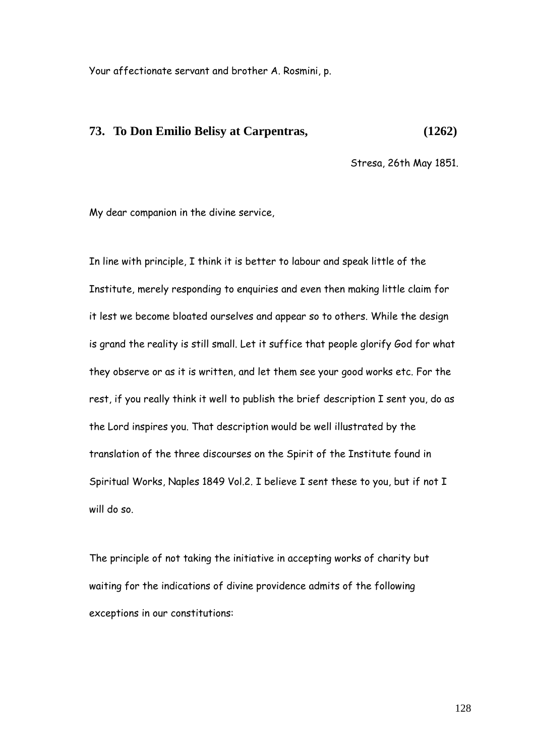Your affectionate servant and brother A. Rosmini, p.

## 73. To Don Emilio Belisy at Carpentras, (1262)

Stresa, 26th May 1851.

My dear companion in the divine service,

In line with principle, I think it is better to labour and speak little of the Institute, merely responding to enquiries and even then making little claim for it lest we become bloated ourselves and appear so to others. While the design is grand the reality is still small. Let it suffice that people glorify God for what they observe or as it is written, and let them see your good works etc. For the rest, if you really think it well to publish the brief description I sent you, do as the Lord inspires you. That description would be well illustrated by the translation of the three discourses on the Spirit of the Institute found in Spiritual Works, Naples 1849 Vol.2. I believe I sent these to you, but if not I will do so.

The principle of not taking the initiative in accepting works of charity but waiting for the indications of divine providence admits of the following exceptions in our constitutions: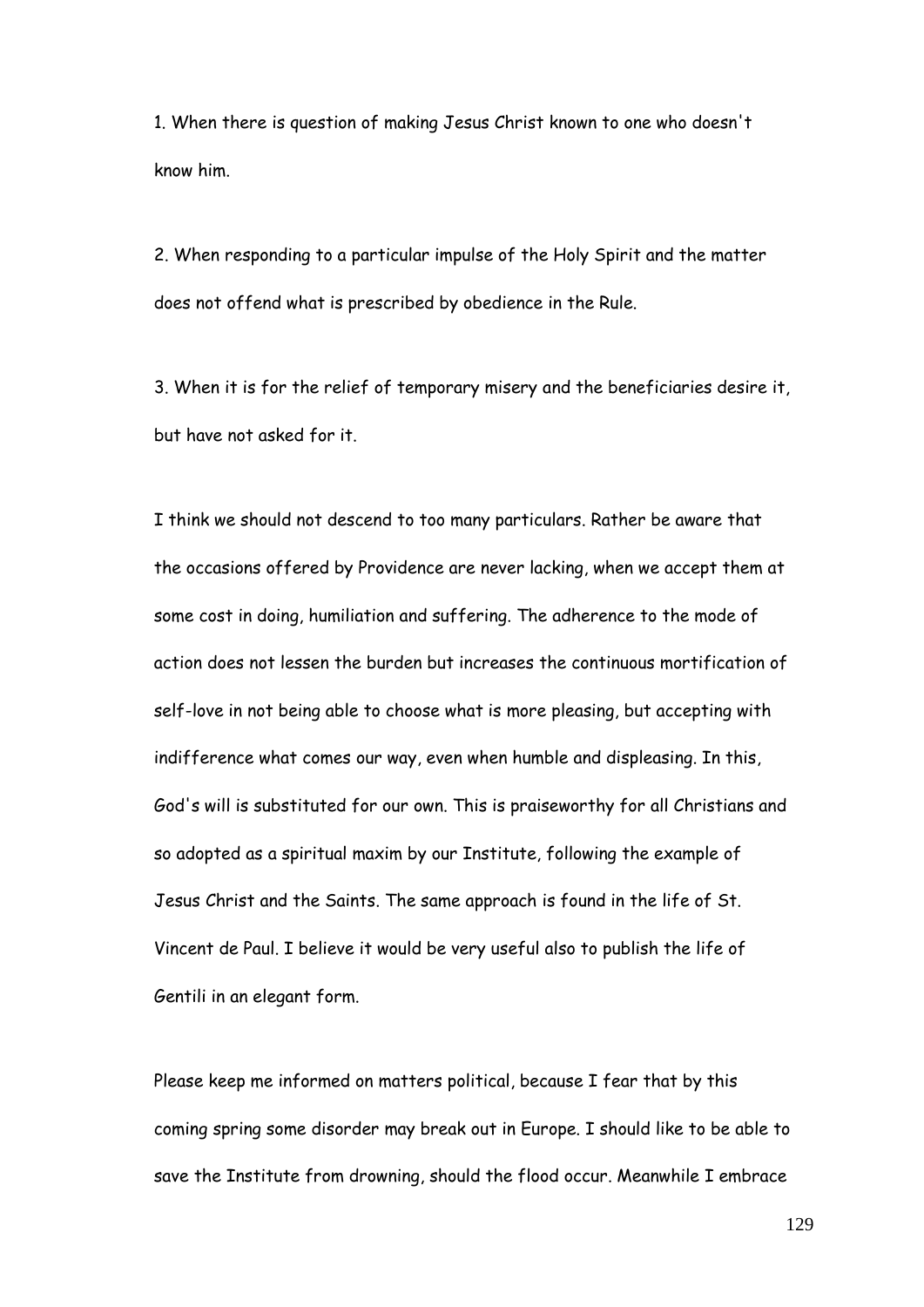1. When there is question of making Jesus Christ known to one who doesn't know him.

2. When responding to a particular impulse of the Holy Spirit and the matter does not offend what is prescribed by obedience in the Rule.

3. When it is for the relief of temporary misery and the beneficiaries desire it, but have not asked for it.

I think we should not descend to too many particulars. Rather be aware that the occasions offered by Providence are never lacking, when we accept them at some cost in doing, humiliation and suffering. The adherence to the mode of action does not lessen the burden but increases the continuous mortification of self-love in not being able to choose what is more pleasing, but accepting with indifference what comes our way, even when humble and displeasing. In this, God's will is substituted for our own. This is praiseworthy for all Christians and so adopted as a spiritual maxim by our Institute, following the example of Jesus Christ and the Saints. The same approach is found in the life of St. Vincent de Paul. I believe it would be very useful also to publish the life of Gentili in an elegant form.

Please keep me informed on matters political, because I fear that by this coming spring some disorder may break out in Europe. I should like to be able to save the Institute from drowning, should the flood occur. Meanwhile I embrace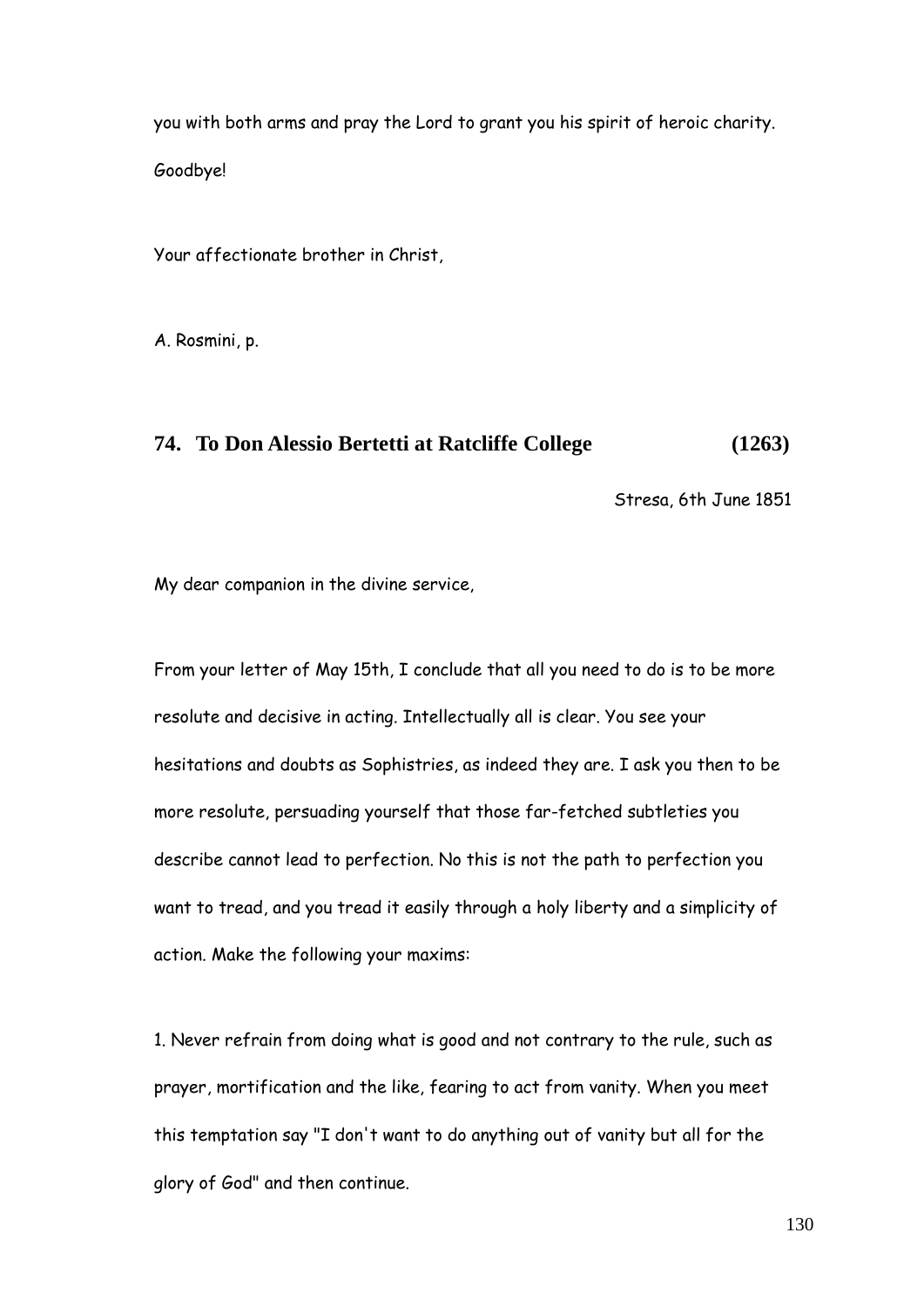you with both arms and pray the Lord to grant you his spirit of heroic charity. Goodbye!

Your affectionate brother in Christ,

A. Rosmini, p.

## 74. To Don Alessio Bertetti at Ratcliffe College (1263)

Stresa, 6th June 1851

My dear companion in the divine service,

From your letter of May 15th, I conclude that all you need to do is to be more resolute and decisive in acting. Intellectually all is clear. You see your hesitations and doubts as Sophistries, as indeed they are. I ask you then to be more resolute, persuading yourself that those far-fetched subtleties you describe cannot lead to perfection. No this is not the path to perfection you want to tread, and you tread it easily through a holy liberty and a simplicity of action. Make the following your maxims:

1. Never refrain from doing what is good and not contrary to the rule, such as prayer, mortification and the like, fearing to act from vanity. When you meet this temptation say "I don't want to do anything out of vanity but all for the glory of God" and then continue.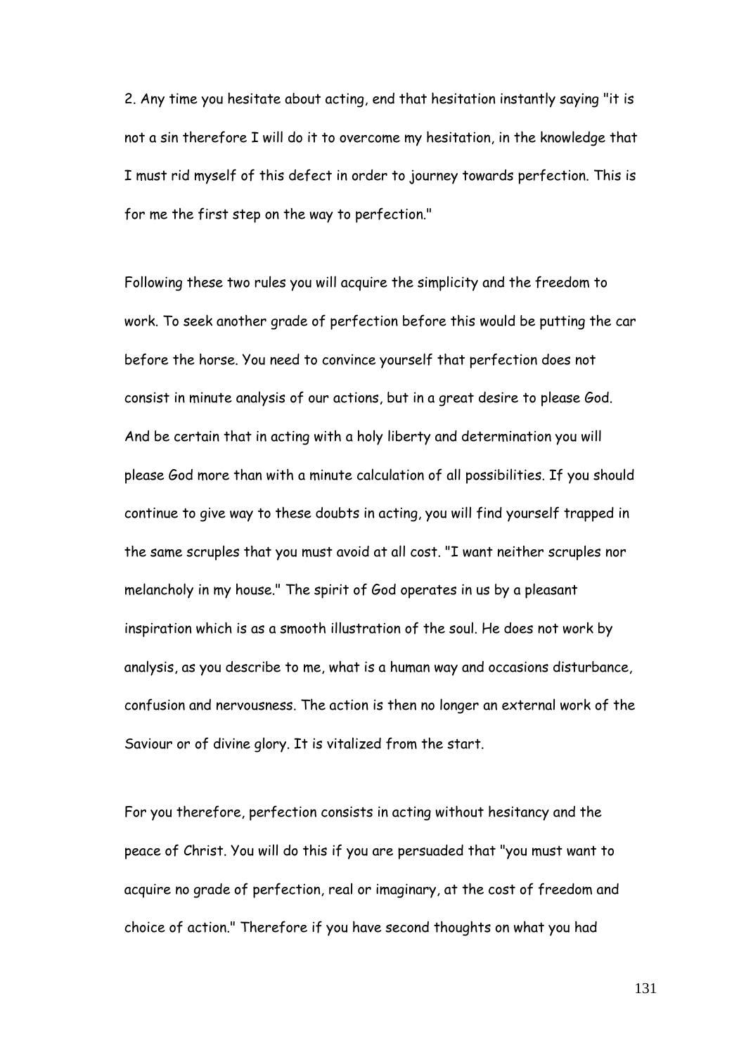2. Any time you hesitate about acting, end that hesitation instantly saying "it is not a sin therefore I will do it to overcome my hesitation, in the knowledge that I must rid myself of this defect in order to journey towards perfection. This is for me the first step on the way to perfection."

Following these two rules you will acquire the simplicity and the freedom to work. To seek another grade of perfection before this would be putting the car before the horse. You need to convince yourself that perfection does not consist in minute analysis of our actions, but in a great desire to please God. And be certain that in acting with a holy liberty and determination you will please God more than with a minute calculation of all possibilities. If you should continue to give way to these doubts in acting, you will find yourself trapped in the same scruples that you must avoid at all cost. "I want neither scruples nor melancholy in my house." The spirit of God operates in us by a pleasant inspiration which is as a smooth illustration of the soul. He does not work by analysis, as you describe to me, what is a human way and occasions disturbance, confusion and nervousness. The action is then no longer an external work of the Saviour or of divine glory. It is vitalized from the start.

For you therefore, perfection consists in acting without hesitancy and the peace of Christ. You will do this if you are persuaded that "you must want to acquire no grade of perfection, real or imaginary, at the cost of freedom and choice of action." Therefore if you have second thoughts on what you had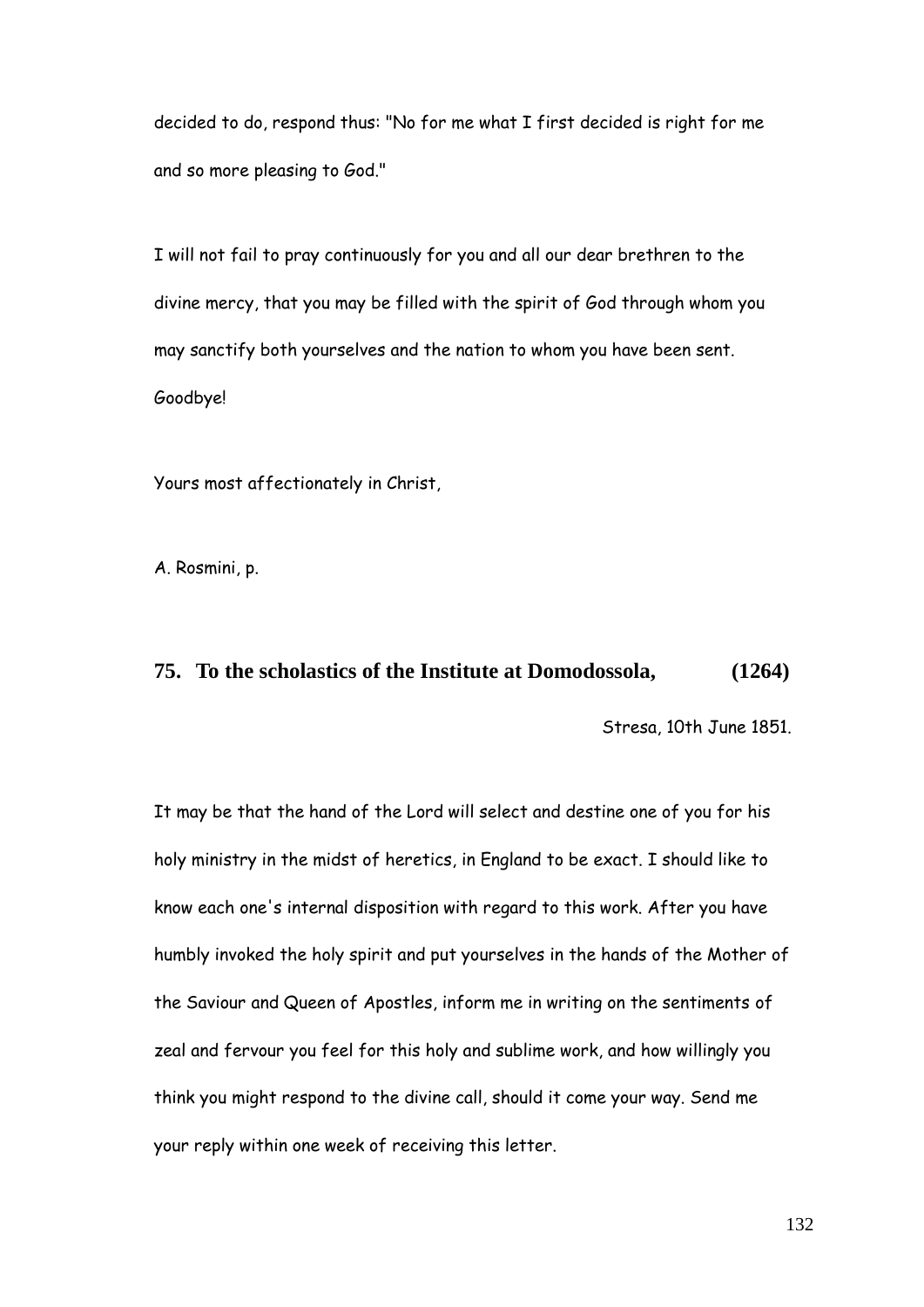decided to do, respond thus: "No for me what I first decided is right for me and so more pleasing to God."

I will not fail to pray continuously for you and all our dear brethren to the divine mercy, that you may be filled with the spirit of God through whom you may sanctify both yourselves and the nation to whom you have been sent. Goodbye!

Yours most affectionately in Christ,

A. Rosmini, p.

## 75. To the scholastics of the Institute at Domodossola, (1264)

Stresa, 10th June 1851.

It may be that the hand of the Lord will select and destine one of you for his holy ministry in the midst of heretics, in England to be exact. I should like to know each one's internal disposition with regard to this work. After you have humbly invoked the holy spirit and put yourselves in the hands of the Mother of the Saviour and Queen of Apostles, inform me in writing on the sentiments of zeal and fervour you feel for this holy and sublime work, and how willingly you think you might respond to the divine call, should it come your way. Send me your reply within one week of receiving this letter.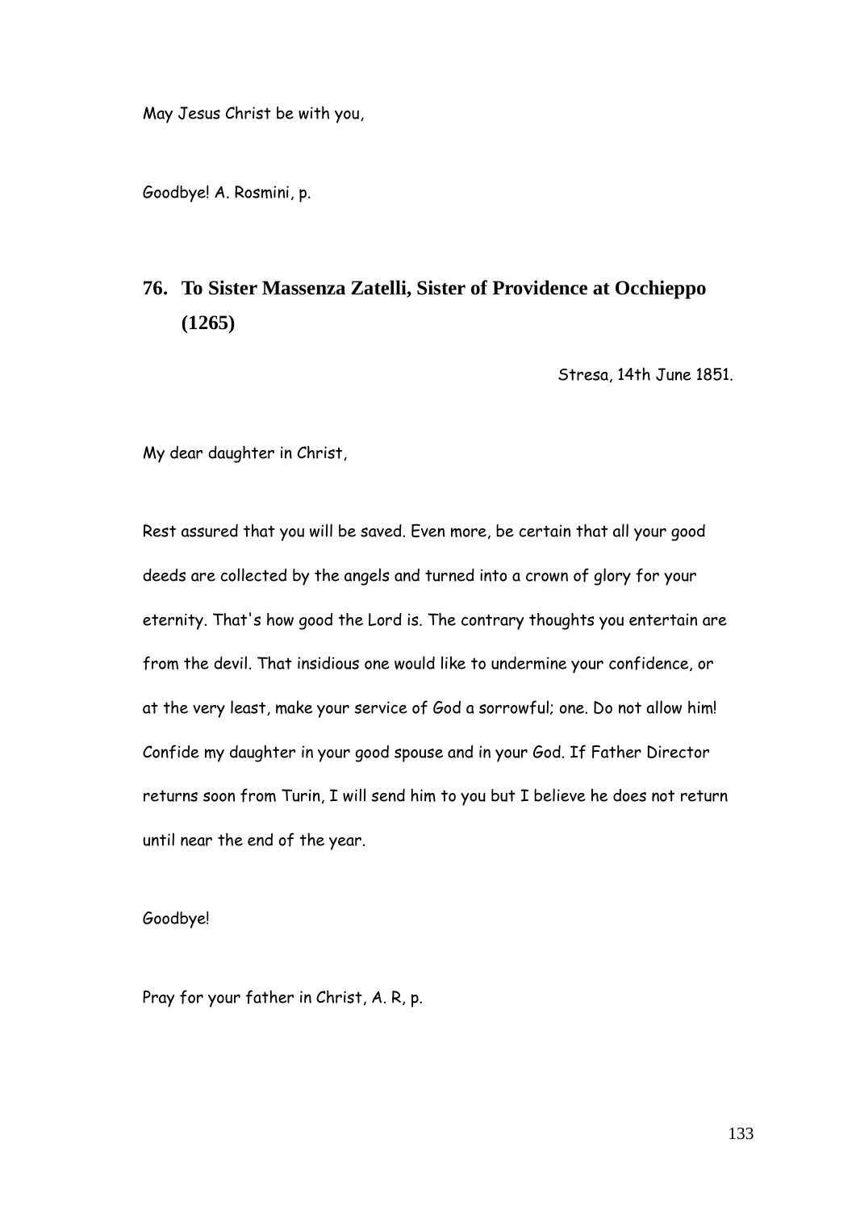May Jesus Christ be with you,

Goodbye! A. Rosmini, p.

## 76. To Sister Massenza Zatelli, Sister of Providence at Occhieppo (1265)

Stresa, 14th June 1851.

My dear daughter in Christ,

Rest assured that you will be saved. Even more, be certain that all your good deeds are collected by the angels and turned into a crown of glory for your eternity. That's how good the Lord is. The contrary thoughts you entertain are from the devil. That insidious one would like to undermine your confidence, or at the very least, make your service of God a sorrowful; one. Do not allow him! Confide my daughter in your good spouse and in your God. If Father Director returns soon from Turin, I will send him to you but I believe he does not return until near the end of the year.

Goodbye!

Pray for your father in Christ, A. R, p.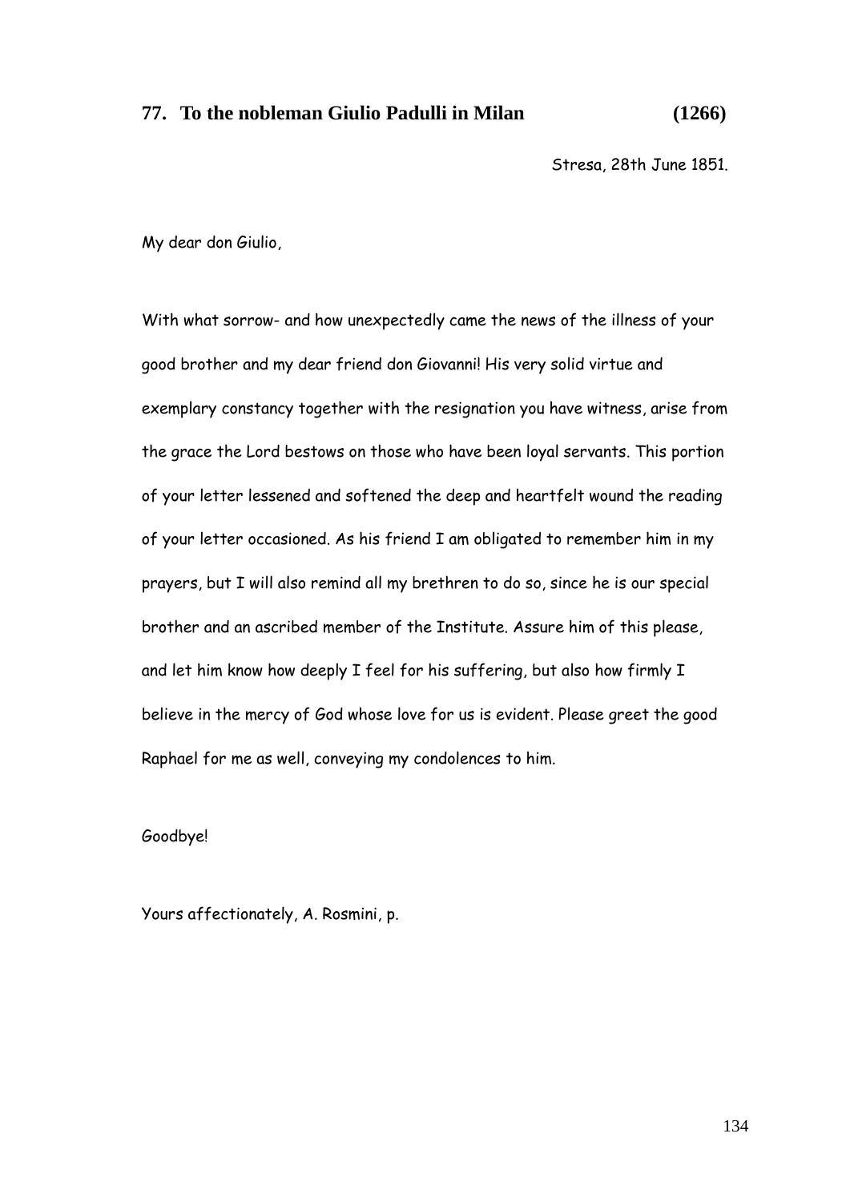## 77. To the nobleman Giulio Padulli in Milan (1266)

Stresa, 28th June 1851.

My dear don Giulio,

With what sorrow- and how unexpectedly came the news of the illness of your good brother and my dear friend don Giovanni! His very solid virtue and exemplary constancy together with the resignation you have witness, arise from the grace the Lord bestows on those who have been loyal servants. This portion of your letter lessened and softened the deep and heartfelt wound the reading of your letter occasioned. As his friend I am obligated to remember him in my prayers, but I will also remind all my brethren to do so, since he is our special brother and an ascribed member of the Institute. Assure him of this please, and let him know how deeply I feel for his suffering, but also how firmly I believe in the mercy of God whose love for us is evident. Please greet the good Raphael for me as well, conveying my condolences to him.

Goodbye!

Yours affectionately, A. Rosmini, p.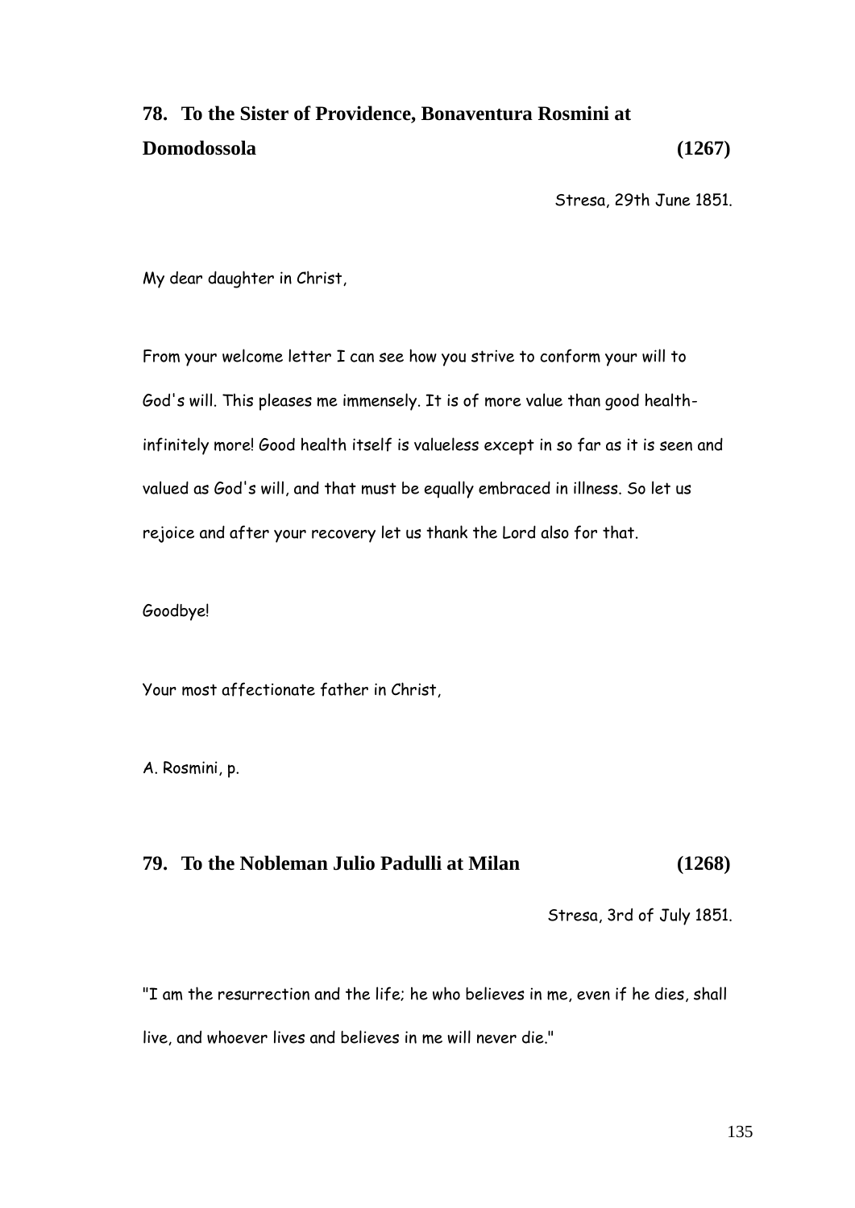## 78. To the Sister of Providence, Bonaventura Rosmini at Domodossola (1267)

Stresa, 29th June 1851.

My dear daughter in Christ,

From your welcome letter I can see how you strive to conform your will to God's will. This pleases me immensely. It is of more value than good health-infinitely more! Good health itself is valueless except in so far as it is seen and valued as God's will, and that must be equally embraced in illness. So let us rejoice and after your recovery let us thank the Lord also for that.

Goodbye!

Your most affectionate father in Christ,

A. Rosmini, p.

## 79. To the Nobleman Julio Padulli at Milan (1268)

Stresa, 3rd of July 1851.

"I am the resurrection and the life; he who believes in me, even if he dies, shall live, and whoever lives and believes in me will never die."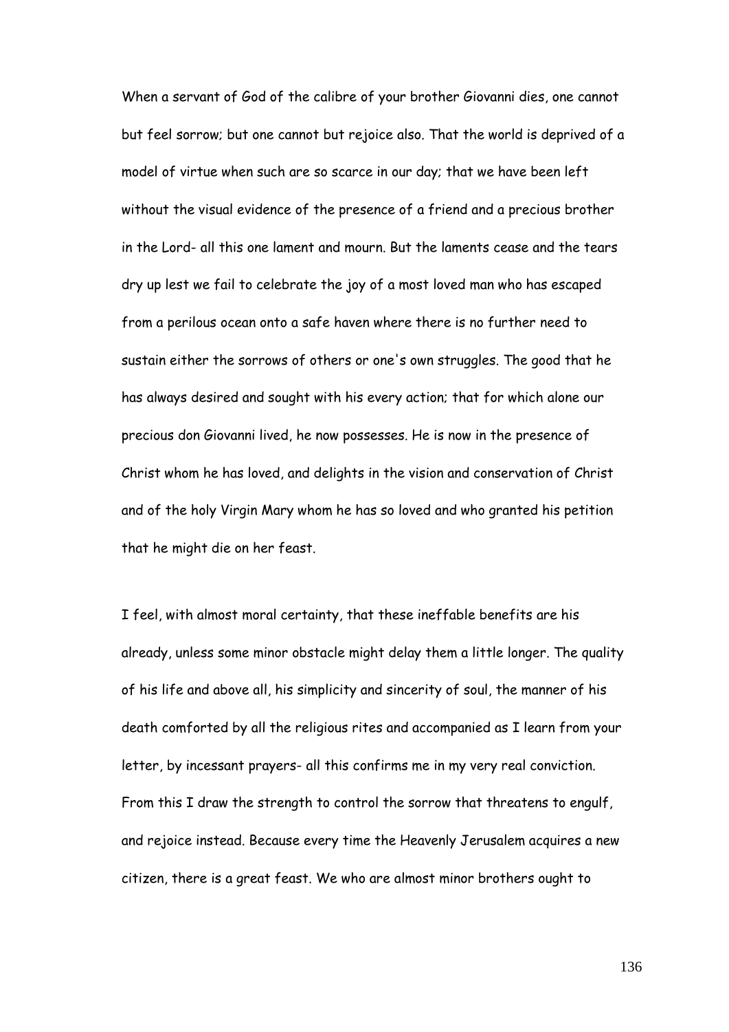When a servant of God of the calibre of your brother Giovanni dies, one cannot but feel sorrow; but one cannot but rejoice also. That the world is deprived of a model of virtue when such are so scarce in our day; that we have been left without the visual evidence of the presence of a friend and a precious brother in the Lord- all this one lament and mourn. But the laments cease and the tears dry up lest we fail to celebrate the joy of a most loved man who has escaped from a perilous ocean onto a safe haven where there is no further need to sustain either the sorrows of others or one's own struggles. The good that he has always desired and sought with his every action; that for which alone our precious don Giovanni lived, he now possesses. He is now in the presence of Christ whom he has loved, and delights in the vision and conservation of Christ and of the holy Virgin Mary whom he has so loved and who granted his petition that he might die on her feast.

I feel, with almost moral certainty, that these ineffable benefits are his already, unless some minor obstacle might delay them a little longer. The quality of his life and above all, his simplicity and sincerity of soul, the manner of his death comforted by all the religious rites and accompanied as I learn from your letter, by incessant prayers- all this confirms me in my very real conviction. From this I draw the strength to control the sorrow that threatens to engulf, and rejoice instead. Because every time the Heavenly Jerusalem acquires a new citizen, there is a great feast. We who are almost minor brothers ought to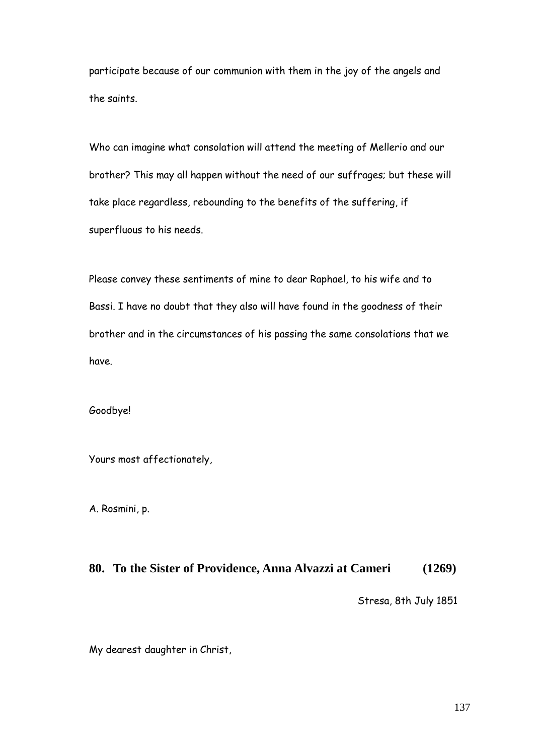participate because of our communion with them in the joy of the angels and the saints.

Who can imagine what consolation will attend the meeting of Mellerio and our brother? This may all happen without the need of our suffrages; but these will take place regardless, rebounding to the benefits of the suffering, if superfluous to his needs.

Please convey these sentiments of mine to dear Raphael, to his wife and to Bassi. I have no doubt that they also will have found in the goodness of their brother and in the circumstances of his passing the same consolations that we have.

Goodbye!

Yours most affectionately,

A. Rosmini, p.

## 80. To the Sister of Providence, Anna Alvazzi at Cameri (1269)

Stresa, 8th July 1851

My dearest daughter in Christ,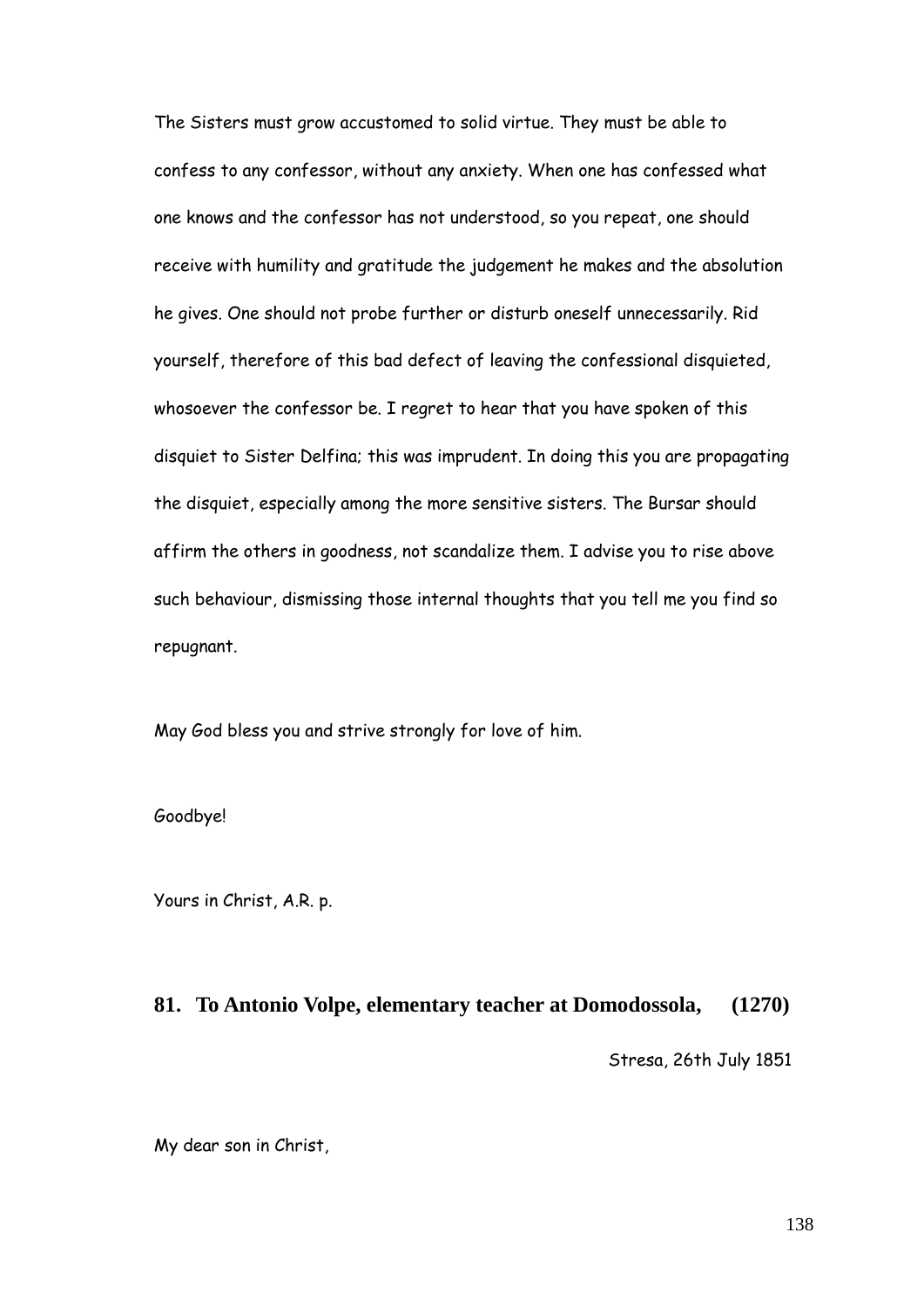The Sisters must grow accustomed to solid virtue. They must be able to confess to any confessor, without any anxiety. When one has confessed what one knows and the confessor has not understood, so you repeat, one should receive with humility and gratitude the judgement he makes and the absolution he gives. One should not probe further or disturb oneself unnecessarily. Rid yourself, therefore of this bad defect of leaving the confessional disquieted, whosoever the confessor be. I regret to hear that you have spoken of this disquiet to Sister Delfina; this was imprudent. In doing this you are propagating the disquiet, especially among the more sensitive sisters. The Bursar should affirm the others in goodness, not scandalize them. I advise you to rise above such behaviour, dismissing those internal thoughts that you tell me you find so repugnant.

May God bless you and strive strongly for love of him.

Goodbye!

Yours in Christ, A.R. p.

## 81. To Antonio Volpe, elementary teacher at Domodossola, (1270)

Stresa, 26th July 1851

My dear son in Christ,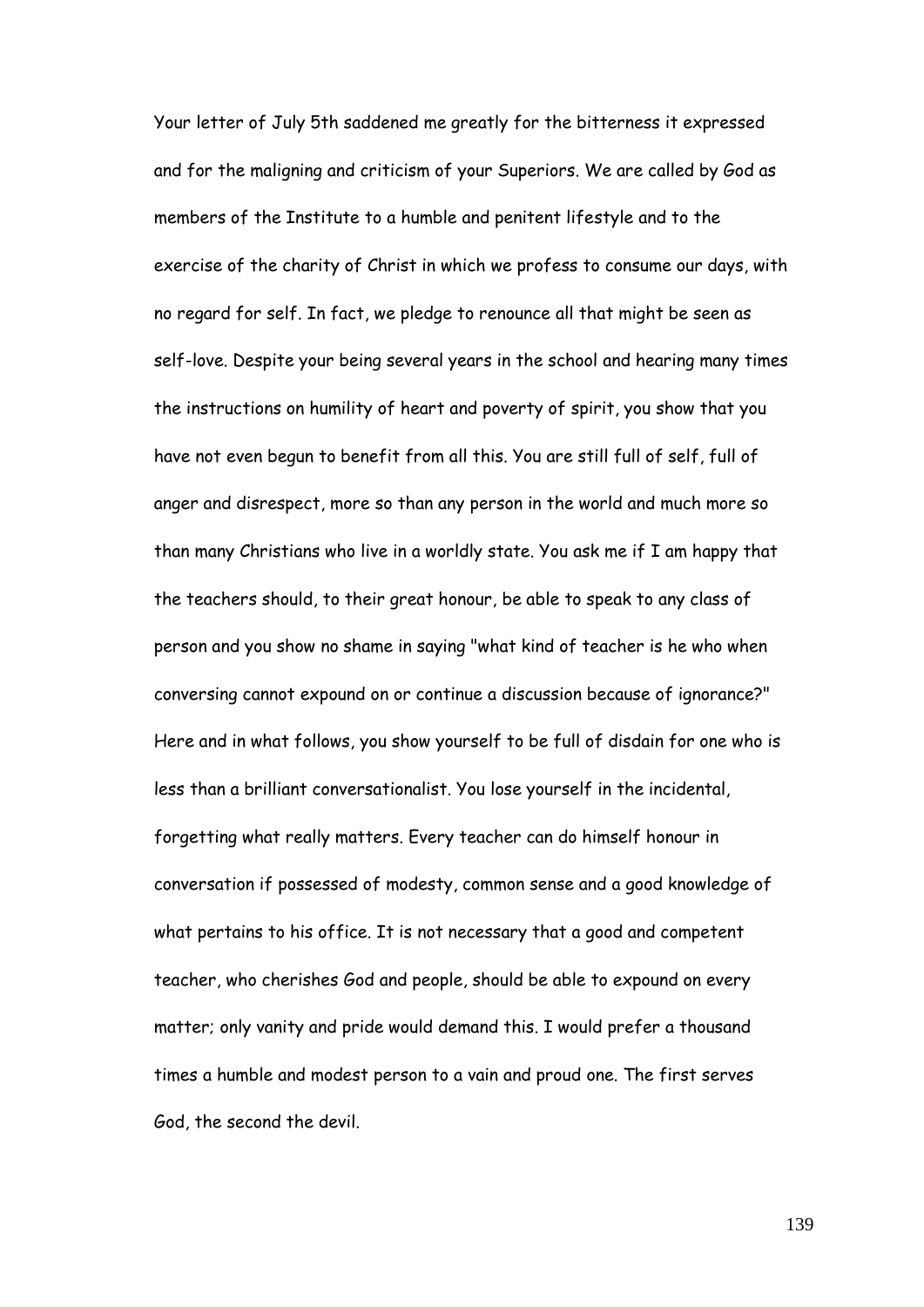Your letter of July 5th saddened me greatly for the bitterness it expressed and for the maligning and criticism of your Superiors. We are called by God as members of the Institute to a humble and penitent lifestyle and to the exercise of the charity of Christ in which we profess to consume our days, with no regard for self. In fact, we pledge to renounce all that might be seen as self-love. Despite your being several years in the school and hearing many times the instructions on humility of heart and poverty of spirit, you show that you have not even begun to benefit from all this. You are still full of self, full of anger and disrespect, more so than any person in the world and much more so than many Christians who live in a worldly state. You ask me if I am happy that the teachers should, to their great honour, be able to speak to any class of person and you show no shame in saying "what kind of teacher is he who when conversing cannot expound on or continue a discussion because of ignorance?" Here and in what follows, you show yourself to be full of disdain for one who is less than a brilliant conversationalist. You lose yourself in the incidental, forgetting what really matters. Every teacher can do himself honour in conversation if possessed of modesty, common sense and a good knowledge of what pertains to his office. It is not necessary that a good and competent teacher, who cherishes God and people, should be able to expound on every matter; only vanity and pride would demand this. I would prefer a thousand times a humble and modest person to a vain and proud one. The first serves God, the second the devil.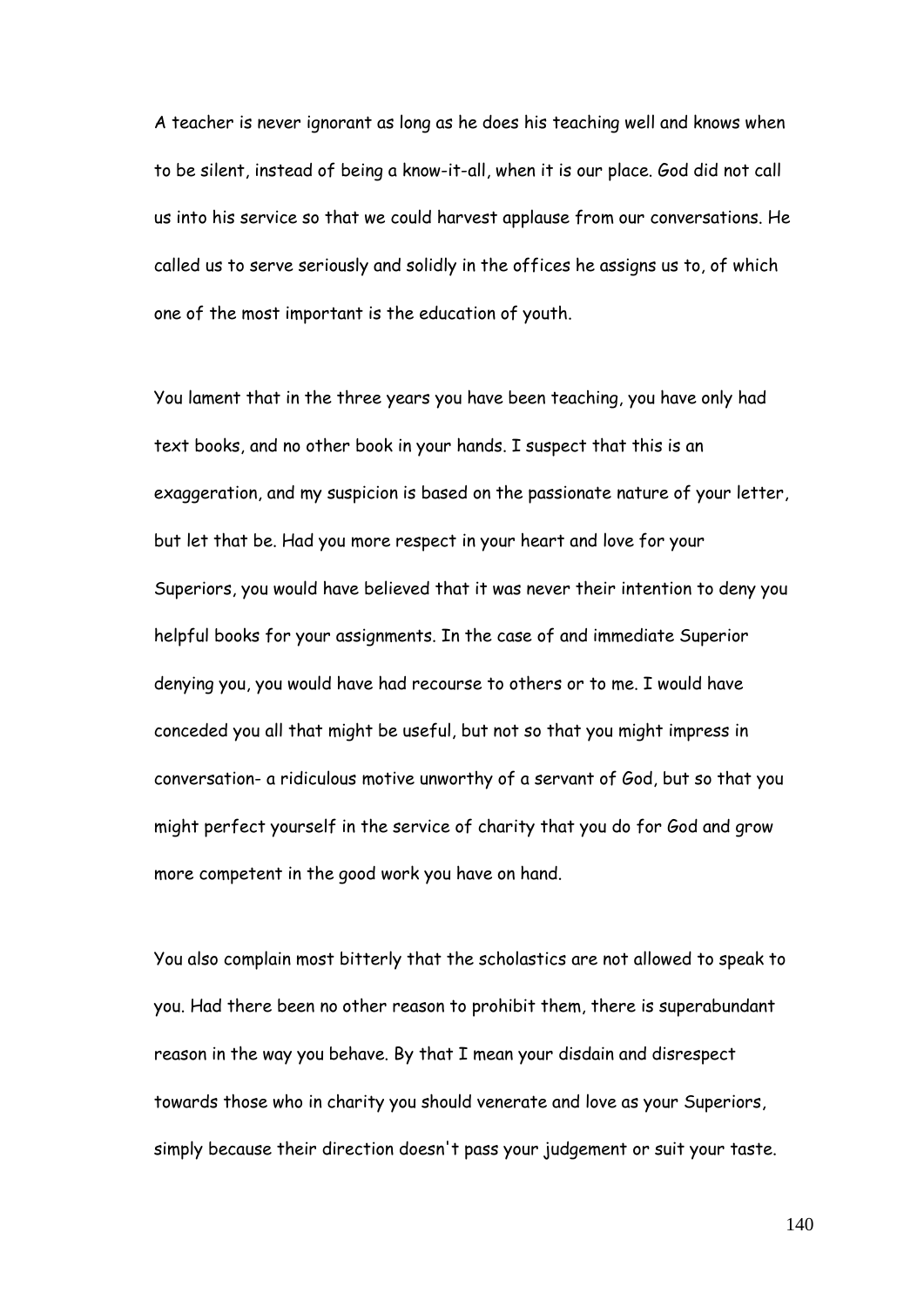A teacher is never ignorant as long as he does his teaching well and knows when to be silent, instead of being a know-it-all, when it is our place. God did not call us into his service so that we could harvest applause from our conversations. He called us to serve seriously and solidly in the offices he assigns us to, of which one of the most important is the education of youth.

You lament that in the three years you have been teaching, you have only had text books, and no other book in your hands. I suspect that this is an exaggeration, and my suspicion is based on the passionate nature of your letter, but let that be. Had you more respect in your heart and love for your Superiors, you would have believed that it was never their intention to deny you helpful books for your assignments. In the case of and immediate Superior denying you, you would have had recourse to others or to me. I would have conceded you all that might be useful, but not so that you might impress in conversation- a ridiculous motive unworthy of a servant of God, but so that you might perfect yourself in the service of charity that you do for God and grow more competent in the good work you have on hand.

You also complain most bitterly that the scholastics are not allowed to speak to you. Had there been no other reason to prohibit them, there is superabundant reason in the way you behave. By that I mean your disdain and disrespect towards those who in charity you should venerate and love as your Superiors, simply because their direction doesn't pass your judgement or suit your taste.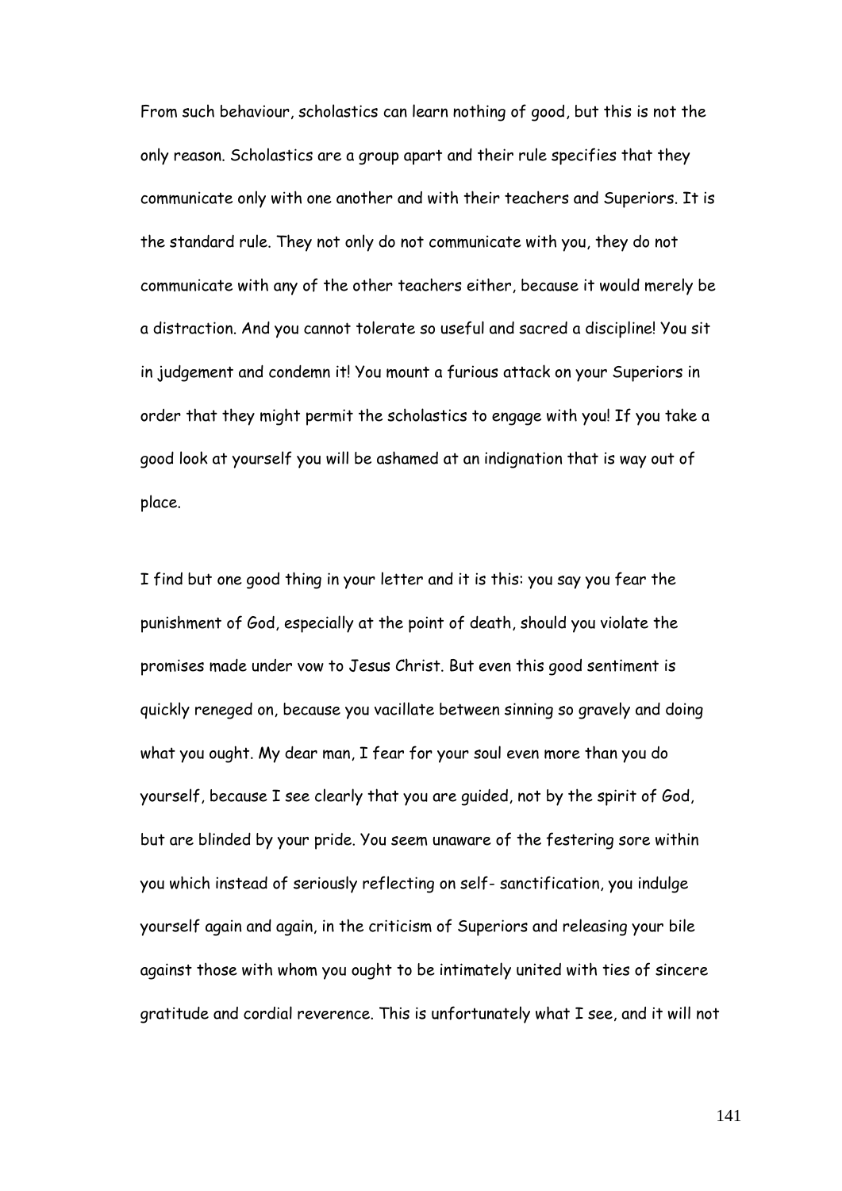From such behaviour, scholastics can learn nothing of good, but this is not the only reason. Scholastics are a group apart and their rule specifies that they communicate only with one another and with their teachers and Superiors. It is the standard rule. They not only do not communicate with you, they do not communicate with any of the other teachers either, because it would merely be a distraction. And you cannot tolerate so useful and sacred a discipline! You sit in judgement and condemn it! You mount a furious attack on your Superiors in order that they might permit the scholastics to engage with you! If you take a good look at yourself you will be ashamed at an indignation that is way out of place.

I find but one good thing in your letter and it is this: you say you fear the punishment of God, especially at the point of death, should you violate the promises made under vow to Jesus Christ. But even this good sentiment is quickly reneged on, because you vacillate between sinning so gravely and doing what you ought. My dear man, I fear for your soul even more than you do yourself, because I see clearly that you are guided, not by the spirit of God, but are blinded by your pride. You seem unaware of the festering sore within you which instead of seriously reflecting on self- sanctification, you indulge yourself again and again, in the criticism of Superiors and releasing your bile against those with whom you ought to be intimately united with ties of sincere gratitude and cordial reverence. This is unfortunately what I see, and it will not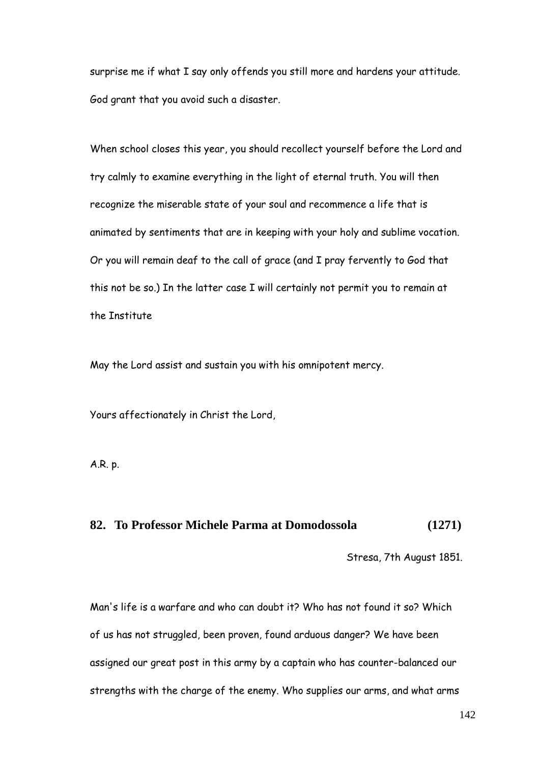surprise me if what I say only offends you still more and hardens your attitude. God grant that you avoid such a disaster.

When school closes this year, you should recollect yourself before the Lord and try calmly to examine everything in the light of eternal truth. You will then recognize the miserable state of your soul and recommence a life that is animated by sentiments that are in keeping with your holy and sublime vocation. Or you will remain deaf to the call of grace (and I pray fervently to God that this not be so.) In the latter case I will certainly not permit you to remain at the Institute

May the Lord assist and sustain you with his omnipotent mercy.

Yours affectionately in Christ the Lord,

A.R. p.

## 82. To Professor Michele Parma at Domodossola (1271)

Stresa, 7th August 1851.

Man's life is a warfare and who can doubt it? Who has not found it so? Which of us has not struggled, been proven, found arduous danger? We have been assigned our great post in this army by a captain who has counter-balanced our strengths with the charge of the enemy. Who supplies our arms, and what arms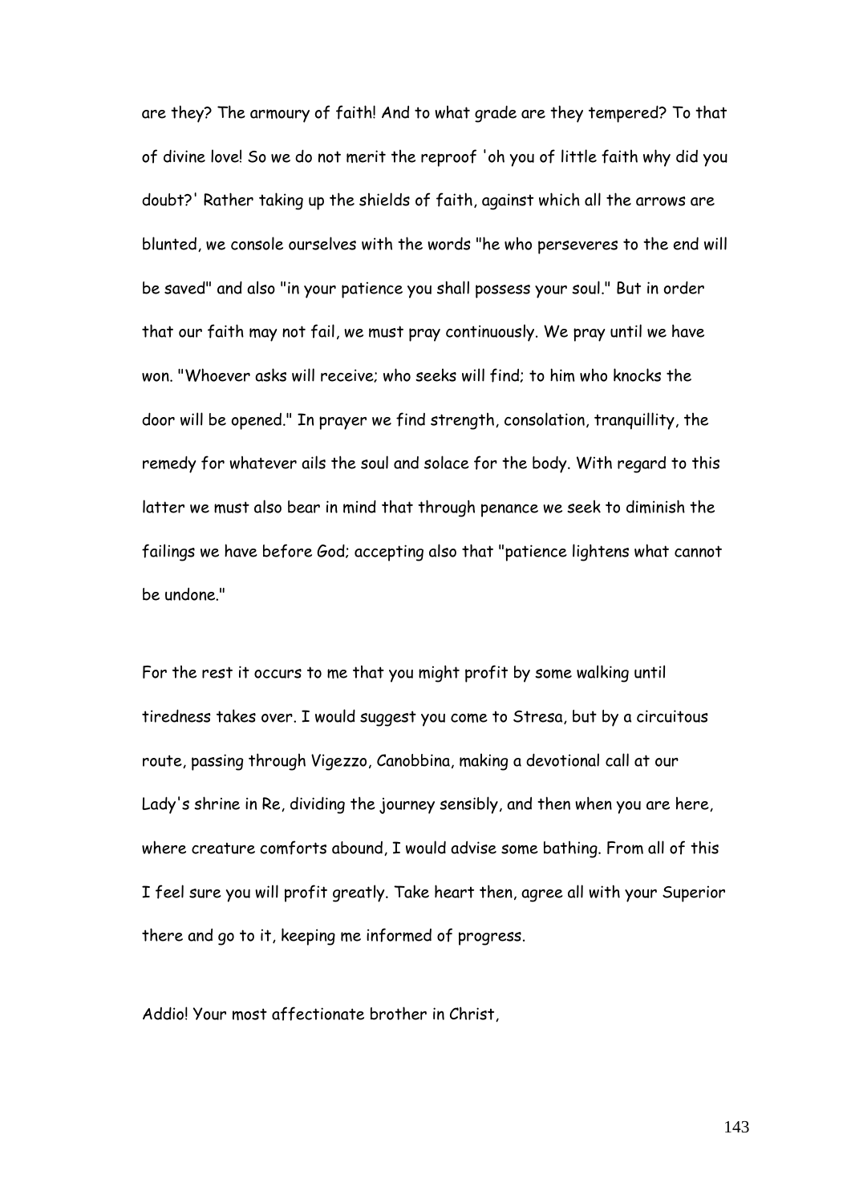are they? The armoury of faith! And to what grade are they tempered? To that of divine love! So we do not merit the reproof 'oh you of little faith why did you doubt?' Rather taking up the shields of faith, against which all the arrows are blunted, we console ourselves with the words "he who perseveres to the end will be saved" and also "in your patience you shall possess your soul." But in order that our faith may not fail, we must pray continuously. We pray until we have won. "Whoever asks will receive; who seeks will find; to him who knocks the door will be opened." In prayer we find strength, consolation, tranquillity, the remedy for whatever ails the soul and solace for the body. With regard to this latter we must also bear in mind that through penance we seek to diminish the failings we have before God; accepting also that "patience lightens what cannot be undone."

For the rest it occurs to me that you might profit by some walking until tiredness takes over. I would suggest you come to Stresa, but by a circuitous route, passing through Vigezzo, Canobbina, making a devotional call at our Lady's shrine in Re, dividing the journey sensibly, and then when you are here, where creature comforts abound, I would advise some bathing. From all of this I feel sure you will profit greatly. Take heart then, agree all with your Superior there and go to it, keeping me informed of progress.

Addio! Your most affectionate brother in Christ,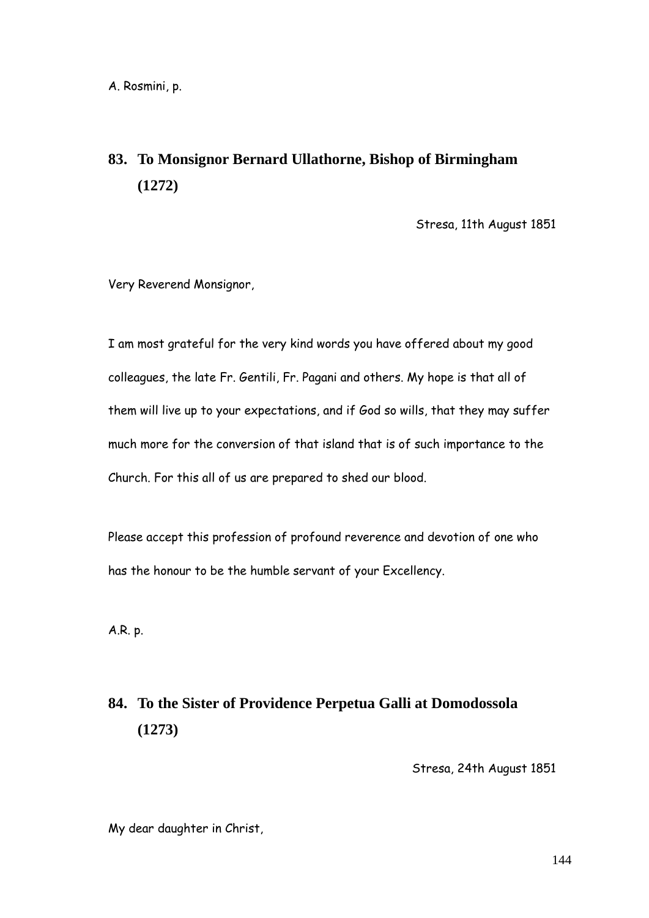A. Rosmini, p.

## 83. To Monsignor Bernard Ullathorne, Bishop of Birmingham (1272)

Stresa, 11th August 1851

Very Reverend Monsignor,

I am most grateful for the very kind words you have offered about my good colleagues, the late Fr. Gentili, Fr. Pagani and others. My hope is that all of them will live up to your expectations, and if God so wills, that they may suffer much more for the conversion of that island that is of such importance to the Church. For this all of us are prepared to shed our blood.

Please accept this profession of profound reverence and devotion of one who has the honour to be the humble servant of your Excellency.

A.R. p.

## 84. To the Sister of Providence Perpetua Galli at Domodossola (1273)

Stresa, 24th August 1851

My dear daughter in Christ,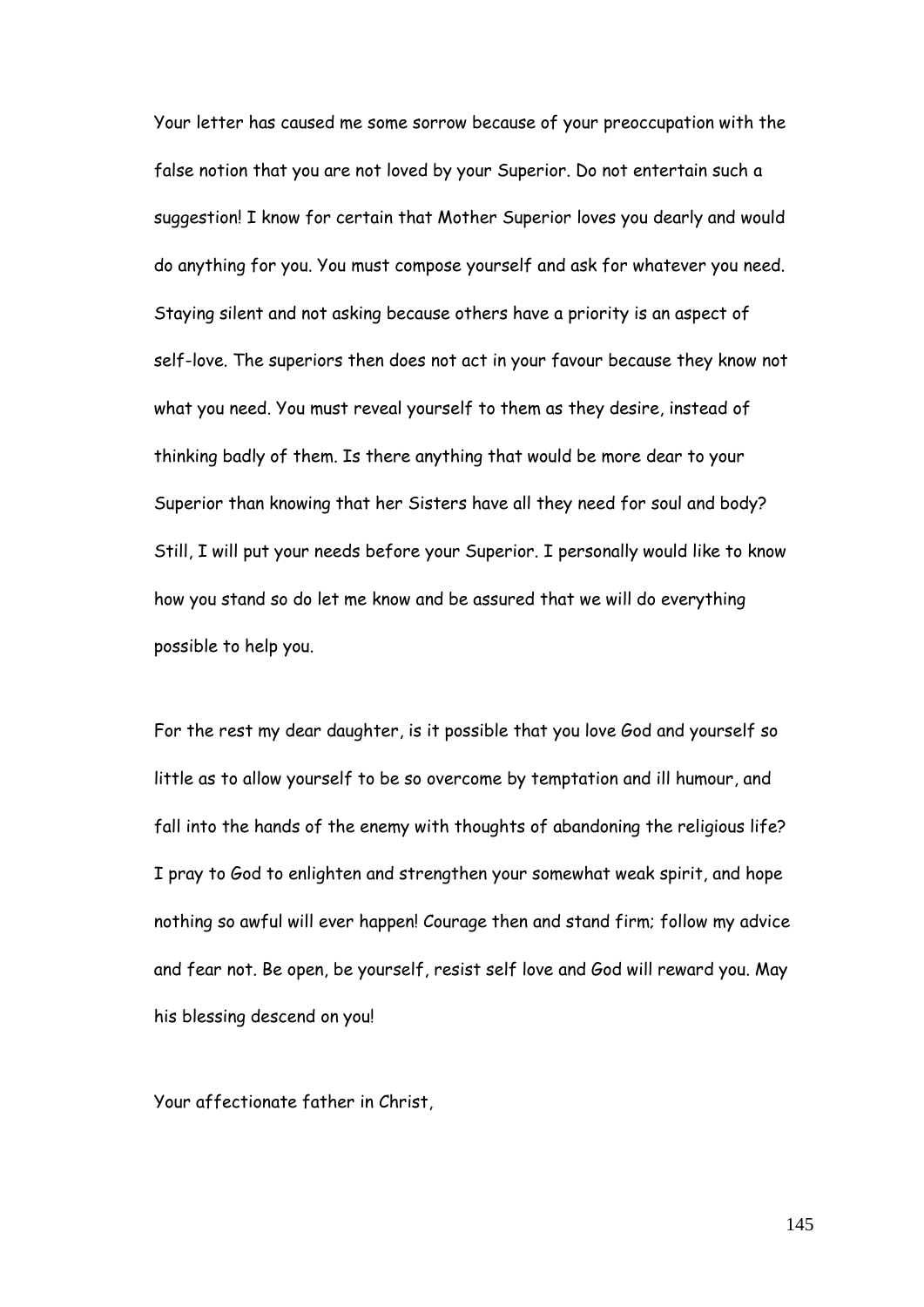Your letter has caused me some sorrow because of your preoccupation with the false notion that you are not loved by your Superior. Do not entertain such a suggestion! I know for certain that Mother Superior loves you dearly and would do anything for you. You must compose yourself and ask for whatever you need. Staying silent and not asking because others have a priority is an aspect of self-love. The superiors then does not act in your favour because they know not what you need. You must reveal yourself to them as they desire, instead of thinking badly of them. Is there anything that would be more dear to your Superior than knowing that her Sisters have all they need for soul and body? Still, I will put your needs before your Superior. I personally would like to know how you stand so do let me know and be assured that we will do everything possible to help you.

For the rest my dear daughter, is it possible that you love God and yourself so little as to allow yourself to be so overcome by temptation and ill humour, and fall into the hands of the enemy with thoughts of abandoning the religious life? I pray to God to enlighten and strengthen your somewhat weak spirit, and hope nothing so awful will ever happen! Courage then and stand firm; follow my advice and fear not. Be open, be yourself, resist self love and God will reward you. May his blessing descend on you!

Your affectionate father in Christ,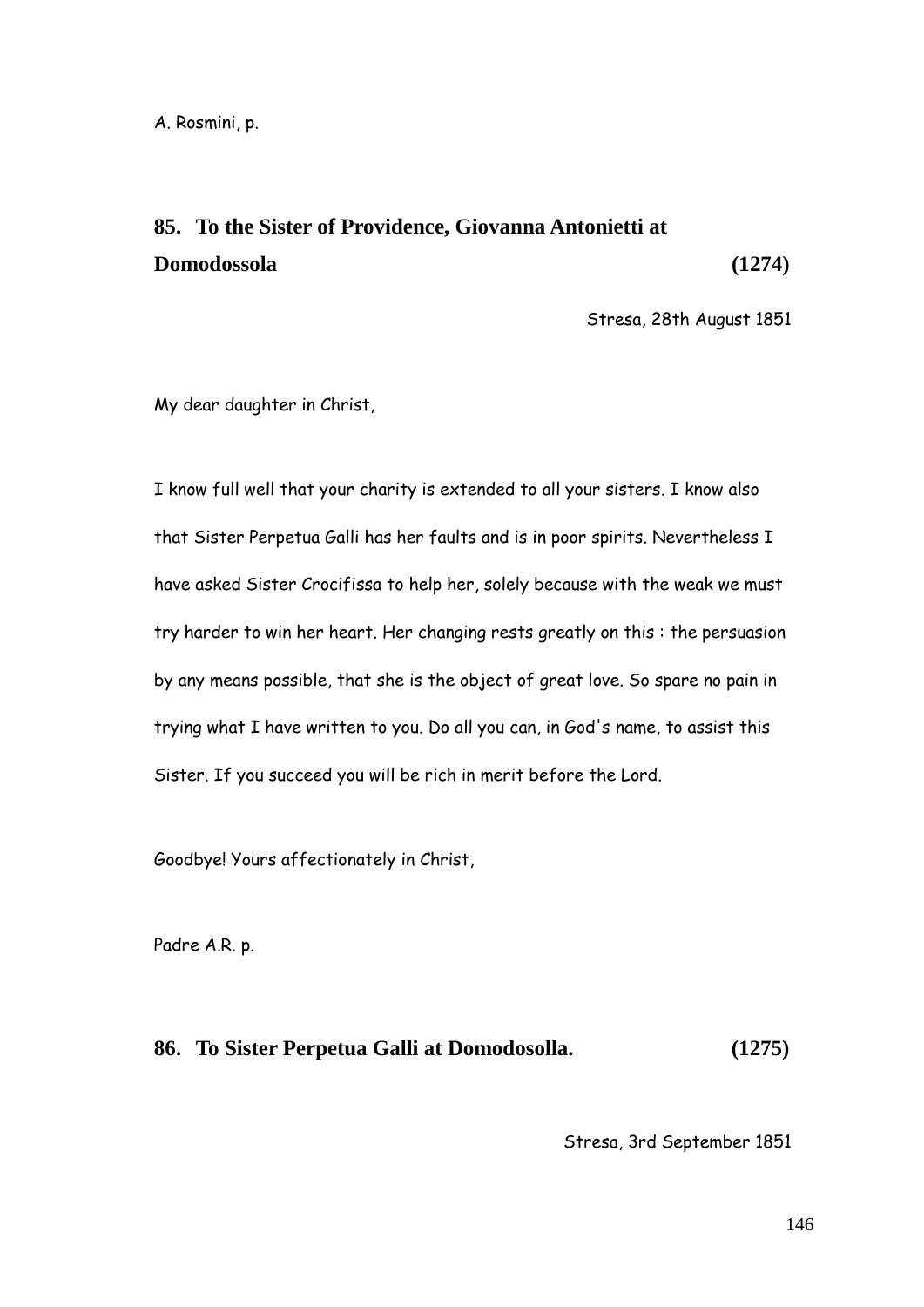A. Rosmini, p.

## 85. To the Sister of Providence, Giovanna Antonietti at Domodossola (1274)

Stresa, 28th August 1851

My dear daughter in Christ,

I know full well that your charity is extended to all your sisters. I know also that Sister Perpetua Galli has her faults and is in poor spirits. Nevertheless I have asked Sister Crocifissa to help her, solely because with the weak we must try harder to win her heart. Her changing rests greatly on this : the persuasion by any means possible, that she is the object of great love. So spare no pain in trying what I have written to you. Do all you can, in God's name, to assist this Sister. If you succeed you will be rich in merit before the Lord.

Goodbye! Yours affectionately in Christ,

Padre A.R. p.

## 86. To Sister Perpetua Galli at Domodosolla. (1275)

Stresa, 3rd September 1851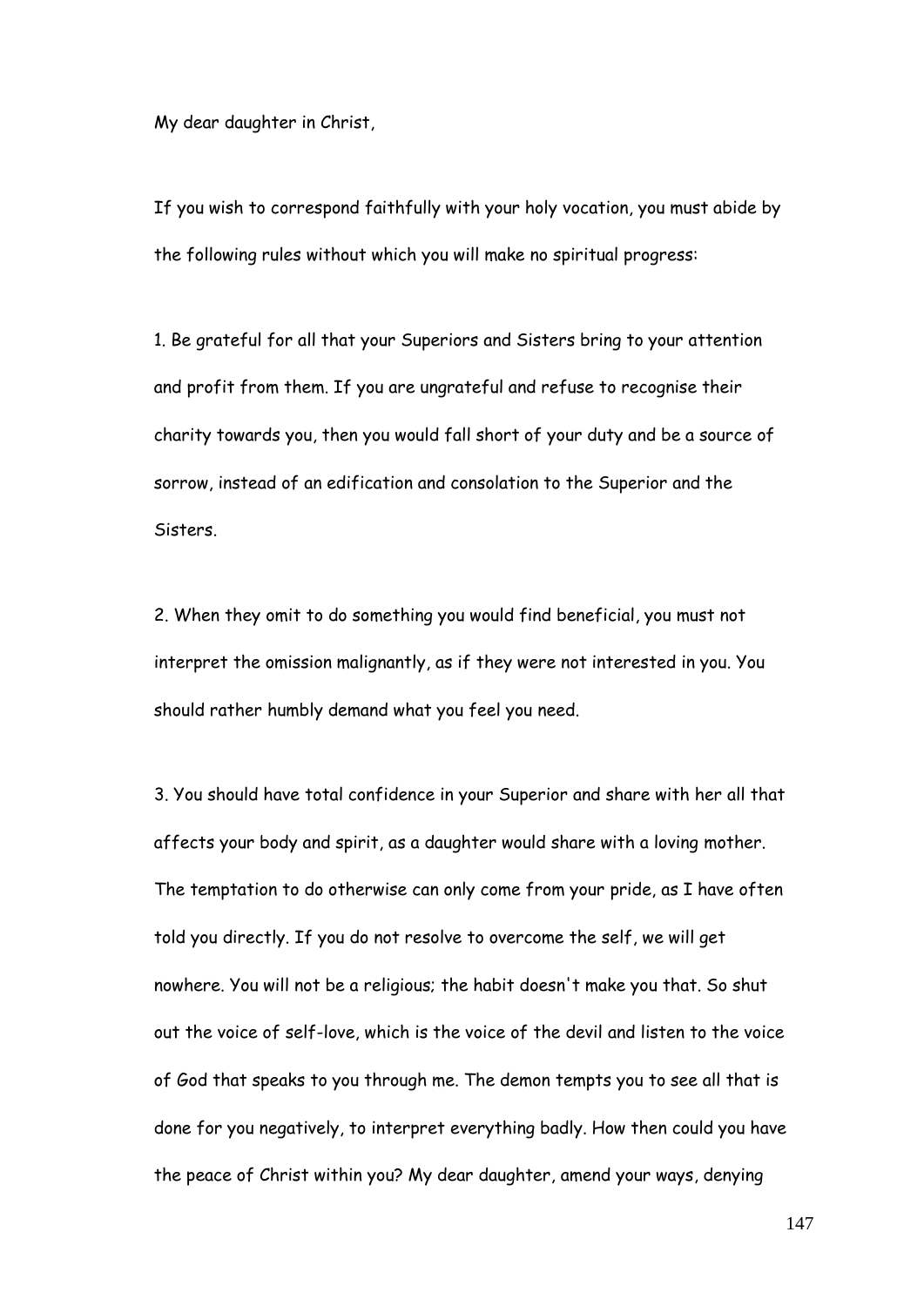My dear daughter in Christ,

If you wish to correspond faithfully with your holy vocation, you must abide by the following rules without which you will make no spiritual progress:

1. Be grateful for all that your Superiors and Sisters bring to your attention and profit from them. If you are ungrateful and refuse to recognise their charity towards you, then you would fall short of your duty and be a source of sorrow, instead of an edification and consolation to the Superior and the Sisters.

2. When they omit to do something you would find beneficial, you must not interpret the omission malignantly, as if they were not interested in you. You should rather humbly demand what you feel you need.

3. You should have total confidence in your Superior and share with her all that affects your body and spirit, as a daughter would share with a loving mother. The temptation to do otherwise can only come from your pride, as I have often told you directly. If you do not resolve to overcome the self, we will get nowhere. You will not be a religious; the habit doesn't make you that. So shut out the voice of self-love, which is the voice of the devil and listen to the voice of God that speaks to you through me. The demon tempts you to see all that is done for you negatively, to interpret everything badly. How then could you have the peace of Christ within you? My dear daughter, amend your ways, denying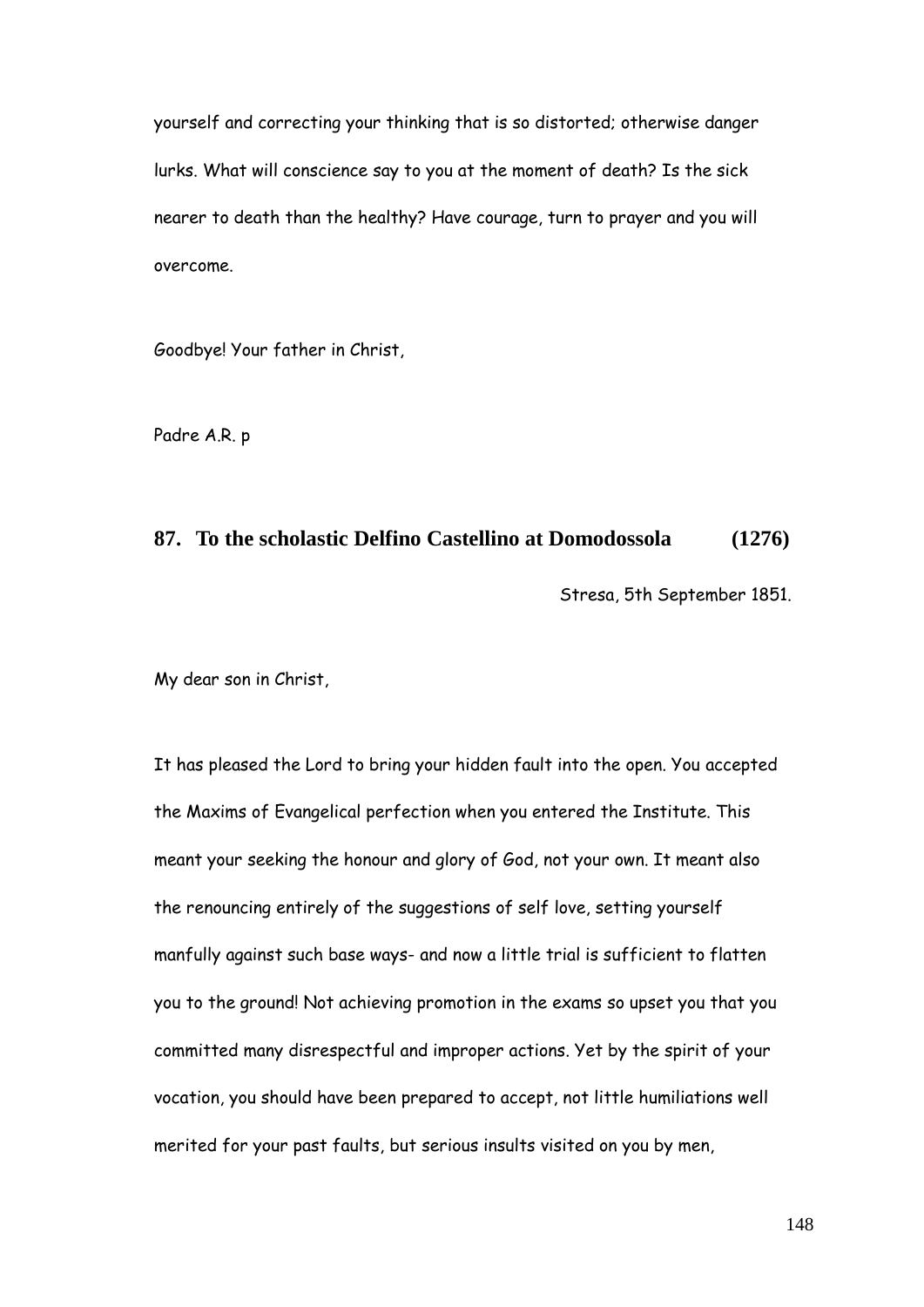yourself and correcting your thinking that is so distorted; otherwise danger lurks. What will conscience say to you at the moment of death? Is the sick nearer to death than the healthy? Have courage, turn to prayer and you will overcome.

Goodbye! Your father in Christ,

Padre A.R. p

## 87. To the scholastic Delfino Castellino at Domodossola (1276)

Stresa, 5th September 1851.

My dear son in Christ,

It has pleased the Lord to bring your hidden fault into the open. You accepted the Maxims of Evangelical perfection when you entered the Institute. This meant your seeking the honour and glory of God, not your own. It meant also the renouncing entirely of the suggestions of self love, setting yourself manfully against such base ways- and now a little trial is sufficient to flatten you to the ground! Not achieving promotion in the exams so upset you that you committed many disrespectful and improper actions. Yet by the spirit of your vocation, you should have been prepared to accept, not little humiliations well merited for your past faults, but serious insults visited on you by men,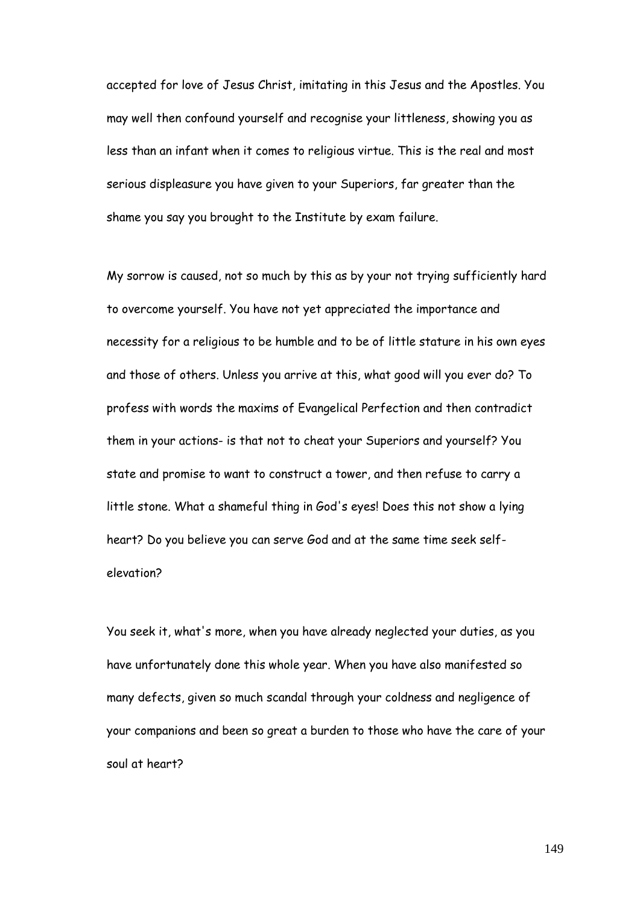accepted for love of Jesus Christ, imitating in this Jesus and the Apostles. You may well then confound yourself and recognise your littleness, showing you as less than an infant when it comes to religious virtue. This is the real and most serious displeasure you have given to your Superiors, far greater than the shame you say you brought to the Institute by exam failure.

My sorrow is caused, not so much by this as by your not trying sufficiently hard to overcome yourself. You have not yet appreciated the importance and necessity for a religious to be humble and to be of little stature in his own eyes and those of others. Unless you arrive at this, what good will you ever do? To profess with words the maxims of Evangelical Perfection and then contradict them in your actions- is that not to cheat your Superiors and yourself? You state and promise to want to construct a tower, and then refuse to carry a little stone. What a shameful thing in God's eyes! Does this not show a lying heart? Do you believe you can serve God and at the same time seek self-elevation?

You seek it, what's more, when you have already neglected your duties, as you have unfortunately done this whole year. When you have also manifested so many defects, given so much scandal through your coldness and negligence of your companions and been so great a burden to those who have the care of your soul at heart?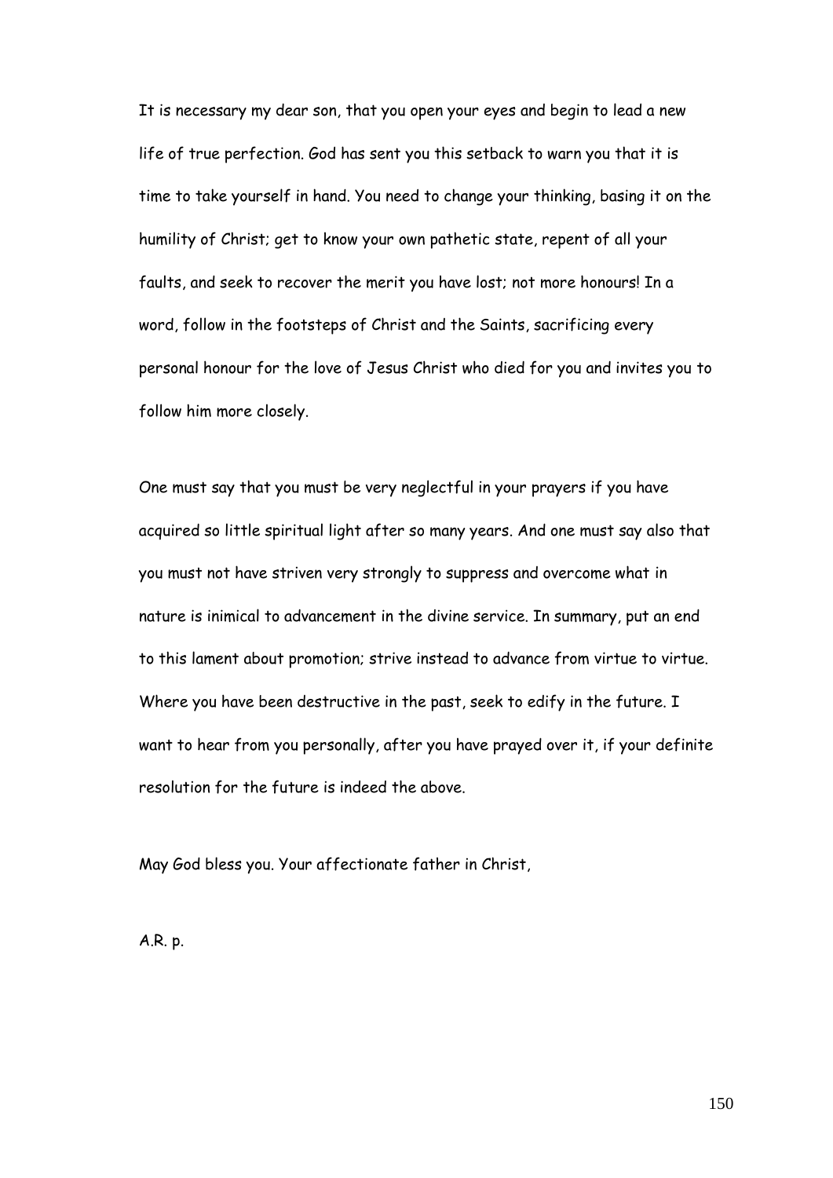It is necessary my dear son, that you open your eyes and begin to lead a new life of true perfection. God has sent you this setback to warn you that it is time to take yourself in hand. You need to change your thinking, basing it on the humility of Christ; get to know your own pathetic state, repent of all your faults, and seek to recover the merit you have lost; not more honours! In a word, follow in the footsteps of Christ and the Saints, sacrificing every personal honour for the love of Jesus Christ who died for you and invites you to follow him more closely.

One must say that you must be very neglectful in your prayers if you have acquired so little spiritual light after so many years. And one must say also that you must not have striven very strongly to suppress and overcome what in nature is inimical to advancement in the divine service. In summary, put an end to this lament about promotion; strive instead to advance from virtue to virtue. Where you have been destructive in the past, seek to edify in the future. I want to hear from you personally, after you have prayed over it, if your definite resolution for the future is indeed the above.

May God bless you. Your affectionate father in Christ,

A.R. p.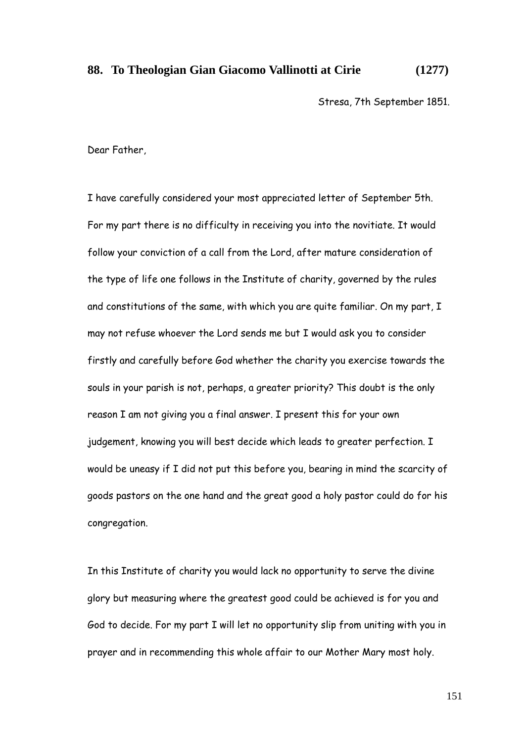## 88. To Theologian Gian Giacomo Vallinotti at Cirie (1277)

Stresa, 7th September 1851.

Dear Father,

I have carefully considered your most appreciated letter of September 5th. For my part there is no difficulty in receiving you into the novitiate. It would follow your conviction of a call from the Lord, after mature consideration of the type of life one follows in the Institute of charity, governed by the rules and constitutions of the same, with which you are quite familiar. On my part, I may not refuse whoever the Lord sends me but I would ask you to consider firstly and carefully before God whether the charity you exercise towards the souls in your parish is not, perhaps, a greater priority? This doubt is the only reason I am not giving you a final answer. I present this for your own judgement, knowing you will best decide which leads to greater perfection. I would be uneasy if I did not put this before you, bearing in mind the scarcity of goods pastors on the one hand and the great good a holy pastor could do for his congregation.

In this Institute of charity you would lack no opportunity to serve the divine glory but measuring where the greatest good could be achieved is for you and God to decide. For my part I will let no opportunity slip from uniting with you in prayer and in recommending this whole affair to our Mother Mary most holy.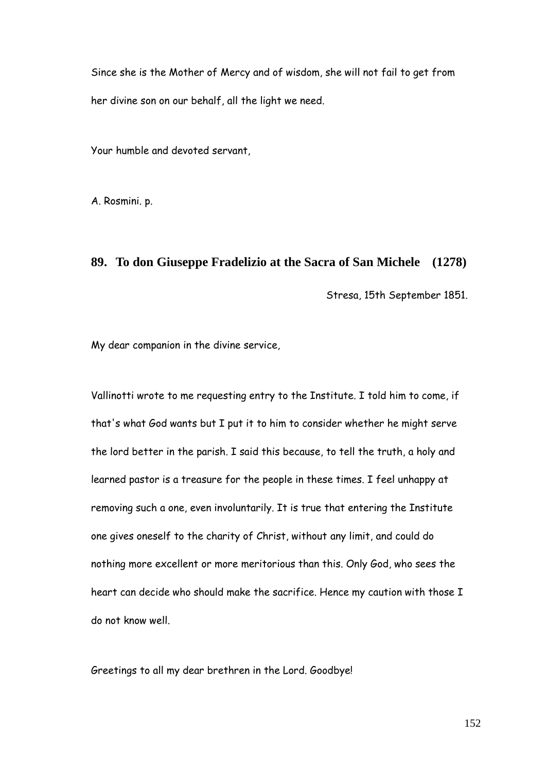Since she is the Mother of Mercy and of wisdom, she will not fail to get from her divine son on our behalf, all the light we need.

Your humble and devoted servant,

A. Rosmini. p.

## 89. To don Giuseppe Fradelizio at the Sacra of San Michele (1278)

Stresa, 15th September 1851.

My dear companion in the divine service,

Vallinotti wrote to me requesting entry to the Institute. I told him to come, if that's what God wants but I put it to him to consider whether he might serve the lord better in the parish. I said this because, to tell the truth, a holy and learned pastor is a treasure for the people in these times. I feel unhappy at removing such a one, even involuntarily. It is true that entering the Institute one gives oneself to the charity of Christ, without any limit, and could do nothing more excellent or more meritorious than this. Only God, who sees the heart can decide who should make the sacrifice. Hence my caution with those I do not know well.

Greetings to all my dear brethren in the Lord. Goodbye!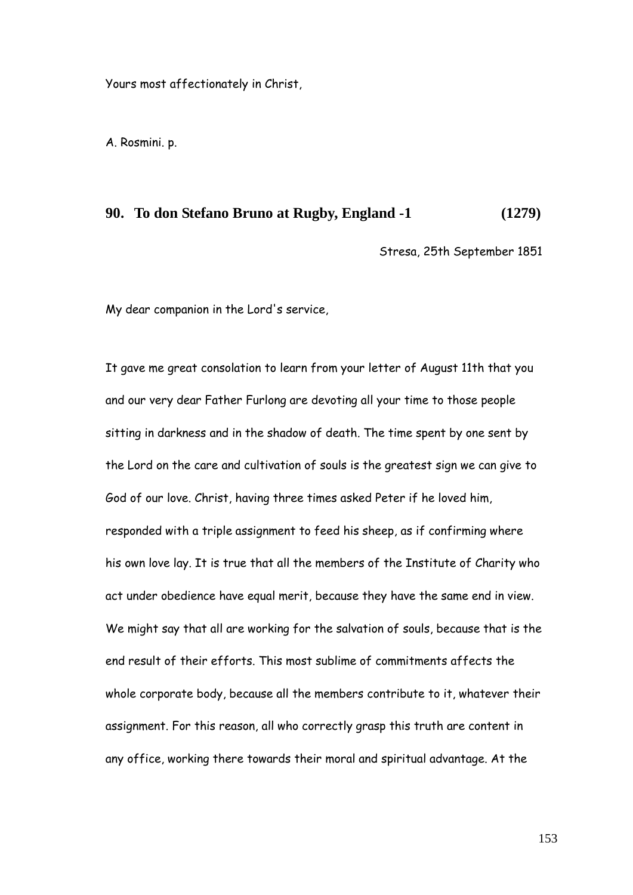Yours most affectionately in Christ,

A. Rosmini. p.

## 90. To don Stefano Bruno at Rugby, England -1 (1279)

Stresa, 25th September 1851

My dear companion in the Lord's service,

It gave me great consolation to learn from your letter of August 11th that you and our very dear Father Furlong are devoting all your time to those people sitting in darkness and in the shadow of death. The time spent by one sent by the Lord on the care and cultivation of souls is the greatest sign we can give to God of our love. Christ, having three times asked Peter if he loved him, responded with a triple assignment to feed his sheep, as if confirming where his own love lay. It is true that all the members of the Institute of Charity who act under obedience have equal merit, because they have the same end in view. We might say that all are working for the salvation of souls, because that is the end result of their efforts. This most sublime of commitments affects the whole corporate body, because all the members contribute to it, whatever their assignment. For this reason, all who correctly grasp this truth are content in any office, working there towards their moral and spiritual advantage. At the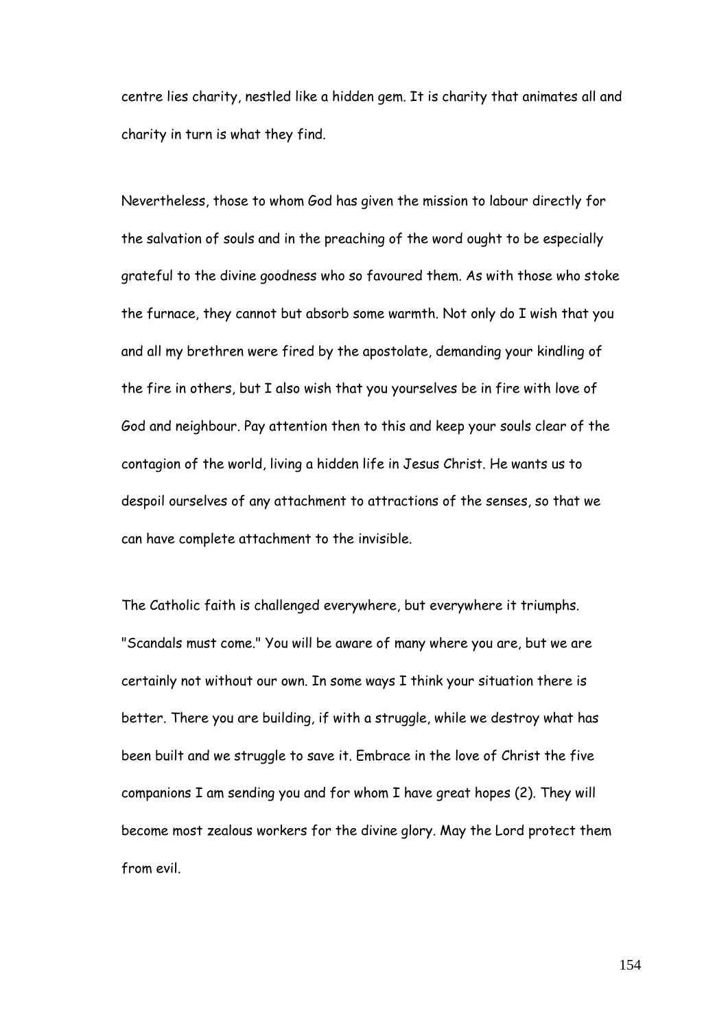centre lies charity, nestled like a hidden gem. It is charity that animates all and charity in turn is what they find.

Nevertheless, those to whom God has given the mission to labour directly for the salvation of souls and in the preaching of the word ought to be especially grateful to the divine goodness who so favoured them. As with those who stoke the furnace, they cannot but absorb some warmth. Not only do I wish that you and all my brethren were fired by the apostolate, demanding your kindling of the fire in others, but I also wish that you yourselves be in fire with love of God and neighbour. Pay attention then to this and keep your souls clear of the contagion of the world, living a hidden life in Jesus Christ. He wants us to despoil ourselves of any attachment to attractions of the senses, so that we can have complete attachment to the invisible.

The Catholic faith is challenged everywhere, but everywhere it triumphs. "Scandals must come." You will be aware of many where you are, but we are certainly not without our own. In some ways I think your situation there is better. There you are building, if with a struggle, while we destroy what has been built and we struggle to save it. Embrace in the love of Christ the five companions I am sending you and for whom I have great hopes (2). They will become most zealous workers for the divine glory. May the Lord protect them from evil.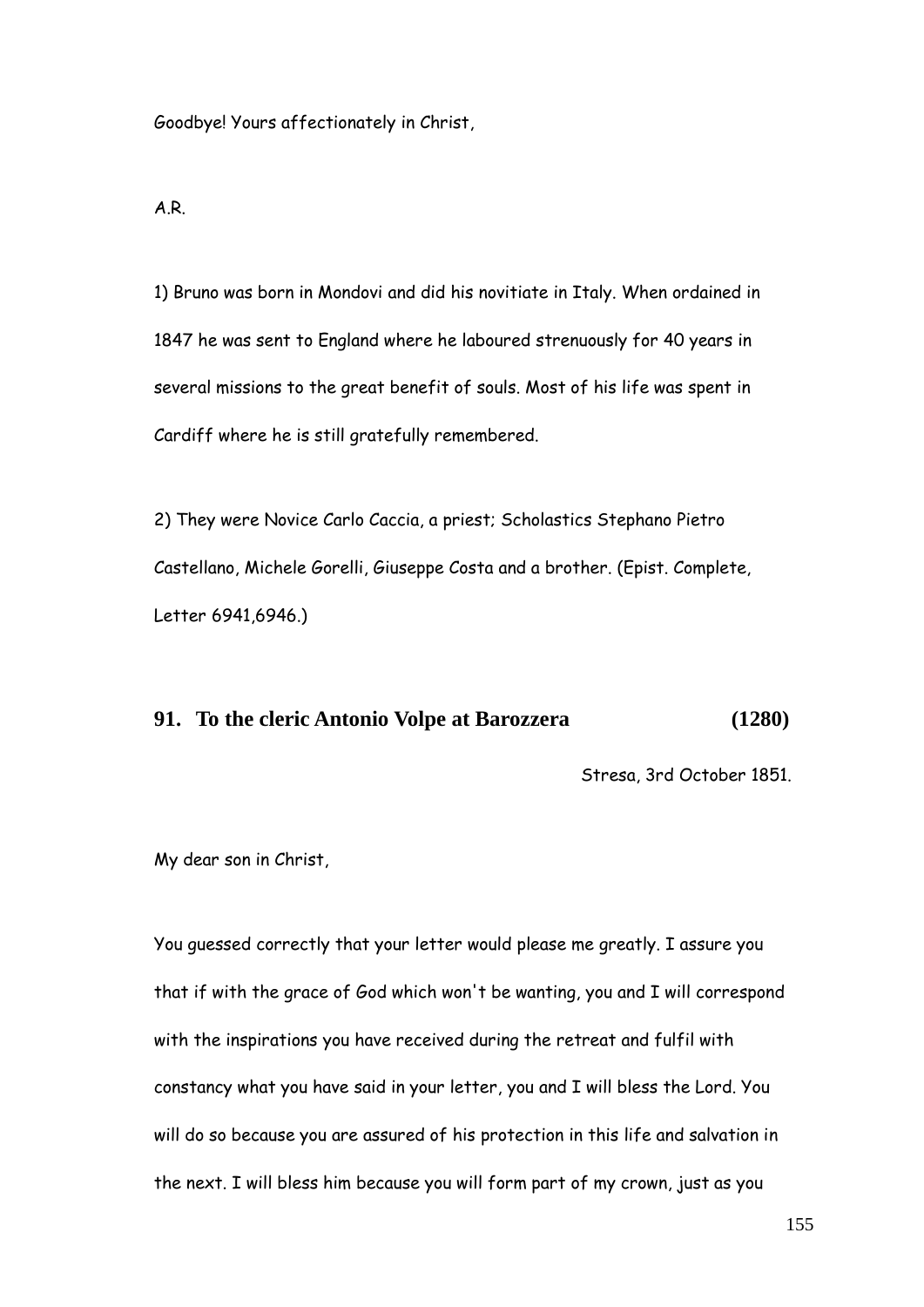Goodbye! Yours affectionately in Christ,

A.R.

1) Bruno was born in Mondovi and did his novitiate in Italy. When ordained in 1847 he was sent to England where he laboured strenuously for 40 years in several missions to the great benefit of souls. Most of his life was spent in Cardiff where he is still gratefully remembered.

2) They were Novice Carlo Caccia, a priest; Scholastics Stephano Pietro Castellano, Michele Gorelli, Giuseppe Costa and a brother. (Epist. Complete, Letter 6941,6946.)

## 91. To the cleric Antonio Volpe at Barozzera (1280)

Stresa, 3rd October 1851.

My dear son in Christ,

You guessed correctly that your letter would please me greatly. I assure you that if with the grace of God which won't be wanting, you and I will correspond with the inspirations you have received during the retreat and fulfil with constancy what you have said in your letter, you and I will bless the Lord. You will do so because you are assured of his protection in this life and salvation in the next. I will bless him because you will form part of my crown, just as you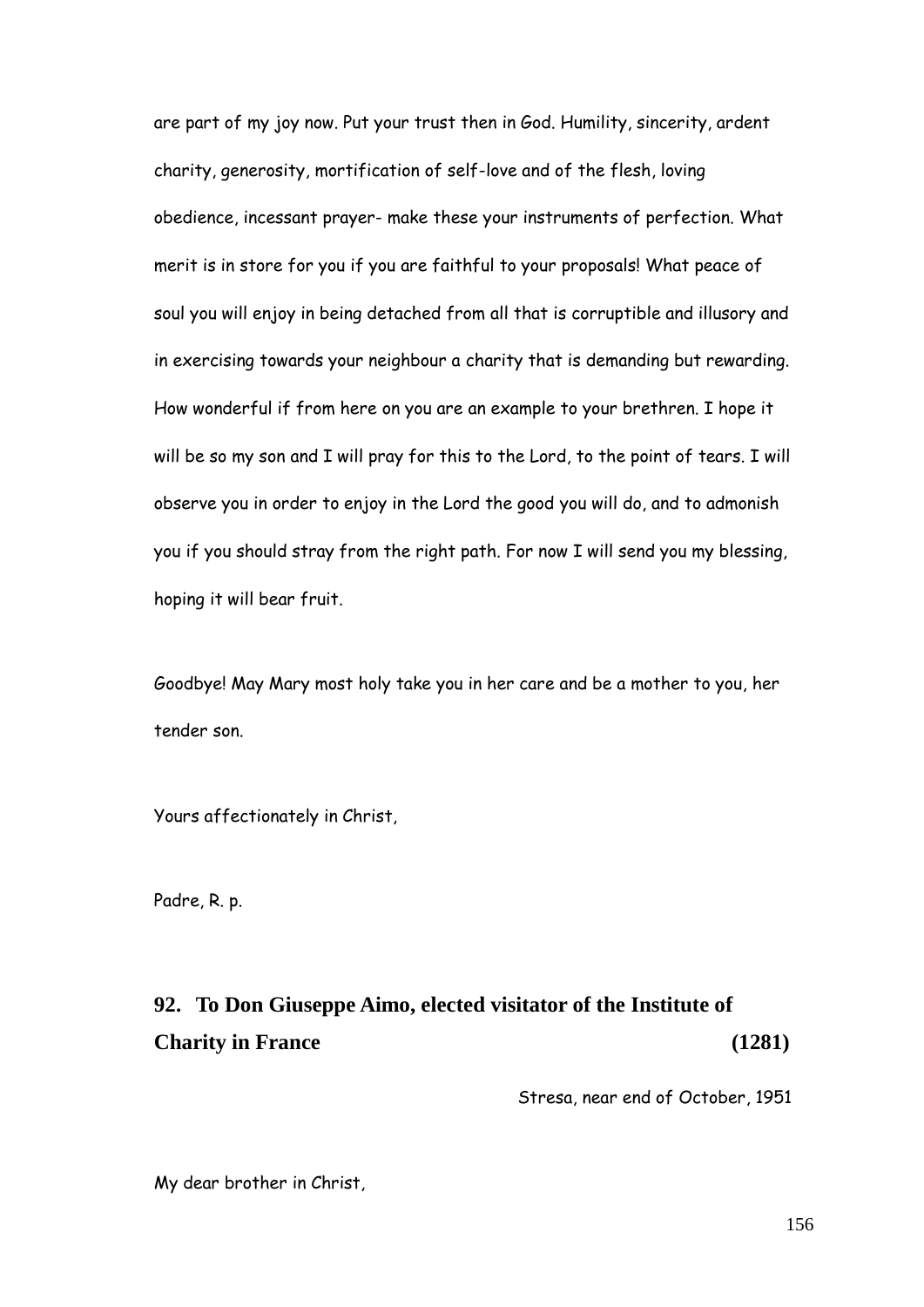are part of my joy now. Put your trust then in God. Humility, sincerity, ardent charity, generosity, mortification of self-love and of the flesh, loving obedience, incessant prayer- make these your instruments of perfection. What merit is in store for you if you are faithful to your proposals! What peace of soul you will enjoy in being detached from all that is corruptible and illusory and in exercising towards your neighbour a charity that is demanding but rewarding. How wonderful if from here on you are an example to your brethren. I hope it will be so my son and I will pray for this to the Lord, to the point of tears. I will observe you in order to enjoy in the Lord the good you will do, and to admonish you if you should stray from the right path. For now I will send you my blessing, hoping it will bear fruit.

Goodbye! May Mary most holy take you in her care and be a mother to you, her tender son.

Yours affectionately in Christ,

Padre, R. p.

## 92. To Don Giuseppe Aimo, elected visitator of the Institute of Charity in France (1281)

Stresa, near end of October, 1951

My dear brother in Christ,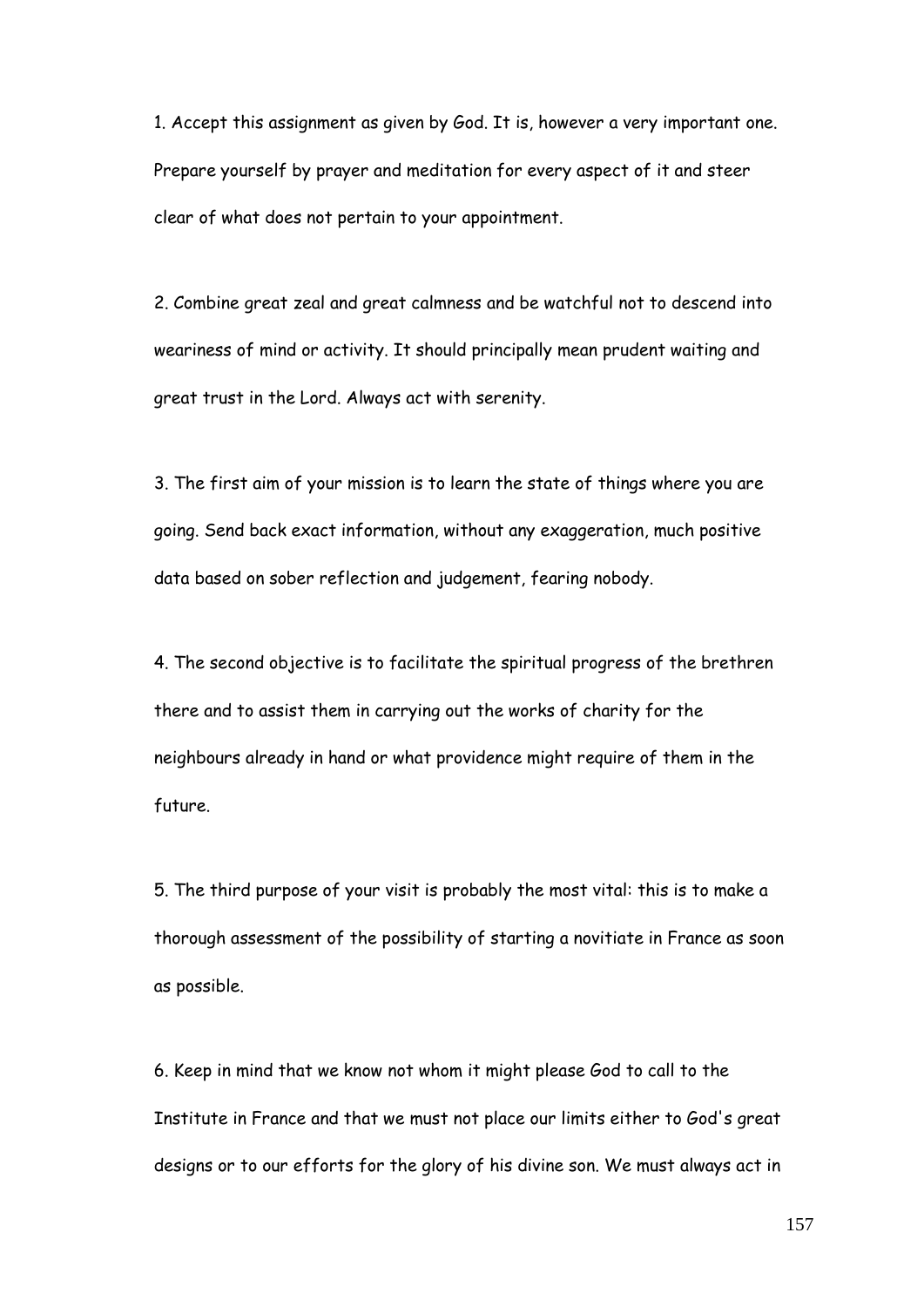1. Accept this assignment as given by God. It is, however a very important one. Prepare yourself by prayer and meditation for every aspect of it and steer clear of what does not pertain to your appointment.

2. Combine great zeal and great calmness and be watchful not to descend into weariness of mind or activity. It should principally mean prudent waiting and great trust in the Lord. Always act with serenity.

3. The first aim of your mission is to learn the state of things where you are going. Send back exact information, without any exaggeration, much positive data based on sober reflection and judgement, fearing nobody.

4. The second objective is to facilitate the spiritual progress of the brethren there and to assist them in carrying out the works of charity for the neighbours already in hand or what providence might require of them in the future.

5. The third purpose of your visit is probably the most vital: this is to make a thorough assessment of the possibility of starting a novitiate in France as soon as possible.

6. Keep in mind that we know not whom it might please God to call to the Institute in France and that we must not place our limits either to God's great designs or to our efforts for the glory of his divine son. We must always act in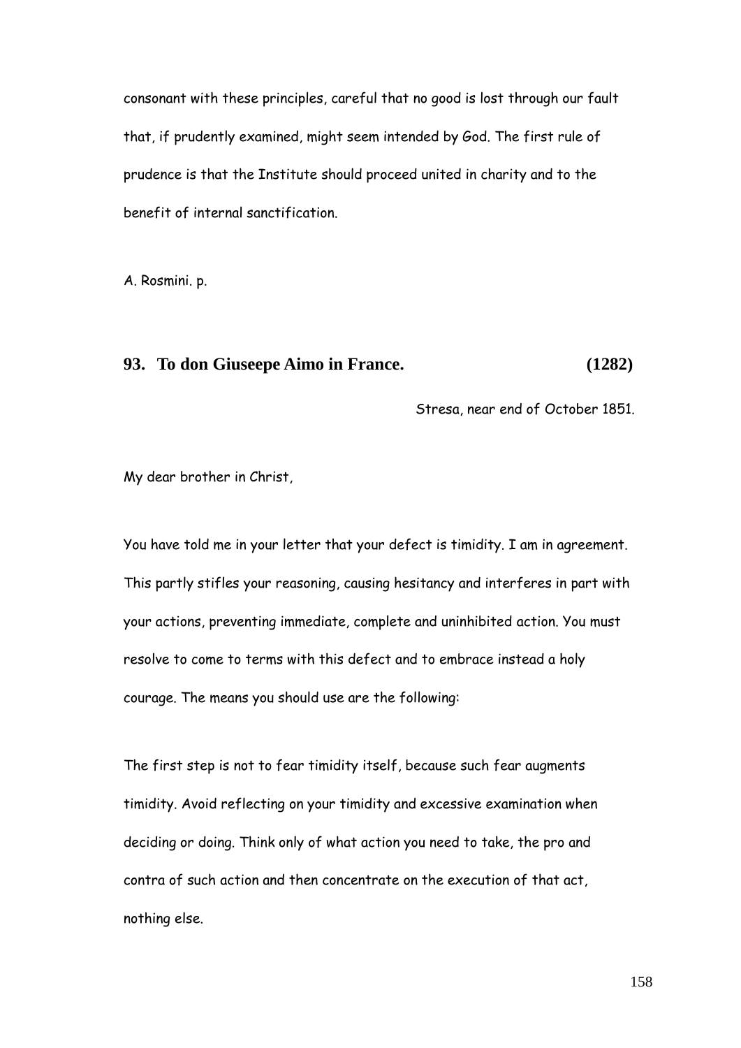consonant with these principles, careful that no good is lost through our fault that, if prudently examined, might seem intended by God. The first rule of prudence is that the Institute should proceed united in charity and to the benefit of internal sanctification.

A. Rosmini. p.

## 93. To don Giuseepe Aimo in France. (1282)

Stresa, near end of October 1851.

My dear brother in Christ,

You have told me in your letter that your defect is timidity. I am in agreement. This partly stifles your reasoning, causing hesitancy and interferes in part with your actions, preventing immediate, complete and uninhibited action. You must resolve to come to terms with this defect and to embrace instead a holy courage. The means you should use are the following:

The first step is not to fear timidity itself, because such fear augments timidity. Avoid reflecting on your timidity and excessive examination when deciding or doing. Think only of what action you need to take, the pro and contra of such action and then concentrate on the execution of that act, nothing else.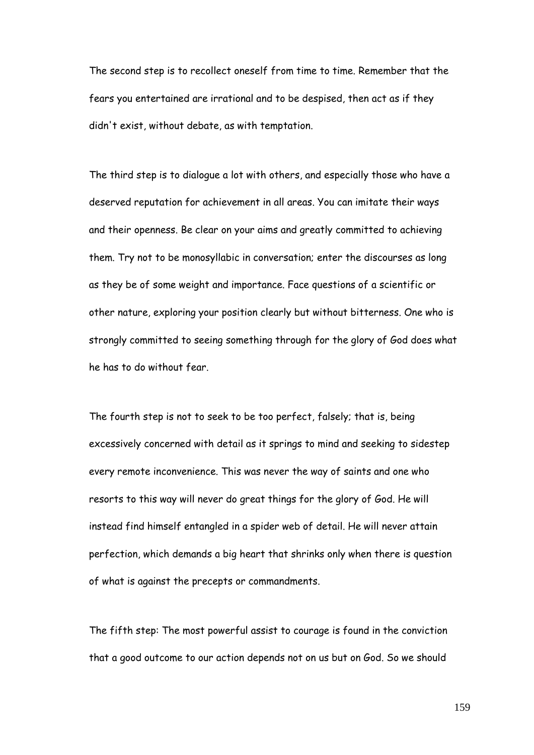The second step is to recollect oneself from time to time. Remember that the fears you entertained are irrational and to be despised, then act as if they didn't exist, without debate, as with temptation.

The third step is to dialogue a lot with others, and especially those who have a deserved reputation for achievement in all areas. You can imitate their ways and their openness. Be clear on your aims and greatly committed to achieving them. Try not to be monosyllabic in conversation; enter the discourses as long as they be of some weight and importance. Face questions of a scientific or other nature, exploring your position clearly but without bitterness. One who is strongly committed to seeing something through for the glory of God does what he has to do without fear.

The fourth step is not to seek to be too perfect, falsely; that is, being excessively concerned with detail as it springs to mind and seeking to sidestep every remote inconvenience. This was never the way of saints and one who resorts to this way will never do great things for the glory of God. He will instead find himself entangled in a spider web of detail. He will never attain perfection, which demands a big heart that shrinks only when there is question of what is against the precepts or commandments.

The fifth step: The most powerful assist to courage is found in the conviction that a good outcome to our action depends not on us but on God. So we should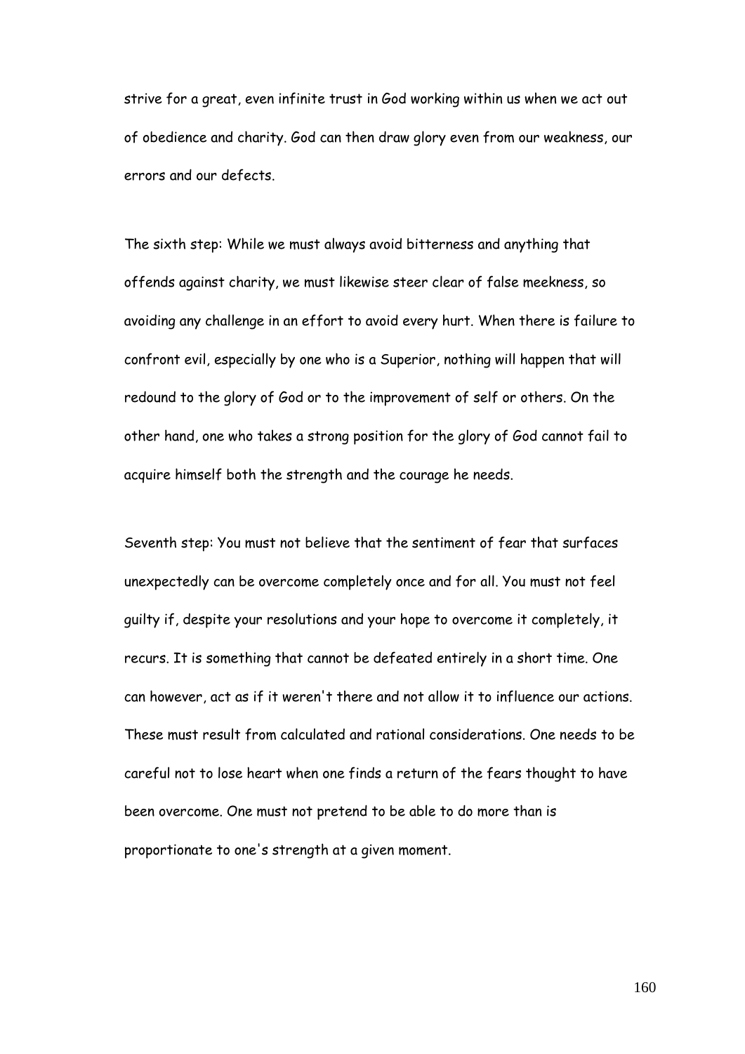strive for a great, even infinite trust in God working within us when we act out of obedience and charity. God can then draw glory even from our weakness, our errors and our defects.

The sixth step: While we must always avoid bitterness and anything that offends against charity, we must likewise steer clear of false meekness, so avoiding any challenge in an effort to avoid every hurt. When there is failure to confront evil, especially by one who is a Superior, nothing will happen that will redound to the glory of God or to the improvement of self or others. On the other hand, one who takes a strong position for the glory of God cannot fail to acquire himself both the strength and the courage he needs.

Seventh step: You must not believe that the sentiment of fear that surfaces unexpectedly can be overcome completely once and for all. You must not feel guilty if, despite your resolutions and your hope to overcome it completely, it recurs. It is something that cannot be defeated entirely in a short time. One can however, act as if it weren't there and not allow it to influence our actions. These must result from calculated and rational considerations. One needs to be careful not to lose heart when one finds a return of the fears thought to have been overcome. One must not pretend to be able to do more than is proportionate to one's strength at a given moment.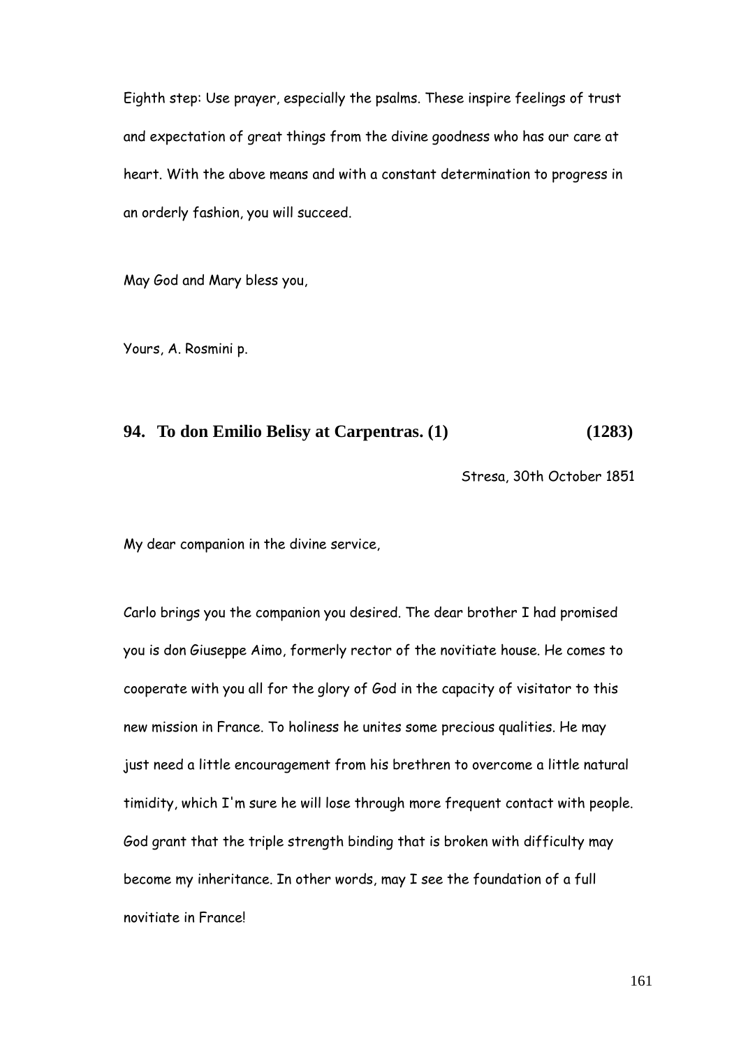Eighth step: Use prayer, especially the psalms. These inspire feelings of trust and expectation of great things from the divine goodness who has our care at heart. With the above means and with a constant determination to progress in an orderly fashion, you will succeed.

May God and Mary bless you,

Yours, A. Rosmini p.

### 94. To don Emilio Belisy at Carpentras. (1) (1283)

Stresa, 30th October 1851

My dear companion in the divine service,

Carlo brings you the companion you desired. The dear brother I had promised you is don Giuseppe Aimo, formerly rector of the novitiate house. He comes to cooperate with you all for the glory of God in the capacity of visitator to this new mission in France. To holiness he unites some precious qualities. He may just need a little encouragement from his brethren to overcome a little natural timidity, which I'm sure he will lose through more frequent contact with people. God grant that the triple strength binding that is broken with difficulty may become my inheritance. In other words, may I see the foundation of a full novitiate in France!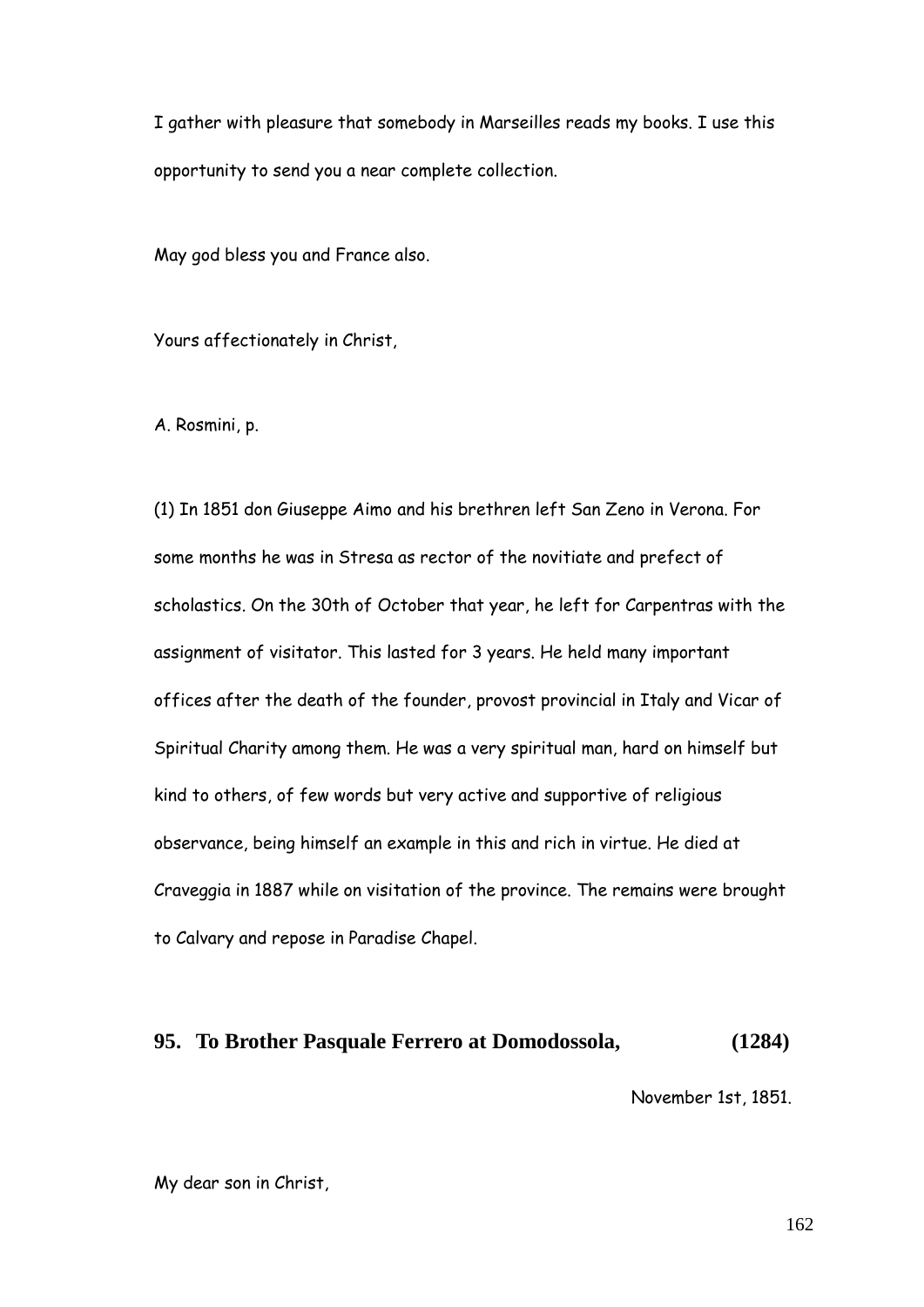I gather with pleasure that somebody in Marseilles reads my books. I use this opportunity to send you a near complete collection.

May god bless you and France also.

Yours affectionately in Christ,

A. Rosmini, p.

(1) In 1851 don Giuseppe Aimo and his brethren left San Zeno in Verona. For some months he was in Stresa as rector of the novitiate and prefect of scholastics. On the 30th of October that year, he left for Carpentras with the assignment of visitator. This lasted for 3 years. He held many important offices after the death of the founder, provost provincial in Italy and Vicar of Spiritual Charity among them. He was a very spiritual man, hard on himself but kind to others, of few words but very active and supportive of religious observance, being himself an example in this and rich in virtue. He died at Craveggia in 1887 while on visitation of the province. The remains were brought to Calvary and repose in Paradise Chapel.

## 95. To Brother Pasquale Ferrero at Domodossola, (1284)

November 1st, 1851.

My dear son in Christ,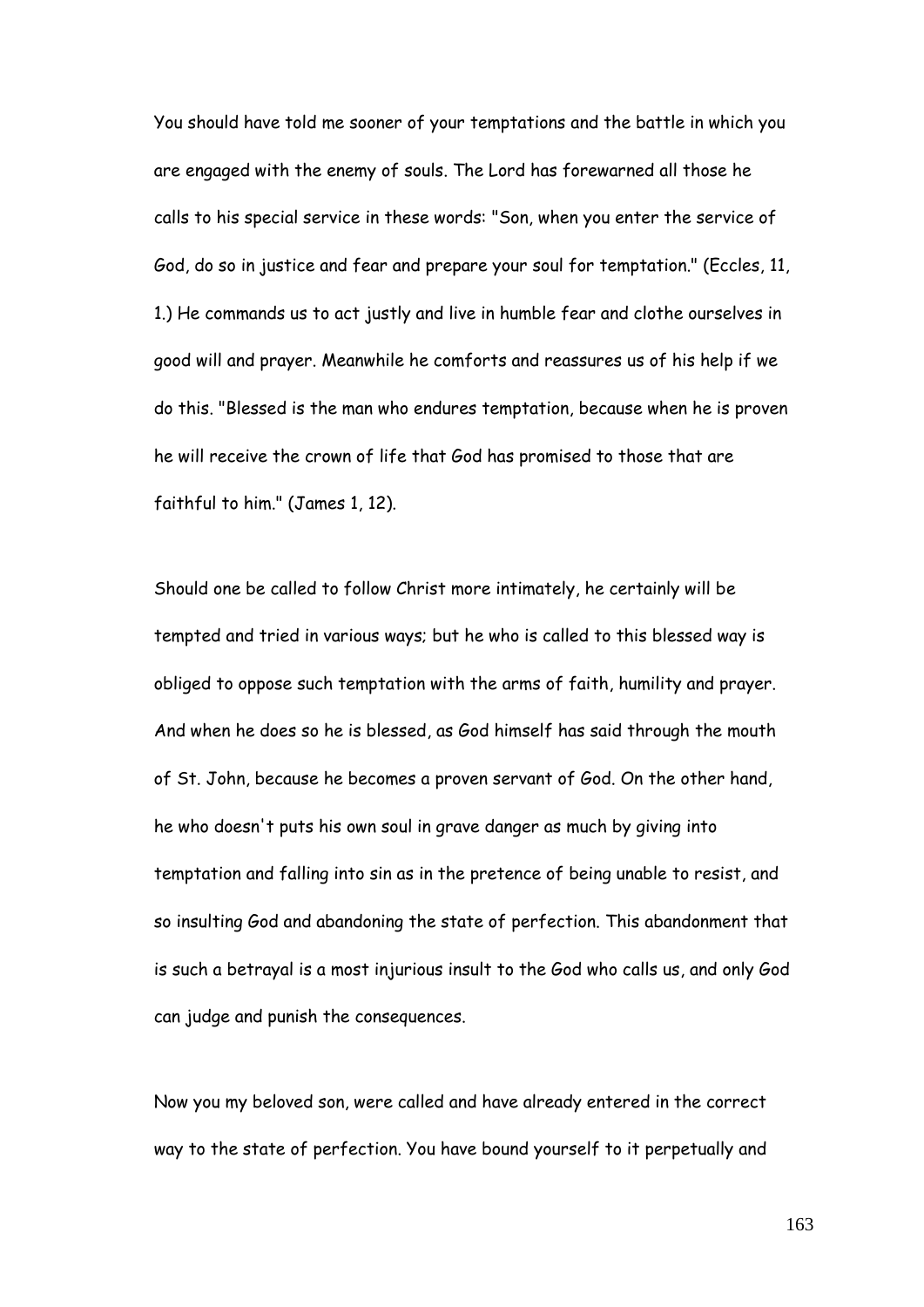You should have told me sooner of your temptations and the battle in which you are engaged with the enemy of souls. The Lord has forewarned all those he calls to his special service in these words: "Son, when you enter the service of God, do so in justice and fear and prepare your soul for temptation." (Eccles, 11, 1.) He commands us to act justly and live in humble fear and clothe ourselves in good will and prayer. Meanwhile he comforts and reassures us of his help if we do this. "Blessed is the man who endures temptation, because when he is proven he will receive the crown of life that God has promised to those that are faithful to him." (James 1, 12).

Should one be called to follow Christ more intimately, he certainly will be tempted and tried in various ways; but he who is called to this blessed way is obliged to oppose such temptation with the arms of faith, humility and prayer. And when he does so he is blessed, as God himself has said through the mouth of St. John, because he becomes a proven servant of God. On the other hand, he who doesn't puts his own soul in grave danger as much by giving into temptation and falling into sin as in the pretence of being unable to resist, and so insulting God and abandoning the state of perfection. This abandonment that is such a betrayal is a most injurious insult to the God who calls us, and only God can judge and punish the consequences.

Now you my beloved son, were called and have already entered in the correct way to the state of perfection. You have bound yourself to it perpetually and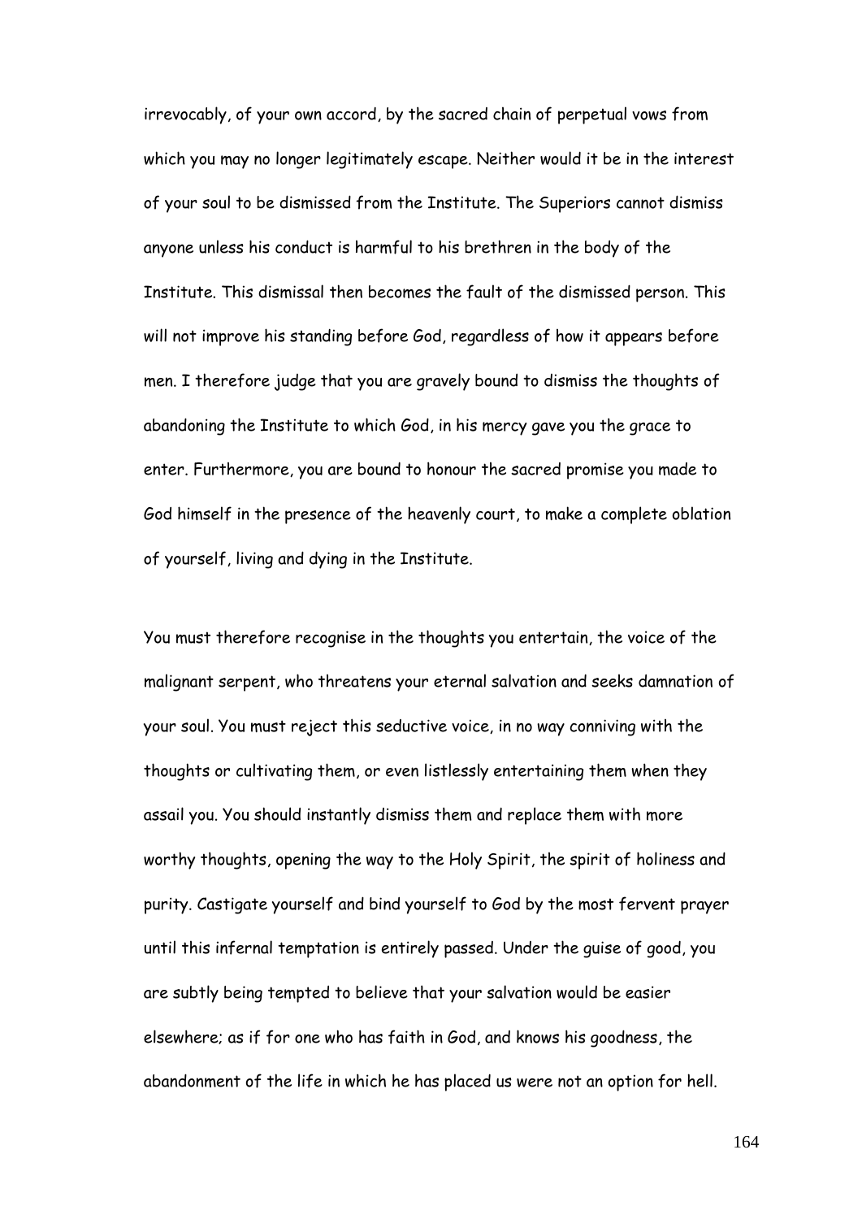irrevocably, of your own accord, by the sacred chain of perpetual vows from which you may no longer legitimately escape. Neither would it be in the interest of your soul to be dismissed from the Institute. The Superiors cannot dismiss anyone unless his conduct is harmful to his brethren in the body of the Institute. This dismissal then becomes the fault of the dismissed person. This will not improve his standing before God, regardless of how it appears before men. I therefore judge that you are gravely bound to dismiss the thoughts of abandoning the Institute to which God, in his mercy gave you the grace to enter. Furthermore, you are bound to honour the sacred promise you made to God himself in the presence of the heavenly court, to make a complete oblation of yourself, living and dying in the Institute.

You must therefore recognise in the thoughts you entertain, the voice of the malignant serpent, who threatens your eternal salvation and seeks damnation of your soul. You must reject this seductive voice, in no way conniving with the thoughts or cultivating them, or even listlessly entertaining them when they assail you. You should instantly dismiss them and replace them with more worthy thoughts, opening the way to the Holy Spirit, the spirit of holiness and purity. Castigate yourself and bind yourself to God by the most fervent prayer until this infernal temptation is entirely passed. Under the guise of good, you are subtly being tempted to believe that your salvation would be easier elsewhere; as if for one who has faith in God, and knows his goodness, the abandonment of the life in which he has placed us were not an option for hell.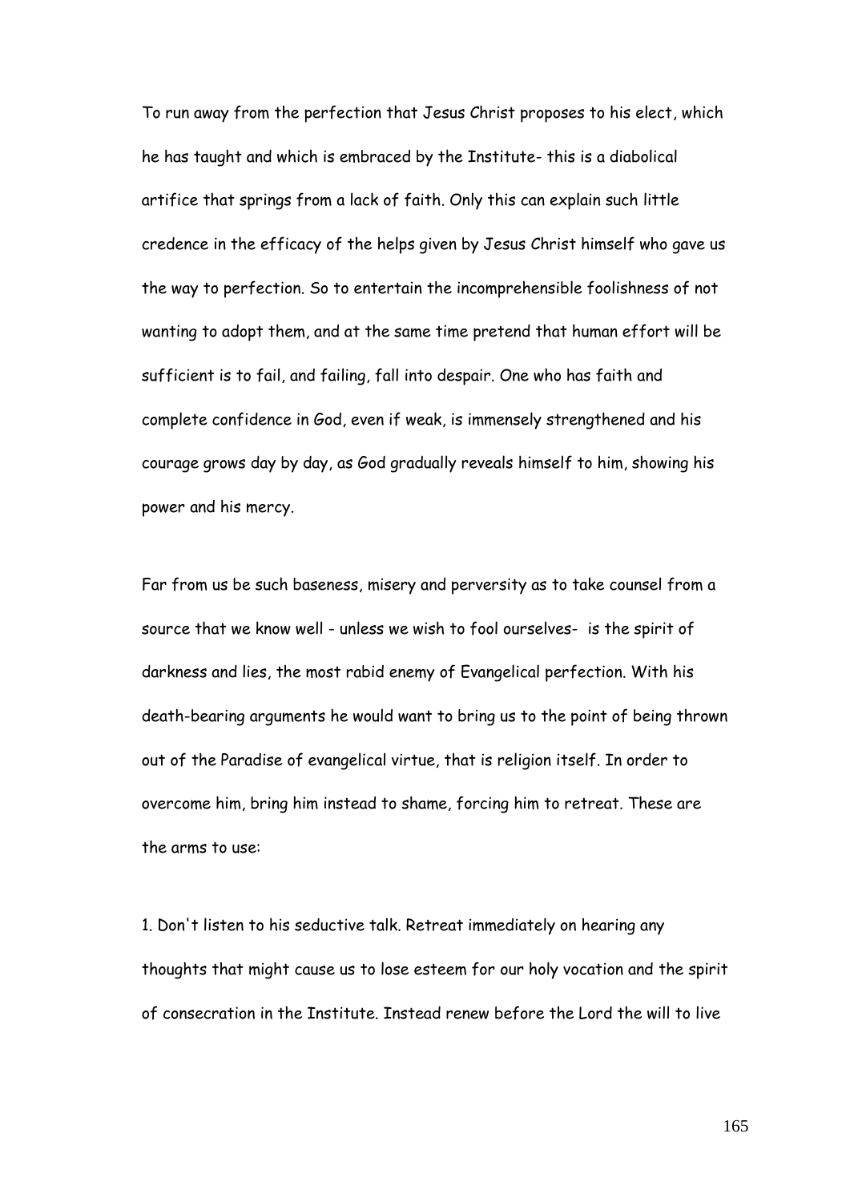To run away from the perfection that Jesus Christ proposes to his elect, which he has taught and which is embraced by the Institute- this is a diabolical artifice that springs from a lack of faith. Only this can explain such little credence in the efficacy of the helps given by Jesus Christ himself who gave us the way to perfection. So to entertain the incomprehensible foolishness of not wanting to adopt them, and at the same time pretend that human effort will be sufficient is to fail, and failing, fall into despair. One who has faith and complete confidence in God, even if weak, is immensely strengthened and his courage grows day by day, as God gradually reveals himself to him, showing his power and his mercy.

Far from us be such baseness, misery and perversity as to take counsel from a source that we know well - unless we wish to fool ourselves- is the spirit of darkness and lies, the most rabid enemy of Evangelical perfection. With his death-bearing arguments he would want to bring us to the point of being thrown out of the Paradise of evangelical virtue, that is religion itself. In order to overcome him, bring him instead to shame, forcing him to retreat. These are the arms to use:

1. Don't listen to his seductive talk. Retreat immediately on hearing any thoughts that might cause us to lose esteem for our holy vocation and the spirit of consecration in the Institute. Instead renew before the Lord the will to live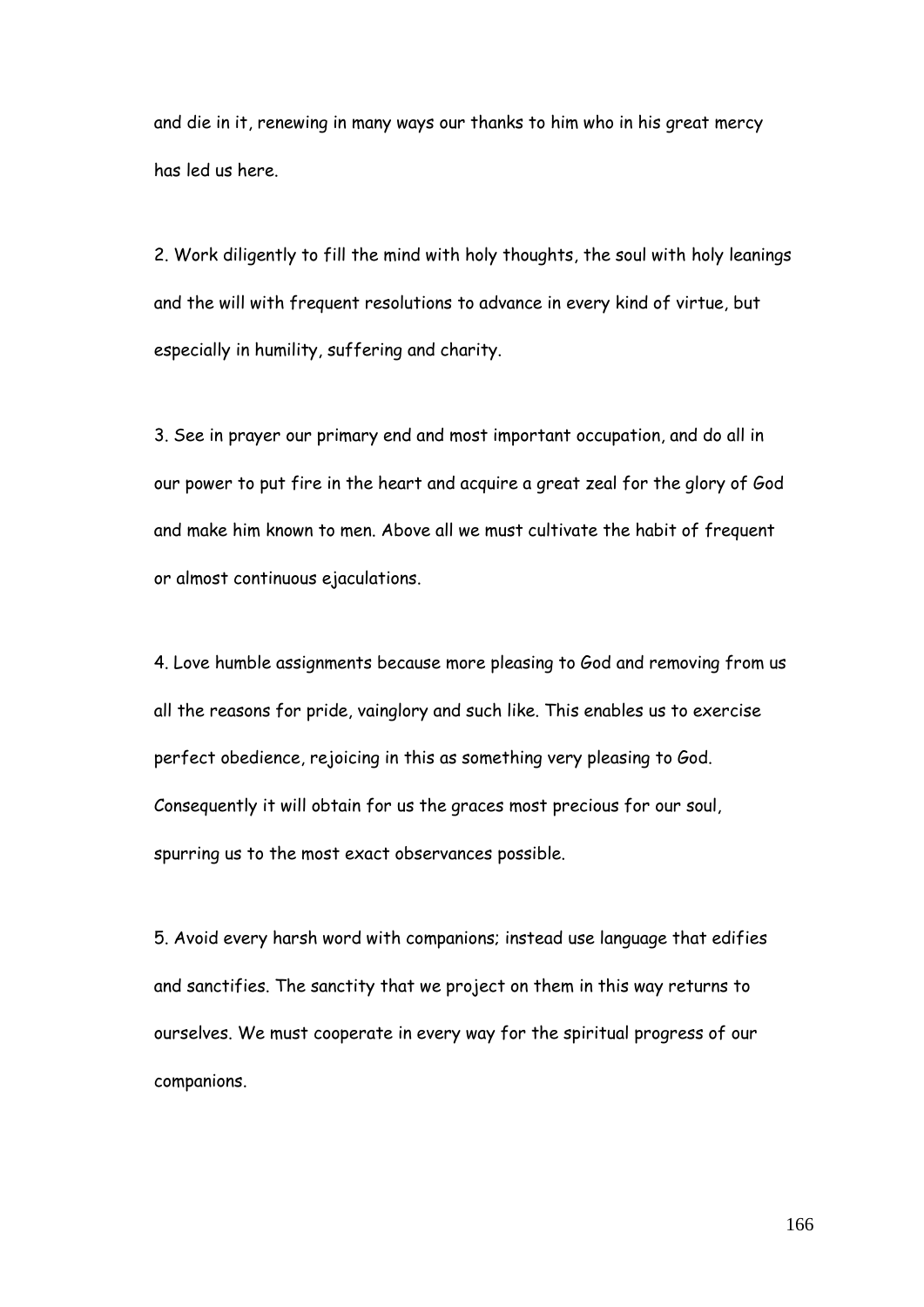and die in it, renewing in many ways our thanks to him who in his great mercy has led us here.

2. Work diligently to fill the mind with holy thoughts, the soul with holy leanings and the will with frequent resolutions to advance in every kind of virtue, but especially in humility, suffering and charity.

3. See in prayer our primary end and most important occupation, and do all in our power to put fire in the heart and acquire a great zeal for the glory of God and make him known to men. Above all we must cultivate the habit of frequent or almost continuous ejaculations.

4. Love humble assignments because more pleasing to God and removing from us all the reasons for pride, vainglory and such like. This enables us to exercise perfect obedience, rejoicing in this as something very pleasing to God. Consequently it will obtain for us the graces most precious for our soul, spurring us to the most exact observances possible.

5. Avoid every harsh word with companions; instead use language that edifies and sanctifies. The sanctity that we project on them in this way returns to ourselves. We must cooperate in every way for the spiritual progress of our companions.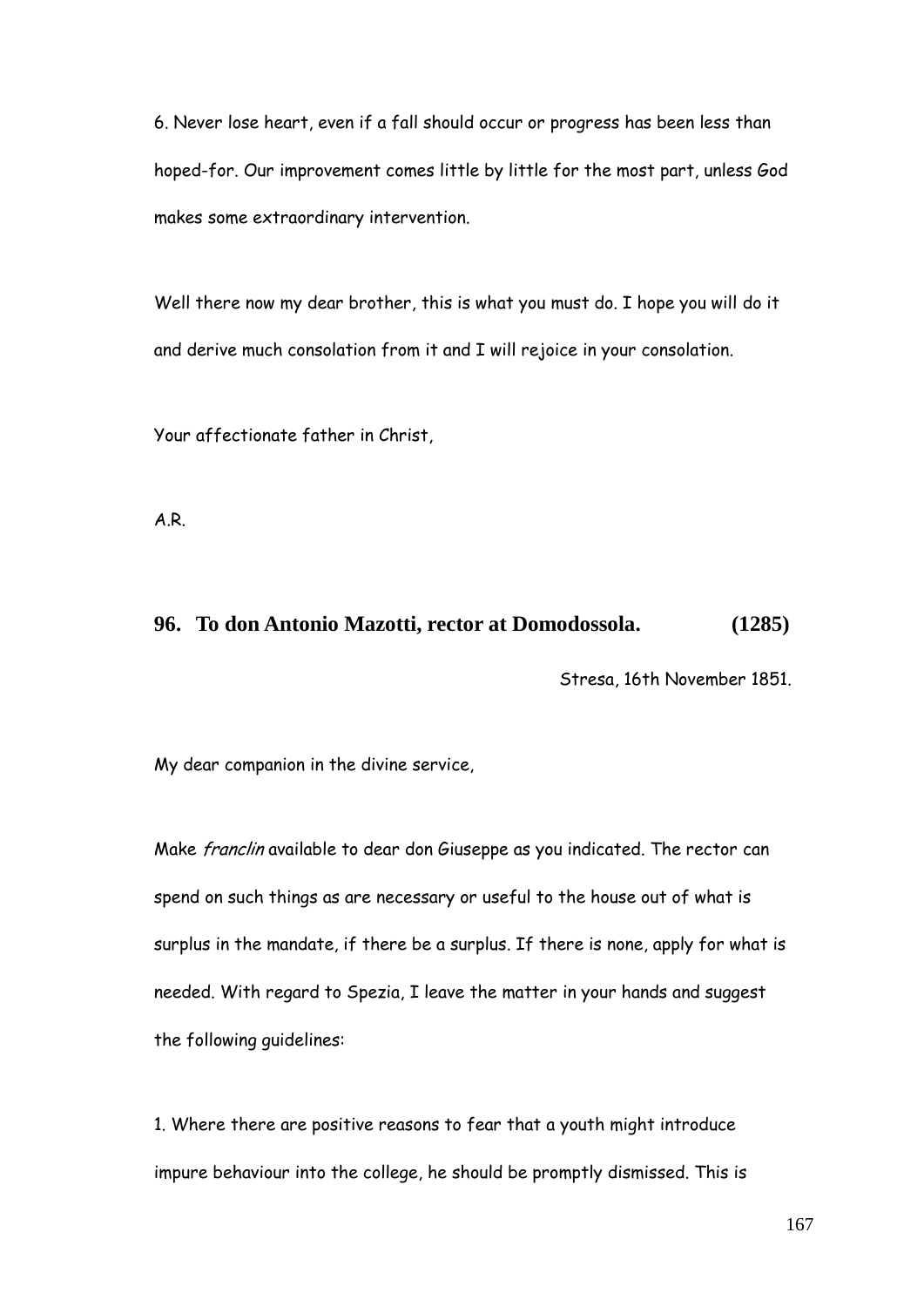6. Never lose heart, even if a fall should occur or progress has been less than hoped-for. Our improvement comes little by little for the most part, unless God makes some extraordinary intervention.

Well there now my dear brother, this is what you must do. I hope you will do it and derive much consolation from it and I will rejoice in your consolation.

Your affectionate father in Christ,

A.R.

## 96. To don Antonio Mazotti, rector at Domodossola. (1285)

Stresa, 16th November 1851.

My dear companion in the divine service,

Make *franclin* available to dear don Giuseppe as you indicated. The rector can spend on such things as are necessary or useful to the house out of what is surplus in the mandate, if there be a surplus. If there is none, apply for what is needed. With regard to Spezia, I leave the matter in your hands and suggest the following guidelines:

1. Where there are positive reasons to fear that a youth might introduce impure behaviour into the college, he should be promptly dismissed. This is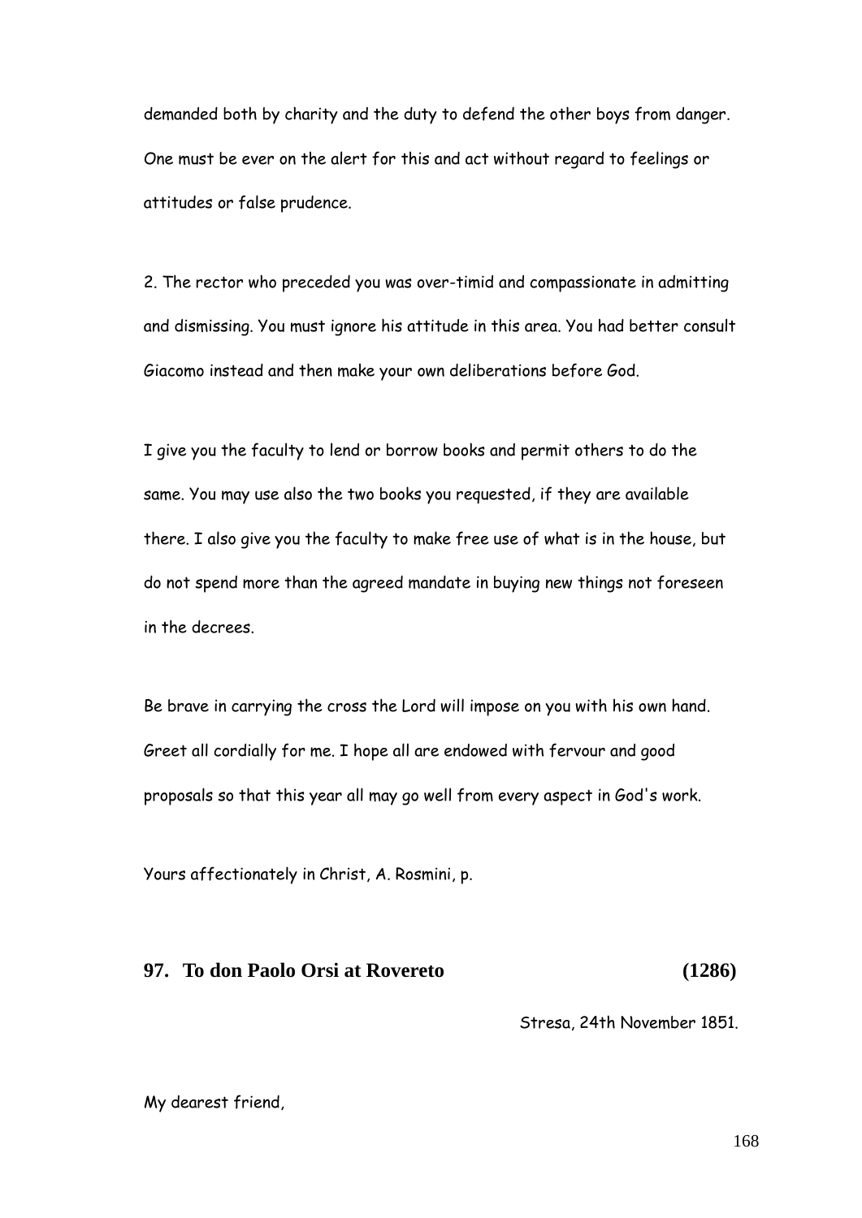demanded both by charity and the duty to defend the other boys from danger. One must be ever on the alert for this and act without regard to feelings or attitudes or false prudence.

2. The rector who preceded you was over-timid and compassionate in admitting and dismissing. You must ignore his attitude in this area. You had better consult Giacomo instead and then make your own deliberations before God.

I give you the faculty to lend or borrow books and permit others to do the same. You may use also the two books you requested, if they are available there. I also give you the faculty to make free use of what is in the house, but do not spend more than the agreed mandate in buying new things not foreseen in the decrees.

Be brave in carrying the cross the Lord will impose on you with his own hand. Greet all cordially for me. I hope all are endowed with fervour and good proposals so that this year all may go well from every aspect in God's work.

Yours affectionately in Christ, A. Rosmini, p.

## 97. To don Paolo Orsi at Rovereto (1286)

Stresa, 24th November 1851.

My dearest friend,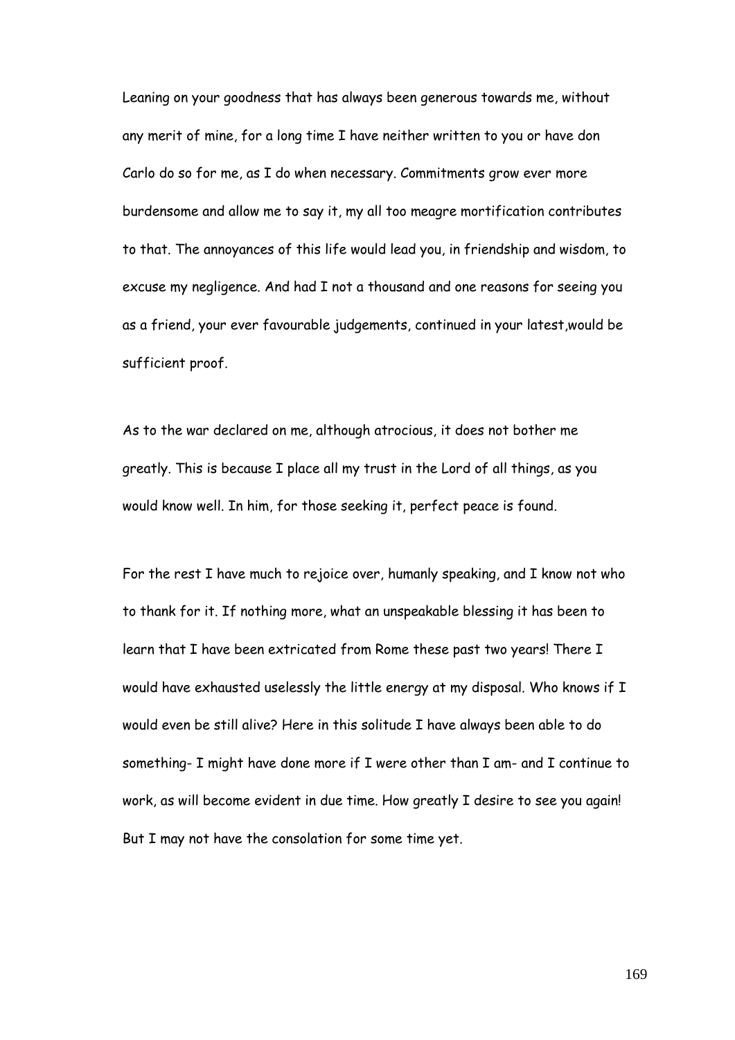Leaning on your goodness that has always been generous towards me, without any merit of mine, for a long time I have neither written to you or have don Carlo do so for me, as I do when necessary. Commitments grow ever more burdensome and allow me to say it, my all too meagre mortification contributes to that. The annoyances of this life would lead you, in friendship and wisdom, to excuse my negligence. And had I not a thousand and one reasons for seeing you as a friend, your ever favourable judgements, continued in your latest,would be sufficient proof.

As to the war declared on me, although atrocious, it does not bother me greatly. This is because I place all my trust in the Lord of all things, as you would know well. In him, for those seeking it, perfect peace is found.

For the rest I have much to rejoice over, humanly speaking, and I know not who to thank for it. If nothing more, what an unspeakable blessing it has been to learn that I have been extricated from Rome these past two years! There I would have exhausted uselessly the little energy at my disposal. Who knows if I would even be still alive? Here in this solitude I have always been able to do something- I might have done more if I were other than I am- and I continue to work, as will become evident in due time. How greatly I desire to see you again! But I may not have the consolation for some time yet.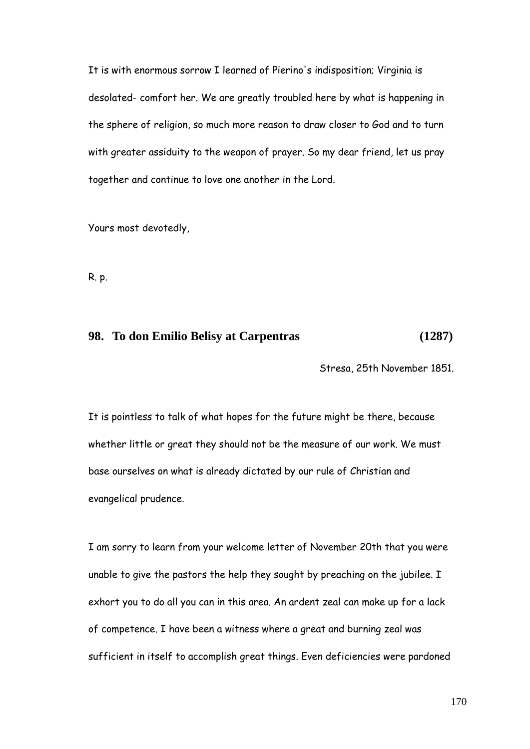It is with enormous sorrow I learned of Pierino's indisposition; Virginia is desolated- comfort her. We are greatly troubled here by what is happening in the sphere of religion, so much more reason to draw closer to God and to turn with greater assiduity to the weapon of prayer. So my dear friend, let us pray together and continue to love one another in the Lord.

Yours most devotedly,

R. p.

## 98. To don Emilio Belisy at Carpentras (1287)

Stresa, 25th November 1851.

It is pointless to talk of what hopes for the future might be there, because whether little or great they should not be the measure of our work. We must base ourselves on what is already dictated by our rule of Christian and evangelical prudence.

I am sorry to learn from your welcome letter of November 20th that you were unable to give the pastors the help they sought by preaching on the jubilee. I exhort you to do all you can in this area. An ardent zeal can make up for a lack of competence. I have been a witness where a great and burning zeal was sufficient in itself to accomplish great things. Even deficiencies were pardoned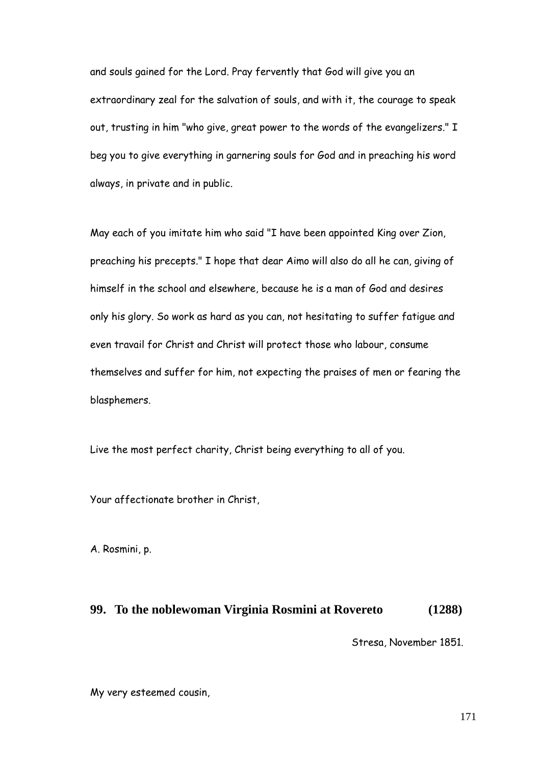and souls gained for the Lord. Pray fervently that God will give you an extraordinary zeal for the salvation of souls, and with it, the courage to speak out, trusting in him "who give, great power to the words of the evangelizers." I beg you to give everything in garnering souls for God and in preaching his word always, in private and in public.

May each of you imitate him who said "I have been appointed King over Zion, preaching his precepts." I hope that dear Aimo will also do all he can, giving of himself in the school and elsewhere, because he is a man of God and desires only his glory. So work as hard as you can, not hesitating to suffer fatigue and even travail for Christ and Christ will protect those who labour, consume themselves and suffer for him, not expecting the praises of men or fearing the blasphemers.

Live the most perfect charity, Christ being everything to all of you.

Your affectionate brother in Christ,

A. Rosmini, p.

### 99. To the noblewoman Virginia Rosmini at Rovereto (1288)

Stresa, November 1851.

My very esteemed cousin,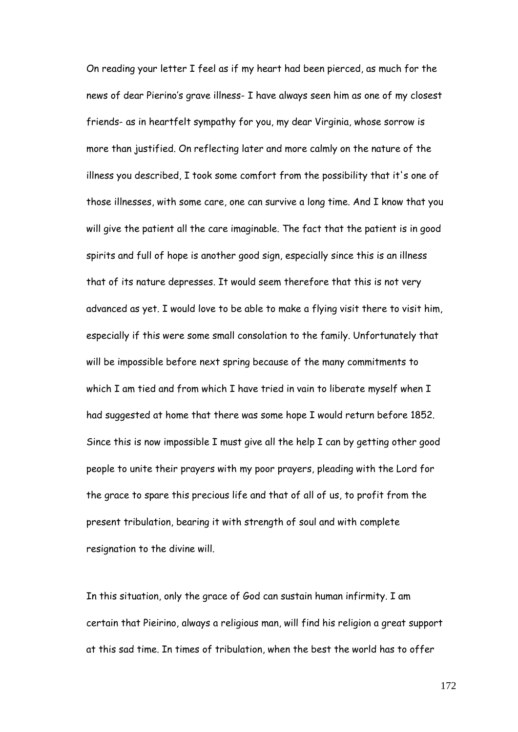On reading your letter I feel as if my heart had been pierced, as much for the news of dear Pierino's grave illness- I have always seen him as one of my closest friends- as in heartfelt sympathy for you, my dear Virginia, whose sorrow is more than justified. On reflecting later and more calmly on the nature of the illness you described, I took some comfort from the possibility that it's one of those illnesses, with some care, one can survive a long time. And I know that you will give the patient all the care imaginable. The fact that the patient is in good spirits and full of hope is another good sign, especially since this is an illness that of its nature depresses. It would seem therefore that this is not very advanced as yet. I would love to be able to make a flying visit there to visit him, especially if this were some small consolation to the family. Unfortunately that will be impossible before next spring because of the many commitments to which I am tied and from which I have tried in vain to liberate myself when I had suggested at home that there was some hope I would return before 1852. Since this is now impossible I must give all the help I can by getting other good people to unite their prayers with my poor prayers, pleading with the Lord for the grace to spare this precious life and that of all of us, to profit from the present tribulation, bearing it with strength of soul and with complete resignation to the divine will.

In this situation, only the grace of God can sustain human infirmity. I am certain that Pieirino, always a religious man, will find his religion a great support at this sad time. In times of tribulation, when the best the world has to offer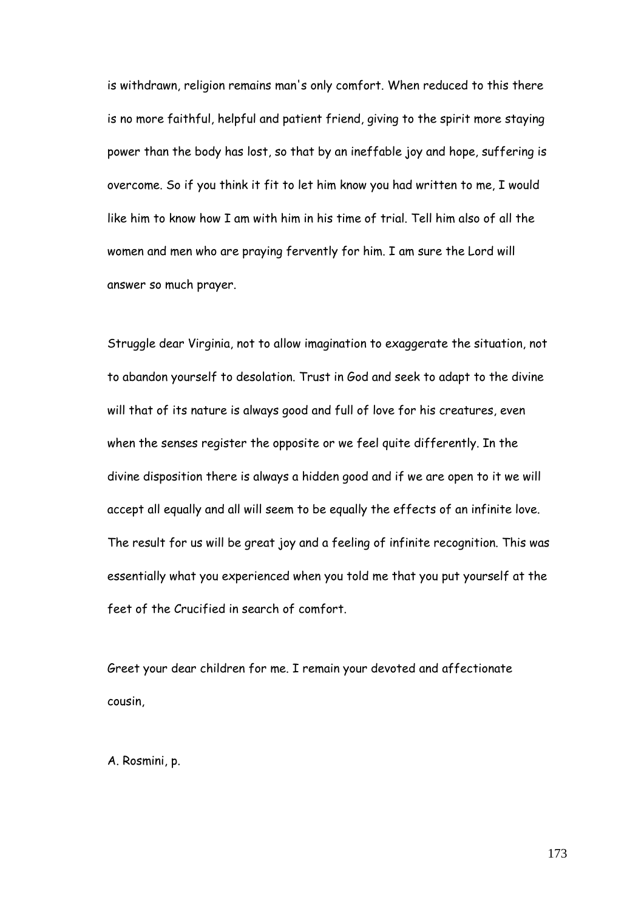is withdrawn, religion remains man's only comfort. When reduced to this there is no more faithful, helpful and patient friend, giving to the spirit more staying power than the body has lost, so that by an ineffable joy and hope, suffering is overcome. So if you think it fit to let him know you had written to me, I would like him to know how I am with him in his time of trial. Tell him also of all the women and men who are praying fervently for him. I am sure the Lord will answer so much prayer.

Struggle dear Virginia, not to allow imagination to exaggerate the situation, not to abandon yourself to desolation. Trust in God and seek to adapt to the divine will that of its nature is always good and full of love for his creatures, even when the senses register the opposite or we feel quite differently. In the divine disposition there is always a hidden good and if we are open to it we will accept all equally and all will seem to be equally the effects of an infinite love. The result for us will be great joy and a feeling of infinite recognition. This was essentially what you experienced when you told me that you put yourself at the feet of the Crucified in search of comfort.

Greet your dear children for me. I remain your devoted and affectionate cousin,

A. Rosmini, p.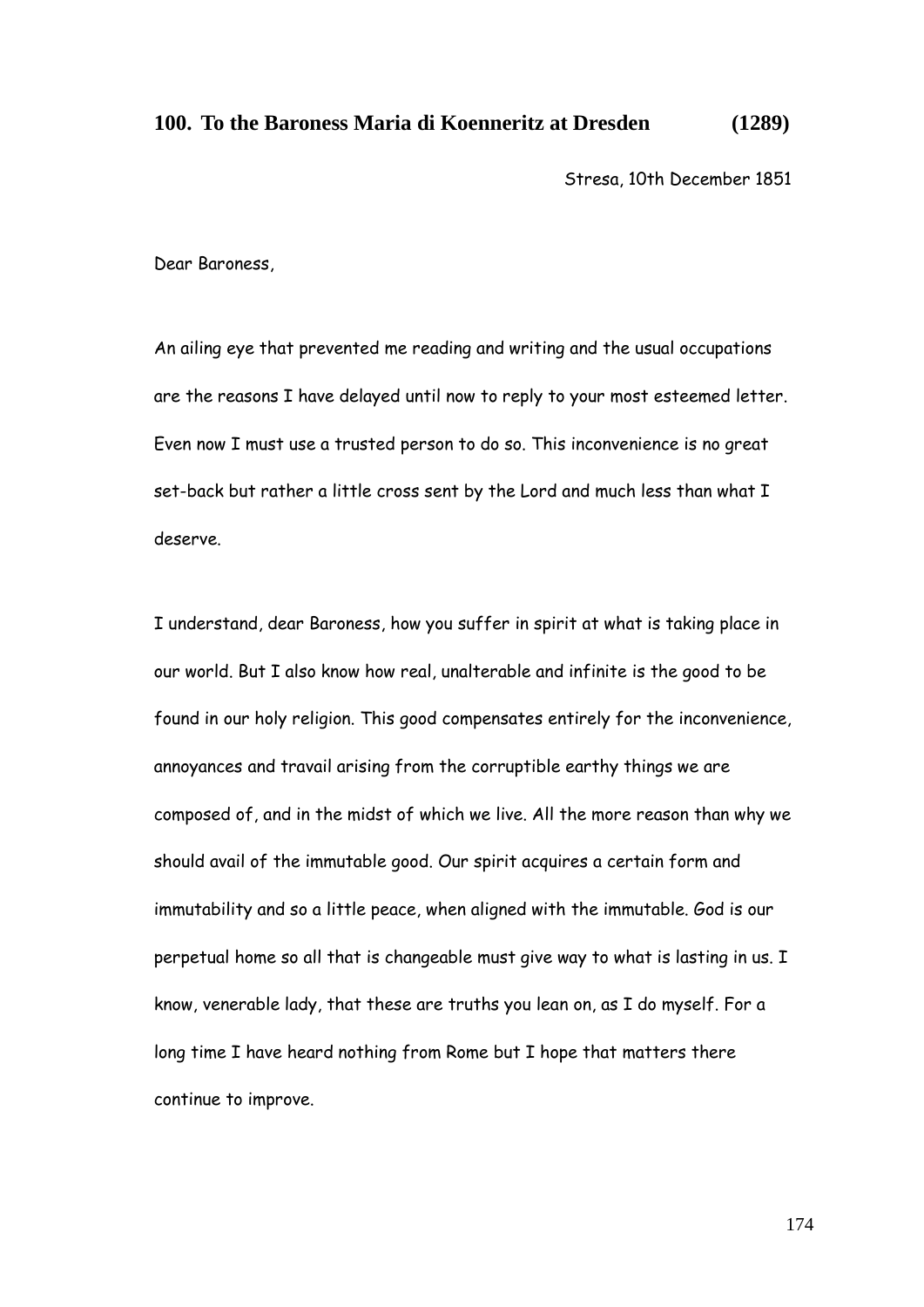## 100. To the Baroness Maria di Koenneritz at Dresden (1289)

Stresa, 10th December 1851

Dear Baroness,

An ailing eye that prevented me reading and writing and the usual occupations are the reasons I have delayed until now to reply to your most esteemed letter. Even now I must use a trusted person to do so. This inconvenience is no great set-back but rather a little cross sent by the Lord and much less than what I deserve.

I understand, dear Baroness, how you suffer in spirit at what is taking place in our world. But I also know how real, unalterable and infinite is the good to be found in our holy religion. This good compensates entirely for the inconvenience, annoyances and travail arising from the corruptible earthy things we are composed of, and in the midst of which we live. All the more reason than why we should avail of the immutable good. Our spirit acquires a certain form and immutability and so a little peace, when aligned with the immutable. God is our perpetual home so all that is changeable must give way to what is lasting in us. I know, venerable lady, that these are truths you lean on, as I do myself. For a long time I have heard nothing from Rome but I hope that matters there continue to improve.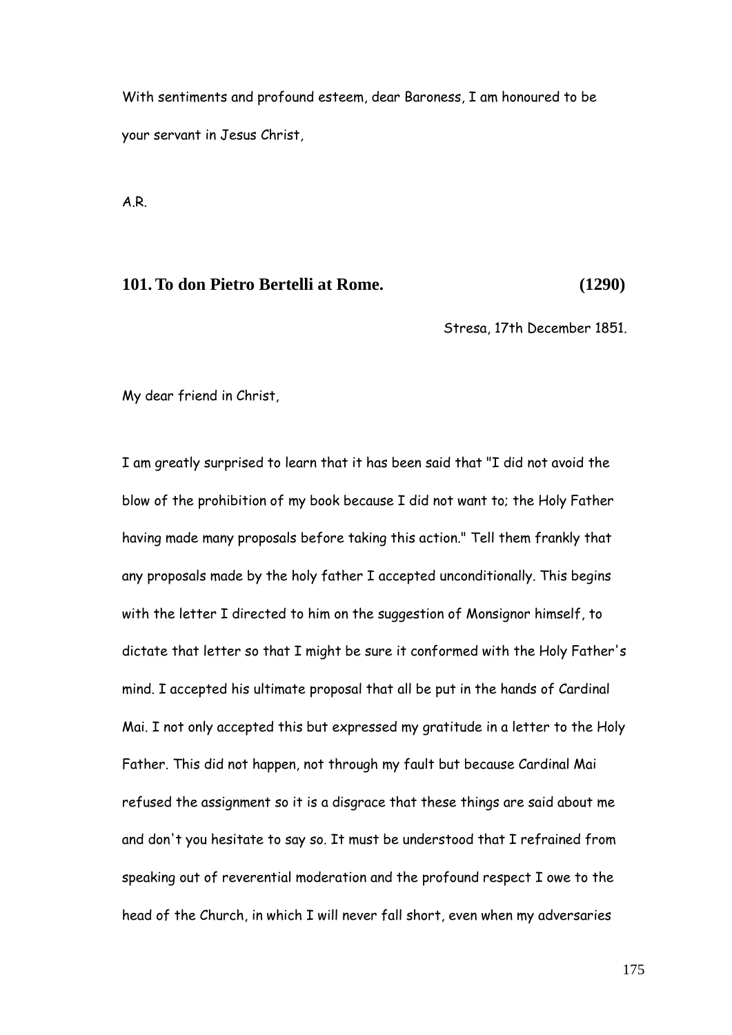With sentiments and profound esteem, dear Baroness, I am honoured to be your servant in Jesus Christ,

A.R.

## 101. To don Pietro Bertelli at Rome. (1290)

Stresa, 17th December 1851.

My dear friend in Christ,

I am greatly surprised to learn that it has been said that "I did not avoid the blow of the prohibition of my book because I did not want to; the Holy Father having made many proposals before taking this action." Tell them frankly that any proposals made by the holy father I accepted unconditionally. This begins with the letter I directed to him on the suggestion of Monsignor himself, to dictate that letter so that I might be sure it conformed with the Holy Father's mind. I accepted his ultimate proposal that all be put in the hands of Cardinal Mai. I not only accepted this but expressed my gratitude in a letter to the Holy Father. This did not happen, not through my fault but because Cardinal Mai refused the assignment so it is a disgrace that these things are said about me and don't you hesitate to say so. It must be understood that I refrained from speaking out of reverential moderation and the profound respect I owe to the head of the Church, in which I will never fall short, even when my adversaries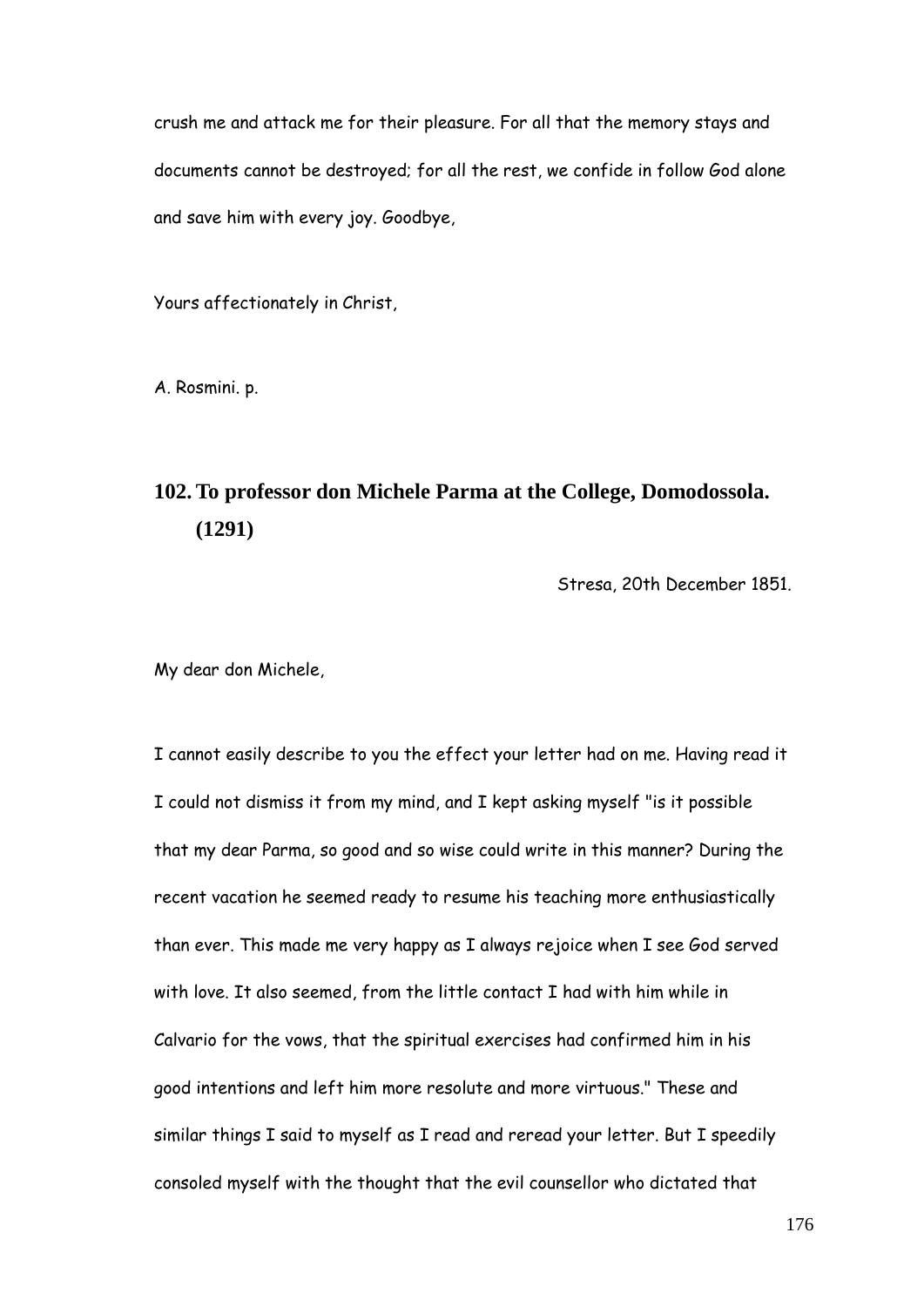crush me and attack me for their pleasure. For all that the memory stays and documents cannot be destroyed; for all the rest, we confide in follow God alone and save him with every joy. Goodbye,

Yours affectionately in Christ,

A. Rosmini. p.

## 102. To professor don Michele Parma at the College, Domodossola. (1291)

Stresa, 20th December 1851.

My dear don Michele,

I cannot easily describe to you the effect your letter had on me. Having read it I could not dismiss it from my mind, and I kept asking myself "is it possible that my dear Parma, so good and so wise could write in this manner? During the recent vacation he seemed ready to resume his teaching more enthusiastically than ever. This made me very happy as I always rejoice when I see God served with love. It also seemed, from the little contact I had with him while in Calvario for the vows, that the spiritual exercises had confirmed him in his good intentions and left him more resolute and more virtuous." These and similar things I said to myself as I read and reread your letter. But I speedily consoled myself with the thought that the evil counsellor who dictated that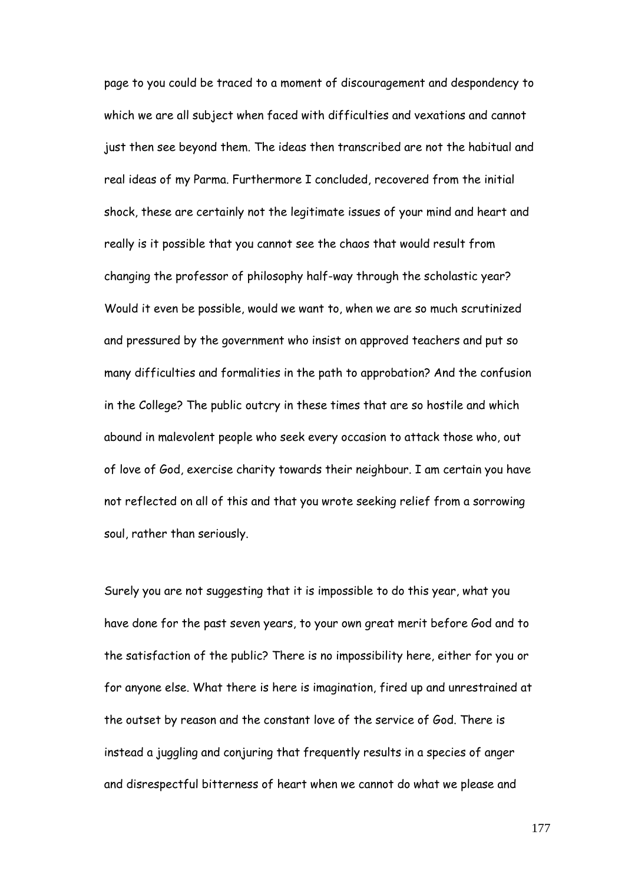page to you could be traced to a moment of discouragement and despondency to which we are all subject when faced with difficulties and vexations and cannot just then see beyond them. The ideas then transcribed are not the habitual and real ideas of my Parma. Furthermore I concluded, recovered from the initial shock, these are certainly not the legitimate issues of your mind and heart and really is it possible that you cannot see the chaos that would result from changing the professor of philosophy half-way through the scholastic year? Would it even be possible, would we want to, when we are so much scrutinized and pressured by the government who insist on approved teachers and put so many difficulties and formalities in the path to approbation? And the confusion in the College? The public outcry in these times that are so hostile and which abound in malevolent people who seek every occasion to attack those who, out of love of God, exercise charity towards their neighbour. I am certain you have not reflected on all of this and that you wrote seeking relief from a sorrowing soul, rather than seriously.

Surely you are not suggesting that it is impossible to do this year, what you have done for the past seven years, to your own great merit before God and to the satisfaction of the public? There is no impossibility here, either for you or for anyone else. What there is here is imagination, fired up and unrestrained at the outset by reason and the constant love of the service of God. There is instead a juggling and conjuring that frequently results in a species of anger and disrespectful bitterness of heart when we cannot do what we please and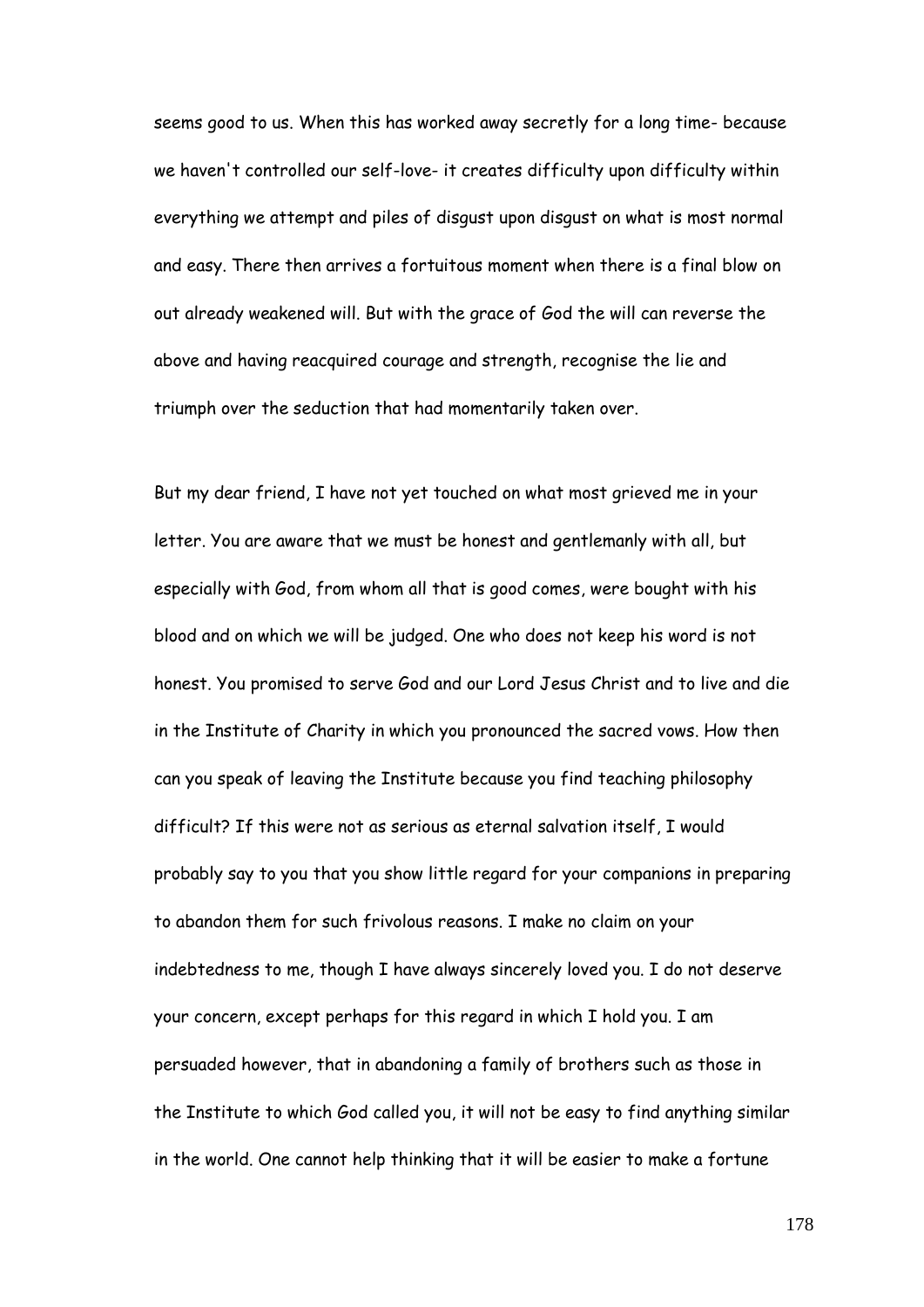seems good to us. When this has worked away secretly for a long time- because we haven't controlled our self-love- it creates difficulty upon difficulty within everything we attempt and piles of disgust upon disgust on what is most normal and easy. There then arrives a fortuitous moment when there is a final blow on out already weakened will. But with the grace of God the will can reverse the above and having reacquired courage and strength, recognise the lie and triumph over the seduction that had momentarily taken over.

But my dear friend, I have not yet touched on what most grieved me in your letter. You are aware that we must be honest and gentlemanly with all, but especially with God, from whom all that is good comes, were bought with his blood and on which we will be judged. One who does not keep his word is not honest. You promised to serve God and our Lord Jesus Christ and to live and die in the Institute of Charity in which you pronounced the sacred vows. How then can you speak of leaving the Institute because you find teaching philosophy difficult? If this were not as serious as eternal salvation itself, I would probably say to you that you show little regard for your companions in preparing to abandon them for such frivolous reasons. I make no claim on your indebtedness to me, though I have always sincerely loved you. I do not deserve your concern, except perhaps for this regard in which I hold you. I am persuaded however, that in abandoning a family of brothers such as those in the Institute to which God called you, it will not be easy to find anything similar in the world. One cannot help thinking that it will be easier to make a fortune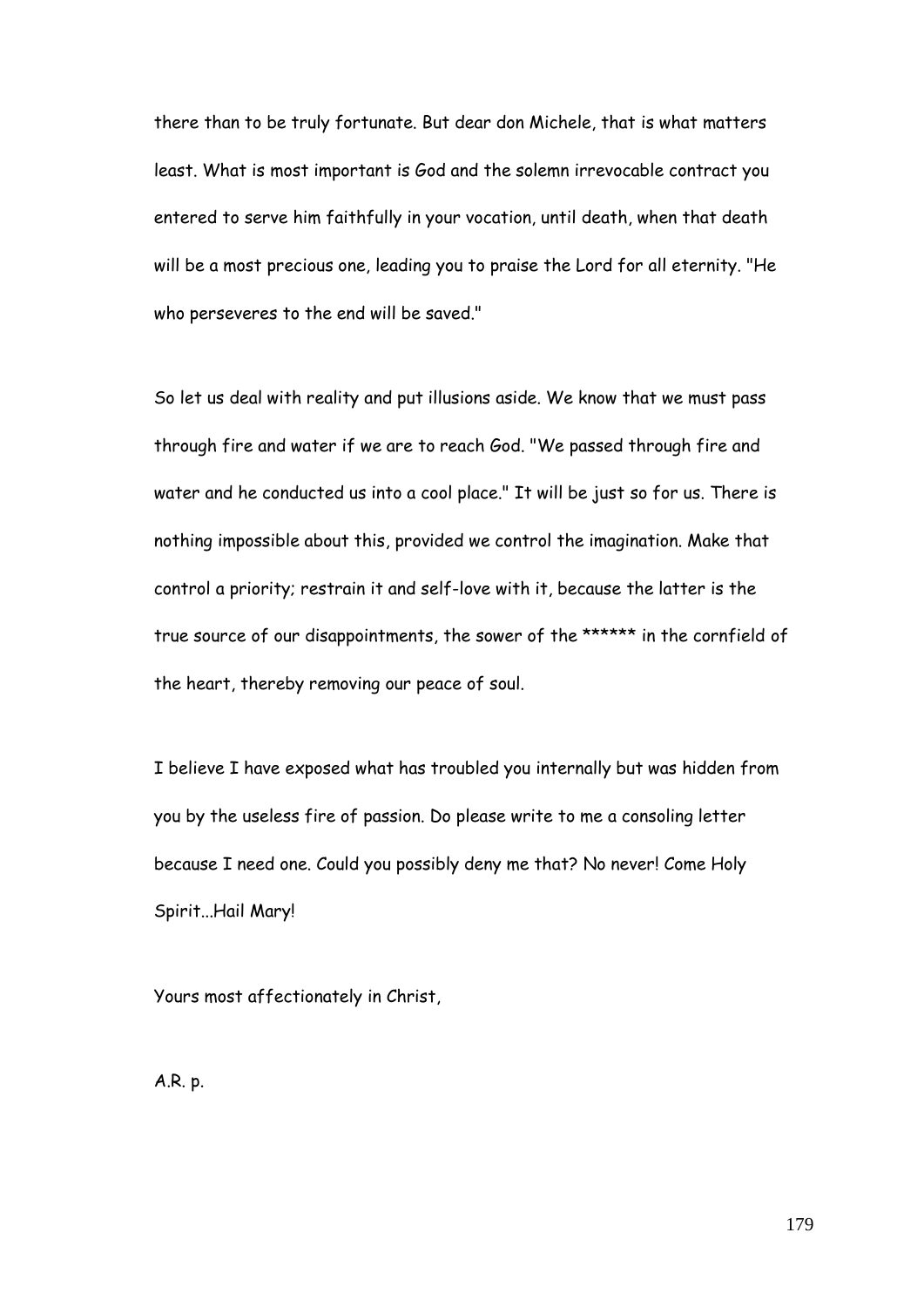there than to be truly fortunate. But dear don Michele, that is what matters least. What is most important is God and the solemn irrevocable contract you entered to serve him faithfully in your vocation, until death, when that death will be a most precious one, leading you to praise the Lord for all eternity. "He who perseveres to the end will be saved."

So let us deal with reality and put illusions aside. We know that we must pass through fire and water if we are to reach God. "We passed through fire and water and he conducted us into a cool place." It will be just so for us. There is nothing impossible about this, provided we control the imagination. Make that control a priority; restrain it and self-love with it, because the latter is the true source of our disappointments, the sower of the ****** in the cornfield of the heart, thereby removing our peace of soul.

I believe I have exposed what has troubled you internally but was hidden from you by the useless fire of passion. Do please write to me a consoling letter because I need one. Could you possibly deny me that? No never! Come Holy Spirit...Hail Mary!

Yours most affectionately in Christ,

A.R. p.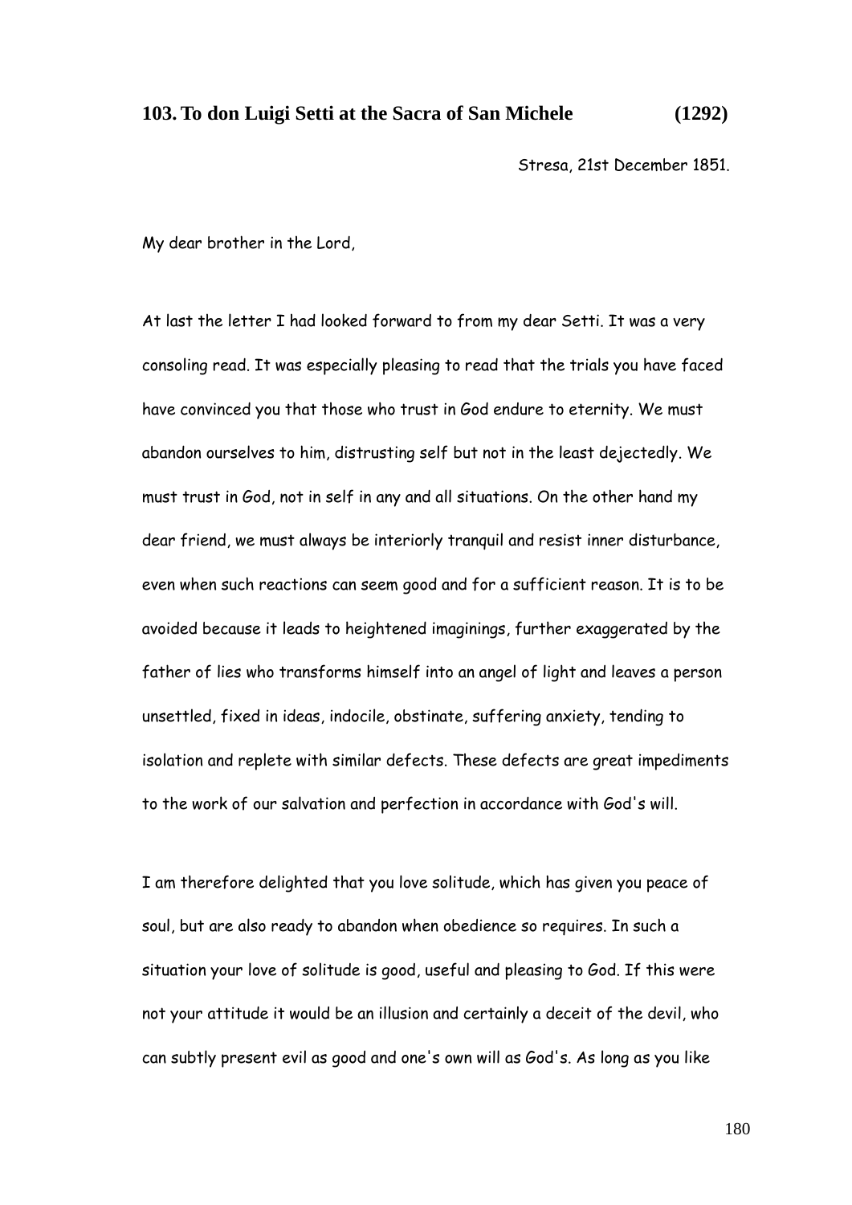### 103. To don Luigi Setti at the Sacra of San Michele (1292)

Stresa, 21st December 1851.

My dear brother in the Lord,

At last the letter I had looked forward to from my dear Setti. It was a very consoling read. It was especially pleasing to read that the trials you have faced have convinced you that those who trust in God endure to eternity. We must abandon ourselves to him, distrusting self but not in the least dejectedly. We must trust in God, not in self in any and all situations. On the other hand my dear friend, we must always be interiorly tranquil and resist inner disturbance, even when such reactions can seem good and for a sufficient reason. It is to be avoided because it leads to heightened imaginings, further exaggerated by the father of lies who transforms himself into an angel of light and leaves a person unsettled, fixed in ideas, indocile, obstinate, suffering anxiety, tending to isolation and replete with similar defects. These defects are great impediments to the work of our salvation and perfection in accordance with God's will.

I am therefore delighted that you love solitude, which has given you peace of soul, but are also ready to abandon when obedience so requires. In such a situation your love of solitude is good, useful and pleasing to God. If this were not your attitude it would be an illusion and certainly a deceit of the devil, who can subtly present evil as good and one's own will as God's. As long as you like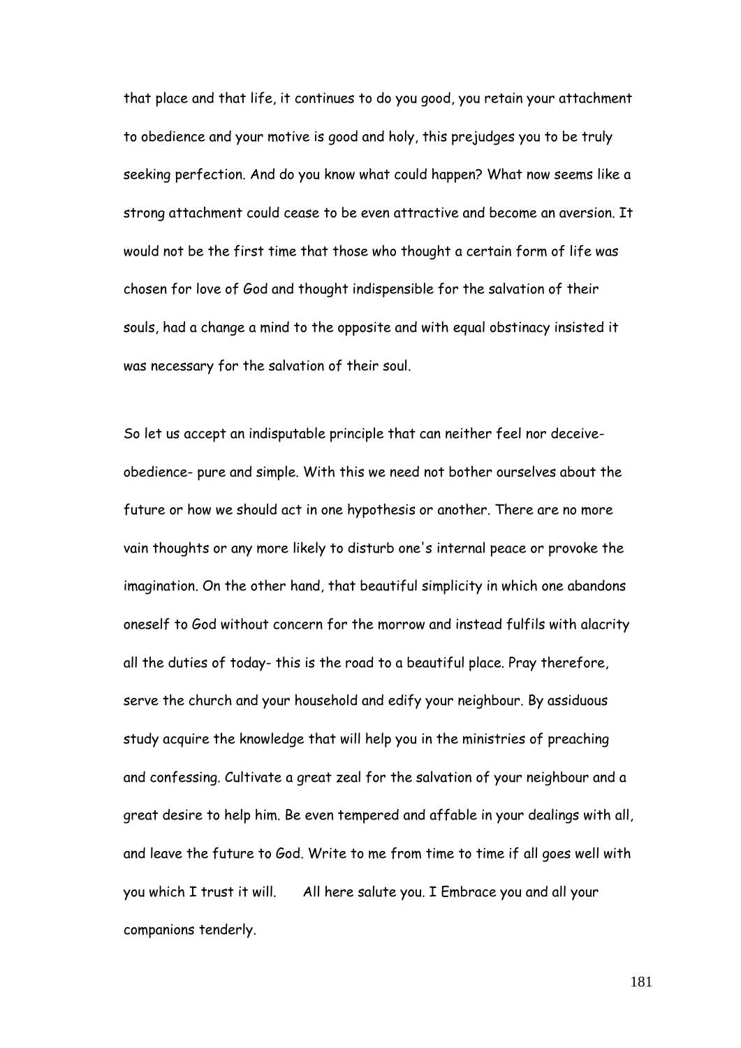that place and that life, it continues to do you good, you retain your attachment to obedience and your motive is good and holy, this prejudges you to be truly seeking perfection. And do you know what could happen? What now seems like a strong attachment could cease to be even attractive and become an aversion. It would not be the first time that those who thought a certain form of life was chosen for love of God and thought indispensible for the salvation of their souls, had a change a mind to the opposite and with equal obstinacy insisted it was necessary for the salvation of their soul.

So let us accept an indisputable principle that can neither feel nor deceive- obedience- pure and simple. With this we need not bother ourselves about the future or how we should act in one hypothesis or another. There are no more vain thoughts or any more likely to disturb one's internal peace or provoke the imagination. On the other hand, that beautiful simplicity in which one abandons oneself to God without concern for the morrow and instead fulfils with alacrity all the duties of today- this is the road to a beautiful place. Pray therefore, serve the church and your household and edify your neighbour. By assiduous study acquire the knowledge that will help you in the ministries of preaching and confessing. Cultivate a great zeal for the salvation of your neighbour and a great desire to help him. Be even tempered and affable in your dealings with all, and leave the future to God. Write to me from time to time if all goes well with you which I trust it will.    All here salute you. I Embrace you and all your companions tenderly.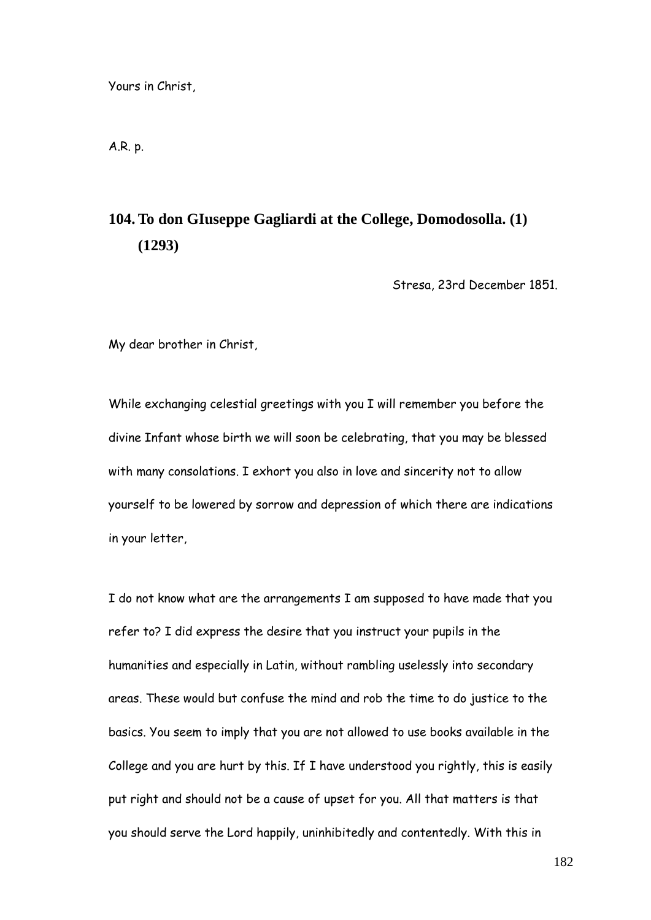Yours in Christ,

A.R. p.

## 104. To don GIuseppe Gagliardi at the College, Domodosolla. (1) (1293)

Stresa, 23rd December 1851.

My dear brother in Christ,

While exchanging celestial greetings with you I will remember you before the divine Infant whose birth we will soon be celebrating, that you may be blessed with many consolations. I exhort you also in love and sincerity not to allow yourself to be lowered by sorrow and depression of which there are indications in your letter,

I do not know what are the arrangements I am supposed to have made that you refer to? I did express the desire that you instruct your pupils in the humanities and especially in Latin, without rambling uselessly into secondary areas. These would but confuse the mind and rob the time to do justice to the basics. You seem to imply that you are not allowed to use books available in the College and you are hurt by this. If I have understood you rightly, this is easily put right and should not be a cause of upset for you. All that matters is that you should serve the Lord happily, uninhibitedly and contentedly. With this in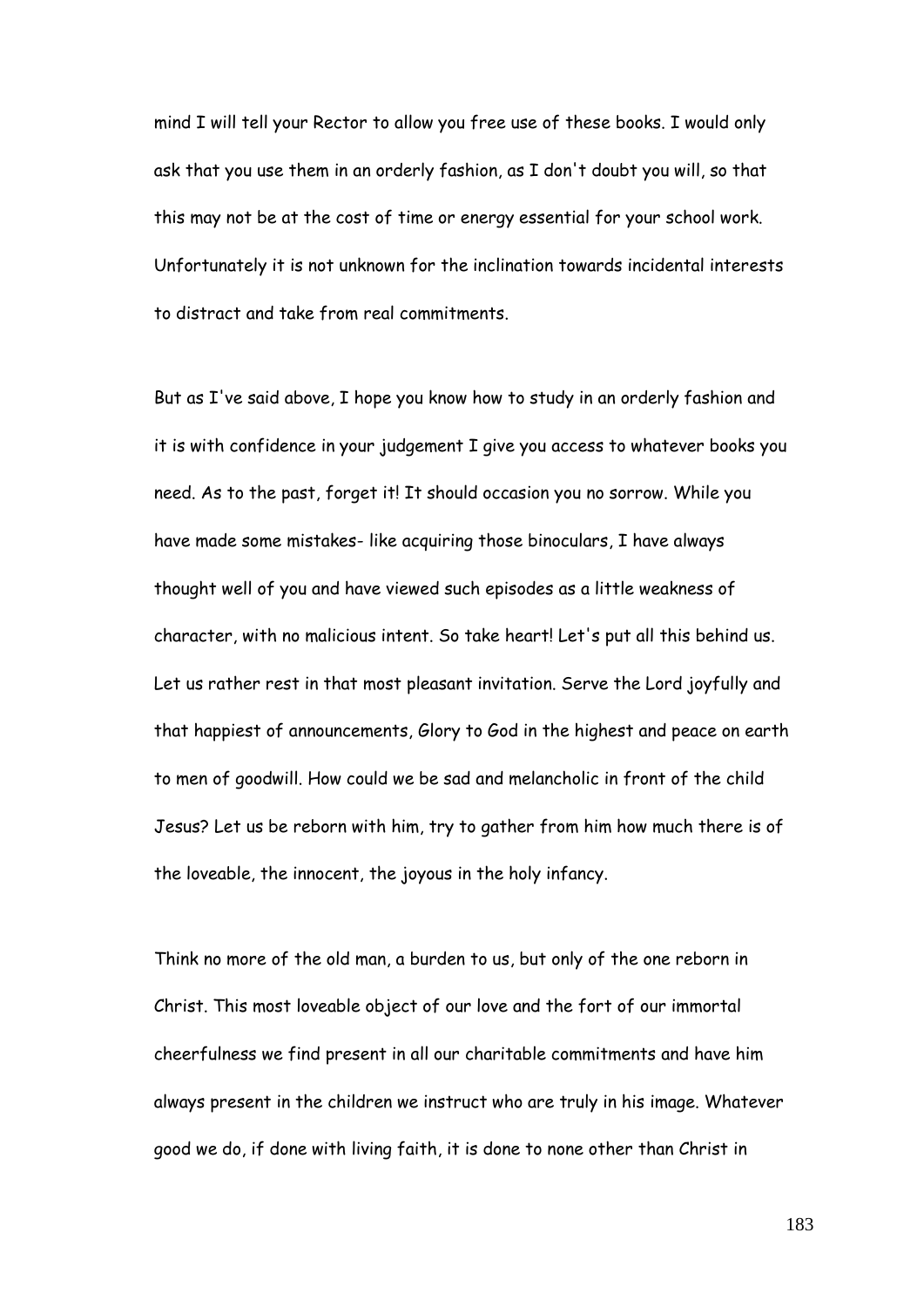mind I will tell your Rector to allow you free use of these books. I would only ask that you use them in an orderly fashion, as I don't doubt you will, so that this may not be at the cost of time or energy essential for your school work. Unfortunately it is not unknown for the inclination towards incidental interests to distract and take from real commitments.

But as I've said above, I hope you know how to study in an orderly fashion and it is with confidence in your judgement I give you access to whatever books you need. As to the past, forget it! It should occasion you no sorrow. While you have made some mistakes- like acquiring those binoculars, I have always thought well of you and have viewed such episodes as a little weakness of character, with no malicious intent. So take heart! Let's put all this behind us. Let us rather rest in that most pleasant invitation. Serve the Lord joyfully and that happiest of announcements, Glory to God in the highest and peace on earth to men of goodwill. How could we be sad and melancholic in front of the child Jesus? Let us be reborn with him, try to gather from him how much there is of the loveable, the innocent, the joyous in the holy infancy.

Think no more of the old man, a burden to us, but only of the one reborn in Christ. This most loveable object of our love and the fort of our immortal cheerfulness we find present in all our charitable commitments and have him always present in the children we instruct who are truly in his image. Whatever good we do, if done with living faith, it is done to none other than Christ in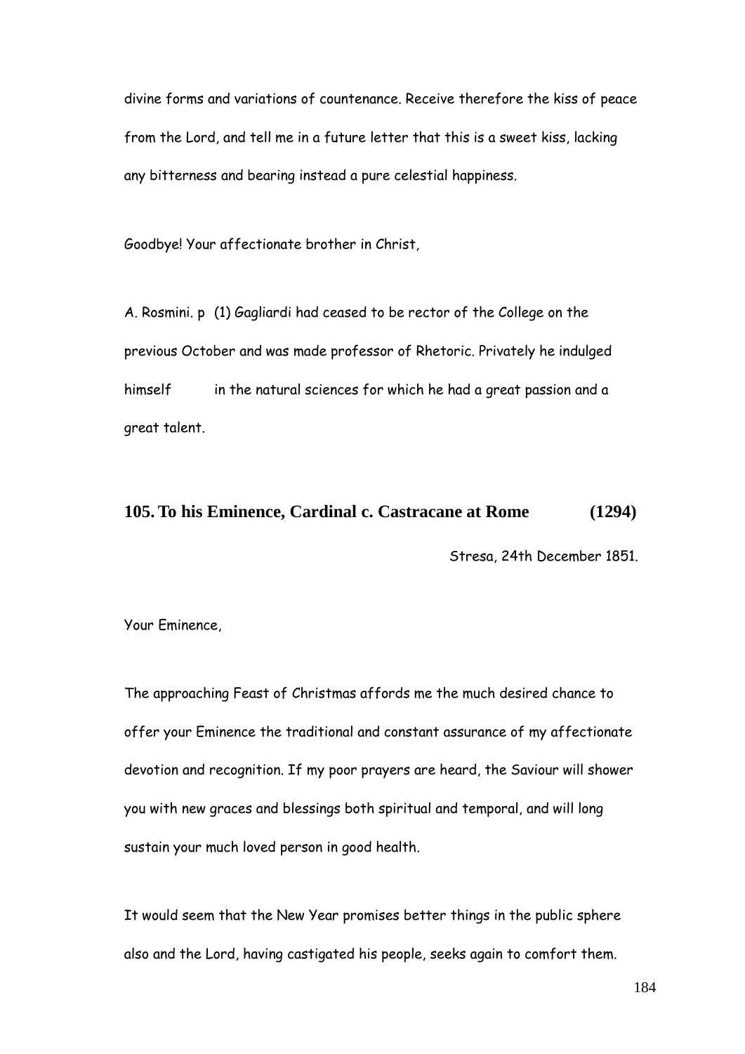divine forms and variations of countenance. Receive therefore the kiss of peace from the Lord, and tell me in a future letter that this is a sweet kiss, lacking any bitterness and bearing instead a pure celestial happiness.

Goodbye! Your affectionate brother in Christ,

A. Rosmini. p (1) Gagliardi had ceased to be rector of the College on the previous October and was made professor of Rhetoric. Privately he indulged himself in the natural sciences for which he had a great passion and a great talent.

## 105. To his Eminence, Cardinal c. Castracane at Rome (1294)

Stresa, 24th December 1851.

Your Eminence,

The approaching Feast of Christmas affords me the much desired chance to offer your Eminence the traditional and constant assurance of my affectionate devotion and recognition. If my poor prayers are heard, the Saviour will shower you with new graces and blessings both spiritual and temporal, and will long sustain your much loved person in good health.

It would seem that the New Year promises better things in the public sphere also and the Lord, having castigated his people, seeks again to comfort them.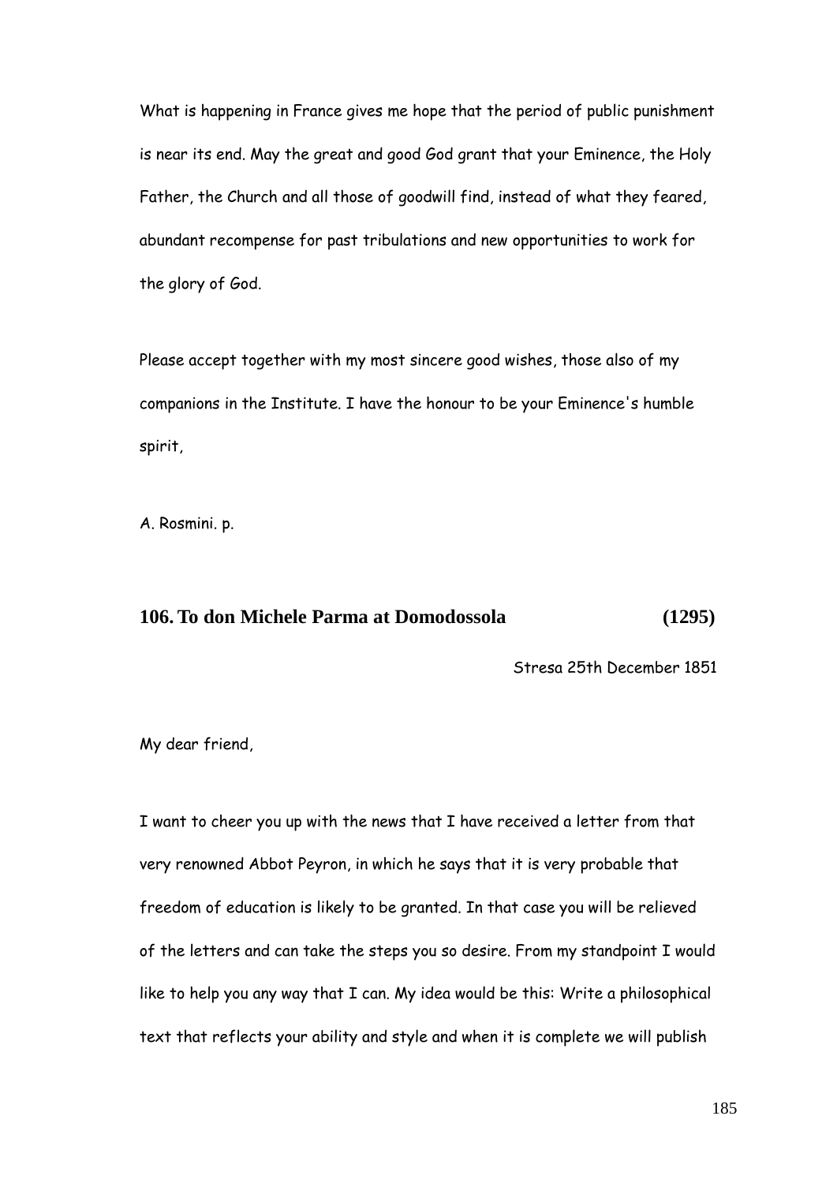What is happening in France gives me hope that the period of public punishment is near its end. May the great and good God grant that your Eminence, the Holy Father, the Church and all those of goodwill find, instead of what they feared, abundant recompense for past tribulations and new opportunities to work for the glory of God.

Please accept together with my most sincere good wishes, those also of my companions in the Institute. I have the honour to be your Eminence's humble spirit,

A. Rosmini. p.

## 106. To don Michele Parma at Domodossola (1295)

Stresa 25th December 1851

My dear friend,

I want to cheer you up with the news that I have received a letter from that very renowned Abbot Peyron, in which he says that it is very probable that freedom of education is likely to be granted. In that case you will be relieved of the letters and can take the steps you so desire. From my standpoint I would like to help you any way that I can. My idea would be this: Write a philosophical text that reflects your ability and style and when it is complete we will publish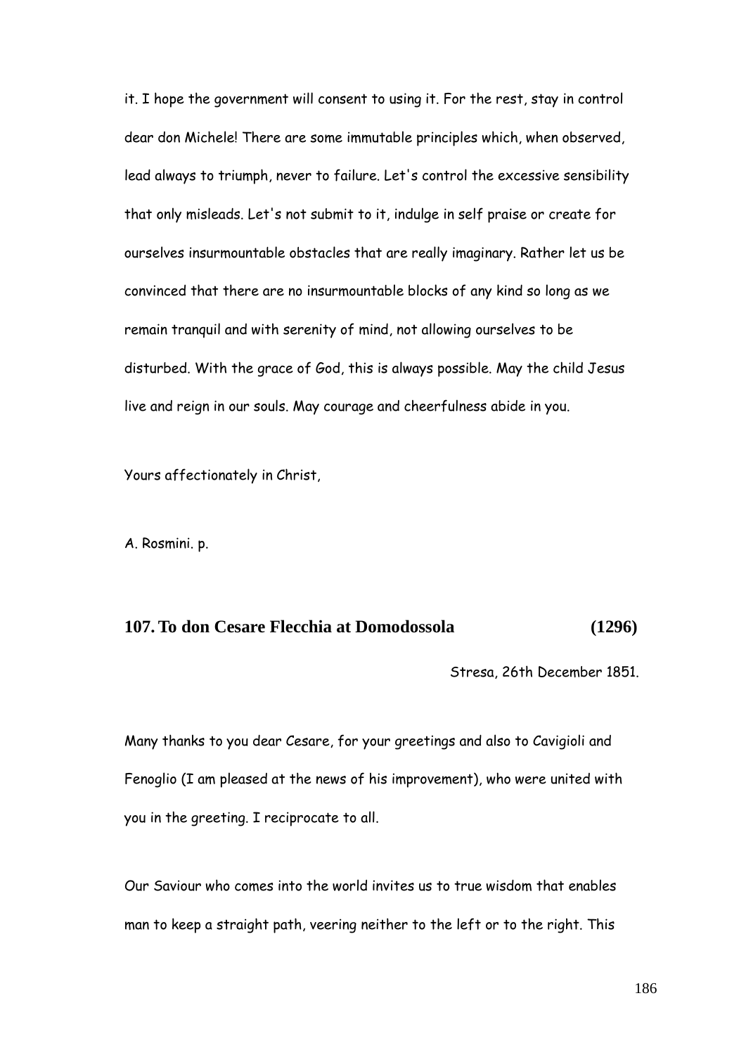it. I hope the government will consent to using it. For the rest, stay in control dear don Michele! There are some immutable principles which, when observed, lead always to triumph, never to failure. Let's control the excessive sensibility that only misleads. Let's not submit to it, indulge in self praise or create for ourselves insurmountable obstacles that are really imaginary. Rather let us be convinced that there are no insurmountable blocks of any kind so long as we remain tranquil and with serenity of mind, not allowing ourselves to be disturbed. With the grace of God, this is always possible. May the child Jesus live and reign in our souls. May courage and cheerfulness abide in you.

Yours affectionately in Christ,

A. Rosmini. p.

## 107. To don Cesare Flecchia at Domodossola (1296)

Stresa, 26th December 1851.

Many thanks to you dear Cesare, for your greetings and also to Cavigioli and Fenoglio (I am pleased at the news of his improvement), who were united with you in the greeting. I reciprocate to all.

Our Saviour who comes into the world invites us to true wisdom that enables man to keep a straight path, veering neither to the left or to the right. This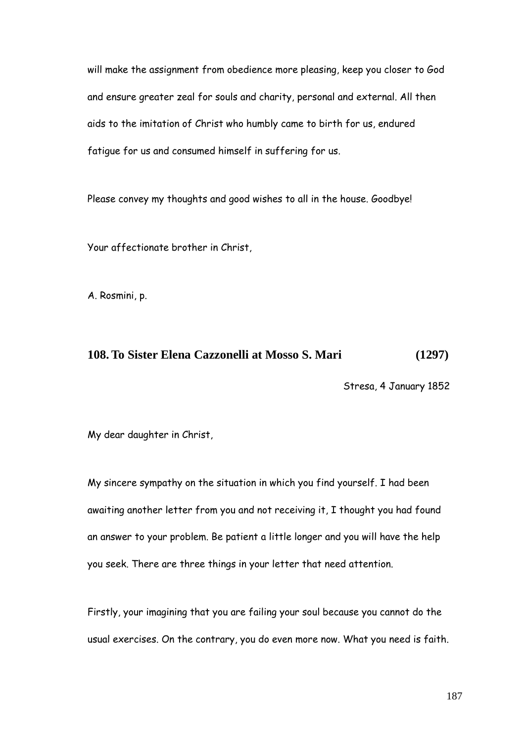will make the assignment from obedience more pleasing, keep you closer to God and ensure greater zeal for souls and charity, personal and external. All then aids to the imitation of Christ who humbly came to birth for us, endured fatigue for us and consumed himself in suffering for us.

Please convey my thoughts and good wishes to all in the house. Goodbye!

Your affectionate brother in Christ,

A. Rosmini, p.

## 108. To Sister Elena Cazzonelli at Mosso S. Mari (1297)

Stresa, 4 January 1852

My dear daughter in Christ,

My sincere sympathy on the situation in which you find yourself. I had been awaiting another letter from you and not receiving it, I thought you had found an answer to your problem. Be patient a little longer and you will have the help you seek. There are three things in your letter that need attention.

Firstly, your imagining that you are failing your soul because you cannot do the usual exercises. On the contrary, you do even more now. What you need is faith.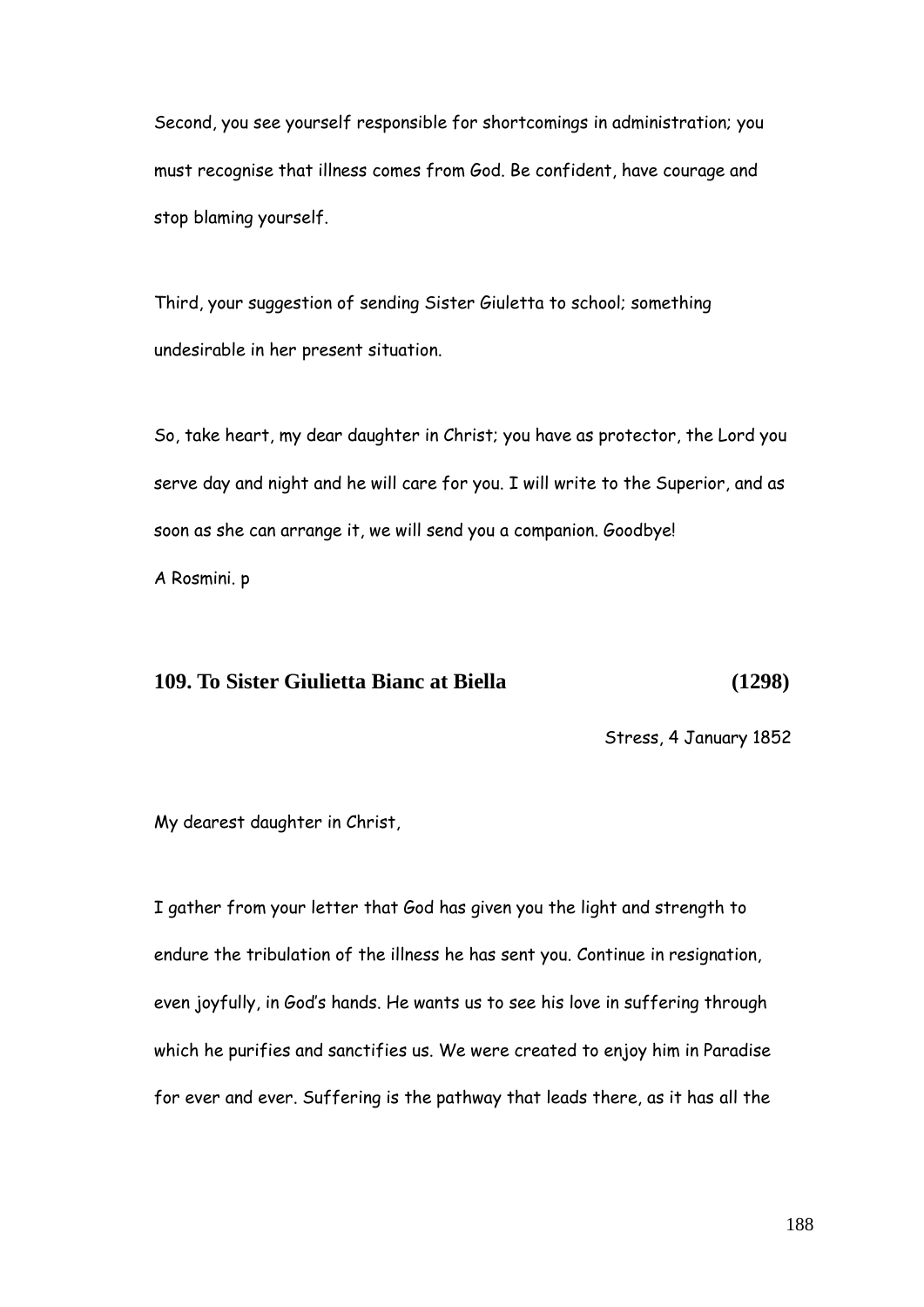Second, you see yourself responsible for shortcomings in administration; you must recognise that illness comes from God. Be confident, have courage and stop blaming yourself.

Third, your suggestion of sending Sister Giuletta to school; something undesirable in her present situation.

So, take heart, my dear daughter in Christ; you have as protector, the Lord you serve day and night and he will care for you. I will write to the Superior, and as soon as she can arrange it, we will send you a companion. Goodbye!

A Rosmini. p

## 109. To Sister Giulietta Bianc at Biella (1298)

Stress, 4 January 1852

My dearest daughter in Christ,

I gather from your letter that God has given you the light and strength to endure the tribulation of the illness he has sent you. Continue in resignation, even joyfully, in God's hands. He wants us to see his love in suffering through which he purifies and sanctifies us. We were created to enjoy him in Paradise for ever and ever. Suffering is the pathway that leads there, as it has all the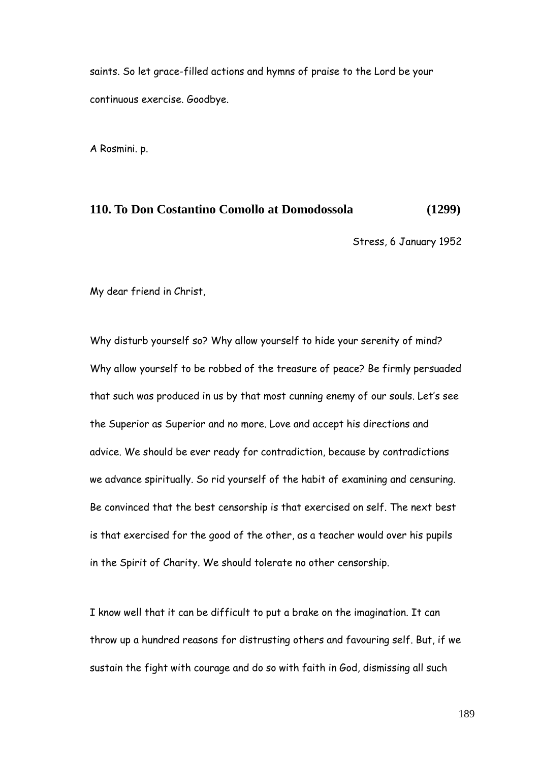saints. So let grace-filled actions and hymns of praise to the Lord be your continuous exercise. Goodbye.

A Rosmini. p.

## 110. To Don Costantino Comollo at Domodossola (1299)

Stress, 6 January 1952

My dear friend in Christ,

Why disturb yourself so? Why allow yourself to hide your serenity of mind? Why allow yourself to be robbed of the treasure of peace? Be firmly persuaded that such was produced in us by that most cunning enemy of our souls. Let's see the Superior as Superior and no more. Love and accept his directions and advice. We should be ever ready for contradiction, because by contradictions we advance spiritually. So rid yourself of the habit of examining and censuring. Be convinced that the best censorship is that exercised on self. The next best is that exercised for the good of the other, as a teacher would over his pupils in the Spirit of Charity. We should tolerate no other censorship.

I know well that it can be difficult to put a brake on the imagination. It can throw up a hundred reasons for distrusting others and favouring self. But, if we sustain the fight with courage and do so with faith in God, dismissing all such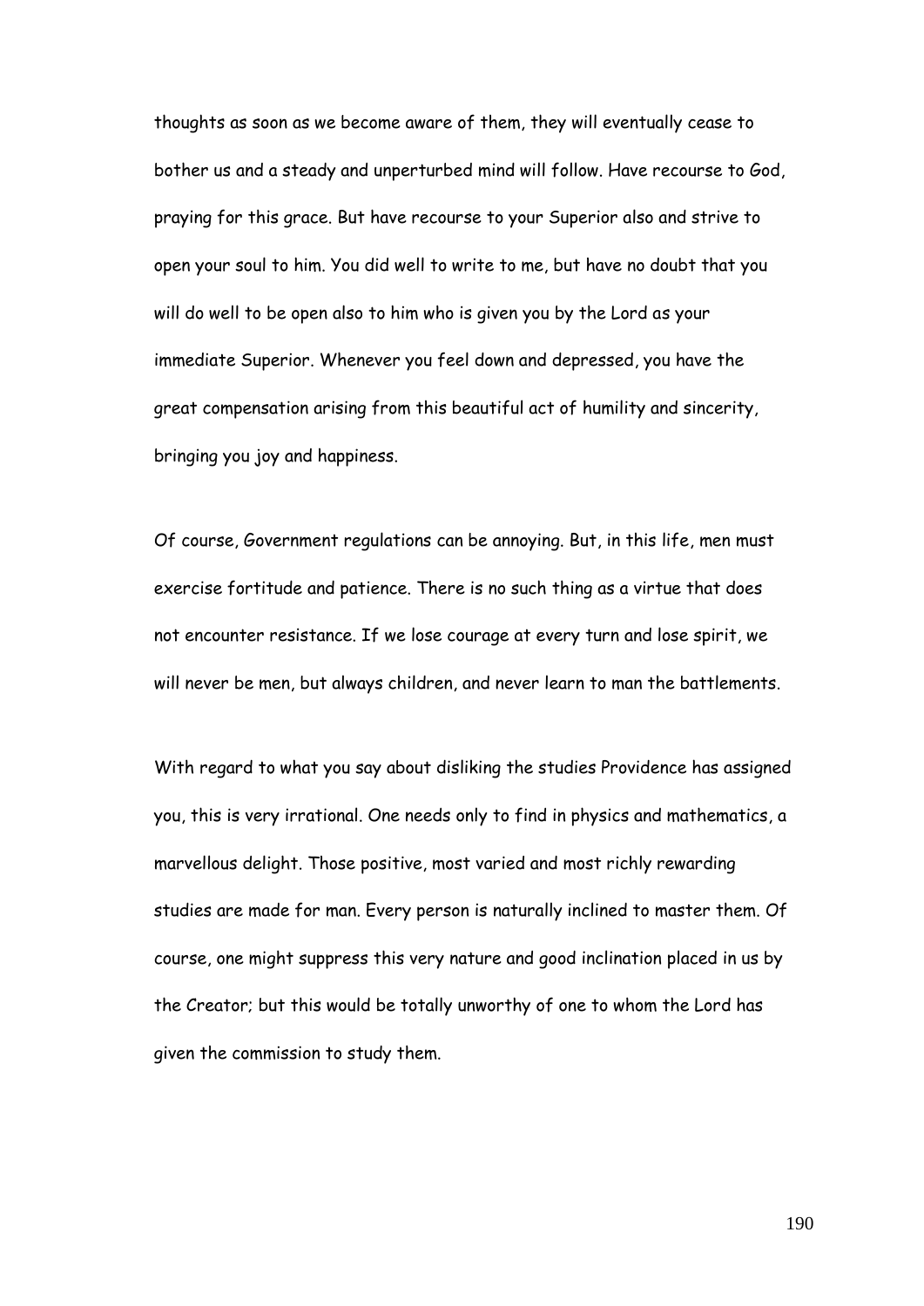thoughts as soon as we become aware of them, they will eventually cease to bother us and a steady and unperturbed mind will follow. Have recourse to God, praying for this grace. But have recourse to your Superior also and strive to open your soul to him. You did well to write to me, but have no doubt that you will do well to be open also to him who is given you by the Lord as your immediate Superior. Whenever you feel down and depressed, you have the great compensation arising from this beautiful act of humility and sincerity, bringing you joy and happiness.

Of course, Government regulations can be annoying. But, in this life, men must exercise fortitude and patience. There is no such thing as a virtue that does not encounter resistance. If we lose courage at every turn and lose spirit, we will never be men, but always children, and never learn to man the battlements.

With regard to what you say about disliking the studies Providence has assigned you, this is very irrational. One needs only to find in physics and mathematics, a marvellous delight. Those positive, most varied and most richly rewarding studies are made for man. Every person is naturally inclined to master them. Of course, one might suppress this very nature and good inclination placed in us by the Creator; but this would be totally unworthy of one to whom the Lord has given the commission to study them.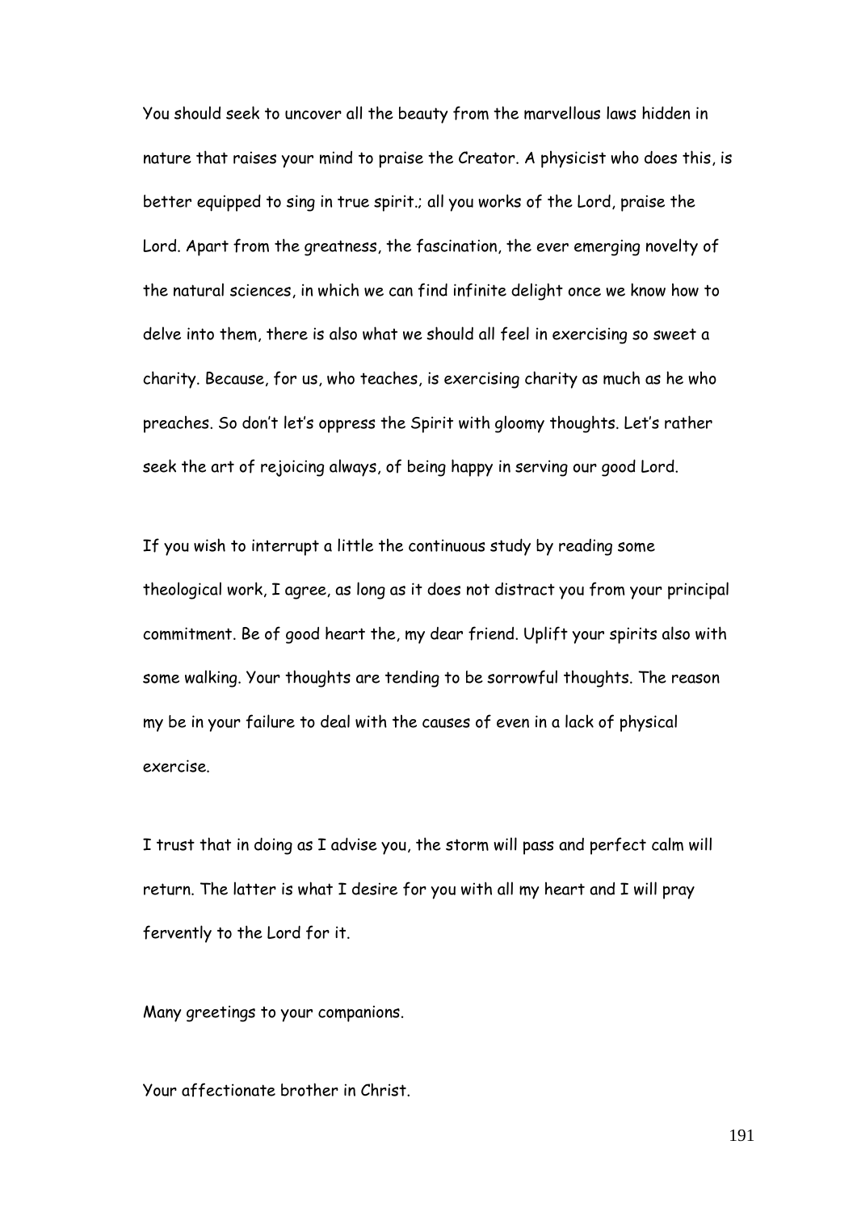You should seek to uncover all the beauty from the marvellous laws hidden in nature that raises your mind to praise the Creator. A physicist who does this, is better equipped to sing in true spirit.; all you works of the Lord, praise the Lord. Apart from the greatness, the fascination, the ever emerging novelty of the natural sciences, in which we can find infinite delight once we know how to delve into them, there is also what we should all feel in exercising so sweet a charity. Because, for us, who teaches, is exercising charity as much as he who preaches. So don't let's oppress the Spirit with gloomy thoughts. Let's rather seek the art of rejoicing always, of being happy in serving our good Lord.

If you wish to interrupt a little the continuous study by reading some theological work, I agree, as long as it does not distract you from your principal commitment. Be of good heart the, my dear friend. Uplift your spirits also with some walking. Your thoughts are tending to be sorrowful thoughts. The reason my be in your failure to deal with the causes of even in a lack of physical exercise.

I trust that in doing as I advise you, the storm will pass and perfect calm will return. The latter is what I desire for you with all my heart and I will pray fervently to the Lord for it.

Many greetings to your companions.

Your affectionate brother in Christ.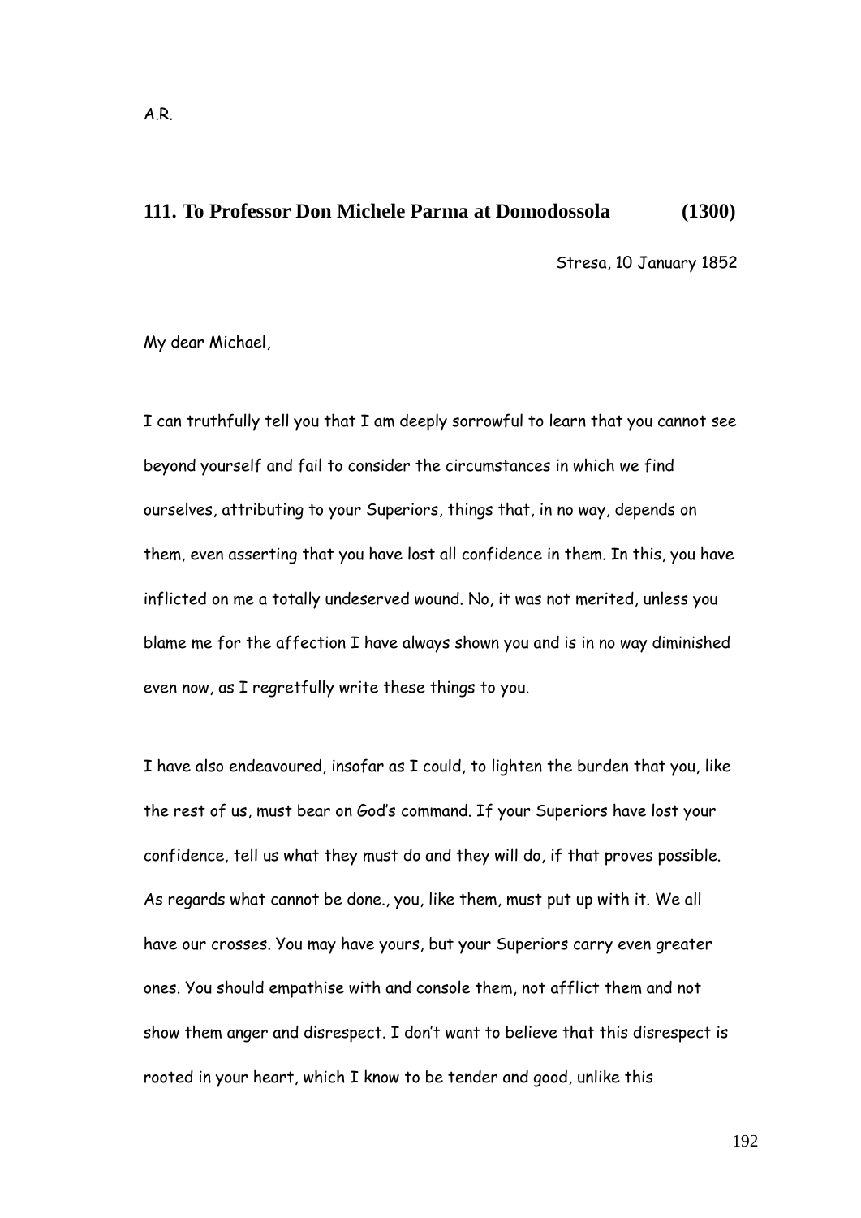A.R.

## 111. To Professor Don Michele Parma at Domodossola (1300)

Stresa, 10 January 1852

My dear Michael,

I can truthfully tell you that I am deeply sorrowful to learn that you cannot see beyond yourself and fail to consider the circumstances in which we find ourselves, attributing to your Superiors, things that, in no way, depends on them, even asserting that you have lost all confidence in them. In this, you have inflicted on me a totally undeserved wound. No, it was not merited, unless you blame me for the affection I have always shown you and is in no way diminished even now, as I regretfully write these things to you.

I have also endeavoured, insofar as I could, to lighten the burden that you, like the rest of us, must bear on God's command. If your Superiors have lost your confidence, tell us what they must do and they will do, if that proves possible. As regards what cannot be done., you, like them, must put up with it. We all have our crosses. You may have yours, but your Superiors carry even greater ones. You should empathise with and console them, not afflict them and not show them anger and disrespect. I don't want to believe that this disrespect is rooted in your heart, which I know to be tender and good, unlike this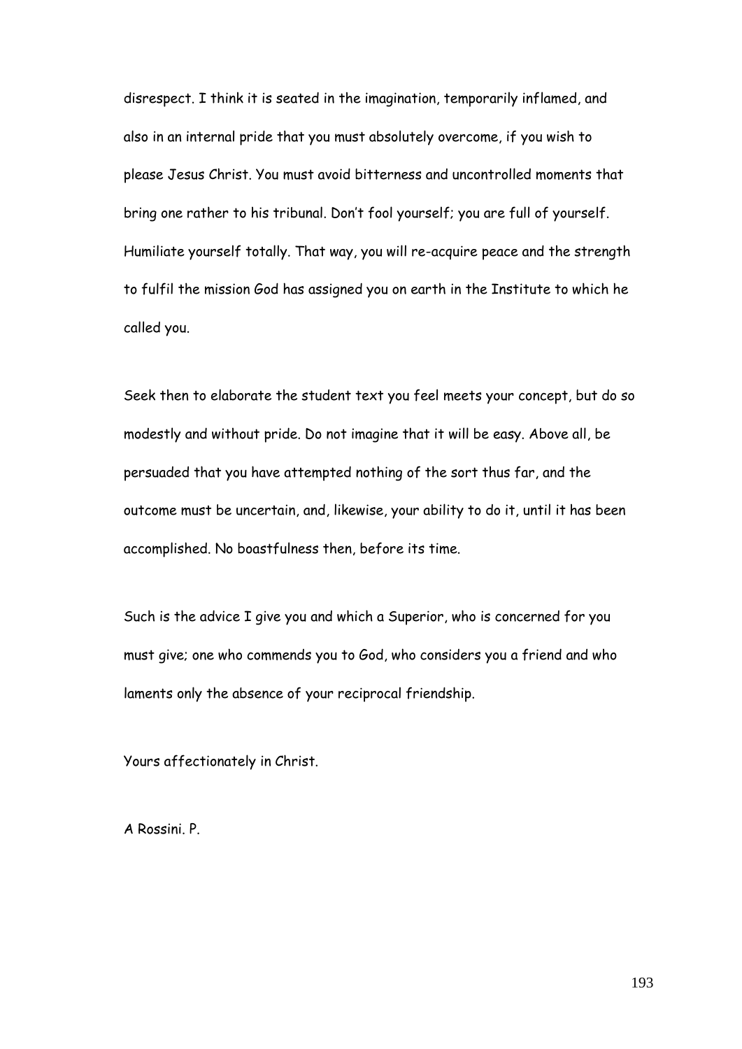disrespect. I think it is seated in the imagination, temporarily inflamed, and also in an internal pride that you must absolutely overcome, if you wish to please Jesus Christ. You must avoid bitterness and uncontrolled moments that bring one rather to his tribunal. Don't fool yourself; you are full of yourself. Humiliate yourself totally. That way, you will re-acquire peace and the strength to fulfil the mission God has assigned you on earth in the Institute to which he called you.

Seek then to elaborate the student text you feel meets your concept, but do so modestly and without pride. Do not imagine that it will be easy. Above all, be persuaded that you have attempted nothing of the sort thus far, and the outcome must be uncertain, and, likewise, your ability to do it, until it has been accomplished. No boastfulness then, before its time.

Such is the advice I give you and which a Superior, who is concerned for you must give; one who commends you to God, who considers you a friend and who laments only the absence of your reciprocal friendship.

Yours affectionately in Christ.

A Rossini. P.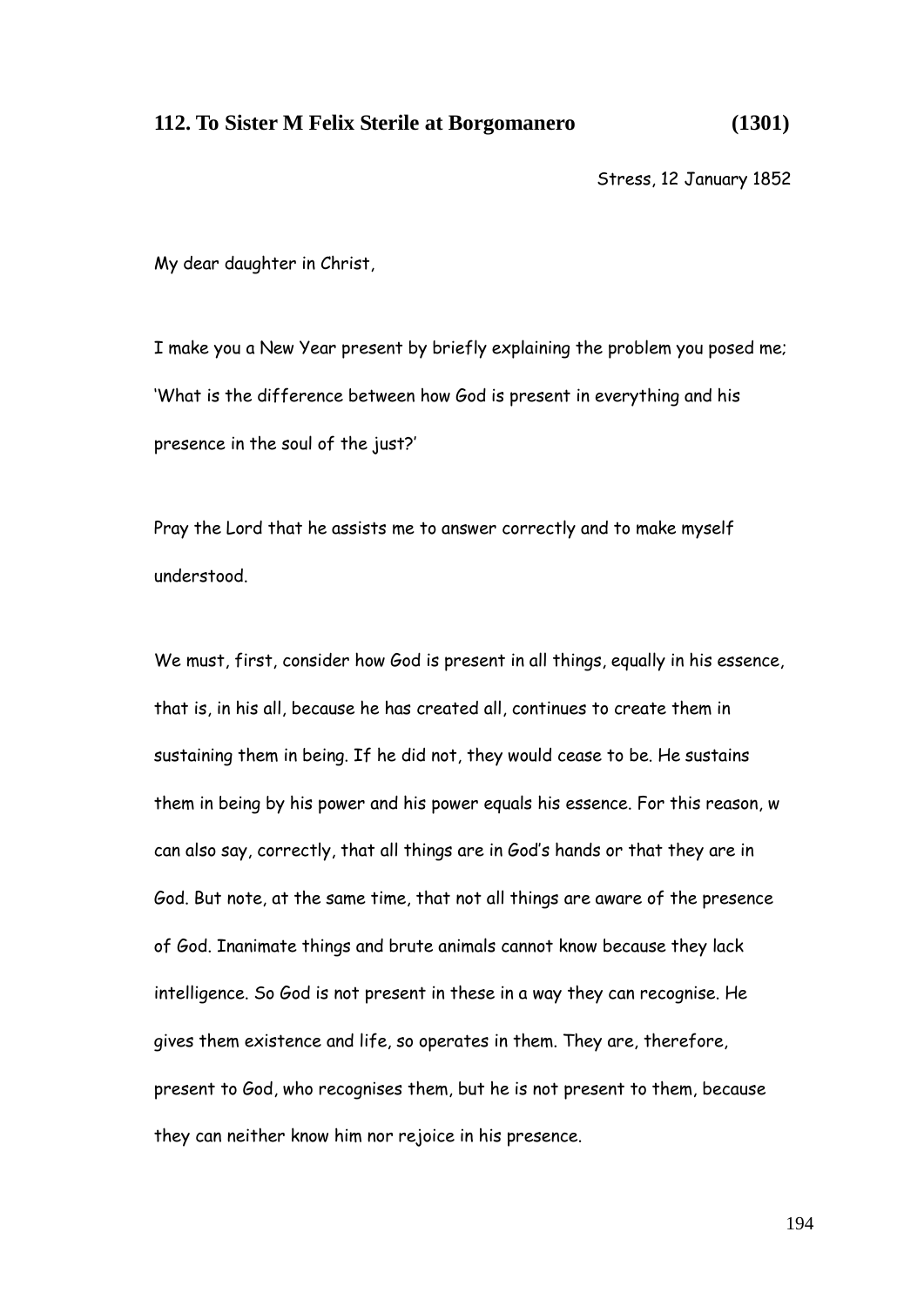## 112. To Sister M Felix Sterile at Borgomanero (1301)

Stress, 12 January 1852

My dear daughter in Christ,

I make you a New Year present by briefly explaining the problem you posed me; 'What is the difference between how God is present in everything and his presence in the soul of the just?'

Pray the Lord that he assists me to answer correctly and to make myself understood.

We must, first, consider how God is present in all things, equally in his essence, that is, in his all, because he has created all, continues to create them in sustaining them in being. If he did not, they would cease to be. He sustains them in being by his power and his power equals his essence. For this reason, w can also say, correctly, that all things are in God's hands or that they are in God. But note, at the same time, that not all things are aware of the presence of God. Inanimate things and brute animals cannot know because they lack intelligence. So God is not present in these in a way they can recognise. He gives them existence and life, so operates in them. They are, therefore, present to God, who recognises them, but he is not present to them, because they can neither know him nor rejoice in his presence.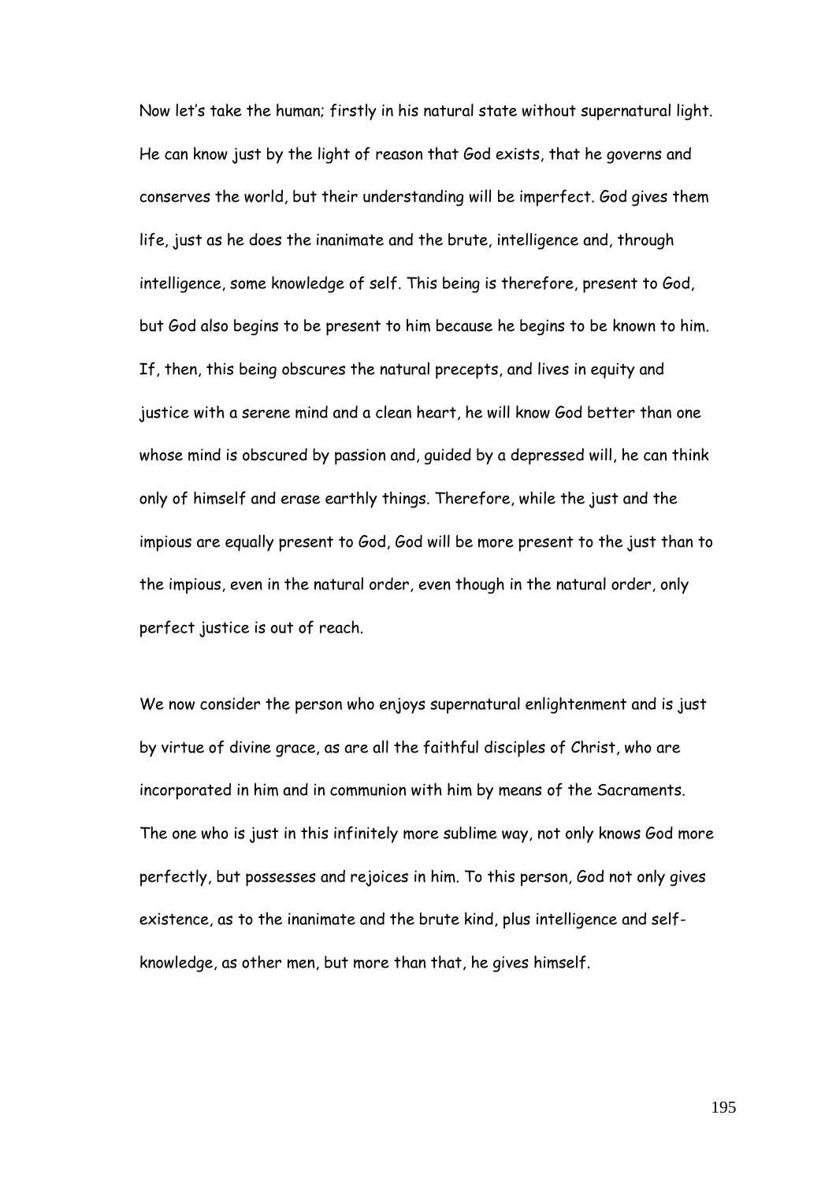Now let's take the human; firstly in his natural state without supernatural light. He can know just by the light of reason that God exists, that he governs and conserves the world, but their understanding will be imperfect. God gives them life, just as he does the inanimate and the brute, intelligence and, through intelligence, some knowledge of self. This being is therefore, present to God, but God also begins to be present to him because he begins to be known to him. If, then, this being obscures the natural precepts, and lives in equity and justice with a serene mind and a clean heart, he will know God better than one whose mind is obscured by passion and, guided by a depressed will, he can think only of himself and erase earthly things. Therefore, while the just and the impious are equally present to God, God will be more present to the just than to the impious, even in the natural order, even though in the natural order, only perfect justice is out of reach.

We now consider the person who enjoys supernatural enlightenment and is just by virtue of divine grace, as are all the faithful disciples of Christ, who are incorporated in him and in communion with him by means of the Sacraments. The one who is just in this infinitely more sublime way, not only knows God more perfectly, but possesses and rejoices in him. To this person, God not only gives existence, as to the inanimate and the brute kind, plus intelligence and self-knowledge, as other men, but more than that, he gives himself.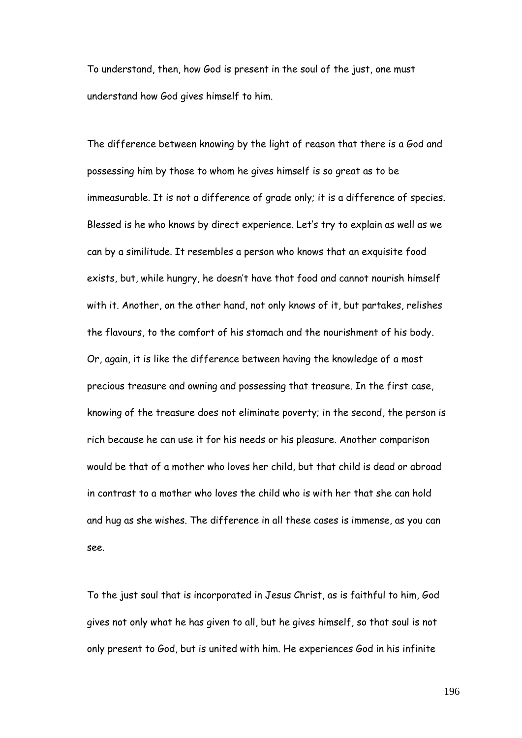To understand, then, how God is present in the soul of the just, one must understand how God gives himself to him.

The difference between knowing by the light of reason that there is a God and possessing him by those to whom he gives himself is so great as to be immeasurable. It is not a difference of grade only; it is a difference of species. Blessed is he who knows by direct experience. Let's try to explain as well as we can by a similitude. It resembles a person who knows that an exquisite food exists, but, while hungry, he doesn't have that food and cannot nourish himself with it. Another, on the other hand, not only knows of it, but partakes, relishes the flavours, to the comfort of his stomach and the nourishment of his body. Or, again, it is like the difference between having the knowledge of a most precious treasure and owning and possessing that treasure. In the first case, knowing of the treasure does not eliminate poverty; in the second, the person is rich because he can use it for his needs or his pleasure. Another comparison would be that of a mother who loves her child, but that child is dead or abroad in contrast to a mother who loves the child who is with her that she can hold and hug as she wishes. The difference in all these cases is immense, as you can see.

To the just soul that is incorporated in Jesus Christ, as is faithful to him, God gives not only what he has given to all, but he gives himself, so that soul is not only present to God, but is united with him. He experiences God in his infinite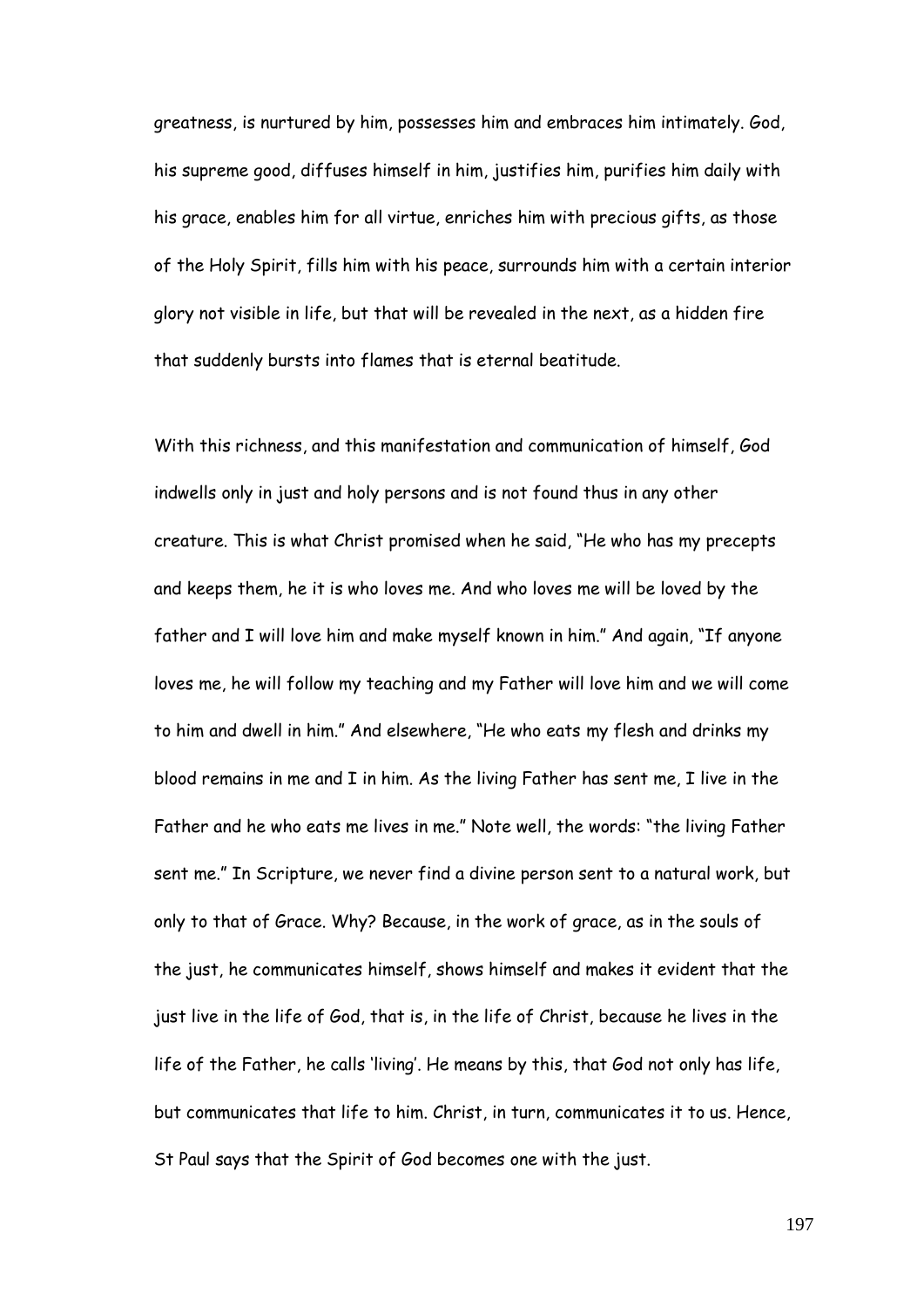greatness, is nurtured by him, possesses him and embraces him intimately. God, his supreme good, diffuses himself in him, justifies him, purifies him daily with his grace, enables him for all virtue, enriches him with precious gifts, as those of the Holy Spirit, fills him with his peace, surrounds him with a certain interior glory not visible in life, but that will be revealed in the next, as a hidden fire that suddenly bursts into flames that is eternal beatitude.

With this richness, and this manifestation and communication of himself, God indwells only in just and holy persons and is not found thus in any other creature. This is what Christ promised when he said, "He who has my precepts and keeps them, he it is who loves me. And who loves me will be loved by the father and I will love him and make myself known in him." And again, "If anyone loves me, he will follow my teaching and my Father will love him and we will come to him and dwell in him." And elsewhere, "He who eats my flesh and drinks my blood remains in me and I in him. As the living Father has sent me, I live in the Father and he who eats me lives in me." Note well, the words: "the living Father sent me." In Scripture, we never find a divine person sent to a natural work, but only to that of Grace. Why? Because, in the work of grace, as in the souls of the just, he communicates himself, shows himself and makes it evident that the just live in the life of God, that is, in the life of Christ, because he lives in the life of the Father, he calls 'living'. He means by this, that God not only has life, but communicates that life to him. Christ, in turn, communicates it to us. Hence, St Paul says that the Spirit of God becomes one with the just.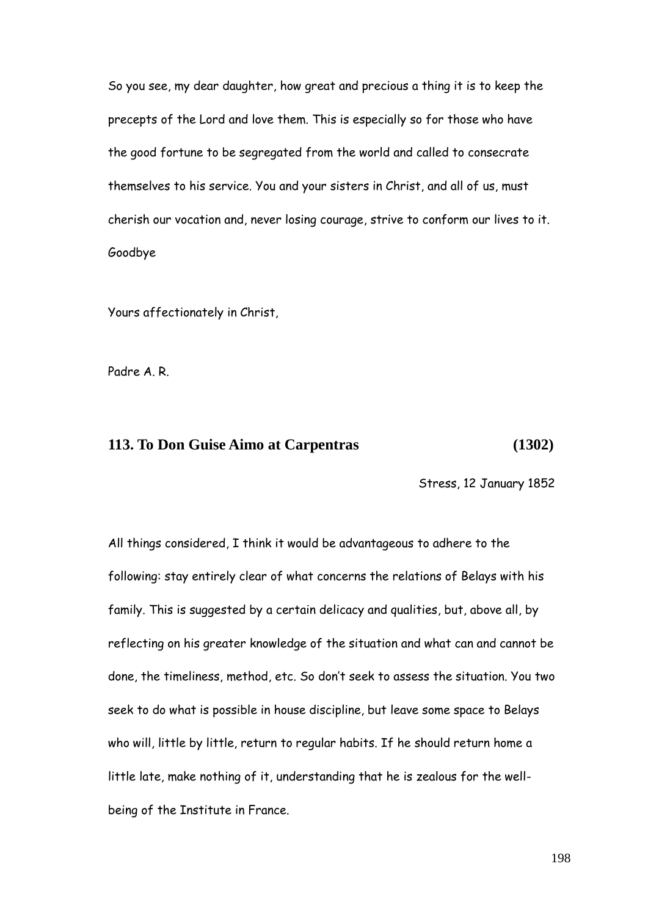So you see, my dear daughter, how great and precious a thing it is to keep the precepts of the Lord and love them. This is especially so for those who have the good fortune to be segregated from the world and called to consecrate themselves to his service. You and your sisters in Christ, and all of us, must cherish our vocation and, never losing courage, strive to conform our lives to it. Goodbye

Yours affectionately in Christ,

Padre A. R.

## 113. To Don Guise Aimo at Carpentras (1302)

Stress, 12 January 1852

All things considered, I think it would be advantageous to adhere to the following: stay entirely clear of what concerns the relations of Belays with his family. This is suggested by a certain delicacy and qualities, but, above all, by reflecting on his greater knowledge of the situation and what can and cannot be done, the timeliness, method, etc. So don't seek to assess the situation. You two seek to do what is possible in house discipline, but leave some space to Belays who will, little by little, return to regular habits. If he should return home a little late, make nothing of it, understanding that he is zealous for the well-being of the Institute in France.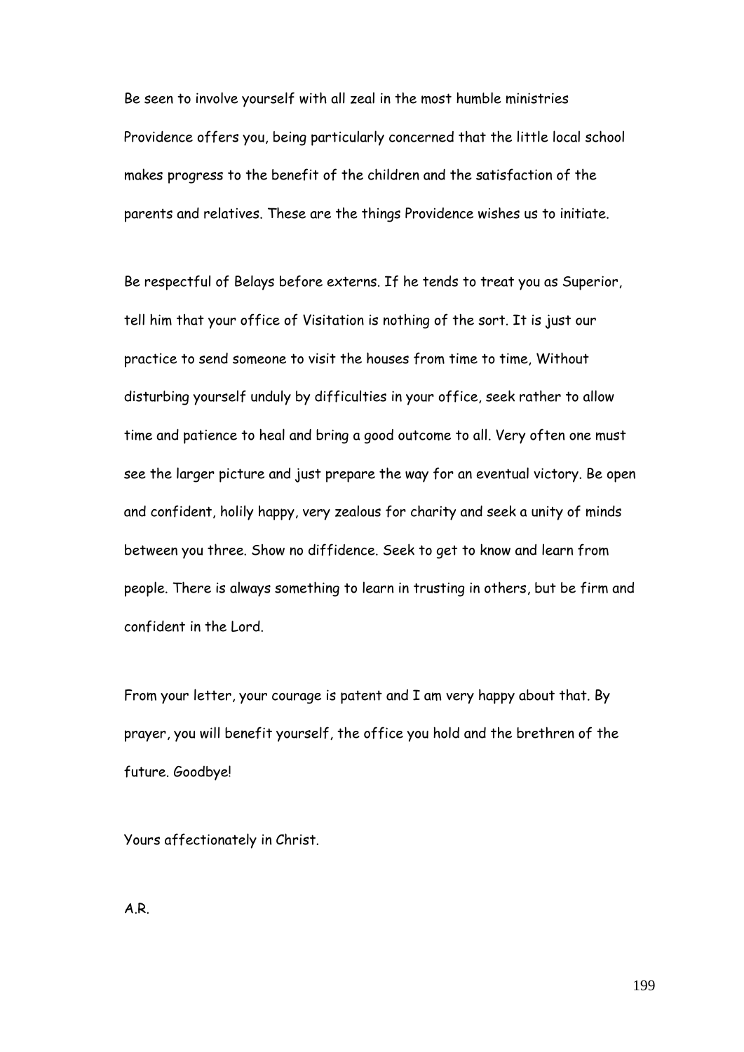Be seen to involve yourself with all zeal in the most humble ministries Providence offers you, being particularly concerned that the little local school makes progress to the benefit of the children and the satisfaction of the parents and relatives. These are the things Providence wishes us to initiate.

Be respectful of Belays before externs. If he tends to treat you as Superior, tell him that your office of Visitation is nothing of the sort. It is just our practice to send someone to visit the houses from time to time, Without disturbing yourself unduly by difficulties in your office, seek rather to allow time and patience to heal and bring a good outcome to all. Very often one must see the larger picture and just prepare the way for an eventual victory. Be open and confident, holily happy, very zealous for charity and seek a unity of minds between you three. Show no diffidence. Seek to get to know and learn from people. There is always something to learn in trusting in others, but be firm and confident in the Lord.

From your letter, your courage is patent and I am very happy about that. By prayer, you will benefit yourself, the office you hold and the brethren of the future. Goodbye!

Yours affectionately in Christ.

A.R.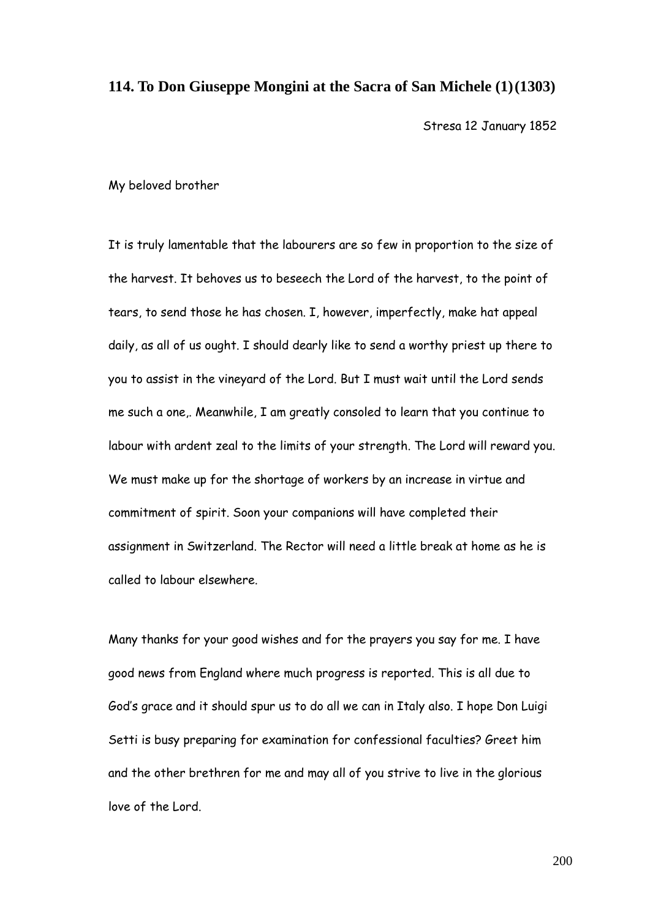**114. To Don Giuseppe Mongini at the Sacra of San Michele (1)(1303)**

Stresa 12 January 1852

My beloved brother

It is truly lamentable that the labourers are so few in proportion to the size of the harvest. It behoves us to beseech the Lord of the harvest, to the point of tears, to send those he has chosen. I, however, imperfectly, make hat appeal daily, as all of us ought. I should dearly like to send a worthy priest up there to you to assist in the vineyard of the Lord. But I must wait until the Lord sends me such a one,. Meanwhile, I am greatly consoled to learn that you continue to labour with ardent zeal to the limits of your strength. The Lord will reward you. We must make up for the shortage of workers by an increase in virtue and commitment of spirit. Soon your companions will have completed their assignment in Switzerland. The Rector will need a little break at home as he is called to labour elsewhere.

Many thanks for your good wishes and for the prayers you say for me. I have good news from England where much progress is reported. This is all due to God's grace and it should spur us to do all we can in Italy also. I hope Don Luigi Setti is busy preparing for examination for confessional faculties? Greet him and the other brethren for me and may all of you strive to live in the glorious love of the Lord.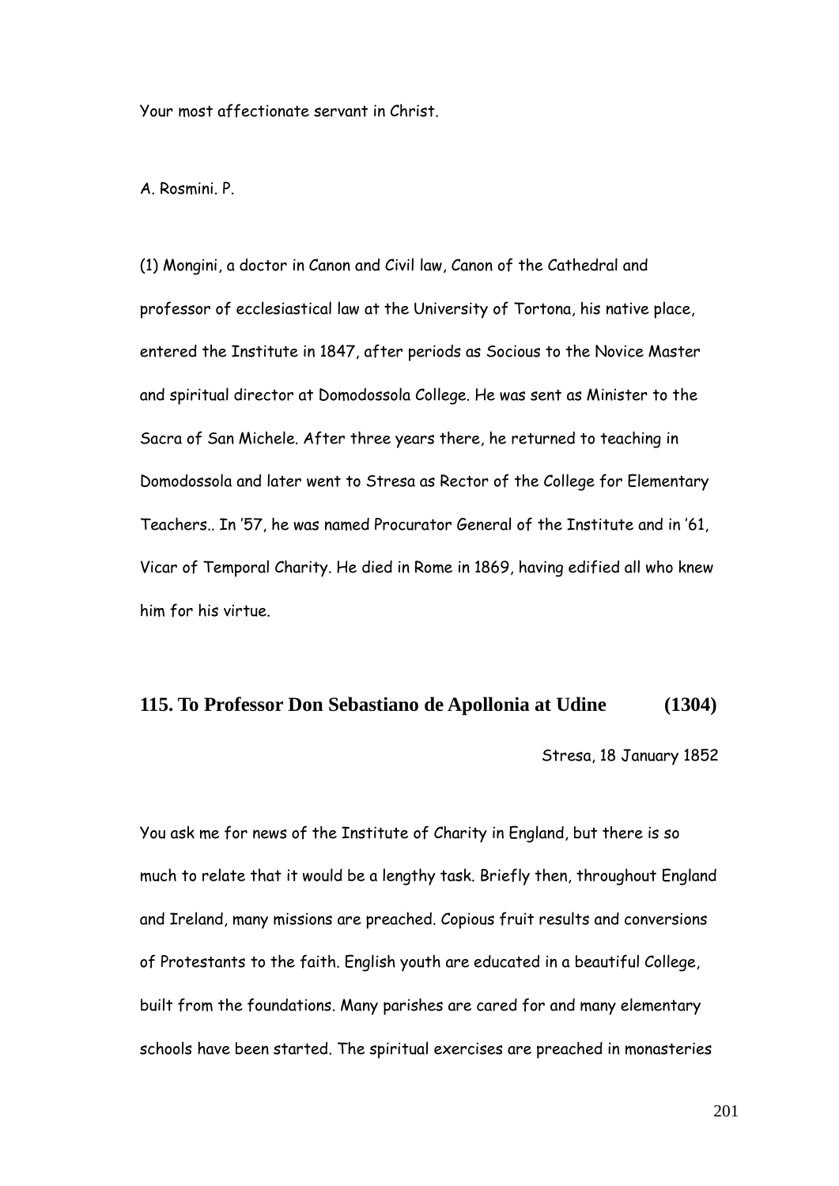Your most affectionate servant in Christ.

A. Rosmini. P.

(1) Mongini, a doctor in Canon and Civil law, Canon of the Cathedral and professor of ecclesiastical law at the University of Tortona, his native place, entered the Institute in 1847, after periods as Socious to the Novice Master and spiritual director at Domodossola College. He was sent as Minister to the Sacra of San Michele. After three years there, he returned to teaching in Domodossola and later went to Stresa as Rector of the College for Elementary Teachers.. In '57, he was named Procurator General of the Institute and in '61, Vicar of Temporal Charity. He died in Rome in 1869, having edified all who knew him for his virtue.

## 115. To Professor Don Sebastiano de Apollonia at Udine (1304)

Stresa, 18 January 1852

You ask me for news of the Institute of Charity in England, but there is so much to relate that it would be a lengthy task. Briefly then, throughout England and Ireland, many missions are preached. Copious fruit results and conversions of Protestants to the faith. English youth are educated in a beautiful College, built from the foundations. Many parishes are cared for and many elementary schools have been started. The spiritual exercises are preached in monasteries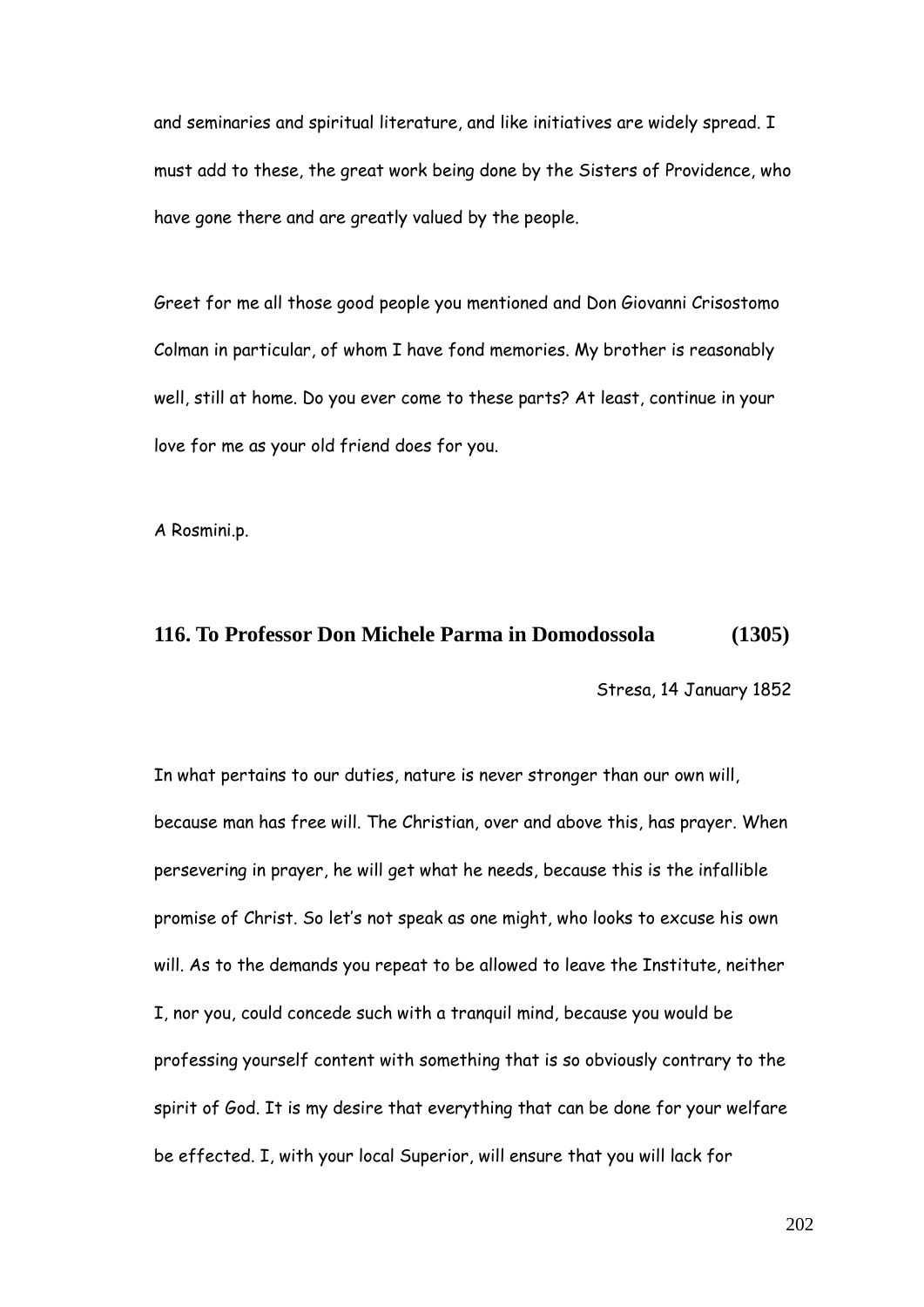and seminaries and spiritual literature, and like initiatives are widely spread. I must add to these, the great work being done by the Sisters of Providence, who have gone there and are greatly valued by the people.

Greet for me all those good people you mentioned and Don Giovanni Crisostomo Colman in particular, of whom I have fond memories. My brother is reasonably well, still at home. Do you ever come to these parts? At least, continue in your love for me as your old friend does for you.

A Rosmini.p.

### 116. To Professor Don Michele Parma in Domodossola (1305)

Stresa, 14 January 1852

In what pertains to our duties, nature is never stronger than our own will, because man has free will. The Christian, over and above this, has prayer. When persevering in prayer, he will get what he needs, because this is the infallible promise of Christ. So let's not speak as one might, who looks to excuse his own will. As to the demands you repeat to be allowed to leave the Institute, neither I, nor you, could concede such with a tranquil mind, because you would be professing yourself content with something that is so obviously contrary to the spirit of God. It is my desire that everything that can be done for your welfare be effected. I, with your local Superior, will ensure that you will lack for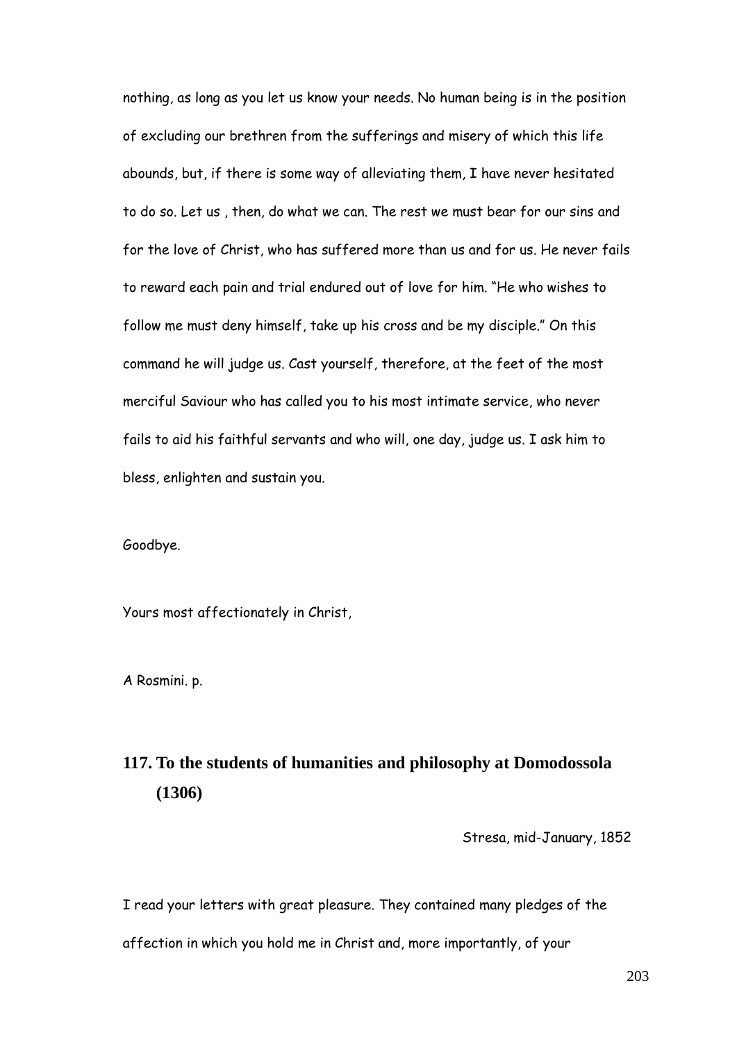nothing, as long as you let us know your needs. No human being is in the position of excluding our brethren from the sufferings and misery of which this life abounds, but, if there is some way of alleviating them, I have never hesitated to do so. Let us , then, do what we can. The rest we must bear for our sins and for the love of Christ, who has suffered more than us and for us. He never fails to reward each pain and trial endured out of love for him. "He who wishes to follow me must deny himself, take up his cross and be my disciple." On this command he will judge us. Cast yourself, therefore, at the feet of the most merciful Saviour who has called you to his most intimate service, who never fails to aid his faithful servants and who will, one day, judge us. I ask him to bless, enlighten and sustain you.

Goodbye.

Yours most affectionately in Christ,

A Rosmini. p.

## 117. To the students of humanities and philosophy at Domodossola (1306)

Stresa, mid-January, 1852

I read your letters with great pleasure. They contained many pledges of the affection in which you hold me in Christ and, more importantly, of your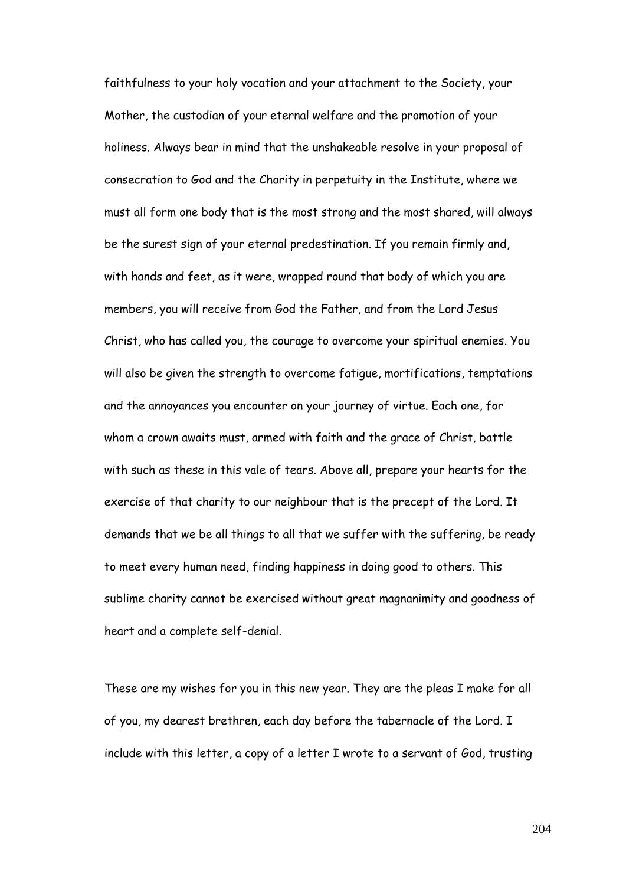faithfulness to your holy vocation and your attachment to the Society, your Mother, the custodian of your eternal welfare and the promotion of your holiness. Always bear in mind that the unshakeable resolve in your proposal of consecration to God and the Charity in perpetuity in the Institute, where we must all form one body that is the most strong and the most shared, will always be the surest sign of your eternal predestination. If you remain firmly and, with hands and feet, as it were, wrapped round that body of which you are members, you will receive from God the Father, and from the Lord Jesus Christ, who has called you, the courage to overcome your spiritual enemies. You will also be given the strength to overcome fatigue, mortifications, temptations and the annoyances you encounter on your journey of virtue. Each one, for whom a crown awaits must, armed with faith and the grace of Christ, battle with such as these in this vale of tears. Above all, prepare your hearts for the exercise of that charity to our neighbour that is the precept of the Lord. It demands that we be all things to all that we suffer with the suffering, be ready to meet every human need, finding happiness in doing good to others. This sublime charity cannot be exercised without great magnanimity and goodness of heart and a complete self-denial.

These are my wishes for you in this new year. They are the pleas I make for all of you, my dearest brethren, each day before the tabernacle of the Lord. I include with this letter, a copy of a letter I wrote to a servant of God, trusting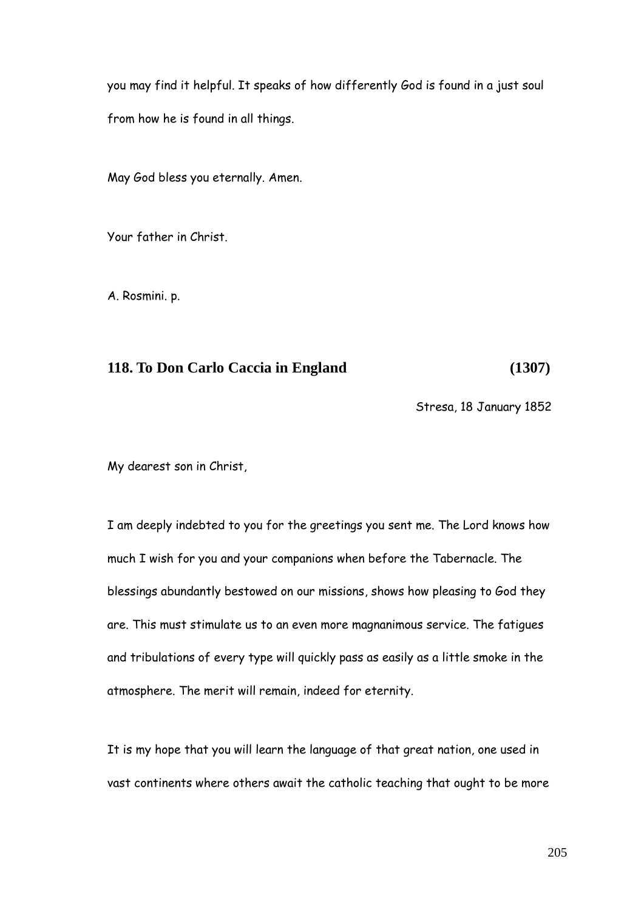you may find it helpful. It speaks of how differently God is found in a just soul from how he is found in all things.

May God bless you eternally. Amen.

Your father in Christ.

A. Rosmini. p.

### 118. To Don Carlo Caccia in England (1307)

Stresa, 18 January 1852

My dearest son in Christ,

I am deeply indebted to you for the greetings you sent me. The Lord knows how much I wish for you and your companions when before the Tabernacle. The blessings abundantly bestowed on our missions, shows how pleasing to God they are. This must stimulate us to an even more magnanimous service. The fatigues and tribulations of every type will quickly pass as easily as a little smoke in the atmosphere. The merit will remain, indeed for eternity.

It is my hope that you will learn the language of that great nation, one used in vast continents where others await the catholic teaching that ought to be more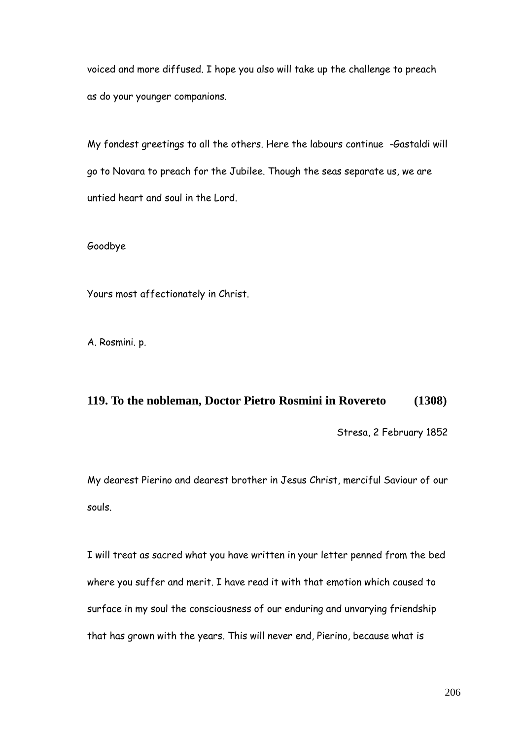voiced and more diffused. I hope you also will take up the challenge to preach as do your younger companions.

My fondest greetings to all the others. Here the labours continue -Gastaldi will go to Novara to preach for the Jubilee. Though the seas separate us, we are untied heart and soul in the Lord.

Goodbye

Yours most affectionately in Christ.

A. Rosmini. p.

## 119. To the nobleman, Doctor Pietro Rosmini in Rovereto (1308)

Stresa, 2 February 1852

My dearest Pierino and dearest brother in Jesus Christ, merciful Saviour of our souls.

I will treat as sacred what you have written in your letter penned from the bed where you suffer and merit. I have read it with that emotion which caused to surface in my soul the consciousness of our enduring and unvarying friendship that has grown with the years. This will never end, Pierino, because what is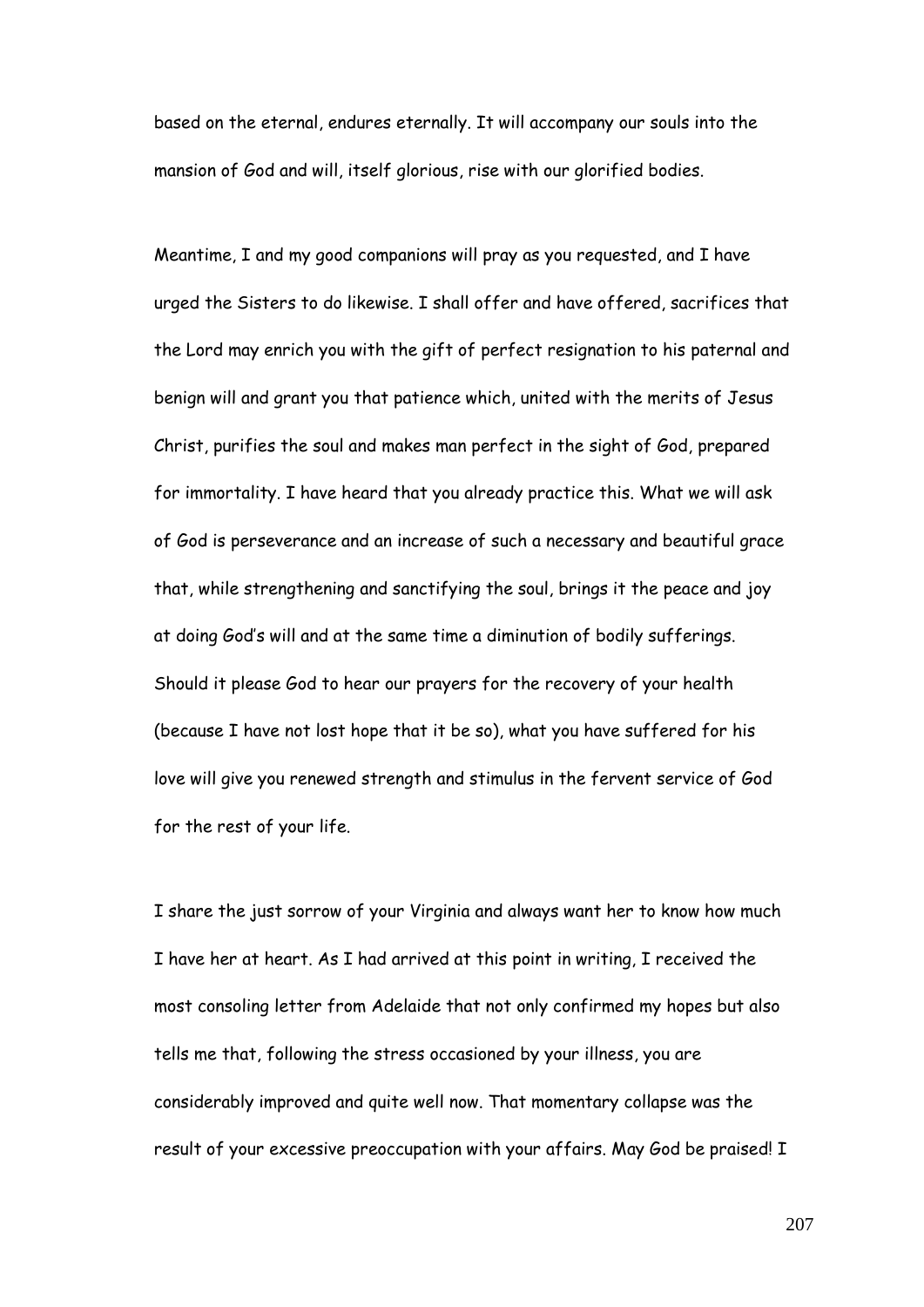based on the eternal, endures eternally. It will accompany our souls into the mansion of God and will, itself glorious, rise with our glorified bodies.

Meantime, I and my good companions will pray as you requested, and I have urged the Sisters to do likewise. I shall offer and have offered, sacrifices that the Lord may enrich you with the gift of perfect resignation to his paternal and benign will and grant you that patience which, united with the merits of Jesus Christ, purifies the soul and makes man perfect in the sight of God, prepared for immortality. I have heard that you already practice this. What we will ask of God is perseverance and an increase of such a necessary and beautiful grace that, while strengthening and sanctifying the soul, brings it the peace and joy at doing God's will and at the same time a diminution of bodily sufferings. Should it please God to hear our prayers for the recovery of your health (because I have not lost hope that it be so), what you have suffered for his love will give you renewed strength and stimulus in the fervent service of God for the rest of your life.

I share the just sorrow of your Virginia and always want her to know how much I have her at heart. As I had arrived at this point in writing, I received the most consoling letter from Adelaide that not only confirmed my hopes but also tells me that, following the stress occasioned by your illness, you are considerably improved and quite well now. That momentary collapse was the result of your excessive preoccupation with your affairs. May God be praised! I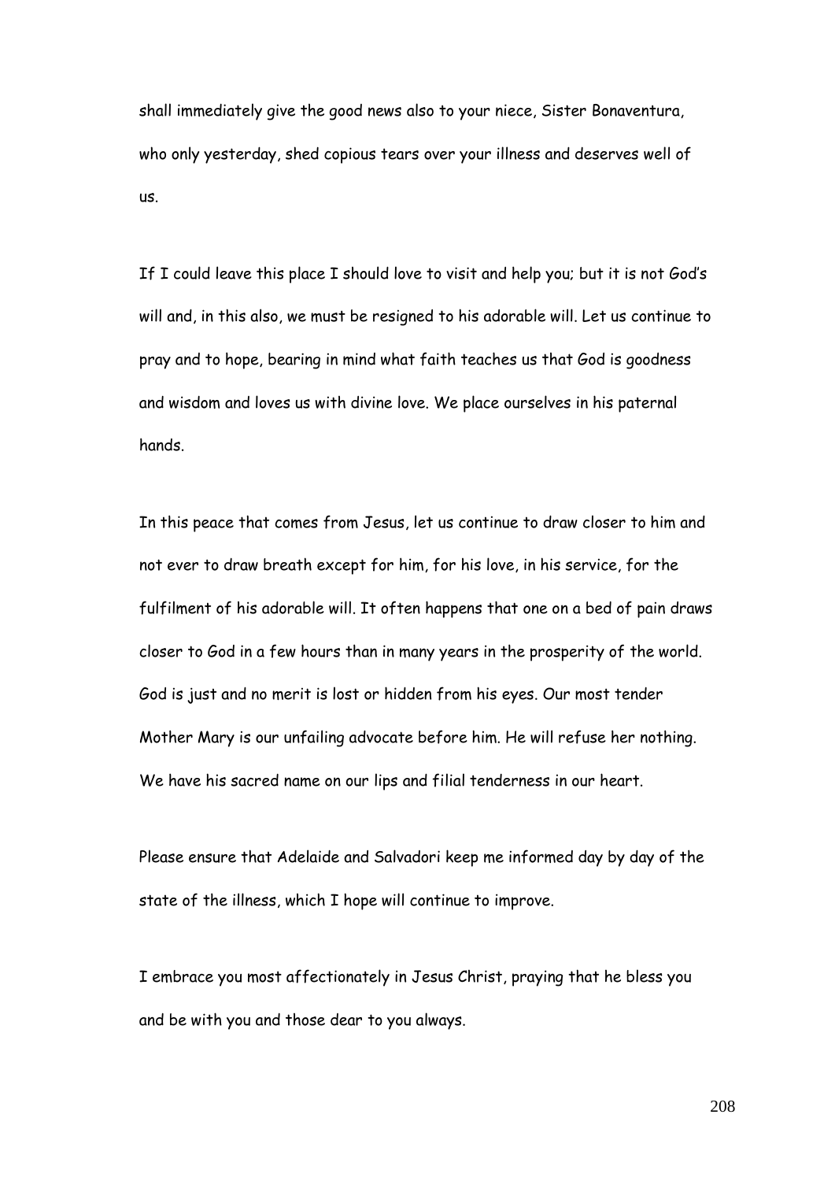shall immediately give the good news also to your niece, Sister Bonaventura, who only yesterday, shed copious tears over your illness and deserves well of us.

If I could leave this place I should love to visit and help you; but it is not God's will and, in this also, we must be resigned to his adorable will. Let us continue to pray and to hope, bearing in mind what faith teaches us that God is goodness and wisdom and loves us with divine love. We place ourselves in his paternal hands.

In this peace that comes from Jesus, let us continue to draw closer to him and not ever to draw breath except for him, for his love, in his service, for the fulfilment of his adorable will. It often happens that one on a bed of pain draws closer to God in a few hours than in many years in the prosperity of the world. God is just and no merit is lost or hidden from his eyes. Our most tender Mother Mary is our unfailing advocate before him. He will refuse her nothing. We have his sacred name on our lips and filial tenderness in our heart.

Please ensure that Adelaide and Salvadori keep me informed day by day of the state of the illness, which I hope will continue to improve.

I embrace you most affectionately in Jesus Christ, praying that he bless you and be with you and those dear to you always.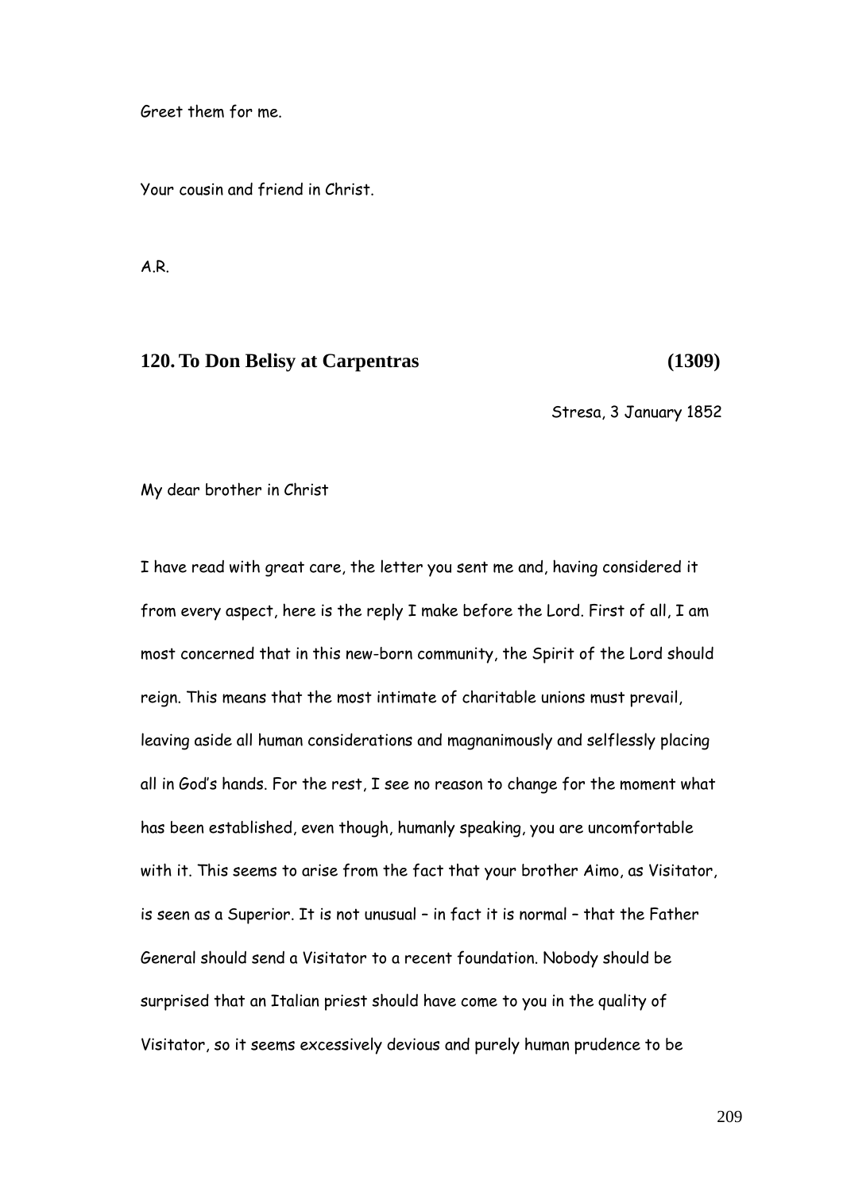Greet them for me.

Your cousin and friend in Christ.

A.R.

## 120. To Don Belisy at Carpentras (1309)

Stresa, 3 January 1852

My dear brother in Christ

I have read with great care, the letter you sent me and, having considered it from every aspect, here is the reply I make before the Lord. First of all, I am most concerned that in this new-born community, the Spirit of the Lord should reign. This means that the most intimate of charitable unions must prevail, leaving aside all human considerations and magnanimously and selflessly placing all in God's hands. For the rest, I see no reason to change for the moment what has been established, even though, humanly speaking, you are uncomfortable with it. This seems to arise from the fact that your brother Aimo, as Visitator, is seen as a Superior. It is not unusual – in fact it is normal – that the Father General should send a Visitator to a recent foundation. Nobody should be surprised that an Italian priest should have come to you in the quality of Visitator, so it seems excessively devious and purely human prudence to be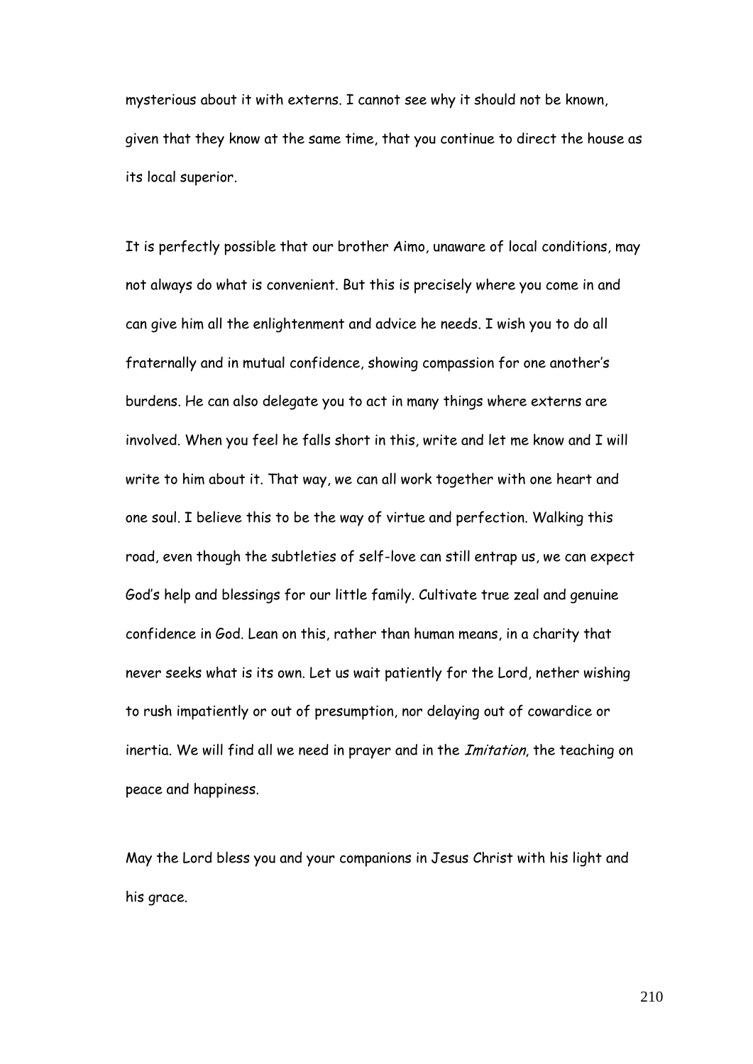mysterious about it with externs. I cannot see why it should not be known, given that they know at the same time, that you continue to direct the house as its local superior.

It is perfectly possible that our brother Aimo, unaware of local conditions, may not always do what is convenient. But this is precisely where you come in and can give him all the enlightenment and advice he needs. I wish you to do all fraternally and in mutual confidence, showing compassion for one another's burdens. He can also delegate you to act in many things where externs are involved. When you feel he falls short in this, write and let me know and I will write to him about it. That way, we can all work together with one heart and one soul. I believe this to be the way of virtue and perfection. Walking this road, even though the subtleties of self-love can still entrap us, we can expect God's help and blessings for our little family. Cultivate true zeal and genuine confidence in God. Lean on this, rather than human means, in a charity that never seeks what is its own. Let us wait patiently for the Lord, nether wishing to rush impatiently or out of presumption, nor delaying out of cowardice or inertia. We will find all we need in prayer and in the *Imitation*, the teaching on peace and happiness.

May the Lord bless you and your companions in Jesus Christ with his light and his grace.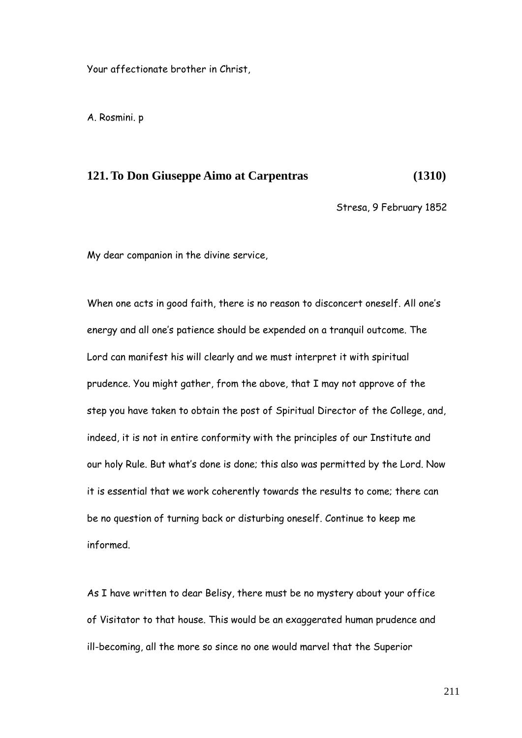Your affectionate brother in Christ,

A. Rosmini. p

## 121. To Don Giuseppe Aimo at Carpentras (1310)

Stresa, 9 February 1852

My dear companion in the divine service,

When one acts in good faith, there is no reason to disconcert oneself. All one's energy and all one's patience should be expended on a tranquil outcome. The Lord can manifest his will clearly and we must interpret it with spiritual prudence. You might gather, from the above, that I may not approve of the step you have taken to obtain the post of Spiritual Director of the College, and, indeed, it is not in entire conformity with the principles of our Institute and our holy Rule. But what's done is done; this also was permitted by the Lord. Now it is essential that we work coherently towards the results to come; there can be no question of turning back or disturbing oneself. Continue to keep me informed.

As I have written to dear Belisy, there must be no mystery about your office of Visitator to that house. This would be an exaggerated human prudence and ill-becoming, all the more so since no one would marvel that the Superior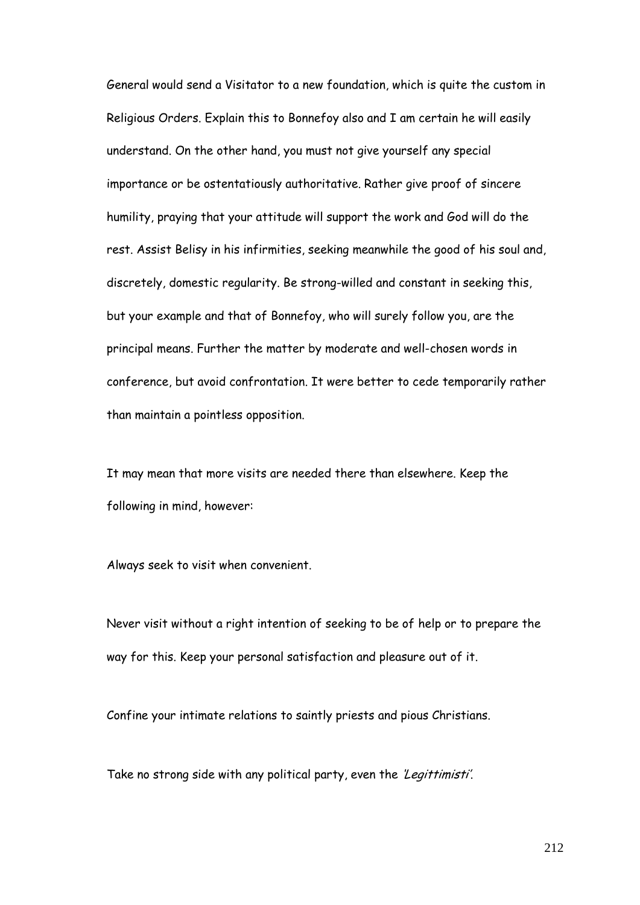General would send a Visitator to a new foundation, which is quite the custom in Religious Orders. Explain this to Bonnefoy also and I am certain he will easily understand. On the other hand, you must not give yourself any special importance or be ostentatiously authoritative. Rather give proof of sincere humility, praying that your attitude will support the work and God will do the rest. Assist Belisy in his infirmities, seeking meanwhile the good of his soul and, discretely, domestic regularity. Be strong-willed and constant in seeking this, but your example and that of Bonnefoy, who will surely follow you, are the principal means. Further the matter by moderate and well-chosen words in conference, but avoid confrontation. It were better to cede temporarily rather than maintain a pointless opposition.

It may mean that more visits are needed there than elsewhere. Keep the following in mind, however:

Always seek to visit when convenient.

Never visit without a right intention of seeking to be of help or to prepare the way for this. Keep your personal satisfaction and pleasure out of it.

Confine your intimate relations to saintly priests and pious Christians.

Take no strong side with any political party, even the *'Legittimisti'*.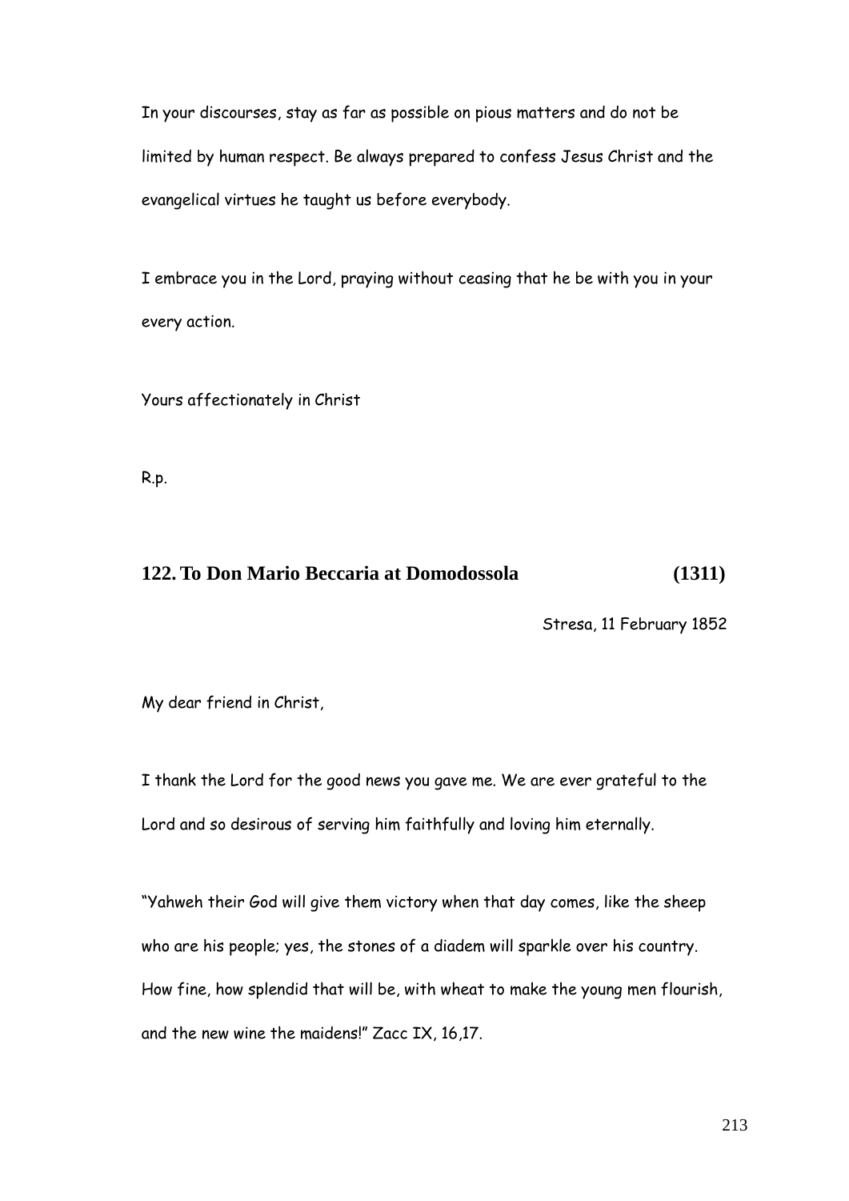In your discourses, stay as far as possible on pious matters and do not be limited by human respect. Be always prepared to confess Jesus Christ and the evangelical virtues he taught us before everybody.

I embrace you in the Lord, praying without ceasing that he be with you in your every action.

Yours affectionately in Christ

R.p.

## 122. To Don Mario Beccaria at Domodossola (1311)

Stresa, 11 February 1852

My dear friend in Christ,

I thank the Lord for the good news you gave me. We are ever grateful to the Lord and so desirous of serving him faithfully and loving him eternally.

"Yahweh their God will give them victory when that day comes, like the sheep who are his people; yes, the stones of a diadem will sparkle over his country. How fine, how splendid that will be, with wheat to make the young men flourish, and the new wine the maidens!" Zacc IX, 16,17.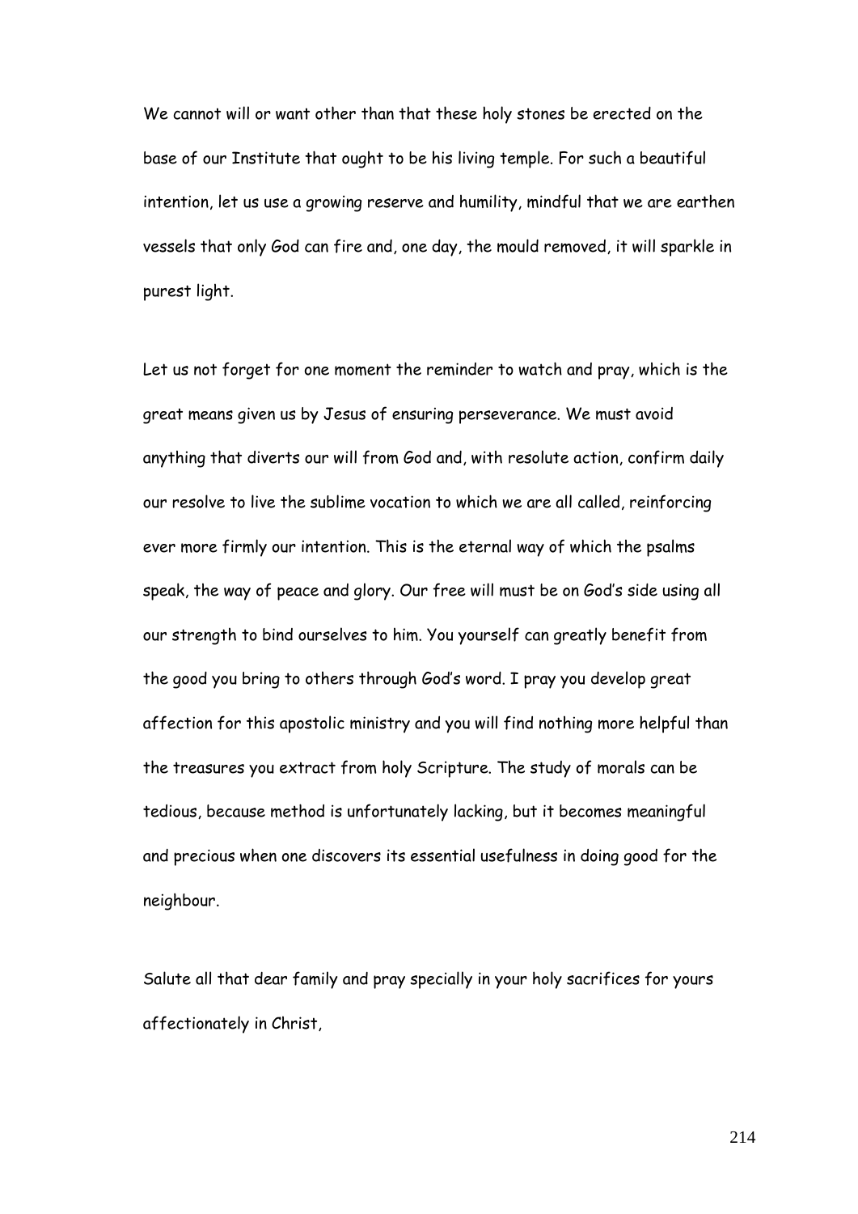We cannot will or want other than that these holy stones be erected on the base of our Institute that ought to be his living temple. For such a beautiful intention, let us use a growing reserve and humility, mindful that we are earthen vessels that only God can fire and, one day, the mould removed, it will sparkle in purest light.

Let us not forget for one moment the reminder to watch and pray, which is the great means given us by Jesus of ensuring perseverance. We must avoid anything that diverts our will from God and, with resolute action, confirm daily our resolve to live the sublime vocation to which we are all called, reinforcing ever more firmly our intention. This is the eternal way of which the psalms speak, the way of peace and glory. Our free will must be on God's side using all our strength to bind ourselves to him. You yourself can greatly benefit from the good you bring to others through God's word. I pray you develop great affection for this apostolic ministry and you will find nothing more helpful than the treasures you extract from holy Scripture. The study of morals can be tedious, because method is unfortunately lacking, but it becomes meaningful and precious when one discovers its essential usefulness in doing good for the neighbour.

Salute all that dear family and pray specially in your holy sacrifices for yours affectionately in Christ,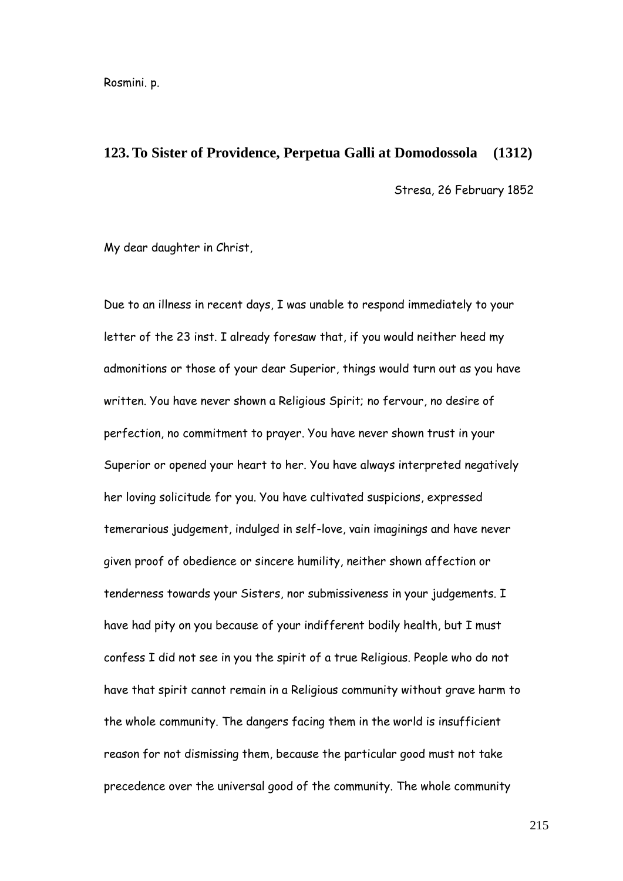Rosmini. p.

## 123. To Sister of Providence, Perpetua Galli at Domodossola (1312)

Stresa, 26 February 1852

My dear daughter in Christ,

Due to an illness in recent days, I was unable to respond immediately to your letter of the 23 inst. I already foresaw that, if you would neither heed my admonitions or those of your dear Superior, things would turn out as you have written. You have never shown a Religious Spirit; no fervour, no desire of perfection, no commitment to prayer. You have never shown trust in your Superior or opened your heart to her. You have always interpreted negatively her loving solicitude for you. You have cultivated suspicions, expressed temerarious judgement, indulged in self-love, vain imaginings and have never given proof of obedience or sincere humility, neither shown affection or tenderness towards your Sisters, nor submissiveness in your judgements. I have had pity on you because of your indifferent bodily health, but I must confess I did not see in you the spirit of a true Religious. People who do not have that spirit cannot remain in a Religious community without grave harm to the whole community. The dangers facing them in the world is insufficient reason for not dismissing them, because the particular good must not take precedence over the universal good of the community. The whole community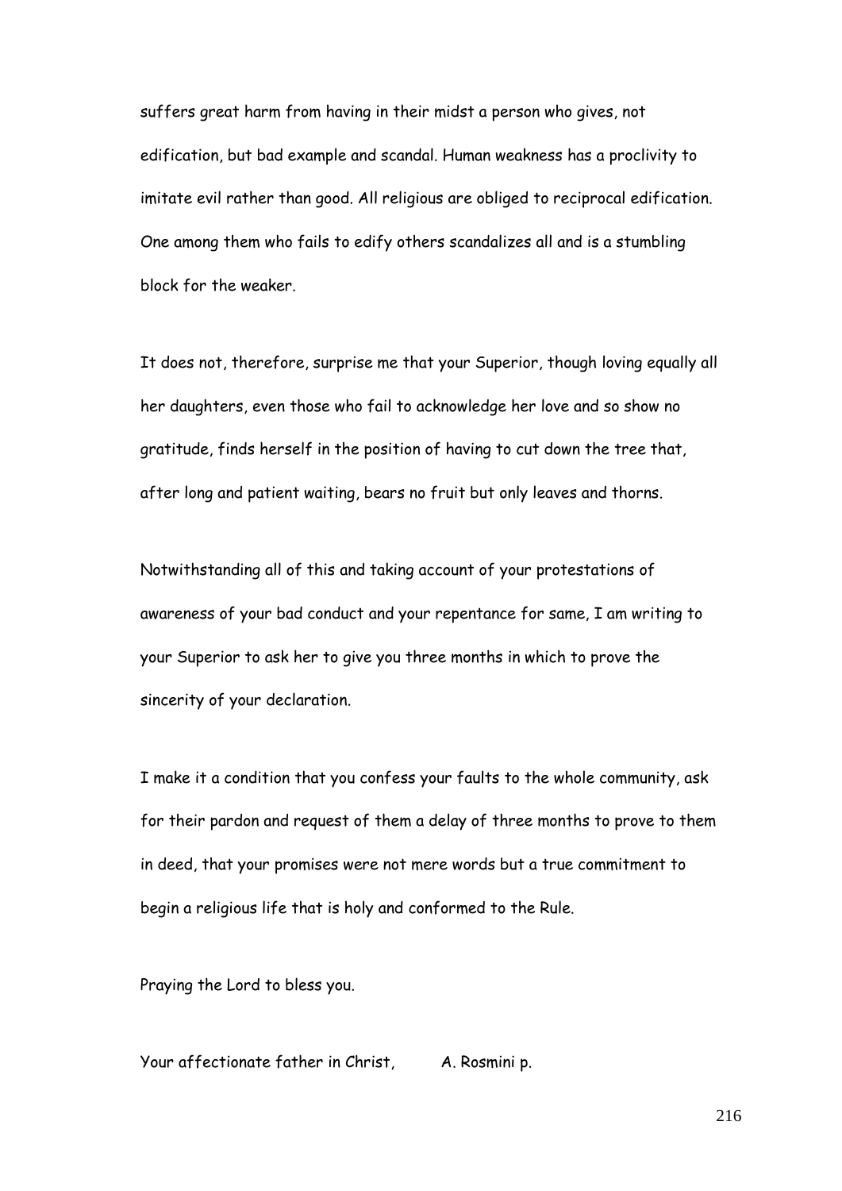suffers great harm from having in their midst a person who gives, not edification, but bad example and scandal. Human weakness has a proclivity to imitate evil rather than good. All religious are obliged to reciprocal edification. One among them who fails to edify others scandalizes all and is a stumbling block for the weaker.

It does not, therefore, surprise me that your Superior, though loving equally all her daughters, even those who fail to acknowledge her love and so show no gratitude, finds herself in the position of having to cut down the tree that, after long and patient waiting, bears no fruit but only leaves and thorns.

Notwithstanding all of this and taking account of your protestations of awareness of your bad conduct and your repentance for same, I am writing to your Superior to ask her to give you three months in which to prove the sincerity of your declaration.

I make it a condition that you confess your faults to the whole community, ask for their pardon and request of them a delay of three months to prove to them in deed, that your promises were not mere words but a true commitment to begin a religious life that is holy and conformed to the Rule.

Praying the Lord to bless you.

Your affectionate father in Christ, A. Rosmini p.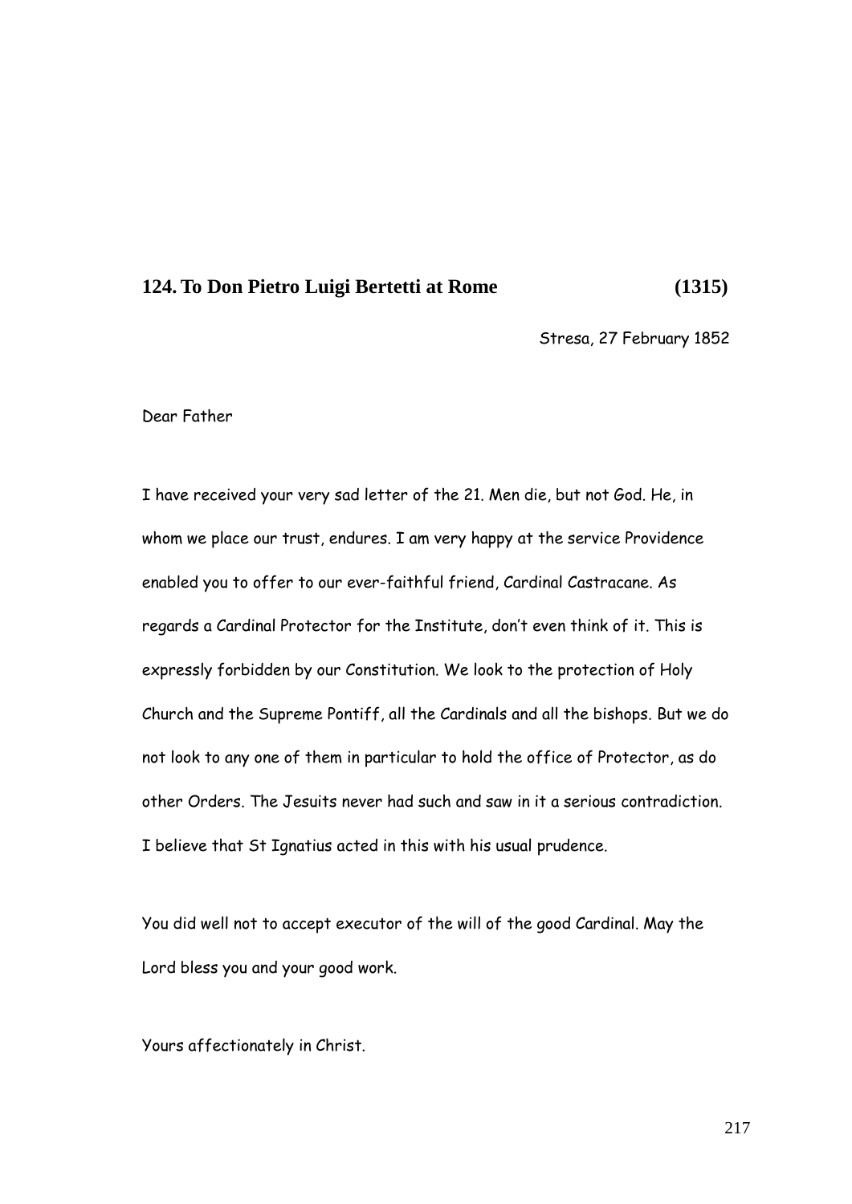## 124. To Don Pietro Luigi Bertetti at Rome (1315)

Stresa, 27 February 1852

Dear Father

I have received your very sad letter of the 21. Men die, but not God. He, in whom we place our trust, endures. I am very happy at the service Providence enabled you to offer to our ever-faithful friend, Cardinal Castracane. As regards a Cardinal Protector for the Institute, don't even think of it. This is expressly forbidden by our Constitution. We look to the protection of Holy Church and the Supreme Pontiff, all the Cardinals and all the bishops. But we do not look to any one of them in particular to hold the office of Protector, as do other Orders. The Jesuits never had such and saw in it a serious contradiction. I believe that St Ignatius acted in this with his usual prudence.

You did well not to accept executor of the will of the good Cardinal. May the Lord bless you and your good work.

Yours affectionately in Christ.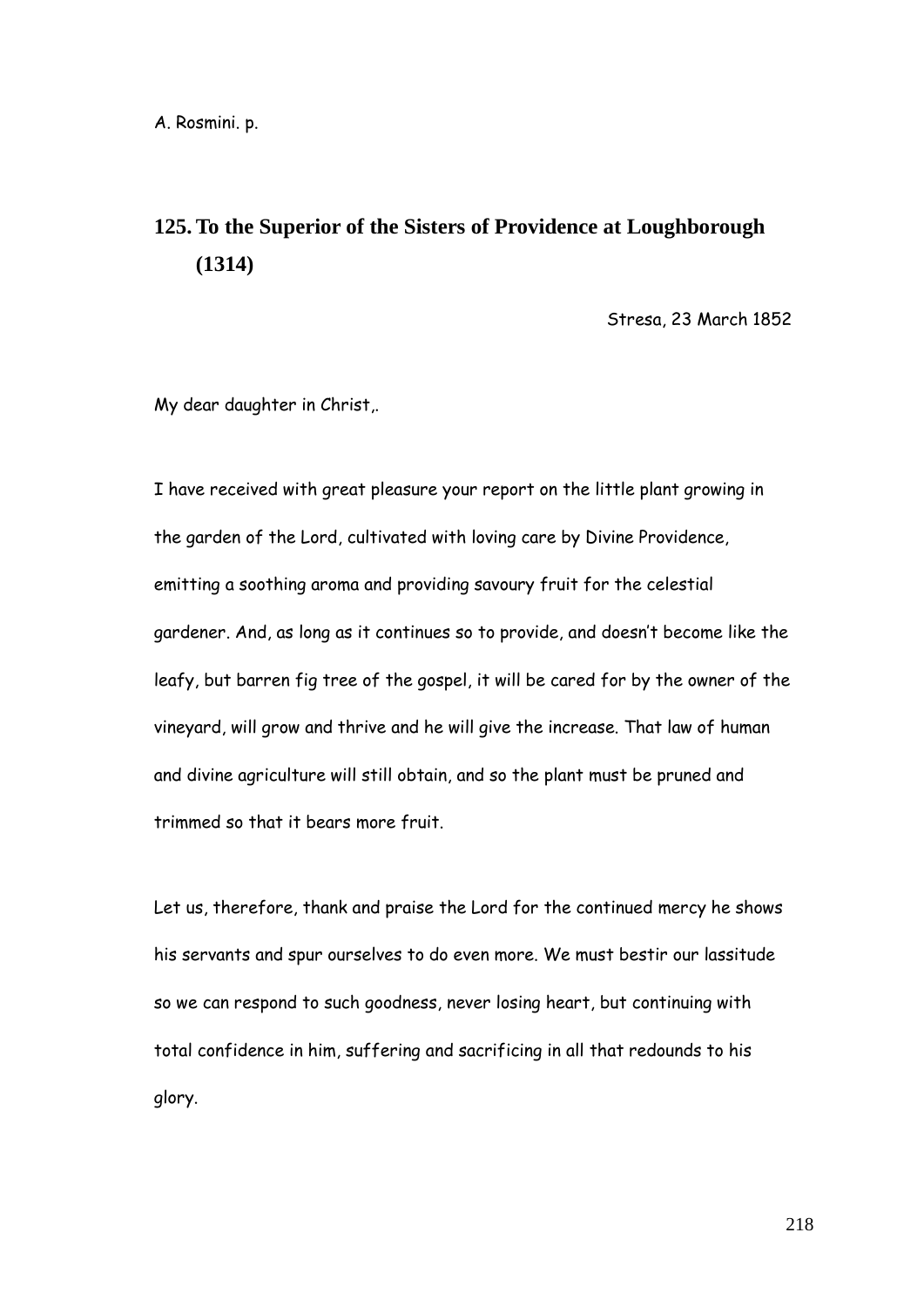A. Rosmini. p.

## 125. To the Superior of the Sisters of Providence at Loughborough (1314)

Stresa, 23 March 1852

My dear daughter in Christ,.

I have received with great pleasure your report on the little plant growing in the garden of the Lord, cultivated with loving care by Divine Providence, emitting a soothing aroma and providing savoury fruit for the celestial gardener. And, as long as it continues so to provide, and doesn't become like the leafy, but barren fig tree of the gospel, it will be cared for by the owner of the vineyard, will grow and thrive and he will give the increase. That law of human and divine agriculture will still obtain, and so the plant must be pruned and trimmed so that it bears more fruit.

Let us, therefore, thank and praise the Lord for the continued mercy he shows his servants and spur ourselves to do even more. We must bestir our lassitude so we can respond to such goodness, never losing heart, but continuing with total confidence in him, suffering and sacrificing in all that redounds to his glory.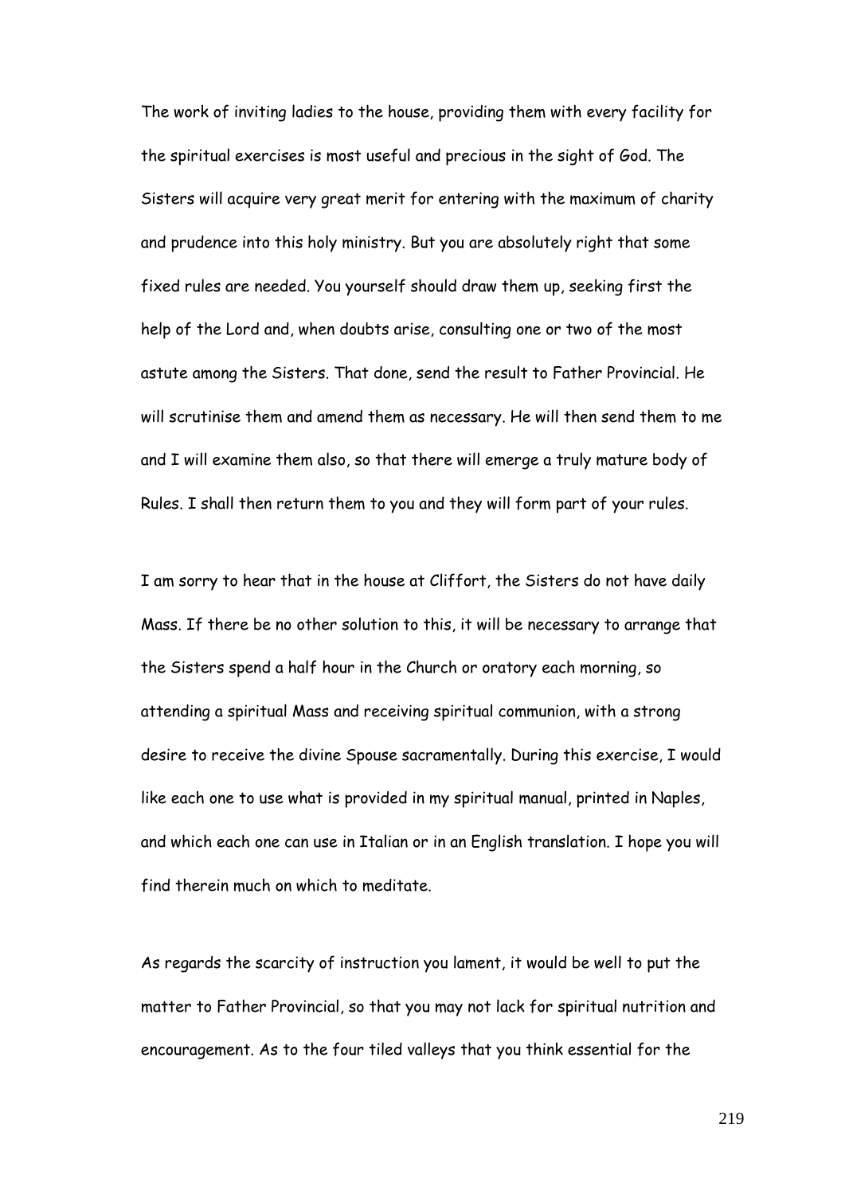The work of inviting ladies to the house, providing them with every facility for the spiritual exercises is most useful and precious in the sight of God. The Sisters will acquire very great merit for entering with the maximum of charity and prudence into this holy ministry. But you are absolutely right that some fixed rules are needed. You yourself should draw them up, seeking first the help of the Lord and, when doubts arise, consulting one or two of the most astute among the Sisters. That done, send the result to Father Provincial. He will scrutinise them and amend them as necessary. He will then send them to me and I will examine them also, so that there will emerge a truly mature body of Rules. I shall then return them to you and they will form part of your rules.

I am sorry to hear that in the house at Cliffort, the Sisters do not have daily Mass. If there be no other solution to this, it will be necessary to arrange that the Sisters spend a half hour in the Church or oratory each morning, so attending a spiritual Mass and receiving spiritual communion, with a strong desire to receive the divine Spouse sacramentally. During this exercise, I would like each one to use what is provided in my spiritual manual, printed in Naples, and which each one can use in Italian or in an English translation. I hope you will find therein much on which to meditate.

As regards the scarcity of instruction you lament, it would be well to put the matter to Father Provincial, so that you may not lack for spiritual nutrition and encouragement. As to the four tiled valleys that you think essential for the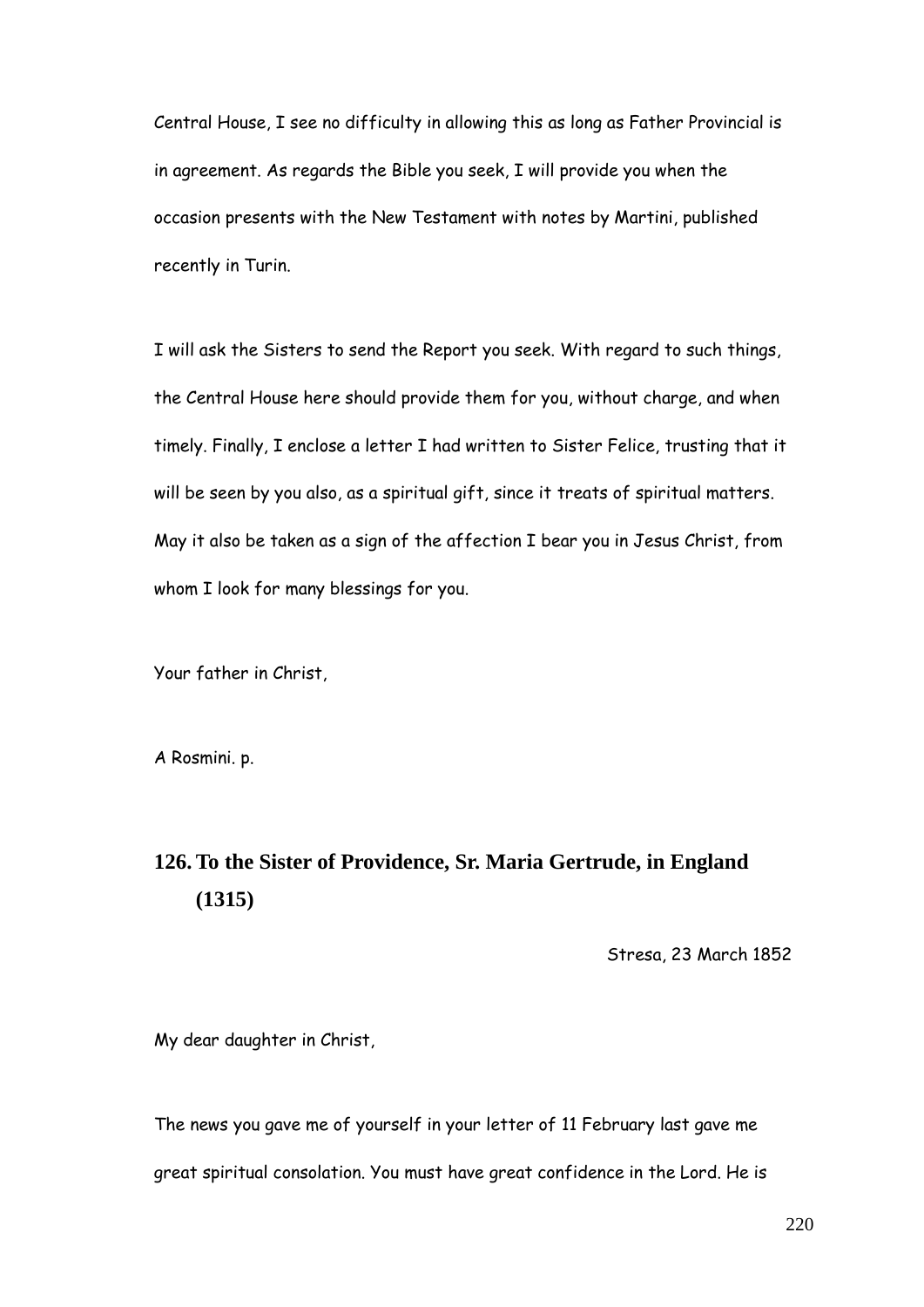Central House, I see no difficulty in allowing this as long as Father Provincial is in agreement. As regards the Bible you seek, I will provide you when the occasion presents with the New Testament with notes by Martini, published recently in Turin.

I will ask the Sisters to send the Report you seek. With regard to such things, the Central House here should provide them for you, without charge, and when timely. Finally, I enclose a letter I had written to Sister Felice, trusting that it will be seen by you also, as a spiritual gift, since it treats of spiritual matters. May it also be taken as a sign of the affection I bear you in Jesus Christ, from whom I look for many blessings for you.

Your father in Christ,

A Rosmini. p.

## 126. To the Sister of Providence, Sr. Maria Gertrude, in England (1315)

Stresa, 23 March 1852

My dear daughter in Christ,

The news you gave me of yourself in your letter of 11 February last gave me great spiritual consolation. You must have great confidence in the Lord. He is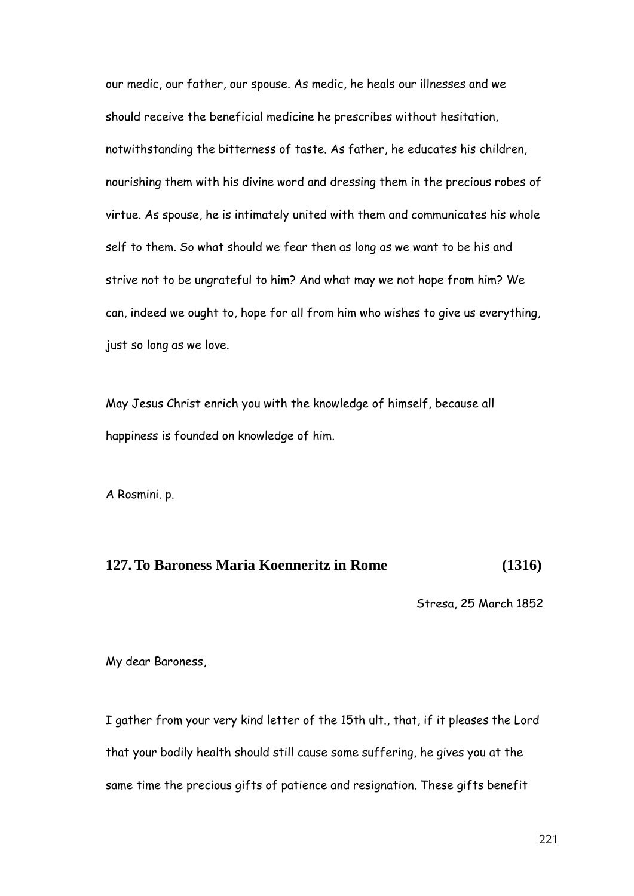our medic, our father, our spouse. As medic, he heals our illnesses and we should receive the beneficial medicine he prescribes without hesitation, notwithstanding the bitterness of taste. As father, he educates his children, nourishing them with his divine word and dressing them in the precious robes of virtue. As spouse, he is intimately united with them and communicates his whole self to them. So what should we fear then as long as we want to be his and strive not to be ungrateful to him? And what may we not hope from him? We can, indeed we ought to, hope for all from him who wishes to give us everything, just so long as we love.

May Jesus Christ enrich you with the knowledge of himself, because all happiness is founded on knowledge of him.

A Rosmini. p.

## 127. To Baroness Maria Koenneritz in Rome (1316)

Stresa, 25 March 1852

My dear Baroness,

I gather from your very kind letter of the 15th ult., that, if it pleases the Lord that your bodily health should still cause some suffering, he gives you at the same time the precious gifts of patience and resignation. These gifts benefit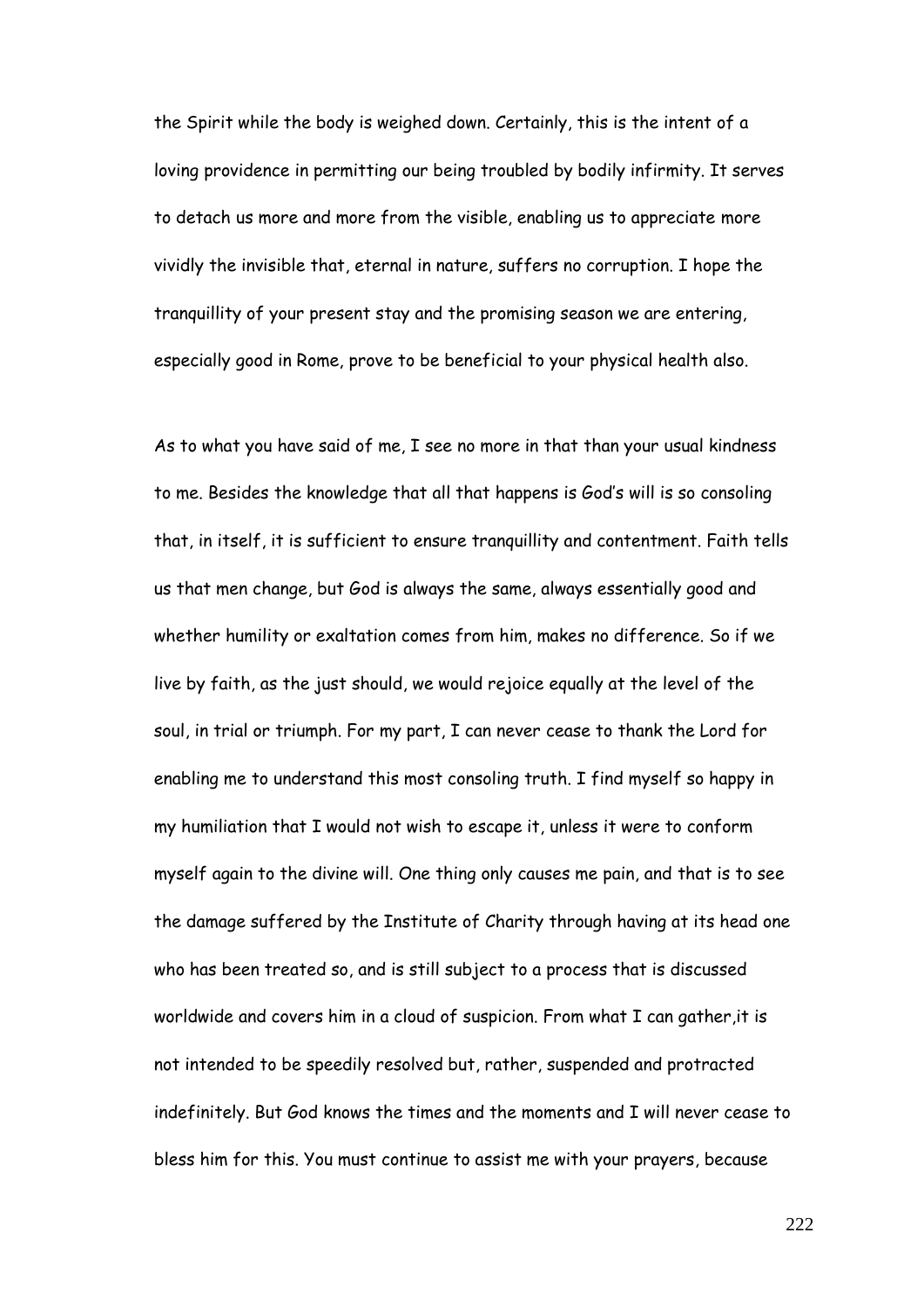the Spirit while the body is weighed down. Certainly, this is the intent of a loving providence in permitting our being troubled by bodily infirmity. It serves to detach us more and more from the visible, enabling us to appreciate more vividly the invisible that, eternal in nature, suffers no corruption. I hope the tranquillity of your present stay and the promising season we are entering, especially good in Rome, prove to be beneficial to your physical health also.

As to what you have said of me, I see no more in that than your usual kindness to me. Besides the knowledge that all that happens is God's will is so consoling that, in itself, it is sufficient to ensure tranquillity and contentment. Faith tells us that men change, but God is always the same, always essentially good and whether humility or exaltation comes from him, makes no difference. So if we live by faith, as the just should, we would rejoice equally at the level of the soul, in trial or triumph. For my part, I can never cease to thank the Lord for enabling me to understand this most consoling truth. I find myself so happy in my humiliation that I would not wish to escape it, unless it were to conform myself again to the divine will. One thing only causes me pain, and that is to see the damage suffered by the Institute of Charity through having at its head one who has been treated so, and is still subject to a process that is discussed worldwide and covers him in a cloud of suspicion. From what I can gather,it is not intended to be speedily resolved but, rather, suspended and protracted indefinitely. But God knows the times and the moments and I will never cease to bless him for this. You must continue to assist me with your prayers, because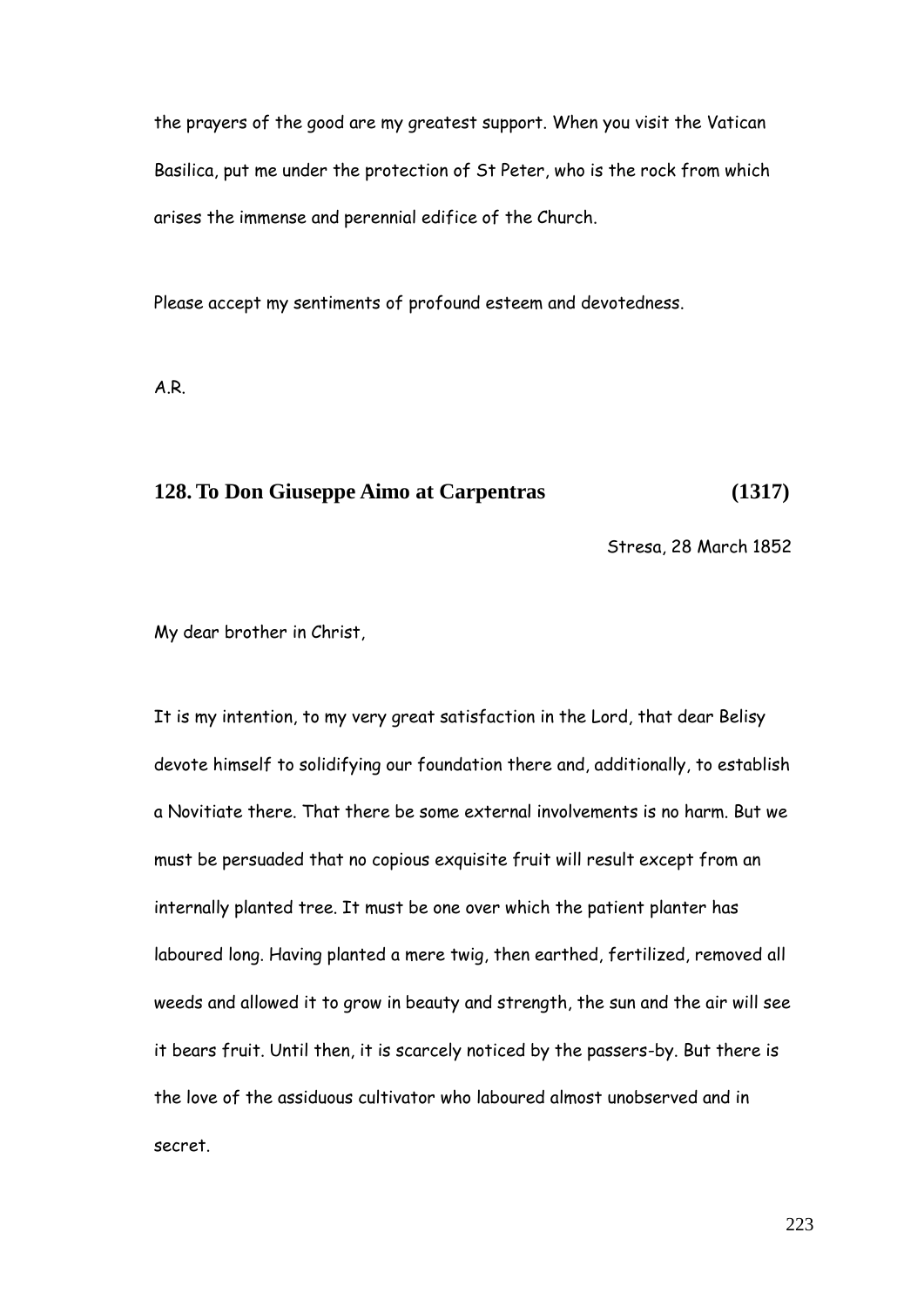the prayers of the good are my greatest support. When you visit the Vatican Basilica, put me under the protection of St Peter, who is the rock from which arises the immense and perennial edifice of the Church.

Please accept my sentiments of profound esteem and devotedness.

A.R.

## 128. To Don Giuseppe Aimo at Carpentras (1317)

Stresa, 28 March 1852

My dear brother in Christ,

It is my intention, to my very great satisfaction in the Lord, that dear Belisy devote himself to solidifying our foundation there and, additionally, to establish a Novitiate there. That there be some external involvements is no harm. But we must be persuaded that no copious exquisite fruit will result except from an internally planted tree. It must be one over which the patient planter has laboured long. Having planted a mere twig, then earthed, fertilized, removed all weeds and allowed it to grow in beauty and strength, the sun and the air will see it bears fruit. Until then, it is scarcely noticed by the passers-by. But there is the love of the assiduous cultivator who laboured almost unobserved and in secret.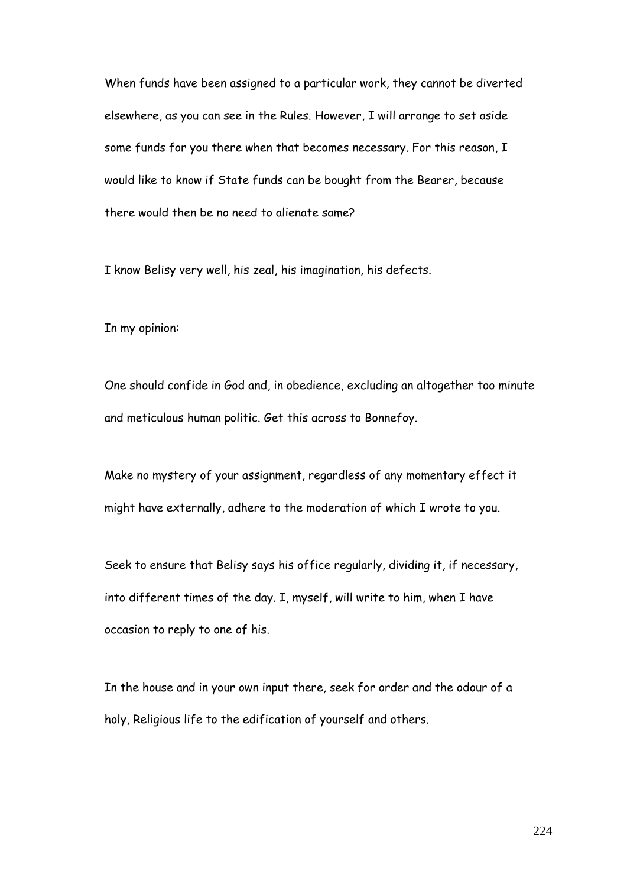When funds have been assigned to a particular work, they cannot be diverted elsewhere, as you can see in the Rules. However, I will arrange to set aside some funds for you there when that becomes necessary. For this reason, I would like to know if State funds can be bought from the Bearer, because there would then be no need to alienate same?

I know Belisy very well, his zeal, his imagination, his defects.

In my opinion:

One should confide in God and, in obedience, excluding an altogether too minute and meticulous human politic. Get this across to Bonnefoy.

Make no mystery of your assignment, regardless of any momentary effect it might have externally, adhere to the moderation of which I wrote to you.

Seek to ensure that Belisy says his office regularly, dividing it, if necessary, into different times of the day. I, myself, will write to him, when I have occasion to reply to one of his.

In the house and in your own input there, seek for order and the odour of a holy, Religious life to the edification of yourself and others.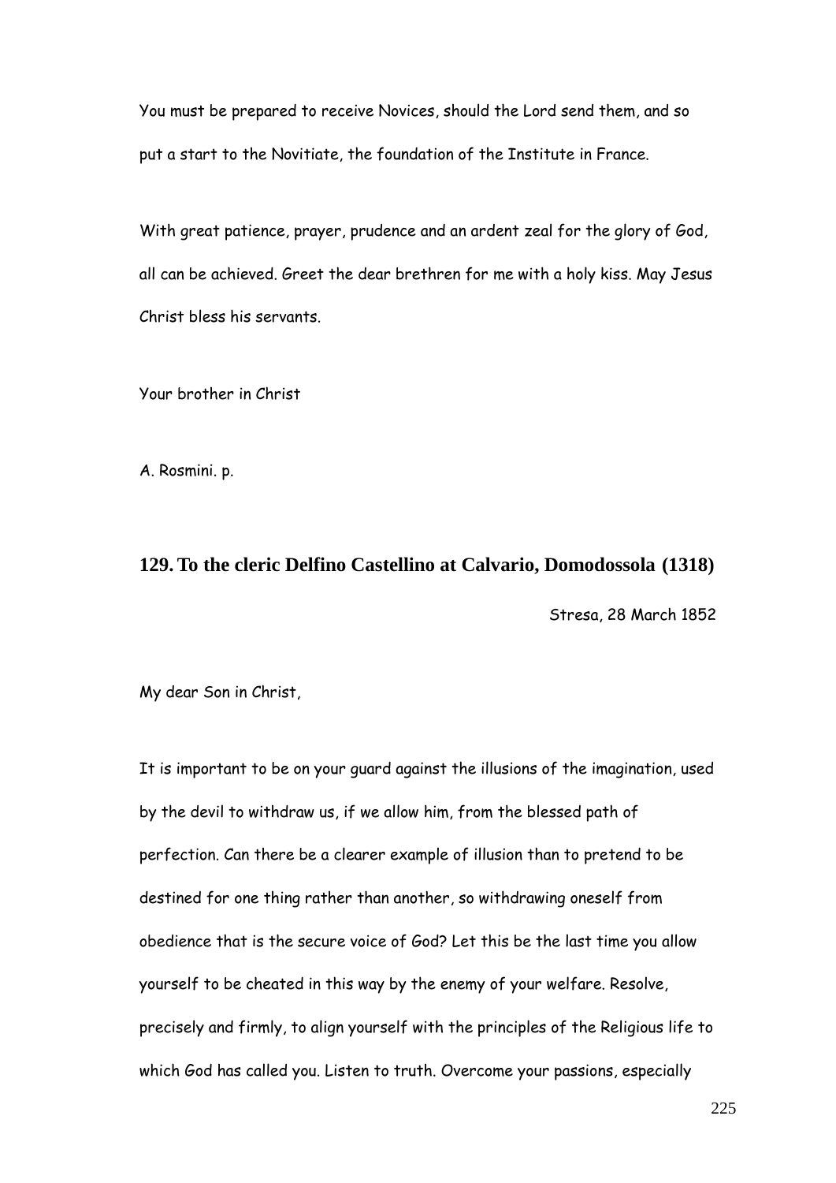You must be prepared to receive Novices, should the Lord send them, and so put a start to the Novitiate, the foundation of the Institute in France.

With great patience, prayer, prudence and an ardent zeal for the glory of God, all can be achieved. Greet the dear brethren for me with a holy kiss. May Jesus Christ bless his servants.

Your brother in Christ

A. Rosmini. p.

## 129. To the cleric Delfino Castellino at Calvario, Domodossola (1318)

Stresa, 28 March 1852

My dear Son in Christ,

It is important to be on your guard against the illusions of the imagination, used by the devil to withdraw us, if we allow him, from the blessed path of perfection. Can there be a clearer example of illusion than to pretend to be destined for one thing rather than another, so withdrawing oneself from obedience that is the secure voice of God? Let this be the last time you allow yourself to be cheated in this way by the enemy of your welfare. Resolve, precisely and firmly, to align yourself with the principles of the Religious life to which God has called you. Listen to truth. Overcome your passions, especially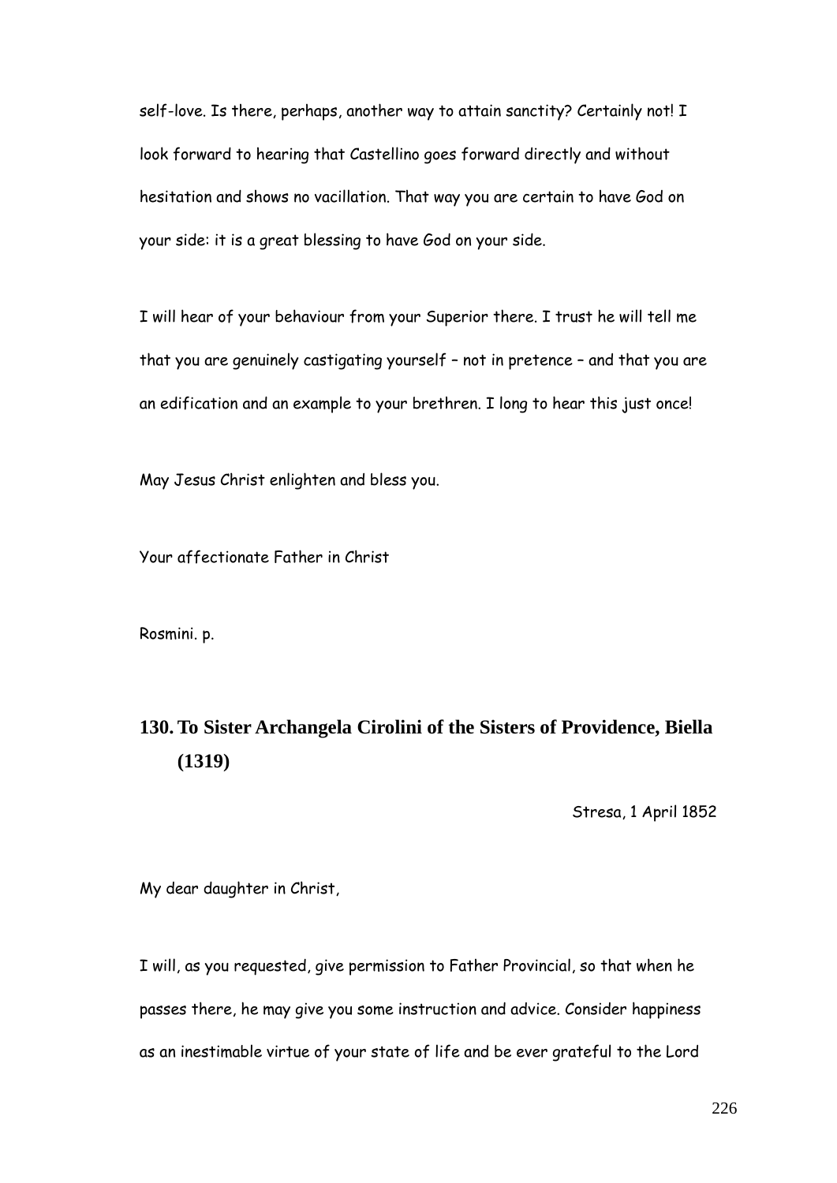self-love. Is there, perhaps, another way to attain sanctity? Certainly not! I look forward to hearing that Castellino goes forward directly and without hesitation and shows no vacillation. That way you are certain to have God on your side: it is a great blessing to have God on your side.

I will hear of your behaviour from your Superior there. I trust he will tell me that you are genuinely castigating yourself – not in pretence – and that you are an edification and an example to your brethren. I long to hear this just once!

May Jesus Christ enlighten and bless you.

Your affectionate Father in Christ

Rosmini. p.

## 130. To Sister Archangela Cirolini of the Sisters of Providence, Biella (1319)

Stresa, 1 April 1852

My dear daughter in Christ,

I will, as you requested, give permission to Father Provincial, so that when he passes there, he may give you some instruction and advice. Consider happiness as an inestimable virtue of your state of life and be ever grateful to the Lord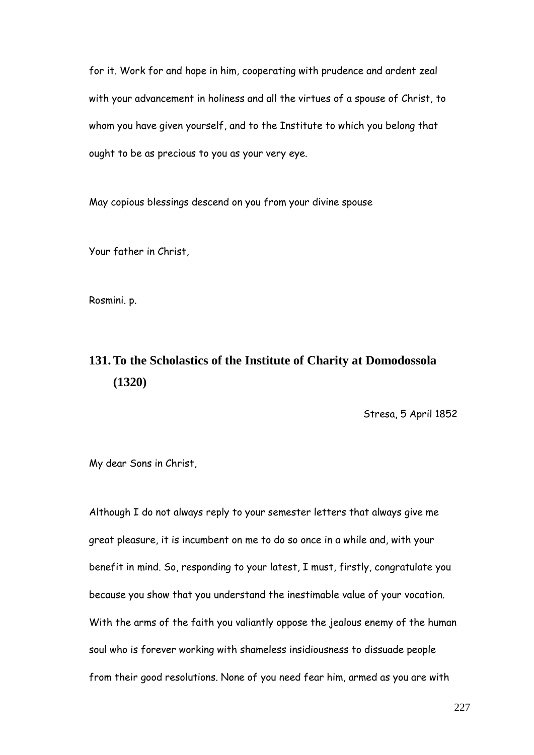for it. Work for and hope in him, cooperating with prudence and ardent zeal with your advancement in holiness and all the virtues of a spouse of Christ, to whom you have given yourself, and to the Institute to which you belong that ought to be as precious to you as your very eye.

May copious blessings descend on you from your divine spouse

Your father in Christ,

Rosmini. p.

## 131. To the Scholastics of the Institute of Charity at Domodossola (1320)

Stresa, 5 April 1852

My dear Sons in Christ,

Although I do not always reply to your semester letters that always give me great pleasure, it is incumbent on me to do so once in a while and, with your benefit in mind. So, responding to your latest, I must, firstly, congratulate you because you show that you understand the inestimable value of your vocation. With the arms of the faith you valiantly oppose the jealous enemy of the human soul who is forever working with shameless insidiousness to dissuade people from their good resolutions. None of you need fear him, armed as you are with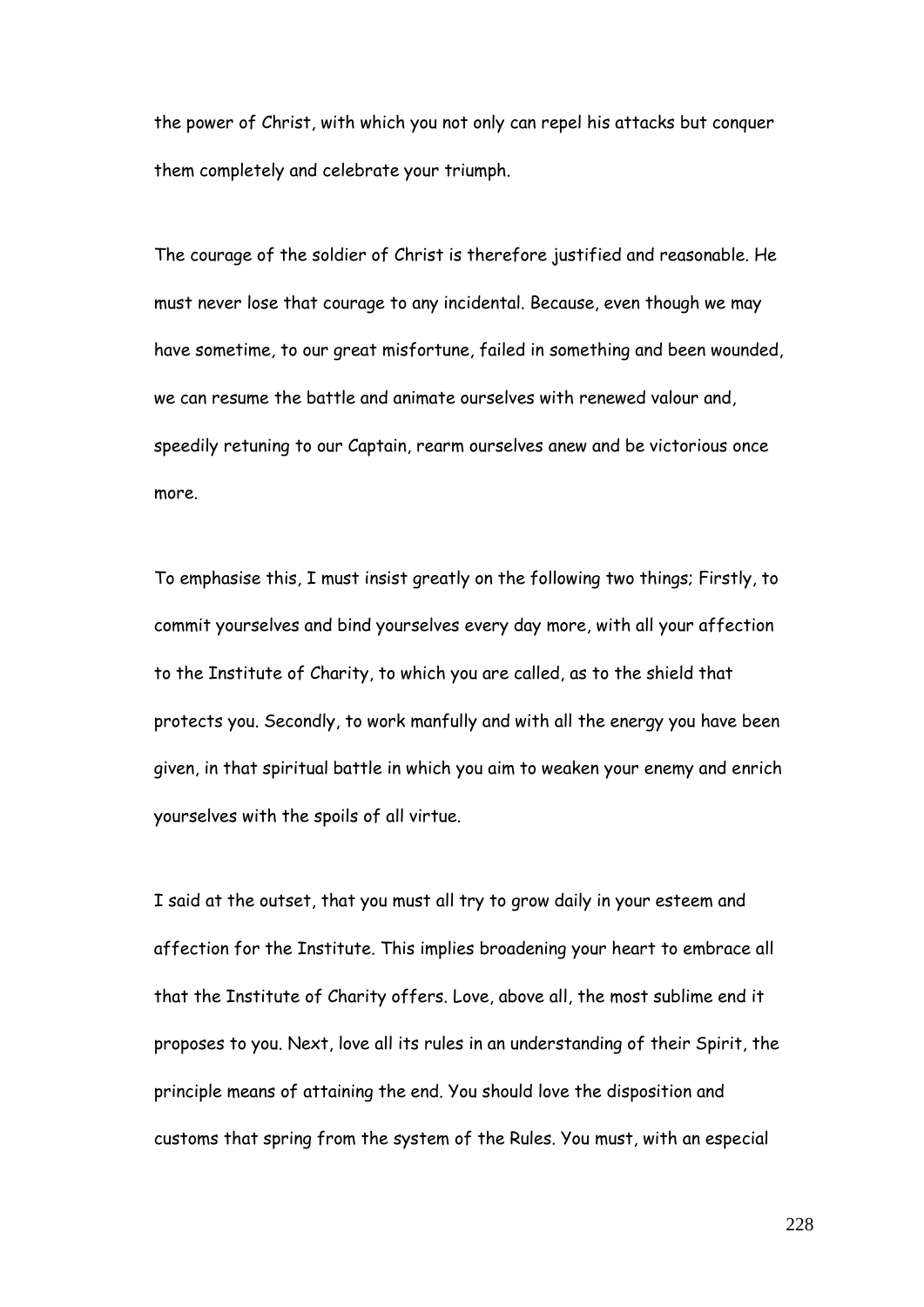the power of Christ, with which you not only can repel his attacks but conquer them completely and celebrate your triumph.

The courage of the soldier of Christ is therefore justified and reasonable. He must never lose that courage to any incidental. Because, even though we may have sometime, to our great misfortune, failed in something and been wounded, we can resume the battle and animate ourselves with renewed valour and, speedily retuning to our Captain, rearm ourselves anew and be victorious once more.

To emphasise this, I must insist greatly on the following two things; Firstly, to commit yourselves and bind yourselves every day more, with all your affection to the Institute of Charity, to which you are called, as to the shield that protects you. Secondly, to work manfully and with all the energy you have been given, in that spiritual battle in which you aim to weaken your enemy and enrich yourselves with the spoils of all virtue.

I said at the outset, that you must all try to grow daily in your esteem and affection for the Institute. This implies broadening your heart to embrace all that the Institute of Charity offers. Love, above all, the most sublime end it proposes to you. Next, love all its rules in an understanding of their Spirit, the principle means of attaining the end. You should love the disposition and customs that spring from the system of the Rules. You must, with an especial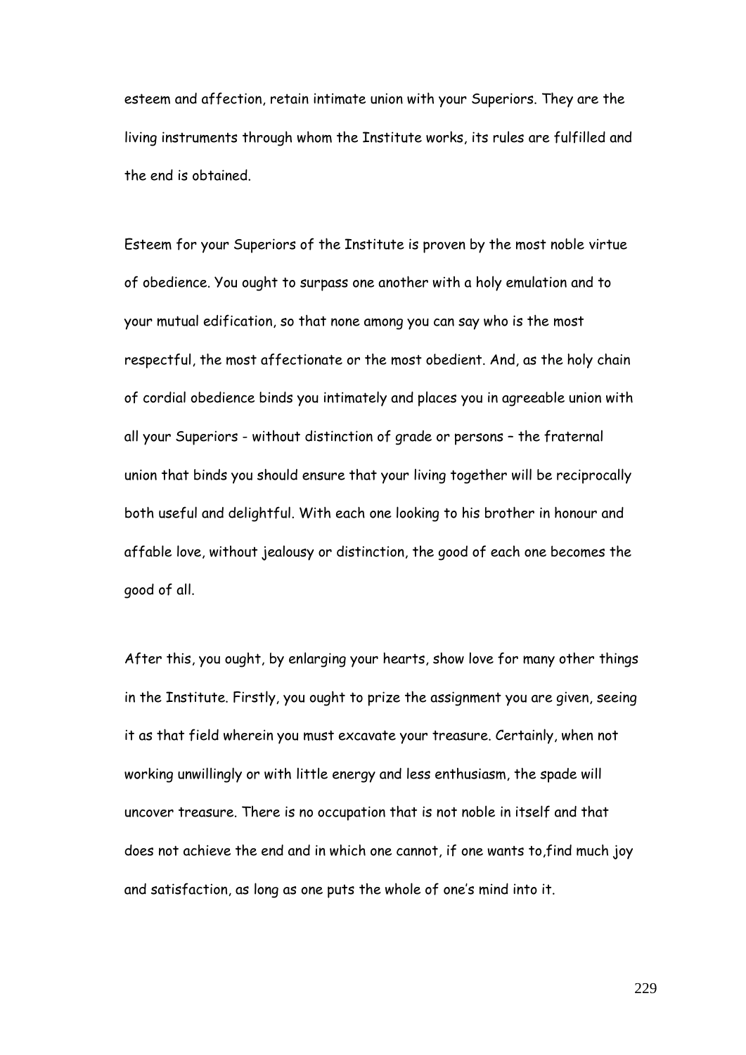esteem and affection, retain intimate union with your Superiors. They are the living instruments through whom the Institute works, its rules are fulfilled and the end is obtained.

Esteem for your Superiors of the Institute is proven by the most noble virtue of obedience. You ought to surpass one another with a holy emulation and to your mutual edification, so that none among you can say who is the most respectful, the most affectionate or the most obedient. And, as the holy chain of cordial obedience binds you intimately and places you in agreeable union with all your Superiors - without distinction of grade or persons – the fraternal union that binds you should ensure that your living together will be reciprocally both useful and delightful. With each one looking to his brother in honour and affable love, without jealousy or distinction, the good of each one becomes the good of all.

After this, you ought, by enlarging your hearts, show love for many other things in the Institute. Firstly, you ought to prize the assignment you are given, seeing it as that field wherein you must excavate your treasure. Certainly, when not working unwillingly or with little energy and less enthusiasm, the spade will uncover treasure. There is no occupation that is not noble in itself and that does not achieve the end and in which one cannot, if one wants to,find much joy and satisfaction, as long as one puts the whole of one's mind into it.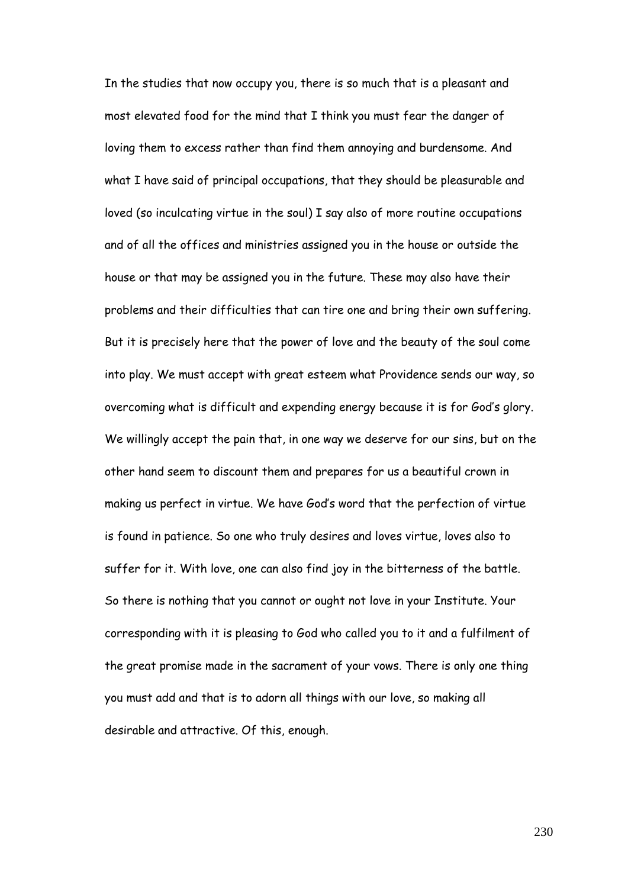In the studies that now occupy you, there is so much that is a pleasant and most elevated food for the mind that I think you must fear the danger of loving them to excess rather than find them annoying and burdensome. And what I have said of principal occupations, that they should be pleasurable and loved (so inculcating virtue in the soul) I say also of more routine occupations and of all the offices and ministries assigned you in the house or outside the house or that may be assigned you in the future. These may also have their problems and their difficulties that can tire one and bring their own suffering. But it is precisely here that the power of love and the beauty of the soul come into play. We must accept with great esteem what Providence sends our way, so overcoming what is difficult and expending energy because it is for God's glory. We willingly accept the pain that, in one way we deserve for our sins, but on the other hand seem to discount them and prepares for us a beautiful crown in making us perfect in virtue. We have God's word that the perfection of virtue is found in patience. So one who truly desires and loves virtue, loves also to suffer for it. With love, one can also find joy in the bitterness of the battle. So there is nothing that you cannot or ought not love in your Institute. Your corresponding with it is pleasing to God who called you to it and a fulfilment of the great promise made in the sacrament of your vows. There is only one thing you must add and that is to adorn all things with our love, so making all desirable and attractive. Of this, enough.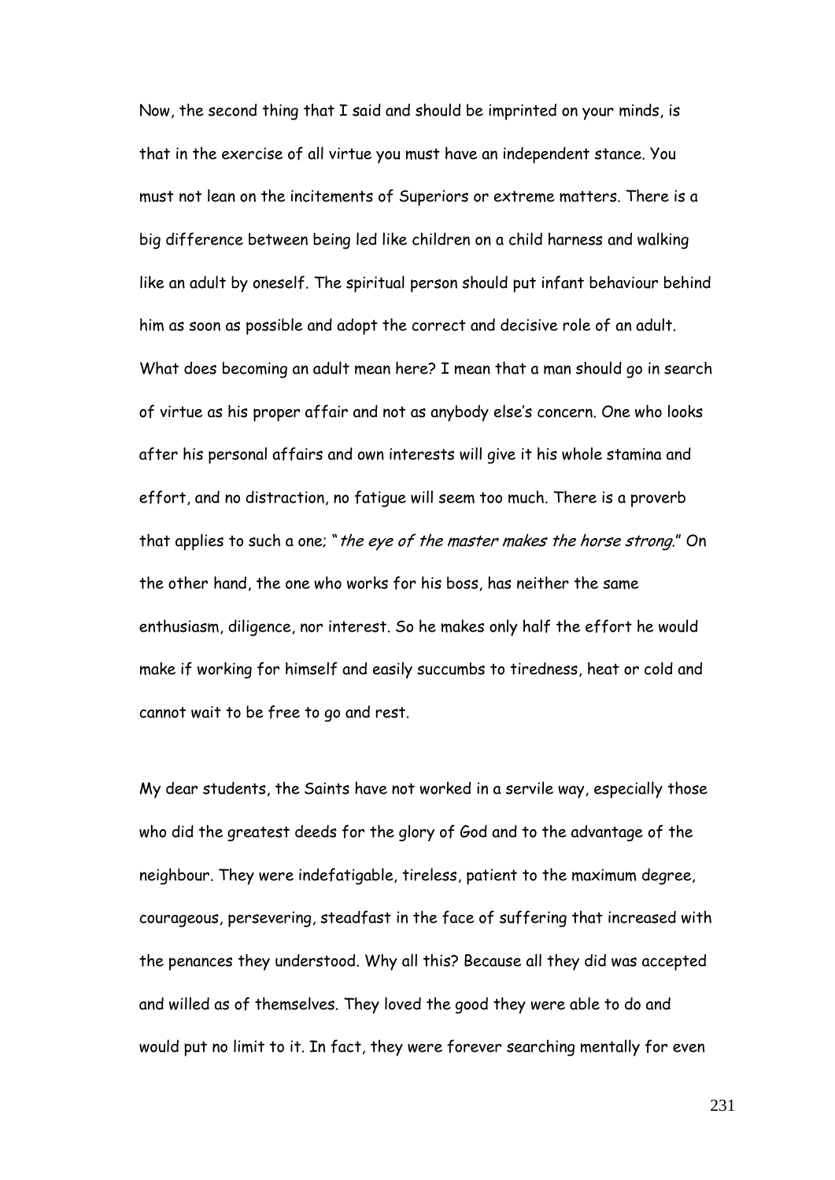Now, the second thing that I said and should be imprinted on your minds, is that in the exercise of all virtue you must have an independent stance. You must not lean on the incitements of Superiors or extreme matters. There is a big difference between being led like children on a child harness and walking like an adult by oneself. The spiritual person should put infant behaviour behind him as soon as possible and adopt the correct and decisive role of an adult. What does becoming an adult mean here? I mean that a man should go in search of virtue as his proper affair and not as anybody else's concern. One who looks after his personal affairs and own interests will give it his whole stamina and effort, and no distraction, no fatigue will seem too much. There is a proverb that applies to such a one; "*the eye of the master makes the horse strong*." On the other hand, the one who works for his boss, has neither the same enthusiasm, diligence, nor interest. So he makes only half the effort he would make if working for himself and easily succumbs to tiredness, heat or cold and cannot wait to be free to go and rest.

My dear students, the Saints have not worked in a servile way, especially those who did the greatest deeds for the glory of God and to the advantage of the neighbour. They were indefatigable, tireless, patient to the maximum degree, courageous, persevering, steadfast in the face of suffering that increased with the penances they understood. Why all this? Because all they did was accepted and willed as of themselves. They loved the good they were able to do and would put no limit to it. In fact, they were forever searching mentally for even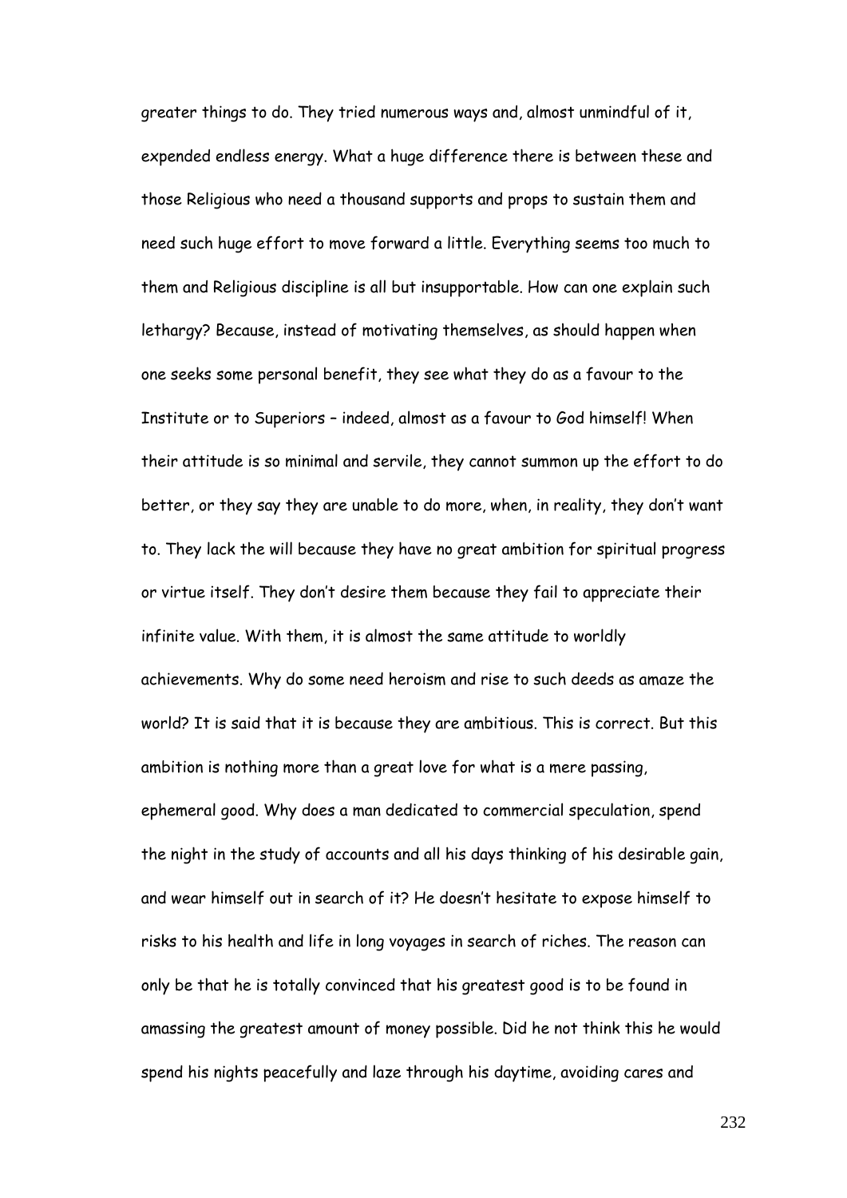greater things to do. They tried numerous ways and, almost unmindful of it, expended endless energy. What a huge difference there is between these and those Religious who need a thousand supports and props to sustain them and need such huge effort to move forward a little. Everything seems too much to them and Religious discipline is all but insupportable. How can one explain such lethargy? Because, instead of motivating themselves, as should happen when one seeks some personal benefit, they see what they do as a favour to the Institute or to Superiors – indeed, almost as a favour to God himself! When their attitude is so minimal and servile, they cannot summon up the effort to do better, or they say they are unable to do more, when, in reality, they don't want to. They lack the will because they have no great ambition for spiritual progress or virtue itself. They don't desire them because they fail to appreciate their infinite value. With them, it is almost the same attitude to worldly achievements. Why do some need heroism and rise to such deeds as amaze the world? It is said that it is because they are ambitious. This is correct. But this ambition is nothing more than a great love for what is a mere passing, ephemeral good. Why does a man dedicated to commercial speculation, spend the night in the study of accounts and all his days thinking of his desirable gain, and wear himself out in search of it? He doesn't hesitate to expose himself to risks to his health and life in long voyages in search of riches. The reason can only be that he is totally convinced that his greatest good is to be found in amassing the greatest amount of money possible. Did he not think this he would spend his nights peacefully and laze through his daytime, avoiding cares and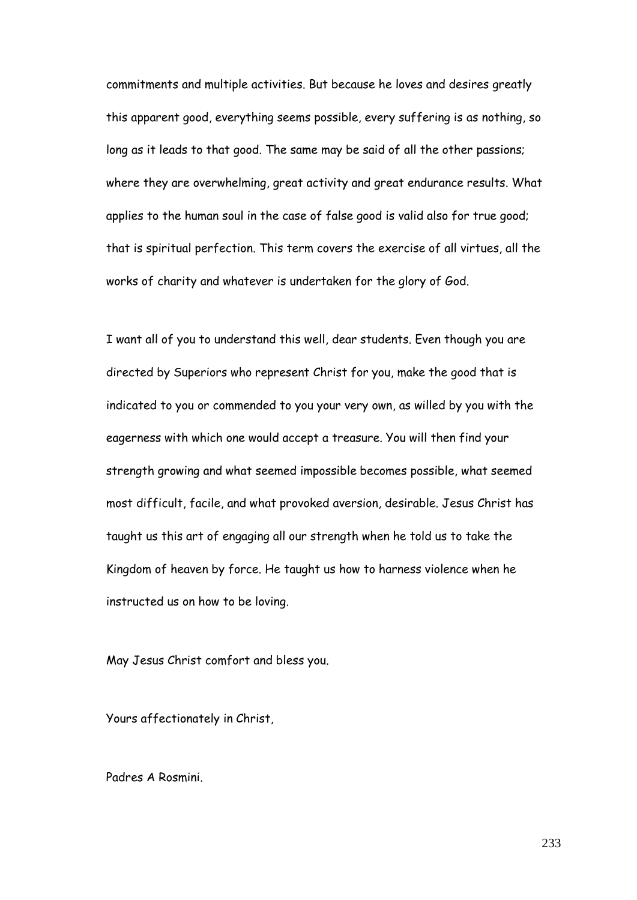commitments and multiple activities. But because he loves and desires greatly this apparent good, everything seems possible, every suffering is as nothing, so long as it leads to that good. The same may be said of all the other passions; where they are overwhelming, great activity and great endurance results. What applies to the human soul in the case of false good is valid also for true good; that is spiritual perfection. This term covers the exercise of all virtues, all the works of charity and whatever is undertaken for the glory of God.

I want all of you to understand this well, dear students. Even though you are directed by Superiors who represent Christ for you, make the good that is indicated to you or commended to you your very own, as willed by you with the eagerness with which one would accept a treasure. You will then find your strength growing and what seemed impossible becomes possible, what seemed most difficult, facile, and what provoked aversion, desirable. Jesus Christ has taught us this art of engaging all our strength when he told us to take the Kingdom of heaven by force. He taught us how to harness violence when he instructed us on how to be loving.

May Jesus Christ comfort and bless you.

Yours affectionately in Christ,

Padres A Rosmini.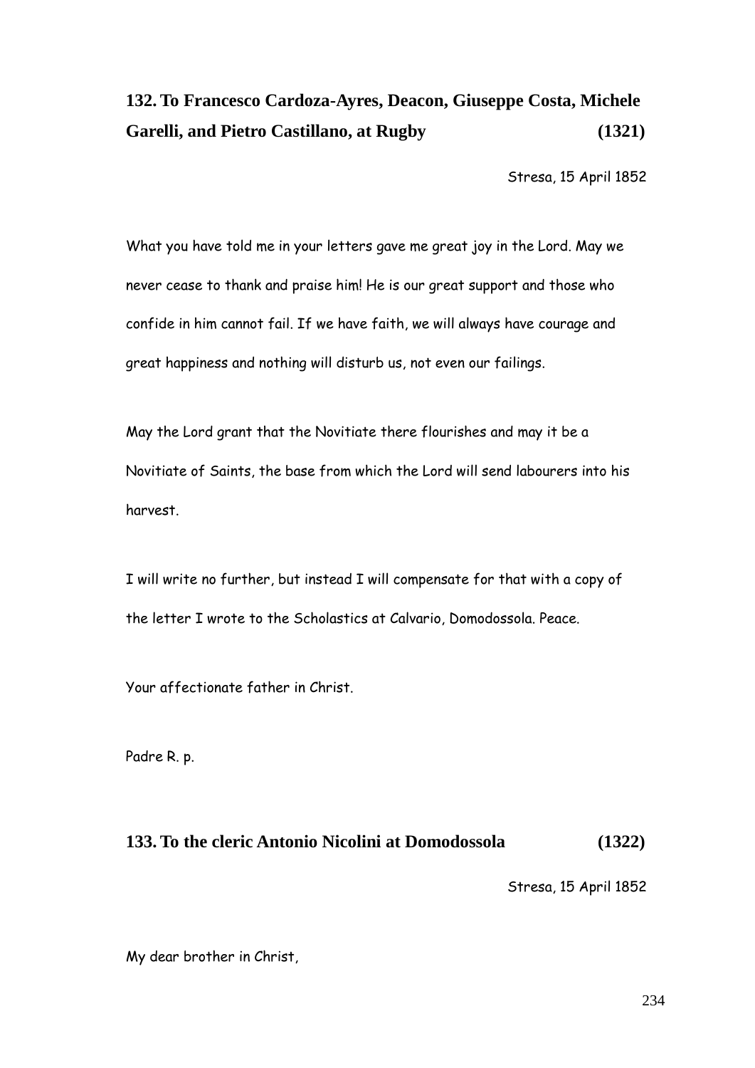## 132. To Francesco Cardoza-Ayres, Deacon, Giuseppe Costa, Michele Garelli, and Pietro Castillano, at Rugby (1321)

Stresa, 15 April 1852

What you have told me in your letters gave me great joy in the Lord. May we never cease to thank and praise him! He is our great support and those who confide in him cannot fail. If we have faith, we will always have courage and great happiness and nothing will disturb us, not even our failings.

May the Lord grant that the Novitiate there flourishes and may it be a Novitiate of Saints, the base from which the Lord will send labourers into his harvest.

I will write no further, but instead I will compensate for that with a copy of the letter I wrote to the Scholastics at Calvario, Domodossola. Peace.

Your affectionate father in Christ.

Padre R. p.

## 133. To the cleric Antonio Nicolini at Domodossola (1322)

Stresa, 15 April 1852

My dear brother in Christ,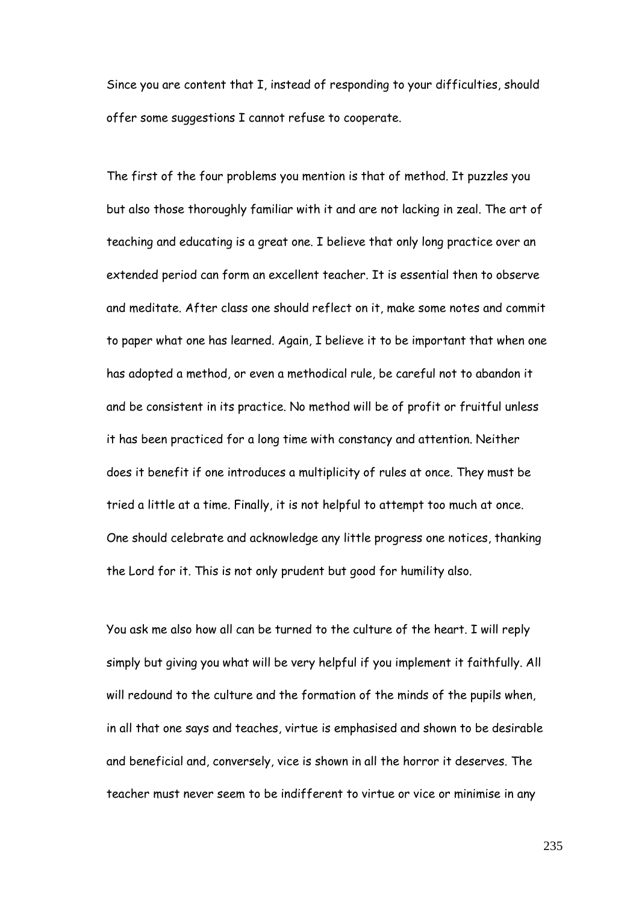Since you are content that I, instead of responding to your difficulties, should offer some suggestions I cannot refuse to cooperate.

The first of the four problems you mention is that of method. It puzzles you but also those thoroughly familiar with it and are not lacking in zeal. The art of teaching and educating is a great one. I believe that only long practice over an extended period can form an excellent teacher. It is essential then to observe and meditate. After class one should reflect on it, make some notes and commit to paper what one has learned. Again, I believe it to be important that when one has adopted a method, or even a methodical rule, be careful not to abandon it and be consistent in its practice. No method will be of profit or fruitful unless it has been practiced for a long time with constancy and attention. Neither does it benefit if one introduces a multiplicity of rules at once. They must be tried a little at a time. Finally, it is not helpful to attempt too much at once. One should celebrate and acknowledge any little progress one notices, thanking the Lord for it. This is not only prudent but good for humility also.

You ask me also how all can be turned to the culture of the heart. I will reply simply but giving you what will be very helpful if you implement it faithfully. All will redound to the culture and the formation of the minds of the pupils when, in all that one says and teaches, virtue is emphasised and shown to be desirable and beneficial and, conversely, vice is shown in all the horror it deserves. The teacher must never seem to be indifferent to virtue or vice or minimise in any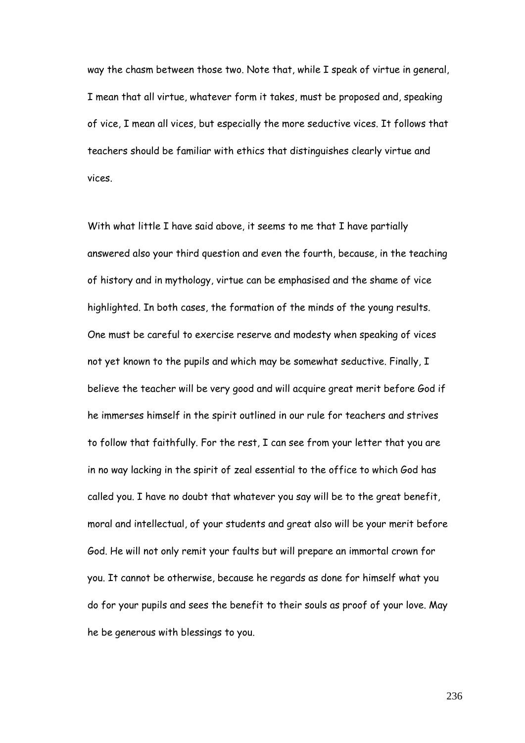way the chasm between those two. Note that, while I speak of virtue in general, I mean that all virtue, whatever form it takes, must be proposed and, speaking of vice, I mean all vices, but especially the more seductive vices. It follows that teachers should be familiar with ethics that distinguishes clearly virtue and vices.

With what little I have said above, it seems to me that I have partially answered also your third question and even the fourth, because, in the teaching of history and in mythology, virtue can be emphasised and the shame of vice highlighted. In both cases, the formation of the minds of the young results. One must be careful to exercise reserve and modesty when speaking of vices not yet known to the pupils and which may be somewhat seductive. Finally, I believe the teacher will be very good and will acquire great merit before God if he immerses himself in the spirit outlined in our rule for teachers and strives to follow that faithfully. For the rest, I can see from your letter that you are in no way lacking in the spirit of zeal essential to the office to which God has called you. I have no doubt that whatever you say will be to the great benefit, moral and intellectual, of your students and great also will be your merit before God. He will not only remit your faults but will prepare an immortal crown for you. It cannot be otherwise, because he regards as done for himself what you do for your pupils and sees the benefit to their souls as proof of your love. May he be generous with blessings to you.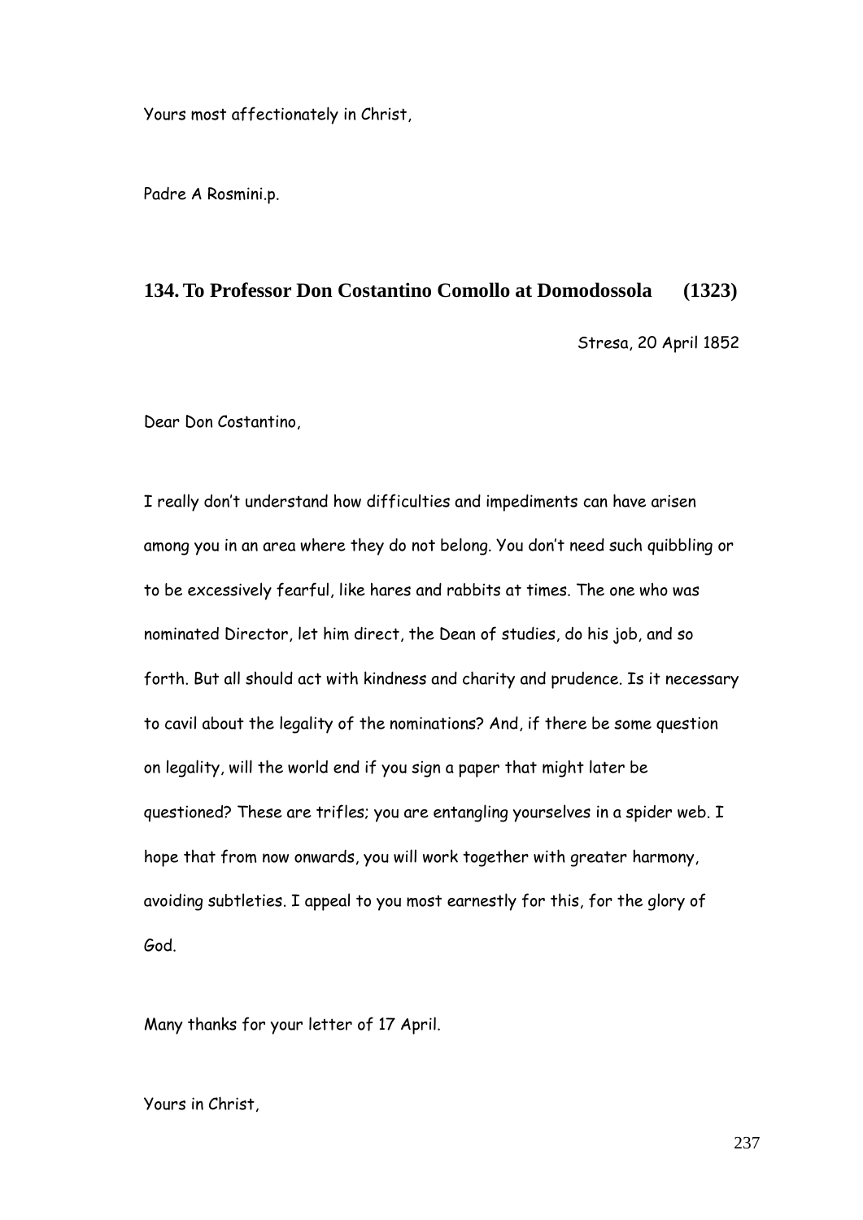Yours most affectionately in Christ,

Padre A Rosmini.p.

### 134. To Professor Don Costantino Comollo at Domodossola (1323)

Stresa, 20 April 1852

Dear Don Costantino,

I really don't understand how difficulties and impediments can have arisen among you in an area where they do not belong. You don't need such quibbling or to be excessively fearful, like hares and rabbits at times. The one who was nominated Director, let him direct, the Dean of studies, do his job, and so forth. But all should act with kindness and charity and prudence. Is it necessary to cavil about the legality of the nominations? And, if there be some question on legality, will the world end if you sign a paper that might later be questioned? These are trifles; you are entangling yourselves in a spider web. I hope that from now onwards, you will work together with greater harmony, avoiding subtleties. I appeal to you most earnestly for this, for the glory of God.

Many thanks for your letter of 17 April.

Yours in Christ,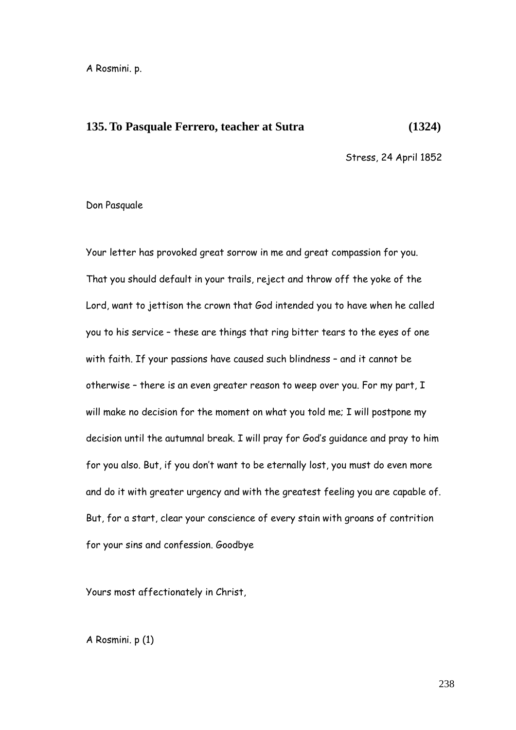A Rosmini. p.

## 135. To Pasquale Ferrero, teacher at Sutra (1324)

Stress, 24 April 1852

Don Pasquale

Your letter has provoked great sorrow in me and great compassion for you. That you should default in your trails, reject and throw off the yoke of the Lord, want to jettison the crown that God intended you to have when he called you to his service – these are things that ring bitter tears to the eyes of one with faith. If your passions have caused such blindness – and it cannot be otherwise – there is an even greater reason to weep over you. For my part, I will make no decision for the moment on what you told me; I will postpone my decision until the autumnal break. I will pray for God's guidance and pray to him for you also. But, if you don't want to be eternally lost, you must do even more and do it with greater urgency and with the greatest feeling you are capable of. But, for a start, clear your conscience of every stain with groans of contrition for your sins and confession. Goodbye

Yours most affectionately in Christ,

A Rosmini. p (1)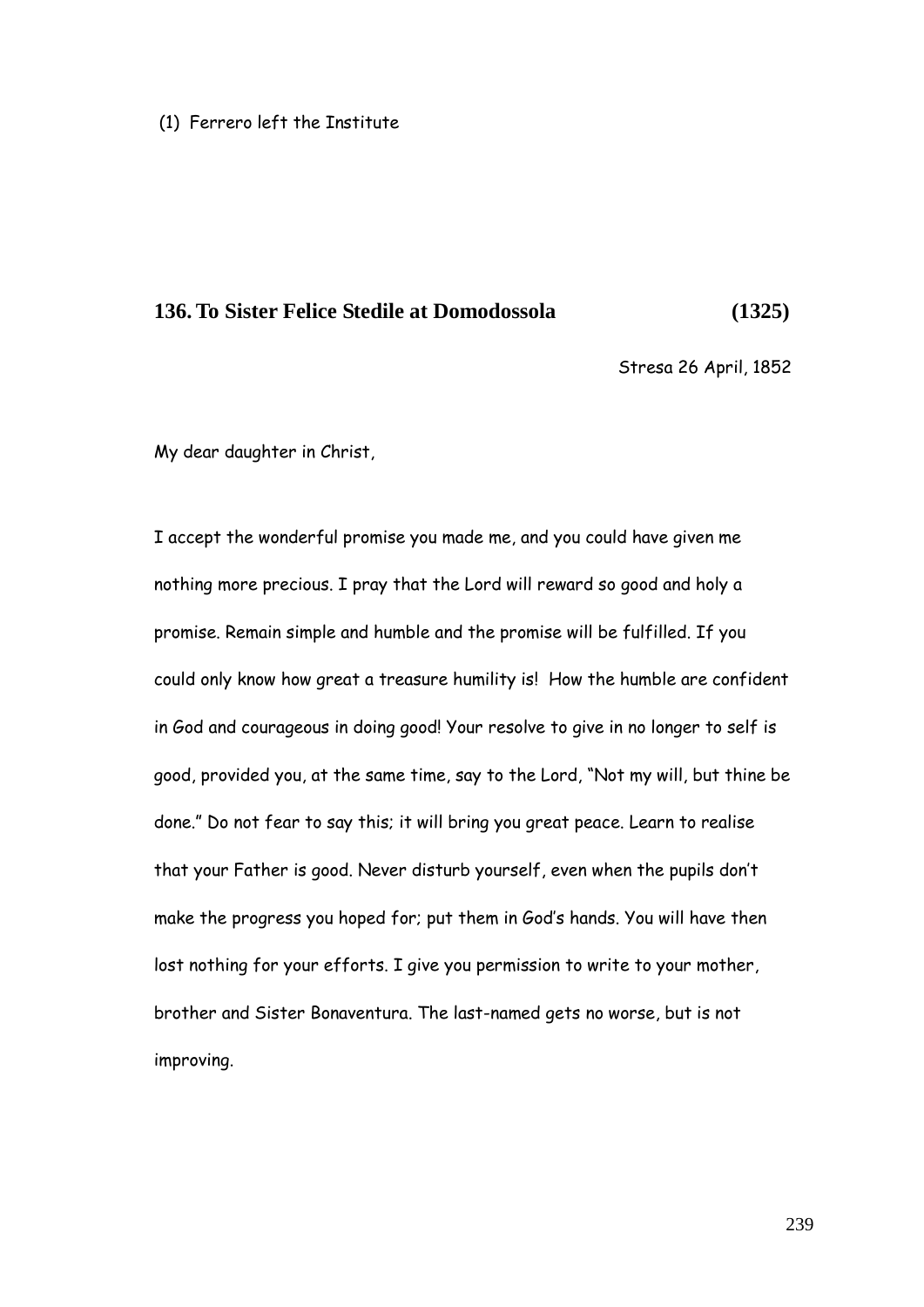(1) Ferrero left the Institute

### 136. To Sister Felice Stedile at Domodossola (1325)

Stresa 26 April, 1852

My dear daughter in Christ,

I accept the wonderful promise you made me, and you could have given me nothing more precious. I pray that the Lord will reward so good and holy a promise. Remain simple and humble and the promise will be fulfilled. If you could only know how great a treasure humility is! How the humble are confident in God and courageous in doing good! Your resolve to give in no longer to self is good, provided you, at the same time, say to the Lord, "Not my will, but thine be done." Do not fear to say this; it will bring you great peace. Learn to realise that your Father is good. Never disturb yourself, even when the pupils don't make the progress you hoped for; put them in God's hands. You will have then lost nothing for your efforts. I give you permission to write to your mother, brother and Sister Bonaventura. The last-named gets no worse, but is not improving.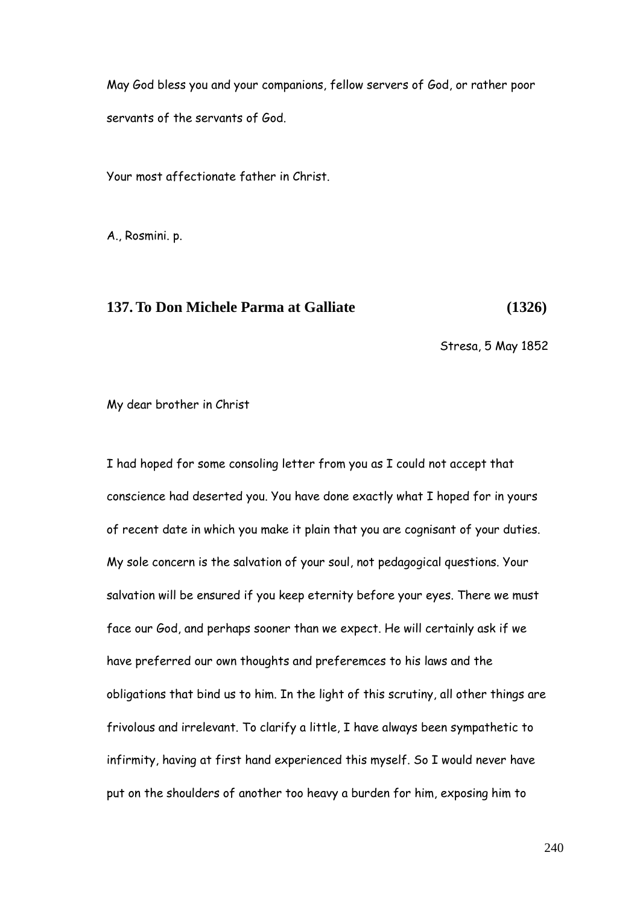May God bless you and your companions, fellow servers of God, or rather poor servants of the servants of God.

Your most affectionate father in Christ.

A., Rosmini. p.

## 137. To Don Michele Parma at Galliate (1326)

Stresa, 5 May 1852

My dear brother in Christ

I had hoped for some consoling letter from you as I could not accept that conscience had deserted you. You have done exactly what I hoped for in yours of recent date in which you make it plain that you are cognisant of your duties. My sole concern is the salvation of your soul, not pedagogical questions. Your salvation will be ensured if you keep eternity before your eyes. There we must face our God, and perhaps sooner than we expect. He will certainly ask if we have preferred our own thoughts and preferemces to his laws and the obligations that bind us to him. In the light of this scrutiny, all other things are frivolous and irrelevant. To clarify a little, I have always been sympathetic to infirmity, having at first hand experienced this myself. So I would never have put on the shoulders of another too heavy a burden for him, exposing him to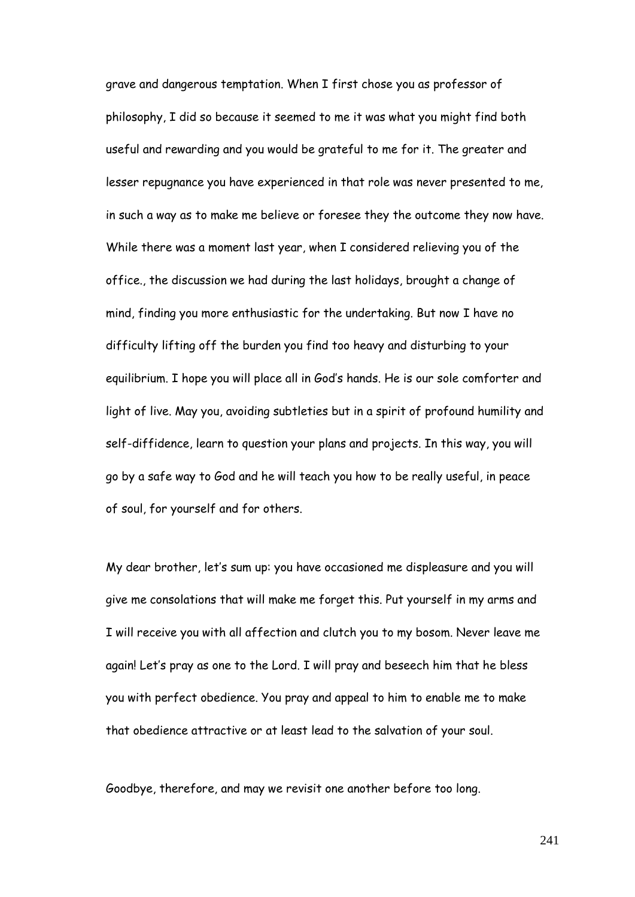grave and dangerous temptation. When I first chose you as professor of philosophy, I did so because it seemed to me it was what you might find both useful and rewarding and you would be grateful to me for it. The greater and lesser repugnance you have experienced in that role was never presented to me, in such a way as to make me believe or foresee they the outcome they now have. While there was a moment last year, when I considered relieving you of the office., the discussion we had during the last holidays, brought a change of mind, finding you more enthusiastic for the undertaking. But now I have no difficulty lifting off the burden you find too heavy and disturbing to your equilibrium. I hope you will place all in God's hands. He is our sole comforter and light of live. May you, avoiding subtleties but in a spirit of profound humility and self-diffidence, learn to question your plans and projects. In this way, you will go by a safe way to God and he will teach you how to be really useful, in peace of soul, for yourself and for others.

My dear brother, let's sum up: you have occasioned me displeasure and you will give me consolations that will make me forget this. Put yourself in my arms and I will receive you with all affection and clutch you to my bosom. Never leave me again! Let's pray as one to the Lord. I will pray and beseech him that he bless you with perfect obedience. You pray and appeal to him to enable me to make that obedience attractive or at least lead to the salvation of your soul.

Goodbye, therefore, and may we revisit one another before too long.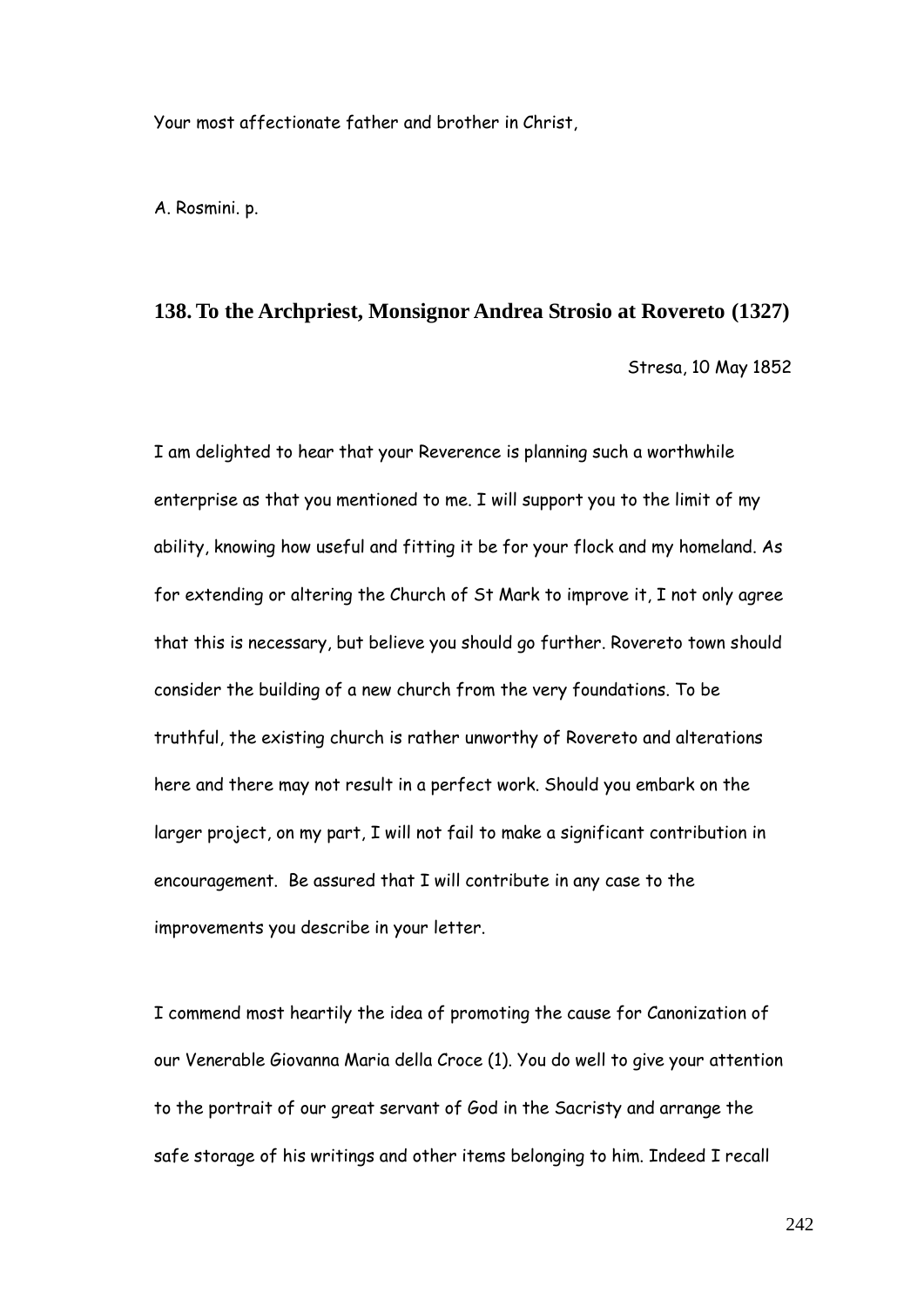Your most affectionate father and brother in Christ,

A. Rosmini. p.

## 138. To the Archpriest, Monsignor Andrea Strosio at Rovereto (1327)

Stresa, 10 May 1852

I am delighted to hear that your Reverence is planning such a worthwhile enterprise as that you mentioned to me. I will support you to the limit of my ability, knowing how useful and fitting it be for your flock and my homeland. As for extending or altering the Church of St Mark to improve it, I not only agree that this is necessary, but believe you should go further. Rovereto town should consider the building of a new church from the very foundations. To be truthful, the existing church is rather unworthy of Rovereto and alterations here and there may not result in a perfect work. Should you embark on the larger project, on my part, I will not fail to make a significant contribution in encouragement. Be assured that I will contribute in any case to the improvements you describe in your letter.

I commend most heartily the idea of promoting the cause for Canonization of our Venerable Giovanna Maria della Croce (1). You do well to give your attention to the portrait of our great servant of God in the Sacristy and arrange the safe storage of his writings and other items belonging to him. Indeed I recall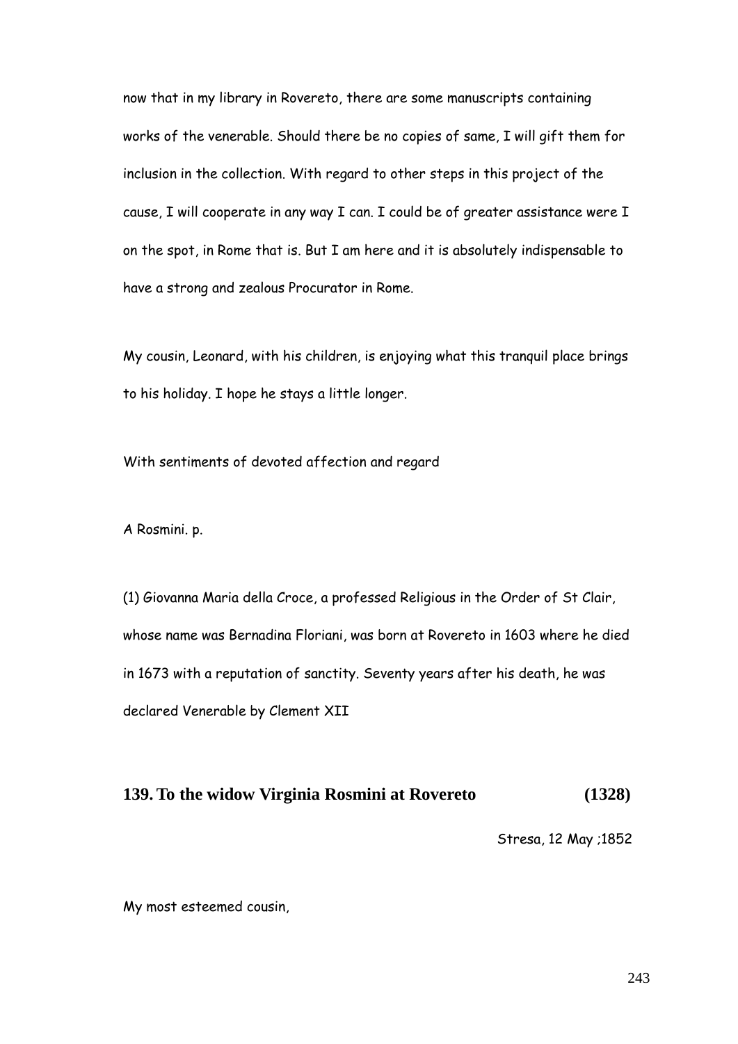now that in my library in Rovereto, there are some manuscripts containing works of the venerable. Should there be no copies of same, I will gift them for inclusion in the collection. With regard to other steps in this project of the cause, I will cooperate in any way I can. I could be of greater assistance were I on the spot, in Rome that is. But I am here and it is absolutely indispensable to have a strong and zealous Procurator in Rome.

My cousin, Leonard, with his children, is enjoying what this tranquil place brings to his holiday. I hope he stays a little longer.

With sentiments of devoted affection and regard

A Rosmini. p.

(1) Giovanna Maria della Croce, a professed Religious in the Order of St Clair, whose name was Bernadina Floriani, was born at Rovereto in 1603 where he died in 1673 with a reputation of sanctity. Seventy years after his death, he was declared Venerable by Clement XII

## 139. To the widow Virginia Rosmini at Rovereto (1328)

Stresa, 12 May ;1852

My most esteemed cousin,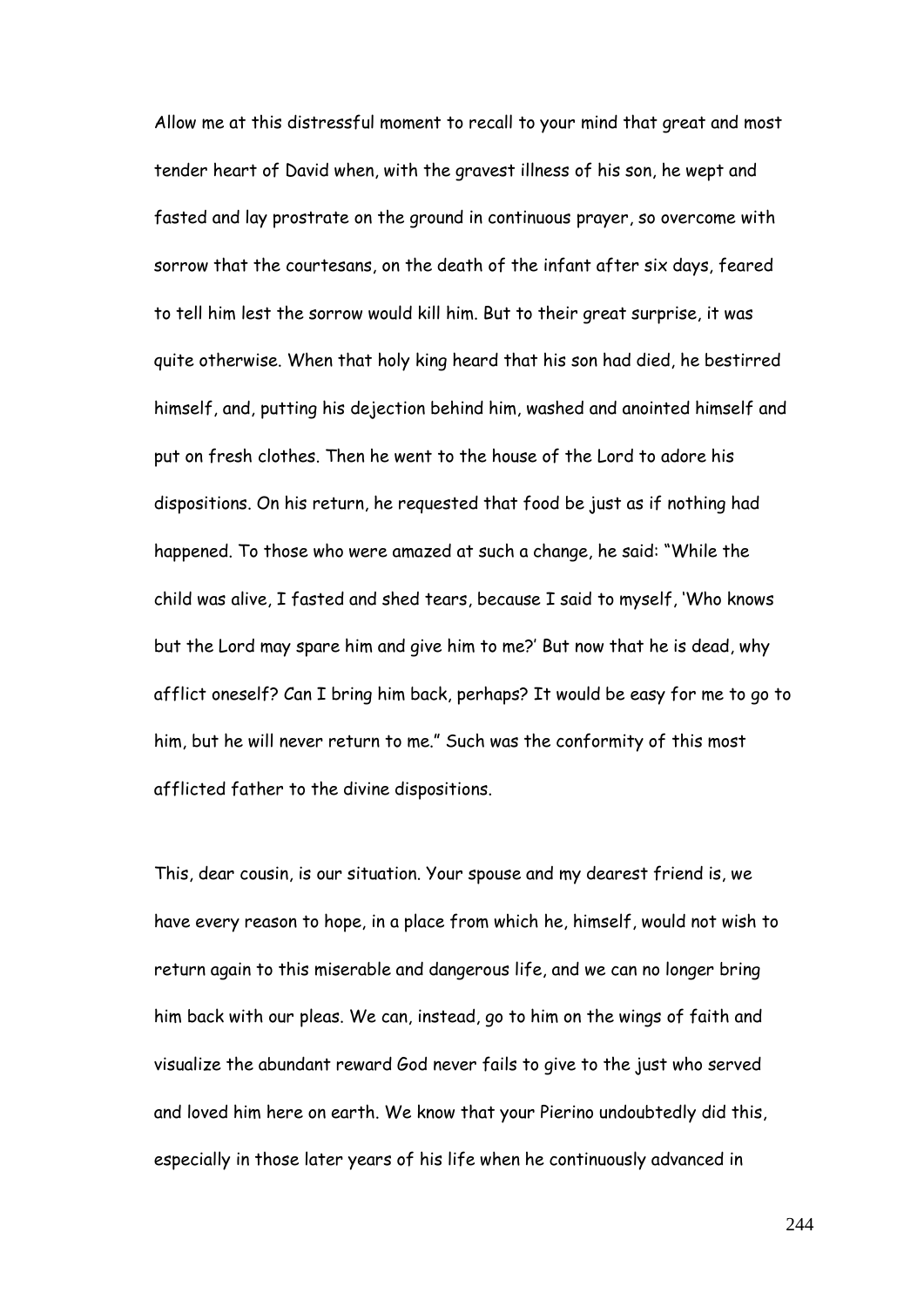Allow me at this distressful moment to recall to your mind that great and most tender heart of David when, with the gravest illness of his son, he wept and fasted and lay prostrate on the ground in continuous prayer, so overcome with sorrow that the courtesans, on the death of the infant after six days, feared to tell him lest the sorrow would kill him. But to their great surprise, it was quite otherwise. When that holy king heard that his son had died, he bestirred himself, and, putting his dejection behind him, washed and anointed himself and put on fresh clothes. Then he went to the house of the Lord to adore his dispositions. On his return, he requested that food be just as if nothing had happened. To those who were amazed at such a change, he said: "While the child was alive, I fasted and shed tears, because I said to myself, 'Who knows but the Lord may spare him and give him to me?' But now that he is dead, why afflict oneself? Can I bring him back, perhaps? It would be easy for me to go to him, but he will never return to me." Such was the conformity of this most afflicted father to the divine dispositions.

This, dear cousin, is our situation. Your spouse and my dearest friend is, we have every reason to hope, in a place from which he, himself, would not wish to return again to this miserable and dangerous life, and we can no longer bring him back with our pleas. We can, instead, go to him on the wings of faith and visualize the abundant reward God never fails to give to the just who served and loved him here on earth. We know that your Pierino undoubtedly did this, especially in those later years of his life when he continuously advanced in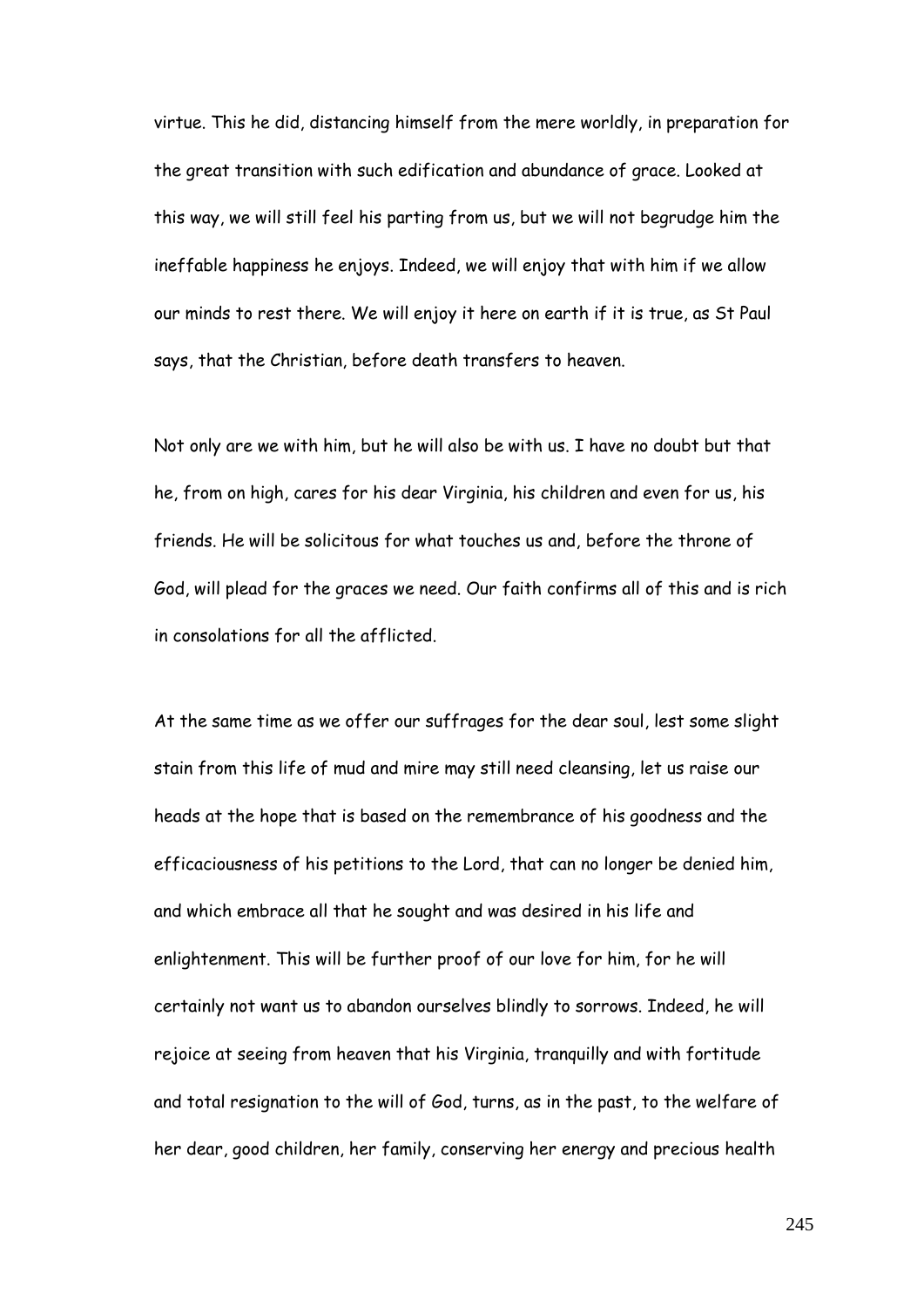virtue. This he did, distancing himself from the mere worldly, in preparation for the great transition with such edification and abundance of grace. Looked at this way, we will still feel his parting from us, but we will not begrudge him the ineffable happiness he enjoys. Indeed, we will enjoy that with him if we allow our minds to rest there. We will enjoy it here on earth if it is true, as St Paul says, that the Christian, before death transfers to heaven.

Not only are we with him, but he will also be with us. I have no doubt but that he, from on high, cares for his dear Virginia, his children and even for us, his friends. He will be solicitous for what touches us and, before the throne of God, will plead for the graces we need. Our faith confirms all of this and is rich in consolations for all the afflicted.

At the same time as we offer our suffrages for the dear soul, lest some slight stain from this life of mud and mire may still need cleansing, let us raise our heads at the hope that is based on the remembrance of his goodness and the efficaciousness of his petitions to the Lord, that can no longer be denied him, and which embrace all that he sought and was desired in his life and enlightenment. This will be further proof of our love for him, for he will certainly not want us to abandon ourselves blindly to sorrows. Indeed, he will rejoice at seeing from heaven that his Virginia, tranquilly and with fortitude and total resignation to the will of God, turns, as in the past, to the welfare of her dear, good children, her family, conserving her energy and precious health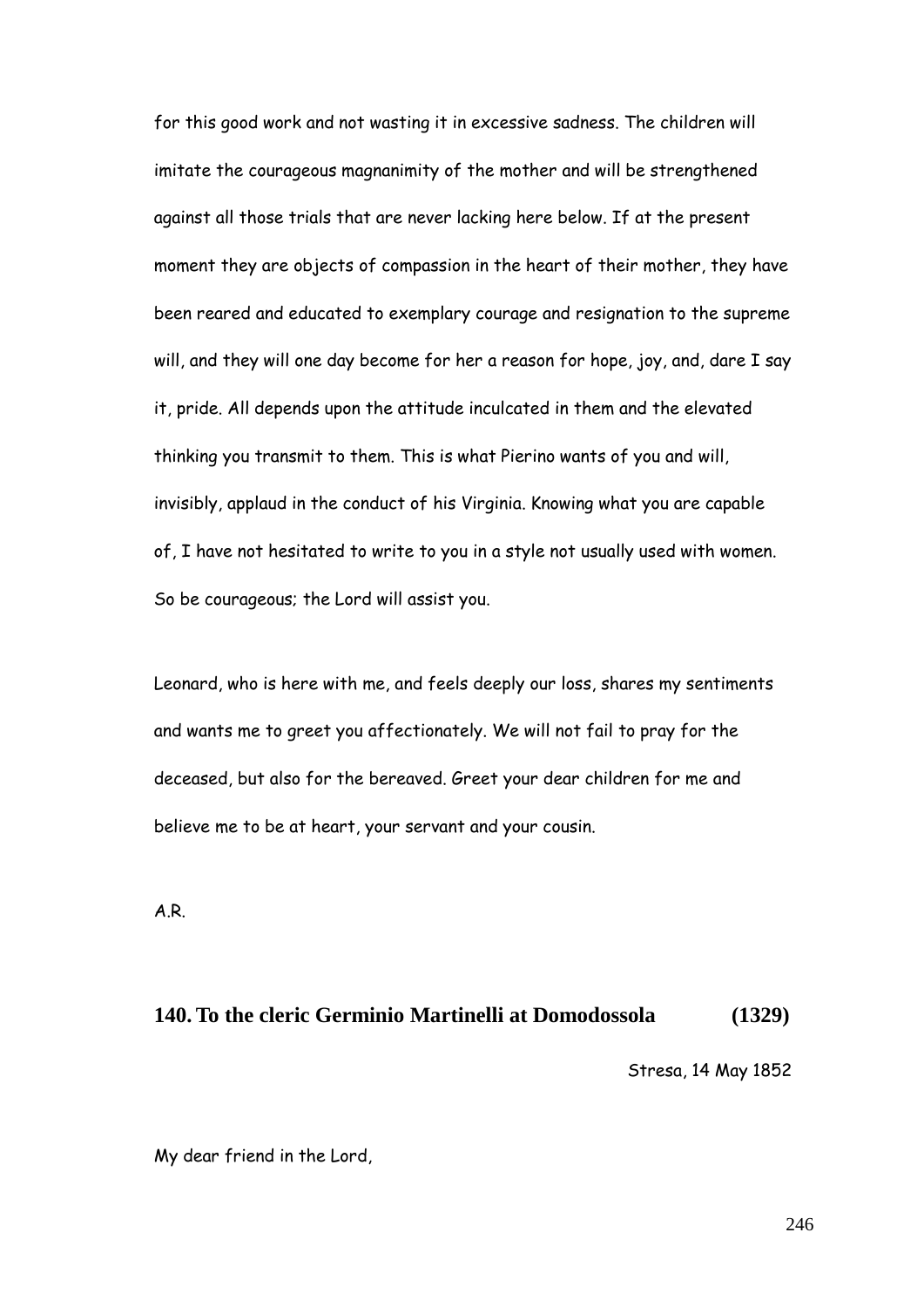for this good work and not wasting it in excessive sadness. The children will imitate the courageous magnanimity of the mother and will be strengthened against all those trials that are never lacking here below. If at the present moment they are objects of compassion in the heart of their mother, they have been reared and educated to exemplary courage and resignation to the supreme will, and they will one day become for her a reason for hope, joy, and, dare I say it, pride. All depends upon the attitude inculcated in them and the elevated thinking you transmit to them. This is what Pierino wants of you and will, invisibly, applaud in the conduct of his Virginia. Knowing what you are capable of, I have not hesitated to write to you in a style not usually used with women. So be courageous; the Lord will assist you.

Leonard, who is here with me, and feels deeply our loss, shares my sentiments and wants me to greet you affectionately. We will not fail to pray for the deceased, but also for the bereaved. Greet your dear children for me and believe me to be at heart, your servant and your cousin.

A.R.

## 140. To the cleric Germinio Martinelli at Domodossola (1329)

Stresa, 14 May 1852

My dear friend in the Lord,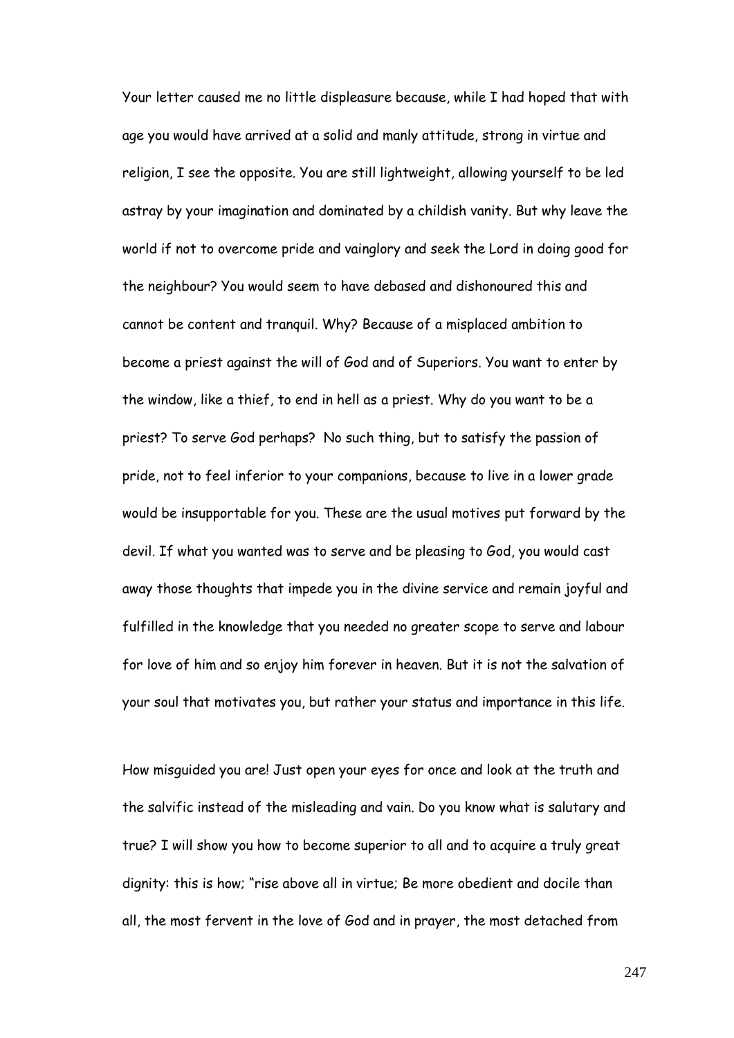Your letter caused me no little displeasure because, while I had hoped that with age you would have arrived at a solid and manly attitude, strong in virtue and religion, I see the opposite. You are still lightweight, allowing yourself to be led astray by your imagination and dominated by a childish vanity. But why leave the world if not to overcome pride and vainglory and seek the Lord in doing good for the neighbour? You would seem to have debased and dishonoured this and cannot be content and tranquil. Why? Because of a misplaced ambition to become a priest against the will of God and of Superiors. You want to enter by the window, like a thief, to end in hell as a priest. Why do you want to be a priest? To serve God perhaps? No such thing, but to satisfy the passion of pride, not to feel inferior to your companions, because to live in a lower grade would be insupportable for you. These are the usual motives put forward by the devil. If what you wanted was to serve and be pleasing to God, you would cast away those thoughts that impede you in the divine service and remain joyful and fulfilled in the knowledge that you needed no greater scope to serve and labour for love of him and so enjoy him forever in heaven. But it is not the salvation of your soul that motivates you, but rather your status and importance in this life.

How misguided you are! Just open your eyes for once and look at the truth and the salvific instead of the misleading and vain. Do you know what is salutary and true? I will show you how to become superior to all and to acquire a truly great dignity: this is how; "rise above all in virtue; Be more obedient and docile than all, the most fervent in the love of God and in prayer, the most detached from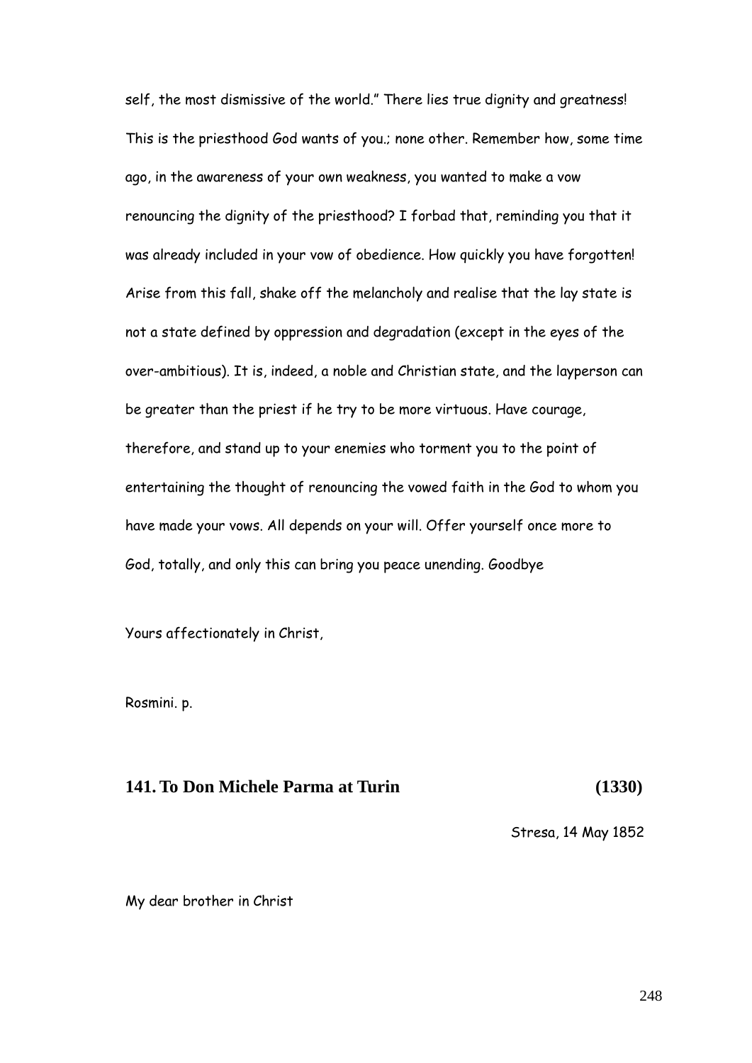self, the most dismissive of the world." There lies true dignity and greatness! This is the priesthood God wants of you.; none other. Remember how, some time ago, in the awareness of your own weakness, you wanted to make a vow renouncing the dignity of the priesthood? I forbad that, reminding you that it was already included in your vow of obedience. How quickly you have forgotten! Arise from this fall, shake off the melancholy and realise that the lay state is not a state defined by oppression and degradation (except in the eyes of the over-ambitious). It is, indeed, a noble and Christian state, and the layperson can be greater than the priest if he try to be more virtuous. Have courage, therefore, and stand up to your enemies who torment you to the point of entertaining the thought of renouncing the vowed faith in the God to whom you have made your vows. All depends on your will. Offer yourself once more to God, totally, and only this can bring you peace unending. Goodbye

Yours affectionately in Christ,

Rosmini. p.

## 141. To Don Michele Parma at Turin (1330)

Stresa, 14 May 1852

My dear brother in Christ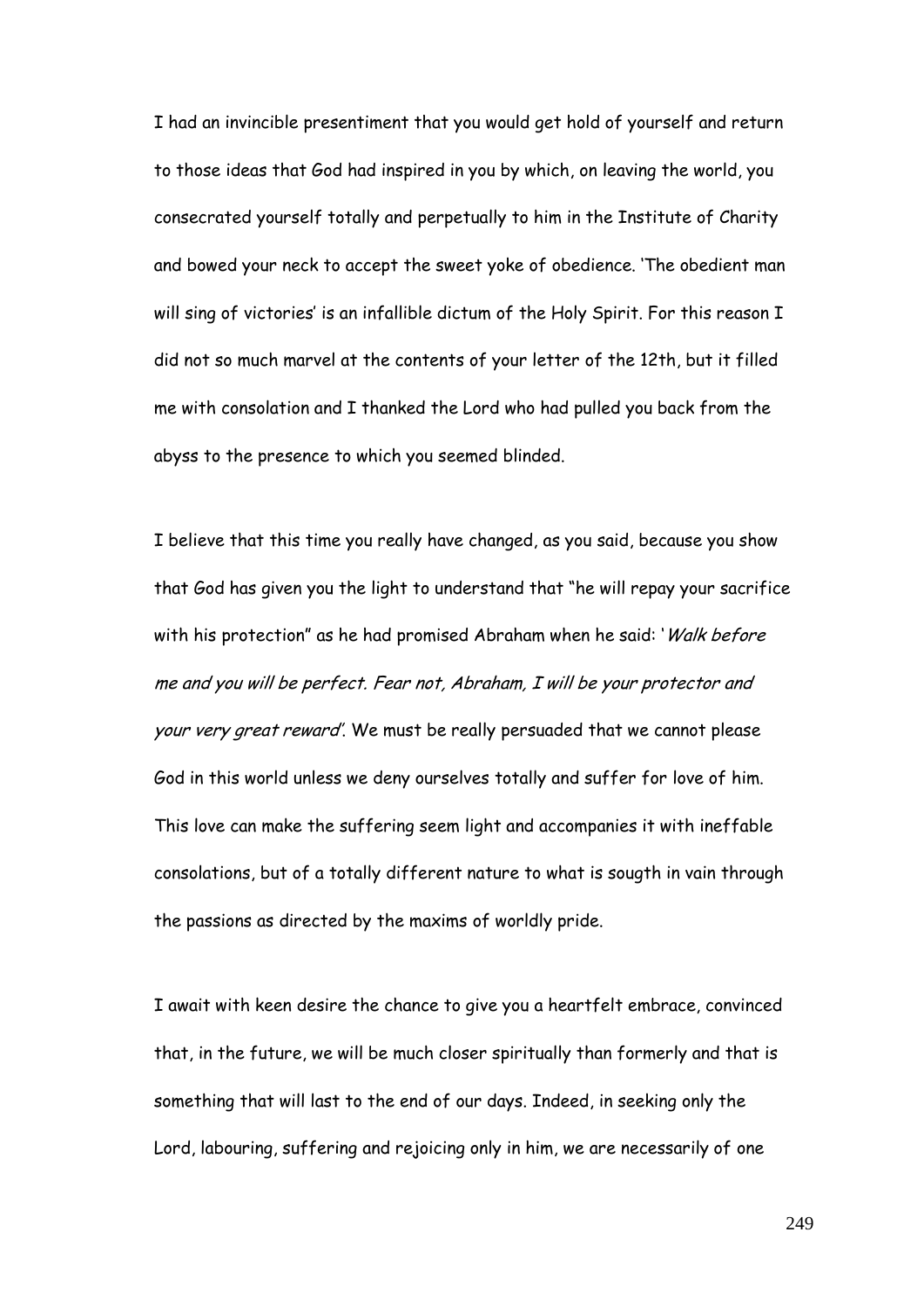I had an invincible presentiment that you would get hold of yourself and return to those ideas that God had inspired in you by which, on leaving the world, you consecrated yourself totally and perpetually to him in the Institute of Charity and bowed your neck to accept the sweet yoke of obedience. 'The obedient man will sing of victories' is an infallible dictum of the Holy Spirit. For this reason I did not so much marvel at the contents of your letter of the 12th, but it filled me with consolation and I thanked the Lord who had pulled you back from the abyss to the presence to which you seemed blinded.

I believe that this time you really have changed, as you said, because you show that God has given you the light to understand that "he will repay your sacrifice with his protection" as he had promised Abraham when he said: '*Walk before me and you will be perfect. Fear not, Abraham, I will be your protector and your very great reward*'. We must be really persuaded that we cannot please God in this world unless we deny ourselves totally and suffer for love of him. This love can make the suffering seem light and accompanies it with ineffable consolations, but of a totally different nature to what is sougth in vain through the passions as directed by the maxims of worldly pride.

I await with keen desire the chance to give you a heartfelt embrace, convinced that, in the future, we will be much closer spiritually than formerly and that is something that will last to the end of our days. Indeed, in seeking only the Lord, labouring, suffering and rejoicing only in him, we are necessarily of one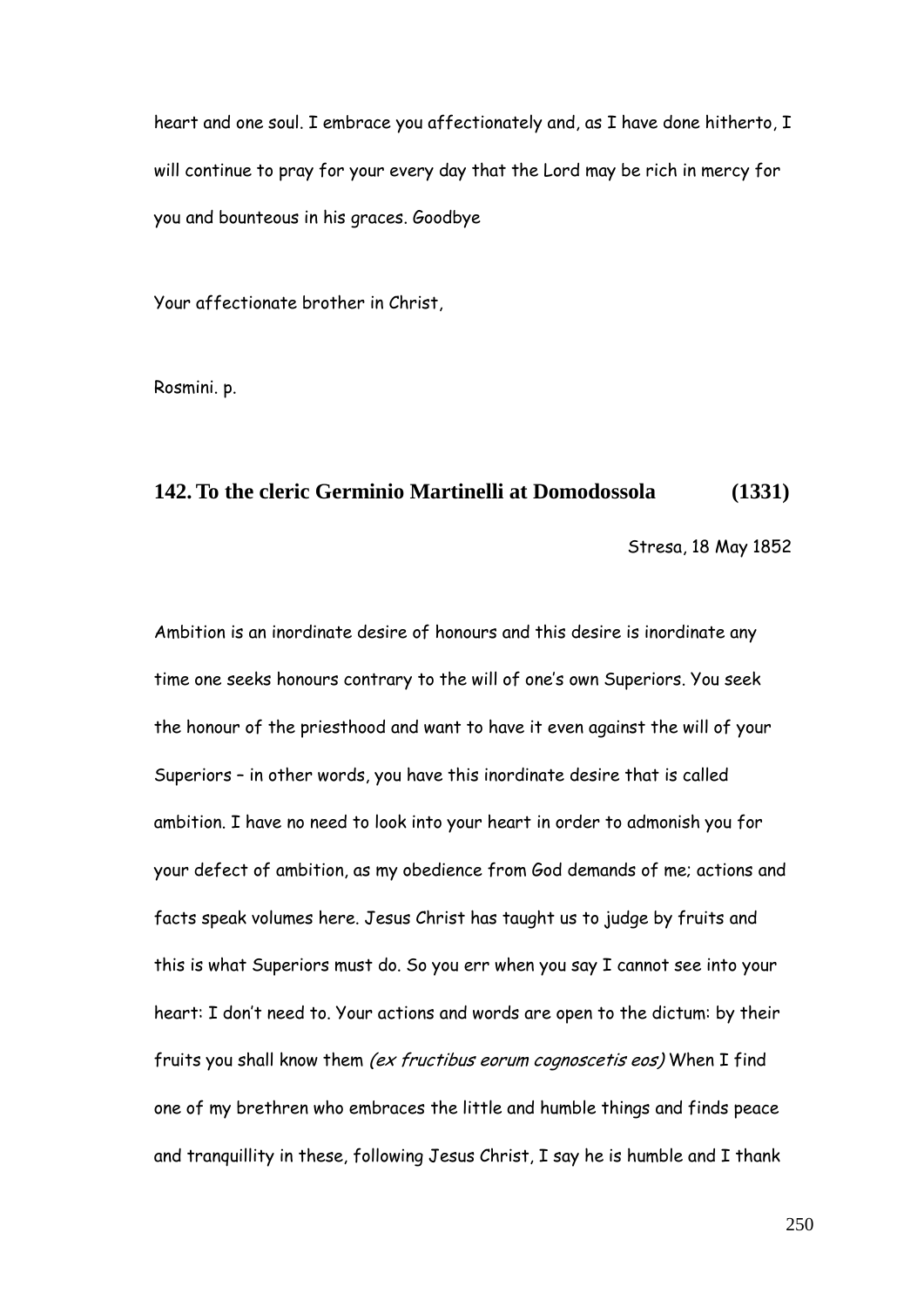heart and one soul. I embrace you affectionately and, as I have done hitherto, I will continue to pray for your every day that the Lord may be rich in mercy for you and bounteous in his graces. Goodbye

Your affectionate brother in Christ,

Rosmini. p.

## 142. To the cleric Germinio Martinelli at Domodossola (1331)

Stresa, 18 May 1852

Ambition is an inordinate desire of honours and this desire is inordinate any time one seeks honours contrary to the will of one's own Superiors. You seek the honour of the priesthood and want to have it even against the will of your Superiors – in other words, you have this inordinate desire that is called ambition. I have no need to look into your heart in order to admonish you for your defect of ambition, as my obedience from God demands of me; actions and facts speak volumes here. Jesus Christ has taught us to judge by fruits and this is what Superiors must do. So you err when you say I cannot see into your heart: I don't need to. Your actions and words are open to the dictum: by their fruits you shall know them *(ex fructibus eorum cognoscetis eos)* When I find one of my brethren who embraces the little and humble things and finds peace and tranquillity in these, following Jesus Christ, I say he is humble and I thank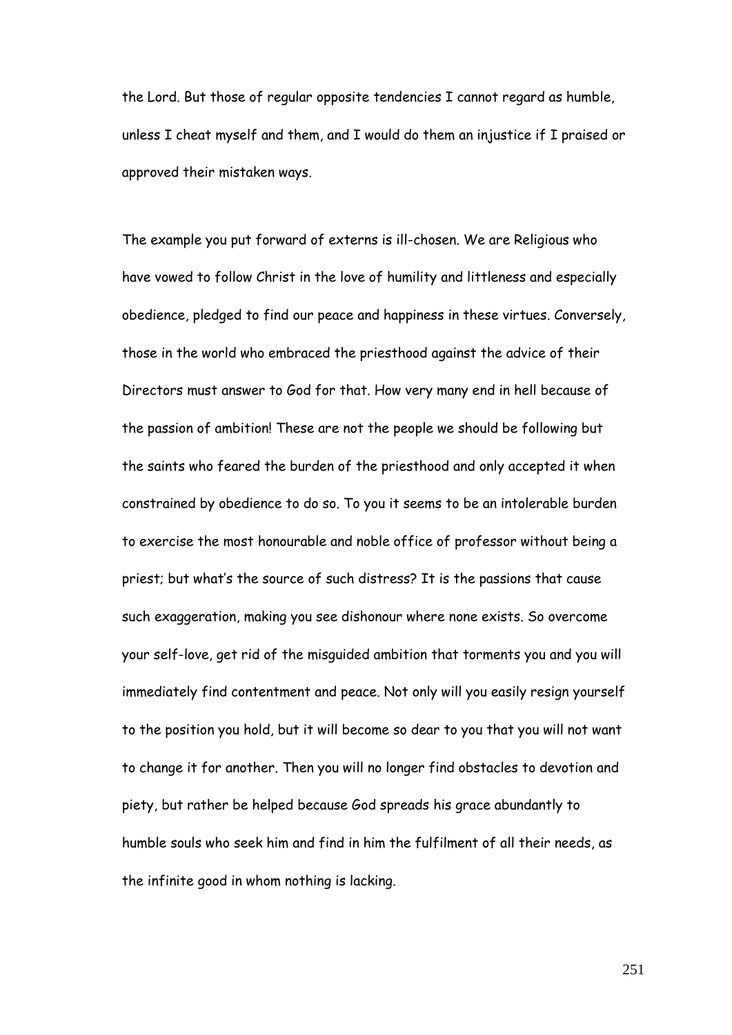the Lord. But those of regular opposite tendencies I cannot regard as humble, unless I cheat myself and them, and I would do them an injustice if I praised or approved their mistaken ways.

The example you put forward of externs is ill-chosen. We are Religious who have vowed to follow Christ in the love of humility and littleness and especially obedience, pledged to find our peace and happiness in these virtues. Conversely, those in the world who embraced the priesthood against the advice of their Directors must answer to God for that. How very many end in hell because of the passion of ambition! These are not the people we should be following but the saints who feared the burden of the priesthood and only accepted it when constrained by obedience to do so. To you it seems to be an intolerable burden to exercise the most honourable and noble office of professor without being a priest; but what's the source of such distress? It is the passions that cause such exaggeration, making you see dishonour where none exists. So overcome your self-love, get rid of the misguided ambition that torments you and you will immediately find contentment and peace. Not only will you easily resign yourself to the position you hold, but it will become so dear to you that you will not want to change it for another. Then you will no longer find obstacles to devotion and piety, but rather be helped because God spreads his grace abundantly to humble souls who seek him and find in him the fulfilment of all their needs, as the infinite good in whom nothing is lacking.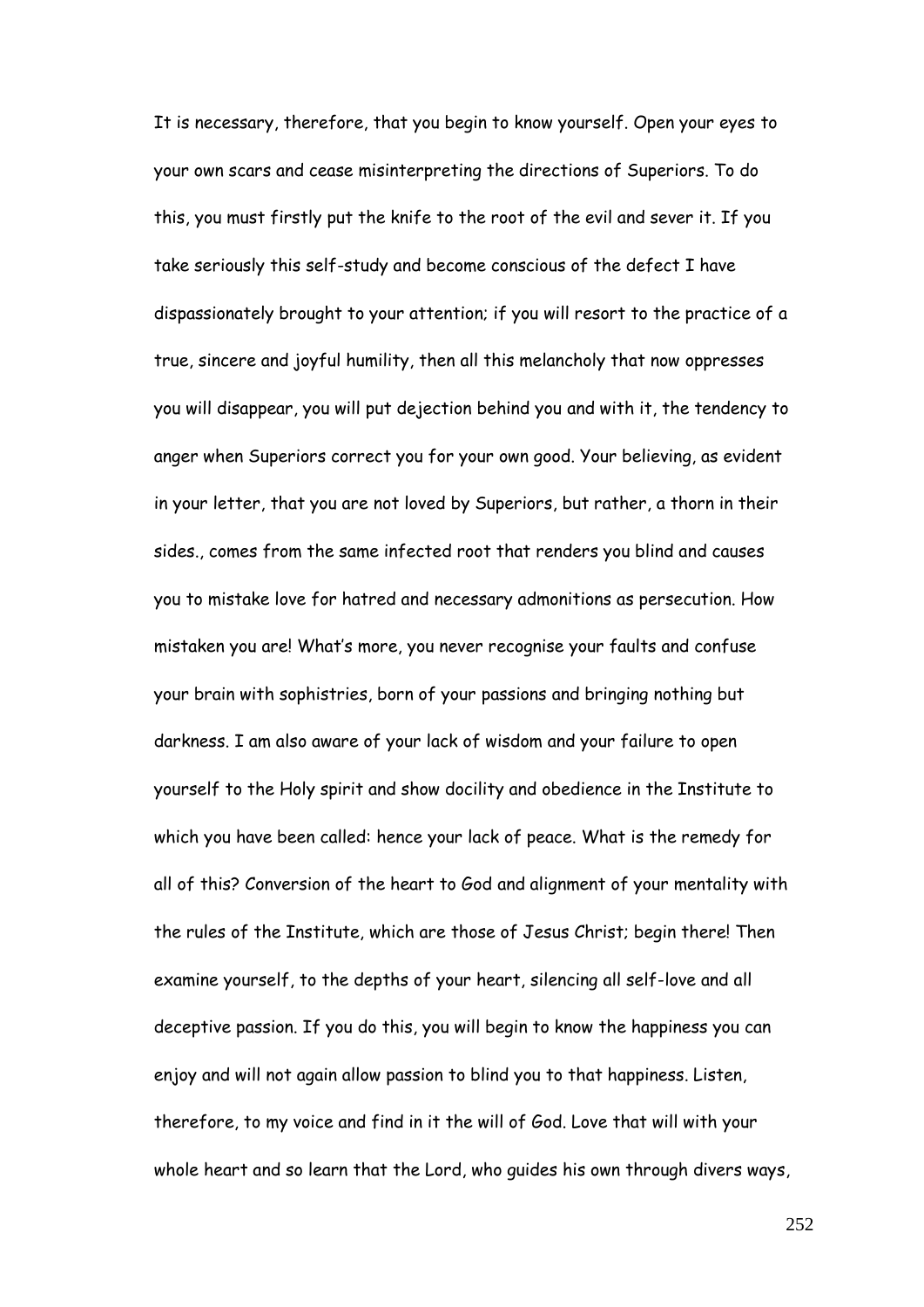It is necessary, therefore, that you begin to know yourself. Open your eyes to your own scars and cease misinterpreting the directions of Superiors. To do this, you must firstly put the knife to the root of the evil and sever it. If you take seriously this self-study and become conscious of the defect I have dispassionately brought to your attention; if you will resort to the practice of a true, sincere and joyful humility, then all this melancholy that now oppresses you will disappear, you will put dejection behind you and with it, the tendency to anger when Superiors correct you for your own good. Your believing, as evident in your letter, that you are not loved by Superiors, but rather, a thorn in their sides., comes from the same infected root that renders you blind and causes you to mistake love for hatred and necessary admonitions as persecution. How mistaken you are! What's more, you never recognise your faults and confuse your brain with sophistries, born of your passions and bringing nothing but darkness. I am also aware of your lack of wisdom and your failure to open yourself to the Holy spirit and show docility and obedience in the Institute to which you have been called: hence your lack of peace. What is the remedy for all of this? Conversion of the heart to God and alignment of your mentality with the rules of the Institute, which are those of Jesus Christ; begin there! Then examine yourself, to the depths of your heart, silencing all self-love and all deceptive passion. If you do this, you will begin to know the happiness you can enjoy and will not again allow passion to blind you to that happiness. Listen, therefore, to my voice and find in it the will of God. Love that will with your whole heart and so learn that the Lord, who guides his own through divers ways,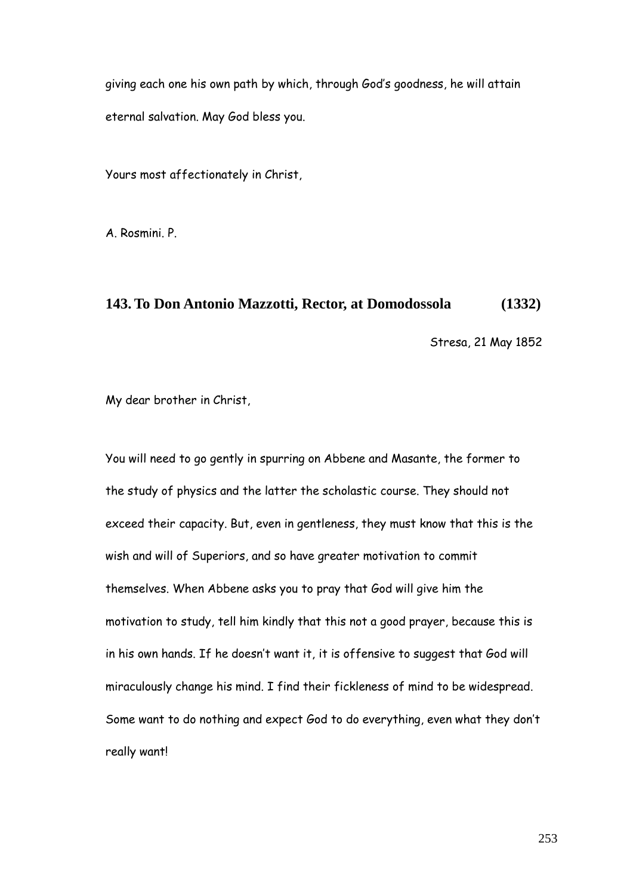giving each one his own path by which, through God's goodness, he will attain eternal salvation. May God bless you.

Yours most affectionately in Christ,

A. Rosmini. P.

## 143. To Don Antonio Mazzotti, Rector, at Domodossola (1332)

Stresa, 21 May 1852

My dear brother in Christ,

You will need to go gently in spurring on Abbene and Masante, the former to the study of physics and the latter the scholastic course. They should not exceed their capacity. But, even in gentleness, they must know that this is the wish and will of Superiors, and so have greater motivation to commit themselves. When Abbene asks you to pray that God will give him the motivation to study, tell him kindly that this not a good prayer, because this is in his own hands. If he doesn't want it, it is offensive to suggest that God will miraculously change his mind. I find their fickleness of mind to be widespread. Some want to do nothing and expect God to do everything, even what they don't really want!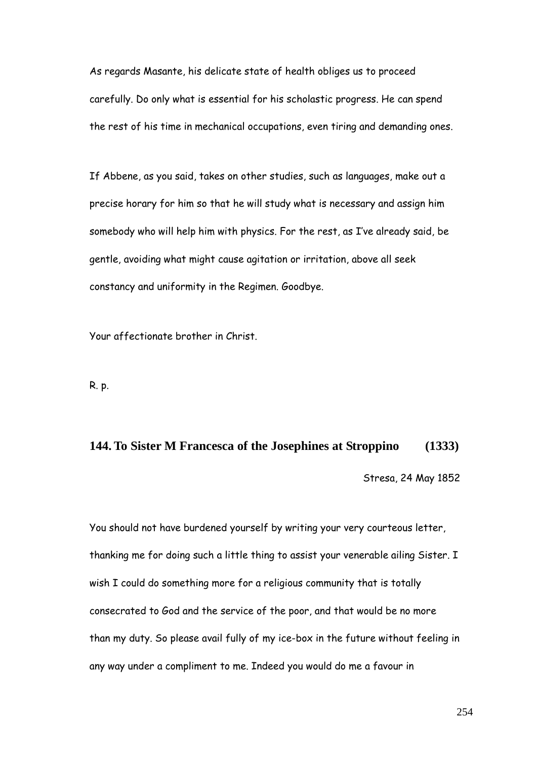As regards Masante, his delicate state of health obliges us to proceed carefully. Do only what is essential for his scholastic progress. He can spend the rest of his time in mechanical occupations, even tiring and demanding ones.

If Abbene, as you said, takes on other studies, such as languages, make out a precise horary for him so that he will study what is necessary and assign him somebody who will help him with physics. For the rest, as I've already said, be gentle, avoiding what might cause agitation or irritation, above all seek constancy and uniformity in the Regimen. Goodbye.

Your affectionate brother in Christ.

R. p.

## 144. To Sister M Francesca of the Josephines at Stroppino (1333)

Stresa, 24 May 1852

You should not have burdened yourself by writing your very courteous letter, thanking me for doing such a little thing to assist your venerable ailing Sister. I wish I could do something more for a religious community that is totally consecrated to God and the service of the poor, and that would be no more than my duty. So please avail fully of my ice-box in the future without feeling in any way under a compliment to me. Indeed you would do me a favour in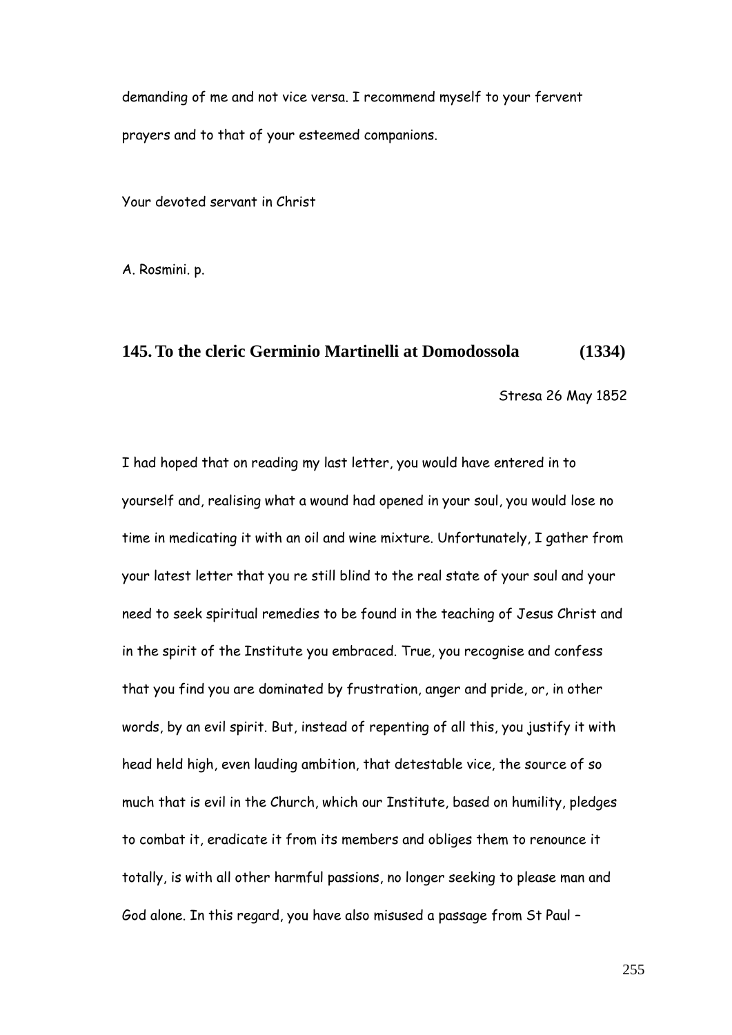demanding of me and not vice versa. I recommend myself to your fervent prayers and to that of your esteemed companions.

Your devoted servant in Christ

A. Rosmini. p.

## 145. To the cleric Germinio Martinelli at Domodossola (1334)

Stresa 26 May 1852

I had hoped that on reading my last letter, you would have entered in to yourself and, realising what a wound had opened in your soul, you would lose no time in medicating it with an oil and wine mixture. Unfortunately, I gather from your latest letter that you re still blind to the real state of your soul and your need to seek spiritual remedies to be found in the teaching of Jesus Christ and in the spirit of the Institute you embraced. True, you recognise and confess that you find you are dominated by frustration, anger and pride, or, in other words, by an evil spirit. But, instead of repenting of all this, you justify it with head held high, even lauding ambition, that detestable vice, the source of so much that is evil in the Church, which our Institute, based on humility, pledges to combat it, eradicate it from its members and obliges them to renounce it totally, is with all other harmful passions, no longer seeking to please man and God alone. In this regard, you have also misused a passage from St Paul –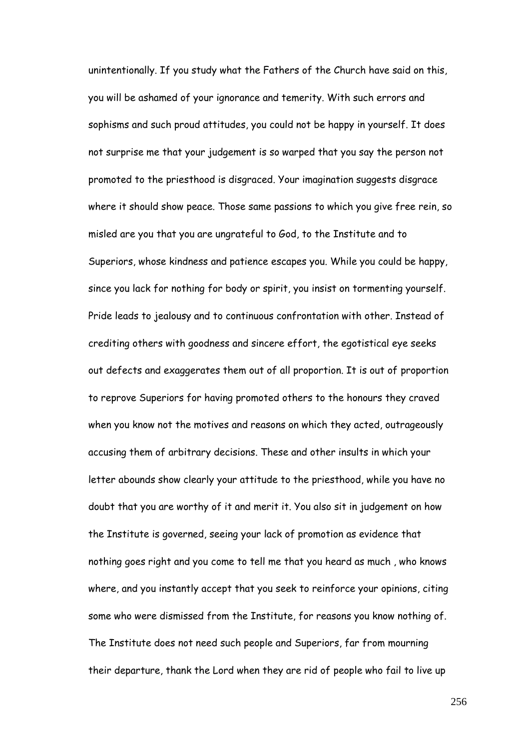unintentionally. If you study what the Fathers of the Church have said on this, you will be ashamed of your ignorance and temerity. With such errors and sophisms and such proud attitudes, you could not be happy in yourself. It does not surprise me that your judgement is so warped that you say the person not promoted to the priesthood is disgraced. Your imagination suggests disgrace where it should show peace. Those same passions to which you give free rein, so misled are you that you are ungrateful to God, to the Institute and to Superiors, whose kindness and patience escapes you. While you could be happy, since you lack for nothing for body or spirit, you insist on tormenting yourself. Pride leads to jealousy and to continuous confrontation with other. Instead of crediting others with goodness and sincere effort, the egotistical eye seeks out defects and exaggerates them out of all proportion. It is out of proportion to reprove Superiors for having promoted others to the honours they craved when you know not the motives and reasons on which they acted, outrageously accusing them of arbitrary decisions. These and other insults in which your letter abounds show clearly your attitude to the priesthood, while you have no doubt that you are worthy of it and merit it. You also sit in judgement on how the Institute is governed, seeing your lack of promotion as evidence that nothing goes right and you come to tell me that you heard as much , who knows where, and you instantly accept that you seek to reinforce your opinions, citing some who were dismissed from the Institute, for reasons you know nothing of. The Institute does not need such people and Superiors, far from mourning their departure, thank the Lord when they are rid of people who fail to live up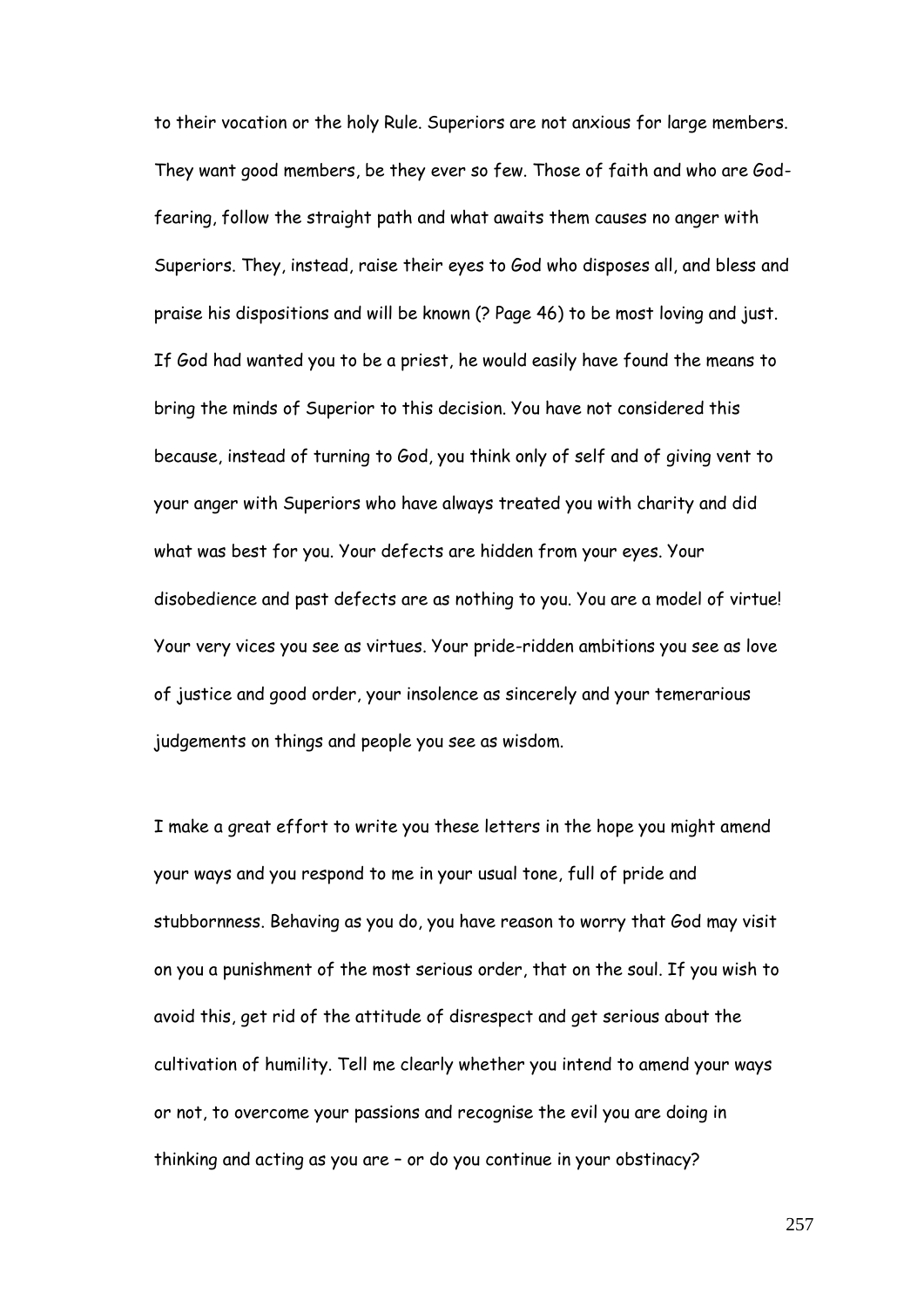to their vocation or the holy Rule. Superiors are not anxious for large members. They want good members, be they ever so few. Those of faith and who are God-fearing, follow the straight path and what awaits them causes no anger with Superiors. They, instead, raise their eyes to God who disposes all, and bless and praise his dispositions and will be known (? Page 46) to be most loving and just. If God had wanted you to be a priest, he would easily have found the means to bring the minds of Superior to this decision. You have not considered this because, instead of turning to God, you think only of self and of giving vent to your anger with Superiors who have always treated you with charity and did what was best for you. Your defects are hidden from your eyes. Your disobedience and past defects are as nothing to you. You are a model of virtue! Your very vices you see as virtues. Your pride-ridden ambitions you see as love of justice and good order, your insolence as sincerely and your temerarious judgements on things and people you see as wisdom.

I make a great effort to write you these letters in the hope you might amend your ways and you respond to me in your usual tone, full of pride and stubbornness. Behaving as you do, you have reason to worry that God may visit on you a punishment of the most serious order, that on the soul. If you wish to avoid this, get rid of the attitude of disrespect and get serious about the cultivation of humility. Tell me clearly whether you intend to amend your ways or not, to overcome your passions and recognise the evil you are doing in thinking and acting as you are – or do you continue in your obstinacy?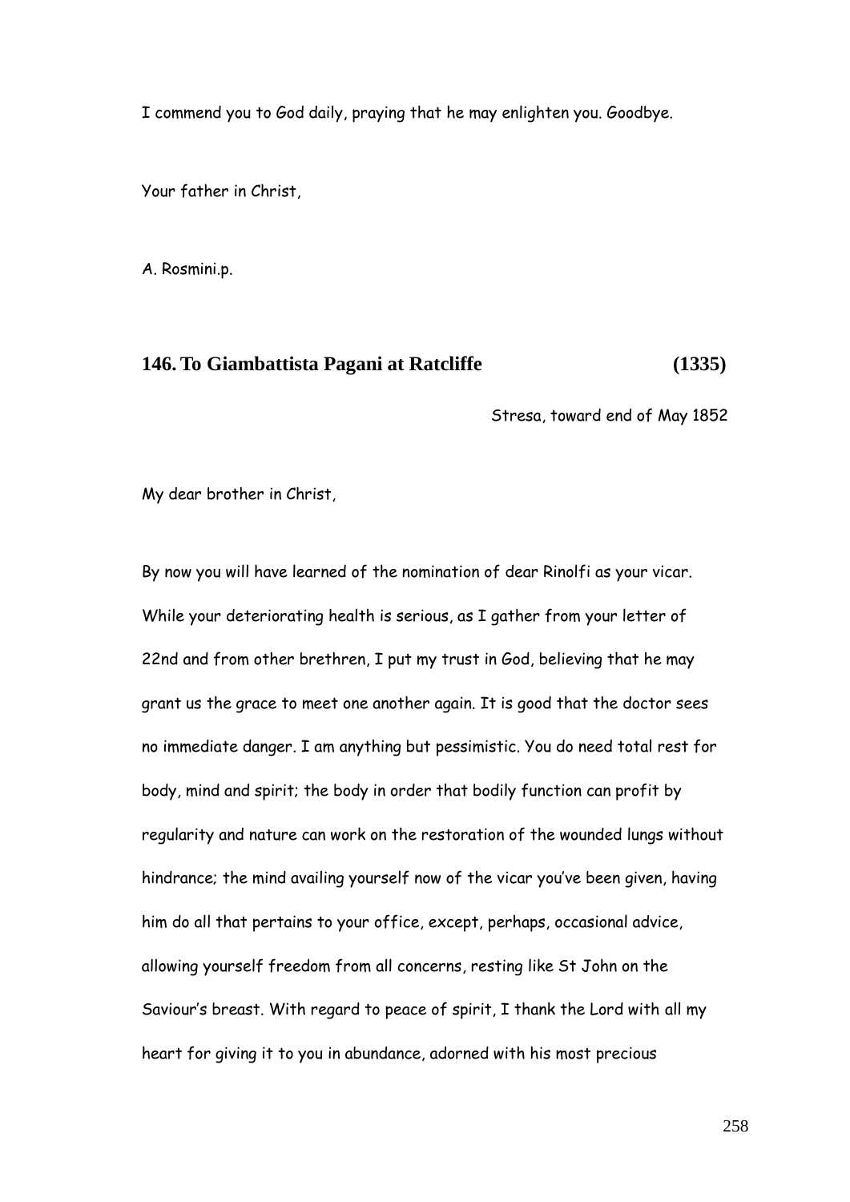I commend you to God daily, praying that he may enlighten you. Goodbye.

Your father in Christ,

A. Rosmini.p.

## 146. To Giambattista Pagani at Ratcliffe (1335)

Stresa, toward end of May 1852

My dear brother in Christ,

By now you will have learned of the nomination of dear Rinolfi as your vicar. While your deteriorating health is serious, as I gather from your letter of 22nd and from other brethren, I put my trust in God, believing that he may grant us the grace to meet one another again. It is good that the doctor sees no immediate danger. I am anything but pessimistic. You do need total rest for body, mind and spirit; the body in order that bodily function can profit by regularity and nature can work on the restoration of the wounded lungs without hindrance; the mind availing yourself now of the vicar you've been given, having him do all that pertains to your office, except, perhaps, occasional advice, allowing yourself freedom from all concerns, resting like St John on the Saviour's breast. With regard to peace of spirit, I thank the Lord with all my heart for giving it to you in abundance, adorned with his most precious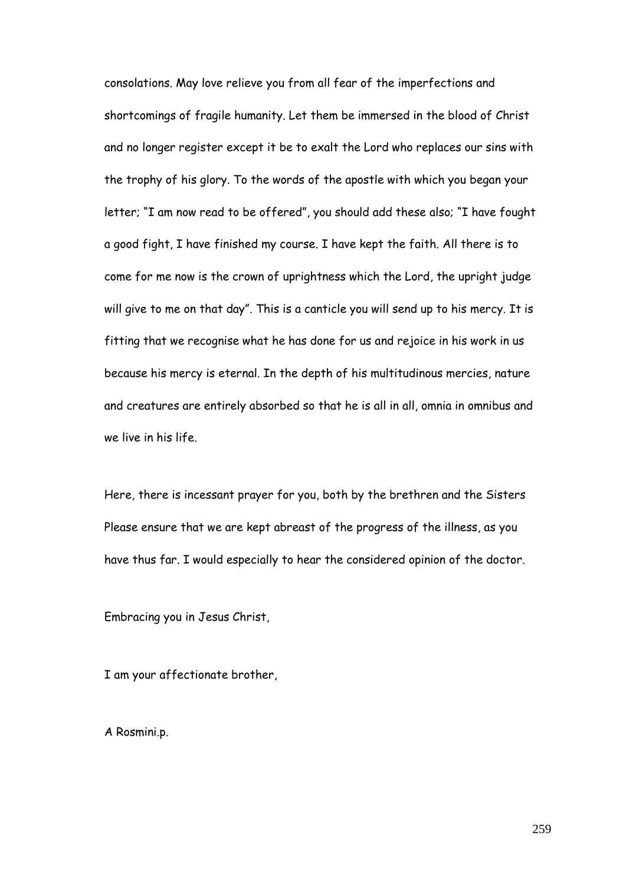consolations. May love relieve you from all fear of the imperfections and shortcomings of fragile humanity. Let them be immersed in the blood of Christ and no longer register except it be to exalt the Lord who replaces our sins with the trophy of his glory. To the words of the apostle with which you began your letter; "I am now read to be offered", you should add these also; "I have fought a good fight, I have finished my course. I have kept the faith. All there is to come for me now is the crown of uprightness which the Lord, the upright judge will give to me on that day". This is a canticle you will send up to his mercy. It is fitting that we recognise what he has done for us and rejoice in his work in us because his mercy is eternal. In the depth of his multitudinous mercies, nature and creatures are entirely absorbed so that he is all in all, omnia in omnibus and we live in his life.

Here, there is incessant prayer for you, both by the brethren and the Sisters Please ensure that we are kept abreast of the progress of the illness, as you have thus far. I would especially to hear the considered opinion of the doctor.

Embracing you in Jesus Christ,

I am your affectionate brother,

A Rosmini.p.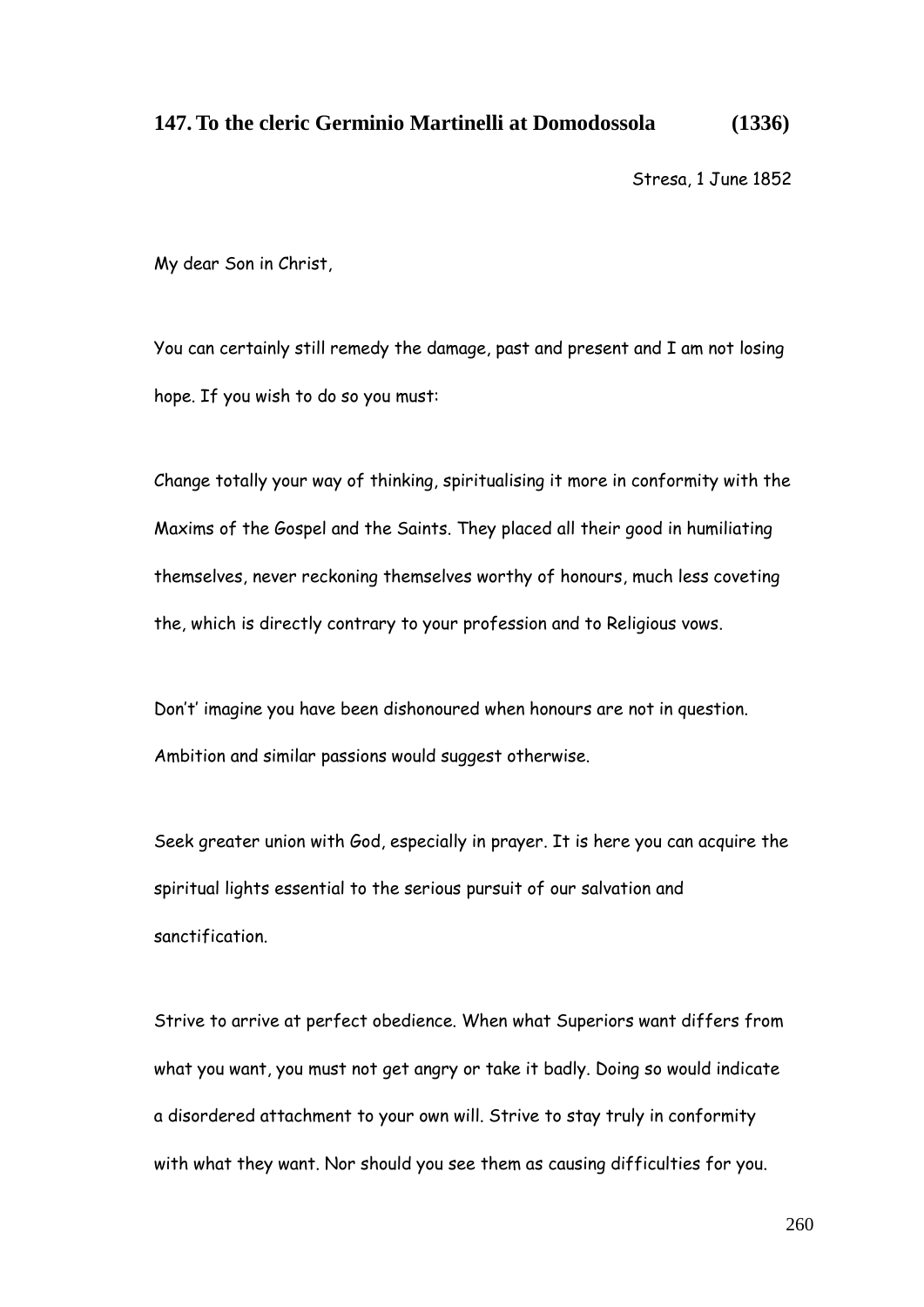## 147. To the cleric Germinio Martinelli at Domodossola (1336)

Stresa, 1 June 1852

My dear Son in Christ,

You can certainly still remedy the damage, past and present and I am not losing hope. If you wish to do so you must:

Change totally your way of thinking, spiritualising it more in conformity with the Maxims of the Gospel and the Saints. They placed all their good in humiliating themselves, never reckoning themselves worthy of honours, much less coveting the, which is directly contrary to your profession and to Religious vows.

Don't' imagine you have been dishonoured when honours are not in question. Ambition and similar passions would suggest otherwise.

Seek greater union with God, especially in prayer. It is here you can acquire the spiritual lights essential to the serious pursuit of our salvation and sanctification.

Strive to arrive at perfect obedience. When what Superiors want differs from what you want, you must not get angry or take it badly. Doing so would indicate a disordered attachment to your own will. Strive to stay truly in conformity with what they want. Nor should you see them as causing difficulties for you.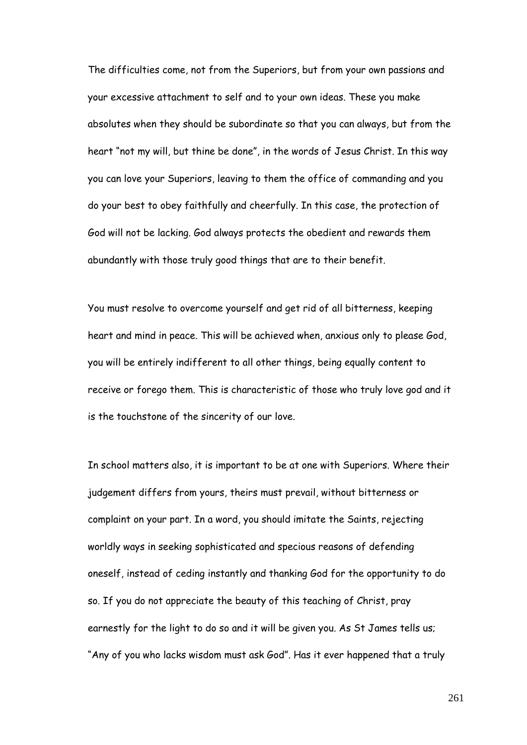The difficulties come, not from the Superiors, but from your own passions and your excessive attachment to self and to your own ideas. These you make absolutes when they should be subordinate so that you can always, but from the heart "not my will, but thine be done", in the words of Jesus Christ. In this way you can love your Superiors, leaving to them the office of commanding and you do your best to obey faithfully and cheerfully. In this case, the protection of God will not be lacking. God always protects the obedient and rewards them abundantly with those truly good things that are to their benefit.

You must resolve to overcome yourself and get rid of all bitterness, keeping heart and mind in peace. This will be achieved when, anxious only to please God, you will be entirely indifferent to all other things, being equally content to receive or forego them. This is characteristic of those who truly love god and it is the touchstone of the sincerity of our love.

In school matters also, it is important to be at one with Superiors. Where their judgement differs from yours, theirs must prevail, without bitterness or complaint on your part. In a word, you should imitate the Saints, rejecting worldly ways in seeking sophisticated and specious reasons of defending oneself, instead of ceding instantly and thanking God for the opportunity to do so. If you do not appreciate the beauty of this teaching of Christ, pray earnestly for the light to do so and it will be given you. As St James tells us; "Any of you who lacks wisdom must ask God". Has it ever happened that a truly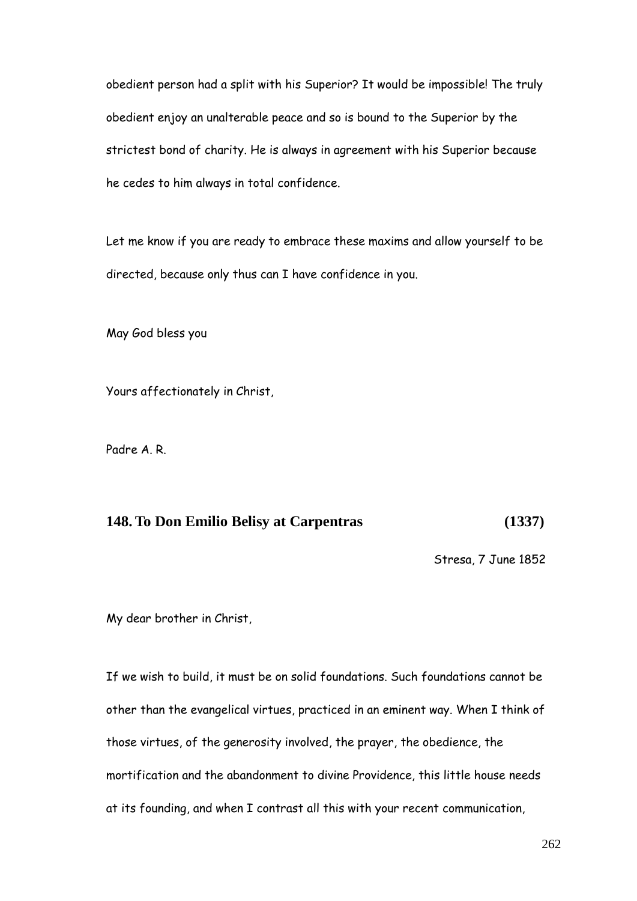obedient person had a split with his Superior? It would be impossible! The truly obedient enjoy an unalterable peace and so is bound to the Superior by the strictest bond of charity. He is always in agreement with his Superior because he cedes to him always in total confidence.

Let me know if you are ready to embrace these maxims and allow yourself to be directed, because only thus can I have confidence in you.

May God bless you

Yours affectionately in Christ,

Padre A. R.

## 148. To Don Emilio Belisy at Carpentras (1337)

Stresa, 7 June 1852

My dear brother in Christ,

If we wish to build, it must be on solid foundations. Such foundations cannot be other than the evangelical virtues, practiced in an eminent way. When I think of those virtues, of the generosity involved, the prayer, the obedience, the mortification and the abandonment to divine Providence, this little house needs at its founding, and when I contrast all this with your recent communication,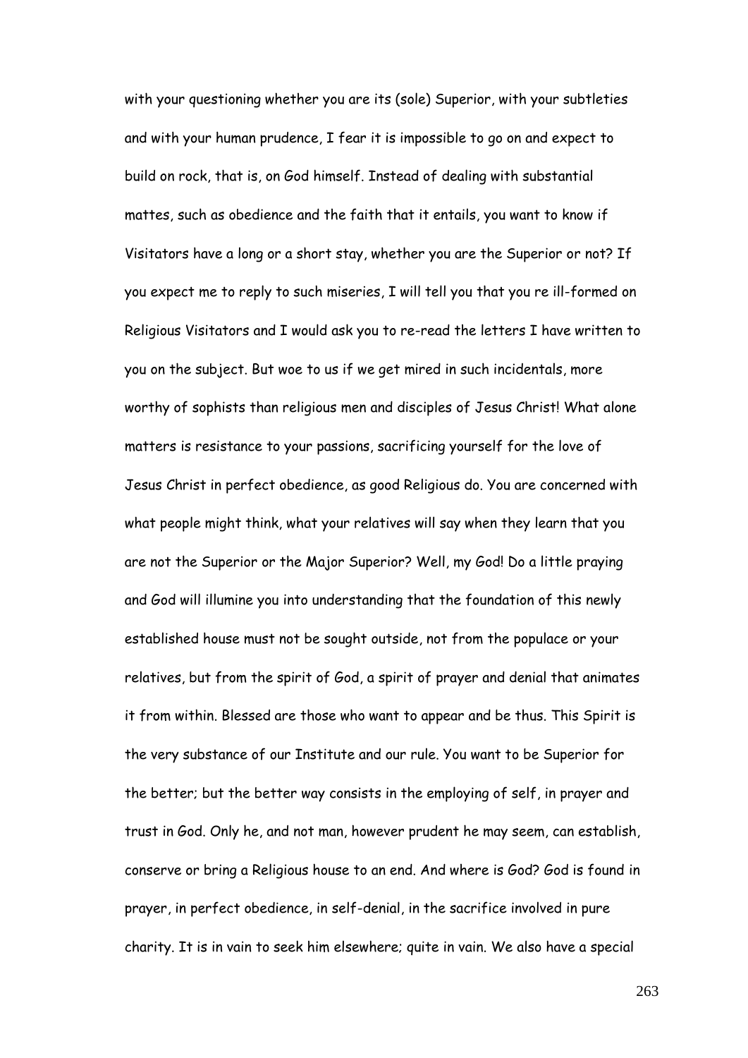with your questioning whether you are its (sole) Superior, with your subtleties and with your human prudence, I fear it is impossible to go on and expect to build on rock, that is, on God himself. Instead of dealing with substantial mattes, such as obedience and the faith that it entails, you want to know if Visitators have a long or a short stay, whether you are the Superior or not? If you expect me to reply to such miseries, I will tell you that you re ill-formed on Religious Visitators and I would ask you to re-read the letters I have written to you on the subject. But woe to us if we get mired in such incidentals, more worthy of sophists than religious men and disciples of Jesus Christ! What alone matters is resistance to your passions, sacrificing yourself for the love of Jesus Christ in perfect obedience, as good Religious do. You are concerned with what people might think, what your relatives will say when they learn that you are not the Superior or the Major Superior? Well, my God! Do a little praying and God will illumine you into understanding that the foundation of this newly established house must not be sought outside, not from the populace or your relatives, but from the spirit of God, a spirit of prayer and denial that animates it from within. Blessed are those who want to appear and be thus. This Spirit is the very substance of our Institute and our rule. You want to be Superior for the better; but the better way consists in the employing of self, in prayer and trust in God. Only he, and not man, however prudent he may seem, can establish, conserve or bring a Religious house to an end. And where is God? God is found in prayer, in perfect obedience, in self-denial, in the sacrifice involved in pure charity. It is in vain to seek him elsewhere; quite in vain. We also have a special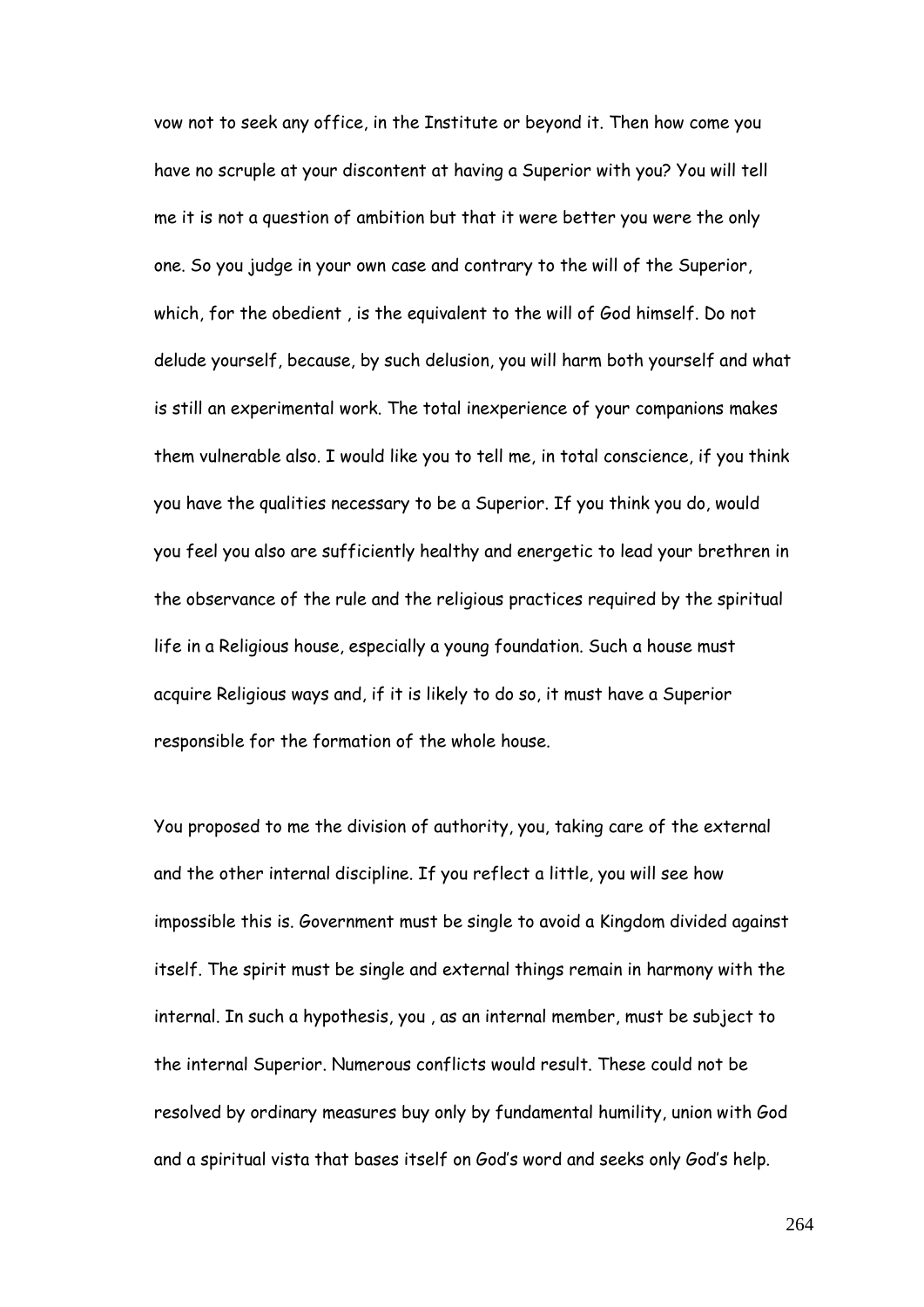vow not to seek any office, in the Institute or beyond it. Then how come you have no scruple at your discontent at having a Superior with you? You will tell me it is not a question of ambition but that it were better you were the only one. So you judge in your own case and contrary to the will of the Superior, which, for the obedient , is the equivalent to the will of God himself. Do not delude yourself, because, by such delusion, you will harm both yourself and what is still an experimental work. The total inexperience of your companions makes them vulnerable also. I would like you to tell me, in total conscience, if you think you have the qualities necessary to be a Superior. If you think you do, would you feel you also are sufficiently healthy and energetic to lead your brethren in the observance of the rule and the religious practices required by the spiritual life in a Religious house, especially a young foundation. Such a house must acquire Religious ways and, if it is likely to do so, it must have a Superior responsible for the formation of the whole house.

You proposed to me the division of authority, you, taking care of the external and the other internal discipline. If you reflect a little, you will see how impossible this is. Government must be single to avoid a Kingdom divided against itself. The spirit must be single and external things remain in harmony with the internal. In such a hypothesis, you , as an internal member, must be subject to the internal Superior. Numerous conflicts would result. These could not be resolved by ordinary measures buy only by fundamental humility, union with God and a spiritual vista that bases itself on God's word and seeks only God's help.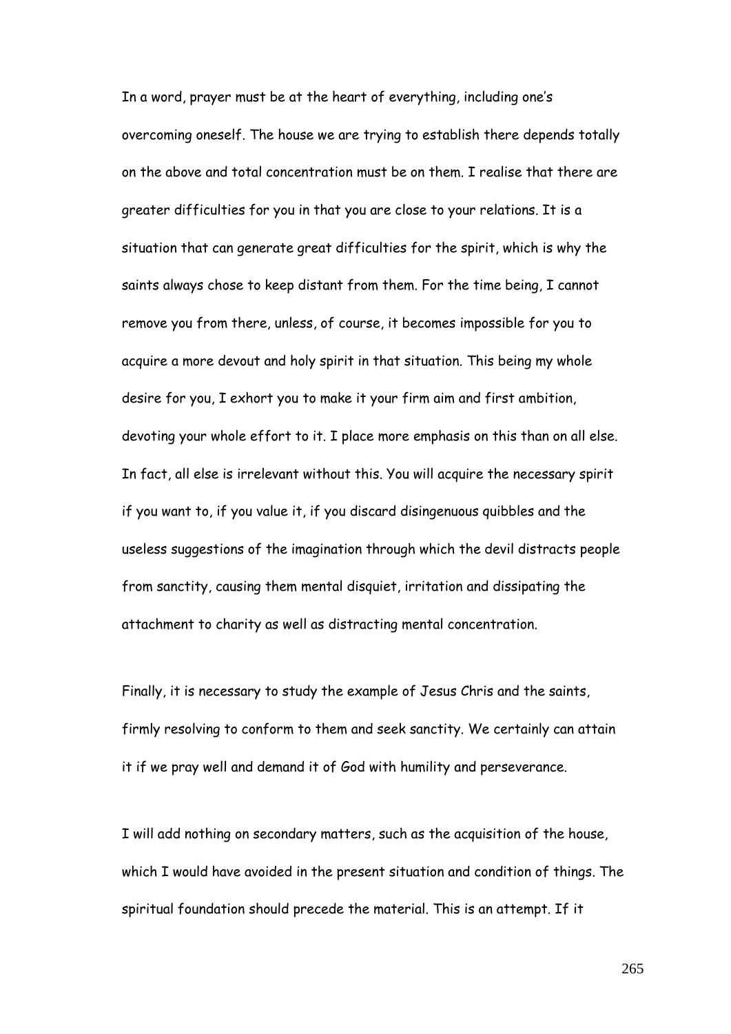In a word, prayer must be at the heart of everything, including one's overcoming oneself. The house we are trying to establish there depends totally on the above and total concentration must be on them. I realise that there are greater difficulties for you in that you are close to your relations. It is a situation that can generate great difficulties for the spirit, which is why the saints always chose to keep distant from them. For the time being, I cannot remove you from there, unless, of course, it becomes impossible for you to acquire a more devout and holy spirit in that situation. This being my whole desire for you, I exhort you to make it your firm aim and first ambition, devoting your whole effort to it. I place more emphasis on this than on all else. In fact, all else is irrelevant without this. You will acquire the necessary spirit if you want to, if you value it, if you discard disingenuous quibbles and the useless suggestions of the imagination through which the devil distracts people from sanctity, causing them mental disquiet, irritation and dissipating the attachment to charity as well as distracting mental concentration.

Finally, it is necessary to study the example of Jesus Chris and the saints, firmly resolving to conform to them and seek sanctity. We certainly can attain it if we pray well and demand it of God with humility and perseverance.

I will add nothing on secondary matters, such as the acquisition of the house, which I would have avoided in the present situation and condition of things. The spiritual foundation should precede the material. This is an attempt. If it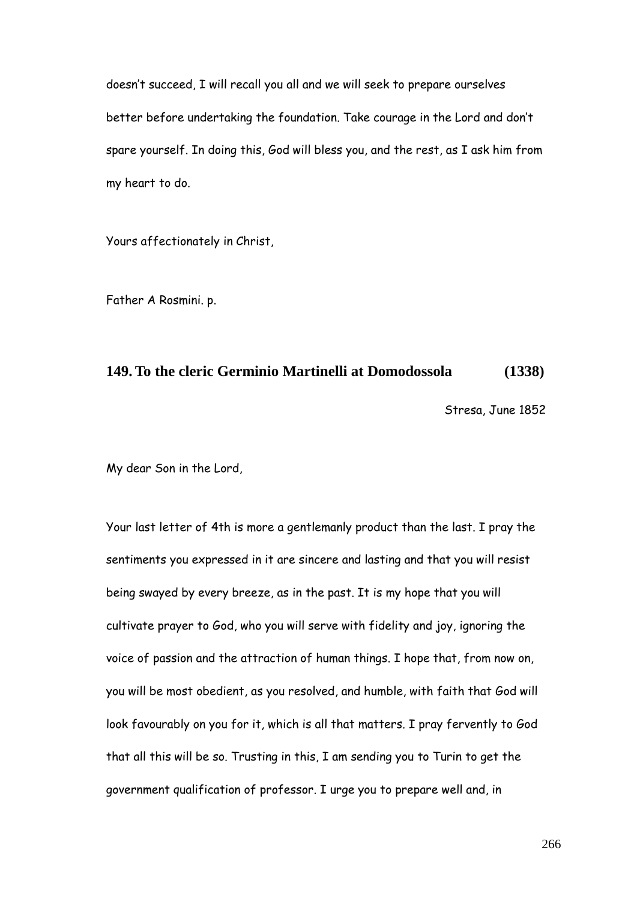doesn't succeed, I will recall you all and we will seek to prepare ourselves better before undertaking the foundation. Take courage in the Lord and don't spare yourself. In doing this, God will bless you, and the rest, as I ask him from my heart to do.

Yours affectionately in Christ,

Father A Rosmini. p.

## 149. To the cleric Germinio Martinelli at Domodossola (1338)

Stresa, June 1852

My dear Son in the Lord,

Your last letter of 4th is more a gentlemanly product than the last. I pray the sentiments you expressed in it are sincere and lasting and that you will resist being swayed by every breeze, as in the past. It is my hope that you will cultivate prayer to God, who you will serve with fidelity and joy, ignoring the voice of passion and the attraction of human things. I hope that, from now on, you will be most obedient, as you resolved, and humble, with faith that God will look favourably on you for it, which is all that matters. I pray fervently to God that all this will be so. Trusting in this, I am sending you to Turin to get the government qualification of professor. I urge you to prepare well and, in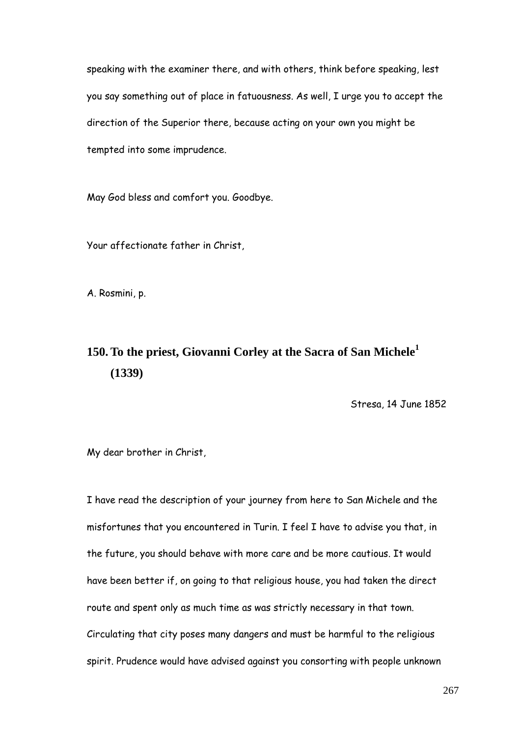speaking with the examiner there, and with others, think before speaking, lest you say something out of place in fatuousness. As well, I urge you to accept the direction of the Superior there, because acting on your own you might be tempted into some imprudence.

May God bless and comfort you. Goodbye.

Your affectionate father in Christ,

A. Rosmini, p.

## 150. To the priest, Giovanni Corley at the Sacra of San Michele[1] (1339)

Stresa, 14 June 1852

My dear brother in Christ,

I have read the description of your journey from here to San Michele and the misfortunes that you encountered in Turin. I feel I have to advise you that, in the future, you should behave with more care and be more cautious. It would have been better if, on going to that religious house, you had taken the direct route and spent only as much time as was strictly necessary in that town. Circulating that city poses many dangers and must be harmful to the religious spirit. Prudence would have advised against you consorting with people unknown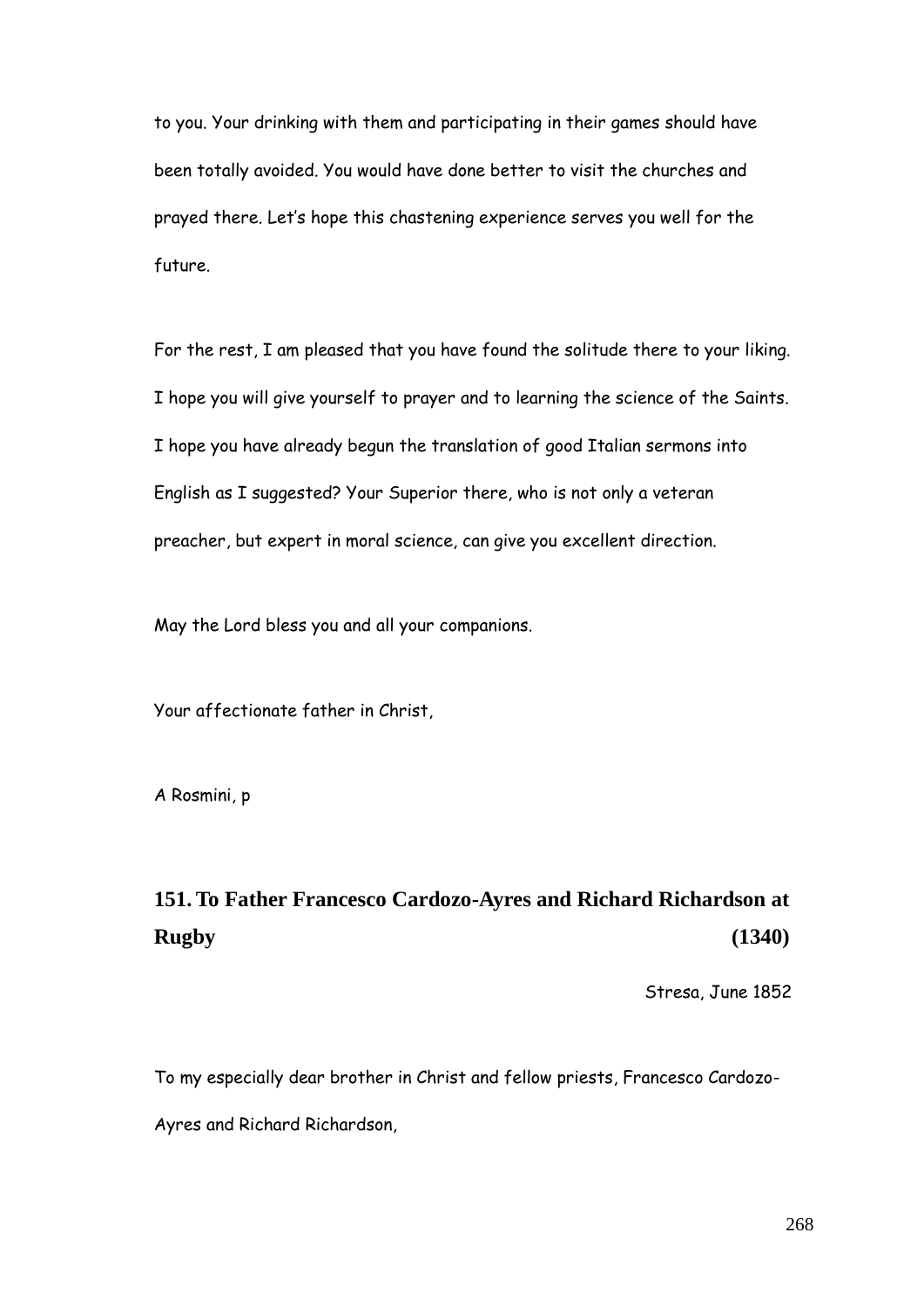to you. Your drinking with them and participating in their games should have been totally avoided. You would have done better to visit the churches and prayed there. Let's hope this chastening experience serves you well for the future.

For the rest, I am pleased that you have found the solitude there to your liking. I hope you will give yourself to prayer and to learning the science of the Saints. I hope you have already begun the translation of good Italian sermons into English as I suggested? Your Superior there, who is not only a veteran preacher, but expert in moral science, can give you excellent direction.

May the Lord bless you and all your companions.

Your affectionate father in Christ,

A Rosmini, p

## 151. To Father Francesco Cardozo-Ayres and Richard Richardson at Rugby (1340)

Stresa, June 1852

To my especially dear brother in Christ and fellow priests, Francesco Cardozo-Ayres and Richard Richardson,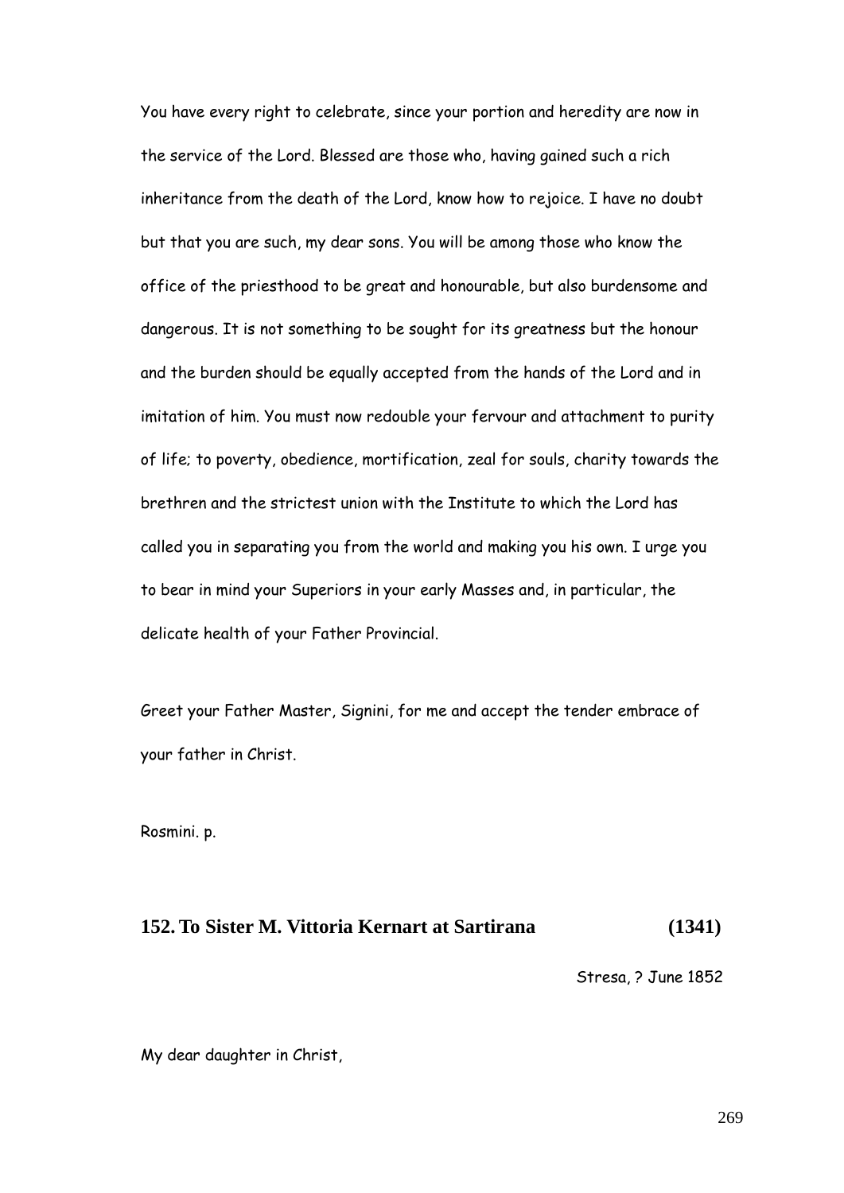You have every right to celebrate, since your portion and heredity are now in the service of the Lord. Blessed are those who, having gained such a rich inheritance from the death of the Lord, know how to rejoice. I have no doubt but that you are such, my dear sons. You will be among those who know the office of the priesthood to be great and honourable, but also burdensome and dangerous. It is not something to be sought for its greatness but the honour and the burden should be equally accepted from the hands of the Lord and in imitation of him. You must now redouble your fervour and attachment to purity of life; to poverty, obedience, mortification, zeal for souls, charity towards the brethren and the strictest union with the Institute to which the Lord has called you in separating you from the world and making you his own. I urge you to bear in mind your Superiors in your early Masses and, in particular, the delicate health of your Father Provincial.

Greet your Father Master, Signini, for me and accept the tender embrace of your father in Christ.

Rosmini. p.

### 152. To Sister M. Vittoria Kernart at Sartirana (1341)

Stresa, ? June 1852

My dear daughter in Christ,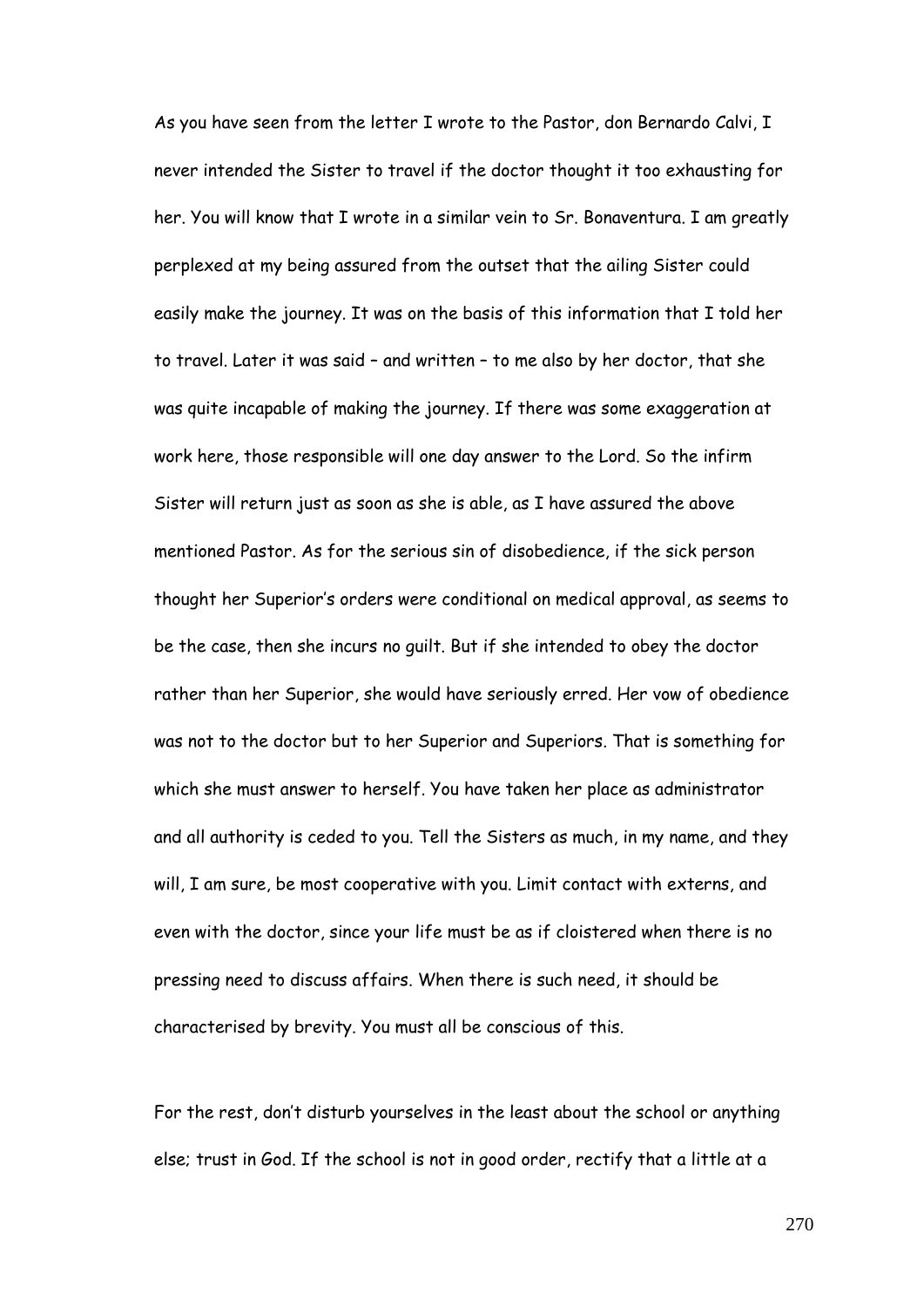As you have seen from the letter I wrote to the Pastor, don Bernardo Calvi, I never intended the Sister to travel if the doctor thought it too exhausting for her. You will know that I wrote in a similar vein to Sr. Bonaventura. I am greatly perplexed at my being assured from the outset that the ailing Sister could easily make the journey. It was on the basis of this information that I told her to travel. Later it was said – and written – to me also by her doctor, that she was quite incapable of making the journey. If there was some exaggeration at work here, those responsible will one day answer to the Lord. So the infirm Sister will return just as soon as she is able, as I have assured the above mentioned Pastor. As for the serious sin of disobedience, if the sick person thought her Superior's orders were conditional on medical approval, as seems to be the case, then she incurs no guilt. But if she intended to obey the doctor rather than her Superior, she would have seriously erred. Her vow of obedience was not to the doctor but to her Superior and Superiors. That is something for which she must answer to herself. You have taken her place as administrator and all authority is ceded to you. Tell the Sisters as much, in my name, and they will, I am sure, be most cooperative with you. Limit contact with externs, and even with the doctor, since your life must be as if cloistered when there is no pressing need to discuss affairs. When there is such need, it should be characterised by brevity. You must all be conscious of this.

For the rest, don't disturb yourselves in the least about the school or anything else; trust in God. If the school is not in good order, rectify that a little at a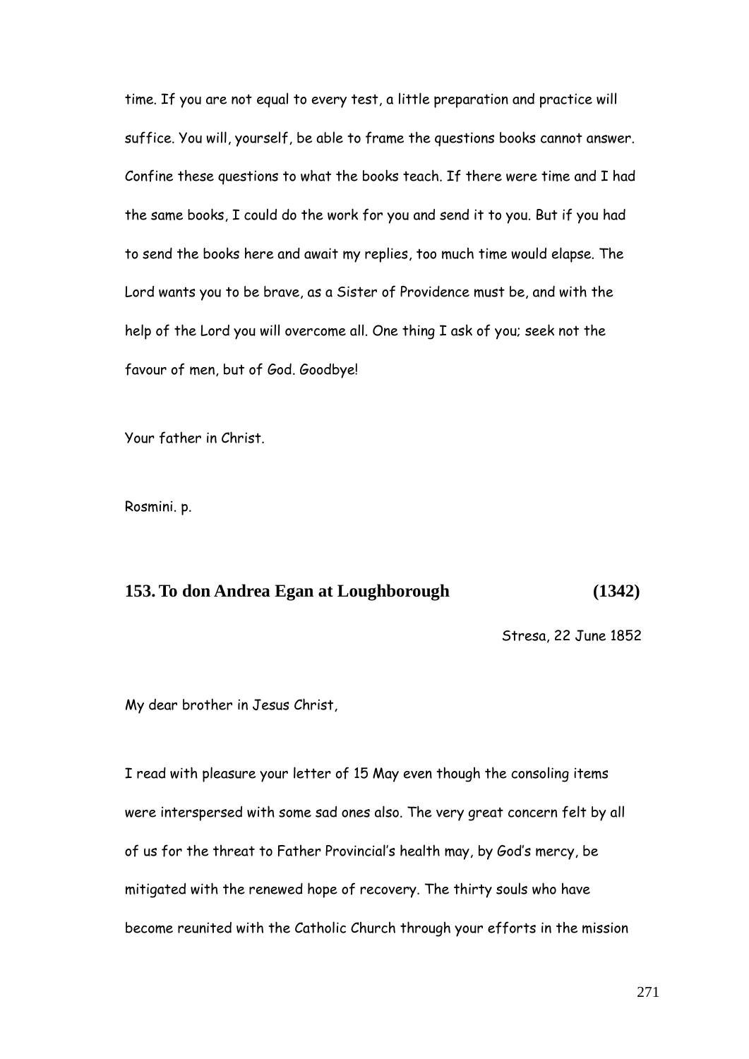time. If you are not equal to every test, a little preparation and practice will suffice. You will, yourself, be able to frame the questions books cannot answer. Confine these questions to what the books teach. If there were time and I had the same books, I could do the work for you and send it to you. But if you had to send the books here and await my replies, too much time would elapse. The Lord wants you to be brave, as a Sister of Providence must be, and with the help of the Lord you will overcome all. One thing I ask of you; seek not the favour of men, but of God. Goodbye!

Your father in Christ.

Rosmini. p.

## 153. To don Andrea Egan at Loughborough (1342)

Stresa, 22 June 1852

My dear brother in Jesus Christ,

I read with pleasure your letter of 15 May even though the consoling items were interspersed with some sad ones also. The very great concern felt by all of us for the threat to Father Provincial's health may, by God's mercy, be mitigated with the renewed hope of recovery. The thirty souls who have become reunited with the Catholic Church through your efforts in the mission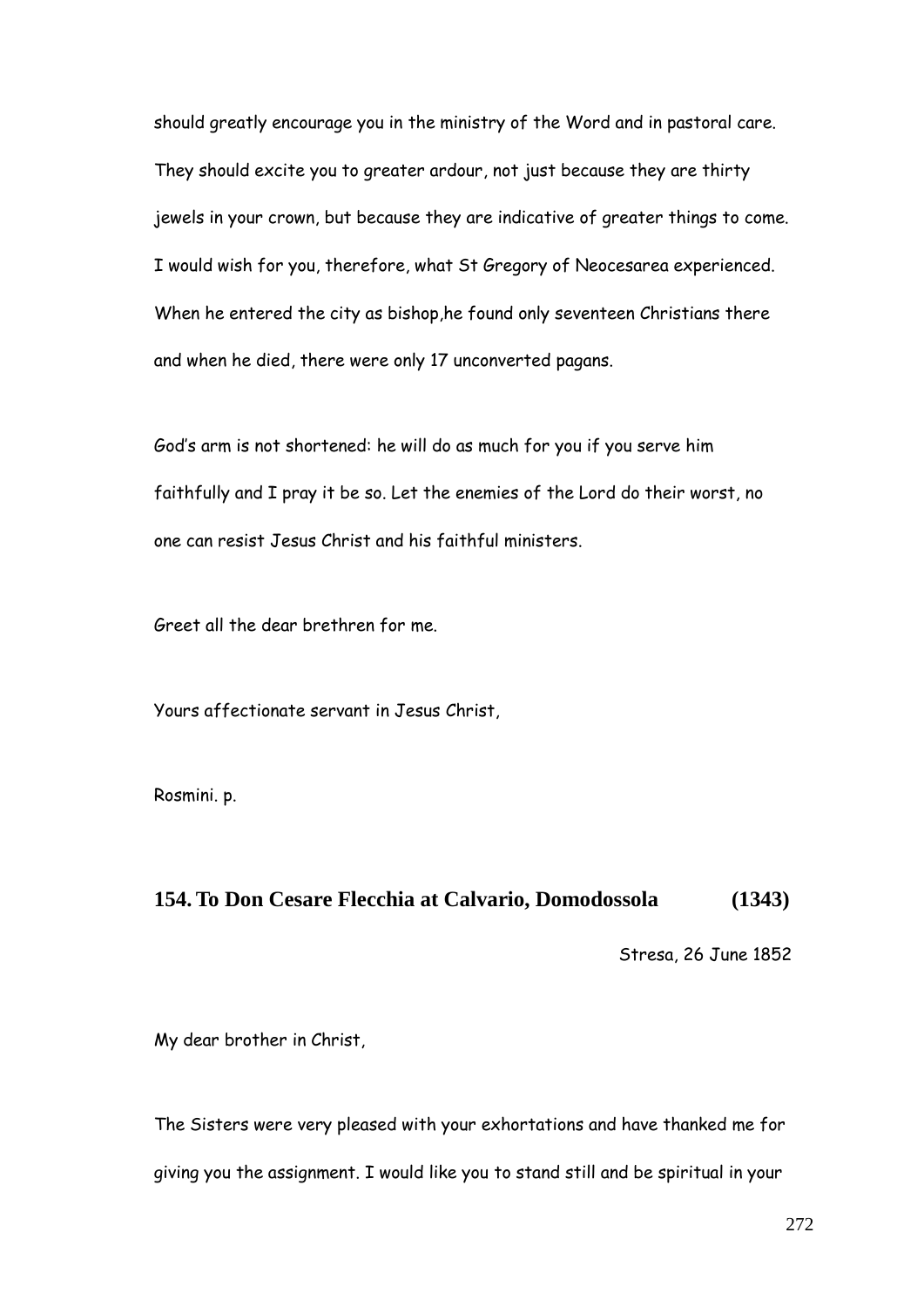should greatly encourage you in the ministry of the Word and in pastoral care. They should excite you to greater ardour, not just because they are thirty jewels in your crown, but because they are indicative of greater things to come. I would wish for you, therefore, what St Gregory of Neocesarea experienced. When he entered the city as bishop,he found only seventeen Christians there and when he died, there were only 17 unconverted pagans.

God's arm is not shortened: he will do as much for you if you serve him faithfully and I pray it be so. Let the enemies of the Lord do their worst, no one can resist Jesus Christ and his faithful ministers.

Greet all the dear brethren for me.

Yours affectionate servant in Jesus Christ,

Rosmini. p.

## 154. To Don Cesare Flecchia at Calvario, Domodossola (1343)

Stresa, 26 June 1852

My dear brother in Christ,

The Sisters were very pleased with your exhortations and have thanked me for giving you the assignment. I would like you to stand still and be spiritual in your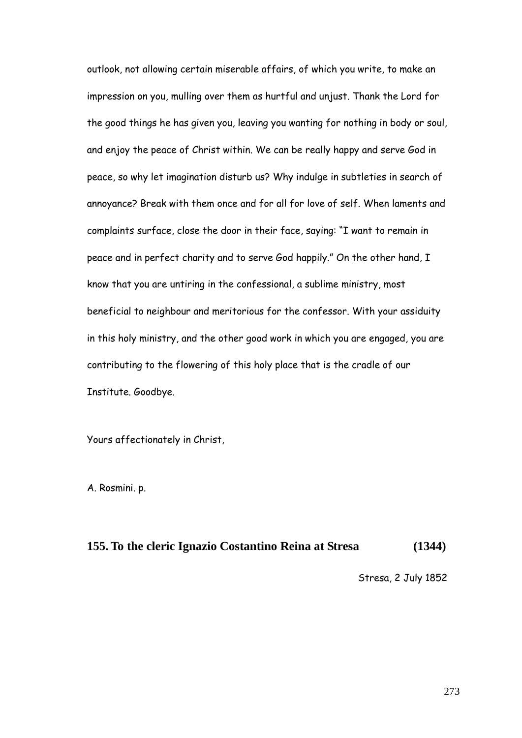outlook, not allowing certain miserable affairs, of which you write, to make an impression on you, mulling over them as hurtful and unjust. Thank the Lord for the good things he has given you, leaving you wanting for nothing in body or soul, and enjoy the peace of Christ within. We can be really happy and serve God in peace, so why let imagination disturb us? Why indulge in subtleties in search of annoyance? Break with them once and for all for love of self. When laments and complaints surface, close the door in their face, saying: "I want to remain in peace and in perfect charity and to serve God happily." On the other hand, I know that you are untiring in the confessional, a sublime ministry, most beneficial to neighbour and meritorious for the confessor. With your assiduity in this holy ministry, and the other good work in which you are engaged, you are contributing to the flowering of this holy place that is the cradle of our Institute. Goodbye.

Yours affectionately in Christ,

A. Rosmini. p.

## 155. To the cleric Ignazio Costantino Reina at Stresa (1344)

Stresa, 2 July 1852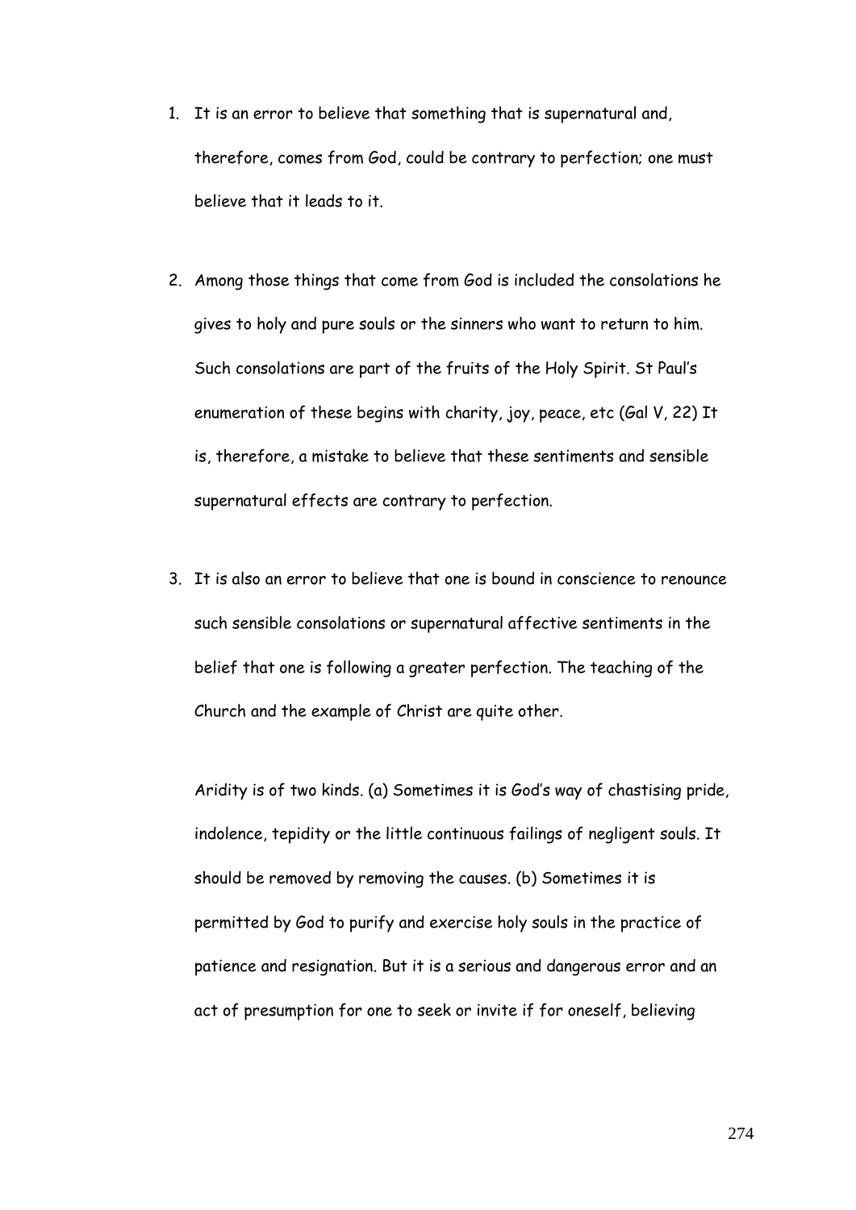1. It is an error to believe that something that is supernatural and, therefore, comes from God, could be contrary to perfection; one must believe that it leads to it.

2. Among those things that come from God is included the consolations he gives to holy and pure souls or the sinners who want to return to him. Such consolations are part of the fruits of the Holy Spirit. St Paul's enumeration of these begins with charity, joy, peace, etc (Gal V, 22) It is, therefore, a mistake to believe that these sentiments and sensible supernatural effects are contrary to perfection.

3. It is also an error to believe that one is bound in conscience to renounce such sensible consolations or supernatural affective sentiments in the belief that one is following a greater perfection. The teaching of the Church and the example of Christ are quite other.

   Aridity is of two kinds. (a) Sometimes it is God's way of chastising pride, indolence, tepidity or the little continuous failings of negligent souls. It should be removed by removing the causes. (b) Sometimes it is permitted by God to purify and exercise holy souls in the practice of patience and resignation. But it is a serious and dangerous error and an act of presumption for one to seek or invite if for oneself, believing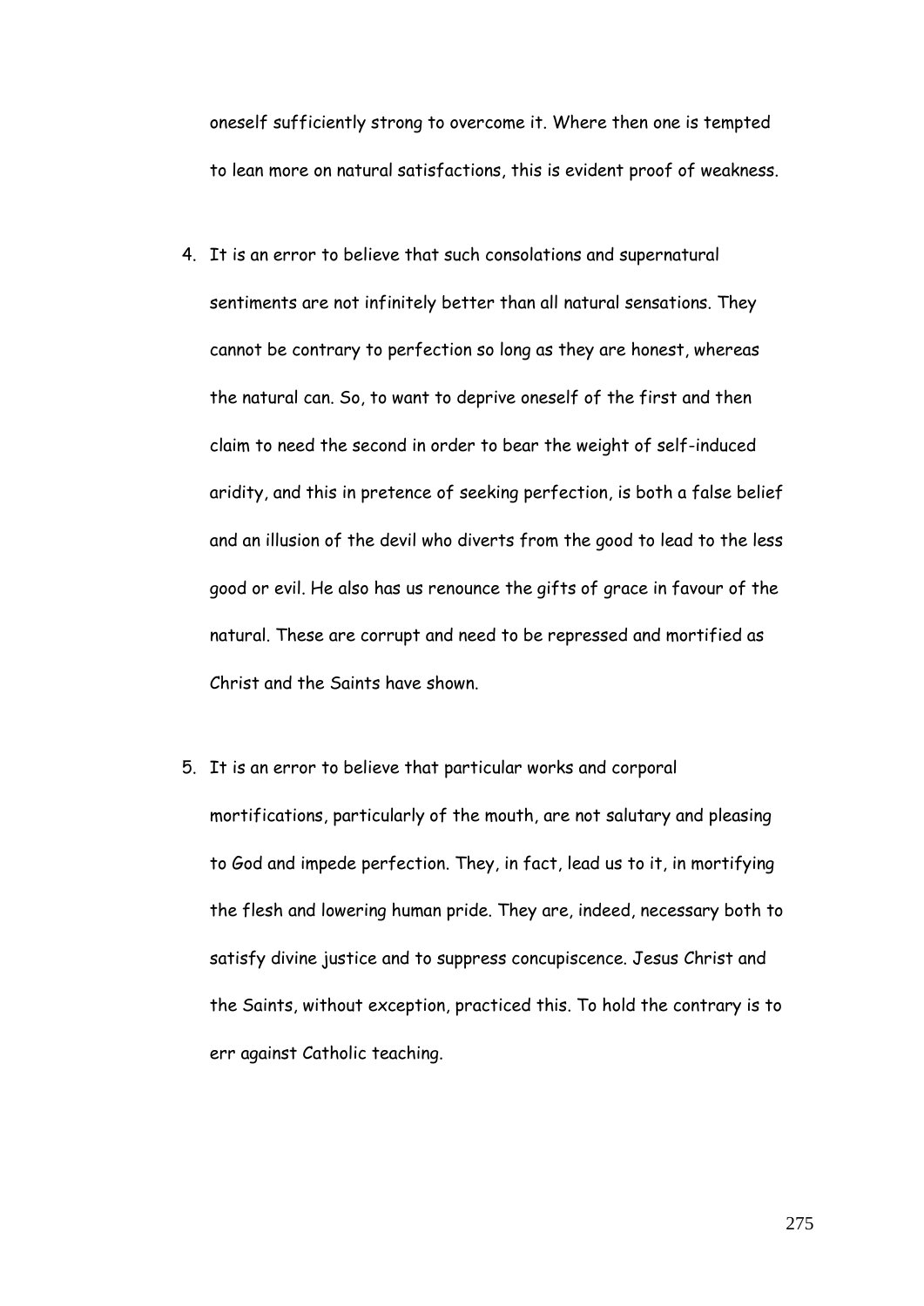oneself sufficiently strong to overcome it. Where then one is tempted to lean more on natural satisfactions, this is evident proof of weakness.

4. It is an error to believe that such consolations and supernatural sentiments are not infinitely better than all natural sensations. They cannot be contrary to perfection so long as they are honest, whereas the natural can. So, to want to deprive oneself of the first and then claim to need the second in order to bear the weight of self-induced aridity, and this in pretence of seeking perfection, is both a false belief and an illusion of the devil who diverts from the good to lead to the less good or evil. He also has us renounce the gifts of grace in favour of the natural. These are corrupt and need to be repressed and mortified as Christ and the Saints have shown.

5. It is an error to believe that particular works and corporal mortifications, particularly of the mouth, are not salutary and pleasing to God and impede perfection. They, in fact, lead us to it, in mortifying the flesh and lowering human pride. They are, indeed, necessary both to satisfy divine justice and to suppress concupiscence. Jesus Christ and the Saints, without exception, practiced this. To hold the contrary is to err against Catholic teaching.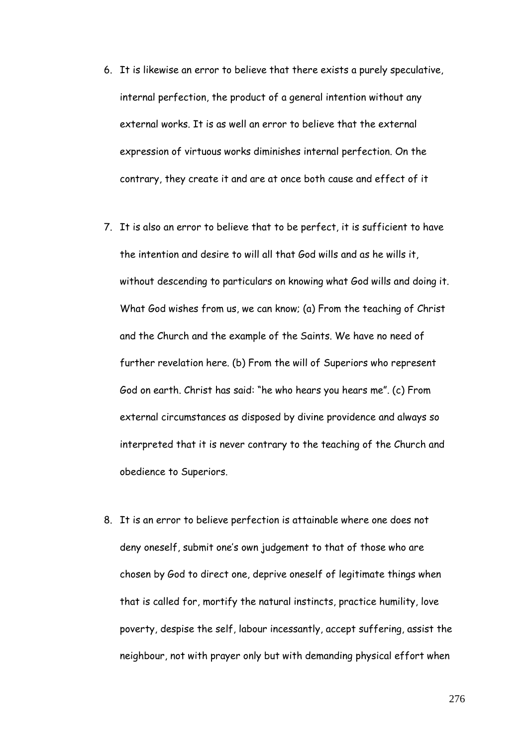6. It is likewise an error to believe that there exists a purely speculative, internal perfection, the product of a general intention without any external works. It is as well an error to believe that the external expression of virtuous works diminishes internal perfection. On the contrary, they create it and are at once both cause and effect of it

7. It is also an error to believe that to be perfect, it is sufficient to have the intention and desire to will all that God wills and as he wills it, without descending to particulars on knowing what God wills and doing it. What God wishes from us, we can know; (a) From the teaching of Christ and the Church and the example of the Saints. We have no need of further revelation here. (b) From the will of Superiors who represent God on earth. Christ has said: "he who hears you hears me". (c) From external circumstances as disposed by divine providence and always so interpreted that it is never contrary to the teaching of the Church and obedience to Superiors.

8. It is an error to believe perfection is attainable where one does not deny oneself, submit one's own judgement to that of those who are chosen by God to direct one, deprive oneself of legitimate things when that is called for, mortify the natural instincts, practice humility, love poverty, despise the self, labour incessantly, accept suffering, assist the neighbour, not with prayer only but with demanding physical effort when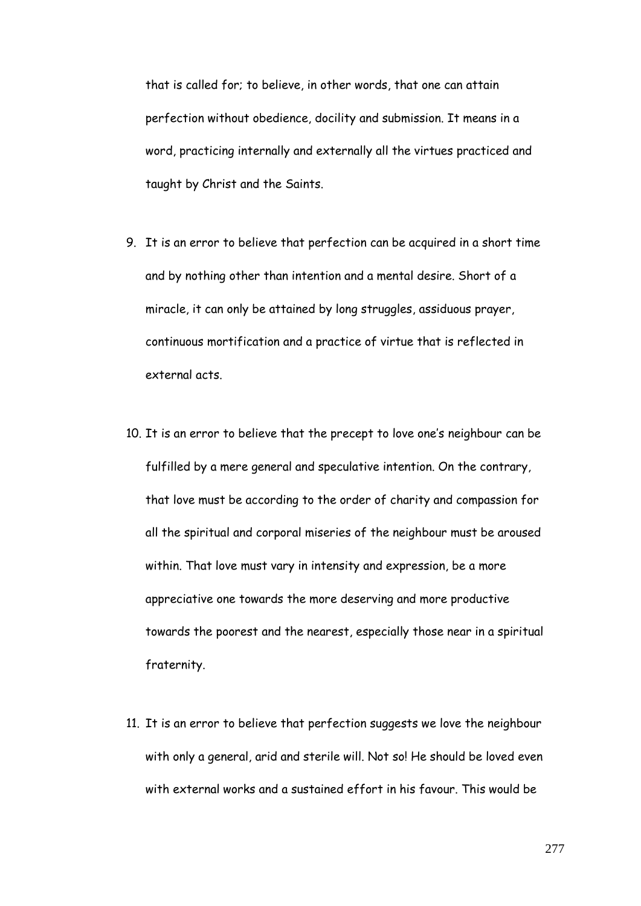that is called for; to believe, in other words, that one can attain perfection without obedience, docility and submission. It means in a word, practicing internally and externally all the virtues practiced and taught by Christ and the Saints.

9. It is an error to believe that perfection can be acquired in a short time and by nothing other than intention and a mental desire. Short of a miracle, it can only be attained by long struggles, assiduous prayer, continuous mortification and a practice of virtue that is reflected in external acts.

10. It is an error to believe that the precept to love one's neighbour can be fulfilled by a mere general and speculative intention. On the contrary, that love must be according to the order of charity and compassion for all the spiritual and corporal miseries of the neighbour must be aroused within. That love must vary in intensity and expression, be a more appreciative one towards the more deserving and more productive towards the poorest and the nearest, especially those near in a spiritual fraternity.

11. It is an error to believe that perfection suggests we love the neighbour with only a general, arid and sterile will. Not so! He should be loved even with external works and a sustained effort in his favour. This would be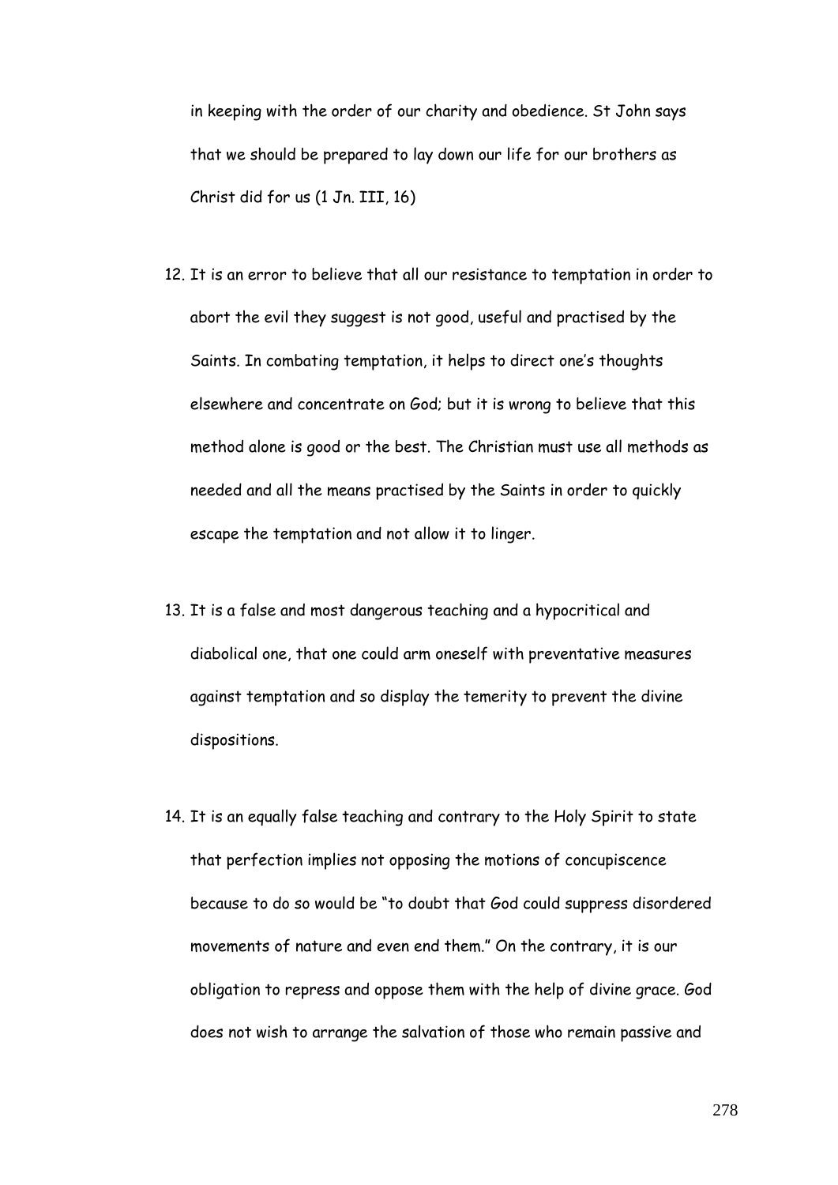in keeping with the order of our charity and obedience. St John says that we should be prepared to lay down our life for our brothers as Christ did for us (1 Jn. III, 16)

12. It is an error to believe that all our resistance to temptation in order to abort the evil they suggest is not good, useful and practised by the Saints. In combating temptation, it helps to direct one's thoughts elsewhere and concentrate on God; but it is wrong to believe that this method alone is good or the best. The Christian must use all methods as needed and all the means practised by the Saints in order to quickly escape the temptation and not allow it to linger.

13. It is a false and most dangerous teaching and a hypocritical and diabolical one, that one could arm oneself with preventative measures against temptation and so display the temerity to prevent the divine dispositions.

14. It is an equally false teaching and contrary to the Holy Spirit to state that perfection implies not opposing the motions of concupiscence because to do so would be "to doubt that God could suppress disordered movements of nature and even end them." On the contrary, it is our obligation to repress and oppose them with the help of divine grace. God does not wish to arrange the salvation of those who remain passive and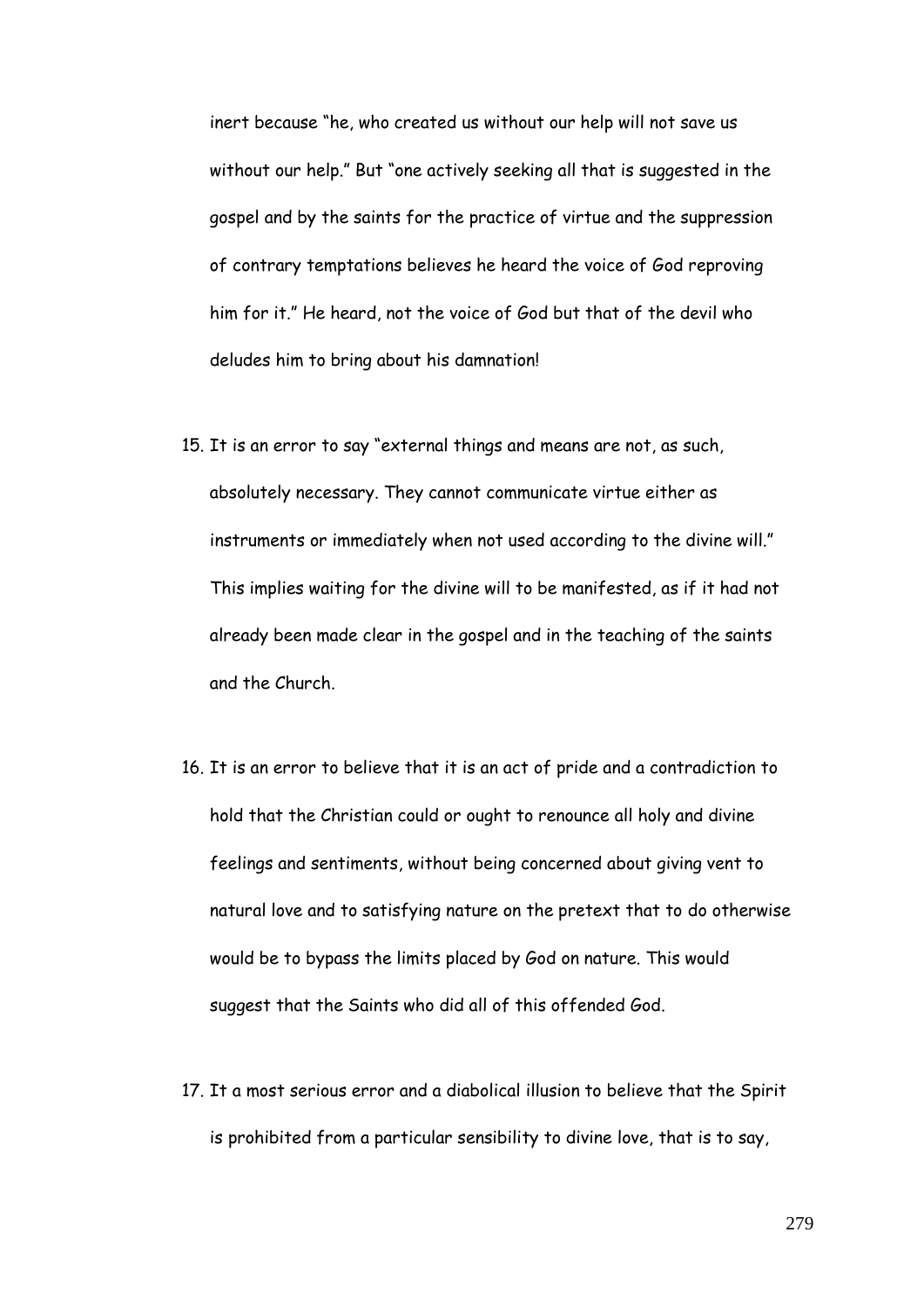inert because "he, who created us without our help will not save us without our help." But "one actively seeking all that is suggested in the gospel and by the saints for the practice of virtue and the suppression of contrary temptations believes he heard the voice of God reproving him for it." He heard, not the voice of God but that of the devil who deludes him to bring about his damnation!

15. It is an error to say "external things and means are not, as such, absolutely necessary. They cannot communicate virtue either as instruments or immediately when not used according to the divine will." This implies waiting for the divine will to be manifested, as if it had not already been made clear in the gospel and in the teaching of the saints and the Church.

16. It is an error to believe that it is an act of pride and a contradiction to hold that the Christian could or ought to renounce all holy and divine feelings and sentiments, without being concerned about giving vent to natural love and to satisfying nature on the pretext that to do otherwise would be to bypass the limits placed by God on nature. This would suggest that the Saints who did all of this offended God.

17. It a most serious error and a diabolical illusion to believe that the Spirit is prohibited from a particular sensibility to divine love, that is to say,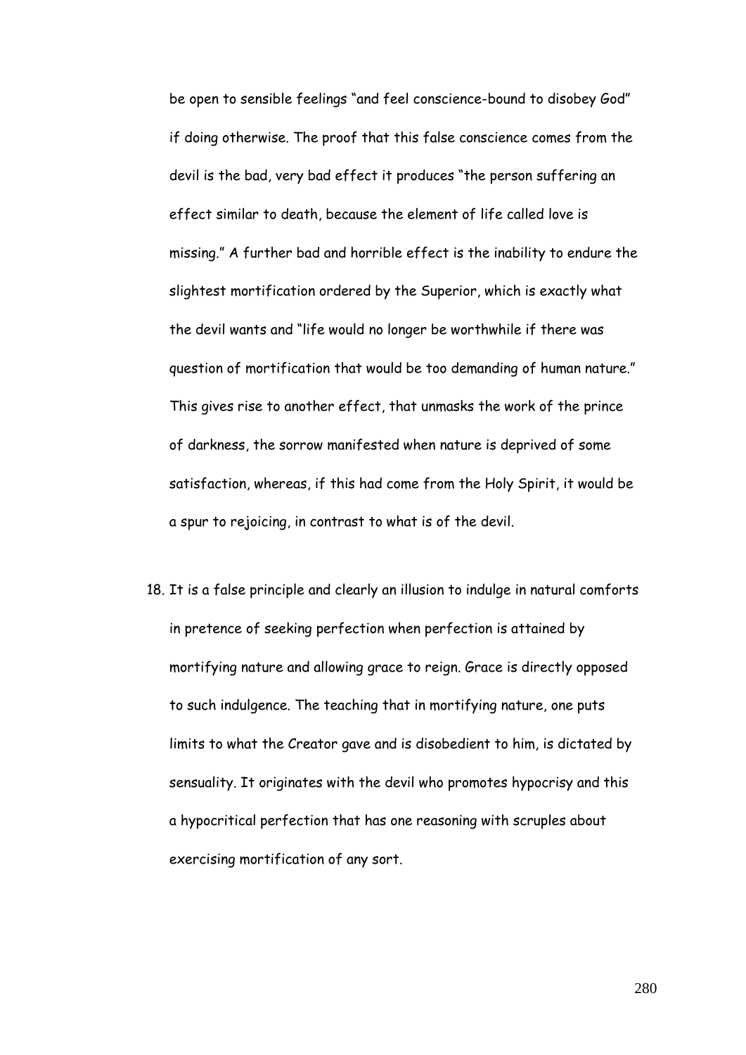be open to sensible feelings "and feel conscience-bound to disobey God" if doing otherwise. The proof that this false conscience comes from the devil is the bad, very bad effect it produces "the person suffering an effect similar to death, because the element of life called love is missing." A further bad and horrible effect is the inability to endure the slightest mortification ordered by the Superior, which is exactly what the devil wants and "life would no longer be worthwhile if there was question of mortification that would be too demanding of human nature." This gives rise to another effect, that unmasks the work of the prince of darkness, the sorrow manifested when nature is deprived of some satisfaction, whereas, if this had come from the Holy Spirit, it would be a spur to rejoicing, in contrast to what is of the devil.

18. It is a false principle and clearly an illusion to indulge in natural comforts in pretence of seeking perfection when perfection is attained by mortifying nature and allowing grace to reign. Grace is directly opposed to such indulgence. The teaching that in mortifying nature, one puts limits to what the Creator gave and is disobedient to him, is dictated by sensuality. It originates with the devil who promotes hypocrisy and this a hypocritical perfection that has one reasoning with scruples about exercising mortification of any sort.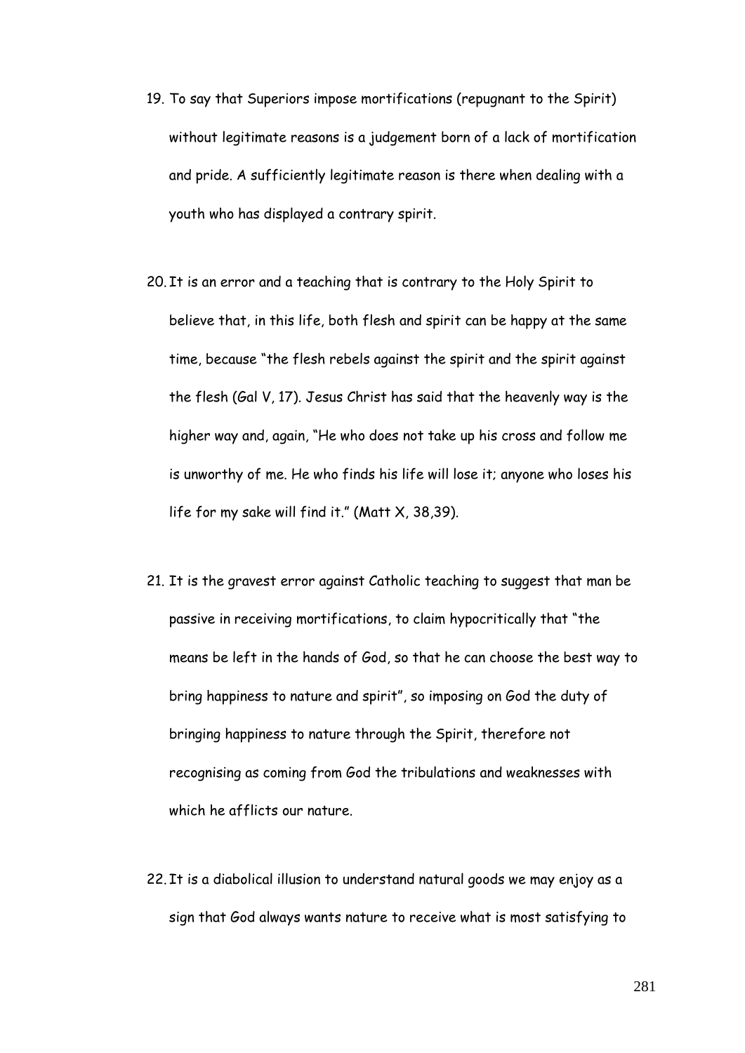19. To say that Superiors impose mortifications (repugnant to the Spirit) without legitimate reasons is a judgement born of a lack of mortification and pride. A sufficiently legitimate reason is there when dealing with a youth who has displayed a contrary spirit.

20. It is an error and a teaching that is contrary to the Holy Spirit to believe that, in this life, both flesh and spirit can be happy at the same time, because "the flesh rebels against the spirit and the spirit against the flesh (Gal V, 17). Jesus Christ has said that the heavenly way is the higher way and, again, "He who does not take up his cross and follow me is unworthy of me. He who finds his life will lose it; anyone who loses his life for my sake will find it." (Matt X, 38,39).

21. It is the gravest error against Catholic teaching to suggest that man be passive in receiving mortifications, to claim hypocritically that "the means be left in the hands of God, so that he can choose the best way to bring happiness to nature and spirit", so imposing on God the duty of bringing happiness to nature through the Spirit, therefore not recognising as coming from God the tribulations and weaknesses with which he afflicts our nature.

22. It is a diabolical illusion to understand natural goods we may enjoy as a sign that God always wants nature to receive what is most satisfying to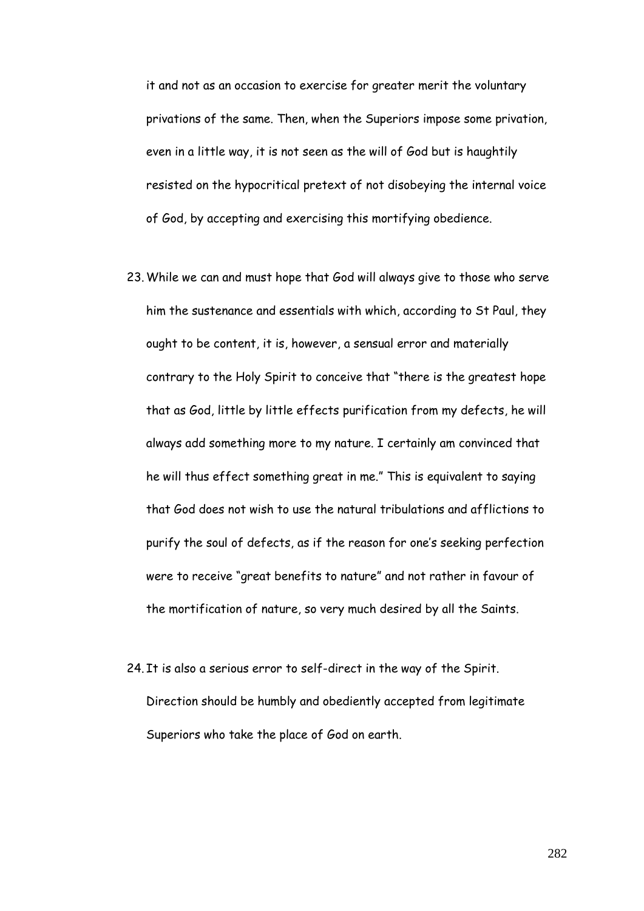it and not as an occasion to exercise for greater merit the voluntary privations of the same. Then, when the Superiors impose some privation, even in a little way, it is not seen as the will of God but is haughtily resisted on the hypocritical pretext of not disobeying the internal voice of God, by accepting and exercising this mortifying obedience.

23. While we can and must hope that God will always give to those who serve him the sustenance and essentials with which, according to St Paul, they ought to be content, it is, however, a sensual error and materially contrary to the Holy Spirit to conceive that "there is the greatest hope that as God, little by little effects purification from my defects, he will always add something more to my nature. I certainly am convinced that he will thus effect something great in me." This is equivalent to saying that God does not wish to use the natural tribulations and afflictions to purify the soul of defects, as if the reason for one's seeking perfection were to receive "great benefits to nature" and not rather in favour of the mortification of nature, so very much desired by all the Saints.

24. It is also a serious error to self-direct in the way of the Spirit. Direction should be humbly and obediently accepted from legitimate Superiors who take the place of God on earth.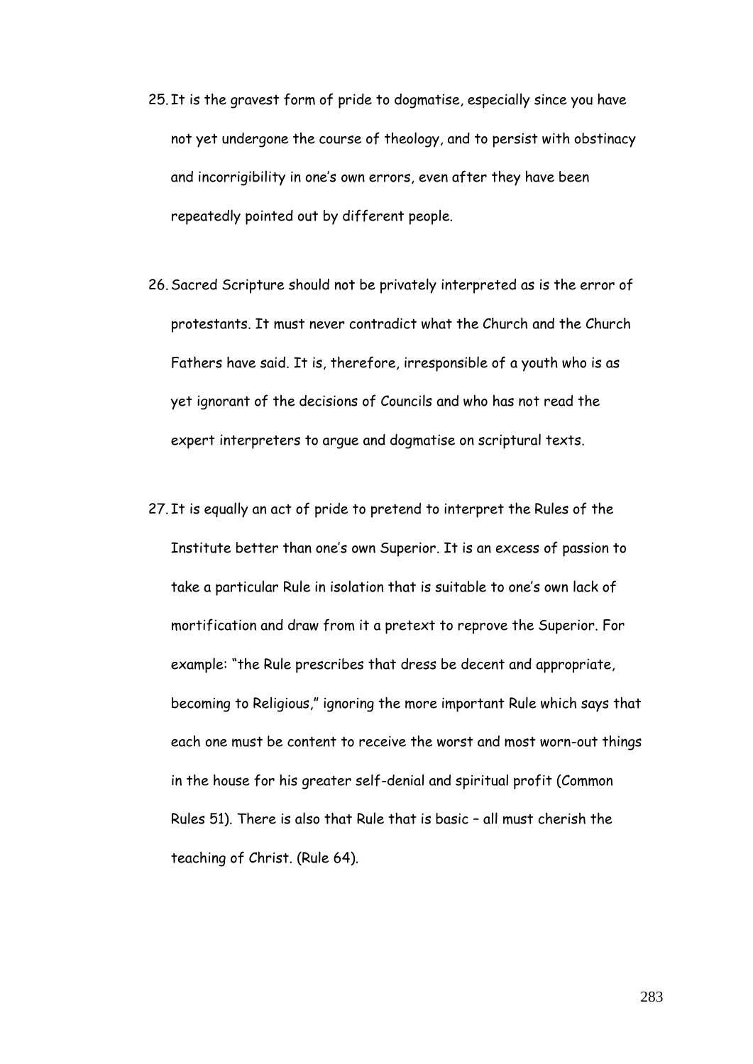25. It is the gravest form of pride to dogmatise, especially since you have not yet undergone the course of theology, and to persist with obstinacy and incorrigibility in one's own errors, even after they have been repeatedly pointed out by different people.

26. Sacred Scripture should not be privately interpreted as is the error of protestants. It must never contradict what the Church and the Church Fathers have said. It is, therefore, irresponsible of a youth who is as yet ignorant of the decisions of Councils and who has not read the expert interpreters to argue and dogmatise on scriptural texts.

27. It is equally an act of pride to pretend to interpret the Rules of the Institute better than one's own Superior. It is an excess of passion to take a particular Rule in isolation that is suitable to one's own lack of mortification and draw from it a pretext to reprove the Superior. For example: "the Rule prescribes that dress be decent and appropriate, becoming to Religious," ignoring the more important Rule which says that each one must be content to receive the worst and most worn-out things in the house for his greater self-denial and spiritual profit (Common Rules 51). There is also that Rule that is basic – all must cherish the teaching of Christ. (Rule 64).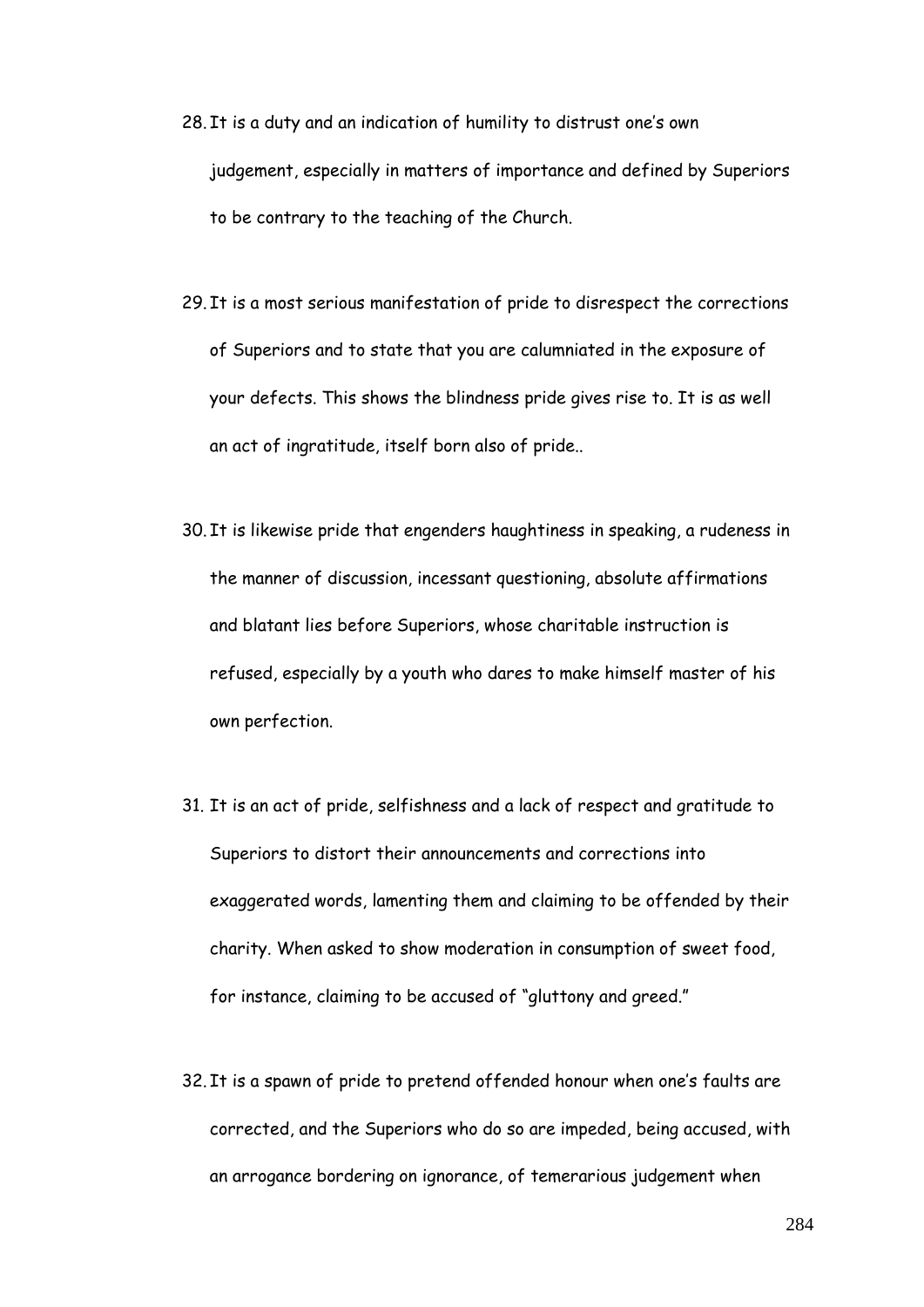28. It is a duty and an indication of humility to distrust one's own judgement, especially in matters of importance and defined by Superiors to be contrary to the teaching of the Church.

29. It is a most serious manifestation of pride to disrespect the corrections of Superiors and to state that you are calumniated in the exposure of your defects. This shows the blindness pride gives rise to. It is as well an act of ingratitude, itself born also of pride..

30. It is likewise pride that engenders haughtiness in speaking, a rudeness in the manner of discussion, incessant questioning, absolute affirmations and blatant lies before Superiors, whose charitable instruction is refused, especially by a youth who dares to make himself master of his own perfection.

31. It is an act of pride, selfishness and a lack of respect and gratitude to Superiors to distort their announcements and corrections into exaggerated words, lamenting them and claiming to be offended by their charity. When asked to show moderation in consumption of sweet food, for instance, claiming to be accused of "gluttony and greed."

32. It is a spawn of pride to pretend offended honour when one's faults are corrected, and the Superiors who do so are impeded, being accused, with an arrogance bordering on ignorance, of temerarious judgement when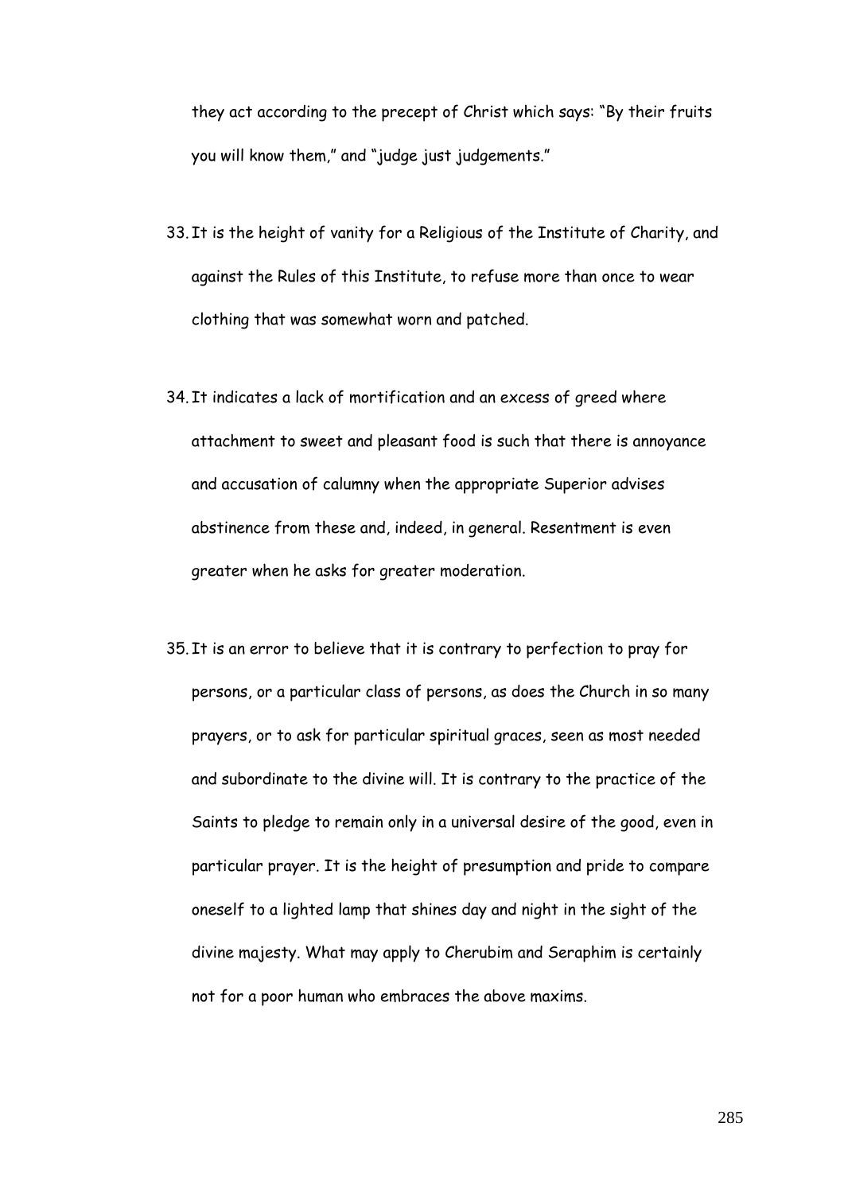they act according to the precept of Christ which says: "By their fruits you will know them," and "judge just judgements."

33. It is the height of vanity for a Religious of the Institute of Charity, and against the Rules of this Institute, to refuse more than once to wear clothing that was somewhat worn and patched.

34. It indicates a lack of mortification and an excess of greed where attachment to sweet and pleasant food is such that there is annoyance and accusation of calumny when the appropriate Superior advises abstinence from these and, indeed, in general. Resentment is even greater when he asks for greater moderation.

35. It is an error to believe that it is contrary to perfection to pray for persons, or a particular class of persons, as does the Church in so many prayers, or to ask for particular spiritual graces, seen as most needed and subordinate to the divine will. It is contrary to the practice of the Saints to pledge to remain only in a universal desire of the good, even in particular prayer. It is the height of presumption and pride to compare oneself to a lighted lamp that shines day and night in the sight of the divine majesty. What may apply to Cherubim and Seraphim is certainly not for a poor human who embraces the above maxims.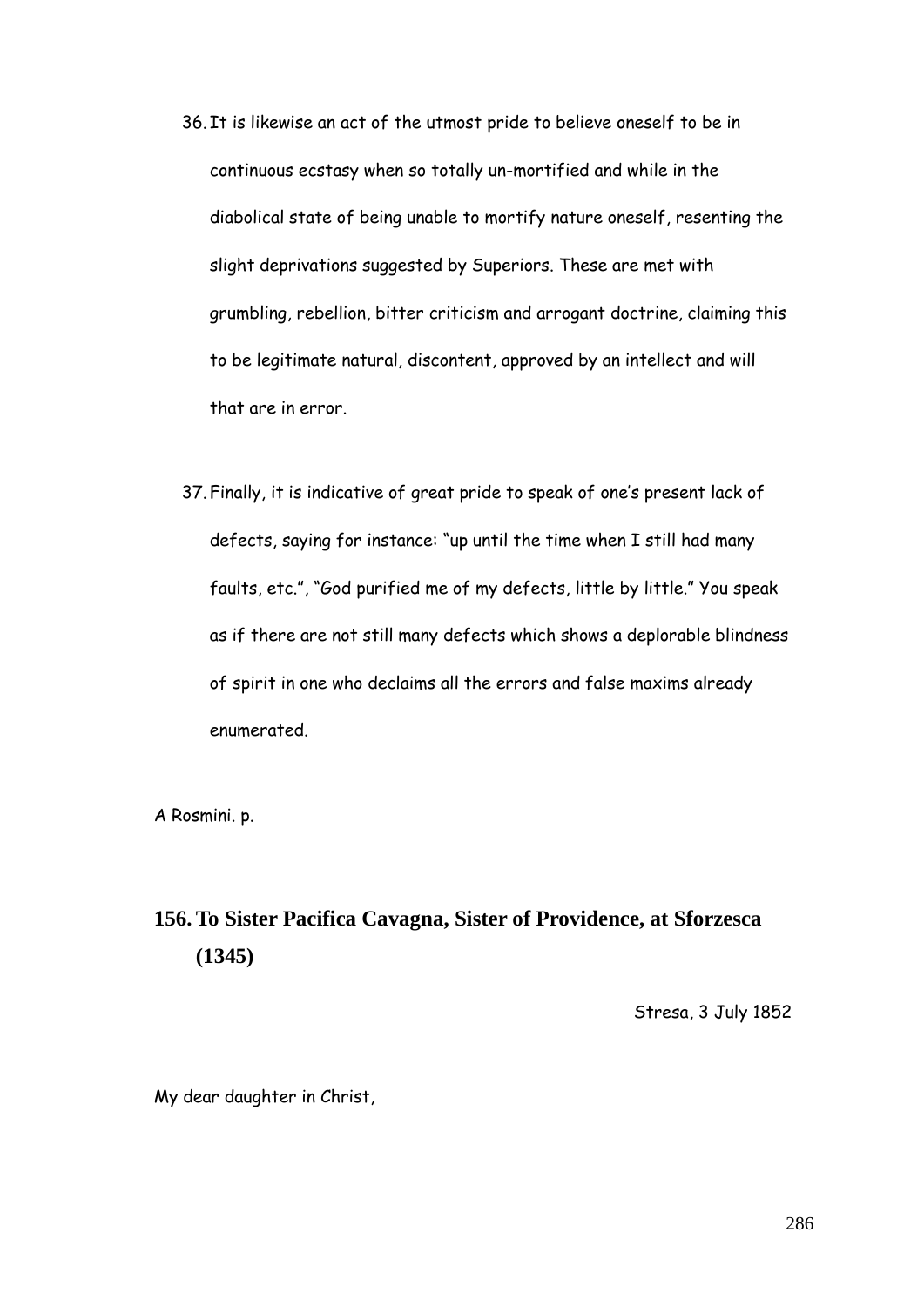36. It is likewise an act of the utmost pride to believe oneself to be in continuous ecstasy when so totally un-mortified and while in the diabolical state of being unable to mortify nature oneself, resenting the slight deprivations suggested by Superiors. These are met with grumbling, rebellion, bitter criticism and arrogant doctrine, claiming this to be legitimate natural, discontent, approved by an intellect and will that are in error.

37. Finally, it is indicative of great pride to speak of one's present lack of defects, saying for instance: "up until the time when I still had many faults, etc.", "God purified me of my defects, little by little." You speak as if there are not still many defects which shows a deplorable blindness of spirit in one who declaims all the errors and false maxims already enumerated.

A Rosmini. p.

## 156. To Sister Pacifica Cavagna, Sister of Providence, at Sforzesca (1345)

Stresa, 3 July 1852

My dear daughter in Christ,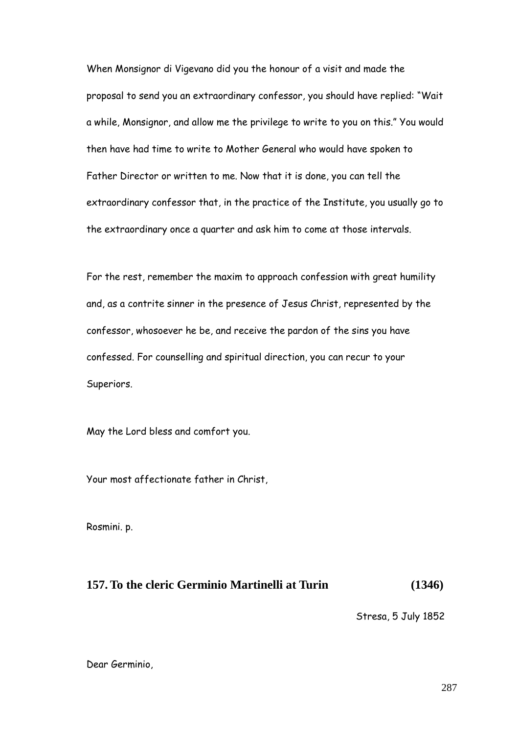When Monsignor di Vigevano did you the honour of a visit and made the proposal to send you an extraordinary confessor, you should have replied: "Wait a while, Monsignor, and allow me the privilege to write to you on this." You would then have had time to write to Mother General who would have spoken to Father Director or written to me. Now that it is done, you can tell the extraordinary confessor that, in the practice of the Institute, you usually go to the extraordinary once a quarter and ask him to come at those intervals.

For the rest, remember the maxim to approach confession with great humility and, as a contrite sinner in the presence of Jesus Christ, represented by the confessor, whosoever he be, and receive the pardon of the sins you have confessed. For counselling and spiritual direction, you can recur to your Superiors.

May the Lord bless and comfort you.

Your most affectionate father in Christ,

Rosmini. p.

## 157. To the cleric Germinio Martinelli at Turin (1346)

Stresa, 5 July 1852

Dear Germinio,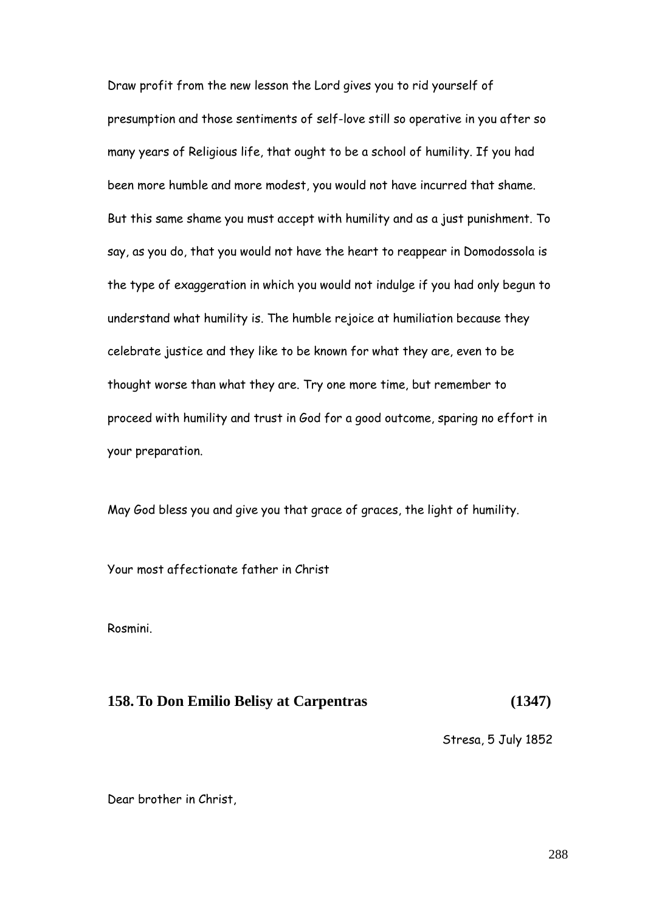Draw profit from the new lesson the Lord gives you to rid yourself of presumption and those sentiments of self-love still so operative in you after so many years of Religious life, that ought to be a school of humility. If you had been more humble and more modest, you would not have incurred that shame. But this same shame you must accept with humility and as a just punishment. To say, as you do, that you would not have the heart to reappear in Domodossola is the type of exaggeration in which you would not indulge if you had only begun to understand what humility is. The humble rejoice at humiliation because they celebrate justice and they like to be known for what they are, even to be thought worse than what they are. Try one more time, but remember to proceed with humility and trust in God for a good outcome, sparing no effort in your preparation.

May God bless you and give you that grace of graces, the light of humility.

Your most affectionate father in Christ

Rosmini.

## 158. To Don Emilio Belisy at Carpentras (1347)

Stresa, 5 July 1852

Dear brother in Christ,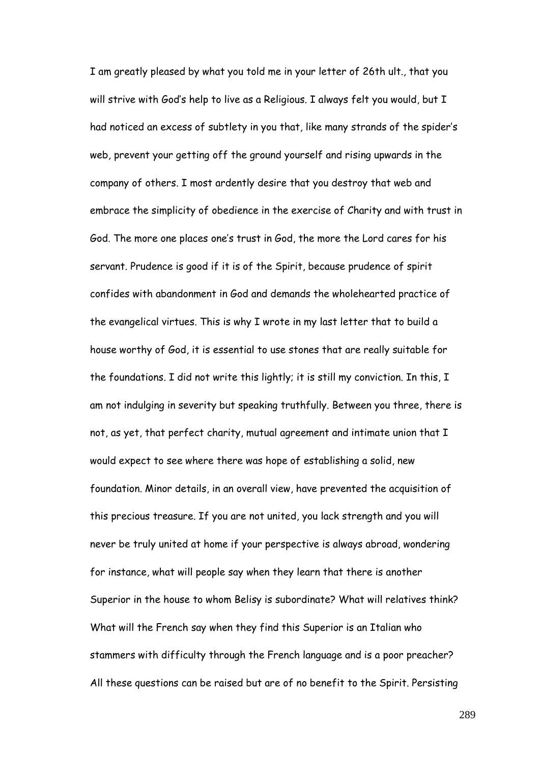I am greatly pleased by what you told me in your letter of 26th ult., that you will strive with God's help to live as a Religious. I always felt you would, but I had noticed an excess of subtlety in you that, like many strands of the spider's web, prevent your getting off the ground yourself and rising upwards in the company of others. I most ardently desire that you destroy that web and embrace the simplicity of obedience in the exercise of Charity and with trust in God. The more one places one's trust in God, the more the Lord cares for his servant. Prudence is good if it is of the Spirit, because prudence of spirit confides with abandonment in God and demands the wholehearted practice of the evangelical virtues. This is why I wrote in my last letter that to build a house worthy of God, it is essential to use stones that are really suitable for the foundations. I did not write this lightly; it is still my conviction. In this, I am not indulging in severity but speaking truthfully. Between you three, there is not, as yet, that perfect charity, mutual agreement and intimate union that I would expect to see where there was hope of establishing a solid, new foundation. Minor details, in an overall view, have prevented the acquisition of this precious treasure. If you are not united, you lack strength and you will never be truly united at home if your perspective is always abroad, wondering for instance, what will people say when they learn that there is another Superior in the house to whom Belisy is subordinate? What will relatives think? What will the French say when they find this Superior is an Italian who stammers with difficulty through the French language and is a poor preacher? All these questions can be raised but are of no benefit to the Spirit. Persisting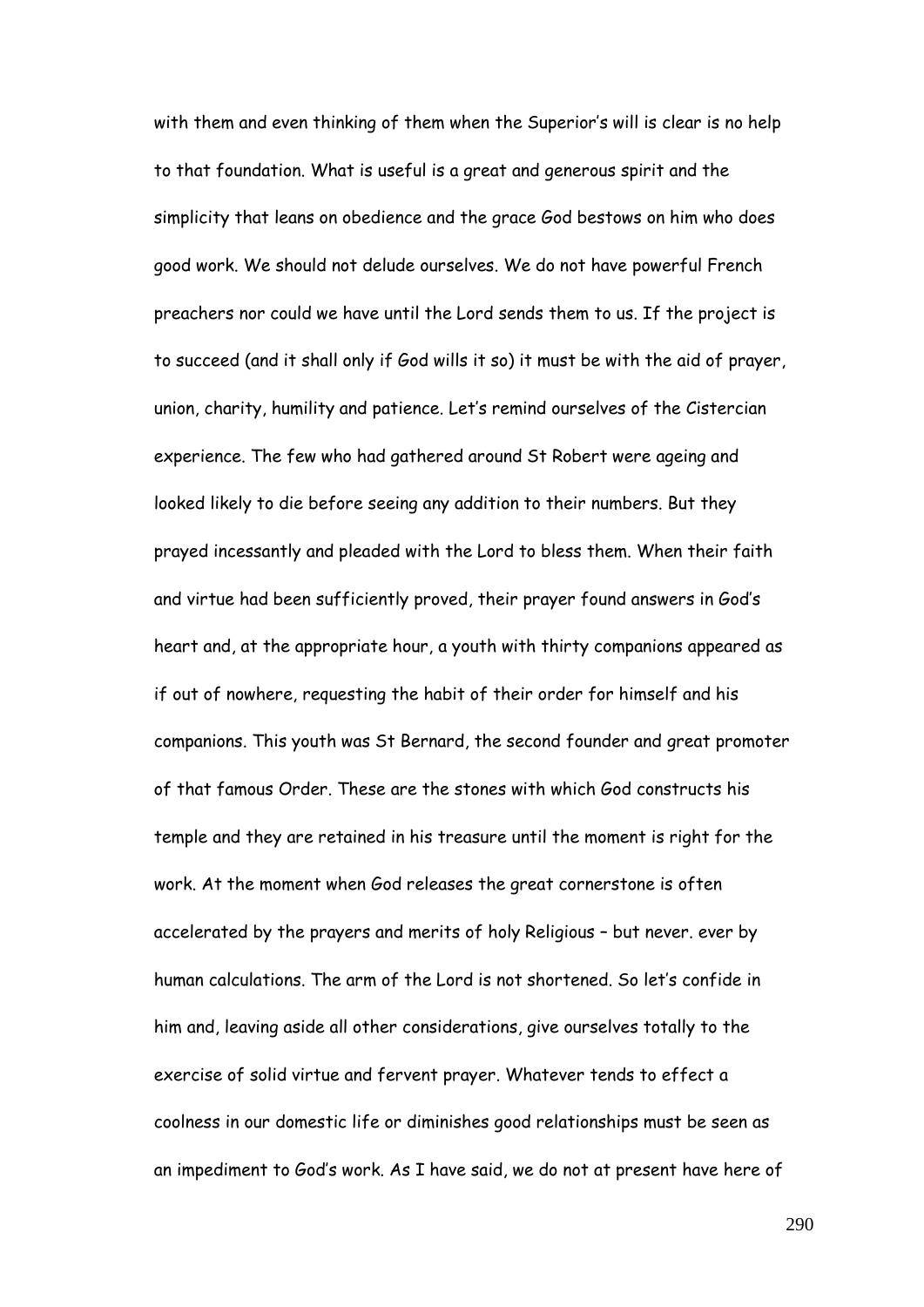with them and even thinking of them when the Superior's will is clear is no help to that foundation. What is useful is a great and generous spirit and the simplicity that leans on obedience and the grace God bestows on him who does good work. We should not delude ourselves. We do not have powerful French preachers nor could we have until the Lord sends them to us. If the project is to succeed (and it shall only if God wills it so) it must be with the aid of prayer, union, charity, humility and patience. Let's remind ourselves of the Cistercian experience. The few who had gathered around St Robert were ageing and looked likely to die before seeing any addition to their numbers. But they prayed incessantly and pleaded with the Lord to bless them. When their faith and virtue had been sufficiently proved, their prayer found answers in God's heart and, at the appropriate hour, a youth with thirty companions appeared as if out of nowhere, requesting the habit of their order for himself and his companions. This youth was St Bernard, the second founder and great promoter of that famous Order. These are the stones with which God constructs his temple and they are retained in his treasure until the moment is right for the work. At the moment when God releases the great cornerstone is often accelerated by the prayers and merits of holy Religious – but never. ever by human calculations. The arm of the Lord is not shortened. So let's confide in him and, leaving aside all other considerations, give ourselves totally to the exercise of solid virtue and fervent prayer. Whatever tends to effect a coolness in our domestic life or diminishes good relationships must be seen as an impediment to God's work. As I have said, we do not at present have here of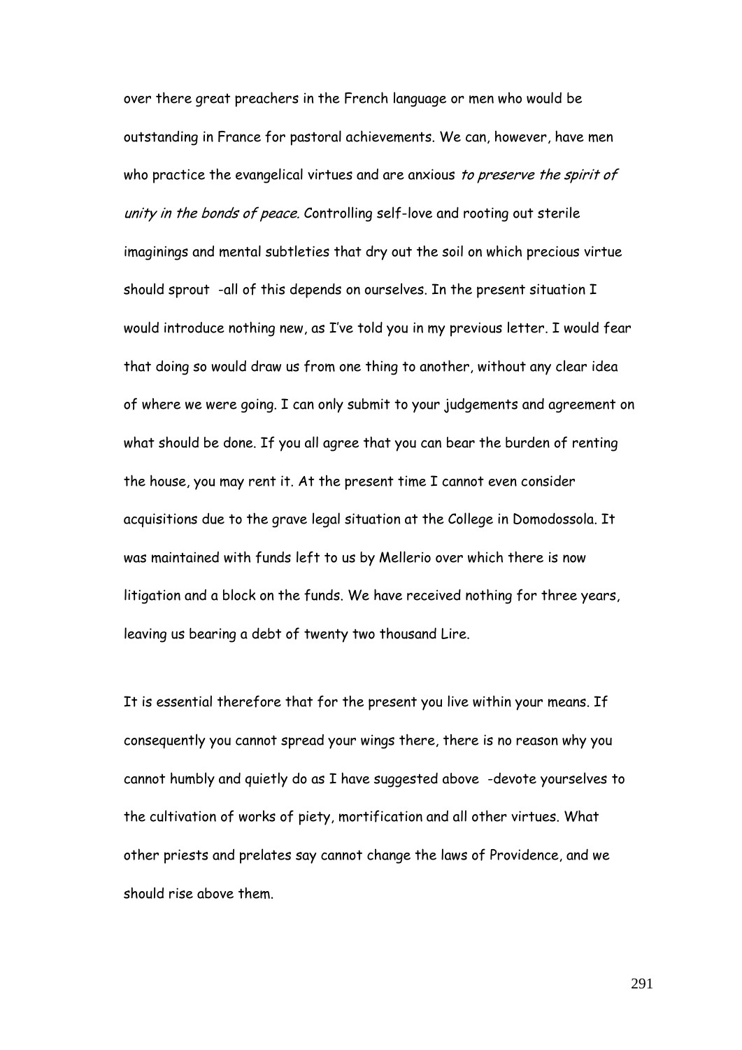over there great preachers in the French language or men who would be outstanding in France for pastoral achievements. We can, however, have men who practice the evangelical virtues and are anxious *to preserve the spirit of unity in the bonds of peace.* Controlling self-love and rooting out sterile imaginings and mental subtleties that dry out the soil on which precious virtue should sprout -all of this depends on ourselves. In the present situation I would introduce nothing new, as I've told you in my previous letter. I would fear that doing so would draw us from one thing to another, without any clear idea of where we were going. I can only submit to your judgements and agreement on what should be done. If you all agree that you can bear the burden of renting the house, you may rent it. At the present time I cannot even consider acquisitions due to the grave legal situation at the College in Domodossola. It was maintained with funds left to us by Mellerio over which there is now litigation and a block on the funds. We have received nothing for three years, leaving us bearing a debt of twenty two thousand Lire.

It is essential therefore that for the present you live within your means. If consequently you cannot spread your wings there, there is no reason why you cannot humbly and quietly do as I have suggested above -devote yourselves to the cultivation of works of piety, mortification and all other virtues. What other priests and prelates say cannot change the laws of Providence, and we should rise above them.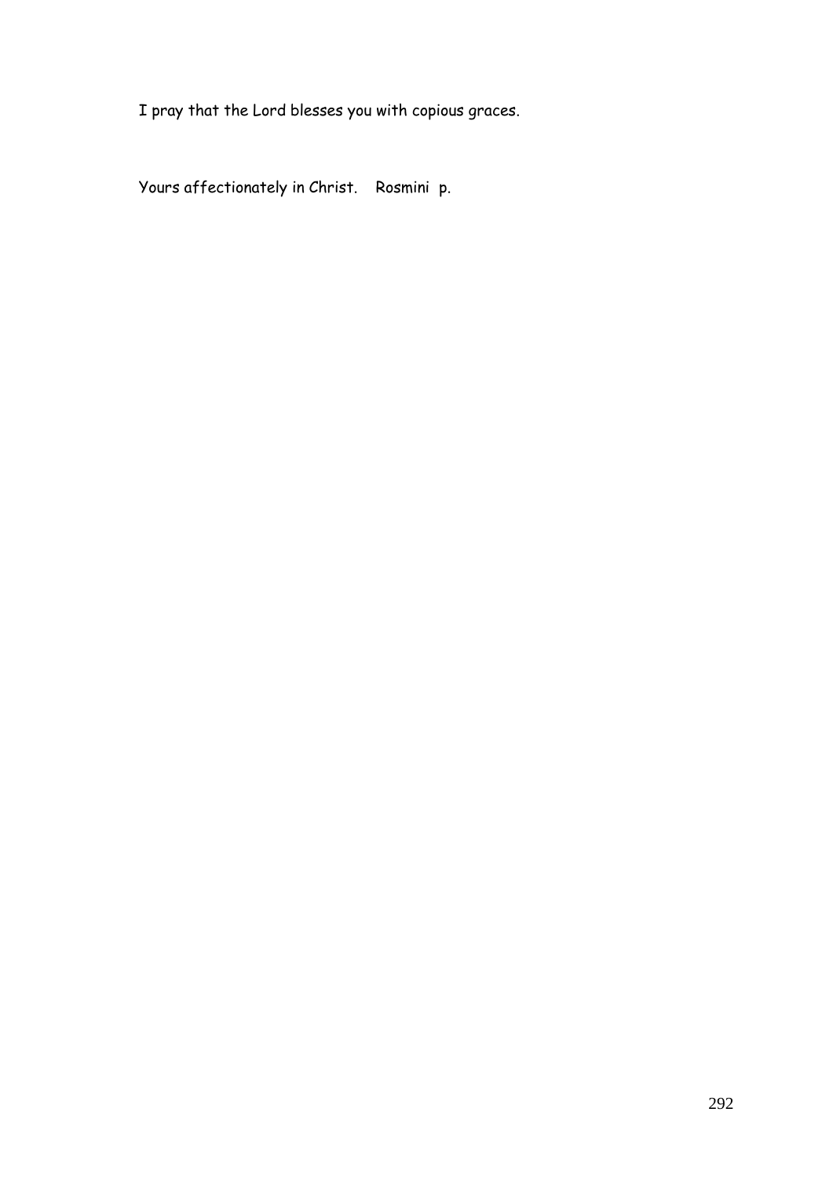I pray that the Lord blesses you with copious graces.

Yours affectionately in Christ. Rosmini p.